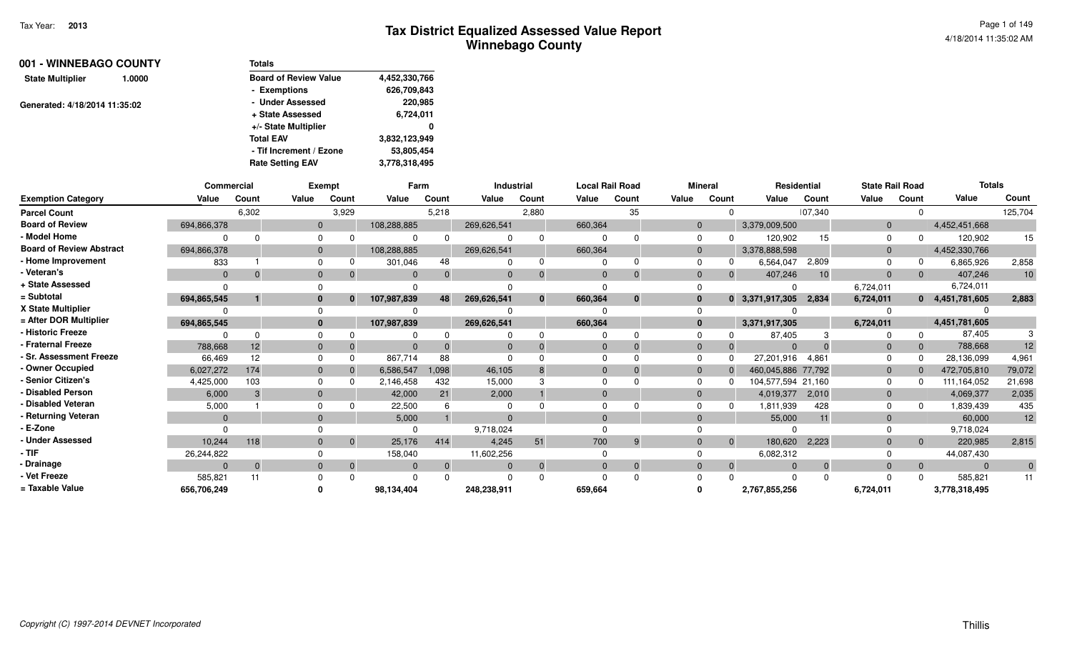Tax Year: 2013

# Tax District Equalized Assessed Value Report
## Winnebago County

4/18/2014 11:35:02 AM

**001 - WINNEBAGO COUNTY**

**State Multiplier** 1.0000

Generated: 4/18/2014 11:35:02

| Totals | |
|---|---|
| Board of Review Value | 4,452,330,766 |
| - Exemptions | 626,709,843 |
| - Under Assessed | 220,985 |
| + State Assessed | 6,724,011 |
| +/- State Multiplier | 0 |
| Total EAV | 3,832,123,949 |
| - Tif Increment / Ezone | 53,805,454 |
| Rate Setting EAV | 3,778,318,495 |

| | Commercial | | Exempt | | Farm | | Industrial | | Local Rail Road | | Mineral | | Residential | | State Rail Road | | Totals | |
|---|---|---|---|---|---|---|---|---|---|---|---|---|---|---|---|---|---|---|
| Exemption Category | Value | Count | Value | Count | Value | Count | Value | Count | Value | Count | Value | Count | Value | Count | Value | Count | Value | Count |
| Parcel Count | | 6,302 | | 3,929 | | 5,218 | | 2,880 | | 35 | | 0 | | 107,340 | | 0 | | 125,704 |
| Board of Review | 694,866,378 | | 0 | | 108,288,885 | | 269,626,541 | | 660,364 | | 0 | | 3,379,009,500 | | 0 | | 4,452,451,668 | |
| - Model Home | 0 | 0 | 0 | 0 | 0 | 0 | 0 | 0 | 0 | 0 | 0 | 0 | 120,902 | 15 | 0 | 0 | 120,902 | 15 |
| Board of Review Abstract | 694,866,378 | | 0 | | 108,288,885 | | 269,626,541 | | 660,364 | | 0 | | 3,378,888,598 | | 0 | | 4,452,330,766 | |
| - Home Improvement | 833 | 1 | 0 | 0 | 301,046 | 48 | 0 | 0 | 0 | 0 | 0 | 0 | 6,564,047 | 2,809 | 0 | 0 | 6,865,926 | 2,858 |
| - Veteran's | 0 | 0 | 0 | 0 | 0 | 0 | 0 | 0 | 0 | 0 | 0 | 0 | 407,246 | 10 | 0 | 0 | 407,246 | 10 |
| + State Assessed | 0 | | 0 | | 0 | | 0 | | 0 | | 0 | | 0 | | 6,724,011 | | 6,724,011 | |
| = Subtotal | 694,865,545 | 1 | 0 | 0 | 107,987,839 | 48 | 269,626,541 | 0 | 660,364 | 0 | 0 | 0 | 3,371,917,305 | 2,834 | 6,724,011 | 0 | 4,451,781,605 | 2,883 |
| X State Multiplier | 0 | | 0 | | 0 | | 0 | | 0 | | 0 | | 0 | | 0 | | 0 | |
| = After DOR Multiplier | 694,865,545 | | 0 | | 107,987,839 | | 269,626,541 | | 660,364 | | 0 | | 3,371,917,305 | | 6,724,011 | | 4,451,781,605 | |
| - Historic Freeze | 0 | 0 | 0 | 0 | 0 | 0 | 0 | 0 | 0 | 0 | 0 | 0 | 87,405 | 3 | 0 | 0 | 87,405 | 3 |
| - Fraternal Freeze | 788,668 | 12 | 0 | 0 | 0 | 0 | 0 | 0 | 0 | 0 | 0 | 0 | 0 | 0 | 0 | 0 | 788,668 | 12 |
| - Sr. Assessment Freeze | 66,469 | 12 | 0 | 0 | 867,714 | 88 | 0 | 0 | 0 | 0 | 0 | 0 | 27,201,916 | 4,861 | 0 | 0 | 28,136,099 | 4,961 |
| - Owner Occupied | 6,027,272 | 174 | 0 | 0 | 6,586,547 | 1,098 | 46,105 | 8 | 0 | 0 | 0 | 0 | 460,045,886 | 77,792 | 0 | 0 | 472,705,810 | 79,072 |
| - Senior Citizen's | 4,425,000 | 103 | 0 | 0 | 2,146,458 | 432 | 15,000 | 3 | 0 | 0 | 0 | 0 | 104,577,594 | 21,160 | 0 | 0 | 111,164,052 | 21,698 |
| - Disabled Person | 6,000 | 3 | 0 | | 42,000 | 21 | 2,000 | 1 | 0 | | 0 | | 4,019,377 | 2,010 | 0 | | 4,069,377 | 2,035 |
| - Disabled Veteran | 5,000 | 1 | 0 | 0 | 22,500 | 6 | 0 | 0 | 0 | 0 | 0 | 0 | 1,811,939 | 428 | 0 | 0 | 1,839,439 | 435 |
| - Returning Veteran | 0 | | 0 | | 5,000 | 1 | 0 | | 0 | | 0 | | 55,000 | 11 | 0 | | 60,000 | 12 |
| - E-Zone | 0 | | 0 | | 0 | | 9,718,024 | | 0 | | 0 | | 0 | | 0 | | 9,718,024 | |
| - Under Assessed | 10,244 | 118 | 0 | 0 | 25,176 | 414 | 4,245 | 51 | 700 | 9 | 0 | 0 | 180,620 | 2,223 | 0 | 0 | 220,985 | 2,815 |
| - TIF | 26,244,822 | | 0 | | 158,040 | | 11,602,256 | | 0 | | 0 | | 6,082,312 | | 0 | | 44,087,430 | |
| - Drainage | 0 | 0 | 0 | 0 | 0 | 0 | 0 | 0 | 0 | 0 | 0 | 0 | 0 | 0 | 0 | 0 | 0 | 0 |
| - Vet Freeze | 585,821 | 11 | 0 | 0 | 0 | 0 | 0 | 0 | 0 | 0 | 0 | 0 | 0 | 0 | 0 | 0 | 585,821 | 11 |
| = Taxable Value | 656,706,249 | | 0 | | 98,134,404 | | 248,238,911 | | 659,664 | | 0 | | 2,767,855,256 | | 6,724,011 | | 3,778,318,495 | |

Copyright (C) 1997-2014 DEVNET Incorporated

Thillis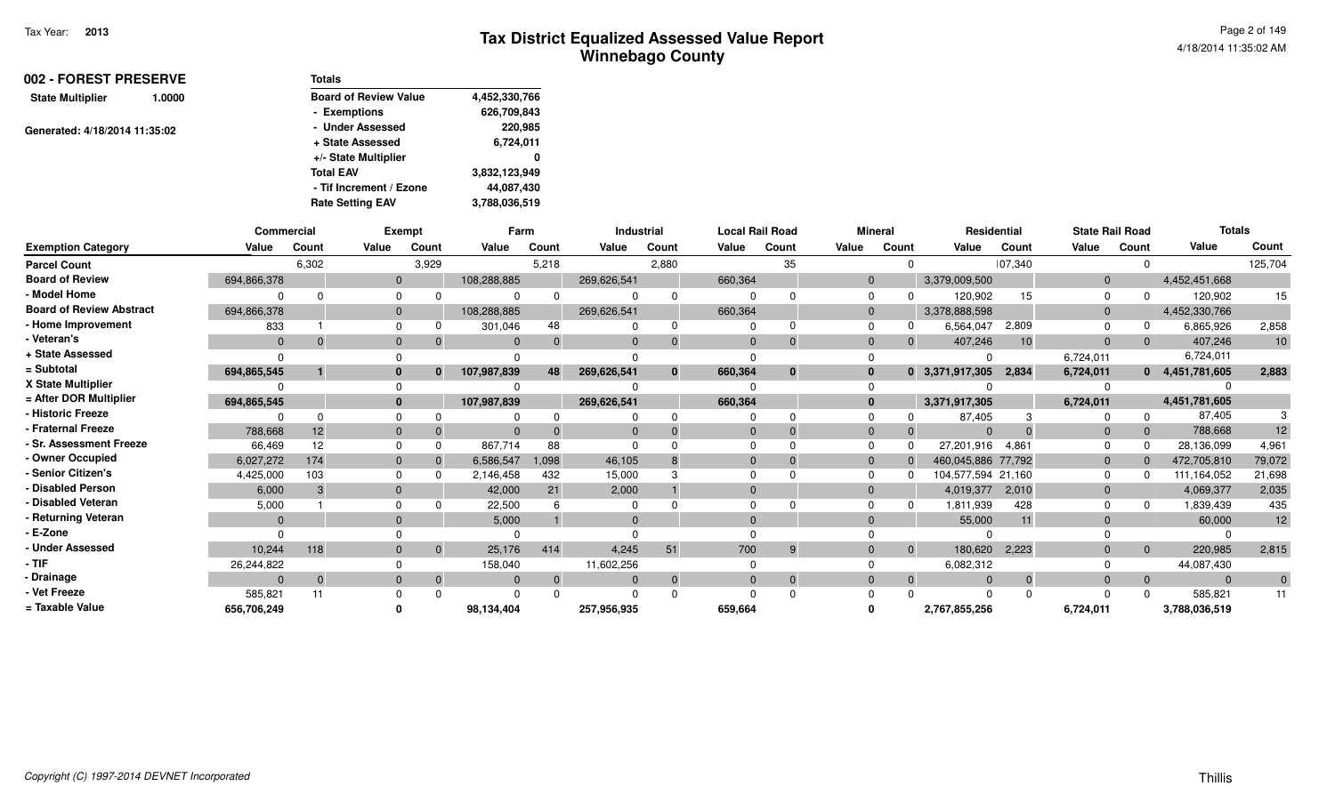# Tax District Equalized Assessed Value Report
## Winnebago County

Tax Year: **2013**

4/18/2014 11:35:02 AM

**002 - FOREST PRESERVE**

**State Multiplier** 1.0000

**Generated: 4/18/2014 11:35:02**

| Totals | |
|---|---|
| Board of Review Value | 4,452,330,766 |
| - Exemptions | 626,709,843 |
| - Under Assessed | 220,985 |
| + State Assessed | 6,724,011 |
| +/- State Multiplier | 0 |
| Total EAV | 3,832,123,949 |
| - Tif Increment / Ezone | 44,087,430 |
| Rate Setting EAV | 3,788,036,519 |

| | Commercial | | Exempt | | Farm | | Industrial | | Local Rail Road | | Mineral | | Residential | | State Rail Road | | Totals | |
|---|---|---|---|---|---|---|---|---|---|---|---|---|---|---|---|---|---|---|
| **Exemption Category** | **Value** | **Count** | **Value** | **Count** | **Value** | **Count** | **Value** | **Count** | **Value** | **Count** | **Value** | **Count** | **Value** | **Count** | **Value** | **Count** | **Value** | **Count** |
| **Parcel Count** | | 6,302 | | 3,929 | | 5,218 | | 2,880 | | 35 | | 0 | | 107,340 | | 0 | | 125,704 |
| **Board of Review** | 694,866,378 | | 0 | | 108,288,885 | | 269,626,541 | | 660,364 | | 0 | | 3,379,009,500 | | 0 | | 4,452,451,668 | |
| **- Model Home** | 0 | 0 | 0 | 0 | 0 | 0 | 0 | 0 | 0 | 0 | 0 | 0 | 120,902 | 15 | 0 | 0 | 120,902 | 15 |
| **Board of Review Abstract** | 694,866,378 | | 0 | | 108,288,885 | | 269,626,541 | | 660,364 | | 0 | | 3,378,888,598 | | 0 | | 4,452,330,766 | |
| **- Home Improvement** | 833 | 1 | 0 | 0 | 301,046 | 48 | 0 | 0 | 0 | 0 | 0 | 0 | 6,564,047 | 2,809 | 0 | 0 | 6,865,926 | 2,858 |
| **- Veteran's** | 0 | 0 | 0 | 0 | 0 | 0 | 0 | 0 | 0 | 0 | 0 | 0 | 407,246 | 10 | 0 | 0 | 407,246 | 10 |
| **+ State Assessed** | 0 | | 0 | | 0 | | 0 | | 0 | | 0 | | 0 | | 6,724,011 | | 6,724,011 | |
| **= Subtotal** | **694,865,545** | **1** | **0** | **0** | **107,987,839** | **48** | **269,626,541** | **0** | **660,364** | **0** | **0** | **0** | **3,371,917,305** | **2,834** | **6,724,011** | **0** | **4,451,781,605** | **2,883** |
| **X State Multiplier** | 0 | | 0 | | 0 | | 0 | | 0 | | 0 | | 0 | | 0 | | 0 | |
| **= After DOR Multiplier** | **694,865,545** | | **0** | | **107,987,839** | | **269,626,541** | | **660,364** | | **0** | | **3,371,917,305** | | **6,724,011** | | **4,451,781,605** | |
| **- Historic Freeze** | 0 | 0 | 0 | 0 | 0 | 0 | 0 | 0 | 0 | 0 | 0 | 0 | 87,405 | 3 | 0 | 0 | 87,405 | 3 |
| **- Fraternal Freeze** | 788,668 | 12 | 0 | 0 | 0 | 0 | 0 | 0 | 0 | 0 | 0 | 0 | 0 | 0 | 0 | 0 | 788,668 | 12 |
| **- Sr. Assessment Freeze** | 66,469 | 12 | 0 | 0 | 867,714 | 88 | 0 | 0 | 0 | 0 | 0 | 0 | 27,201,916 | 4,861 | 0 | 0 | 28,136,099 | 4,961 |
| **- Owner Occupied** | 6,027,272 | 174 | 0 | 0 | 6,586,547 | 1,098 | 46,105 | 8 | 0 | 0 | 0 | 0 | 460,045,886 | 77,792 | 0 | 0 | 472,705,810 | 79,072 |
| **- Senior Citizen's** | 4,425,000 | 103 | 0 | 0 | 2,146,458 | 432 | 15,000 | 3 | 0 | 0 | 0 | 0 | 104,577,594 | 21,160 | 0 | 0 | 111,164,052 | 21,698 |
| **- Disabled Person** | 6,000 | 3 | 0 | | 42,000 | 21 | 2,000 | 1 | 0 | | 0 | | 4,019,377 | 2,010 | 0 | | 4,069,377 | 2,035 |
| **- Disabled Veteran** | 5,000 | 1 | 0 | 0 | 22,500 | 6 | 0 | 0 | 0 | 0 | 0 | 0 | 1,811,939 | 428 | 0 | 0 | 1,839,439 | 435 |
| **- Returning Veteran** | 0 | | 0 | | 5,000 | 1 | 0 | | 0 | | 0 | | 55,000 | 11 | 0 | | 60,000 | 12 |
| **- E-Zone** | 0 | | 0 | | 0 | | 0 | | 0 | | 0 | | 0 | | 0 | | 0 | |
| **- Under Assessed** | 10,244 | 118 | 0 | 0 | 25,176 | 414 | 4,245 | 51 | 700 | 9 | 0 | 0 | 180,620 | 2,223 | 0 | 0 | 220,985 | 2,815 |
| **- TIF** | 26,244,822 | | 0 | | 158,040 | | 11,602,256 | | 0 | | 0 | | 6,082,312 | | 0 | | 44,087,430 | |
| **- Drainage** | 0 | 0 | 0 | 0 | 0 | 0 | 0 | 0 | 0 | 0 | 0 | 0 | 0 | 0 | 0 | 0 | 0 | 0 |
| **- Vet Freeze** | 585,821 | 11 | 0 | 0 | 0 | 0 | 0 | 0 | 0 | 0 | 0 | 0 | 0 | 0 | 0 | 0 | 585,821 | 11 |
| **= Taxable Value** | **656,706,249** | | **0** | | **98,134,404** | | **257,956,935** | | **659,664** | | **0** | | **2,767,855,256** | | **6,724,011** | | **3,788,036,519** | |

*Copyright (C) 1997-2014 DEVNET Incorporated*

Thillis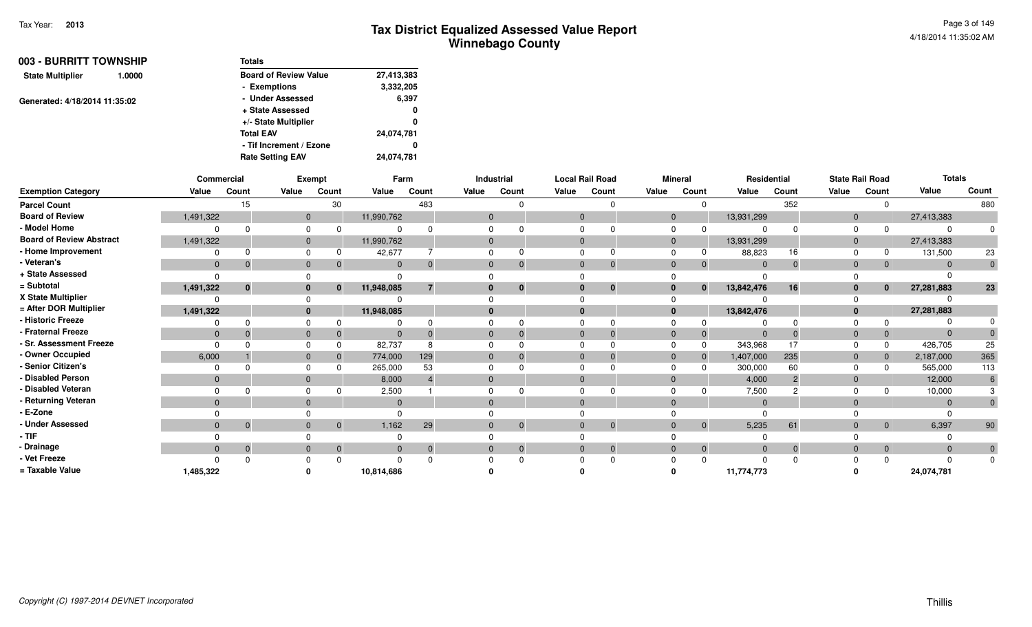# Tax District Equalized Assessed Value Report
## Winnebago County

Tax Year: **2013**

4/18/2014 11:35:02 AM

**003 - BURRITT TOWNSHIP**

**State Multiplier** 1.0000

**Generated: 4/18/2014 11:35:02**

| Totals | |
|---|---|
| Board of Review Value | 27,413,383 |
| - Exemptions | 3,332,205 |
| - Under Assessed | 6,397 |
| + State Assessed | 0 |
| +/- State Multiplier | 0 |
| Total EAV | 24,074,781 |
| - Tif Increment / Ezone | 0 |
| Rate Setting EAV | 24,074,781 |

| | Commercial | | Exempt | | Farm | | Industrial | | Local Rail Road | | Mineral | | Residential | | State Rail Road | | Totals | |
|---|---|---|---|---|---|---|---|---|---|---|---|---|---|---|---|---|---|---|
| **Exemption Category** | **Value** | **Count** | **Value** | **Count** | **Value** | **Count** | **Value** | **Count** | **Value** | **Count** | **Value** | **Count** | **Value** | **Count** | **Value** | **Count** | **Value** | **Count** |
| Parcel Count | | 15 | | 30 | | 483 | | 0 | | 0 | | 0 | | 352 | | 0 | | 880 |
| Board of Review | 1,491,322 | | 0 | | 11,990,762 | | 0 | | 0 | | 0 | | 13,931,299 | | 0 | | 27,413,383 | |
| - Model Home | 0 | 0 | 0 | 0 | 0 | 0 | 0 | 0 | 0 | 0 | 0 | 0 | 0 | 0 | 0 | 0 | 0 | 0 |
| Board of Review Abstract | 1,491,322 | | 0 | | 11,990,762 | | 0 | | 0 | | 0 | | 13,931,299 | | 0 | | 27,413,383 | |
| - Home Improvement | 0 | 0 | 0 | 0 | 42,677 | 7 | 0 | 0 | 0 | 0 | 0 | 0 | 88,823 | 16 | 0 | 0 | 131,500 | 23 |
| - Veteran's | 0 | 0 | 0 | 0 | 0 | 0 | 0 | 0 | 0 | 0 | 0 | 0 | 0 | 0 | 0 | 0 | 0 | 0 |
| + State Assessed | 0 | | 0 | | 0 | | 0 | | 0 | | 0 | | 0 | | 0 | | 0 | |
| = Subtotal | **1,491,322** | **0** | **0** | **0** | **11,948,085** | **7** | **0** | **0** | **0** | **0** | **0** | **0** | **13,842,476** | **16** | **0** | **0** | **27,281,883** | **23** |
| X State Multiplier | 0 | | 0 | | 0 | | 0 | | 0 | | 0 | | 0 | | 0 | | 0 | |
| = After DOR Multiplier | **1,491,322** | | **0** | | **11,948,085** | | **0** | | **0** | | **0** | | **13,842,476** | | **0** | | **27,281,883** | |
| - Historic Freeze | 0 | 0 | 0 | 0 | 0 | 0 | 0 | 0 | 0 | 0 | 0 | 0 | 0 | 0 | 0 | 0 | 0 | 0 |
| - Fraternal Freeze | 0 | 0 | 0 | 0 | 0 | 0 | 0 | 0 | 0 | 0 | 0 | 0 | 0 | 0 | 0 | 0 | 0 | 0 |
| - Sr. Assessment Freeze | 0 | 0 | 0 | 0 | 82,737 | 8 | 0 | 0 | 0 | 0 | 0 | 0 | 343,968 | 17 | 0 | 0 | 426,705 | 25 |
| - Owner Occupied | 6,000 | 1 | 0 | 0 | 774,000 | 129 | 0 | 0 | 0 | 0 | 0 | 0 | 1,407,000 | 235 | 0 | 0 | 2,187,000 | 365 |
| - Senior Citizen's | 0 | 0 | 0 | 0 | 265,000 | 53 | 0 | 0 | 0 | 0 | 0 | 0 | 300,000 | 60 | 0 | 0 | 565,000 | 113 |
| - Disabled Person | 0 | | 0 | | 8,000 | 4 | 0 | | 0 | | 0 | | 4,000 | 2 | 0 | | 12,000 | 6 |
| - Disabled Veteran | 0 | 0 | 0 | 0 | 2,500 | 1 | 0 | 0 | 0 | 0 | 0 | 0 | 7,500 | 2 | 0 | 0 | 10,000 | 3 |
| - Returning Veteran | 0 | | 0 | | 0 | | 0 | | 0 | | 0 | | 0 | | 0 | | 0 | 0 |
| - E-Zone | 0 | | 0 | | 0 | | 0 | | 0 | | 0 | | 0 | | 0 | | 0 | |
| - Under Assessed | 0 | 0 | 0 | 0 | 1,162 | 29 | 0 | 0 | 0 | 0 | 0 | 0 | 5,235 | 61 | 0 | 0 | 6,397 | 90 |
| - TIF | 0 | | 0 | | 0 | | 0 | | 0 | | 0 | | 0 | | 0 | | 0 | |
| - Drainage | 0 | 0 | 0 | 0 | 0 | 0 | 0 | 0 | 0 | 0 | 0 | 0 | 0 | 0 | 0 | 0 | 0 | 0 |
| - Vet Freeze | 0 | 0 | 0 | 0 | 0 | 0 | 0 | 0 | 0 | 0 | 0 | 0 | 0 | 0 | 0 | 0 | 0 | 0 |
| = Taxable Value | **1,485,322** | | **0** | | **10,814,686** | | **0** | | **0** | | **0** | | **11,774,773** | | **0** | | **24,074,781** | |

*Copyright (C) 1997-2014 DEVNET Incorporated*

Thillis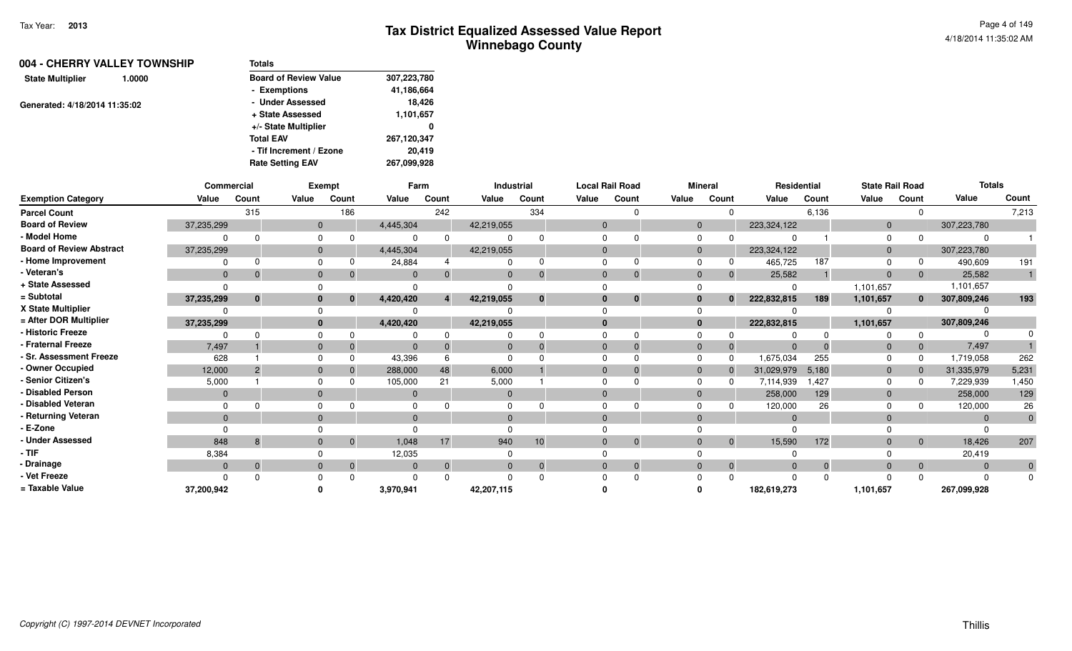# Tax District Equalized Assessed Value Report
## Winnebago County

Tax Year: **2013**

4/18/2014 11:35:02 AM

### 004 - CHERRY VALLEY TOWNSHIP

**State Multiplier** 1.0000

Generated: 4/18/2014 11:35:02

| Totals | |
|---|---|
| Board of Review Value | 307,223,780 |
| - Exemptions | 41,186,664 |
| - Under Assessed | 18,426 |
| + State Assessed | 1,101,657 |
| +/- State Multiplier | 0 |
| Total EAV | 267,120,347 |
| - Tif Increment / Ezone | 20,419 |
| Rate Setting EAV | 267,099,928 |

| | Commercial | | Exempt | | Farm | | Industrial | | Local Rail Road | | Mineral | | Residential | | State Rail Road | | Totals | |
|---|---|---|---|---|---|---|---|---|---|---|---|---|---|---|---|---|---|---|
| Exemption Category | Value | Count | Value | Count | Value | Count | Value | Count | Value | Count | Value | Count | Value | Count | Value | Count | Value | Count |
| Parcel Count | | 315 | | 186 | | 242 | | 334 | | 0 | | 0 | | 6,136 | | 0 | | 7,213 |
| Board of Review | 37,235,299 | | 0 | | 4,445,304 | | 42,219,055 | | 0 | | 0 | | 223,324,122 | | 0 | | 307,223,780 | |
| - Model Home | 0 | 0 | 0 | 0 | 0 | 0 | 0 | 0 | 0 | 0 | 0 | 0 | 0 | 1 | 0 | 0 | 0 | 1 |
| Board of Review Abstract | 37,235,299 | | 0 | | 4,445,304 | | 42,219,055 | | 0 | | 0 | | 223,324,122 | | 0 | | 307,223,780 | |
| - Home Improvement | 0 | 0 | 0 | 0 | 24,884 | 4 | 0 | 0 | 0 | 0 | 0 | 0 | 465,725 | 187 | 0 | 0 | 490,609 | 191 |
| - Veteran's | 0 | 0 | 0 | 0 | 0 | 0 | 0 | 0 | 0 | 0 | 0 | 0 | 25,582 | 1 | 0 | 0 | 25,582 | 1 |
| + State Assessed | 0 | | 0 | | 0 | | 0 | | 0 | | 0 | | 0 | | 1,101,657 | | 1,101,657 | |
| = Subtotal | **37,235,299** | **0** | **0** | **0** | **4,420,420** | **4** | **42,219,055** | **0** | **0** | **0** | **0** | **0** | **222,832,815** | **189** | **1,101,657** | **0** | **307,809,246** | **193** |
| X State Multiplier | 0 | | 0 | | 0 | | 0 | | 0 | | 0 | | 0 | | 0 | | 0 | |
| = After DOR Multiplier | **37,235,299** | | **0** | | **4,420,420** | | **42,219,055** | | **0** | | **0** | | **222,832,815** | | **1,101,657** | | **307,809,246** | |
| - Historic Freeze | 0 | 0 | 0 | 0 | 0 | 0 | 0 | 0 | 0 | 0 | 0 | 0 | 0 | 0 | 0 | 0 | 0 | 0 |
| - Fraternal Freeze | 7,497 | 1 | 0 | 0 | 0 | 0 | 0 | 0 | 0 | 0 | 0 | 0 | 0 | 0 | 0 | 0 | 7,497 | 1 |
| - Sr. Assessment Freeze | 628 | 1 | 0 | 0 | 43,396 | 6 | 0 | 0 | 0 | 0 | 0 | 0 | 1,675,034 | 255 | 0 | 0 | 1,719,058 | 262 |
| - Owner Occupied | 12,000 | 2 | 0 | 0 | 288,000 | 48 | 6,000 | 1 | 0 | 0 | 0 | 0 | 31,029,979 | 5,180 | 0 | 0 | 31,335,979 | 5,231 |
| - Senior Citizen's | 5,000 | 1 | 0 | 0 | 105,000 | 21 | 5,000 | 1 | 0 | 0 | 0 | 0 | 7,114,939 | 1,427 | 0 | 0 | 7,229,939 | 1,450 |
| - Disabled Person | 0 | | 0 | | 0 | | 0 | | 0 | | 0 | | 258,000 | 129 | 0 | | 258,000 | 129 |
| - Disabled Veteran | 0 | 0 | 0 | 0 | 0 | 0 | 0 | 0 | 0 | 0 | 0 | 0 | 120,000 | 26 | 0 | 0 | 120,000 | 26 |
| - Returning Veteran | 0 | | 0 | | 0 | | 0 | | 0 | | 0 | | 0 | | 0 | | 0 | 0 |
| - E-Zone | 0 | | 0 | | 0 | | 0 | | 0 | | 0 | | 0 | | 0 | | 0 | |
| - Under Assessed | 848 | 8 | 0 | 0 | 1,048 | 17 | 940 | 10 | 0 | 0 | 0 | 0 | 15,590 | 172 | 0 | 0 | 18,426 | 207 |
| - TIF | 8,384 | | 0 | | 12,035 | | 0 | | 0 | | 0 | | 0 | | 0 | | 20,419 | |
| - Drainage | 0 | 0 | 0 | 0 | 0 | 0 | 0 | 0 | 0 | 0 | 0 | 0 | 0 | 0 | 0 | 0 | 0 | 0 |
| - Vet Freeze | 0 | 0 | 0 | 0 | 0 | 0 | 0 | 0 | 0 | 0 | 0 | 0 | 0 | 0 | 0 | 0 | 0 | 0 |
| = Taxable Value | **37,200,942** | | **0** | | **3,970,941** | | **42,207,115** | | **0** | | **0** | | **182,619,273** | | **1,101,657** | | **267,099,928** | |

Copyright (C) 1997-2014 DEVNET Incorporated

Thillis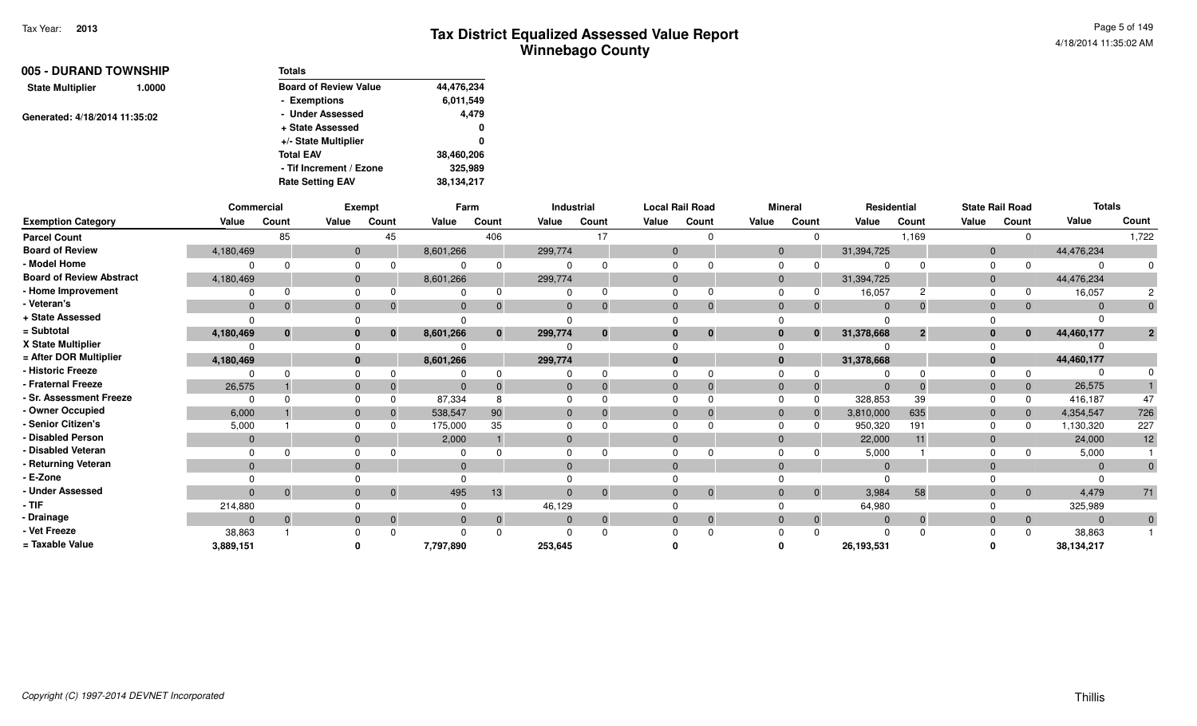Tax Year: **2013**

# Tax District Equalized Assessed Value Report
## Winnebago County

4/18/2014 11:35:02 AM

**005 - DURAND TOWNSHIP**

**State Multiplier** **1.0000**

**Generated: 4/18/2014 11:35:02**

| **Totals** | |
|---|---|
| **Board of Review Value** | **44,476,234** |
| **- Exemptions** | **6,011,549** |
| **- Under Assessed** | **4,479** |
| **+ State Assessed** | **0** |
| **+/- State Multiplier** | **0** |
| **Total EAV** | **38,460,206** |
| **- Tif Increment / Ezone** | **325,989** |
| **Rate Setting EAV** | **38,134,217** |

| | Commercial | | Exempt | | Farm | | Industrial | | Local Rail Road | | Mineral | | Residential | | State Rail Road | | Totals | |
|---|---|---|---|---|---|---|---|---|---|---|---|---|---|---|---|---|---|---|
| **Exemption Category** | **Value** | **Count** | **Value** | **Count** | **Value** | **Count** | **Value** | **Count** | **Value** | **Count** | **Value** | **Count** | **Value** | **Count** | **Value** | **Count** | **Value** | **Count** |
| **Parcel Count** | | 85 | | 45 | | 406 | | 17 | | 0 | | 0 | | 1,169 | | 0 | | 1,722 |
| **Board of Review** | 4,180,469 | | 0 | | 8,601,266 | | 299,774 | | 0 | | 0 | | 31,394,725 | | 0 | | 44,476,234 | |
| **- Model Home** | 0 | 0 | 0 | 0 | 0 | 0 | 0 | 0 | 0 | 0 | 0 | 0 | 0 | 0 | 0 | 0 | 0 | 0 |
| **Board of Review Abstract** | 4,180,469 | | 0 | | 8,601,266 | | 299,774 | | 0 | | 0 | | 31,394,725 | | 0 | | 44,476,234 | |
| **- Home Improvement** | 0 | 0 | 0 | 0 | 0 | 0 | 0 | 0 | 0 | 0 | 0 | 0 | 16,057 | 2 | 0 | 0 | 16,057 | 2 |
| **- Veteran's** | 0 | 0 | 0 | 0 | 0 | 0 | 0 | 0 | 0 | 0 | 0 | 0 | 0 | 0 | 0 | 0 | 0 | 0 |
| **+ State Assessed** | 0 | | 0 | | 0 | | 0 | | 0 | | 0 | | 0 | | 0 | | 0 | |
| **= Subtotal** | **4,180,469** | **0** | **0** | **0** | **8,601,266** | **0** | **299,774** | **0** | **0** | **0** | **0** | **0** | **31,378,668** | **2** | **0** | **0** | **44,460,177** | **2** |
| **X State Multiplier** | 0 | | 0 | | 0 | | 0 | | 0 | | 0 | | 0 | | 0 | | 0 | |
| **= After DOR Multiplier** | **4,180,469** | | **0** | | **8,601,266** | | **299,774** | | **0** | | **0** | | **31,378,668** | | **0** | | **44,460,177** | |
| **- Historic Freeze** | 0 | 0 | 0 | 0 | 0 | 0 | 0 | 0 | 0 | 0 | 0 | 0 | 0 | 0 | 0 | 0 | 0 | 0 |
| **- Fraternal Freeze** | 26,575 | 1 | 0 | 0 | 0 | 0 | 0 | 0 | 0 | 0 | 0 | 0 | 0 | 0 | 0 | 0 | 26,575 | 1 |
| **- Sr. Assessment Freeze** | 0 | 0 | 0 | 0 | 87,334 | 8 | 0 | 0 | 0 | 0 | 0 | 0 | 328,853 | 39 | 0 | 0 | 416,187 | 47 |
| **- Owner Occupied** | 6,000 | 1 | 0 | 0 | 538,547 | 90 | 0 | 0 | 0 | 0 | 0 | 0 | 3,810,000 | 635 | 0 | 0 | 4,354,547 | 726 |
| **- Senior Citizen's** | 5,000 | 1 | 0 | 0 | 175,000 | 35 | 0 | 0 | 0 | 0 | 0 | 0 | 950,320 | 191 | 0 | 0 | 1,130,320 | 227 |
| **- Disabled Person** | 0 | | 0 | | 2,000 | 1 | 0 | | 0 | | 0 | | 22,000 | 11 | 0 | | 24,000 | 12 |
| **- Disabled Veteran** | 0 | 0 | 0 | 0 | 0 | 0 | 0 | 0 | 0 | 0 | 0 | 0 | 5,000 | 1 | 0 | 0 | 5,000 | 1 |
| **- Returning Veteran** | 0 | | 0 | | 0 | | 0 | | 0 | | 0 | | 0 | | 0 | | 0 | 0 |
| **- E-Zone** | 0 | | 0 | | 0 | | 0 | | 0 | | 0 | | 0 | | 0 | | 0 | |
| **- Under Assessed** | 0 | 0 | 0 | 0 | 495 | 13 | 0 | 0 | 0 | 0 | 0 | 0 | 3,984 | 58 | 0 | 0 | 4,479 | 71 |
| **- TIF** | 214,880 | | 0 | | 0 | | 46,129 | | 0 | | 0 | | 64,980 | | 0 | | 325,989 | |
| **- Drainage** | 0 | 0 | 0 | 0 | 0 | 0 | 0 | 0 | 0 | 0 | 0 | 0 | 0 | 0 | 0 | 0 | 0 | 0 |
| **- Vet Freeze** | 38,863 | 1 | 0 | 0 | 0 | 0 | 0 | 0 | 0 | 0 | 0 | 0 | 0 | 0 | 0 | 0 | 38,863 | 1 |
| **= Taxable Value** | **3,889,151** | | **0** | | **7,797,890** | | **253,645** | | **0** | | **0** | | **26,193,531** | | **0** | | **38,134,217** | |

*Copyright (C) 1997-2014 DEVNET Incorporated*

Thillis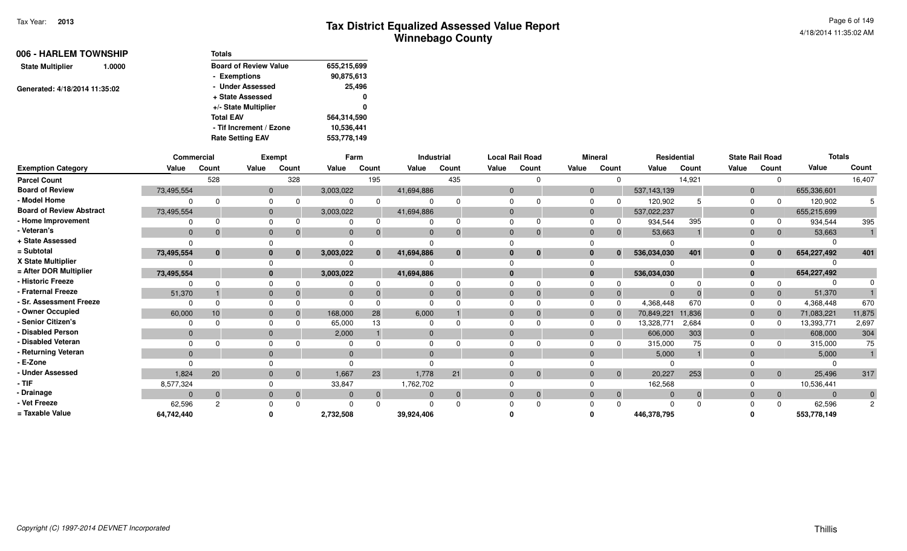# Tax District Equalized Assessed Value Report
## Winnebago County

Tax Year: 2013

### 006 - HARLEM TOWNSHIP

**State Multiplier** 1.0000

Generated: 4/18/2014 11:35:02

| Totals | |
|---|---|
| Board of Review Value | 655,215,699 |
| - Exemptions | 90,875,613 |
| - Under Assessed | 25,496 |
| + State Assessed | 0 |
| +/- State Multiplier | 0 |
| Total EAV | 564,314,590 |
| - Tif Increment / Ezone | 10,536,441 |
| Rate Setting EAV | 553,778,149 |

| | Commercial | | Exempt | | Farm | | Industrial | | Local Rail Road | | Mineral | | Residential | | State Rail Road | | Totals | |
|---|---|---|---|---|---|---|---|---|---|---|---|---|---|---|---|---|---|---|
| **Exemption Category** | **Value** | **Count** | **Value** | **Count** | **Value** | **Count** | **Value** | **Count** | **Value** | **Count** | **Value** | **Count** | **Value** | **Count** | **Value** | **Count** | **Value** | **Count** |
| Parcel Count | | 528 | | 328 | | 195 | | 435 | | 0 | | 0 | | 14,921 | | 0 | | 16,407 |
| Board of Review | 73,495,554 | | 0 | | 3,003,022 | | 41,694,886 | | 0 | | 0 | | 537,143,139 | | 0 | | 655,336,601 | |
| - Model Home | 0 | 0 | 0 | 0 | 0 | 0 | 0 | 0 | 0 | 0 | 0 | 0 | 120,902 | 5 | 0 | 0 | 120,902 | 5 |
| Board of Review Abstract | 73,495,554 | | 0 | | 3,003,022 | | 41,694,886 | | 0 | | 0 | | 537,022,237 | | 0 | | 655,215,699 | |
| - Home Improvement | 0 | 0 | 0 | 0 | 0 | 0 | 0 | 0 | 0 | 0 | 0 | 0 | 934,544 | 395 | 0 | 0 | 934,544 | 395 |
| - Veteran's | 0 | 0 | 0 | 0 | 0 | 0 | 0 | 0 | 0 | 0 | 0 | 0 | 53,663 | 1 | 0 | 0 | 53,663 | 1 |
| + State Assessed | 0 | | 0 | | 0 | | 0 | | 0 | | 0 | | 0 | | 0 | | 0 | |
| = Subtotal | **73,495,554** | **0** | **0** | **0** | **3,003,022** | **0** | **41,694,886** | **0** | **0** | **0** | **0** | **0** | **536,034,030** | **401** | **0** | **0** | **654,227,492** | **401** |
| X State Multiplier | 0 | | 0 | | 0 | | 0 | | 0 | | 0 | | 0 | | 0 | | 0 | |
| = After DOR Multiplier | **73,495,554** | | **0** | | **3,003,022** | | **41,694,886** | | **0** | | **0** | | **536,034,030** | | **0** | | **654,227,492** | |
| - Historic Freeze | 0 | 0 | 0 | 0 | 0 | 0 | 0 | 0 | 0 | 0 | 0 | 0 | 0 | 0 | 0 | 0 | 0 | 0 |
| - Fraternal Freeze | 51,370 | 1 | 0 | 0 | 0 | 0 | 0 | 0 | 0 | 0 | 0 | 0 | 0 | 0 | 0 | 0 | 51,370 | 1 |
| - Sr. Assessment Freeze | 0 | 0 | 0 | 0 | 0 | 0 | 0 | 0 | 0 | 0 | 0 | 0 | 4,368,448 | 670 | 0 | 0 | 4,368,448 | 670 |
| - Owner Occupied | 60,000 | 10 | 0 | 0 | 168,000 | 28 | 6,000 | 1 | 0 | 0 | 0 | 0 | 70,849,221 | 11,836 | 0 | 0 | 71,083,221 | 11,875 |
| - Senior Citizen's | 0 | 0 | 0 | 0 | 65,000 | 13 | 0 | 0 | 0 | 0 | 0 | 0 | 13,328,771 | 2,684 | 0 | 0 | 13,393,771 | 2,697 |
| - Disabled Person | 0 | | 0 | | 2,000 | 1 | 0 | | 0 | | 0 | | 606,000 | 303 | 0 | | 608,000 | 304 |
| - Disabled Veteran | 0 | 0 | 0 | 0 | 0 | 0 | 0 | 0 | 0 | 0 | 0 | 0 | 315,000 | 75 | 0 | 0 | 315,000 | 75 |
| - Returning Veteran | 0 | | 0 | | 0 | | 0 | | 0 | | 0 | | 5,000 | 1 | 0 | | 5,000 | 1 |
| - E-Zone | 0 | | 0 | | 0 | | 0 | | 0 | | 0 | | 0 | | 0 | | 0 | |
| - Under Assessed | 1,824 | 20 | 0 | 0 | 1,667 | 23 | 1,778 | 21 | 0 | 0 | 0 | 0 | 20,227 | 253 | 0 | 0 | 25,496 | 317 |
| - TIF | 8,577,324 | | 0 | | 33,847 | | 1,762,702 | | 0 | | 0 | | 162,568 | | 0 | | 10,536,441 | |
| - Drainage | 0 | 0 | 0 | 0 | 0 | 0 | 0 | 0 | 0 | 0 | 0 | 0 | 0 | 0 | 0 | 0 | 0 | 0 |
| - Vet Freeze | 62,596 | 2 | 0 | 0 | 0 | 0 | 0 | 0 | 0 | 0 | 0 | 0 | 0 | 0 | 0 | 0 | 62,596 | 2 |
| = Taxable Value | **64,742,440** | | **0** | | **2,732,508** | | **39,924,406** | | **0** | | **0** | | **446,378,795** | | **0** | | **553,778,149** | |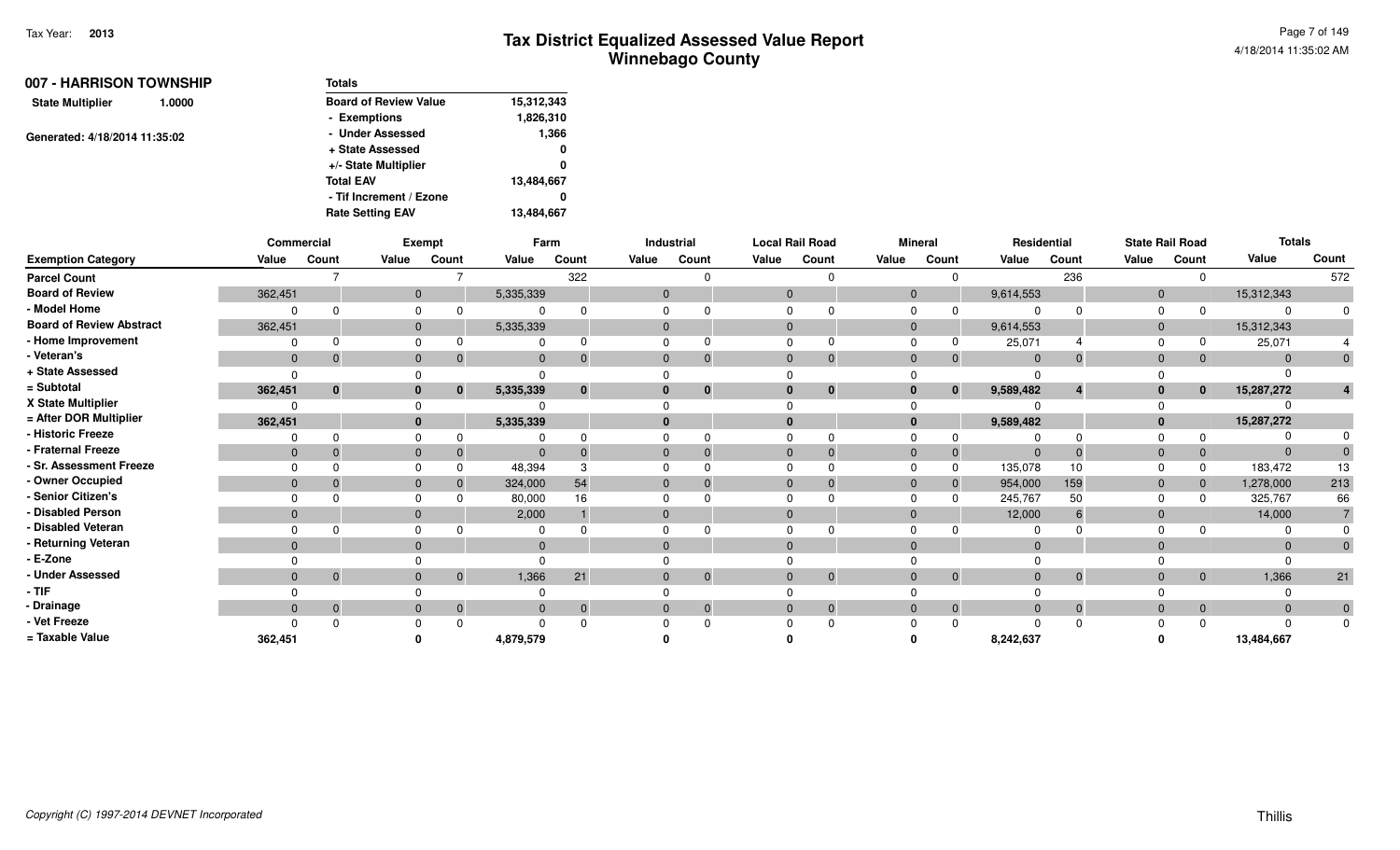# Tax District Equalized Assessed Value Report
## Winnebago County

Tax Year: **2013**

4/18/2014 11:35:02 AM

### 007 - HARRISON TOWNSHIP

**State Multiplier** 1.0000

Generated: 4/18/2014 11:35:02

| **Totals** | |
|---|---|
| Board of Review Value | 15,312,343 |
| - Exemptions | 1,826,310 |
| - Under Assessed | 1,366 |
| + State Assessed | 0 |
| +/- State Multiplier | 0 |
| Total EAV | 13,484,667 |
| - Tif Increment / Ezone | 0 |
| Rate Setting EAV | 13,484,667 |

| | Commercial | | Exempt | | Farm | | Industrial | | Local Rail Road | | Mineral | | Residential | | State Rail Road | | Totals | |
|---|---|---|---|---|---|---|---|---|---|---|---|---|---|---|---|---|---|---|
| **Exemption Category** | **Value** | **Count** | **Value** | **Count** | **Value** | **Count** | **Value** | **Count** | **Value** | **Count** | **Value** | **Count** | **Value** | **Count** | **Value** | **Count** | **Value** | **Count** |
| **Parcel Count** | | 7 | | 7 | | 322 | | 0 | | 0 | | 0 | | 236 | | 0 | | 572 |
| **Board of Review** | 362,451 | | 0 | | 5,335,339 | | 0 | | 0 | | 0 | | 9,614,553 | | 0 | | 15,312,343 | |
| **- Model Home** | 0 | 0 | 0 | 0 | 0 | 0 | 0 | 0 | 0 | 0 | 0 | 0 | 0 | 0 | 0 | 0 | 0 | 0 |
| **Board of Review Abstract** | 362,451 | | 0 | | 5,335,339 | | 0 | | 0 | | 0 | | 9,614,553 | | 0 | | 15,312,343 | |
| **- Home Improvement** | 0 | 0 | 0 | 0 | 0 | 0 | 0 | 0 | 0 | 0 | 0 | 0 | 25,071 | 4 | 0 | 0 | 25,071 | 4 |
| **- Veteran's** | 0 | 0 | 0 | 0 | 0 | 0 | 0 | 0 | 0 | 0 | 0 | 0 | 0 | 0 | 0 | 0 | 0 | 0 |
| **+ State Assessed** | 0 | | 0 | | 0 | | 0 | | 0 | | 0 | | 0 | | 0 | | 0 | |
| **= Subtotal** | **362,451** | **0** | **0** | **0** | **5,335,339** | **0** | **0** | **0** | **0** | **0** | **0** | **0** | **9,589,482** | **4** | **0** | **0** | **15,287,272** | **4** |
| **X State Multiplier** | 0 | | 0 | | 0 | | 0 | | 0 | | 0 | | 0 | | 0 | | 0 | |
| **= After DOR Multiplier** | **362,451** | | **0** | | **5,335,339** | | **0** | | **0** | | **0** | | **9,589,482** | | **0** | | **15,287,272** | |
| **- Historic Freeze** | 0 | 0 | 0 | 0 | 0 | 0 | 0 | 0 | 0 | 0 | 0 | 0 | 0 | 0 | 0 | 0 | 0 | 0 |
| **- Fraternal Freeze** | 0 | 0 | 0 | 0 | 0 | 0 | 0 | 0 | 0 | 0 | 0 | 0 | 0 | 0 | 0 | 0 | 0 | 0 |
| **- Sr. Assessment Freeze** | 0 | 0 | 0 | 0 | 48,394 | 3 | 0 | 0 | 0 | 0 | 0 | 0 | 135,078 | 10 | 0 | 0 | 183,472 | 13 |
| **- Owner Occupied** | 0 | 0 | 0 | 0 | 324,000 | 54 | 0 | 0 | 0 | 0 | 0 | 0 | 954,000 | 159 | 0 | 0 | 1,278,000 | 213 |
| **- Senior Citizen's** | 0 | 0 | 0 | 0 | 80,000 | 16 | 0 | 0 | 0 | 0 | 0 | 0 | 245,767 | 50 | 0 | 0 | 325,767 | 66 |
| **- Disabled Person** | 0 | | 0 | | 2,000 | 1 | 0 | | 0 | | 0 | | 12,000 | 6 | 0 | | 14,000 | 7 |
| **- Disabled Veteran** | 0 | 0 | 0 | 0 | 0 | 0 | 0 | 0 | 0 | 0 | 0 | 0 | 0 | 0 | 0 | 0 | 0 | 0 |
| **- Returning Veteran** | 0 | | 0 | | 0 | | 0 | | 0 | | 0 | | 0 | | 0 | | 0 | 0 |
| **- E-Zone** | 0 | | 0 | | 0 | | 0 | | 0 | | 0 | | 0 | | 0 | | 0 | |
| **- Under Assessed** | 0 | 0 | 0 | 0 | 1,366 | 21 | 0 | 0 | 0 | 0 | 0 | 0 | 0 | 0 | 0 | 0 | 1,366 | 21 |
| **- TIF** | 0 | | 0 | | 0 | | 0 | | 0 | | 0 | | 0 | | 0 | | 0 | |
| **- Drainage** | 0 | 0 | 0 | 0 | 0 | 0 | 0 | 0 | 0 | 0 | 0 | 0 | 0 | 0 | 0 | 0 | 0 | 0 |
| **- Vet Freeze** | 0 | 0 | 0 | 0 | 0 | 0 | 0 | 0 | 0 | 0 | 0 | 0 | 0 | 0 | 0 | 0 | 0 | 0 |
| **= Taxable Value** | **362,451** | | **0** | | **4,879,579** | | **0** | | **0** | | **0** | | **8,242,637** | | **0** | | **13,484,667** | |

*Copyright (C) 1997-2014 DEVNET Incorporated*

Thillis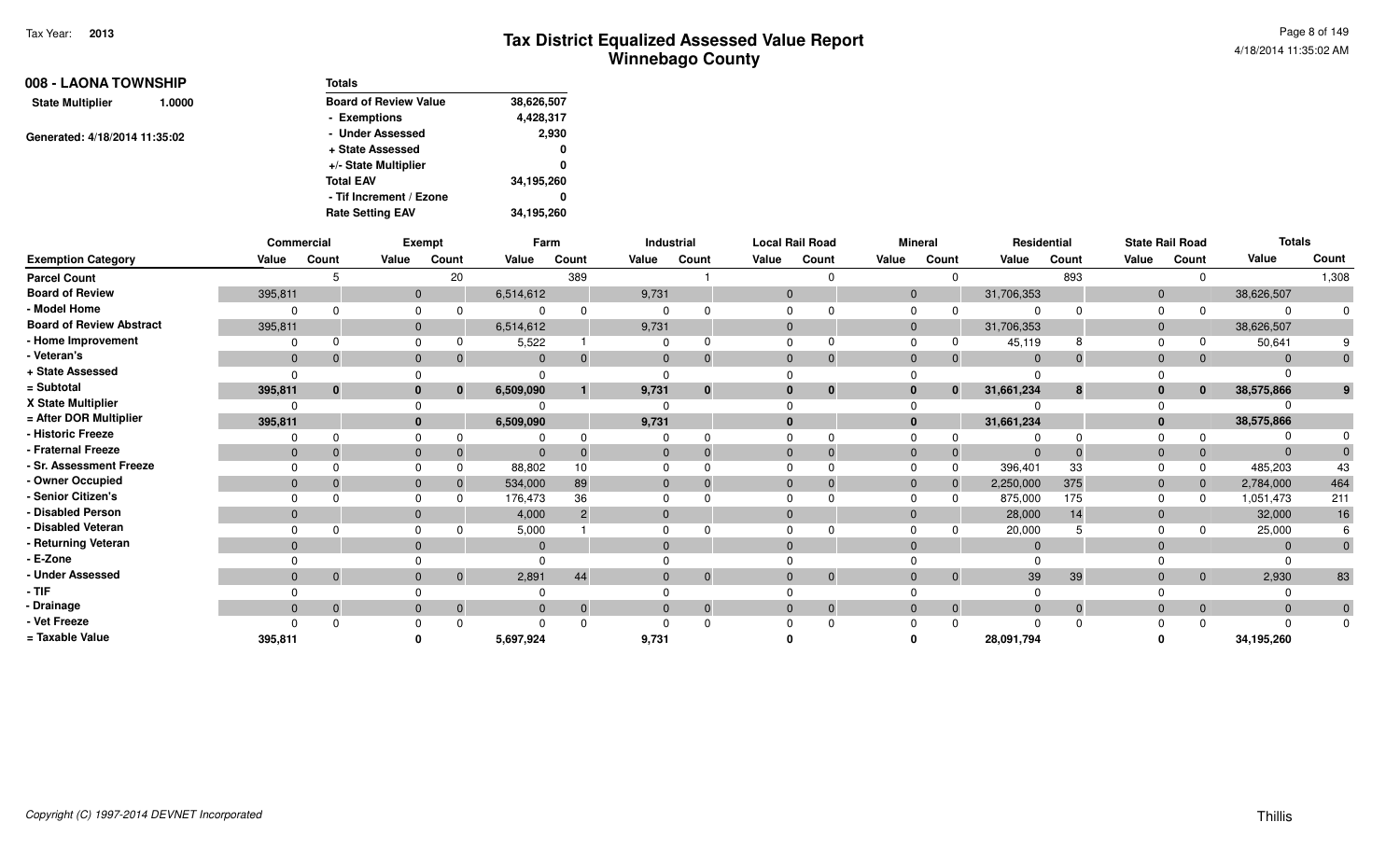# Tax District Equalized Assessed Value Report
## Winnebago County

Tax Year: **2013**

4/18/2014 11:35:02 AM

**008 - LAONA TOWNSHIP**

**State Multiplier** 1.0000

Generated: 4/18/2014 11:35:02

| Totals | |
|---|---|
| Board of Review Value | 38,626,507 |
| - Exemptions | 4,428,317 |
| - Under Assessed | 2,930 |
| + State Assessed | 0 |
| +/- State Multiplier | 0 |
| Total EAV | 34,195,260 |
| - Tif Increment / Ezone | 0 |
| Rate Setting EAV | 34,195,260 |

| | Commercial | | Exempt | | Farm | | Industrial | | Local Rail Road | | Mineral | | Residential | | State Rail Road | | Totals | |
|---|---|---|---|---|---|---|---|---|---|---|---|---|---|---|---|---|---|---|
| **Exemption Category** | **Value** | **Count** | **Value** | **Count** | **Value** | **Count** | **Value** | **Count** | **Value** | **Count** | **Value** | **Count** | **Value** | **Count** | **Value** | **Count** | **Value** | **Count** |
| **Parcel Count** | | 5 | | 20 | | 389 | | 1 | | 0 | | 0 | | 893 | | 0 | | 1,308 |
| **Board of Review** | 395,811 | | 0 | | 6,514,612 | | 9,731 | | 0 | | 0 | | 31,706,353 | | 0 | | 38,626,507 | |
| **- Model Home** | 0 | 0 | 0 | 0 | 0 | 0 | 0 | 0 | 0 | 0 | 0 | 0 | 0 | 0 | 0 | 0 | 0 | 0 |
| **Board of Review Abstract** | 395,811 | | 0 | | 6,514,612 | | 9,731 | | 0 | | 0 | | 31,706,353 | | 0 | | 38,626,507 | |
| **- Home Improvement** | 0 | 0 | 0 | 0 | 5,522 | 1 | 0 | 0 | 0 | 0 | 0 | 0 | 45,119 | 8 | 0 | 0 | 50,641 | 9 |
| **- Veteran's** | 0 | 0 | 0 | 0 | 0 | 0 | 0 | 0 | 0 | 0 | 0 | 0 | 0 | 0 | 0 | 0 | 0 | 0 |
| **+ State Assessed** | 0 | | 0 | | 0 | | 0 | | 0 | | 0 | | 0 | | 0 | | 0 | |
| **= Subtotal** | **395,811** | **0** | **0** | **0** | **6,509,090** | **1** | **9,731** | **0** | **0** | **0** | **0** | **0** | **31,661,234** | **8** | **0** | **0** | **38,575,866** | **9** |
| **X State Multiplier** | 0 | | 0 | | 0 | | 0 | | 0 | | 0 | | 0 | | 0 | | 0 | |
| **= After DOR Multiplier** | **395,811** | | **0** | | **6,509,090** | | **9,731** | | **0** | | **0** | | **31,661,234** | | **0** | | **38,575,866** | |
| **- Historic Freeze** | 0 | 0 | 0 | 0 | 0 | 0 | 0 | 0 | 0 | 0 | 0 | 0 | 0 | 0 | 0 | 0 | 0 | 0 |
| **- Fraternal Freeze** | 0 | 0 | 0 | 0 | 0 | 0 | 0 | 0 | 0 | 0 | 0 | 0 | 0 | 0 | 0 | 0 | 0 | 0 |
| **- Sr. Assessment Freeze** | 0 | 0 | 0 | 0 | 88,802 | 10 | 0 | 0 | 0 | 0 | 0 | 0 | 396,401 | 33 | 0 | 0 | 485,203 | 43 |
| **- Owner Occupied** | 0 | 0 | 0 | 0 | 534,000 | 89 | 0 | 0 | 0 | 0 | 0 | 0 | 2,250,000 | 375 | 0 | 0 | 2,784,000 | 464 |
| **- Senior Citizen's** | 0 | 0 | 0 | 0 | 176,473 | 36 | 0 | 0 | 0 | 0 | 0 | 0 | 875,000 | 175 | 0 | 0 | 1,051,473 | 211 |
| **- Disabled Person** | 0 | | 0 | | 4,000 | 2 | 0 | | 0 | | 0 | | 28,000 | 14 | 0 | | 32,000 | 16 |
| **- Disabled Veteran** | 0 | 0 | 0 | 0 | 5,000 | 1 | 0 | 0 | 0 | 0 | 0 | 0 | 20,000 | 5 | 0 | 0 | 25,000 | 6 |
| **- Returning Veteran** | 0 | | 0 | | 0 | | 0 | | 0 | | 0 | | 0 | | 0 | | 0 | 0 |
| **- E-Zone** | 0 | | 0 | | 0 | | 0 | | 0 | | 0 | | 0 | | 0 | | 0 | |
| **- Under Assessed** | 0 | 0 | 0 | 0 | 2,891 | 44 | 0 | 0 | 0 | 0 | 0 | 0 | 39 | 39 | 0 | 0 | 2,930 | 83 |
| **- TIF** | 0 | | 0 | | 0 | | 0 | | 0 | | 0 | | 0 | | 0 | | 0 | |
| **- Drainage** | 0 | 0 | 0 | 0 | 0 | 0 | 0 | 0 | 0 | 0 | 0 | 0 | 0 | 0 | 0 | 0 | 0 | 0 |
| **- Vet Freeze** | 0 | 0 | 0 | 0 | 0 | 0 | 0 | 0 | 0 | 0 | 0 | 0 | 0 | 0 | 0 | 0 | 0 | 0 |
| **= Taxable Value** | **395,811** | | **0** | | **5,697,924** | | **9,731** | | **0** | | **0** | | **28,091,794** | | **0** | | **34,195,260** | |

Copyright (C) 1997-2014 DEVNET Incorporated

Thillis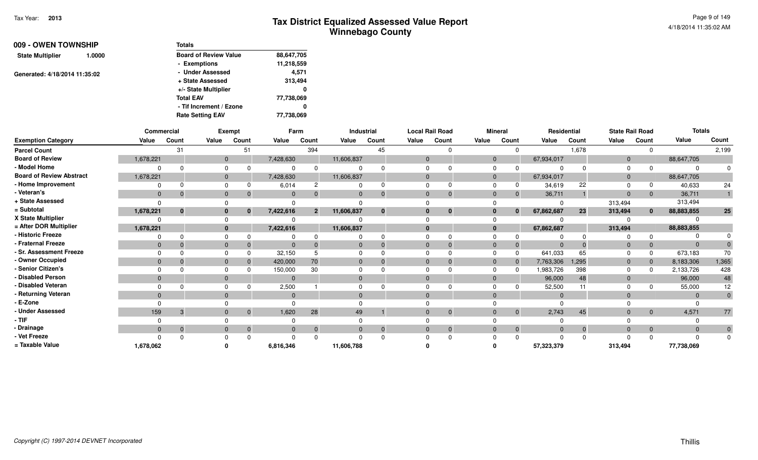# Tax District Equalized Assessed Value Report
## Winnebago County

Tax Year: **2013**

4/18/2014 11:35:02 AM

**009 - OWEN TOWNSHIP**

**State Multiplier** 1.0000

Generated: 4/18/2014 11:35:02

| Totals | |
|---|---|
| Board of Review Value | 88,647,705 |
| - Exemptions | 11,218,559 |
| - Under Assessed | 4,571 |
| + State Assessed | 313,494 |
| +/- State Multiplier | 0 |
| Total EAV | 77,738,069 |
| - Tif Increment / Ezone | 0 |
| Rate Setting EAV | 77,738,069 |

| | Commercial | | Exempt | | Farm | | Industrial | | Local Rail Road | | Mineral | | Residential | | State Rail Road | | Totals | |
|---|---|---|---|---|---|---|---|---|---|---|---|---|---|---|---|---|---|---|
| **Exemption Category** | **Value** | **Count** | **Value** | **Count** | **Value** | **Count** | **Value** | **Count** | **Value** | **Count** | **Value** | **Count** | **Value** | **Count** | **Value** | **Count** | **Value** | **Count** |
| Parcel Count | | 31 | | 51 | | 394 | | 45 | | 0 | | 0 | | 1,678 | | 0 | | 2,199 |
| Board of Review | 1,678,221 | | 0 | | 7,428,630 | | 11,606,837 | | 0 | | 0 | | 67,934,017 | | 0 | | 88,647,705 | |
| - Model Home | 0 | 0 | 0 | 0 | 0 | 0 | 0 | 0 | 0 | 0 | 0 | 0 | 0 | 0 | 0 | 0 | 0 | 0 |
| Board of Review Abstract | 1,678,221 | | 0 | | 7,428,630 | | 11,606,837 | | 0 | | 0 | | 67,934,017 | | 0 | | 88,647,705 | |
| - Home Improvement | 0 | 0 | 0 | 0 | 6,014 | 2 | 0 | 0 | 0 | 0 | 0 | 0 | 34,619 | 22 | 0 | 0 | 40,633 | 24 |
| - Veteran's | 0 | 0 | 0 | 0 | 0 | 0 | 0 | 0 | 0 | 0 | 0 | 0 | 36,711 | 1 | 0 | 0 | 36,711 | 1 |
| + State Assessed | 0 | | 0 | | 0 | | 0 | | 0 | | 0 | | 0 | | 313,494 | | 313,494 | |
| = Subtotal | 1,678,221 | 0 | 0 | 0 | 7,422,616 | 2 | 11,606,837 | 0 | 0 | 0 | 0 | 0 | 67,862,687 | 23 | 313,494 | 0 | 88,883,855 | 25 |
| X State Multiplier | 0 | | 0 | | 0 | | 0 | | 0 | | 0 | | 0 | | 0 | | 0 | |
| = After DOR Multiplier | 1,678,221 | | 0 | | 7,422,616 | | 11,606,837 | | 0 | | 0 | | 67,862,687 | | 313,494 | | 88,883,855 | |
| - Historic Freeze | 0 | 0 | 0 | 0 | 0 | 0 | 0 | 0 | 0 | 0 | 0 | 0 | 0 | 0 | 0 | 0 | 0 | 0 |
| - Fraternal Freeze | 0 | 0 | 0 | 0 | 0 | 0 | 0 | 0 | 0 | 0 | 0 | 0 | 0 | 0 | 0 | 0 | 0 | 0 |
| - Sr. Assessment Freeze | 0 | 0 | 0 | 0 | 32,150 | 5 | 0 | 0 | 0 | 0 | 0 | 0 | 641,033 | 65 | 0 | 0 | 673,183 | 70 |
| - Owner Occupied | 0 | 0 | 0 | 0 | 420,000 | 70 | 0 | 0 | 0 | 0 | 0 | 0 | 7,763,306 | 1,295 | 0 | 0 | 8,183,306 | 1,365 |
| - Senior Citizen's | 0 | 0 | 0 | 0 | 150,000 | 30 | 0 | 0 | 0 | 0 | 0 | 0 | 1,983,726 | 398 | 0 | 0 | 2,133,726 | 428 |
| - Disabled Person | 0 | | 0 | | 0 | | 0 | | 0 | | 0 | | 96,000 | 48 | 0 | | 96,000 | 48 |
| - Disabled Veteran | 0 | 0 | 0 | 0 | 2,500 | 1 | 0 | 0 | 0 | 0 | 0 | 0 | 52,500 | 11 | 0 | 0 | 55,000 | 12 |
| - Returning Veteran | 0 | | 0 | | 0 | | 0 | | 0 | | 0 | | 0 | | 0 | | 0 | 0 |
| - E-Zone | 0 | | 0 | | 0 | | 0 | | 0 | | 0 | | 0 | | 0 | | 0 | |
| - Under Assessed | 159 | 3 | 0 | 0 | 1,620 | 28 | 49 | 1 | 0 | 0 | 0 | 0 | 2,743 | 45 | 0 | 0 | 4,571 | 77 |
| - TIF | 0 | | 0 | | 0 | | 0 | | 0 | | 0 | | 0 | | 0 | | 0 | |
| - Drainage | 0 | 0 | 0 | 0 | 0 | 0 | 0 | 0 | 0 | 0 | 0 | 0 | 0 | 0 | 0 | 0 | 0 | 0 |
| - Vet Freeze | 0 | 0 | 0 | 0 | 0 | 0 | 0 | 0 | 0 | 0 | 0 | 0 | 0 | 0 | 0 | 0 | 0 | 0 |
| = Taxable Value | 1,678,062 | | 0 | | 6,816,346 | | 11,606,788 | | 0 | | 0 | | 57,323,379 | | 313,494 | | 77,738,069 | |

Copyright (C) 1997-2014 DEVNET Incorporated

Thillis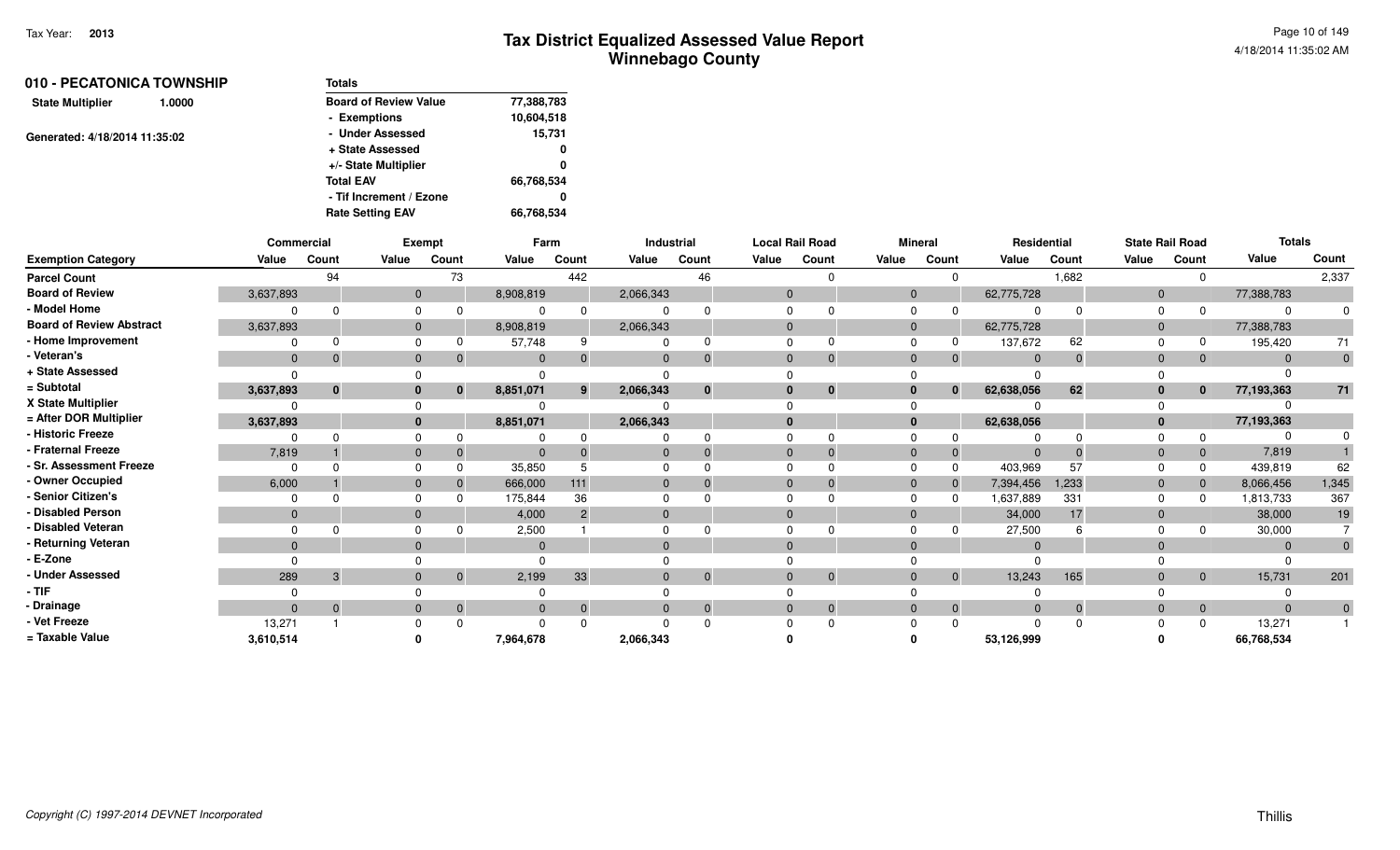Tax Year: 2013

# Tax District Equalized Assessed Value Report
## Winnebago County

4/18/2014 11:35:02 AM

**010 - PECATONICA TOWNSHIP**

State Multiplier 1.0000

Generated: 4/18/2014 11:35:02

| Totals | |
|---|---|
| Board of Review Value | 77,388,783 |
| - Exemptions | 10,604,518 |
| - Under Assessed | 15,731 |
| + State Assessed | 0 |
| +/- State Multiplier | 0 |
| Total EAV | 66,768,534 |
| - Tif Increment / Ezone | 0 |
| Rate Setting EAV | 66,768,534 |

| | Commercial | | Exempt | | Farm | | Industrial | | Local Rail Road | | Mineral | | Residential | | State Rail Road | | Totals | |
|---|---|---|---|---|---|---|---|---|---|---|---|---|---|---|---|---|---|---|
| Exemption Category | Value | Count | Value | Count | Value | Count | Value | Count | Value | Count | Value | Count | Value | Count | Value | Count | Value | Count |
| Parcel Count | | 94 | | 73 | | 442 | | 46 | | 0 | | 0 | | 1,682 | | 0 | | 2,337 |
| Board of Review | 3,637,893 | | 0 | | 8,908,819 | | 2,066,343 | | 0 | | 0 | | 62,775,728 | | 0 | | 77,388,783 | |
| - Model Home | 0 | 0 | 0 | 0 | 0 | 0 | 0 | 0 | 0 | 0 | 0 | 0 | 0 | 0 | 0 | 0 | 0 | 0 |
| Board of Review Abstract | 3,637,893 | | 0 | | 8,908,819 | | 2,066,343 | | 0 | | 0 | | 62,775,728 | | 0 | | 77,388,783 | |
| - Home Improvement | 0 | 0 | 0 | 0 | 57,748 | 9 | 0 | 0 | 0 | 0 | 0 | 0 | 137,672 | 62 | 0 | 0 | 195,420 | 71 |
| - Veteran's | 0 | 0 | 0 | 0 | 0 | 0 | 0 | 0 | 0 | 0 | 0 | 0 | 0 | 0 | 0 | 0 | 0 | 0 |
| + State Assessed | 0 | | 0 | | 0 | | 0 | | 0 | | 0 | | 0 | | 0 | | 0 | |
| = Subtotal | 3,637,893 | 0 | 0 | 0 | 8,851,071 | 9 | 2,066,343 | 0 | 0 | 0 | 0 | 0 | 62,638,056 | 62 | 0 | 0 | 77,193,363 | 71 |
| X State Multiplier | 0 | | 0 | | 0 | | 0 | | 0 | | 0 | | 0 | | 0 | | 0 | |
| = After DOR Multiplier | 3,637,893 | | 0 | | 8,851,071 | | 2,066,343 | | 0 | | 0 | | 62,638,056 | | 0 | | 77,193,363 | |
| - Historic Freeze | 0 | 0 | 0 | 0 | 0 | 0 | 0 | 0 | 0 | 0 | 0 | 0 | 0 | 0 | 0 | 0 | 0 | 0 |
| - Fraternal Freeze | 7,819 | 1 | 0 | 0 | 0 | 0 | 0 | 0 | 0 | 0 | 0 | 0 | 0 | 0 | 0 | 0 | 7,819 | 1 |
| - Sr. Assessment Freeze | 0 | 0 | 0 | 0 | 35,850 | 5 | 0 | 0 | 0 | 0 | 0 | 0 | 403,969 | 57 | 0 | 0 | 439,819 | 62 |
| - Owner Occupied | 6,000 | 1 | 0 | 0 | 666,000 | 111 | 0 | 0 | 0 | 0 | 0 | 0 | 7,394,456 | 1,233 | 0 | 0 | 8,066,456 | 1,345 |
| - Senior Citizen's | 0 | 0 | 0 | 0 | 175,844 | 36 | 0 | 0 | 0 | 0 | 0 | 0 | 1,637,889 | 331 | 0 | 0 | 1,813,733 | 367 |
| - Disabled Person | 0 | | 0 | | 4,000 | 2 | 0 | | 0 | | 0 | | 34,000 | 17 | 0 | | 38,000 | 19 |
| - Disabled Veteran | 0 | 0 | 0 | 0 | 2,500 | 1 | 0 | 0 | 0 | 0 | 0 | 0 | 27,500 | 6 | 0 | 0 | 30,000 | 7 |
| - Returning Veteran | 0 | | 0 | | 0 | | 0 | | 0 | | 0 | | 0 | | 0 | | 0 | 0 |
| - E-Zone | 0 | | 0 | | 0 | | 0 | | 0 | | 0 | | 0 | | 0 | | 0 | |
| - Under Assessed | 289 | 3 | 0 | 0 | 2,199 | 33 | 0 | 0 | 0 | 0 | 0 | 0 | 13,243 | 165 | 0 | 0 | 15,731 | 201 |
| - TIF | 0 | | 0 | | 0 | | 0 | | 0 | | 0 | | 0 | | 0 | | 0 | |
| - Drainage | 0 | 0 | 0 | 0 | 0 | 0 | 0 | 0 | 0 | 0 | 0 | 0 | 0 | 0 | 0 | 0 | 0 | 0 |
| - Vet Freeze | 13,271 | 1 | 0 | 0 | 0 | 0 | 0 | 0 | 0 | 0 | 0 | 0 | 0 | 0 | 0 | 0 | 13,271 | 1 |
| = Taxable Value | 3,610,514 | | 0 | | 7,964,678 | | 2,066,343 | | 0 | | 0 | | 53,126,999 | | 0 | | 66,768,534 | |

Copyright (C) 1997-2014 DEVNET Incorporated

Thillis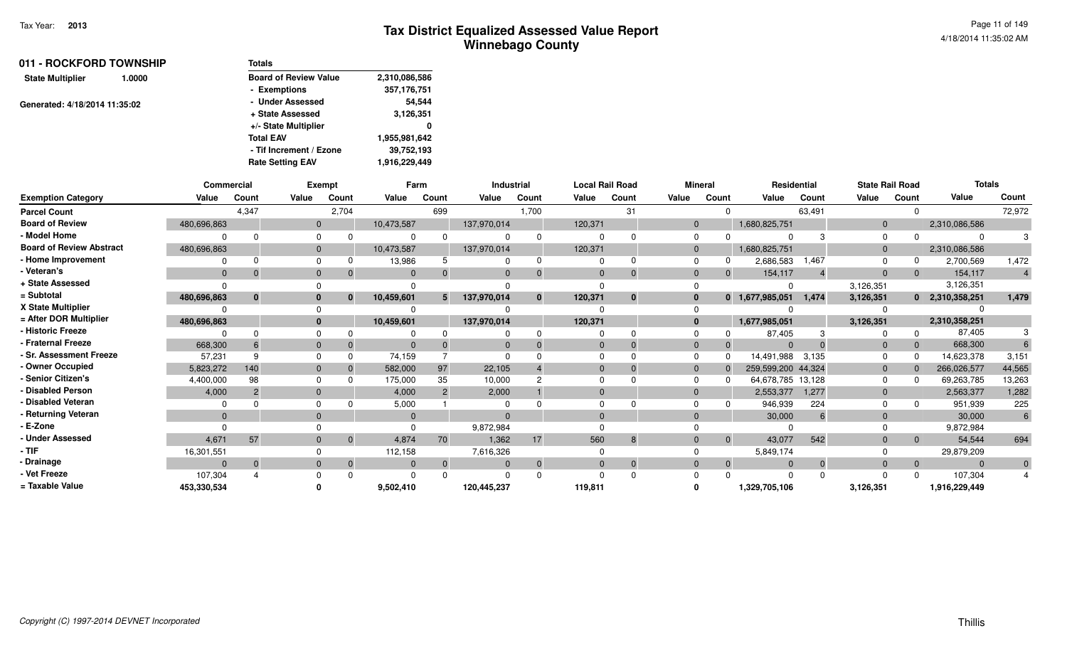# Tax District Equalized Assessed Value Report
## Winnebago County

Tax Year: 2013

4/18/2014 11:35:02 AM

**011 - ROCKFORD TOWNSHIP**

State Multiplier 1.0000

Generated: 4/18/2014 11:35:02

| Totals | |
|---|---|
| Board of Review Value | 2,310,086,586 |
| - Exemptions | 357,176,751 |
| - Under Assessed | 54,544 |
| + State Assessed | 3,126,351 |
| +/- State Multiplier | 0 |
| Total EAV | 1,955,981,642 |
| - Tif Increment / Ezone | 39,752,193 |
| Rate Setting EAV | 1,916,229,449 |

| | Commercial | | Exempt | | Farm | | Industrial | | Local Rail Road | | Mineral | | Residential | | State Rail Road | | Totals | |
|---|---|---|---|---|---|---|---|---|---|---|---|---|---|---|---|---|---|---|
| Exemption Category | Value | Count | Value | Count | Value | Count | Value | Count | Value | Count | Value | Count | Value | Count | Value | Count | Value | Count |
| Parcel Count | | 4,347 | | 2,704 | | 699 | | 1,700 | | 31 | | 0 | | 63,491 | | 0 | | 72,972 |
| Board of Review | 480,696,863 | | 0 | | 10,473,587 | | 137,970,014 | | 120,371 | | 0 | | 1,680,825,751 | | 0 | | 2,310,086,586 | |
| - Model Home | 0 | 0 | 0 | 0 | 0 | 0 | 0 | 0 | 0 | 0 | 0 | 0 | 0 | 3 | 0 | 0 | 0 | 3 |
| Board of Review Abstract | 480,696,863 | | 0 | | 10,473,587 | | 137,970,014 | | 120,371 | | 0 | | 1,680,825,751 | | 0 | | 2,310,086,586 | |
| - Home Improvement | 0 | 0 | 0 | 0 | 13,986 | 5 | 0 | 0 | 0 | 0 | 0 | 0 | 2,686,583 | 1,467 | 0 | 0 | 2,700,569 | 1,472 |
| - Veteran's | 0 | 0 | 0 | 0 | 0 | 0 | 0 | 0 | 0 | 0 | 0 | 0 | 154,117 | 4 | 0 | 0 | 154,117 | 4 |
| + State Assessed | 0 | | 0 | | 0 | | 0 | | 0 | | 0 | | 0 | | 3,126,351 | | 3,126,351 | |
| = Subtotal | **480,696,863** | **0** | **0** | **0** | **10,459,601** | **5** | **137,970,014** | **0** | **120,371** | **0** | **0** | **0** | **1,677,985,051** | **1,474** | **3,126,351** | **0** | **2,310,358,251** | **1,479** |
| X State Multiplier | 0 | | 0 | | 0 | | 0 | | 0 | | 0 | | 0 | | 0 | | 0 | |
| = After DOR Multiplier | **480,696,863** | | **0** | | **10,459,601** | | **137,970,014** | | **120,371** | | **0** | | **1,677,985,051** | | **3,126,351** | | **2,310,358,251** | |
| - Historic Freeze | 0 | 0 | 0 | 0 | 0 | 0 | 0 | 0 | 0 | 0 | 0 | 0 | 87,405 | 3 | 0 | 0 | 87,405 | 3 |
| - Fraternal Freeze | 668,300 | 6 | 0 | 0 | 0 | 0 | 0 | 0 | 0 | 0 | 0 | 0 | 0 | 0 | 0 | 0 | 668,300 | 6 |
| - Sr. Assessment Freeze | 57,231 | 9 | 0 | 0 | 74,159 | 7 | 0 | 0 | 0 | 0 | 0 | 0 | 14,491,988 | 3,135 | 0 | 0 | 14,623,378 | 3,151 |
| - Owner Occupied | 5,823,272 | 140 | 0 | 0 | 582,000 | 97 | 22,105 | 4 | 0 | 0 | 0 | 0 | 259,599,200 | 44,324 | 0 | 0 | 266,026,577 | 44,565 |
| - Senior Citizen's | 4,400,000 | 98 | 0 | 0 | 175,000 | 35 | 10,000 | 2 | 0 | 0 | 0 | 0 | 64,678,785 | 13,128 | 0 | 0 | 69,263,785 | 13,263 |
| - Disabled Person | 4,000 | 2 | 0 | | 4,000 | 2 | 2,000 | 1 | 0 | | 0 | | 2,553,377 | 1,277 | 0 | | 2,563,377 | 1,282 |
| - Disabled Veteran | 0 | 0 | 0 | 0 | 5,000 | 1 | 0 | 0 | 0 | 0 | 0 | 0 | 946,939 | 224 | 0 | 0 | 951,939 | 225 |
| - Returning Veteran | 0 | | 0 | | 0 | | 0 | | 0 | | 0 | | 30,000 | 6 | 0 | | 30,000 | 6 |
| - E-Zone | 0 | | 0 | | 0 | | 9,872,984 | | 0 | | 0 | | 0 | | 0 | | 9,872,984 | |
| - Under Assessed | 4,671 | 57 | 0 | 0 | 4,874 | 70 | 1,362 | 17 | 560 | 8 | 0 | 0 | 43,077 | 542 | 0 | 0 | 54,544 | 694 |
| - TIF | 16,301,551 | | 0 | | 112,158 | | 7,616,326 | | 0 | | 0 | | 5,849,174 | | 0 | | 29,879,209 | |
| - Drainage | 0 | 0 | 0 | 0 | 0 | 0 | 0 | 0 | 0 | 0 | 0 | 0 | 0 | 0 | 0 | 0 | 0 | 0 |
| - Vet Freeze | 107,304 | 4 | 0 | 0 | 0 | 0 | 0 | 0 | 0 | 0 | 0 | 0 | 0 | 0 | 0 | 0 | 107,304 | 4 |
| = Taxable Value | **453,330,534** | | **0** | | **9,502,410** | | **120,445,237** | | **119,811** | | **0** | | **1,329,705,106** | | **3,126,351** | | **1,916,229,449** | |

Copyright (C) 1997-2014 DEVNET Incorporated

Thillis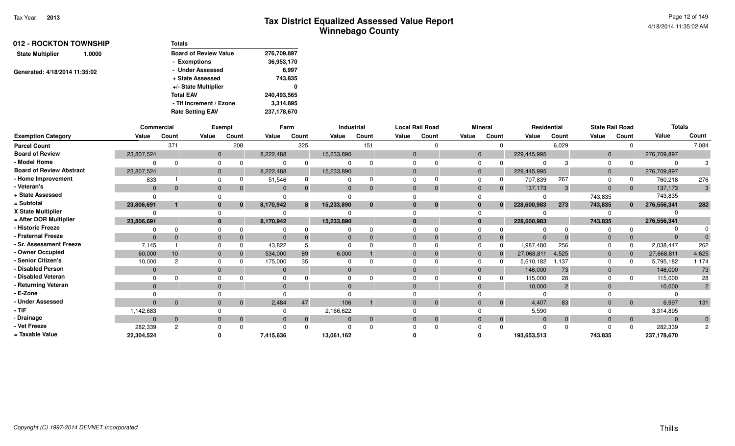# Tax District Equalized Assessed Value Report
## Winnebago County

Tax Year: 2013

**012 - ROCKTON TOWNSHIP**

**State Multiplier** 1.0000

Generated: 4/18/2014 11:35:02

| Totals | |
|---|---|
| Board of Review Value | 276,709,897 |
| - Exemptions | 36,953,170 |
| - Under Assessed | 6,997 |
| + State Assessed | 743,835 |
| +/- State Multiplier | 0 |
| Total EAV | 240,493,565 |
| - Tif Increment / Ezone | 3,314,895 |
| Rate Setting EAV | 237,178,670 |

| | Commercial | | Exempt | | Farm | | Industrial | | Local Rail Road | | Mineral | | Residential | | State Rail Road | | Totals | |
|---|---|---|---|---|---|---|---|---|---|---|---|---|---|---|---|---|---|---|
| Exemption Category | Value | Count | Value | Count | Value | Count | Value | Count | Value | Count | Value | Count | Value | Count | Value | Count | Value | Count |
| Parcel Count | | 371 | | 208 | | 325 | | 151 | | 0 | | 0 | | 6,029 | | 0 | | 7,084 |
| Board of Review | 23,807,524 | | 0 | | 8,222,488 | | 15,233,890 | | 0 | | 0 | | 229,445,995 | | 0 | | 276,709,897 | |
| - Model Home | 0 | 0 | 0 | 0 | 0 | 0 | 0 | 0 | 0 | 0 | 0 | 0 | 0 | 3 | 0 | 0 | 0 | 3 |
| Board of Review Abstract | 23,807,524 | | 0 | | 8,222,488 | | 15,233,890 | | 0 | | 0 | | 229,445,995 | | 0 | | 276,709,897 | |
| - Home Improvement | 833 | 1 | 0 | 0 | 51,546 | 8 | 0 | 0 | 0 | 0 | 0 | 0 | 707,839 | 267 | 0 | 0 | 760,218 | 276 |
| - Veteran's | 0 | 0 | 0 | 0 | 0 | 0 | 0 | 0 | 0 | 0 | 0 | 0 | 137,173 | 3 | 0 | 0 | 137,173 | 3 |
| + State Assessed | 0 | | 0 | | 0 | | 0 | | 0 | | 0 | | 0 | | 743,835 | | 743,835 | |
| = Subtotal | 23,806,691 | 1 | 0 | 0 | 8,170,942 | 8 | 15,233,890 | 0 | 0 | 0 | 0 | 0 | 228,600,983 | 273 | 743,835 | 0 | 276,556,341 | 282 |
| X State Multiplier | 0 | | 0 | | 0 | | 0 | | 0 | | 0 | | 0 | | 0 | | 0 | |
| = After DOR Multiplier | 23,806,691 | | 0 | | 8,170,942 | | 15,233,890 | | 0 | | 0 | | 228,600,983 | | 743,835 | | 276,556,341 | |
| - Historic Freeze | 0 | 0 | 0 | 0 | 0 | 0 | 0 | 0 | 0 | 0 | 0 | 0 | 0 | 0 | 0 | 0 | 0 | 0 |
| - Fraternal Freeze | 0 | 0 | 0 | 0 | 0 | 0 | 0 | 0 | 0 | 0 | 0 | 0 | 0 | 0 | 0 | 0 | 0 | 0 |
| - Sr. Assessment Freeze | 7,145 | 1 | 0 | 0 | 43,822 | 5 | 0 | 0 | 0 | 0 | 0 | 0 | 1,987,480 | 256 | 0 | 0 | 2,038,447 | 262 |
| - Owner Occupied | 60,000 | 10 | 0 | 0 | 534,000 | 89 | 6,000 | 1 | 0 | 0 | 0 | 0 | 27,068,811 | 4,525 | 0 | 0 | 27,668,811 | 4,625 |
| - Senior Citizen's | 10,000 | 2 | 0 | 0 | 175,000 | 35 | 0 | 0 | 0 | 0 | 0 | 0 | 5,610,182 | 1,137 | 0 | 0 | 5,795,182 | 1,174 |
| - Disabled Person | 0 | | 0 | | 0 | | 0 | | 0 | | 0 | | 146,000 | 73 | 0 | | 146,000 | 73 |
| - Disabled Veteran | 0 | 0 | 0 | 0 | 0 | 0 | 0 | 0 | 0 | 0 | 0 | 0 | 115,000 | 28 | 0 | 0 | 115,000 | 28 |
| - Returning Veteran | 0 | | 0 | | 0 | | 0 | | 0 | | 0 | | 10,000 | 2 | 0 | | 10,000 | 2 |
| - E-Zone | 0 | | 0 | | 0 | | 0 | | 0 | | 0 | | 0 | | 0 | | 0 | |
| - Under Assessed | 0 | 0 | 0 | 0 | 2,484 | 47 | 106 | 1 | 0 | 0 | 0 | 0 | 4,407 | 83 | 0 | 0 | 6,997 | 131 |
| - TIF | 1,142,683 | | 0 | | 0 | | 2,166,622 | | 0 | | 0 | | 5,590 | | 0 | | 3,314,895 | |
| - Drainage | 0 | 0 | 0 | 0 | 0 | 0 | 0 | 0 | 0 | 0 | 0 | 0 | 0 | 0 | 0 | 0 | 0 | 0 |
| - Vet Freeze | 282,339 | 2 | 0 | 0 | 0 | 0 | 0 | 0 | 0 | 0 | 0 | 0 | 0 | 0 | 0 | 0 | 282,339 | 2 |
| = Taxable Value | 22,304,524 | | 0 | | 7,415,636 | | 13,061,162 | | 0 | | 0 | | 193,653,513 | | 743,835 | | 237,178,670 | |

Copyright (C) 1997-2014 DEVNET Incorporated

Thillis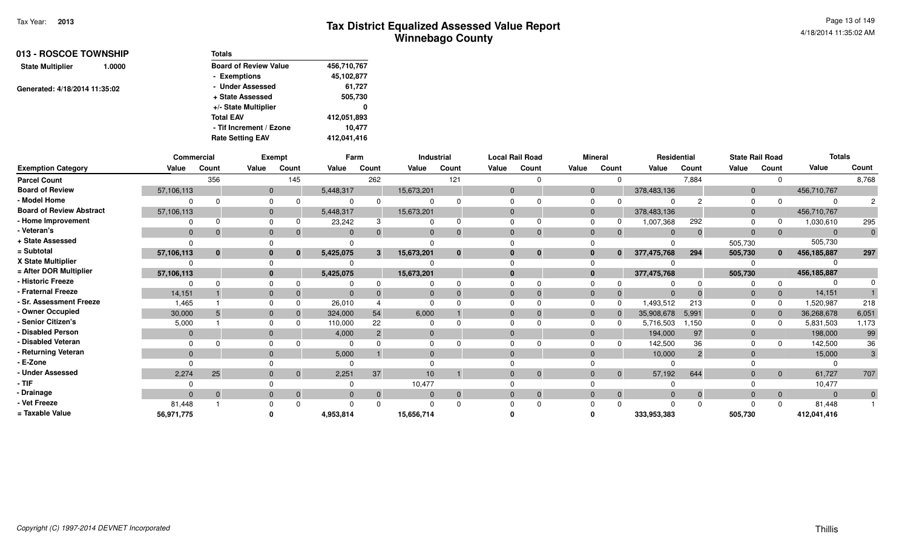# Tax District Equalized Assessed Value Report
## Winnebago County

Tax Year: 2013

## 013 - ROSCOE TOWNSHIP

**State Multiplier** 1.0000

Generated: 4/18/2014 11:35:02

| Totals | |
|---|---|
| Board of Review Value | 456,710,767 |
| - Exemptions | 45,102,877 |
| - Under Assessed | 61,727 |
| + State Assessed | 505,730 |
| +/- State Multiplier | 0 |
| Total EAV | 412,051,893 |
| - Tif Increment / Ezone | 10,477 |
| Rate Setting EAV | 412,041,416 |

| | Commercial | | Exempt | | Farm | | Industrial | | Local Rail Road | | Mineral | | Residential | | State Rail Road | | Totals | |
|---|---|---|---|---|---|---|---|---|---|---|---|---|---|---|---|---|---|---|
| **Exemption Category** | Value | Count | Value | Count | Value | Count | Value | Count | Value | Count | Value | Count | Value | Count | Value | Count | Value | Count |
| Parcel Count | | 356 | | 145 | | 262 | | 121 | | 0 | | 0 | | 7,884 | | 0 | | 8,768 |
| Board of Review | 57,106,113 | | 0 | | 5,448,317 | | 15,673,201 | | 0 | | 0 | | 378,483,136 | | 0 | | 456,710,767 | |
| - Model Home | 0 | 0 | 0 | 0 | 0 | 0 | 0 | 0 | 0 | 0 | 0 | 0 | 0 | 2 | 0 | 0 | 0 | 2 |
| Board of Review Abstract | 57,106,113 | | 0 | | 5,448,317 | | 15,673,201 | | 0 | | 0 | | 378,483,136 | | 0 | | 456,710,767 | |
| - Home Improvement | 0 | 0 | 0 | 0 | 23,242 | 3 | 0 | 0 | 0 | 0 | 0 | 0 | 1,007,368 | 292 | 0 | 0 | 1,030,610 | 295 |
| - Veteran's | 0 | 0 | 0 | 0 | 0 | 0 | 0 | 0 | 0 | 0 | 0 | 0 | 0 | 0 | 0 | 0 | 0 | 0 |
| + State Assessed | 0 | | 0 | | 0 | | 0 | | 0 | | 0 | | 0 | | 505,730 | | 505,730 | |
| = Subtotal | 57,106,113 | 0 | 0 | 0 | 5,425,075 | 3 | 15,673,201 | 0 | 0 | 0 | 0 | 0 | 377,475,768 | 294 | 505,730 | 0 | 456,185,887 | 297 |
| X State Multiplier | 0 | | 0 | | 0 | | 0 | | 0 | | 0 | | 0 | | 0 | | 0 | |
| = After DOR Multiplier | 57,106,113 | | 0 | | 5,425,075 | | 15,673,201 | | 0 | | 0 | | 377,475,768 | | 505,730 | | 456,185,887 | |
| - Historic Freeze | 0 | 0 | 0 | 0 | 0 | 0 | 0 | 0 | 0 | 0 | 0 | 0 | 0 | 0 | 0 | 0 | 0 | 0 |
| - Fraternal Freeze | 14,151 | 1 | 0 | 0 | 0 | 0 | 0 | 0 | 0 | 0 | 0 | 0 | 0 | 0 | 0 | 0 | 14,151 | 1 |
| - Sr. Assessment Freeze | 1,465 | 1 | 0 | 0 | 26,010 | 4 | 0 | 0 | 0 | 0 | 0 | 0 | 1,493,512 | 213 | 0 | 0 | 1,520,987 | 218 |
| - Owner Occupied | 30,000 | 5 | 0 | 0 | 324,000 | 54 | 6,000 | 1 | 0 | 0 | 0 | 0 | 35,908,678 | 5,991 | 0 | 0 | 36,268,678 | 6,051 |
| - Senior Citizen's | 5,000 | 1 | 0 | 0 | 110,000 | 22 | 0 | 0 | 0 | 0 | 0 | 0 | 5,716,503 | 1,150 | 0 | 0 | 5,831,503 | 1,173 |
| - Disabled Person | 0 | | 0 | | 4,000 | 2 | 0 | | 0 | | 0 | | 194,000 | 97 | 0 | | 198,000 | 99 |
| - Disabled Veteran | 0 | 0 | 0 | 0 | 0 | 0 | 0 | 0 | 0 | 0 | 0 | 0 | 142,500 | 36 | 0 | 0 | 142,500 | 36 |
| - Returning Veteran | 0 | | 0 | | 5,000 | 1 | 0 | | 0 | | 0 | | 10,000 | 2 | 0 | | 15,000 | 3 |
| - E-Zone | 0 | | 0 | | 0 | | 0 | | 0 | | 0 | | 0 | | 0 | | 0 | |
| - Under Assessed | 2,274 | 25 | 0 | 0 | 2,251 | 37 | 10 | 1 | 0 | 0 | 0 | 0 | 57,192 | 644 | 0 | 0 | 61,727 | 707 |
| - TIF | 0 | | 0 | | 0 | | 10,477 | | 0 | | 0 | | 0 | | 0 | | 10,477 | |
| - Drainage | 0 | 0 | 0 | 0 | 0 | 0 | 0 | 0 | 0 | 0 | 0 | 0 | 0 | 0 | 0 | 0 | 0 | 0 |
| - Vet Freeze | 81,448 | 1 | 0 | 0 | 0 | 0 | 0 | 0 | 0 | 0 | 0 | 0 | 0 | 0 | 0 | 0 | 81,448 | 1 |
| = Taxable Value | 56,971,775 | | 0 | | 4,953,814 | | 15,656,714 | | 0 | | 0 | | 333,953,383 | | 505,730 | | 412,041,416 | |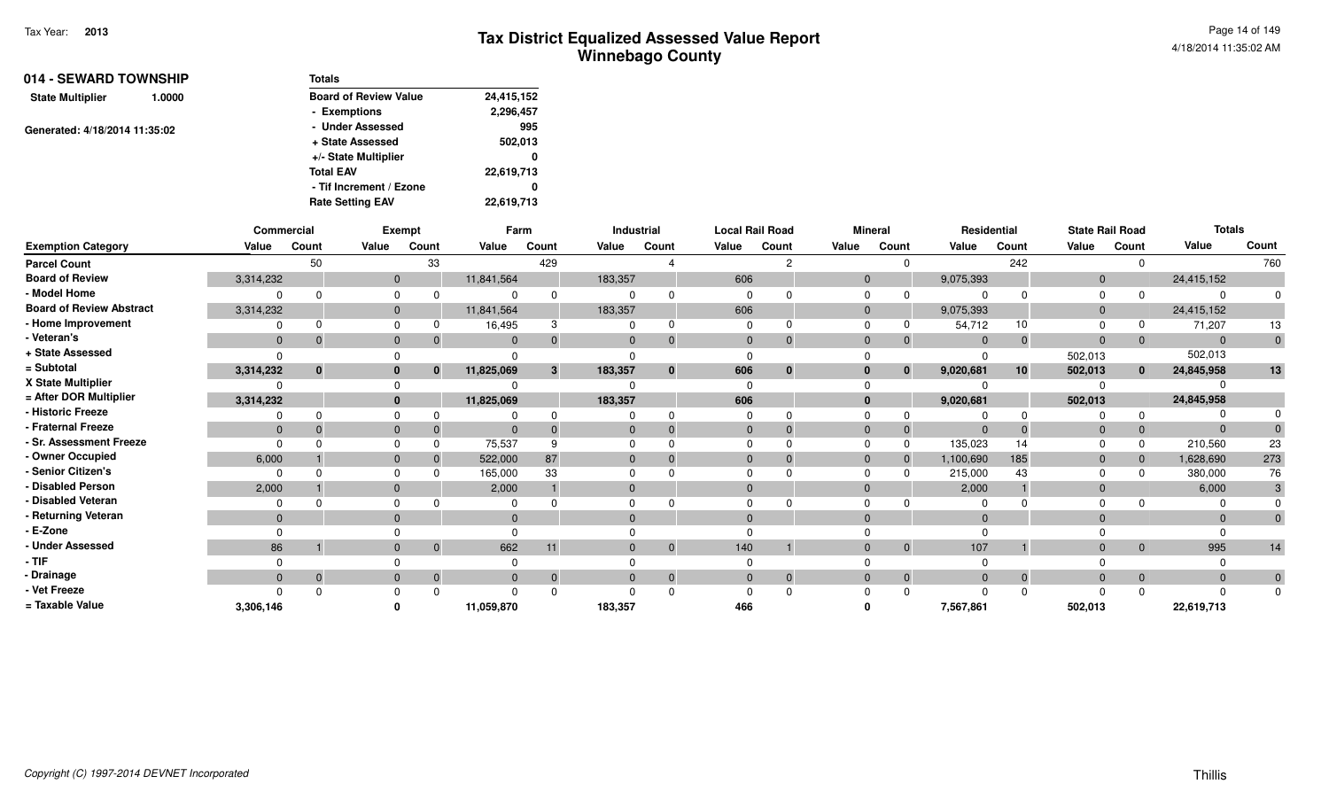# Tax District Equalized Assessed Value Report
## Winnebago County

Tax Year: 2013

## 014 - SEWARD TOWNSHIP

State Multiplier 1.0000

Generated: 4/18/2014 11:35:02

| Totals | |
|---|---|
| Board of Review Value | 24,415,152 |
| - Exemptions | 2,296,457 |
| - Under Assessed | 995 |
| + State Assessed | 502,013 |
| +/- State Multiplier | 0 |
| Total EAV | 22,619,713 |
| - Tif Increment / Ezone | 0 |
| Rate Setting EAV | 22,619,713 |

| | Commercial | | Exempt | | Farm | | Industrial | | Local Rail Road | | Mineral | | Residential | | State Rail Road | | Totals | |
|---|---|---|---|---|---|---|---|---|---|---|---|---|---|---|---|---|---|---|
| Exemption Category | Value | Count | Value | Count | Value | Count | Value | Count | Value | Count | Value | Count | Value | Count | Value | Count | Value | Count |
| Parcel Count | | 50 | | 33 | | 429 | | 4 | | 2 | | 0 | | 242 | | 0 | | 760 |
| Board of Review | 3,314,232 | | 0 | | 11,841,564 | | 183,357 | | 606 | | 0 | | 9,075,393 | | 0 | | 24,415,152 | |
| - Model Home | 0 | 0 | 0 | 0 | 0 | 0 | 0 | 0 | 0 | 0 | 0 | 0 | 0 | 0 | 0 | 0 | 0 | 0 |
| Board of Review Abstract | 3,314,232 | | 0 | | 11,841,564 | | 183,357 | | 606 | | 0 | | 9,075,393 | | 0 | | 24,415,152 | |
| - Home Improvement | 0 | 0 | 0 | 0 | 16,495 | 3 | 0 | 0 | 0 | 0 | 0 | 0 | 54,712 | 10 | 0 | 0 | 71,207 | 13 |
| - Veteran's | 0 | 0 | 0 | 0 | 0 | 0 | 0 | 0 | 0 | 0 | 0 | 0 | 0 | 0 | 0 | 0 | 0 | 0 |
| + State Assessed | 0 | | 0 | | 0 | | 0 | | 0 | | 0 | | 0 | | 502,013 | | 502,013 | |
| = Subtotal | 3,314,232 | 0 | 0 | 0 | 11,825,069 | 3 | 183,357 | 0 | 606 | 0 | 0 | 0 | 9,020,681 | 10 | 502,013 | 0 | 24,845,958 | 13 |
| X State Multiplier | 0 | | 0 | | 0 | | 0 | | 0 | | 0 | | 0 | | 0 | | 0 | |
| = After DOR Multiplier | 3,314,232 | | 0 | | 11,825,069 | | 183,357 | | 606 | | 0 | | 9,020,681 | | 502,013 | | 24,845,958 | |
| - Historic Freeze | 0 | 0 | 0 | 0 | 0 | 0 | 0 | 0 | 0 | 0 | 0 | 0 | 0 | 0 | 0 | 0 | 0 | 0 |
| - Fraternal Freeze | 0 | 0 | 0 | 0 | 0 | 0 | 0 | 0 | 0 | 0 | 0 | 0 | 0 | 0 | 0 | 0 | 0 | 0 |
| - Sr. Assessment Freeze | 0 | 0 | 0 | 0 | 75,537 | 9 | 0 | 0 | 0 | 0 | 0 | 0 | 135,023 | 14 | 0 | 0 | 210,560 | 23 |
| - Owner Occupied | 6,000 | 1 | 0 | 0 | 522,000 | 87 | 0 | 0 | 0 | 0 | 0 | 0 | 1,100,690 | 185 | 0 | 0 | 1,628,690 | 273 |
| - Senior Citizen's | 0 | 0 | 0 | 0 | 165,000 | 33 | 0 | 0 | 0 | 0 | 0 | 0 | 215,000 | 43 | 0 | 0 | 380,000 | 76 |
| - Disabled Person | 2,000 | 1 | 0 | | 2,000 | 1 | 0 | | 0 | | 0 | | 2,000 | 1 | 0 | | 6,000 | 3 |
| - Disabled Veteran | 0 | 0 | 0 | 0 | 0 | 0 | 0 | 0 | 0 | 0 | 0 | 0 | 0 | 0 | 0 | 0 | 0 | 0 |
| - Returning Veteran | 0 | | 0 | | 0 | | 0 | | 0 | | 0 | | 0 | | 0 | | 0 | 0 |
| - E-Zone | 0 | | 0 | | 0 | | 0 | | 0 | | 0 | | 0 | | 0 | | 0 | |
| - Under Assessed | 86 | 1 | 0 | 0 | 662 | 11 | 0 | 0 | 140 | 1 | 0 | 0 | 107 | 1 | 0 | 0 | 995 | 14 |
| - TIF | 0 | | 0 | | 0 | | 0 | | 0 | | 0 | | 0 | | 0 | | 0 | |
| - Drainage | 0 | 0 | 0 | 0 | 0 | 0 | 0 | 0 | 0 | 0 | 0 | 0 | 0 | 0 | 0 | 0 | 0 | 0 |
| - Vet Freeze | 0 | 0 | 0 | 0 | 0 | 0 | 0 | 0 | 0 | 0 | 0 | 0 | 0 | 0 | 0 | 0 | 0 | 0 |
| = Taxable Value | 3,306,146 | | 0 | | 11,059,870 | | 183,357 | | 466 | | 0 | | 7,567,861 | | 502,013 | | 22,619,713 | |

Copyright (C) 1997-2014 DEVNET Incorporated

Thillis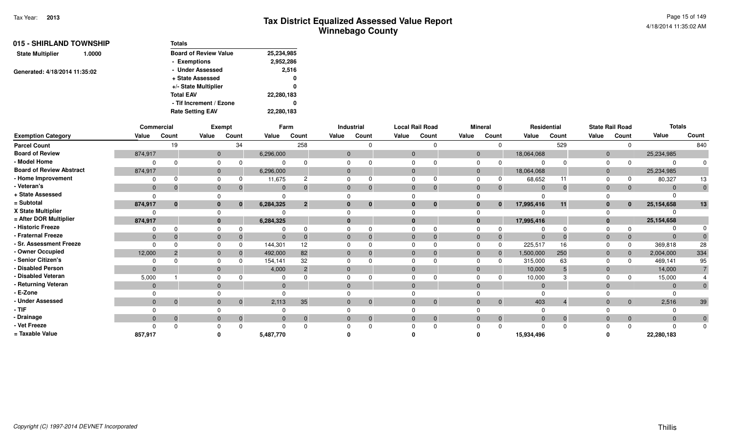# Tax District Equalized Assessed Value Report
## Winnebago County

Tax Year: 2013

### 015 - SHIRLAND TOWNSHIP

State Multiplier 1.0000

Generated: 4/18/2014 11:35:02

| Totals | |
|---|---|
| Board of Review Value | 25,234,985 |
| - Exemptions | 2,952,286 |
| - Under Assessed | 2,516 |
| + State Assessed | 0 |
| +/- State Multiplier | 0 |
| Total EAV | 22,280,183 |
| - Tif Increment / Ezone | 0 |
| Rate Setting EAV | 22,280,183 |

| | Commercial | | Exempt | | Farm | | Industrial | | Local Rail Road | | Mineral | | Residential | | State Rail Road | | Totals | |
|---|---|---|---|---|---|---|---|---|---|---|---|---|---|---|---|---|---|---|
| Exemption Category | Value | Count | Value | Count | Value | Count | Value | Count | Value | Count | Value | Count | Value | Count | Value | Count | Value | Count |
| Parcel Count | | 19 | | 34 | | 258 | | 0 | | 0 | | 0 | | 529 | | 0 | | 840 |
| Board of Review | 874,917 | | 0 | | 6,296,000 | | 0 | | 0 | | 0 | | 18,064,068 | | 0 | | 25,234,985 | |
| - Model Home | 0 | 0 | 0 | 0 | 0 | 0 | 0 | 0 | 0 | 0 | 0 | 0 | 0 | 0 | 0 | 0 | 0 | 0 |
| Board of Review Abstract | 874,917 | | 0 | | 6,296,000 | | 0 | | 0 | | 0 | | 18,064,068 | | 0 | | 25,234,985 | |
| - Home Improvement | 0 | 0 | 0 | 0 | 11,675 | 2 | 0 | 0 | 0 | 0 | 0 | 0 | 68,652 | 11 | 0 | 0 | 80,327 | 13 |
| - Veteran's | 0 | 0 | 0 | 0 | 0 | 0 | 0 | 0 | 0 | 0 | 0 | 0 | 0 | 0 | 0 | 0 | 0 | 0 |
| + State Assessed | 0 | | 0 | | 0 | | 0 | | 0 | | 0 | | 0 | | 0 | | 0 | |
| = Subtotal | 874,917 | 0 | 0 | 0 | 6,284,325 | 2 | 0 | 0 | 0 | 0 | 0 | 0 | 17,995,416 | 11 | 0 | 0 | 25,154,658 | 13 |
| X State Multiplier | 0 | | 0 | | 0 | | 0 | | 0 | | 0 | | 0 | | 0 | | 0 | |
| = After DOR Multiplier | 874,917 | | 0 | | 6,284,325 | | 0 | | 0 | | 0 | | 17,995,416 | | 0 | | 25,154,658 | |
| - Historic Freeze | 0 | 0 | 0 | 0 | 0 | 0 | 0 | 0 | 0 | 0 | 0 | 0 | 0 | 0 | 0 | 0 | 0 | 0 |
| - Fraternal Freeze | 0 | 0 | 0 | 0 | 0 | 0 | 0 | 0 | 0 | 0 | 0 | 0 | 0 | 0 | 0 | 0 | 0 | 0 |
| - Sr. Assessment Freeze | 0 | 0 | 0 | 0 | 144,301 | 12 | 0 | 0 | 0 | 0 | 0 | 0 | 225,517 | 16 | 0 | 0 | 369,818 | 28 |
| - Owner Occupied | 12,000 | 2 | 0 | 0 | 492,000 | 82 | 0 | 0 | 0 | 0 | 0 | 0 | 1,500,000 | 250 | 0 | 0 | 2,004,000 | 334 |
| - Senior Citizen's | 0 | 0 | 0 | 0 | 154,141 | 32 | 0 | 0 | 0 | 0 | 0 | 0 | 315,000 | 63 | 0 | 0 | 469,141 | 95 |
| - Disabled Person | 0 | | 0 | | 4,000 | 2 | 0 | | 0 | | 0 | | 10,000 | 5 | 0 | | 14,000 | 7 |
| - Disabled Veteran | 5,000 | 1 | 0 | 0 | 0 | 0 | 0 | 0 | 0 | 0 | 0 | 0 | 10,000 | 3 | 0 | 0 | 15,000 | 4 |
| - Returning Veteran | 0 | | 0 | | 0 | | 0 | | 0 | | 0 | | 0 | | 0 | | 0 | 0 |
| - E-Zone | 0 | | 0 | | 0 | | 0 | | 0 | | 0 | | 0 | | 0 | | 0 | |
| - Under Assessed | 0 | 0 | 0 | 0 | 2,113 | 35 | 0 | 0 | 0 | 0 | 0 | 0 | 403 | 4 | 0 | 0 | 2,516 | 39 |
| - TIF | 0 | | 0 | | 0 | | 0 | | 0 | | 0 | | 0 | | 0 | | 0 | |
| - Drainage | 0 | 0 | 0 | 0 | 0 | 0 | 0 | 0 | 0 | 0 | 0 | 0 | 0 | 0 | 0 | 0 | 0 | 0 |
| - Vet Freeze | 0 | 0 | 0 | 0 | 0 | 0 | 0 | 0 | 0 | 0 | 0 | 0 | 0 | 0 | 0 | 0 | 0 | 0 |
| = Taxable Value | 857,917 | | 0 | | 5,487,770 | | 0 | | 0 | | 0 | | 15,934,496 | | 0 | | 22,280,183 | |

Copyright (C) 1997-2014 DEVNET Incorporated

Thillis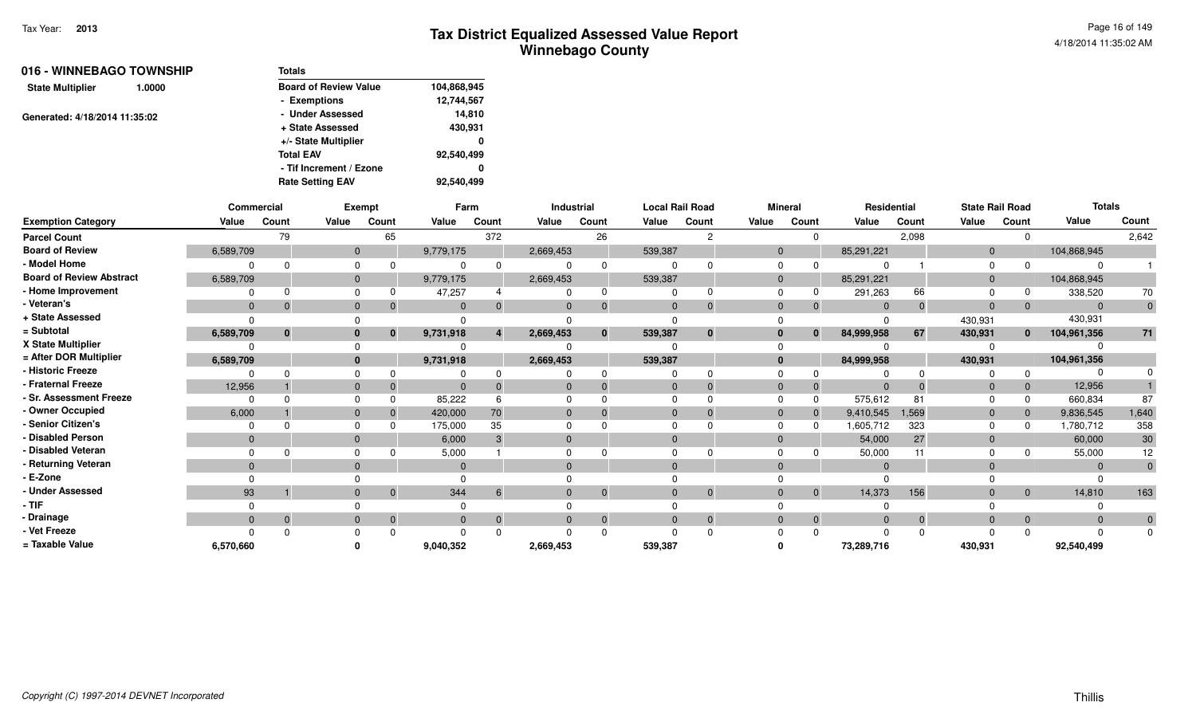# Tax District Equalized Assessed Value Report
## Winnebago County

Tax Year: **2013**

4/18/2014 11:35:02 AM

**016 - WINNEBAGO TOWNSHIP**

**State Multiplier** 1.0000

Generated: 4/18/2014 11:35:02

| Totals | |
|---|---|
| Board of Review Value | 104,868,945 |
| - Exemptions | 12,744,567 |
| - Under Assessed | 14,810 |
| + State Assessed | 430,931 |
| +/- State Multiplier | 0 |
| Total EAV | 92,540,499 |
| - Tif Increment / Ezone | 0 |
| Rate Setting EAV | 92,540,499 |

| | Commercial | | Exempt | | Farm | | Industrial | | Local Rail Road | | Mineral | | Residential | | State Rail Road | | Totals | |
|---|---|---|---|---|---|---|---|---|---|---|---|---|---|---|---|---|---|---|
| Exemption Category | Value | Count | Value | Count | Value | Count | Value | Count | Value | Count | Value | Count | Value | Count | Value | Count | Value | Count |
| Parcel Count | | 79 | | 65 | | 372 | | 26 | | 2 | | 0 | | 2,098 | | 0 | | 2,642 |
| Board of Review | 6,589,709 | | 0 | | 9,779,175 | | 2,669,453 | | 539,387 | | 0 | | 85,291,221 | | 0 | | 104,868,945 | |
| - Model Home | 0 | 0 | 0 | 0 | 0 | 0 | 0 | 0 | 0 | 0 | 0 | 0 | 0 | 1 | 0 | 0 | 0 | 1 |
| Board of Review Abstract | 6,589,709 | | 0 | | 9,779,175 | | 2,669,453 | | 539,387 | | 0 | | 85,291,221 | | 0 | | 104,868,945 | |
| - Home Improvement | 0 | 0 | 0 | 0 | 47,257 | 4 | 0 | 0 | 0 | 0 | 0 | 0 | 291,263 | 66 | 0 | 0 | 338,520 | 70 |
| - Veteran's | 0 | 0 | 0 | 0 | 0 | 0 | 0 | 0 | 0 | 0 | 0 | 0 | 0 | 0 | 0 | 0 | 0 | 0 |
| + State Assessed | 0 | | 0 | | 0 | | 0 | | 0 | | 0 | | 0 | | 430,931 | | 430,931 | |
| = Subtotal | 6,589,709 | 0 | 0 | 0 | 9,731,918 | 4 | 2,669,453 | 0 | 539,387 | 0 | 0 | 0 | 84,999,958 | 67 | 430,931 | 0 | 104,961,356 | 71 |
| X State Multiplier | 0 | | 0 | | 0 | | 0 | | 0 | | 0 | | 0 | | 0 | | 0 | |
| = After DOR Multiplier | 6,589,709 | | 0 | | 9,731,918 | | 2,669,453 | | 539,387 | | 0 | | 84,999,958 | | 430,931 | | 104,961,356 | |
| - Historic Freeze | 0 | 0 | 0 | 0 | 0 | 0 | 0 | 0 | 0 | 0 | 0 | 0 | 0 | 0 | 0 | 0 | 0 | 0 |
| - Fraternal Freeze | 12,956 | 1 | 0 | 0 | 0 | 0 | 0 | 0 | 0 | 0 | 0 | 0 | 0 | 0 | 0 | 0 | 12,956 | 1 |
| - Sr. Assessment Freeze | 0 | 0 | 0 | 0 | 85,222 | 6 | 0 | 0 | 0 | 0 | 0 | 0 | 575,612 | 81 | 0 | 0 | 660,834 | 87 |
| - Owner Occupied | 6,000 | 1 | 0 | 0 | 420,000 | 70 | 0 | 0 | 0 | 0 | 0 | 0 | 9,410,545 | 1,569 | 0 | 0 | 9,836,545 | 1,640 |
| - Senior Citizen's | 0 | 0 | 0 | 0 | 175,000 | 35 | 0 | 0 | 0 | 0 | 0 | 0 | 1,605,712 | 323 | 0 | 0 | 1,780,712 | 358 |
| - Disabled Person | 0 | | 0 | | 6,000 | 3 | 0 | | 0 | | 0 | | 54,000 | 27 | 0 | | 60,000 | 30 |
| - Disabled Veteran | 0 | 0 | 0 | 0 | 5,000 | 1 | 0 | 0 | 0 | 0 | 0 | 0 | 50,000 | 11 | 0 | 0 | 55,000 | 12 |
| - Returning Veteran | 0 | | 0 | | 0 | | 0 | | 0 | | 0 | | 0 | | 0 | | 0 | 0 |
| - E-Zone | 0 | | 0 | | 0 | | 0 | | 0 | | 0 | | 0 | | 0 | | 0 | |
| - Under Assessed | 93 | 1 | 0 | 0 | 344 | 6 | 0 | 0 | 0 | 0 | 0 | 0 | 14,373 | 156 | 0 | 0 | 14,810 | 163 |
| - TIF | 0 | | 0 | | 0 | | 0 | | 0 | | 0 | | 0 | | 0 | | 0 | |
| - Drainage | 0 | 0 | 0 | 0 | 0 | 0 | 0 | 0 | 0 | 0 | 0 | 0 | 0 | 0 | 0 | 0 | 0 | 0 |
| - Vet Freeze | 0 | 0 | 0 | 0 | 0 | 0 | 0 | 0 | 0 | 0 | 0 | 0 | 0 | 0 | 0 | 0 | 0 | 0 |
| = Taxable Value | 6,570,660 | | 0 | | 9,040,352 | | 2,669,453 | | 539,387 | | 0 | | 73,289,716 | | 430,931 | | 92,540,499 | |

Copyright (C) 1997-2014 DEVNET Incorporated

Thillis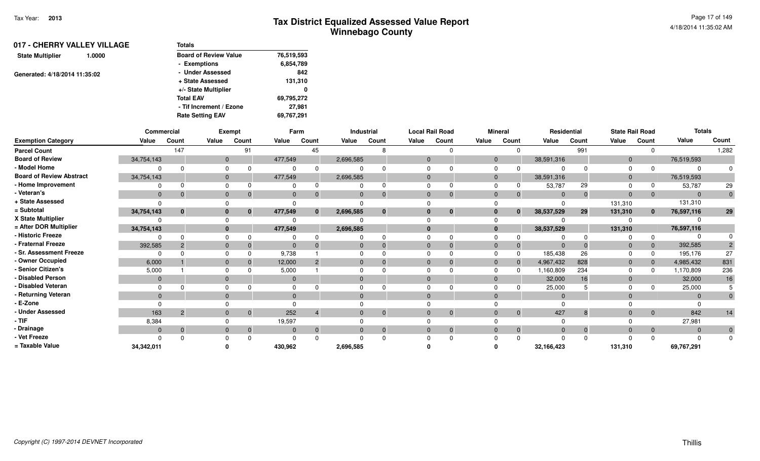# Tax District Equalized Assessed Value Report
## Winnebago County

Tax Year: 2013

### 017 - CHERRY VALLEY VILLAGE

State Multiplier 1.0000

Generated: 4/18/2014 11:35:02

| Totals | |
|---|---|
| Board of Review Value | 76,519,593 |
| - Exemptions | 6,854,789 |
| - Under Assessed | 842 |
| + State Assessed | 131,310 |
| +/- State Multiplier | 0 |
| Total EAV | 69,795,272 |
| - Tif Increment / Ezone | 27,981 |
| Rate Setting EAV | 69,767,291 |

| | Commercial | | Exempt | | Farm | | Industrial | | Local Rail Road | | Mineral | | Residential | | State Rail Road | | Totals | |
|---|---|---|---|---|---|---|---|---|---|---|---|---|---|---|---|---|---|---|
| Exemption Category | Value | Count | Value | Count | Value | Count | Value | Count | Value | Count | Value | Count | Value | Count | Value | Count | Value | Count |
| Parcel Count | | 147 | | 91 | | 45 | | 8 | | 0 | | 0 | | 991 | | 0 | | 1,282 |
| Board of Review | 34,754,143 | | 0 | | 477,549 | | 2,696,585 | | 0 | | 0 | | 38,591,316 | | 0 | | 76,519,593 | |
| - Model Home | 0 | 0 | 0 | 0 | 0 | 0 | 0 | 0 | 0 | 0 | 0 | 0 | 0 | 0 | 0 | 0 | 0 | 0 |
| Board of Review Abstract | 34,754,143 | | 0 | | 477,549 | | 2,696,585 | | 0 | | 0 | | 38,591,316 | | 0 | | 76,519,593 | |
| - Home Improvement | 0 | 0 | 0 | 0 | 0 | 0 | 0 | 0 | 0 | 0 | 0 | 0 | 53,787 | 29 | 0 | 0 | 53,787 | 29 |
| - Veteran's | 0 | 0 | 0 | 0 | 0 | 0 | 0 | 0 | 0 | 0 | 0 | 0 | 0 | 0 | 0 | 0 | 0 | 0 |
| + State Assessed | 0 | | 0 | | 0 | | 0 | | 0 | | 0 | | 0 | | 131,310 | | 131,310 | |
| = Subtotal | 34,754,143 | 0 | 0 | 0 | 477,549 | 0 | 2,696,585 | 0 | 0 | 0 | 0 | 0 | 38,537,529 | 29 | 131,310 | 0 | 76,597,116 | 29 |
| X State Multiplier | 0 | | 0 | | 0 | | 0 | | 0 | | 0 | | 0 | | 0 | | 0 | |
| = After DOR Multiplier | 34,754,143 | | 0 | | 477,549 | | 2,696,585 | | 0 | | 0 | | 38,537,529 | | 131,310 | | 76,597,116 | |
| - Historic Freeze | 0 | 0 | 0 | 0 | 0 | 0 | 0 | 0 | 0 | 0 | 0 | 0 | 0 | 0 | 0 | 0 | 0 | 0 |
| - Fraternal Freeze | 392,585 | 2 | 0 | 0 | 0 | 0 | 0 | 0 | 0 | 0 | 0 | 0 | 0 | 0 | 0 | 0 | 392,585 | 2 |
| - Sr. Assessment Freeze | 0 | 0 | 0 | 0 | 9,738 | 1 | 0 | 0 | 0 | 0 | 0 | 0 | 185,438 | 26 | 0 | 0 | 195,176 | 27 |
| - Owner Occupied | 6,000 | 1 | 0 | 0 | 12,000 | 2 | 0 | 0 | 0 | 0 | 0 | 0 | 4,967,432 | 828 | 0 | 0 | 4,985,432 | 831 |
| - Senior Citizen's | 5,000 | 1 | 0 | 0 | 5,000 | 1 | 0 | 0 | 0 | 0 | 0 | 0 | 1,160,809 | 234 | 0 | 0 | 1,170,809 | 236 |
| - Disabled Person | 0 | | 0 | | 0 | | 0 | | 0 | | 0 | | 32,000 | 16 | 0 | | 32,000 | 16 |
| - Disabled Veteran | 0 | 0 | 0 | 0 | 0 | 0 | 0 | 0 | 0 | 0 | 0 | 0 | 25,000 | 5 | 0 | 0 | 25,000 | 5 |
| - Returning Veteran | 0 | | 0 | | 0 | | 0 | | 0 | | 0 | | 0 | | 0 | | 0 | 0 |
| - E-Zone | 0 | | 0 | | 0 | | 0 | | 0 | | 0 | | 0 | | 0 | | 0 | |
| - Under Assessed | 163 | 2 | 0 | 0 | 252 | 4 | 0 | 0 | 0 | 0 | 0 | 0 | 427 | 8 | 0 | 0 | 842 | 14 |
| - TIF | 8,384 | | 0 | | 19,597 | | 0 | | 0 | | 0 | | 0 | | 0 | | 27,981 | |
| - Drainage | 0 | 0 | 0 | 0 | 0 | 0 | 0 | 0 | 0 | 0 | 0 | 0 | 0 | 0 | 0 | 0 | 0 | 0 |
| - Vet Freeze | 0 | 0 | 0 | 0 | 0 | 0 | 0 | 0 | 0 | 0 | 0 | 0 | 0 | 0 | 0 | 0 | 0 | 0 |
| = Taxable Value | 34,342,011 | | 0 | | 430,962 | | 2,696,585 | | 0 | | 0 | | 32,166,423 | | 131,310 | | 69,767,291 | |

Copyright (C) 1997-2014 DEVNET Incorporated

Thillis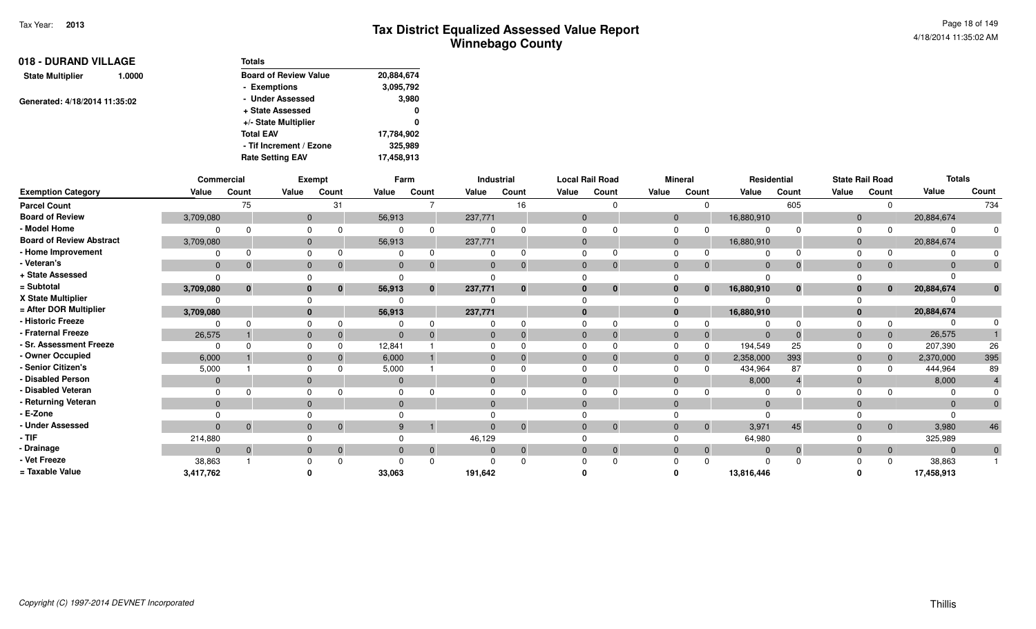# Tax District Equalized Assessed Value Report
## Winnebago County

Tax Year: 2013

## 018 - DURAND VILLAGE

**State Multiplier** 1.0000

Generated: 4/18/2014 11:35:02

| Totals | |
|---|---|
| Board of Review Value | 20,884,674 |
| - Exemptions | 3,095,792 |
| - Under Assessed | 3,980 |
| + State Assessed | 0 |
| +/- State Multiplier | 0 |
| Total EAV | 17,784,902 |
| - Tif Increment / Ezone | 325,989 |
| Rate Setting EAV | 17,458,913 |

| | Commercial | | Exempt | | Farm | | Industrial | | Local Rail Road | | Mineral | | Residential | | State Rail Road | | Totals | |
|---|---|---|---|---|---|---|---|---|---|---|---|---|---|---|---|---|---|---|
| Exemption Category | Value | Count | Value | Count | Value | Count | Value | Count | Value | Count | Value | Count | Value | Count | Value | Count | Value | Count |
| Parcel Count | | 75 | | 31 | | 7 | | 16 | | 0 | | 0 | | 605 | | 0 | | 734 |
| Board of Review | 3,709,080 | | 0 | | 56,913 | | 237,771 | | 0 | | 0 | | 16,880,910 | | 0 | | 20,884,674 | |
| - Model Home | 0 | 0 | 0 | 0 | 0 | 0 | 0 | 0 | 0 | 0 | 0 | 0 | 0 | 0 | 0 | 0 | 0 | 0 |
| Board of Review Abstract | 3,709,080 | | 0 | | 56,913 | | 237,771 | | 0 | | 0 | | 16,880,910 | | 0 | | 20,884,674 | |
| - Home Improvement | 0 | 0 | 0 | 0 | 0 | 0 | 0 | 0 | 0 | 0 | 0 | 0 | 0 | 0 | 0 | 0 | 0 | 0 |
| - Veteran's | 0 | 0 | 0 | 0 | 0 | 0 | 0 | 0 | 0 | 0 | 0 | 0 | 0 | 0 | 0 | 0 | 0 | 0 |
| + State Assessed | 0 | | 0 | | 0 | | 0 | | 0 | | 0 | | 0 | | 0 | | 0 | |
| = Subtotal | 3,709,080 | 0 | 0 | 0 | 56,913 | 0 | 237,771 | 0 | 0 | 0 | 0 | 0 | 16,880,910 | 0 | 0 | 0 | 20,884,674 | 0 |
| X State Multiplier | 0 | | 0 | | 0 | | 0 | | 0 | | 0 | | 0 | | 0 | | 0 | |
| = After DOR Multiplier | 3,709,080 | | 0 | | 56,913 | | 237,771 | | 0 | | 0 | | 16,880,910 | | 0 | | 20,884,674 | |
| - Historic Freeze | 0 | 0 | 0 | 0 | 0 | 0 | 0 | 0 | 0 | 0 | 0 | 0 | 0 | 0 | 0 | 0 | 0 | 0 |
| - Fraternal Freeze | 26,575 | 1 | 0 | 0 | 0 | 0 | 0 | 0 | 0 | 0 | 0 | 0 | 0 | 0 | 0 | 0 | 26,575 | 1 |
| - Sr. Assessment Freeze | 0 | 0 | 0 | 0 | 12,841 | 1 | 0 | 0 | 0 | 0 | 0 | 0 | 194,549 | 25 | 0 | 0 | 207,390 | 26 |
| - Owner Occupied | 6,000 | 1 | 0 | 0 | 6,000 | 1 | 0 | 0 | 0 | 0 | 0 | 0 | 2,358,000 | 393 | 0 | 0 | 2,370,000 | 395 |
| - Senior Citizen's | 5,000 | 1 | 0 | 0 | 5,000 | 1 | 0 | 0 | 0 | 0 | 0 | 0 | 434,964 | 87 | 0 | 0 | 444,964 | 89 |
| - Disabled Person | 0 | | 0 | | 0 | | 0 | | 0 | | 0 | | 8,000 | 4 | 0 | | 8,000 | 4 |
| - Disabled Veteran | 0 | 0 | 0 | 0 | 0 | 0 | 0 | 0 | 0 | 0 | 0 | 0 | 0 | 0 | 0 | 0 | 0 | 0 |
| - Returning Veteran | 0 | | 0 | | 0 | | 0 | | 0 | | 0 | | 0 | | 0 | | 0 | 0 |
| - E-Zone | 0 | | 0 | | 0 | | 0 | | 0 | | 0 | | 0 | | 0 | | 0 | |
| - Under Assessed | 0 | 0 | 0 | 0 | 9 | 1 | 0 | 0 | 0 | 0 | 0 | 0 | 3,971 | 45 | 0 | 0 | 3,980 | 46 |
| - TIF | 214,880 | | 0 | | 0 | | 46,129 | | 0 | | 0 | | 64,980 | | 0 | | 325,989 | |
| - Drainage | 0 | 0 | 0 | 0 | 0 | 0 | 0 | 0 | 0 | 0 | 0 | 0 | 0 | 0 | 0 | 0 | 0 | 0 |
| - Vet Freeze | 38,863 | 1 | 0 | 0 | 0 | 0 | 0 | 0 | 0 | 0 | 0 | 0 | 0 | 0 | 0 | 0 | 38,863 | 1 |
| = Taxable Value | 3,417,762 | | 0 | | 33,063 | | 191,642 | | 0 | | 0 | | 13,816,446 | | 0 | | 17,458,913 | |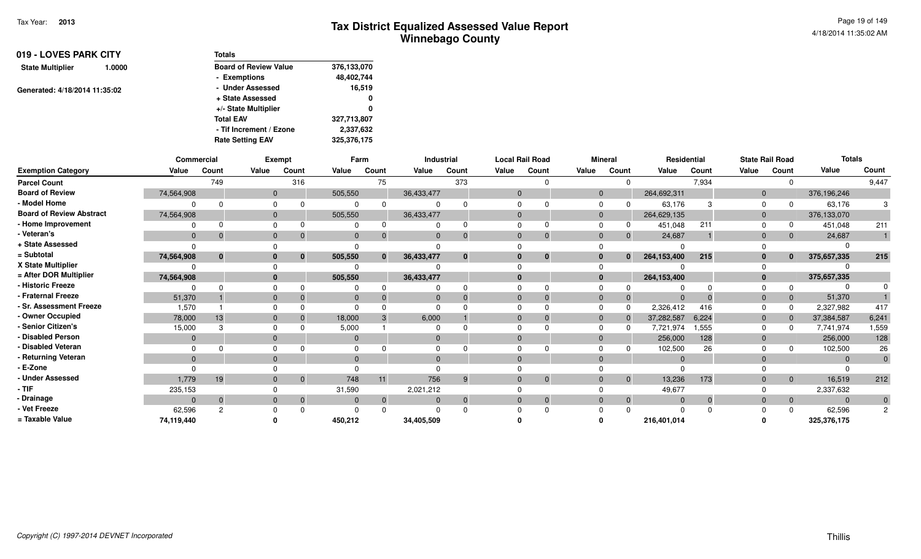# Tax District Equalized Assessed Value Report
## Winnebago County

Tax Year: 2013

**019 - LOVES PARK CITY**

State Multiplier 1.0000

Generated: 4/18/2014 11:35:02

| Totals | |
|---|---|
| Board of Review Value | 376,133,070 |
| - Exemptions | 48,402,744 |
| - Under Assessed | 16,519 |
| + State Assessed | 0 |
| +/- State Multiplier | 0 |
| Total EAV | 327,713,807 |
| - Tif Increment / Ezone | 2,337,632 |
| Rate Setting EAV | 325,376,175 |

| | Commercial | | Exempt | | Farm | | Industrial | | Local Rail Road | | Mineral | | Residential | | State Rail Road | | Totals | |
|---|---|---|---|---|---|---|---|---|---|---|---|---|---|---|---|---|---|---|
| Exemption Category | Value | Count | Value | Count | Value | Count | Value | Count | Value | Count | Value | Count | Value | Count | Value | Count | Value | Count |
| Parcel Count | | 749 | | 316 | | 75 | | 373 | | 0 | | 0 | | 7,934 | | 0 | | 9,447 |
| Board of Review | 74,564,908 | | 0 | | 505,550 | | 36,433,477 | | 0 | | 0 | | 264,692,311 | | 0 | | 376,196,246 | |
| - Model Home | 0 | 0 | 0 | 0 | 0 | 0 | 0 | 0 | 0 | 0 | 0 | 0 | 63,176 | 3 | 0 | 0 | 63,176 | 3 |
| Board of Review Abstract | 74,564,908 | | 0 | | 505,550 | | 36,433,477 | | 0 | | 0 | | 264,629,135 | | 0 | | 376,133,070 | |
| - Home Improvement | 0 | 0 | 0 | 0 | 0 | 0 | 0 | 0 | 0 | 0 | 0 | 0 | 451,048 | 211 | 0 | 0 | 451,048 | 211 |
| - Veteran's | 0 | 0 | 0 | 0 | 0 | 0 | 0 | 0 | 0 | 0 | 0 | 0 | 24,687 | 1 | 0 | 0 | 24,687 | 1 |
| + State Assessed | 0 | | 0 | | 0 | | 0 | | 0 | | 0 | | 0 | | 0 | | 0 | |
| = Subtotal | **74,564,908** | **0** | **0** | **0** | **505,550** | **0** | **36,433,477** | **0** | **0** | **0** | **0** | **0** | **264,153,400** | **215** | **0** | **0** | **375,657,335** | **215** |
| X State Multiplier | 0 | | 0 | | 0 | | 0 | | 0 | | 0 | | 0 | | 0 | | 0 | |
| = After DOR Multiplier | **74,564,908** | | **0** | | **505,550** | | **36,433,477** | | **0** | | **0** | | **264,153,400** | | **0** | | **375,657,335** | |
| - Historic Freeze | 0 | 0 | 0 | 0 | 0 | 0 | 0 | 0 | 0 | 0 | 0 | 0 | 0 | 0 | 0 | 0 | 0 | 0 |
| - Fraternal Freeze | 51,370 | 1 | 0 | 0 | 0 | 0 | 0 | 0 | 0 | 0 | 0 | 0 | 0 | 0 | 0 | 0 | 51,370 | 1 |
| - Sr. Assessment Freeze | 1,570 | 1 | 0 | 0 | 0 | 0 | 0 | 0 | 0 | 0 | 0 | 0 | 2,326,412 | 416 | 0 | 0 | 2,327,982 | 417 |
| - Owner Occupied | 78,000 | 13 | 0 | 0 | 18,000 | 3 | 6,000 | 1 | 0 | 0 | 0 | 0 | 37,282,587 | 6,224 | 0 | 0 | 37,384,587 | 6,241 |
| - Senior Citizen's | 15,000 | 3 | 0 | 0 | 5,000 | 1 | 0 | 0 | 0 | 0 | 0 | 0 | 7,721,974 | 1,555 | 0 | 0 | 7,741,974 | 1,559 |
| - Disabled Person | 0 | | 0 | | 0 | | 0 | | 0 | | 0 | | 256,000 | 128 | 0 | | 256,000 | 128 |
| - Disabled Veteran | 0 | 0 | 0 | 0 | 0 | 0 | 0 | 0 | 0 | 0 | 0 | 0 | 102,500 | 26 | 0 | 0 | 102,500 | 26 |
| - Returning Veteran | 0 | | 0 | | 0 | | 0 | | 0 | | 0 | | 0 | | 0 | | 0 | 0 |
| - E-Zone | 0 | | 0 | | 0 | | 0 | | 0 | | 0 | | 0 | | 0 | | 0 | |
| - Under Assessed | 1,779 | 19 | 0 | 0 | 748 | 11 | 756 | 9 | 0 | 0 | 0 | 0 | 13,236 | 173 | 0 | 0 | 16,519 | 212 |
| - TIF | 235,153 | | 0 | | 31,590 | | 2,021,212 | | 0 | | 0 | | 49,677 | | 0 | | 2,337,632 | |
| - Drainage | 0 | 0 | 0 | 0 | 0 | 0 | 0 | 0 | 0 | 0 | 0 | 0 | 0 | 0 | 0 | 0 | 0 | 0 |
| - Vet Freeze | 62,596 | 2 | 0 | 0 | 0 | 0 | 0 | 0 | 0 | 0 | 0 | 0 | 0 | 0 | 0 | 0 | 62,596 | 2 |
| = Taxable Value | **74,119,440** | | **0** | | **450,212** | | **34,405,509** | | **0** | | **0** | | **216,401,014** | | **0** | | **325,376,175** | |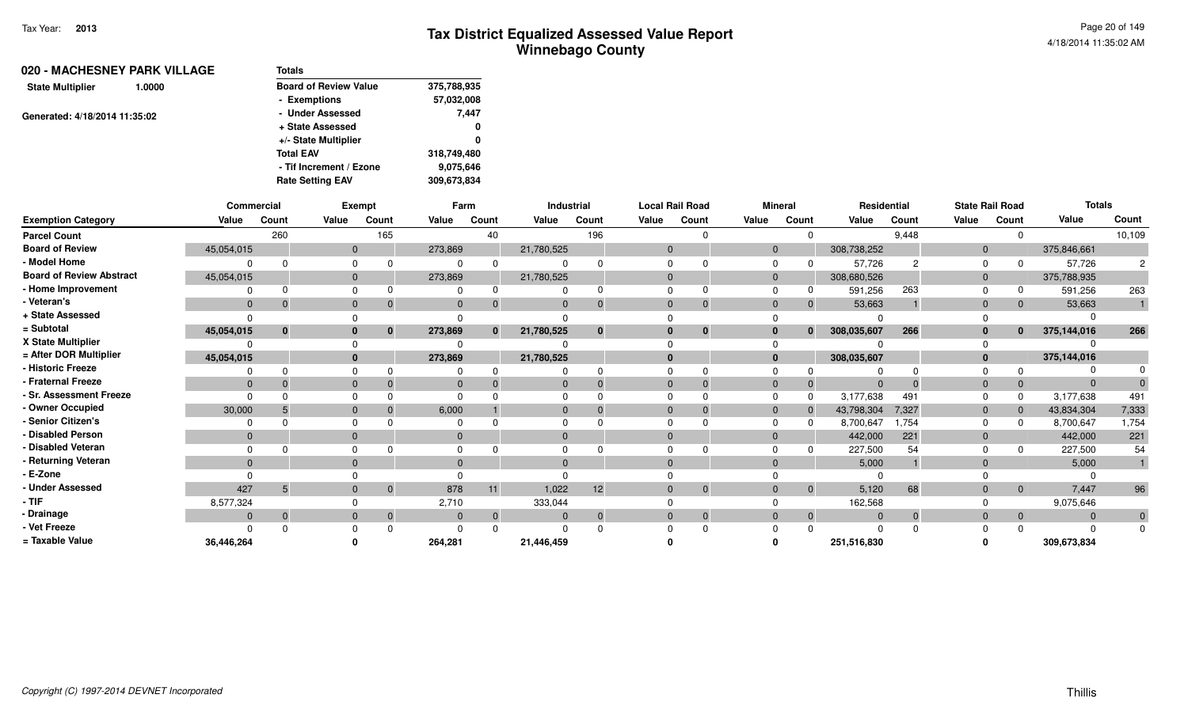# Tax District Equalized Assessed Value Report
## Winnebago County

Tax Year: 2013

### 020 - MACHESNEY PARK VILLAGE

**State Multiplier** 1.0000

Generated: 4/18/2014 11:35:02

| Totals | |
|---|---|
| Board of Review Value | 375,788,935 |
| - Exemptions | 57,032,008 |
| - Under Assessed | 7,447 |
| + State Assessed | 0 |
| +/- State Multiplier | 0 |
| Total EAV | 318,749,480 |
| - Tif Increment / Ezone | 9,075,646 |
| Rate Setting EAV | 309,673,834 |

| | Commercial | | Exempt | | Farm | | Industrial | | Local Rail Road | | Mineral | | Residential | | State Rail Road | | Totals | |
|---|---|---|---|---|---|---|---|---|---|---|---|---|---|---|---|---|---|---|
| Exemption Category | Value | Count | Value | Count | Value | Count | Value | Count | Value | Count | Value | Count | Value | Count | Value | Count | Value | Count |
| Parcel Count | | 260 | | 165 | | 40 | | 196 | | 0 | | 0 | | 9,448 | | 0 | | 10,109 |
| Board of Review | 45,054,015 | | 0 | | 273,869 | | 21,780,525 | | 0 | | 0 | | 308,738,252 | | 0 | | 375,846,661 | |
| - Model Home | 0 | 0 | 0 | 0 | 0 | 0 | 0 | 0 | 0 | 0 | 0 | 0 | 57,726 | 2 | 0 | 0 | 57,726 | 2 |
| Board of Review Abstract | 45,054,015 | | 0 | | 273,869 | | 21,780,525 | | 0 | | 0 | | 308,680,526 | | 0 | | 375,788,935 | |
| - Home Improvement | 0 | 0 | 0 | 0 | 0 | 0 | 0 | 0 | 0 | 0 | 0 | 0 | 591,256 | 263 | 0 | 0 | 591,256 | 263 |
| - Veteran's | 0 | 0 | 0 | 0 | 0 | 0 | 0 | 0 | 0 | 0 | 0 | 0 | 53,663 | 1 | 0 | 0 | 53,663 | 1 |
| + State Assessed | 0 | | 0 | | 0 | | 0 | | 0 | | 0 | | | | 0 | | 0 | |
| = Subtotal | **45,054,015** | **0** | **0** | **0** | **273,869** | **0** | **21,780,525** | **0** | **0** | **0** | **0** | **0** | **308,035,607** | **266** | **0** | **0** | **375,144,016** | **266** |
| X State Multiplier | 0 | | 0 | | 0 | | 0 | | 0 | | 0 | | 0 | | 0 | | 0 | |
| = After DOR Multiplier | **45,054,015** | | **0** | | **273,869** | | **21,780,525** | | **0** | | **0** | | **308,035,607** | | **0** | | **375,144,016** | |
| - Historic Freeze | 0 | 0 | 0 | 0 | 0 | 0 | 0 | 0 | 0 | 0 | 0 | 0 | 0 | 0 | 0 | 0 | 0 | 0 |
| - Fraternal Freeze | 0 | 0 | 0 | 0 | 0 | 0 | 0 | 0 | 0 | 0 | 0 | 0 | 0 | 0 | 0 | 0 | 0 | 0 |
| - Sr. Assessment Freeze | 0 | 0 | 0 | 0 | 0 | 0 | 0 | 0 | 0 | 0 | 0 | 0 | 3,177,638 | 491 | 0 | 0 | 3,177,638 | 491 |
| - Owner Occupied | 30,000 | 5 | 0 | 0 | 6,000 | 1 | 0 | 0 | 0 | 0 | 0 | 0 | 43,798,304 | 7,327 | 0 | 0 | 43,834,304 | 7,333 |
| - Senior Citizen's | 0 | 0 | 0 | 0 | 0 | 0 | 0 | 0 | 0 | 0 | 0 | 0 | 8,700,647 | 1,754 | 0 | 0 | 8,700,647 | 1,754 |
| - Disabled Person | 0 | | 0 | | 0 | | 0 | | 0 | | 0 | | 442,000 | 221 | 0 | | 442,000 | 221 |
| - Disabled Veteran | 0 | 0 | 0 | 0 | 0 | 0 | 0 | 0 | 0 | 0 | 0 | 0 | 227,500 | 54 | 0 | 0 | 227,500 | 54 |
| - Returning Veteran | 0 | | 0 | | 0 | | 0 | | 0 | | 0 | | 5,000 | 1 | 0 | | 5,000 | 1 |
| - E-Zone | 0 | | 0 | | 0 | | 0 | | 0 | | 0 | | 0 | | 0 | | 0 | |
| - Under Assessed | 427 | 5 | 0 | 0 | 878 | 11 | 1,022 | 12 | 0 | 0 | 0 | 0 | 5,120 | 68 | 0 | 0 | 7,447 | 96 |
| - TIF | 8,577,324 | | 0 | | 2,710 | | 333,044 | | 0 | | 0 | | 162,568 | | 0 | | 9,075,646 | |
| - Drainage | 0 | 0 | 0 | 0 | 0 | 0 | 0 | 0 | 0 | 0 | 0 | 0 | 0 | 0 | 0 | 0 | 0 | 0 |
| - Vet Freeze | 0 | 0 | 0 | 0 | 0 | 0 | 0 | 0 | 0 | 0 | 0 | 0 | 0 | 0 | 0 | 0 | 0 | 0 |
| = Taxable Value | **36,446,264** | | **0** | | **264,281** | | **21,446,459** | | **0** | | **0** | | **251,516,830** | | **0** | | **309,673,834** | |

Copyright (C) 1997-2014 DEVNET Incorporated

Thillis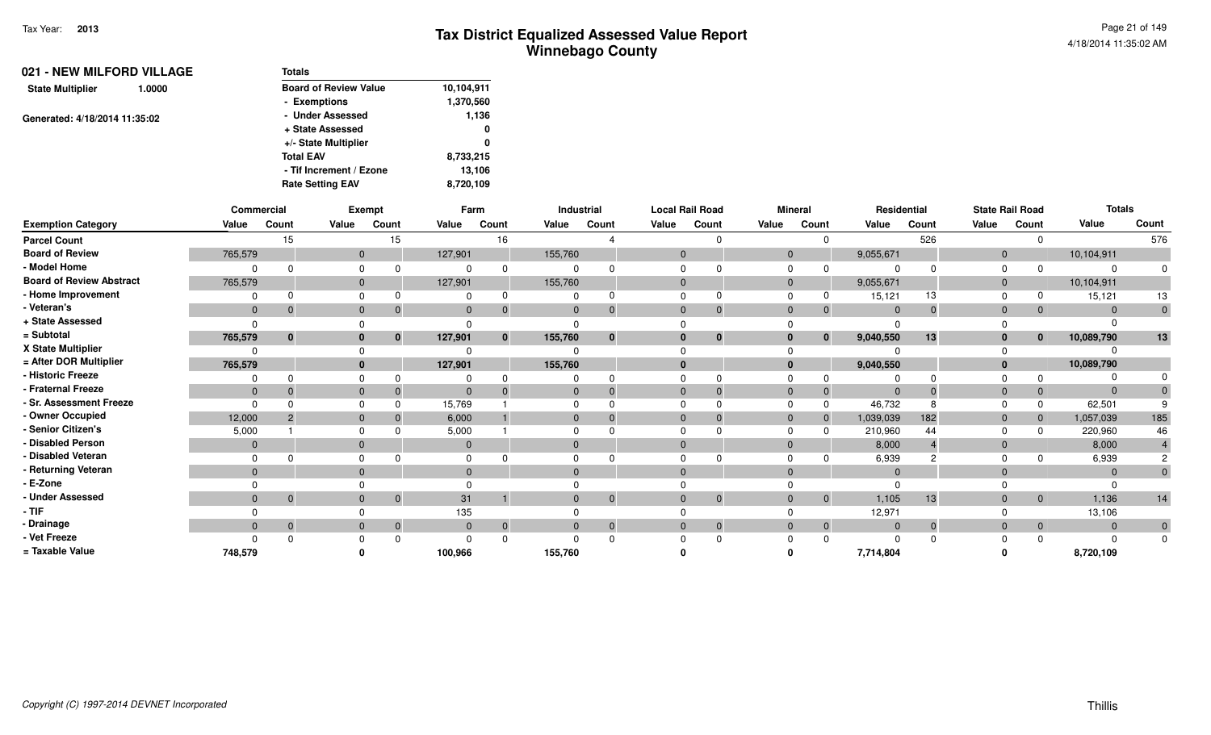# Tax District Equalized Assessed Value Report
## Winnebago County

Tax Year: **2013**

4/18/2014 11:35:02 AM

**021 - NEW MILFORD VILLAGE**

**State Multiplier** 1.0000

Generated: 4/18/2014 11:35:02

| Totals | |
|---|---|
| Board of Review Value | 10,104,911 |
| - Exemptions | 1,370,560 |
| - Under Assessed | 1,136 |
| + State Assessed | 0 |
| +/- State Multiplier | 0 |
| Total EAV | 8,733,215 |
| - Tif Increment / Ezone | 13,106 |
| Rate Setting EAV | 8,720,109 |

| | Commercial | | Exempt | | Farm | | Industrial | | Local Rail Road | | Mineral | | Residential | | State Rail Road | | Totals | |
|---|---|---|---|---|---|---|---|---|---|---|---|---|---|---|---|---|---|---|
| Exemption Category | Value | Count | Value | Count | Value | Count | Value | Count | Value | Count | Value | Count | Value | Count | Value | Count | Value | Count |
| Parcel Count | | 15 | | 15 | | 16 | | 4 | | 0 | | 0 | | 526 | | 0 | | 576 |
| Board of Review | 765,579 | | 0 | | 127,901 | | 155,760 | | 0 | | 0 | | 9,055,671 | | 0 | | 10,104,911 | |
| - Model Home | 0 | 0 | 0 | 0 | 0 | 0 | 0 | 0 | 0 | 0 | 0 | 0 | 0 | 0 | 0 | 0 | 0 | 0 |
| Board of Review Abstract | 765,579 | | 0 | | 127,901 | | 155,760 | | 0 | | 0 | | 9,055,671 | | 0 | | 10,104,911 | |
| - Home Improvement | 0 | 0 | 0 | 0 | 0 | 0 | 0 | 0 | 0 | 0 | 0 | 0 | 15,121 | 13 | 0 | 0 | 15,121 | 13 |
| - Veteran's | 0 | 0 | 0 | 0 | 0 | 0 | 0 | 0 | 0 | 0 | 0 | 0 | 0 | 0 | 0 | 0 | 0 | 0 |
| + State Assessed | 0 | | 0 | | 0 | | 0 | | 0 | | 0 | | 0 | | 0 | | 0 | |
| **= Subtotal** | **765,579** | **0** | **0** | **0** | **127,901** | **0** | **155,760** | **0** | **0** | **0** | **0** | **0** | **9,040,550** | **13** | **0** | **0** | **10,089,790** | **13** |
| X State Multiplier | 0 | | 0 | | 0 | | 0 | | 0 | | 0 | | 0 | | 0 | | 0 | |
| **= After DOR Multiplier** | **765,579** | | **0** | | **127,901** | | **155,760** | | **0** | | **0** | | **9,040,550** | | **0** | | **10,089,790** | |
| - Historic Freeze | 0 | 0 | 0 | 0 | 0 | 0 | 0 | 0 | 0 | 0 | 0 | 0 | 0 | 0 | 0 | 0 | 0 | 0 |
| - Fraternal Freeze | 0 | 0 | 0 | 0 | 0 | 0 | 0 | 0 | 0 | 0 | 0 | 0 | 0 | 0 | 0 | 0 | 0 | 0 |
| - Sr. Assessment Freeze | 0 | 0 | 0 | 0 | 15,769 | 1 | 0 | 0 | 0 | 0 | 0 | 0 | 46,732 | 8 | 0 | 0 | 62,501 | 9 |
| - Owner Occupied | 12,000 | 2 | 0 | 0 | 6,000 | 1 | 0 | 0 | 0 | 0 | 0 | 0 | 1,039,039 | 182 | 0 | 0 | 1,057,039 | 185 |
| - Senior Citizen's | 5,000 | 1 | 0 | 0 | 5,000 | 1 | 0 | 0 | 0 | 0 | 0 | 0 | 210,960 | 44 | 0 | 0 | 220,960 | 46 |
| - Disabled Person | 0 | | 0 | | 0 | | 0 | | 0 | | 0 | | 8,000 | 4 | 0 | | 8,000 | 4 |
| - Disabled Veteran | 0 | 0 | 0 | 0 | 0 | 0 | 0 | 0 | 0 | 0 | 0 | 0 | 6,939 | 2 | 0 | 0 | 6,939 | 2 |
| - Returning Veteran | 0 | | 0 | | 0 | | 0 | | 0 | | 0 | | 0 | | 0 | | 0 | 0 |
| - E-Zone | 0 | | 0 | | 0 | | 0 | | 0 | | 0 | | 0 | | 0 | | 0 | |
| - Under Assessed | 0 | 0 | 0 | 0 | 31 | 1 | 0 | 0 | 0 | 0 | 0 | 0 | 1,105 | 13 | 0 | 0 | 1,136 | 14 |
| - TIF | 0 | | 0 | | 135 | | 0 | | 0 | | 0 | | 12,971 | | 0 | | 13,106 | |
| - Drainage | 0 | 0 | 0 | 0 | 0 | 0 | 0 | 0 | 0 | 0 | 0 | 0 | 0 | 0 | 0 | 0 | 0 | 0 |
| - Vet Freeze | 0 | 0 | 0 | 0 | 0 | 0 | 0 | 0 | 0 | 0 | 0 | 0 | 0 | 0 | 0 | 0 | 0 | 0 |
| **= Taxable Value** | **748,579** | | **0** | | **100,966** | | **155,760** | | **0** | | **0** | | **7,714,804** | | **0** | | **8,720,109** | |

Copyright (C) 1997-2014 DEVNET Incorporated

Thillis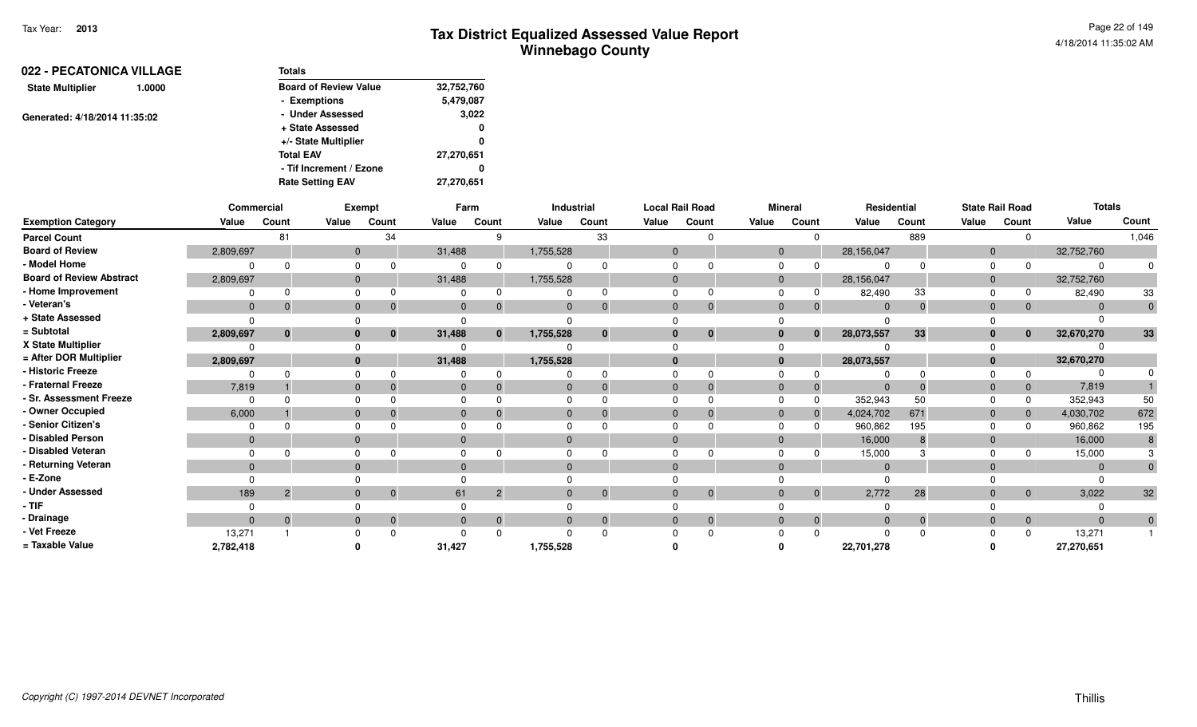# Tax District Equalized Assessed Value Report
## Winnebago County

Tax Year: 2013

4/18/2014 11:35:02 AM

**022 - PECATONICA VILLAGE**

**State Multiplier** 1.0000

Generated: 4/18/2014 11:35:02

| Totals | |
|---|---|
| Board of Review Value | 32,752,760 |
| - Exemptions | 5,479,087 |
| - Under Assessed | 3,022 |
| + State Assessed | 0 |
| +/- State Multiplier | 0 |
| Total EAV | 27,270,651 |
| - Tif Increment / Ezone | 0 |
| Rate Setting EAV | 27,270,651 |

| | Commercial | | Exempt | | Farm | | Industrial | | Local Rail Road | | Mineral | | Residential | | State Rail Road | | Totals | |
|---|---|---|---|---|---|---|---|---|---|---|---|---|---|---|---|---|---|---|
| Exemption Category | Value | Count | Value | Count | Value | Count | Value | Count | Value | Count | Value | Count | Value | Count | Value | Count | Value | Count |
| Parcel Count | | 81 | | 34 | | 9 | | 33 | | 0 | | 0 | | 889 | | 0 | | 1,046 |
| Board of Review | 2,809,697 | | 0 | | 31,488 | | 1,755,528 | | 0 | | 0 | | 28,156,047 | | 0 | | 32,752,760 | |
| - Model Home | 0 | 0 | 0 | 0 | 0 | 0 | 0 | 0 | 0 | 0 | 0 | 0 | 0 | 0 | 0 | 0 | 0 | 0 |
| Board of Review Abstract | 2,809,697 | | 0 | | 31,488 | | 1,755,528 | | 0 | | 0 | | 28,156,047 | | 0 | | 32,752,760 | |
| - Home Improvement | 0 | 0 | 0 | 0 | 0 | 0 | 0 | 0 | 0 | 0 | 0 | 0 | 82,490 | 33 | 0 | 0 | 82,490 | 33 |
| - Veteran's | 0 | 0 | 0 | 0 | 0 | 0 | 0 | 0 | 0 | 0 | 0 | 0 | 0 | 0 | 0 | 0 | 0 | 0 |
| + State Assessed | 0 | | 0 | | 0 | | 0 | | 0 | | 0 | | 0 | | 0 | | 0 | |
| = Subtotal | 2,809,697 | 0 | 0 | 0 | 31,488 | 0 | 1,755,528 | 0 | 0 | 0 | 0 | 0 | 28,073,557 | 33 | 0 | 0 | 32,670,270 | 33 |
| X State Multiplier | 0 | | 0 | | 0 | | 0 | | 0 | | 0 | | 0 | | 0 | | 0 | |
| = After DOR Multiplier | 2,809,697 | | 0 | | 31,488 | | 1,755,528 | | 0 | | 0 | | 28,073,557 | | 0 | | 32,670,270 | |
| - Historic Freeze | 0 | 0 | 0 | 0 | 0 | 0 | 0 | 0 | 0 | 0 | 0 | 0 | 0 | 0 | 0 | 0 | 0 | 0 |
| - Fraternal Freeze | 7,819 | 1 | 0 | 0 | 0 | 0 | 0 | 0 | 0 | 0 | 0 | 0 | 0 | 0 | 0 | 0 | 7,819 | 1 |
| - Sr. Assessment Freeze | 0 | 0 | 0 | 0 | 0 | 0 | 0 | 0 | 0 | 0 | 0 | 0 | 352,943 | 50 | 0 | 0 | 352,943 | 50 |
| - Owner Occupied | 6,000 | 1 | 0 | 0 | 0 | 0 | 0 | 0 | 0 | 0 | 0 | 0 | 4,024,702 | 671 | 0 | 0 | 4,030,702 | 672 |
| - Senior Citizen's | 0 | 0 | 0 | 0 | 0 | 0 | 0 | 0 | 0 | 0 | 0 | 0 | 960,862 | 195 | 0 | 0 | 960,862 | 195 |
| - Disabled Person | 0 | | 0 | | 0 | | 0 | | 0 | | 0 | | 16,000 | 8 | 0 | | 16,000 | 8 |
| - Disabled Veteran | 0 | 0 | 0 | 0 | 0 | 0 | 0 | 0 | 0 | 0 | 0 | 0 | 15,000 | 3 | 0 | 0 | 15,000 | 3 |
| - Returning Veteran | 0 | | 0 | | 0 | | 0 | | 0 | | 0 | | 0 | | 0 | | 0 | 0 |
| - E-Zone | 0 | | 0 | | 0 | | 0 | | 0 | | 0 | | 0 | | 0 | | 0 | |
| - Under Assessed | 189 | 2 | 0 | 0 | 61 | 2 | 0 | 0 | 0 | 0 | 0 | 0 | 2,772 | 28 | 0 | 0 | 3,022 | 32 |
| - TIF | 0 | | 0 | | 0 | | 0 | | 0 | | 0 | | 0 | | 0 | | 0 | |
| - Drainage | 0 | 0 | 0 | 0 | 0 | 0 | 0 | 0 | 0 | 0 | 0 | 0 | 0 | 0 | 0 | 0 | 0 | 0 |
| - Vet Freeze | 13,271 | 1 | 0 | 0 | 0 | 0 | 0 | 0 | 0 | 0 | 0 | 0 | 0 | 0 | 0 | 0 | 13,271 | 1 |
| = Taxable Value | 2,782,418 | | 0 | | 31,427 | | 1,755,528 | | 0 | | 0 | | 22,701,278 | | 0 | | 27,270,651 | |

Copyright (C) 1997-2014 DEVNET Incorporated

Thillis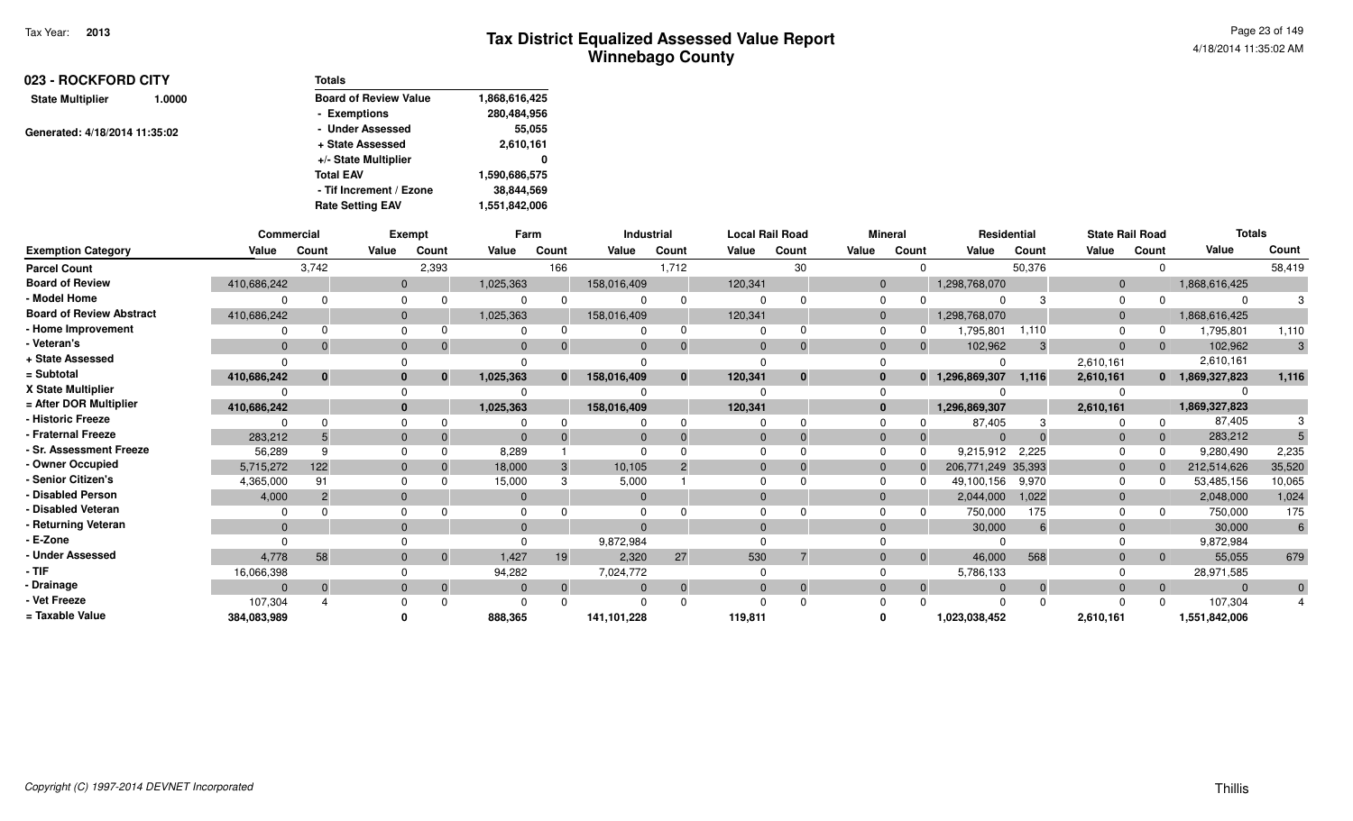# Tax District Equalized Assessed Value Report
## Winnebago County

Tax Year: 2013

**023 - ROCKFORD CITY**

State Multiplier 1.0000

Generated: 4/18/2014 11:35:02

| Totals | |
|---|---|
| Board of Review Value | 1,868,616,425 |
| - Exemptions | 280,484,956 |
| - Under Assessed | 55,055 |
| + State Assessed | 2,610,161 |
| +/- State Multiplier | 0 |
| Total EAV | 1,590,686,575 |
| - Tif Increment / Ezone | 38,844,569 |
| Rate Setting EAV | 1,551,842,006 |

| | Commercial | | Exempt | | Farm | | Industrial | | Local Rail Road | | Mineral | | Residential | | State Rail Road | | Totals | |
|---|---|---|---|---|---|---|---|---|---|---|---|---|---|---|---|---|---|---|
| Exemption Category | Value | Count | Value | Count | Value | Count | Value | Count | Value | Count | Value | Count | Value | Count | Value | Count | Value | Count |
| Parcel Count | | 3,742 | | 2,393 | | 166 | | 1,712 | | 30 | | 0 | | 50,376 | | 0 | | 58,419 |
| Board of Review | 410,686,242 | | 0 | | 1,025,363 | | 158,016,409 | | 120,341 | | 0 | | 1,298,768,070 | | 0 | | 1,868,616,425 | |
| - Model Home | 0 | 0 | 0 | 0 | 0 | 0 | 0 | 0 | 0 | 0 | 0 | 0 | 0 | 3 | 0 | 0 | 0 | 3 |
| Board of Review Abstract | 410,686,242 | | 0 | | 1,025,363 | | 158,016,409 | | 120,341 | | 0 | | 1,298,768,070 | | 0 | | 1,868,616,425 | |
| - Home Improvement | 0 | 0 | 0 | 0 | 0 | 0 | 0 | 0 | 0 | 0 | 0 | 0 | 1,795,801 | 1,110 | 0 | 0 | 1,795,801 | 1,110 |
| - Veteran's | 0 | 0 | 0 | 0 | 0 | 0 | 0 | 0 | 0 | 0 | 0 | 0 | 102,962 | 3 | 0 | 0 | 102,962 | 3 |
| + State Assessed | 0 | | 0 | | 0 | | 0 | | 0 | | 0 | | 0 | | 2,610,161 | | 2,610,161 | |
| = Subtotal | 410,686,242 | 0 | 0 | 0 | 1,025,363 | 0 | 158,016,409 | 0 | 120,341 | 0 | 0 | 0 | 1,296,869,307 | 1,116 | 2,610,161 | 0 | 1,869,327,823 | 1,116 |
| X State Multiplier | 0 | | 0 | | 0 | | 0 | | 0 | | 0 | | 0 | | 0 | | 0 | |
| = After DOR Multiplier | 410,686,242 | | 0 | | 1,025,363 | | 158,016,409 | | 120,341 | | 0 | | 1,296,869,307 | | 2,610,161 | | 1,869,327,823 | |
| - Historic Freeze | 0 | 0 | 0 | 0 | 0 | 0 | 0 | 0 | 0 | 0 | 0 | 0 | 87,405 | 3 | 0 | 0 | 87,405 | 3 |
| - Fraternal Freeze | 283,212 | 5 | 0 | 0 | 0 | 0 | 0 | 0 | 0 | 0 | 0 | 0 | 0 | 0 | 0 | 0 | 283,212 | 5 |
| - Sr. Assessment Freeze | 56,289 | 9 | 0 | 0 | 8,289 | 1 | 0 | 0 | 0 | 0 | 0 | 0 | 9,215,912 | 2,225 | 0 | 0 | 9,280,490 | 2,235 |
| - Owner Occupied | 5,715,272 | 122 | 0 | 0 | 18,000 | 3 | 10,105 | 2 | 0 | 0 | 0 | 0 | 206,771,249 | 35,393 | 0 | 0 | 212,514,626 | 35,520 |
| - Senior Citizen's | 4,365,000 | 91 | 0 | 0 | 15,000 | 3 | 5,000 | 1 | 0 | 0 | 0 | 0 | 49,100,156 | 9,970 | 0 | 0 | 53,485,156 | 10,065 |
| - Disabled Person | 4,000 | 2 | 0 | | 0 | | 0 | | 0 | | 0 | | 2,044,000 | 1,022 | 0 | | 2,048,000 | 1,024 |
| - Disabled Veteran | 0 | 0 | 0 | 0 | 0 | 0 | 0 | 0 | 0 | 0 | 0 | 0 | 750,000 | 175 | 0 | 0 | 750,000 | 175 |
| - Returning Veteran | 0 | | 0 | | 0 | | 0 | | 0 | | 0 | | 30,000 | 6 | 0 | | 30,000 | 6 |
| - E-Zone | 0 | | 0 | | 0 | | 9,872,984 | | 0 | | 0 | | 0 | | 0 | | 9,872,984 | |
| - Under Assessed | 4,778 | 58 | 0 | 0 | 1,427 | 19 | 2,320 | 27 | 530 | 7 | 0 | 0 | 46,000 | 568 | 0 | 0 | 55,055 | 679 |
| - TIF | 16,066,398 | | 0 | | 94,282 | | 7,024,772 | | 0 | | 0 | | 5,786,133 | | 0 | | 28,971,585 | |
| - Drainage | 0 | 0 | 0 | 0 | 0 | 0 | 0 | 0 | 0 | 0 | 0 | 0 | 0 | 0 | 0 | 0 | 0 | 0 |
| - Vet Freeze | 107,304 | 4 | 0 | 0 | 0 | 0 | 0 | 0 | 0 | 0 | 0 | 0 | 0 | 0 | 0 | 0 | 107,304 | 4 |
| = Taxable Value | 384,083,989 | | 0 | | 888,365 | | 141,101,228 | | 119,811 | | 0 | | 1,023,038,452 | | 2,610,161 | | 1,551,842,006 | |

Copyright (C) 1997-2014 DEVNET Incorporated

Thillis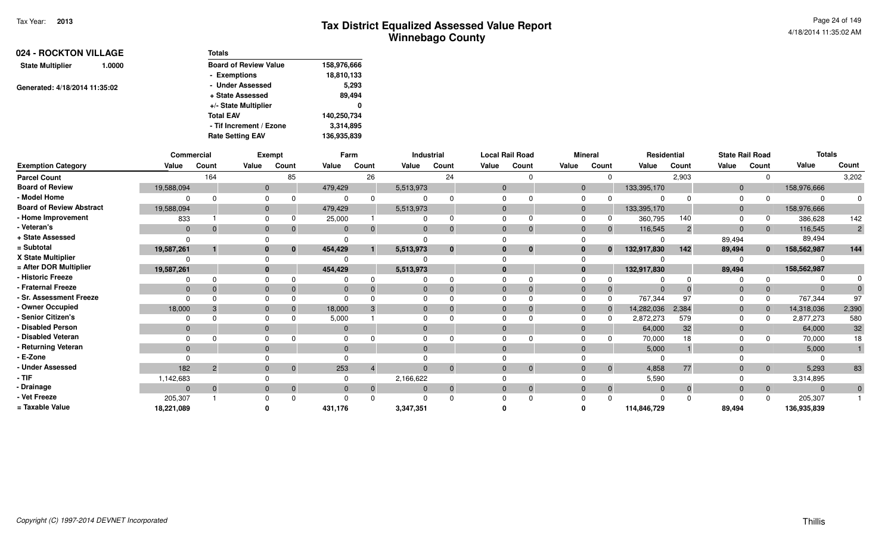# Tax District Equalized Assessed Value Report
## Winnebago County

Tax Year: **2013**

**024 - ROCKTON VILLAGE**

**State Multiplier** 1.0000

Generated: 4/18/2014 11:35:02

| Totals | |
|---|---|
| Board of Review Value | 158,976,666 |
| - Exemptions | 18,810,133 |
| - Under Assessed | 5,293 |
| + State Assessed | 89,494 |
| +/- State Multiplier | 0 |
| Total EAV | 140,250,734 |
| - Tif Increment / Ezone | 3,314,895 |
| Rate Setting EAV | 136,935,839 |

| | Commercial | | Exempt | | Farm | | Industrial | | Local Rail Road | | Mineral | | Residential | | State Rail Road | | Totals | |
|---|---|---|---|---|---|---|---|---|---|---|---|---|---|---|---|---|---|---|
| **Exemption Category** | **Value** | **Count** | **Value** | **Count** | **Value** | **Count** | **Value** | **Count** | **Value** | **Count** | **Value** | **Count** | **Value** | **Count** | **Value** | **Count** | **Value** | **Count** |
| Parcel Count | | 164 | | 85 | | 26 | | 24 | | 0 | | 0 | | 2,903 | | 0 | | 3,202 |
| Board of Review | 19,588,094 | | 0 | | 479,429 | | 5,513,973 | | 0 | | 0 | | 133,395,170 | | 0 | | 158,976,666 | |
| - Model Home | 0 | 0 | 0 | 0 | 0 | 0 | 0 | 0 | 0 | 0 | 0 | 0 | 0 | 0 | 0 | 0 | 0 | 0 |
| Board of Review Abstract | 19,588,094 | | 0 | | 479,429 | | 5,513,973 | | 0 | | 0 | | 133,395,170 | | 0 | | 158,976,666 | |
| - Home Improvement | 833 | 1 | 0 | 0 | 25,000 | 1 | 0 | 0 | 0 | 0 | 0 | 0 | 360,795 | 140 | 0 | 0 | 386,628 | 142 |
| - Veteran's | 0 | 0 | 0 | 0 | 0 | 0 | 0 | 0 | 0 | 0 | 0 | 0 | 116,545 | 2 | 0 | 0 | 116,545 | 2 |
| + State Assessed | 0 | | 0 | | 0 | | 0 | | 0 | | 0 | | 0 | | 89,494 | | 89,494 | |
| = Subtotal | **19,587,261** | **1** | **0** | **0** | **454,429** | **1** | **5,513,973** | **0** | **0** | **0** | **0** | **0** | **132,917,830** | **142** | **89,494** | **0** | **158,562,987** | **144** |
| X State Multiplier | 0 | | 0 | | 0 | | 0 | | 0 | | 0 | | 0 | | 0 | | 0 | |
| = After DOR Multiplier | **19,587,261** | | **0** | | **454,429** | | **5,513,973** | | **0** | | **0** | | **132,917,830** | | **89,494** | | **158,562,987** | |
| - Historic Freeze | 0 | 0 | 0 | 0 | 0 | 0 | 0 | 0 | 0 | 0 | 0 | 0 | 0 | 0 | 0 | 0 | 0 | 0 |
| - Fraternal Freeze | 0 | 0 | 0 | 0 | 0 | 0 | 0 | 0 | 0 | 0 | 0 | 0 | 0 | 0 | 0 | 0 | 0 | 0 |
| - Sr. Assessment Freeze | 0 | 0 | 0 | 0 | 0 | 0 | 0 | 0 | 0 | 0 | 0 | 0 | 767,344 | 97 | 0 | 0 | 767,344 | 97 |
| - Owner Occupied | 18,000 | 3 | 0 | 0 | 18,000 | 3 | 0 | 0 | 0 | 0 | 0 | 0 | 14,282,036 | 2,384 | 0 | 0 | 14,318,036 | 2,390 |
| - Senior Citizen's | 0 | 0 | 0 | 0 | 5,000 | 1 | 0 | 0 | 0 | 0 | 0 | 0 | 2,872,273 | 579 | 0 | 0 | 2,877,273 | 580 |
| - Disabled Person | 0 | | 0 | | 0 | | 0 | | 0 | | 0 | | 64,000 | 32 | 0 | | 64,000 | 32 |
| - Disabled Veteran | 0 | 0 | 0 | 0 | 0 | 0 | 0 | 0 | 0 | 0 | 0 | 0 | 70,000 | 18 | 0 | 0 | 70,000 | 18 |
| - Returning Veteran | 0 | | 0 | | 0 | | 0 | | 0 | | 0 | | 5,000 | 1 | 0 | | 5,000 | 1 |
| - E-Zone | 0 | | 0 | | 0 | | 0 | | 0 | | 0 | | 0 | | 0 | | 0 | |
| - Under Assessed | 182 | 2 | 0 | 0 | 253 | 4 | 0 | 0 | 0 | 0 | 0 | 0 | 4,858 | 77 | 0 | 0 | 5,293 | 83 |
| - TIF | 1,142,683 | | 0 | | 0 | | 2,166,622 | | 0 | | 0 | | 5,590 | | 0 | | 3,314,895 | |
| - Drainage | 0 | 0 | 0 | 0 | 0 | 0 | 0 | 0 | 0 | 0 | 0 | 0 | 0 | 0 | 0 | 0 | 0 | 0 |
| - Vet Freeze | 205,307 | 1 | 0 | 0 | 0 | 0 | 0 | 0 | 0 | 0 | 0 | 0 | 0 | 0 | 0 | 0 | 205,307 | 1 |
| = Taxable Value | **18,221,089** | | **0** | | **431,176** | | **3,347,351** | | **0** | | **0** | | **114,846,729** | | **89,494** | | **136,935,839** | |

Copyright (C) 1997-2014 DEVNET Incorporated

Thillis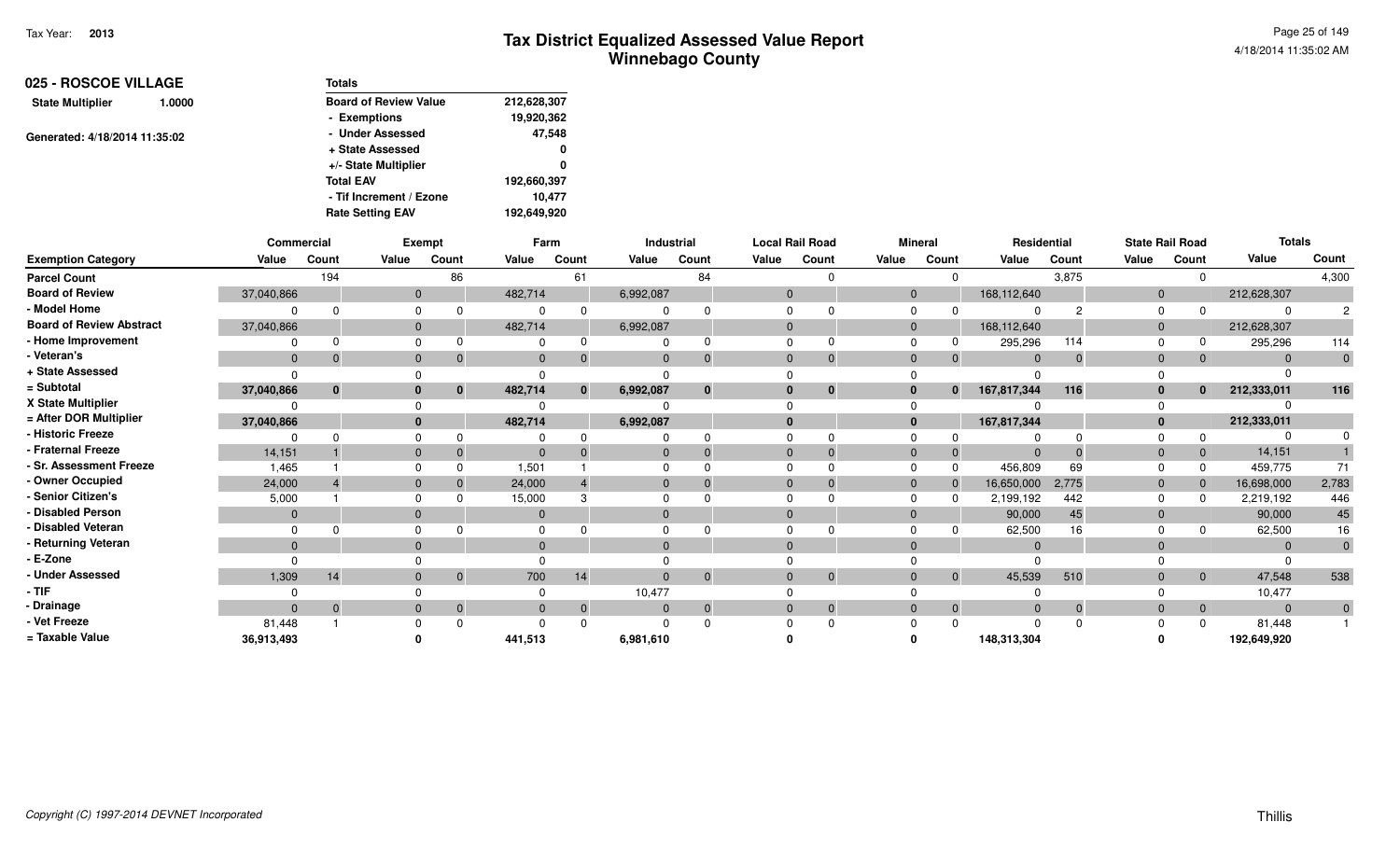# Tax District Equalized Assessed Value Report
## Winnebago County

Tax Year: 2013

## 025 - ROSCOE VILLAGE

**State Multiplier** 1.0000

Generated: 4/18/2014 11:35:02

| Totals | |
|---|---|
| Board of Review Value | 212,628,307 |
| - Exemptions | 19,920,362 |
| - Under Assessed | 47,548 |
| + State Assessed | 0 |
| +/- State Multiplier | 0 |
| Total EAV | 192,660,397 |
| - Tif Increment / Ezone | 10,477 |
| Rate Setting EAV | 192,649,920 |

| | Commercial | | Exempt | | Farm | | Industrial | | Local Rail Road | | Mineral | | Residential | | State Rail Road | | Totals | |
|---|---|---|---|---|---|---|---|---|---|---|---|---|---|---|---|---|---|---|
| Exemption Category | Value | Count | Value | Count | Value | Count | Value | Count | Value | Count | Value | Count | Value | Count | Value | Count | Value | Count |
| Parcel Count | | 194 | | 86 | | 61 | | 84 | | 0 | | 0 | | 3,875 | | 0 | | 4,300 |
| Board of Review | 37,040,866 | | 0 | | 482,714 | | 6,992,087 | | 0 | | 0 | | 168,112,640 | | 0 | | 212,628,307 | |
| - Model Home | 0 | 0 | 0 | 0 | 0 | 0 | 0 | 0 | 0 | 0 | 0 | 0 | 0 | 2 | 0 | 0 | 0 | 2 |
| Board of Review Abstract | 37,040,866 | | 0 | | 482,714 | | 6,992,087 | | 0 | | 0 | | 168,112,640 | | 0 | | 212,628,307 | |
| - Home Improvement | 0 | 0 | 0 | 0 | 0 | 0 | 0 | 0 | 0 | 0 | 0 | 0 | 295,296 | 114 | 0 | 0 | 295,296 | 114 |
| - Veteran's | 0 | 0 | 0 | 0 | 0 | 0 | 0 | 0 | 0 | 0 | 0 | 0 | 0 | 0 | 0 | 0 | 0 | 0 |
| + State Assessed | 0 | | 0 | | 0 | | 0 | | 0 | | 0 | | 0 | | 0 | | 0 | |
| = Subtotal | 37,040,866 | 0 | 0 | 0 | 482,714 | 0 | 6,992,087 | 0 | 0 | 0 | 0 | 0 | 167,817,344 | 116 | 0 | 0 | 212,333,011 | 116 |
| X State Multiplier | 0 | | 0 | | 0 | | 0 | | 0 | | 0 | | 0 | | 0 | | 0 | |
| = After DOR Multiplier | 37,040,866 | | 0 | | 482,714 | | 6,992,087 | | 0 | | 0 | | 167,817,344 | | 0 | | 212,333,011 | |
| - Historic Freeze | 0 | 0 | 0 | 0 | 0 | 0 | 0 | 0 | 0 | 0 | 0 | 0 | 0 | 0 | 0 | 0 | 0 | 0 |
| - Fraternal Freeze | 14,151 | 1 | 0 | 0 | 0 | 0 | 0 | 0 | 0 | 0 | 0 | 0 | 0 | 0 | 0 | 0 | 14,151 | 1 |
| - Sr. Assessment Freeze | 1,465 | 1 | 0 | 0 | 1,501 | 1 | 0 | 0 | 0 | 0 | 0 | 0 | 456,809 | 69 | 0 | 0 | 459,775 | 71 |
| - Owner Occupied | 24,000 | 4 | 0 | 0 | 24,000 | 4 | 0 | 0 | 0 | 0 | 0 | 0 | 16,650,000 | 2,775 | 0 | 0 | 16,698,000 | 2,783 |
| - Senior Citizen's | 5,000 | 1 | 0 | 0 | 15,000 | 3 | 0 | 0 | 0 | 0 | 0 | 0 | 2,199,192 | 442 | 0 | 0 | 2,219,192 | 446 |
| - Disabled Person | 0 | | 0 | | 0 | | 0 | | 0 | | 0 | | 90,000 | 45 | 0 | | 90,000 | 45 |
| - Disabled Veteran | 0 | 0 | 0 | 0 | 0 | 0 | 0 | 0 | 0 | 0 | 0 | 0 | 62,500 | 16 | 0 | 0 | 62,500 | 16 |
| - Returning Veteran | 0 | | 0 | | 0 | | 0 | | 0 | | 0 | | 0 | | 0 | | 0 | 0 |
| - E-Zone | 0 | | 0 | | 0 | | 0 | | 0 | | 0 | | 0 | | 0 | | 0 | |
| - Under Assessed | 1,309 | 14 | 0 | 0 | 700 | 14 | 0 | 0 | 0 | 0 | 0 | 0 | 45,539 | 510 | 0 | 0 | 47,548 | 538 |
| - TIF | 0 | | 0 | | 0 | | 10,477 | | 0 | | 0 | | 0 | | 0 | | 10,477 | |
| - Drainage | 0 | 0 | 0 | 0 | 0 | 0 | 0 | 0 | 0 | 0 | 0 | 0 | 0 | 0 | 0 | 0 | 0 | 0 |
| - Vet Freeze | 81,448 | 1 | 0 | 0 | 0 | 0 | 0 | 0 | 0 | 0 | 0 | 0 | 0 | 0 | 0 | 0 | 81,448 | 1 |
| = Taxable Value | 36,913,493 | | 0 | | 441,513 | | 6,981,610 | | 0 | | 0 | | 148,313,304 | | 0 | | 192,649,920 | |

Copyright (C) 1997-2014 DEVNET Incorporated

Thillis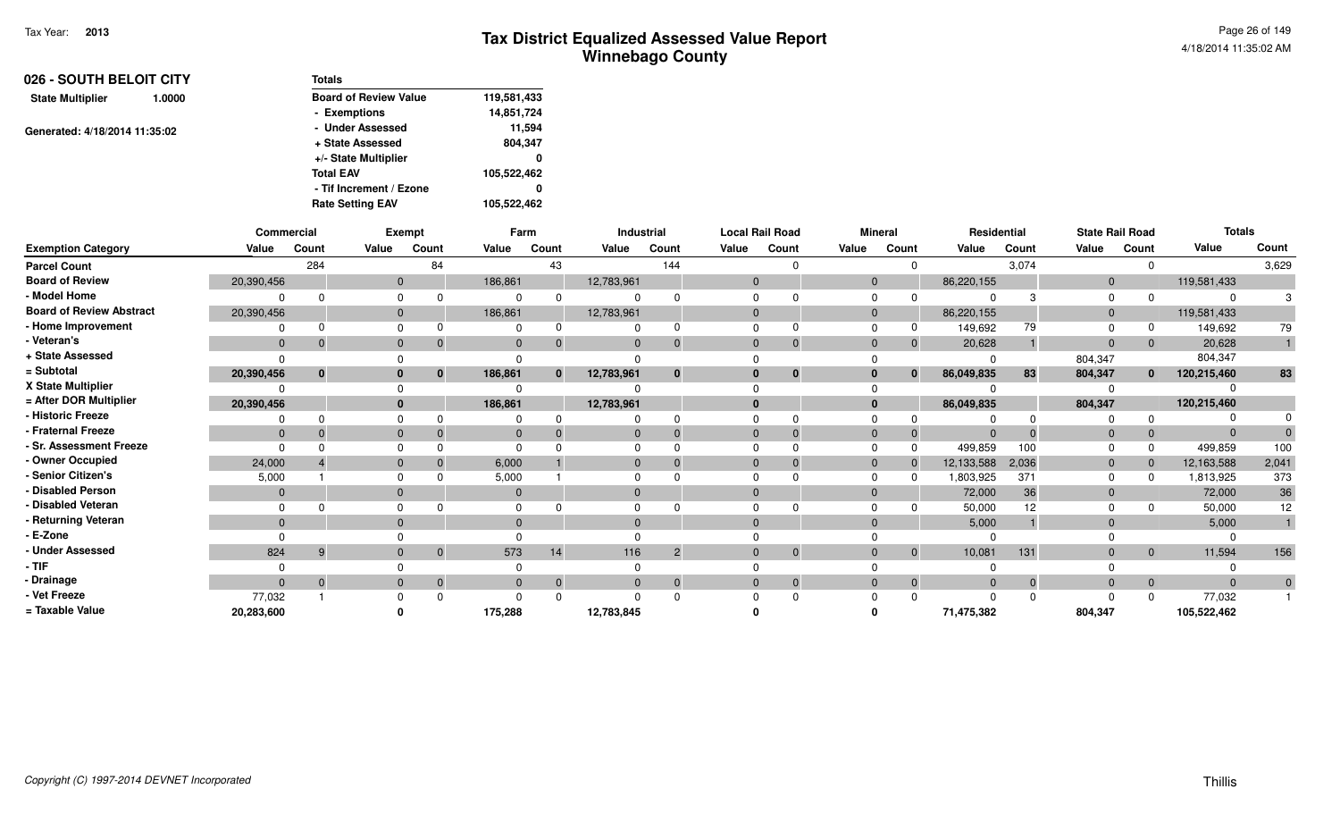# Tax District Equalized Assessed Value Report
## Winnebago County

Tax Year: **2013**

4/18/2014 11:35:02 AM

**026 - SOUTH BELOIT CITY**

**State Multiplier** 1.0000

Generated: 4/18/2014 11:35:02

| Totals | |
|---|---|
| Board of Review Value | 119,581,433 |
| - Exemptions | 14,851,724 |
| - Under Assessed | 11,594 |
| + State Assessed | 804,347 |
| +/- State Multiplier | 0 |
| Total EAV | 105,522,462 |
| - Tif Increment / Ezone | 0 |
| Rate Setting EAV | 105,522,462 |

| | Commercial | | Exempt | | Farm | | Industrial | | Local Rail Road | | Mineral | | Residential | | State Rail Road | | Totals | |
|---|---|---|---|---|---|---|---|---|---|---|---|---|---|---|---|---|---|---|
| **Exemption Category** | **Value** | **Count** | **Value** | **Count** | **Value** | **Count** | **Value** | **Count** | **Value** | **Count** | **Value** | **Count** | **Value** | **Count** | **Value** | **Count** | **Value** | **Count** |
| Parcel Count | | 284 | | 84 | | 43 | | 144 | | 0 | | 0 | | 3,074 | | 0 | | 3,629 |
| Board of Review | 20,390,456 | | 0 | | 186,861 | | 12,783,961 | | 0 | | 0 | | 86,220,155 | | 0 | | 119,581,433 | |
| - Model Home | 0 | 0 | 0 | 0 | 0 | 0 | 0 | 0 | 0 | 0 | 0 | 0 | 0 | 3 | 0 | 0 | 0 | 3 |
| Board of Review Abstract | 20,390,456 | | 0 | | 186,861 | | 12,783,961 | | 0 | | 0 | | 86,220,155 | | 0 | | 119,581,433 | |
| - Home Improvement | 0 | 0 | 0 | 0 | 0 | 0 | 0 | 0 | 0 | 0 | 0 | 0 | 149,692 | 79 | 0 | 0 | 149,692 | 79 |
| - Veteran's | 0 | 0 | 0 | 0 | 0 | 0 | 0 | 0 | 0 | 0 | 0 | 0 | 20,628 | 1 | 0 | 0 | 20,628 | 1 |
| + State Assessed | 0 | | 0 | | 0 | | 0 | | 0 | | 0 | | 0 | | 804,347 | | 804,347 | |
| = Subtotal | **20,390,456** | **0** | **0** | **0** | **186,861** | **0** | **12,783,961** | **0** | **0** | **0** | **0** | **0** | **86,049,835** | **83** | **804,347** | **0** | **120,215,460** | **83** |
| X State Multiplier | 0 | | 0 | | 0 | | 0 | | 0 | | 0 | | 0 | | 0 | | 0 | |
| = After DOR Multiplier | 20,390,456 | | 0 | | 186,861 | | 12,783,961 | | 0 | | 0 | | 86,049,835 | | 804,347 | | 120,215,460 | |
| - Historic Freeze | 0 | 0 | 0 | 0 | 0 | 0 | 0 | 0 | 0 | 0 | 0 | 0 | 0 | 0 | 0 | 0 | 0 | 0 |
| - Fraternal Freeze | 0 | 0 | 0 | 0 | 0 | 0 | 0 | 0 | 0 | 0 | 0 | 0 | 0 | 0 | 0 | 0 | 0 | 0 |
| - Sr. Assessment Freeze | 0 | 0 | 0 | 0 | 0 | 0 | 0 | 0 | 0 | 0 | 0 | 0 | 499,859 | 100 | 0 | 0 | 499,859 | 100 |
| - Owner Occupied | 24,000 | 4 | 0 | 0 | 6,000 | 1 | 0 | 0 | 0 | 0 | 0 | 0 | 12,133,588 | 2,036 | 0 | 0 | 12,163,588 | 2,041 |
| - Senior Citizen's | 5,000 | 1 | 0 | 0 | 5,000 | 1 | 0 | 0 | 0 | 0 | 0 | 0 | 1,803,925 | 371 | 0 | 0 | 1,813,925 | 373 |
| - Disabled Person | 0 | | 0 | | 0 | | 0 | | 0 | | 0 | | 72,000 | 36 | 0 | | 72,000 | 36 |
| - Disabled Veteran | 0 | 0 | 0 | 0 | 0 | 0 | 0 | 0 | 0 | 0 | 0 | 0 | 50,000 | 12 | 0 | 0 | 50,000 | 12 |
| - Returning Veteran | 0 | | 0 | | 0 | | 0 | | 0 | | 0 | | 5,000 | 1 | 0 | | 5,000 | 1 |
| - E-Zone | 0 | | 0 | | 0 | | 0 | | 0 | | 0 | | 0 | | 0 | | 0 | |
| - Under Assessed | 824 | 9 | 0 | 0 | 573 | 14 | 116 | 2 | 0 | 0 | 0 | 0 | 10,081 | 131 | 0 | 0 | 11,594 | 156 |
| - TIF | 0 | | 0 | | 0 | | 0 | | 0 | | 0 | | 0 | | 0 | | 0 | |
| - Drainage | 0 | 0 | 0 | 0 | 0 | 0 | 0 | 0 | 0 | 0 | 0 | 0 | 0 | 0 | 0 | 0 | 0 | 0 |
| - Vet Freeze | 77,032 | 1 | 0 | 0 | 0 | 0 | 0 | 0 | 0 | 0 | 0 | 0 | 0 | 0 | 0 | 0 | 77,032 | 1 |
| = Taxable Value | **20,283,600** | | **0** | | **175,288** | | **12,783,845** | | **0** | | **0** | | **71,475,382** | | **804,347** | | **105,522,462** | |

Copyright (C) 1997-2014 DEVNET Incorporated

Thillis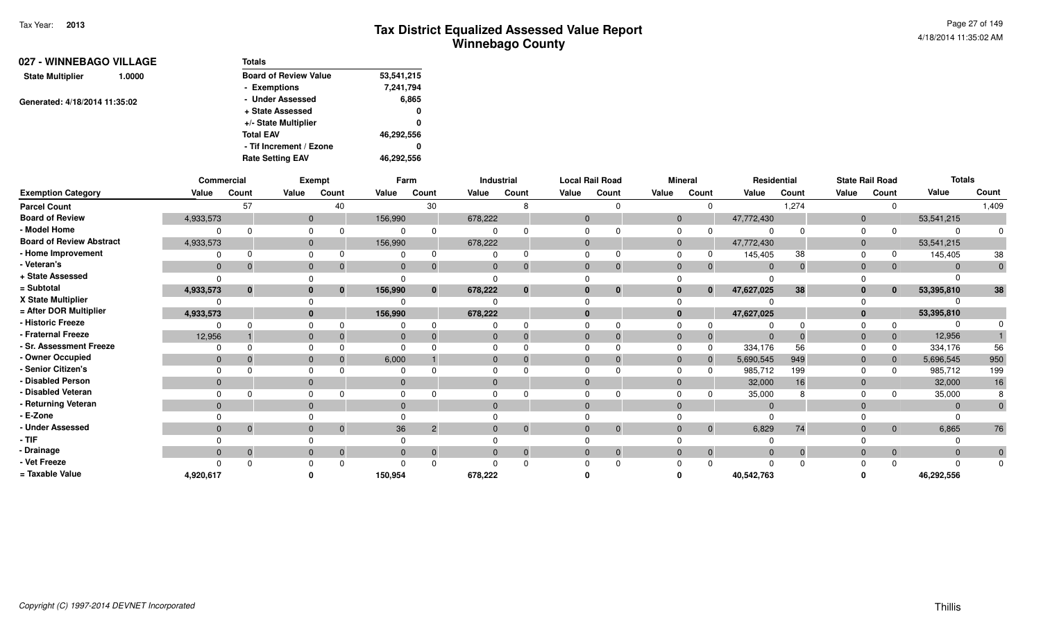Tax Year: **2013**

# Tax District Equalized Assessed Value Report
## Winnebago County

4/18/2014 11:35:02 AM

**027 - WINNEBAGO VILLAGE**

**State Multiplier** 1.0000

Generated: 4/18/2014 11:35:02

| Totals | |
|---|---|
| Board of Review Value | 53,541,215 |
| - Exemptions | 7,241,794 |
| - Under Assessed | 6,865 |
| + State Assessed | 0 |
| +/- State Multiplier | 0 |
| Total EAV | 46,292,556 |
| - Tif Increment / Ezone | 0 |
| Rate Setting EAV | 46,292,556 |

| | Commercial | | Exempt | | Farm | | Industrial | | Local Rail Road | | Mineral | | Residential | | State Rail Road | | Totals | |
|---|---|---|---|---|---|---|---|---|---|---|---|---|---|---|---|---|---|---|
| Exemption Category | Value | Count | Value | Count | Value | Count | Value | Count | Value | Count | Value | Count | Value | Count | Value | Count | Value | Count |
| Parcel Count | | 57 | | 40 | | 30 | | 8 | | 0 | | 0 | | 1,274 | | 0 | | 1,409 |
| Board of Review | 4,933,573 | | 0 | | 156,990 | | 678,222 | | 0 | | 0 | | 47,772,430 | | 0 | | 53,541,215 | |
| - Model Home | 0 | 0 | 0 | 0 | 0 | 0 | 0 | 0 | 0 | 0 | 0 | 0 | 0 | 0 | 0 | 0 | 0 | 0 |
| Board of Review Abstract | 4,933,573 | | 0 | | 156,990 | | 678,222 | | 0 | | 0 | | 47,772,430 | | 0 | | 53,541,215 | |
| - Home Improvement | 0 | 0 | 0 | 0 | 0 | 0 | 0 | 0 | 0 | 0 | 0 | 0 | 145,405 | 38 | 0 | 0 | 145,405 | 38 |
| - Veteran's | 0 | 0 | 0 | 0 | 0 | 0 | 0 | 0 | 0 | 0 | 0 | 0 | 0 | 0 | 0 | 0 | 0 | 0 |
| + State Assessed | 0 | | 0 | | 0 | | 0 | | 0 | | 0 | | 0 | | 0 | | 0 | |
| = Subtotal | 4,933,573 | 0 | 0 | 0 | 156,990 | 0 | 678,222 | 0 | 0 | 0 | 0 | 0 | 47,627,025 | 38 | 0 | 0 | 53,395,810 | 38 |
| X State Multiplier | 0 | | 0 | | 0 | | 0 | | 0 | | 0 | | 0 | | 0 | | 0 | |
| = After DOR Multiplier | 4,933,573 | | 0 | | 156,990 | | 678,222 | | 0 | | 0 | | 47,627,025 | | 0 | | 53,395,810 | |
| - Historic Freeze | 0 | 0 | 0 | 0 | 0 | 0 | 0 | 0 | 0 | 0 | 0 | 0 | 0 | 0 | 0 | 0 | 0 | 0 |
| - Fraternal Freeze | 12,956 | 1 | 0 | 0 | 0 | 0 | 0 | 0 | 0 | 0 | 0 | 0 | 0 | 0 | 0 | 0 | 12,956 | 1 |
| - Sr. Assessment Freeze | 0 | 0 | 0 | 0 | 0 | 0 | 0 | 0 | 0 | 0 | 0 | 0 | 334,176 | 56 | 0 | 0 | 334,176 | 56 |
| - Owner Occupied | 0 | 0 | 0 | 0 | 6,000 | 1 | 0 | 0 | 0 | 0 | 0 | 0 | 5,690,545 | 949 | 0 | 0 | 5,696,545 | 950 |
| - Senior Citizen's | 0 | 0 | 0 | 0 | 0 | 0 | 0 | 0 | 0 | 0 | 0 | 0 | 985,712 | 199 | 0 | 0 | 985,712 | 199 |
| - Disabled Person | 0 | | 0 | | 0 | | 0 | | 0 | | 0 | | 32,000 | 16 | 0 | | 32,000 | 16 |
| - Disabled Veteran | 0 | 0 | 0 | 0 | 0 | 0 | 0 | 0 | 0 | 0 | 0 | 0 | 35,000 | 8 | 0 | 0 | 35,000 | 8 |
| - Returning Veteran | 0 | | 0 | | 0 | | 0 | | 0 | | 0 | | 0 | | 0 | | 0 | 0 |
| - E-Zone | 0 | | 0 | | 0 | | 0 | | 0 | | 0 | | 0 | | 0 | | 0 | |
| - Under Assessed | 0 | 0 | 0 | 0 | 36 | 2 | 0 | 0 | 0 | 0 | 0 | 0 | 6,829 | 74 | 0 | 0 | 6,865 | 76 |
| - TIF | 0 | | 0 | | 0 | | 0 | | 0 | | 0 | | 0 | | 0 | | 0 | |
| - Drainage | 0 | 0 | 0 | 0 | 0 | 0 | 0 | 0 | 0 | 0 | 0 | 0 | 0 | 0 | 0 | 0 | 0 | 0 |
| - Vet Freeze | 0 | 0 | 0 | 0 | 0 | 0 | 0 | 0 | 0 | 0 | 0 | 0 | 0 | 0 | 0 | 0 | 0 | 0 |
| = Taxable Value | 4,920,617 | | 0 | | 150,954 | | 678,222 | | 0 | | 0 | | 40,542,763 | | 0 | | 46,292,556 | |

Copyright (C) 1997-2014 DEVNET Incorporated

Thillis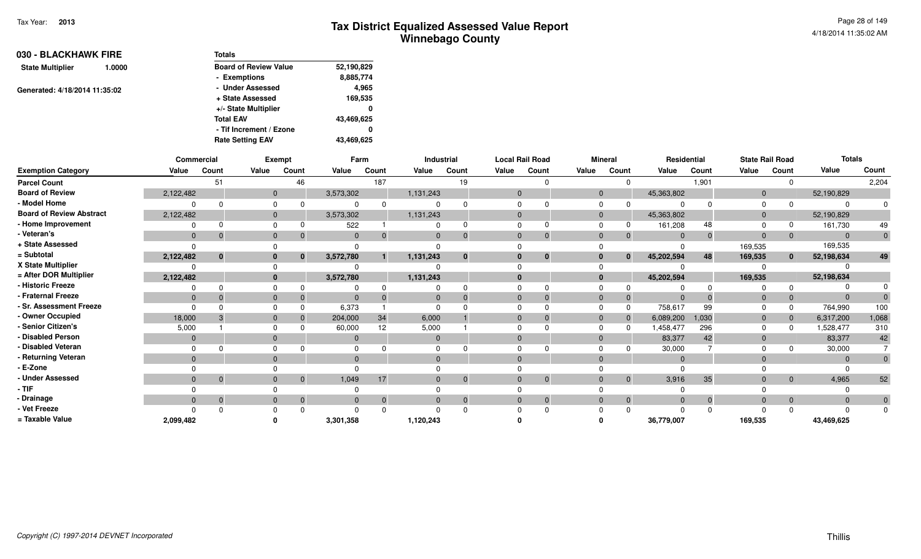# Tax District Equalized Assessed Value Report
## Winnebago County

Tax Year: 2013

### 030 - BLACKHAWK FIRE

**State Multiplier** 1.0000

Generated: 4/18/2014 11:35:02

| Totals | |
|---|---|
| Board of Review Value | 52,190,829 |
| - Exemptions | 8,885,774 |
| - Under Assessed | 4,965 |
| + State Assessed | 169,535 |
| +/- State Multiplier | 0 |
| Total EAV | 43,469,625 |
| - Tif Increment / Ezone | 0 |
| Rate Setting EAV | 43,469,625 |

| | Commercial | | Exempt | | Farm | | Industrial | | Local Rail Road | | Mineral | | Residential | | State Rail Road | | Totals | |
|---|---|---|---|---|---|---|---|---|---|---|---|---|---|---|---|---|---|---|
| Exemption Category | Value | Count | Value | Count | Value | Count | Value | Count | Value | Count | Value | Count | Value | Count | Value | Count | Value | Count |
| Parcel Count | | 51 | | 46 | | 187 | | 19 | | 0 | | 0 | | 1,901 | | 0 | | 2,204 |
| Board of Review | 2,122,482 | | 0 | | 3,573,302 | | 1,131,243 | | 0 | | 0 | | 45,363,802 | | 0 | | 52,190,829 | |
| - Model Home | 0 | 0 | 0 | 0 | 0 | 0 | 0 | 0 | 0 | 0 | 0 | 0 | 0 | 0 | 0 | 0 | 0 | 0 |
| Board of Review Abstract | 2,122,482 | | 0 | | 3,573,302 | | 1,131,243 | | 0 | | 0 | | 45,363,802 | | 0 | | 52,190,829 | |
| - Home Improvement | 0 | 0 | 0 | 0 | 522 | 1 | 0 | 0 | 0 | 0 | 0 | 0 | 161,208 | 48 | 0 | 0 | 161,730 | 49 |
| - Veteran's | 0 | 0 | 0 | 0 | 0 | 0 | 0 | 0 | 0 | 0 | 0 | 0 | 0 | 0 | 0 | 0 | 0 | 0 |
| + State Assessed | 0 | | 0 | | 0 | | 0 | | 0 | | 0 | | 0 | | 169,535 | | 169,535 | |
| = Subtotal | 2,122,482 | 0 | 0 | 0 | 3,572,780 | 1 | 1,131,243 | 0 | 0 | 0 | 0 | 0 | 45,202,594 | 48 | 169,535 | 0 | 52,198,634 | 49 |
| X State Multiplier | 0 | | 0 | | 0 | | 0 | | 0 | | 0 | | 0 | | 0 | | 0 | |
| = After DOR Multiplier | 2,122,482 | | 0 | | 3,572,780 | | 1,131,243 | | 0 | | 0 | | 45,202,594 | | 169,535 | | 52,198,634 | |
| - Historic Freeze | 0 | 0 | 0 | 0 | 0 | 0 | 0 | 0 | 0 | 0 | 0 | 0 | 0 | 0 | 0 | 0 | 0 | 0 |
| - Fraternal Freeze | 0 | 0 | 0 | 0 | 0 | 0 | 0 | 0 | 0 | 0 | 0 | 0 | 0 | 0 | 0 | 0 | 0 | 0 |
| - Sr. Assessment Freeze | 0 | 0 | 0 | 0 | 6,373 | 1 | 0 | 0 | 0 | 0 | 0 | 0 | 758,617 | 99 | 0 | 0 | 764,990 | 100 |
| - Owner Occupied | 18,000 | 3 | 0 | 0 | 204,000 | 34 | 6,000 | 1 | 0 | 0 | 0 | 0 | 6,089,200 | 1,030 | 0 | 0 | 6,317,200 | 1,068 |
| - Senior Citizen's | 5,000 | 1 | 0 | 0 | 60,000 | 12 | 5,000 | 1 | 0 | 0 | 0 | 0 | 1,458,477 | 296 | 0 | 0 | 1,528,477 | 310 |
| - Disabled Person | 0 | | 0 | | 0 | | 0 | | 0 | | 0 | | 83,377 | 42 | 0 | | 83,377 | 42 |
| - Disabled Veteran | 0 | 0 | 0 | 0 | 0 | 0 | 0 | 0 | 0 | 0 | 0 | 0 | 30,000 | 7 | 0 | 0 | 30,000 | 7 |
| - Returning Veteran | 0 | | 0 | | 0 | | 0 | | 0 | | 0 | | 0 | | 0 | | 0 | 0 |
| - E-Zone | 0 | | 0 | | 0 | | 0 | | 0 | | 0 | | 0 | | 0 | | 0 | |
| - Under Assessed | 0 | 0 | 0 | 0 | 1,049 | 17 | 0 | 0 | 0 | 0 | 0 | 0 | 3,916 | 35 | 0 | 0 | 4,965 | 52 |
| - TIF | 0 | | 0 | | 0 | | 0 | | 0 | | 0 | | 0 | | 0 | | 0 | |
| - Drainage | 0 | 0 | 0 | 0 | 0 | 0 | 0 | 0 | 0 | 0 | 0 | 0 | 0 | 0 | 0 | 0 | 0 | 0 |
| - Vet Freeze | 0 | 0 | 0 | 0 | 0 | 0 | 0 | 0 | 0 | 0 | 0 | 0 | 0 | 0 | 0 | 0 | 0 | 0 |
| = Taxable Value | 2,099,482 | | 0 | | 3,301,358 | | 1,120,243 | | 0 | | 0 | | 36,779,007 | | 169,535 | | 43,469,625 | |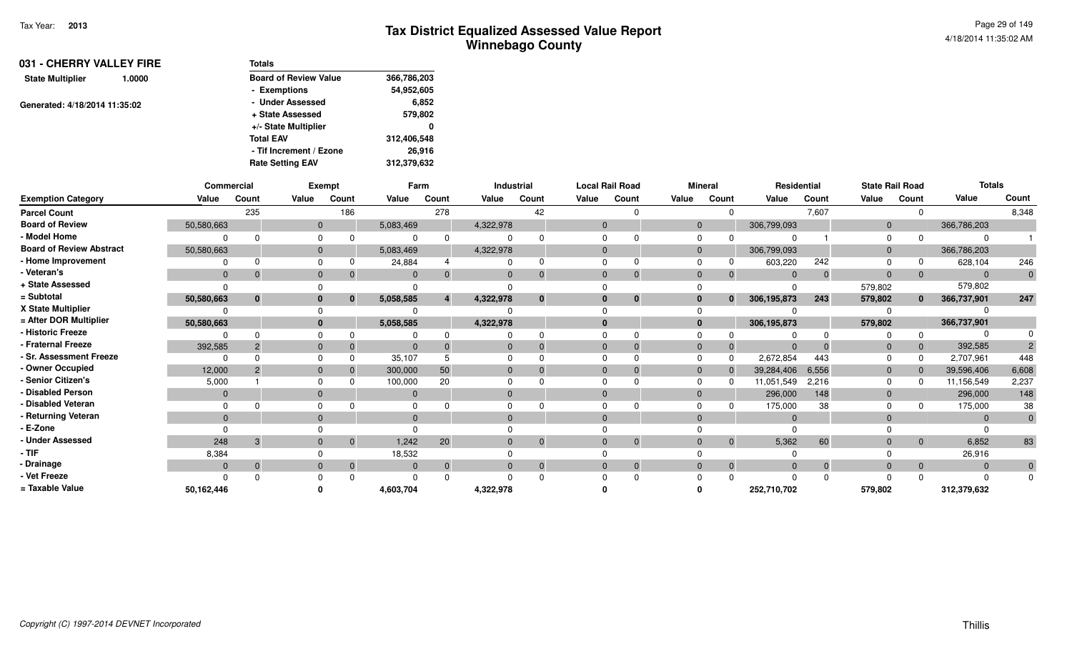# Tax District Equalized Assessed Value Report
## Winnebago County

Tax Year: 2013

4/18/2014 11:35:02 AM

**031 - CHERRY VALLEY FIRE**

**State Multiplier** 1.0000

Generated: 4/18/2014 11:35:02

| Totals | |
|---|---|
| Board of Review Value | 366,786,203 |
| - Exemptions | 54,952,605 |
| - Under Assessed | 6,852 |
| + State Assessed | 579,802 |
| +/- State Multiplier | 0 |
| Total EAV | 312,406,548 |
| - Tif Increment / Ezone | 26,916 |
| Rate Setting EAV | 312,379,632 |

| | Commercial | | Exempt | | Farm | | Industrial | | Local Rail Road | | Mineral | | Residential | | State Rail Road | | Totals | |
|---|---|---|---|---|---|---|---|---|---|---|---|---|---|---|---|---|---|---|
| Exemption Category | Value | Count | Value | Count | Value | Count | Value | Count | Value | Count | Value | Count | Value | Count | Value | Count | Value | Count |
| Parcel Count | | 235 | | 186 | | 278 | | 42 | | 0 | | 0 | | 7,607 | | 0 | | 8,348 |
| Board of Review | 50,580,663 | | 0 | | 5,083,469 | | 4,322,978 | | 0 | | 0 | | 306,799,093 | | 0 | | 366,786,203 | |
| - Model Home | 0 | 0 | 0 | 0 | 0 | 0 | 0 | 0 | 0 | 0 | 0 | 0 | 0 | 1 | 0 | 0 | 0 | 1 |
| Board of Review Abstract | 50,580,663 | | 0 | | 5,083,469 | | 4,322,978 | | 0 | | 0 | | 306,799,093 | | 0 | | 366,786,203 | |
| - Home Improvement | 0 | 0 | 0 | 0 | 24,884 | 4 | 0 | 0 | 0 | 0 | 0 | 0 | 603,220 | 242 | 0 | 0 | 628,104 | 246 |
| - Veteran's | 0 | 0 | 0 | 0 | 0 | 0 | 0 | 0 | 0 | 0 | 0 | 0 | 0 | 0 | 0 | 0 | 0 | 0 |
| + State Assessed | 0 | | 0 | | 0 | | 0 | | 0 | | 0 | | 0 | | 579,802 | | 579,802 | |
| = Subtotal | 50,580,663 | 0 | 0 | 0 | 5,058,585 | 4 | 4,322,978 | 0 | 0 | 0 | 0 | 0 | 306,195,873 | 243 | 579,802 | 0 | 366,737,901 | 247 |
| X State Multiplier | 0 | | 0 | | 0 | | 0 | | 0 | | 0 | | 0 | | 0 | | 0 | |
| = After DOR Multiplier | 50,580,663 | | 0 | | 5,058,585 | | 4,322,978 | | 0 | | 0 | | 306,195,873 | | 579,802 | | 366,737,901 | |
| - Historic Freeze | 0 | 0 | 0 | 0 | 0 | 0 | 0 | 0 | 0 | 0 | 0 | 0 | 0 | 0 | 0 | 0 | 0 | 0 |
| - Fraternal Freeze | 392,585 | 2 | 0 | 0 | 0 | 0 | 0 | 0 | 0 | 0 | 0 | 0 | 0 | 0 | 0 | 0 | 392,585 | 2 |
| - Sr. Assessment Freeze | 0 | 0 | 0 | 0 | 35,107 | 5 | 0 | 0 | 0 | 0 | 0 | 0 | 2,672,854 | 443 | 0 | 0 | 2,707,961 | 448 |
| - Owner Occupied | 12,000 | 2 | 0 | 0 | 300,000 | 50 | 0 | 0 | 0 | 0 | 0 | 0 | 39,284,406 | 6,556 | 0 | 0 | 39,596,406 | 6,608 |
| - Senior Citizen's | 5,000 | 1 | 0 | 0 | 100,000 | 20 | 0 | 0 | 0 | 0 | 0 | 0 | 11,051,549 | 2,216 | 0 | 0 | 11,156,549 | 2,237 |
| - Disabled Person | 0 | | 0 | | 0 | | 0 | | 0 | | 0 | | 296,000 | 148 | 0 | | 296,000 | 148 |
| - Disabled Veteran | 0 | 0 | 0 | 0 | 0 | 0 | 0 | 0 | 0 | 0 | 0 | 0 | 175,000 | 38 | 0 | 0 | 175,000 | 38 |
| - Returning Veteran | 0 | | 0 | | 0 | | 0 | | 0 | | 0 | | 0 | | 0 | | 0 | 0 |
| - E-Zone | 0 | | 0 | | 0 | | 0 | | 0 | | 0 | | 0 | | 0 | | 0 | |
| - Under Assessed | 248 | 3 | 0 | 0 | 1,242 | 20 | 0 | 0 | 0 | 0 | 0 | 0 | 5,362 | 60 | 0 | 0 | 6,852 | 83 |
| - TIF | 8,384 | | 0 | | 18,532 | | 0 | | 0 | | 0 | | 0 | | 0 | | 26,916 | |
| - Drainage | 0 | 0 | 0 | 0 | 0 | 0 | 0 | 0 | 0 | 0 | 0 | 0 | 0 | 0 | 0 | 0 | 0 | 0 |
| - Vet Freeze | 0 | 0 | 0 | 0 | 0 | 0 | 0 | 0 | 0 | 0 | 0 | 0 | 0 | 0 | 0 | 0 | 0 | 0 |
| = Taxable Value | 50,162,446 | | 0 | | 4,603,704 | | 4,322,978 | | 0 | | 0 | | 252,710,702 | | 579,802 | | 312,379,632 | |

Copyright (C) 1997-2014 DEVNET Incorporated

Thillis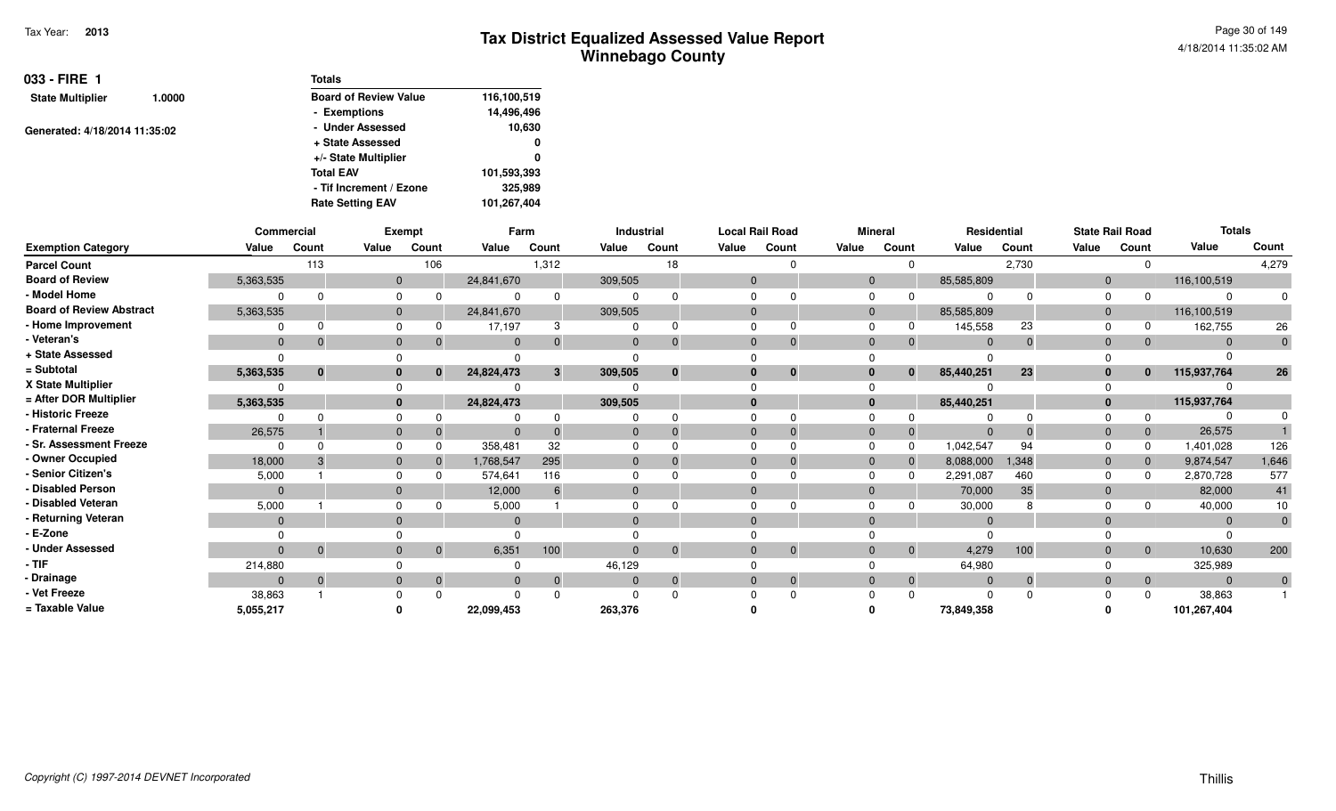# Tax District Equalized Assessed Value Report
## Winnebago County

Tax Year: **2013**

**033 - FIRE 1**

**State Multiplier** 1.0000

Generated: 4/18/2014 11:35:02

| Totals | |
|---|---|
| Board of Review Value | 116,100,519 |
| - Exemptions | 14,496,496 |
| - Under Assessed | 10,630 |
| + State Assessed | 0 |
| +/- State Multiplier | 0 |
| Total EAV | 101,593,393 |
| - Tif Increment / Ezone | 325,989 |
| Rate Setting EAV | 101,267,404 |

| | Commercial | | Exempt | | Farm | | Industrial | | Local Rail Road | | Mineral | | Residential | | State Rail Road | | Totals | |
|---|---|---|---|---|---|---|---|---|---|---|---|---|---|---|---|---|---|---|
| **Exemption Category** | **Value** | **Count** | **Value** | **Count** | **Value** | **Count** | **Value** | **Count** | **Value** | **Count** | **Value** | **Count** | **Value** | **Count** | **Value** | **Count** | **Value** | **Count** |
| Parcel Count | | 113 | | 106 | | 1,312 | | 18 | | 0 | | 0 | | 2,730 | | 0 | | 4,279 |
| Board of Review | 5,363,535 | | 0 | | 24,841,670 | | 309,505 | | 0 | | 0 | | 85,585,809 | | 0 | | 116,100,519 | |
| - Model Home | 0 | 0 | 0 | 0 | 0 | 0 | 0 | 0 | 0 | 0 | 0 | 0 | 0 | 0 | 0 | 0 | 0 | 0 |
| Board of Review Abstract | 5,363,535 | | 0 | | 24,841,670 | | 309,505 | | 0 | | 0 | | 85,585,809 | | 0 | | 116,100,519 | |
| - Home Improvement | 0 | 0 | 0 | 0 | 17,197 | 3 | 0 | 0 | 0 | 0 | 0 | 0 | 145,558 | 23 | 0 | 0 | 162,755 | 26 |
| - Veteran's | 0 | 0 | 0 | 0 | 0 | 0 | 0 | 0 | 0 | 0 | 0 | 0 | 0 | 0 | 0 | 0 | 0 | 0 |
| + State Assessed | 0 | | 0 | | 0 | | 0 | | 0 | | 0 | | 0 | | 0 | | 0 | |
| = Subtotal | **5,363,535** | **0** | **0** | **0** | **24,824,473** | **3** | **309,505** | **0** | **0** | **0** | **0** | **0** | **85,440,251** | **23** | **0** | **0** | **115,937,764** | **26** |
| X State Multiplier | 0 | | 0 | | 0 | | 0 | | 0 | | 0 | | 0 | | 0 | | 0 | |
| = After DOR Multiplier | **5,363,535** | | **0** | | **24,824,473** | | **309,505** | | **0** | | **0** | | **85,440,251** | | **0** | | **115,937,764** | |
| - Historic Freeze | 0 | 0 | 0 | 0 | 0 | 0 | 0 | 0 | 0 | 0 | 0 | 0 | 0 | 0 | 0 | 0 | 0 | 0 |
| - Fraternal Freeze | 26,575 | 1 | 0 | 0 | 0 | 0 | 0 | 0 | 0 | 0 | 0 | 0 | 0 | 0 | 0 | 0 | 26,575 | 1 |
| - Sr. Assessment Freeze | 0 | 0 | 0 | 0 | 358,481 | 32 | 0 | 0 | 0 | 0 | 0 | 0 | 1,042,547 | 94 | 0 | 0 | 1,401,028 | 126 |
| - Owner Occupied | 18,000 | 3 | 0 | 0 | 1,768,547 | 295 | 0 | 0 | 0 | 0 | 0 | 0 | 8,088,000 | 1,348 | 0 | 0 | 9,874,547 | 1,646 |
| - Senior Citizen's | 5,000 | 1 | 0 | 0 | 574,641 | 116 | 0 | 0 | 0 | 0 | 0 | 0 | 2,291,087 | 460 | 0 | 0 | 2,870,728 | 577 |
| - Disabled Person | 0 | | 0 | | 12,000 | 6 | 0 | | 0 | | 0 | | 70,000 | 35 | 0 | | 82,000 | 41 |
| - Disabled Veteran | 5,000 | 1 | 0 | 0 | 5,000 | 1 | 0 | 0 | 0 | 0 | 0 | 0 | 30,000 | 8 | 0 | 0 | 40,000 | 10 |
| - Returning Veteran | 0 | | 0 | | 0 | | 0 | | 0 | | 0 | | 0 | | 0 | | 0 | 0 |
| - E-Zone | 0 | | 0 | | 0 | | 0 | | 0 | | 0 | | 0 | | 0 | | 0 | |
| - Under Assessed | 0 | 0 | 0 | 0 | 6,351 | 100 | 0 | 0 | 0 | 0 | 0 | 0 | 4,279 | 100 | 0 | 0 | 10,630 | 200 |
| - TIF | 214,880 | | 0 | | 0 | | 46,129 | | 0 | | 0 | | 64,980 | | 0 | | 325,989 | |
| - Drainage | 0 | 0 | 0 | 0 | 0 | 0 | 0 | 0 | 0 | 0 | 0 | 0 | 0 | 0 | 0 | 0 | 0 | 0 |
| - Vet Freeze | 38,863 | 1 | 0 | 0 | 0 | 0 | 0 | 0 | 0 | 0 | 0 | 0 | 0 | 0 | 0 | 0 | 38,863 | 1 |
| = Taxable Value | **5,055,217** | | **0** | | **22,099,453** | | **263,376** | | **0** | | **0** | | **73,849,358** | | **0** | | **101,267,404** | |

Thillis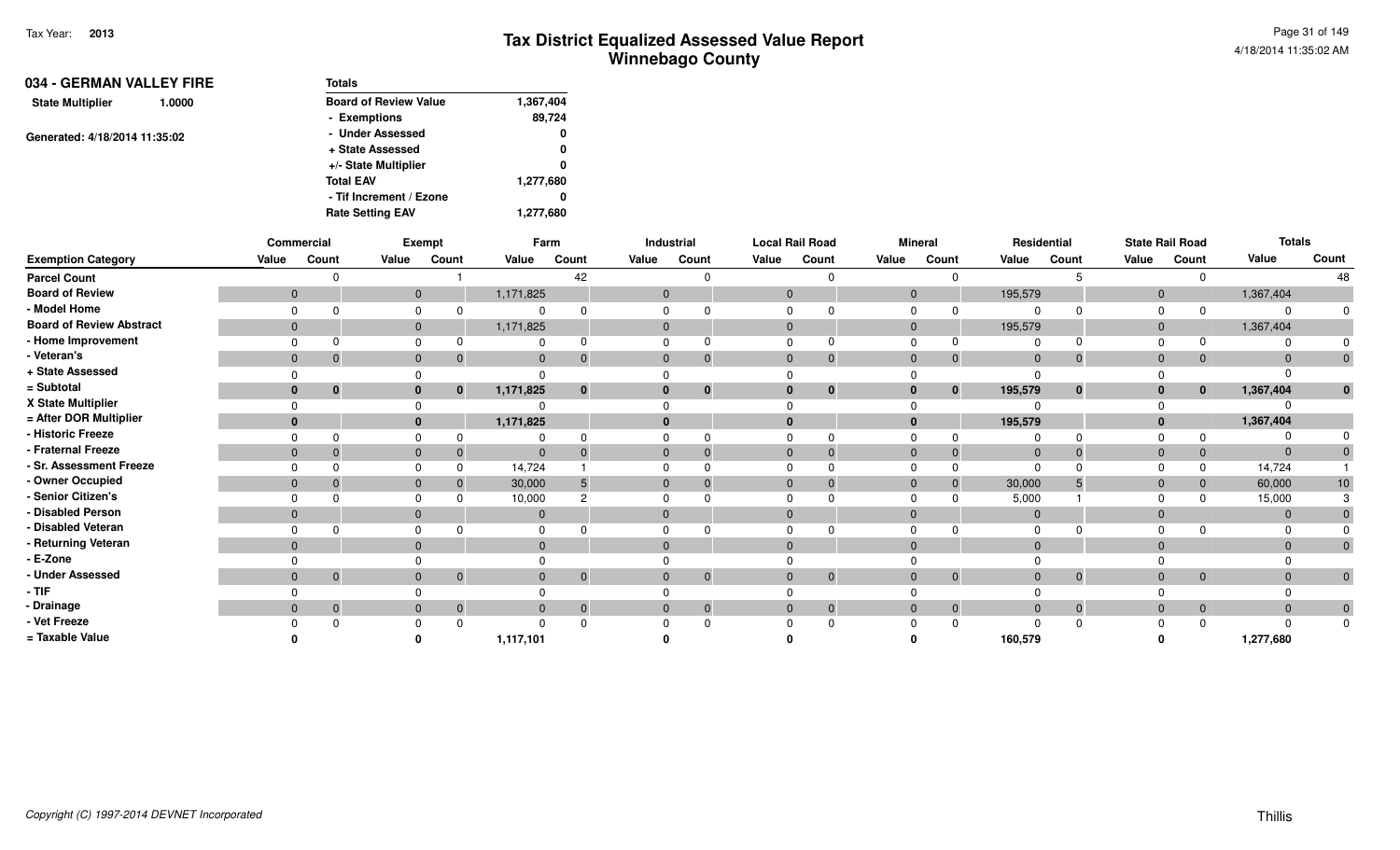# Tax District Equalized Assessed Value Report
## Winnebago County

Tax Year: 2013

## 034 - GERMAN VALLEY FIRE

**State Multiplier** 1.0000

Generated: 4/18/2014 11:35:02

| Totals | |
|---|---|
| Board of Review Value | 1,367,404 |
| - Exemptions | 89,724 |
| - Under Assessed | 0 |
| + State Assessed | 0 |
| +/- State Multiplier | 0 |
| Total EAV | 1,277,680 |
| - Tif Increment / Ezone | 0 |
| Rate Setting EAV | 1,277,680 |

| | Commercial | | Exempt | | Farm | | Industrial | | Local Rail Road | | Mineral | | Residential | | State Rail Road | | Totals | |
|---|---|---|---|---|---|---|---|---|---|---|---|---|---|---|---|---|---|---|
| **Exemption Category** | Value | Count | Value | Count | Value | Count | Value | Count | Value | Count | Value | Count | Value | Count | Value | Count | Value | Count |
| Parcel Count | | 0 | | 1 | | 42 | | 0 | | 0 | | 0 | | 5 | | 0 | | 48 |
| Board of Review | 0 | | 0 | | 1,171,825 | | 0 | | 0 | | 0 | | 195,579 | | 0 | | 1,367,404 | |
| - Model Home | 0 | 0 | 0 | 0 | 0 | 0 | 0 | 0 | 0 | 0 | 0 | 0 | 0 | 0 | 0 | 0 | 0 | 0 |
| Board of Review Abstract | 0 | | 0 | | 1,171,825 | | 0 | | 0 | | 0 | | 195,579 | | 0 | | 1,367,404 | |
| - Home Improvement | 0 | 0 | 0 | 0 | 0 | 0 | 0 | 0 | 0 | 0 | 0 | 0 | 0 | 0 | 0 | 0 | 0 | 0 |
| - Veteran's | 0 | 0 | 0 | 0 | 0 | 0 | 0 | 0 | 0 | 0 | 0 | 0 | 0 | 0 | 0 | 0 | 0 | 0 |
| + State Assessed | 0 | | 0 | | 0 | | 0 | | 0 | | 0 | | 0 | | 0 | | 0 | |
| = Subtotal | 0 | 0 | 0 | 0 | 1,171,825 | 0 | 0 | 0 | 0 | 0 | 0 | 0 | 195,579 | 0 | 0 | 0 | 1,367,404 | 0 |
| X State Multiplier | 0 | | 0 | | 0 | | 0 | | 0 | | 0 | | 0 | | 0 | | 0 | |
| = After DOR Multiplier | 0 | | 0 | | 1,171,825 | | 0 | | 0 | | 0 | | 195,579 | | 0 | | 1,367,404 | |
| - Historic Freeze | 0 | 0 | 0 | 0 | 0 | 0 | 0 | 0 | 0 | 0 | 0 | 0 | 0 | 0 | 0 | 0 | 0 | 0 |
| - Fraternal Freeze | 0 | 0 | 0 | 0 | 0 | 0 | 0 | 0 | 0 | 0 | 0 | 0 | 0 | 0 | 0 | 0 | 0 | 0 |
| - Sr. Assessment Freeze | 0 | 0 | 0 | 0 | 14,724 | 1 | 0 | 0 | 0 | 0 | 0 | 0 | 0 | 0 | 0 | 0 | 14,724 | 1 |
| - Owner Occupied | 0 | 0 | 0 | 0 | 30,000 | 5 | 0 | 0 | 0 | 0 | 0 | 0 | 30,000 | 5 | 0 | 0 | 60,000 | 10 |
| - Senior Citizen's | 0 | 0 | 0 | 0 | 10,000 | 2 | 0 | 0 | 0 | 0 | 0 | 0 | 5,000 | 1 | 0 | 0 | 15,000 | 3 |
| - Disabled Person | 0 | | 0 | | 0 | | 0 | | 0 | | 0 | | 0 | | 0 | | 0 | 0 |
| - Disabled Veteran | 0 | 0 | 0 | 0 | 0 | 0 | 0 | 0 | 0 | 0 | 0 | 0 | 0 | 0 | 0 | 0 | 0 | 0 |
| - Returning Veteran | 0 | | 0 | | 0 | | 0 | | 0 | | 0 | | 0 | | 0 | | 0 | 0 |
| - E-Zone | 0 | | 0 | | 0 | | 0 | | 0 | | 0 | | 0 | | 0 | | 0 | |
| - Under Assessed | 0 | 0 | 0 | 0 | 0 | 0 | 0 | 0 | 0 | 0 | 0 | 0 | 0 | 0 | 0 | 0 | 0 | 0 |
| - TIF | 0 | | 0 | | 0 | | 0 | | 0 | | 0 | | 0 | | 0 | | 0 | |
| - Drainage | 0 | 0 | 0 | 0 | 0 | 0 | 0 | 0 | 0 | 0 | 0 | 0 | 0 | 0 | 0 | 0 | 0 | 0 |
| - Vet Freeze | 0 | 0 | 0 | 0 | 0 | 0 | 0 | 0 | 0 | 0 | 0 | 0 | 0 | 0 | 0 | 0 | 0 | 0 |
| = Taxable Value | 0 | | 0 | | 1,117,101 | | 0 | | 0 | | 0 | | 160,579 | | 0 | | 1,277,680 | |

Copyright (C) 1997-2014 DEVNET Incorporated

Thillis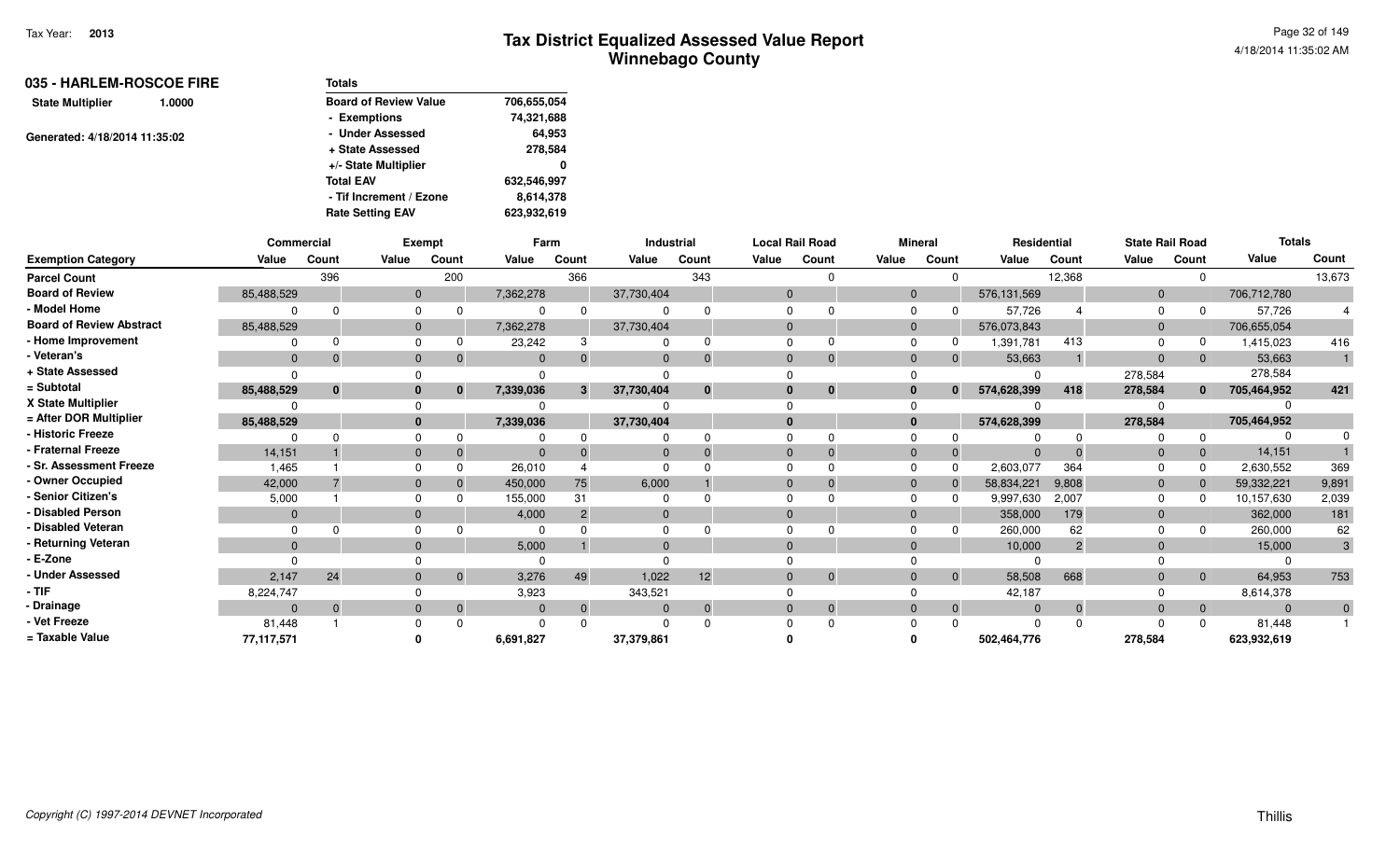Tax Year: 2013

# Tax District Equalized Assessed Value Report
## Winnebago County

4/18/2014 11:35:02 AM

**035 - HARLEM-ROSCOE FIRE**

**State Multiplier** 1.0000

**Generated: 4/18/2014 11:35:02**

| Totals | |
|---|---|
| Board of Review Value | 706,655,054 |
| - Exemptions | 74,321,688 |
| - Under Assessed | 64,953 |
| + State Assessed | 278,584 |
| +/- State Multiplier | 0 |
| Total EAV | 632,546,997 |
| - Tif Increment / Ezone | 8,614,378 |
| Rate Setting EAV | 623,932,619 |

| | Commercial | | Exempt | | Farm | | Industrial | | Local Rail Road | | Mineral | | Residential | | State Rail Road | | Totals | |
|---|---|---|---|---|---|---|---|---|---|---|---|---|---|---|---|---|---|---|
| Exemption Category | Value | Count | Value | Count | Value | Count | Value | Count | Value | Count | Value | Count | Value | Count | Value | Count | Value | Count |
| Parcel Count | | 396 | | 200 | | 366 | | 343 | | 0 | | 0 | | 12,368 | | 0 | | 13,673 |
| Board of Review | 85,488,529 | | 0 | | 7,362,278 | | 37,730,404 | | 0 | | 0 | | 576,131,569 | | 0 | | 706,712,780 | |
| - Model Home | 0 | 0 | 0 | 0 | 0 | 0 | 0 | 0 | 0 | 0 | 0 | 0 | 57,726 | 4 | 0 | 0 | 57,726 | 4 |
| Board of Review Abstract | 85,488,529 | | 0 | | 7,362,278 | | 37,730,404 | | 0 | | 0 | | 576,073,843 | | 0 | | 706,655,054 | |
| - Home Improvement | 0 | 0 | 0 | 0 | 23,242 | 3 | 0 | 0 | 0 | 0 | 0 | 0 | 1,391,781 | 413 | 0 | 0 | 1,415,023 | 416 |
| - Veteran's | 0 | 0 | 0 | 0 | 0 | 0 | 0 | 0 | 0 | 0 | 0 | 0 | 53,663 | 1 | 0 | 0 | 53,663 | 1 |
| + State Assessed | 0 | | 0 | | 0 | | 0 | | 0 | | 0 | | 0 | | 278,584 | | 278,584 | |
| = Subtotal | 85,488,529 | 0 | 0 | 0 | 7,339,036 | 3 | 37,730,404 | 0 | 0 | 0 | 0 | 0 | 574,628,399 | 418 | 278,584 | 0 | 705,464,952 | 421 |
| X State Multiplier | 0 | | 0 | | 0 | | 0 | | 0 | | 0 | | 0 | | 0 | | 0 | |
| = After DOR Multiplier | 85,488,529 | | 0 | | 7,339,036 | | 37,730,404 | | 0 | | 0 | | 574,628,399 | | 278,584 | | 705,464,952 | |
| - Historic Freeze | 0 | 0 | 0 | 0 | 0 | 0 | 0 | 0 | 0 | 0 | 0 | 0 | 0 | 0 | 0 | 0 | 0 | 0 |
| - Fraternal Freeze | 14,151 | 1 | 0 | 0 | 0 | 0 | 0 | 0 | 0 | 0 | 0 | 0 | 0 | 0 | 0 | 0 | 14,151 | 1 |
| - Sr. Assessment Freeze | 1,465 | 1 | 0 | 0 | 26,010 | 4 | 0 | 0 | 0 | 0 | 0 | 0 | 2,603,077 | 364 | 0 | 0 | 2,630,552 | 369 |
| - Owner Occupied | 42,000 | 7 | 0 | 0 | 450,000 | 75 | 6,000 | 1 | 0 | 0 | 0 | 0 | 58,834,221 | 9,808 | 0 | 0 | 59,332,221 | 9,891 |
| - Senior Citizen's | 5,000 | 1 | 0 | 0 | 155,000 | 31 | 0 | 0 | 0 | 0 | 0 | 0 | 9,997,630 | 2,007 | 0 | 0 | 10,157,630 | 2,039 |
| - Disabled Person | 0 | | 0 | | 4,000 | 2 | 0 | | 0 | | 0 | | 358,000 | 179 | 0 | | 362,000 | 181 |
| - Disabled Veteran | 0 | 0 | 0 | 0 | 0 | 0 | 0 | 0 | 0 | 0 | 0 | 0 | 260,000 | 62 | 0 | 0 | 260,000 | 62 |
| - Returning Veteran | 0 | | 0 | | 5,000 | 1 | 0 | | 0 | | 0 | | 10,000 | 2 | 0 | | 15,000 | 3 |
| - E-Zone | 0 | | 0 | | 0 | | 0 | | 0 | | 0 | | 0 | | 0 | | 0 | |
| - Under Assessed | 2,147 | 24 | 0 | 0 | 3,276 | 49 | 1,022 | 12 | 0 | 0 | 0 | 0 | 58,508 | 668 | 0 | 0 | 64,953 | 753 |
| - TIF | 8,224,747 | | 0 | | 3,923 | | 343,521 | | 0 | | 0 | | 42,187 | | 0 | | 8,614,378 | |
| - Drainage | 0 | 0 | 0 | 0 | 0 | 0 | 0 | 0 | 0 | 0 | 0 | 0 | 0 | 0 | 0 | 0 | 0 | 0 |
| - Vet Freeze | 81,448 | 1 | 0 | 0 | 0 | 0 | 0 | 0 | 0 | 0 | 0 | 0 | 0 | 0 | 0 | 0 | 81,448 | 1 |
| = Taxable Value | 77,117,571 | | 0 | | 6,691,827 | | 37,379,861 | | 0 | | 0 | | 502,464,776 | | 278,584 | | 623,932,619 | |

*Copyright (C) 1997-2014 DEVNET Incorporated*

Thillis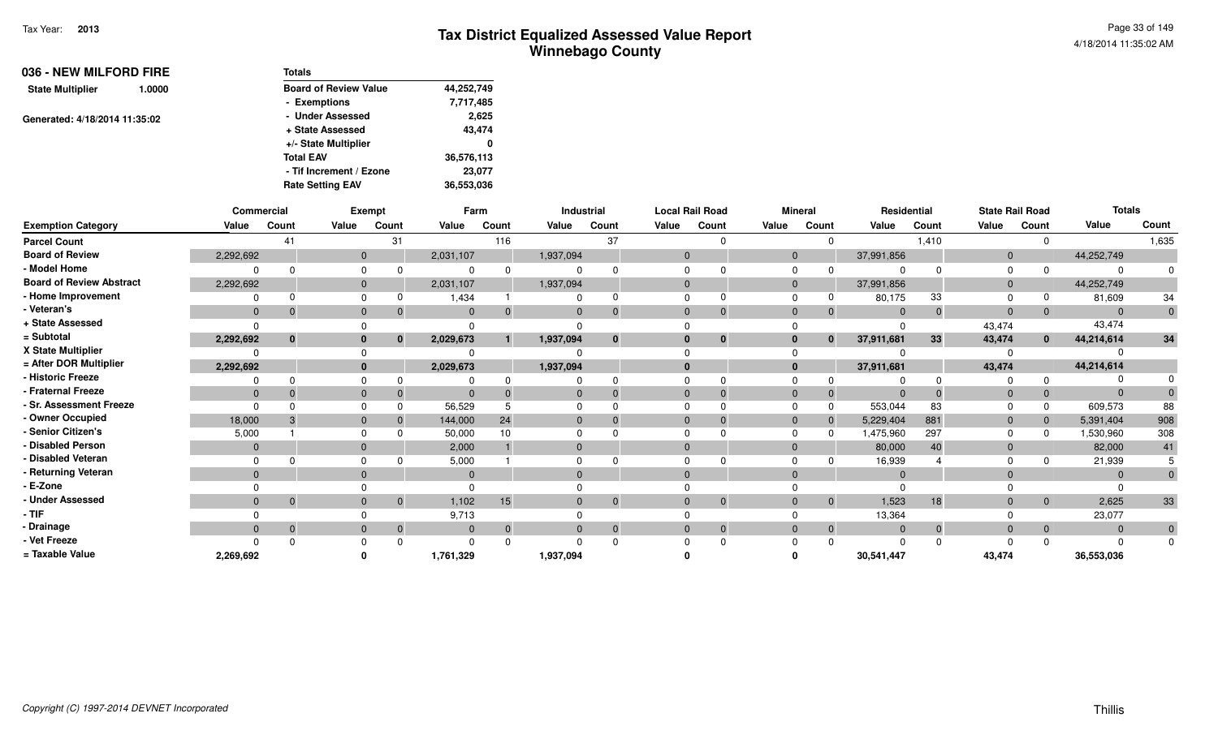# Tax District Equalized Assessed Value Report
## Winnebago County

Tax Year: 2013

4/18/2014 11:35:02 AM

### 036 - NEW MILFORD FIRE

**State Multiplier** 1.0000

Generated: 4/18/2014 11:35:02

| Totals | |
|---|---|
| Board of Review Value | 44,252,749 |
| - Exemptions | 7,717,485 |
| - Under Assessed | 2,625 |
| + State Assessed | 43,474 |
| +/- State Multiplier | 0 |
| Total EAV | 36,576,113 |
| - Tif Increment / Ezone | 23,077 |
| Rate Setting EAV | 36,553,036 |

| | Commercial | | Exempt | | Farm | | Industrial | | Local Rail Road | | Mineral | | Residential | | State Rail Road | | Totals | |
|---|---|---|---|---|---|---|---|---|---|---|---|---|---|---|---|---|---|---|
| Exemption Category | Value | Count | Value | Count | Value | Count | Value | Count | Value | Count | Value | Count | Value | Count | Value | Count | Value | Count |
| Parcel Count | | 41 | | 31 | | 116 | | 37 | | 0 | | 0 | | 1,410 | | 0 | | 1,635 |
| Board of Review | 2,292,692 | | 0 | | 2,031,107 | | 1,937,094 | | 0 | | 0 | | 37,991,856 | | 0 | | 44,252,749 | |
| - Model Home | 0 | 0 | 0 | 0 | 0 | 0 | 0 | 0 | 0 | 0 | 0 | 0 | 0 | 0 | 0 | 0 | 0 | 0 |
| Board of Review Abstract | 2,292,692 | | 0 | | 2,031,107 | | 1,937,094 | | 0 | | 0 | | 37,991,856 | | 0 | | 44,252,749 | |
| - Home Improvement | 0 | 0 | 0 | 0 | 1,434 | 1 | 0 | 0 | 0 | 0 | 0 | 0 | 80,175 | 33 | 0 | 0 | 81,609 | 34 |
| - Veteran's | 0 | 0 | 0 | 0 | 0 | 0 | 0 | 0 | 0 | 0 | 0 | 0 | 0 | 0 | 0 | 0 | 0 | 0 |
| + State Assessed | 0 | | 0 | | 0 | | 0 | | 0 | | 0 | | 0 | | 43,474 | | 43,474 | |
| = Subtotal | 2,292,692 | 0 | 0 | 0 | 2,029,673 | 1 | 1,937,094 | 0 | 0 | 0 | 0 | 0 | 37,911,681 | 33 | 43,474 | 0 | 44,214,614 | 34 |
| X State Multiplier | 0 | | 0 | | 0 | | 0 | | 0 | | 0 | | 0 | | 0 | | 0 | |
| = After DOR Multiplier | 2,292,692 | | 0 | | 2,029,673 | | 1,937,094 | | 0 | | 0 | | 37,911,681 | | 43,474 | | 44,214,614 | |
| - Historic Freeze | 0 | 0 | 0 | 0 | 0 | 0 | 0 | 0 | 0 | 0 | 0 | 0 | 0 | 0 | 0 | 0 | 0 | 0 |
| - Fraternal Freeze | 0 | 0 | 0 | 0 | 0 | 0 | 0 | 0 | 0 | 0 | 0 | 0 | 0 | 0 | 0 | 0 | 0 | 0 |
| - Sr. Assessment Freeze | 0 | 0 | 0 | 0 | 56,529 | 5 | 0 | 0 | 0 | 0 | 0 | 0 | 553,044 | 83 | 0 | 0 | 609,573 | 88 |
| - Owner Occupied | 18,000 | 3 | 0 | 0 | 144,000 | 24 | 0 | 0 | 0 | 0 | 0 | 0 | 5,229,404 | 881 | 0 | 0 | 5,391,404 | 908 |
| - Senior Citizen's | 5,000 | 1 | 0 | 0 | 50,000 | 10 | 0 | 0 | 0 | 0 | 0 | 0 | 1,475,960 | 297 | 0 | 0 | 1,530,960 | 308 |
| - Disabled Person | 0 | | 0 | | 2,000 | 1 | 0 | | 0 | | 0 | | 80,000 | 40 | 0 | | 82,000 | 41 |
| - Disabled Veteran | 0 | 0 | 0 | 0 | 5,000 | 1 | 0 | 0 | 0 | 0 | 0 | 0 | 16,939 | 4 | 0 | 0 | 21,939 | 5 |
| - Returning Veteran | 0 | | 0 | | 0 | | 0 | | 0 | | 0 | | 0 | | 0 | | 0 | 0 |
| - E-Zone | 0 | | 0 | | 0 | | 0 | | 0 | | 0 | | 0 | | 0 | | 0 | |
| - Under Assessed | 0 | 0 | 0 | 0 | 1,102 | 15 | 0 | 0 | 0 | 0 | 0 | 0 | 1,523 | 18 | 0 | 0 | 2,625 | 33 |
| - TIF | 0 | | 0 | | 9,713 | | 0 | | 0 | | 0 | | 13,364 | | 0 | | 23,077 | |
| - Drainage | 0 | 0 | 0 | 0 | 0 | 0 | 0 | 0 | 0 | 0 | 0 | 0 | 0 | 0 | 0 | 0 | 0 | 0 |
| - Vet Freeze | 0 | 0 | 0 | 0 | 0 | 0 | 0 | 0 | 0 | 0 | 0 | 0 | 0 | 0 | 0 | 0 | 0 | 0 |
| = Taxable Value | 2,269,692 | | 0 | | 1,761,329 | | 1,937,094 | | 0 | | 0 | | 30,541,447 | | 43,474 | | 36,553,036 | |

Copyright (C) 1997-2014 DEVNET Incorporated

Thillis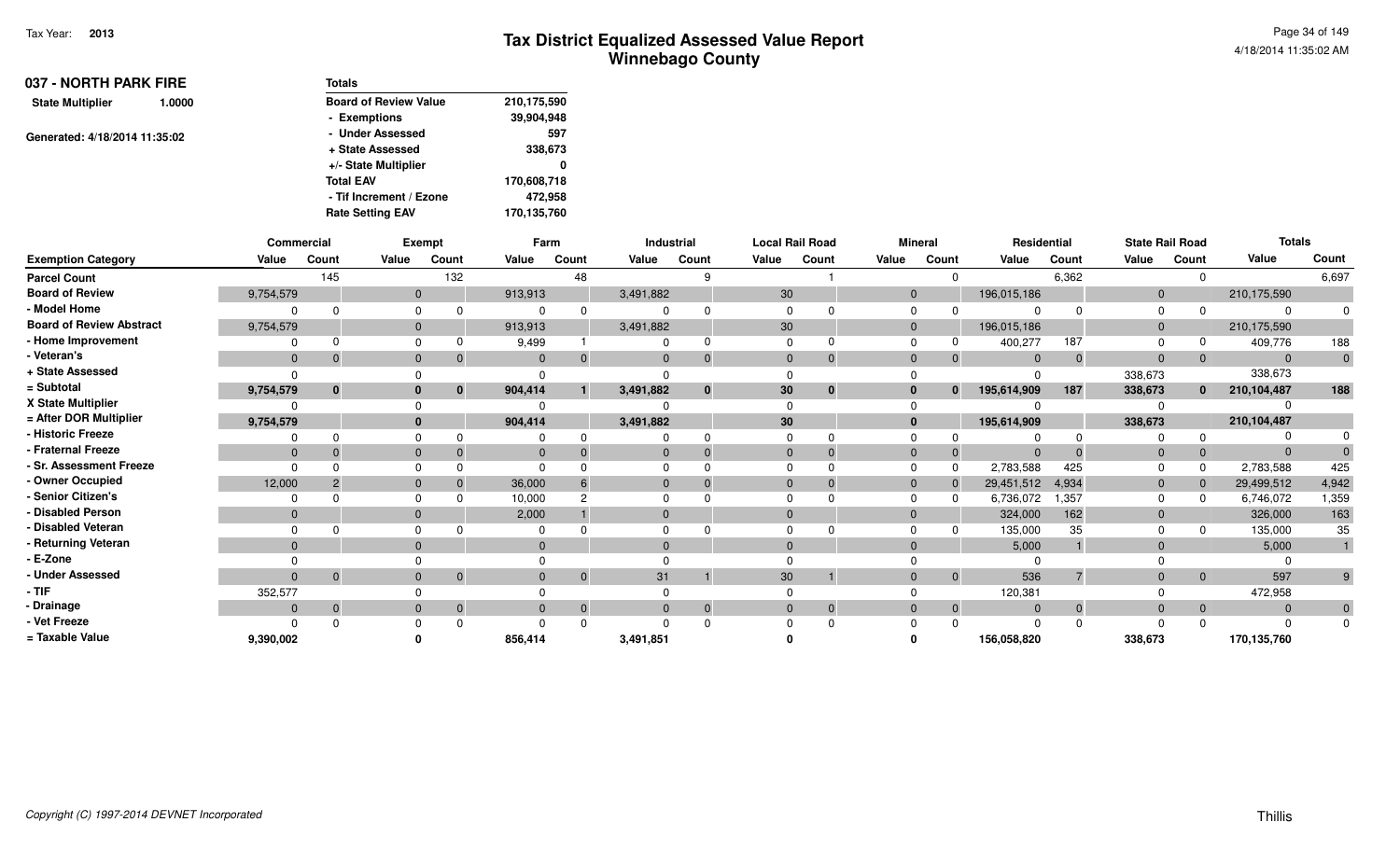# Tax District Equalized Assessed Value Report
## Winnebago County

Tax Year: **2013**

4/18/2014 11:35:02 AM

**037 - NORTH PARK FIRE**

**State Multiplier** 1.0000

Generated: 4/18/2014 11:35:02

| Totals | |
|---|---|
| Board of Review Value | 210,175,590 |
| - Exemptions | 39,904,948 |
| - Under Assessed | 597 |
| + State Assessed | 338,673 |
| +/- State Multiplier | 0 |
| Total EAV | 170,608,718 |
| - Tif Increment / Ezone | 472,958 |
| Rate Setting EAV | 170,135,760 |

| | Commercial | | Exempt | | Farm | | Industrial | | Local Rail Road | | Mineral | | Residential | | State Rail Road | | Totals | |
|---|---|---|---|---|---|---|---|---|---|---|---|---|---|---|---|---|---|---|
| **Exemption Category** | **Value** | **Count** | **Value** | **Count** | **Value** | **Count** | **Value** | **Count** | **Value** | **Count** | **Value** | **Count** | **Value** | **Count** | **Value** | **Count** | **Value** | **Count** |
| Parcel Count | | 145 | | 132 | | 48 | | 9 | | 1 | | 0 | | 6,362 | | 0 | | 6,697 |
| Board of Review | 9,754,579 | | 0 | | 913,913 | | 3,491,882 | | 30 | | 0 | | 196,015,186 | | 0 | | 210,175,590 | |
| - Model Home | 0 | 0 | 0 | 0 | 0 | 0 | 0 | 0 | 0 | 0 | 0 | 0 | 0 | 0 | 0 | 0 | 0 | 0 |
| Board of Review Abstract | 9,754,579 | | 0 | | 913,913 | | 3,491,882 | | 30 | | 0 | | 196,015,186 | | 0 | | 210,175,590 | |
| - Home Improvement | 0 | 0 | 0 | 0 | 9,499 | 1 | 0 | 0 | 0 | 0 | 0 | 0 | 400,277 | 187 | 0 | 0 | 409,776 | 188 |
| - Veteran's | 0 | 0 | 0 | 0 | 0 | 0 | 0 | 0 | 0 | 0 | 0 | 0 | 0 | 0 | 0 | 0 | 0 | 0 |
| + State Assessed | 0 | | 0 | | 0 | | 0 | | 0 | | 0 | | 0 | | 338,673 | | 338,673 | |
| = Subtotal | **9,754,579** | **0** | **0** | **0** | **904,414** | **1** | **3,491,882** | **0** | **30** | **0** | **0** | **0** | **195,614,909** | **187** | **338,673** | **0** | **210,104,487** | **188** |
| X State Multiplier | 0 | | 0 | | 0 | | 0 | | 0 | | 0 | | 0 | | 0 | | 0 | |
| = After DOR Multiplier | **9,754,579** | | **0** | | **904,414** | | **3,491,882** | | **30** | | **0** | | **195,614,909** | | **338,673** | | **210,104,487** | |
| - Historic Freeze | 0 | 0 | 0 | 0 | 0 | 0 | 0 | 0 | 0 | 0 | 0 | 0 | 0 | 0 | 0 | 0 | 0 | 0 |
| - Fraternal Freeze | 0 | 0 | 0 | 0 | 0 | 0 | 0 | 0 | 0 | 0 | 0 | 0 | 0 | 0 | 0 | 0 | 0 | 0 |
| - Sr. Assessment Freeze | 0 | 0 | 0 | 0 | 0 | 0 | 0 | 0 | 0 | 0 | 0 | 0 | 2,783,588 | 425 | 0 | 0 | 2,783,588 | 425 |
| - Owner Occupied | 12,000 | 2 | 0 | 0 | 36,000 | 6 | 0 | 0 | 0 | 0 | 0 | 0 | 29,451,512 | 4,934 | 0 | 0 | 29,499,512 | 4,942 |
| - Senior Citizen's | 0 | 0 | 0 | 0 | 10,000 | 2 | 0 | 0 | 0 | 0 | 0 | 0 | 6,736,072 | 1,357 | 0 | 0 | 6,746,072 | 1,359 |
| - Disabled Person | 0 | | 0 | | 2,000 | 1 | 0 | | 0 | | 0 | | 324,000 | 162 | 0 | | 326,000 | 163 |
| - Disabled Veteran | 0 | 0 | 0 | 0 | 0 | 0 | 0 | 0 | 0 | 0 | 0 | 0 | 135,000 | 35 | 0 | 0 | 135,000 | 35 |
| - Returning Veteran | 0 | | 0 | | 0 | | 0 | | 0 | | 0 | | 5,000 | 1 | 0 | | 5,000 | 1 |
| - E-Zone | 0 | | 0 | | 0 | | 0 | | 0 | | 0 | | 0 | | 0 | | 0 | |
| - Under Assessed | 0 | 0 | 0 | 0 | 0 | 0 | 31 | 1 | 30 | 1 | 0 | 0 | 536 | 7 | 0 | 0 | 597 | 9 |
| - TIF | 352,577 | | 0 | | 0 | | 0 | | 0 | | 0 | | 120,381 | | 0 | | 472,958 | |
| - Drainage | 0 | 0 | 0 | 0 | 0 | 0 | 0 | 0 | 0 | 0 | 0 | 0 | 0 | 0 | 0 | 0 | 0 | 0 |
| - Vet Freeze | 0 | 0 | 0 | 0 | 0 | 0 | 0 | 0 | 0 | 0 | 0 | 0 | 0 | 0 | 0 | 0 | 0 | 0 |
| = Taxable Value | **9,390,002** | | **0** | | **856,414** | | **3,491,851** | | **0** | | **0** | | **156,058,820** | | **338,673** | | **170,135,760** | |

*Copyright (C) 1997-2014 DEVNET Incorporated*

Thillis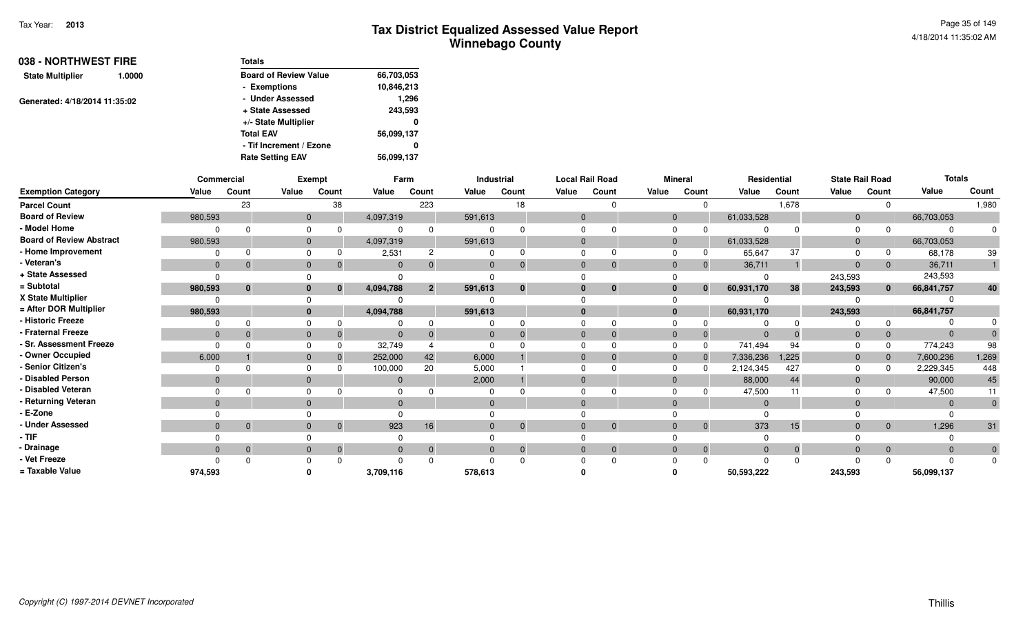# Tax District Equalized Assessed Value Report
## Winnebago County

Tax Year: **2013**

4/18/2014 11:35:02 AM

**038 - NORTHWEST FIRE**

**State Multiplier** 1.0000

Generated: 4/18/2014 11:35:02

| Totals | |
|---|---|
| Board of Review Value | 66,703,053 |
| - Exemptions | 10,846,213 |
| - Under Assessed | 1,296 |
| + State Assessed | 243,593 |
| +/- State Multiplier | 0 |
| Total EAV | 56,099,137 |
| - Tif Increment / Ezone | 0 |
| Rate Setting EAV | 56,099,137 |

| | Commercial | | Exempt | | Farm | | Industrial | | Local Rail Road | | Mineral | | Residential | | State Rail Road | | Totals | |
|---|---|---|---|---|---|---|---|---|---|---|---|---|---|---|---|---|---|---|
| **Exemption Category** | **Value** | **Count** | **Value** | **Count** | **Value** | **Count** | **Value** | **Count** | **Value** | **Count** | **Value** | **Count** | **Value** | **Count** | **Value** | **Count** | **Value** | **Count** |
| **Parcel Count** | | 23 | | 38 | | 223 | | 18 | | 0 | | 0 | | 1,678 | | 0 | | 1,980 |
| **Board of Review** | 980,593 | | 0 | | 4,097,319 | | 591,613 | | 0 | | 0 | | 61,033,528 | | 0 | | 66,703,053 | |
| **- Model Home** | 0 | 0 | 0 | 0 | 0 | 0 | 0 | 0 | 0 | 0 | 0 | 0 | 0 | 0 | 0 | 0 | 0 | 0 |
| **Board of Review Abstract** | 980,593 | | 0 | | 4,097,319 | | 591,613 | | 0 | | 0 | | 61,033,528 | | 0 | | 66,703,053 | |
| **- Home Improvement** | 0 | 0 | 0 | 0 | 2,531 | 2 | 0 | 0 | 0 | 0 | 0 | 0 | 65,647 | 37 | 0 | 0 | 68,178 | 39 |
| **- Veteran's** | 0 | 0 | 0 | 0 | 0 | 0 | 0 | 0 | 0 | 0 | 0 | 0 | 36,711 | 1 | 0 | 0 | 36,711 | 1 |
| **+ State Assessed** | 0 | | 0 | | 0 | | 0 | | 0 | | 0 | | 0 | | 243,593 | | 243,593 | |
| **= Subtotal** | **980,593** | **0** | **0** | **0** | **4,094,788** | **2** | **591,613** | **0** | **0** | **0** | **0** | **0** | **60,931,170** | **38** | **243,593** | **0** | **66,841,757** | **40** |
| **X State Multiplier** | 0 | | 0 | | 0 | | 0 | | 0 | | 0 | | 0 | | 0 | | 0 | |
| **= After DOR Multiplier** | **980,593** | | **0** | | **4,094,788** | | **591,613** | | **0** | | **0** | | **60,931,170** | | **243,593** | | **66,841,757** | |
| **- Historic Freeze** | 0 | 0 | 0 | 0 | 0 | 0 | 0 | 0 | 0 | 0 | 0 | 0 | 0 | 0 | 0 | 0 | 0 | 0 |
| **- Fraternal Freeze** | 0 | 0 | 0 | 0 | 0 | 0 | 0 | 0 | 0 | 0 | 0 | 0 | 0 | 0 | 0 | 0 | 0 | 0 |
| **- Sr. Assessment Freeze** | 0 | 0 | 0 | 0 | 32,749 | 4 | 0 | 0 | 0 | 0 | 0 | 0 | 741,494 | 94 | 0 | 0 | 774,243 | 98 |
| **- Owner Occupied** | 6,000 | 1 | 0 | 0 | 252,000 | 42 | 6,000 | 1 | 0 | 0 | 0 | 0 | 7,336,236 | 1,225 | 0 | 0 | 7,600,236 | 1,269 |
| **- Senior Citizen's** | 0 | 0 | 0 | 0 | 100,000 | 20 | 5,000 | 1 | 0 | 0 | 0 | 0 | 2,124,345 | 427 | 0 | 0 | 2,229,345 | 448 |
| **- Disabled Person** | 0 | | 0 | | 0 | | 2,000 | 1 | 0 | | 0 | | 88,000 | 44 | 0 | | 90,000 | 45 |
| **- Disabled Veteran** | 0 | 0 | 0 | 0 | 0 | 0 | 0 | 0 | 0 | 0 | 0 | 0 | 47,500 | 11 | 0 | 0 | 47,500 | 11 |
| **- Returning Veteran** | 0 | | 0 | | 0 | | 0 | | 0 | | 0 | | 0 | | 0 | | 0 | 0 |
| **- E-Zone** | 0 | | 0 | | 0 | | 0 | | 0 | | 0 | | 0 | | 0 | | 0 | |
| **- Under Assessed** | 0 | 0 | 0 | 0 | 923 | 16 | 0 | 0 | 0 | 0 | 0 | 0 | 373 | 15 | 0 | 0 | 1,296 | 31 |
| **- TIF** | 0 | | 0 | | 0 | | 0 | | 0 | | 0 | | 0 | | 0 | | 0 | |
| **- Drainage** | 0 | 0 | 0 | 0 | 0 | 0 | 0 | 0 | 0 | 0 | 0 | 0 | 0 | 0 | 0 | 0 | 0 | 0 |
| **- Vet Freeze** | 0 | 0 | 0 | 0 | 0 | 0 | 0 | 0 | 0 | 0 | 0 | 0 | 0 | 0 | 0 | 0 | 0 | 0 |
| **= Taxable Value** | **974,593** | | **0** | | **3,709,116** | | **578,613** | | **0** | | **0** | | **50,593,222** | | **243,593** | | **56,099,137** | |

*Copyright (C) 1997-2014 DEVNET Incorporated*

Thillis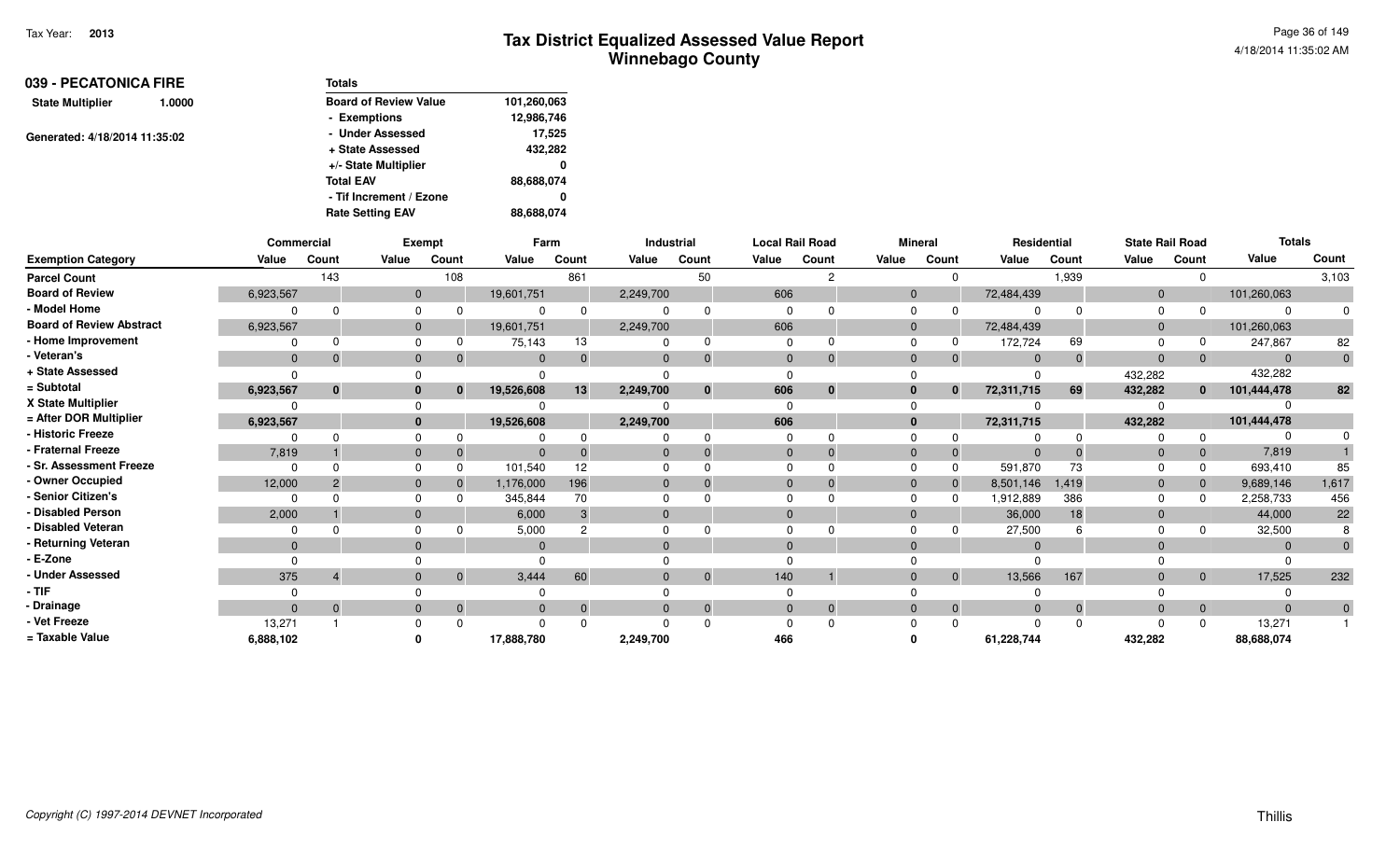# Tax District Equalized Assessed Value Report
## Winnebago County

Tax Year: **2013**

4/18/2014 11:35:02 AM

**039 - PECATONICA FIRE**

**State Multiplier** 1.0000

Generated: 4/18/2014 11:35:02

| Totals | |
|---|---|
| Board of Review Value | 101,260,063 |
| - Exemptions | 12,986,746 |
| - Under Assessed | 17,525 |
| + State Assessed | 432,282 |
| +/- State Multiplier | 0 |
| Total EAV | 88,688,074 |
| - Tif Increment / Ezone | 0 |
| Rate Setting EAV | 88,688,074 |

| | Commercial | | Exempt | | Farm | | Industrial | | Local Rail Road | | Mineral | | Residential | | State Rail Road | | Totals | |
|---|---|---|---|---|---|---|---|---|---|---|---|---|---|---|---|---|---|---|
| Exemption Category | Value | Count | Value | Count | Value | Count | Value | Count | Value | Count | Value | Count | Value | Count | Value | Count | Value | Count |
| Parcel Count | | 143 | | 108 | | 861 | | 50 | | 2 | | 0 | | 1,939 | | 0 | | 3,103 |
| Board of Review | 6,923,567 | | 0 | | 19,601,751 | | 2,249,700 | | 606 | | 0 | | 72,484,439 | | 0 | | 101,260,063 | |
| - Model Home | 0 | 0 | 0 | 0 | 0 | 0 | 0 | 0 | 0 | 0 | 0 | 0 | 0 | 0 | 0 | 0 | 0 | 0 |
| Board of Review Abstract | 6,923,567 | | 0 | | 19,601,751 | | 2,249,700 | | 606 | | 0 | | 72,484,439 | | 0 | | 101,260,063 | |
| - Home Improvement | 0 | 0 | 0 | 0 | 75,143 | 13 | 0 | 0 | 0 | 0 | 0 | 0 | 172,724 | 69 | 0 | 0 | 247,867 | 82 |
| - Veteran's | 0 | 0 | 0 | 0 | 0 | 0 | 0 | 0 | 0 | 0 | 0 | 0 | 0 | 0 | 0 | 0 | 0 | 0 |
| + State Assessed | 0 | | 0 | | 0 | | 0 | | 0 | | 0 | | 0 | | 432,282 | | 432,282 | |
| = Subtotal | **6,923,567** | **0** | **0** | **0** | **19,526,608** | **13** | **2,249,700** | **0** | **606** | **0** | **0** | **0** | **72,311,715** | **69** | **432,282** | **0** | **101,444,478** | **82** |
| X State Multiplier | 0 | | 0 | | 0 | | 0 | | 0 | | 0 | | 0 | | 0 | | 0 | |
| = After DOR Multiplier | **6,923,567** | | **0** | | **19,526,608** | | **2,249,700** | | **606** | | **0** | | **72,311,715** | | **432,282** | | **101,444,478** | |
| - Historic Freeze | 0 | 0 | 0 | 0 | 0 | 0 | 0 | 0 | 0 | 0 | 0 | 0 | 0 | 0 | 0 | 0 | 0 | 0 |
| - Fraternal Freeze | 7,819 | 1 | 0 | 0 | 0 | 0 | 0 | 0 | 0 | 0 | 0 | 0 | 0 | 0 | 0 | 0 | 7,819 | 1 |
| - Sr. Assessment Freeze | 0 | 0 | 0 | 0 | 101,540 | 12 | 0 | 0 | 0 | 0 | 0 | 0 | 591,870 | 73 | 0 | 0 | 693,410 | 85 |
| - Owner Occupied | 12,000 | 2 | 0 | 0 | 1,176,000 | 196 | 0 | 0 | 0 | 0 | 0 | 0 | 8,501,146 | 1,419 | 0 | 0 | 9,689,146 | 1,617 |
| - Senior Citizen's | 0 | 0 | 0 | 0 | 345,844 | 70 | 0 | 0 | 0 | 0 | 0 | 0 | 1,912,889 | 386 | 0 | 0 | 2,258,733 | 456 |
| - Disabled Person | 2,000 | 1 | 0 | | 6,000 | 3 | 0 | | 0 | | 0 | | 36,000 | 18 | 0 | | 44,000 | 22 |
| - Disabled Veteran | 0 | 0 | 0 | 0 | 5,000 | 2 | 0 | 0 | 0 | 0 | 0 | 0 | 27,500 | 6 | 0 | 0 | 32,500 | 8 |
| - Returning Veteran | 0 | | 0 | | 0 | | 0 | | 0 | | 0 | | 0 | | 0 | | 0 | 0 |
| - E-Zone | 0 | | 0 | | 0 | | 0 | | 0 | | 0 | | 0 | | 0 | | 0 | |
| - Under Assessed | 375 | 4 | 0 | 0 | 3,444 | 60 | 0 | 0 | 140 | 1 | 0 | 0 | 13,566 | 167 | 0 | 0 | 17,525 | 232 |
| - TIF | 0 | | 0 | | 0 | | 0 | | 0 | | 0 | | 0 | | 0 | | 0 | |
| - Drainage | 0 | 0 | 0 | 0 | 0 | 0 | 0 | 0 | 0 | 0 | 0 | 0 | 0 | 0 | 0 | 0 | 0 | 0 |
| - Vet Freeze | 13,271 | 1 | 0 | 0 | 0 | 0 | 0 | 0 | 0 | 0 | 0 | 0 | 0 | 0 | 0 | 0 | 13,271 | 1 |
| = Taxable Value | **6,888,102** | | **0** | | **17,888,780** | | **2,249,700** | | **466** | | **0** | | **61,228,744** | | **432,282** | | **88,688,074** | |

Copyright (C) 1997-2014 DEVNET Incorporated

Thillis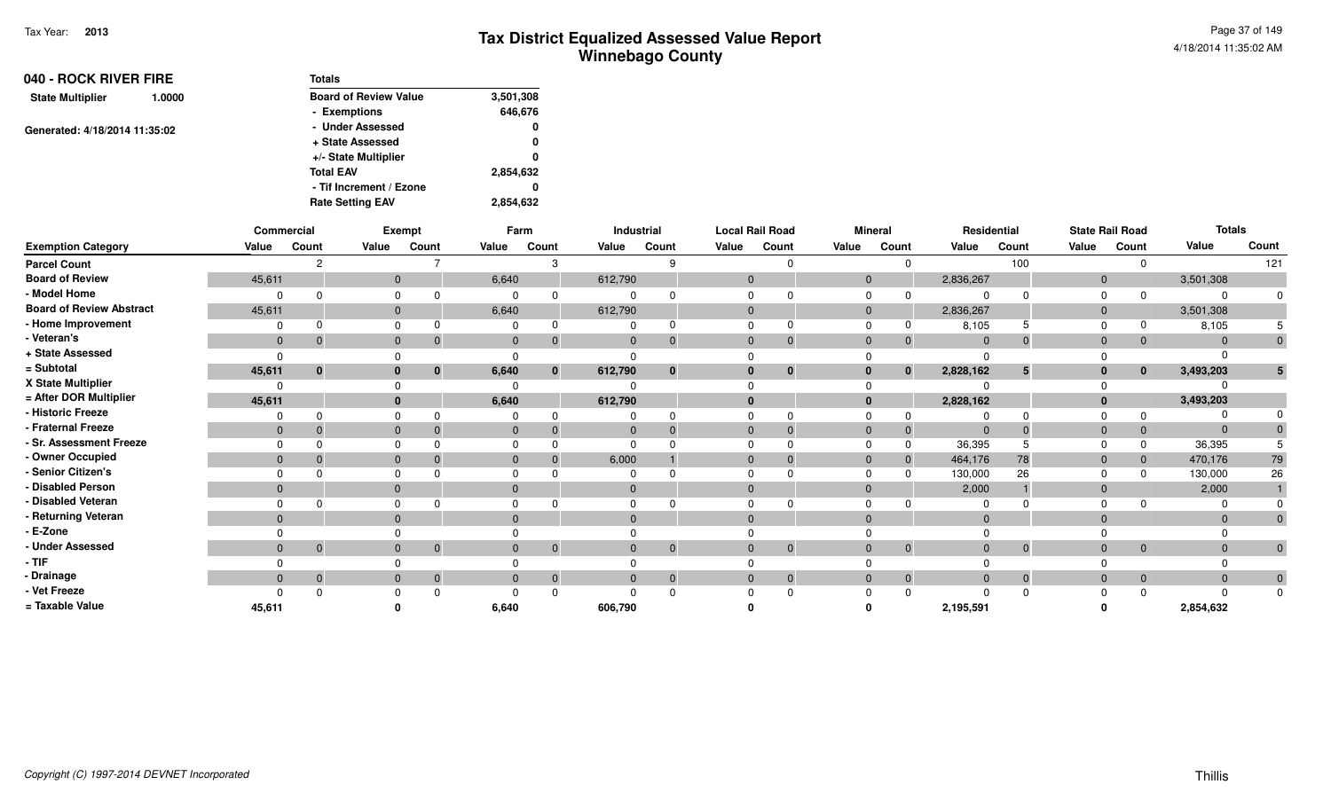# Tax District Equalized Assessed Value Report
## Winnebago County

Tax Year: 2013

**040 - ROCK RIVER FIRE**

**State Multiplier** 1.0000

Generated: 4/18/2014 11:35:02

| Totals | |
|---|---|
| Board of Review Value | 3,501,308 |
| - Exemptions | 646,676 |
| - Under Assessed | 0 |
| + State Assessed | 0 |
| +/- State Multiplier | 0 |
| Total EAV | 2,854,632 |
| - Tif Increment / Ezone | 0 |
| Rate Setting EAV | 2,854,632 |

| | Commercial | | Exempt | | Farm | | Industrial | | Local Rail Road | | Mineral | | Residential | | State Rail Road | | Totals | |
|---|---|---|---|---|---|---|---|---|---|---|---|---|---|---|---|---|---|---|
| Exemption Category | Value | Count | Value | Count | Value | Count | Value | Count | Value | Count | Value | Count | Value | Count | Value | Count | Value | Count |
| Parcel Count | | 2 | | 7 | | 3 | | 9 | | 0 | | 0 | | 100 | | 0 | | 121 |
| Board of Review | 45,611 | | 0 | | 6,640 | | 612,790 | | 0 | | 0 | | 2,836,267 | | 0 | | 3,501,308 | |
| - Model Home | 0 | 0 | 0 | 0 | 0 | 0 | 0 | 0 | 0 | 0 | 0 | 0 | 0 | 0 | 0 | 0 | 0 | 0 |
| Board of Review Abstract | 45,611 | | 0 | | 6,640 | | 612,790 | | 0 | | 0 | | 2,836,267 | | 0 | | 3,501,308 | |
| - Home Improvement | 0 | 0 | 0 | 0 | 0 | 0 | 0 | 0 | 0 | 0 | 0 | 0 | 8,105 | 5 | 0 | 0 | 8,105 | 5 |
| - Veteran's | 0 | 0 | 0 | 0 | 0 | 0 | 0 | 0 | 0 | 0 | 0 | 0 | 0 | 0 | 0 | 0 | 0 | 0 |
| + State Assessed | 0 | | 0 | | 0 | | 0 | | 0 | | 0 | | 0 | | 0 | | 0 | |
| = Subtotal | 45,611 | 0 | 0 | 0 | 6,640 | 0 | 612,790 | 0 | 0 | 0 | 0 | 0 | 2,828,162 | 5 | 0 | 0 | 3,493,203 | 5 |
| X State Multiplier | 0 | | 0 | | 0 | | 0 | | 0 | | 0 | | 0 | | 0 | | 0 | |
| = After DOR Multiplier | 45,611 | | 0 | | 6,640 | | 612,790 | | 0 | | 0 | | 2,828,162 | | 0 | | 3,493,203 | |
| - Historic Freeze | 0 | 0 | 0 | 0 | 0 | 0 | 0 | 0 | 0 | 0 | 0 | 0 | 0 | 0 | 0 | 0 | 0 | 0 |
| - Fraternal Freeze | 0 | 0 | 0 | 0 | 0 | 0 | 0 | 0 | 0 | 0 | 0 | 0 | 0 | 0 | 0 | 0 | 0 | 0 |
| - Sr. Assessment Freeze | 0 | 0 | 0 | 0 | 0 | 0 | 0 | 0 | 0 | 0 | 0 | 0 | 36,395 | 5 | 0 | 0 | 36,395 | 5 |
| - Owner Occupied | 0 | 0 | 0 | 0 | 0 | 0 | 6,000 | 1 | 0 | 0 | 0 | 0 | 464,176 | 78 | 0 | 0 | 470,176 | 79 |
| - Senior Citizen's | 0 | 0 | 0 | 0 | 0 | 0 | 0 | 0 | 0 | 0 | 0 | 0 | 130,000 | 26 | 0 | 0 | 130,000 | 26 |
| - Disabled Person | 0 | | 0 | | 0 | | 0 | | 0 | | 0 | | 2,000 | 1 | 0 | | 2,000 | 1 |
| - Disabled Veteran | 0 | 0 | 0 | 0 | 0 | 0 | 0 | 0 | 0 | 0 | 0 | 0 | 0 | 0 | 0 | 0 | 0 | 0 |
| - Returning Veteran | 0 | | 0 | | 0 | | 0 | | 0 | | 0 | | 0 | | 0 | | 0 | 0 |
| - E-Zone | 0 | | 0 | | 0 | | 0 | | 0 | | 0 | | 0 | | 0 | | 0 | |
| - Under Assessed | 0 | 0 | 0 | 0 | 0 | 0 | 0 | 0 | 0 | 0 | 0 | 0 | 0 | 0 | 0 | 0 | 0 | 0 |
| - TIF | 0 | | 0 | | 0 | | 0 | | 0 | | 0 | | 0 | | 0 | | 0 | |
| - Drainage | 0 | 0 | 0 | 0 | 0 | 0 | 0 | 0 | 0 | 0 | 0 | 0 | 0 | 0 | 0 | 0 | 0 | 0 |
| - Vet Freeze | 0 | 0 | 0 | 0 | 0 | 0 | 0 | 0 | 0 | 0 | 0 | 0 | 0 | 0 | 0 | 0 | 0 | 0 |
| = Taxable Value | 45,611 | | 0 | | 6,640 | | 606,790 | | 0 | | 0 | | 2,195,591 | | 0 | | 2,854,632 | |

Copyright (C) 1997-2014 DEVNET Incorporated

Thillis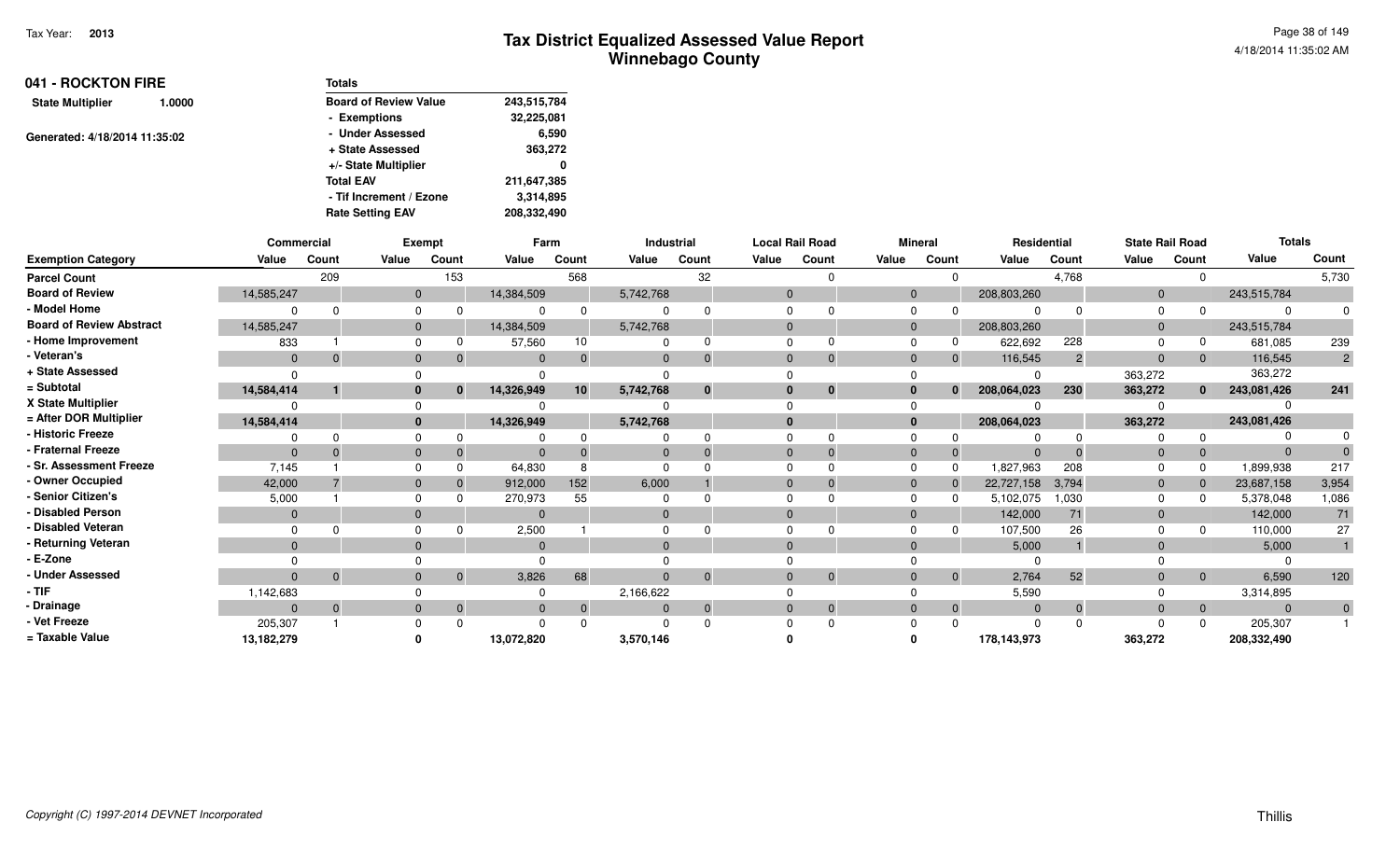Tax Year: **2013**

# Tax District Equalized Assessed Value Report
## Winnebago County

4/18/2014 11:35:02 AM

**041 - ROCKTON FIRE**

**State Multiplier** 1.0000

Generated: 4/18/2014 11:35:02

| Totals | |
|---|---|
| Board of Review Value | 243,515,784 |
| - Exemptions | 32,225,081 |
| - Under Assessed | 6,590 |
| + State Assessed | 363,272 |
| +/- State Multiplier | 0 |
| Total EAV | 211,647,385 |
| - Tif Increment / Ezone | 3,314,895 |
| Rate Setting EAV | 208,332,490 |

| | Commercial | | Exempt | | Farm | | Industrial | | Local Rail Road | | Mineral | | Residential | | State Rail Road | | Totals | |
|---|---|---|---|---|---|---|---|---|---|---|---|---|---|---|---|---|---|---|
| **Exemption Category** | **Value** | **Count** | **Value** | **Count** | **Value** | **Count** | **Value** | **Count** | **Value** | **Count** | **Value** | **Count** | **Value** | **Count** | **Value** | **Count** | **Value** | **Count** |
| **Parcel Count** | | 209 | | 153 | | 568 | | 32 | | 0 | | 0 | | 4,768 | | 0 | | 5,730 |
| **Board of Review** | 14,585,247 | | 0 | | 14,384,509 | | 5,742,768 | | 0 | | 0 | | 208,803,260 | | 0 | | 243,515,784 | |
| **- Model Home** | 0 | 0 | 0 | 0 | 0 | 0 | 0 | 0 | 0 | 0 | 0 | 0 | 0 | 0 | 0 | 0 | 0 | 0 |
| **Board of Review Abstract** | 14,585,247 | | 0 | | 14,384,509 | | 5,742,768 | | 0 | | 0 | | 208,803,260 | | 0 | | 243,515,784 | |
| **- Home Improvement** | 833 | 1 | 0 | 0 | 57,560 | 10 | 0 | 0 | 0 | 0 | 0 | 0 | 622,692 | 228 | 0 | 0 | 681,085 | 239 |
| **- Veteran's** | 0 | 0 | 0 | 0 | 0 | 0 | 0 | 0 | 0 | 0 | 0 | 0 | 116,545 | 2 | 0 | 0 | 116,545 | 2 |
| **+ State Assessed** | 0 | | 0 | | 0 | | 0 | | 0 | | 0 | | 0 | | 363,272 | | 363,272 | |
| **= Subtotal** | **14,584,414** | **1** | **0** | **0** | **14,326,949** | **10** | **5,742,768** | **0** | **0** | **0** | **0** | **0** | **208,064,023** | **230** | **363,272** | **0** | **243,081,426** | **241** |
| **X State Multiplier** | 0 | | 0 | | 0 | | 0 | | 0 | | 0 | | 0 | | 0 | | 0 | |
| **= After DOR Multiplier** | **14,584,414** | | **0** | | **14,326,949** | | **5,742,768** | | **0** | | **0** | | **208,064,023** | | **363,272** | | **243,081,426** | |
| **- Historic Freeze** | 0 | 0 | 0 | 0 | 0 | 0 | 0 | 0 | 0 | 0 | 0 | 0 | 0 | 0 | 0 | 0 | 0 | 0 |
| **- Fraternal Freeze** | 0 | 0 | 0 | 0 | 0 | 0 | 0 | 0 | 0 | 0 | 0 | 0 | 0 | 0 | 0 | 0 | 0 | 0 |
| **- Sr. Assessment Freeze** | 7,145 | 1 | 0 | 0 | 64,830 | 8 | 0 | 0 | 0 | 0 | 0 | 0 | 1,827,963 | 208 | 0 | 0 | 1,899,938 | 217 |
| **- Owner Occupied** | 42,000 | 7 | 0 | 0 | 912,000 | 152 | 6,000 | 1 | 0 | 0 | 0 | 0 | 22,727,158 | 3,794 | 0 | 0 | 23,687,158 | 3,954 |
| **- Senior Citizen's** | 5,000 | 1 | 0 | 0 | 270,973 | 55 | 0 | 0 | 0 | 0 | 0 | 0 | 5,102,075 | 1,030 | 0 | 0 | 5,378,048 | 1,086 |
| **- Disabled Person** | 0 | | 0 | | 0 | | 0 | | 0 | | 0 | | 142,000 | 71 | 0 | | 142,000 | 71 |
| **- Disabled Veteran** | 0 | 0 | 0 | 0 | 2,500 | 1 | 0 | 0 | 0 | 0 | 0 | 0 | 107,500 | 26 | 0 | 0 | 110,000 | 27 |
| **- Returning Veteran** | 0 | | 0 | | 0 | | 0 | | 0 | | 0 | | 5,000 | 1 | 0 | | 5,000 | 1 |
| **- E-Zone** | 0 | | 0 | | 0 | | 0 | | 0 | | 0 | | 0 | | 0 | | 0 | |
| **- Under Assessed** | 0 | 0 | 0 | 0 | 3,826 | 68 | 0 | 0 | 0 | 0 | 0 | 0 | 2,764 | 52 | 0 | 0 | 6,590 | 120 |
| **- TIF** | 1,142,683 | | 0 | | 0 | | 2,166,622 | | 0 | | 0 | | 5,590 | | 0 | | 3,314,895 | |
| **- Drainage** | 0 | 0 | 0 | 0 | 0 | 0 | 0 | 0 | 0 | 0 | 0 | 0 | 0 | 0 | 0 | 0 | 0 | 0 |
| **- Vet Freeze** | 205,307 | 1 | 0 | 0 | 0 | 0 | 0 | 0 | 0 | 0 | 0 | 0 | 0 | 0 | 0 | 0 | 205,307 | 1 |
| **= Taxable Value** | **13,182,279** | | **0** | | **13,072,820** | | **3,570,146** | | **0** | | **0** | | **178,143,973** | | **363,272** | | **208,332,490** | |

*Copyright (C) 1997-2014 DEVNET Incorporated*

Thillis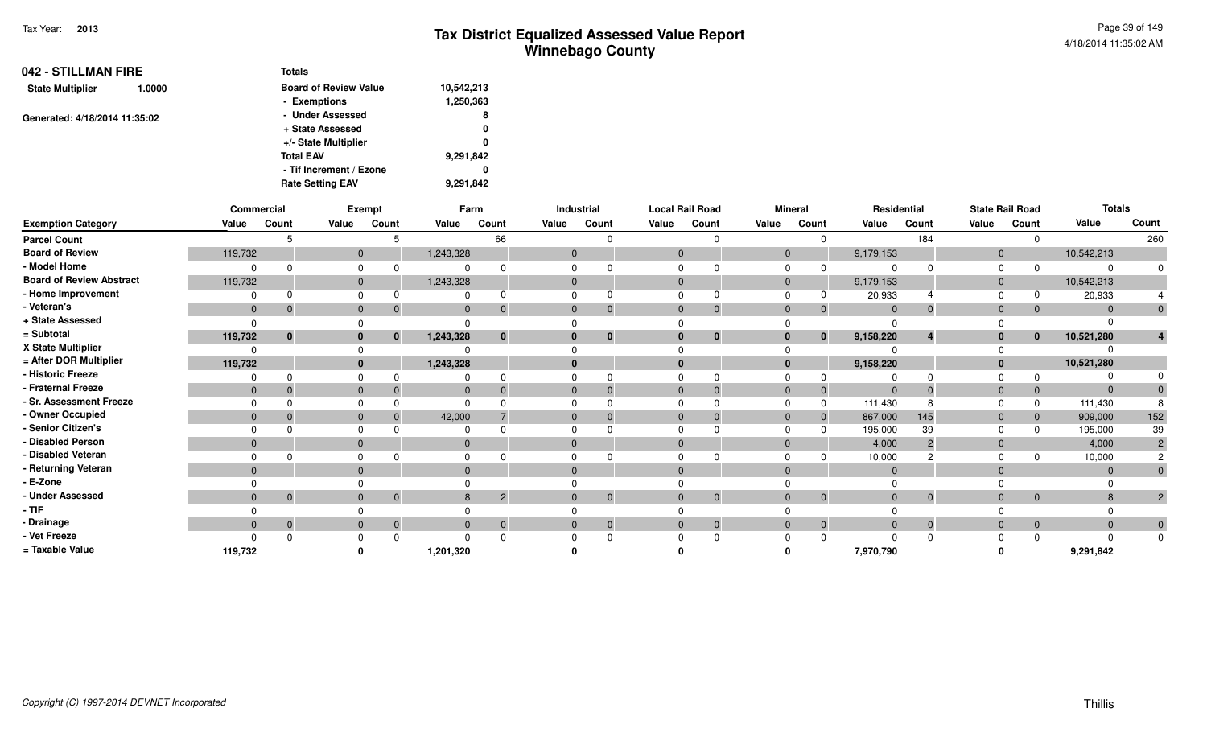# Tax District Equalized Assessed Value Report
## Winnebago County

Tax Year: 2013

**042 - STILLMAN FIRE**

**State Multiplier** 1.0000

Generated: 4/18/2014 11:35:02

| Totals | |
|---|---|
| Board of Review Value | 10,542,213 |
| - Exemptions | 1,250,363 |
| - Under Assessed | 8 |
| + State Assessed | 0 |
| +/- State Multiplier | 0 |
| Total EAV | 9,291,842 |
| - Tif Increment / Ezone | 0 |
| Rate Setting EAV | 9,291,842 |

| | Commercial | | Exempt | | Farm | | Industrial | | Local Rail Road | | Mineral | | Residential | | State Rail Road | | Totals | |
|---|---|---|---|---|---|---|---|---|---|---|---|---|---|---|---|---|---|---|
| Exemption Category | Value | Count | Value | Count | Value | Count | Value | Count | Value | Count | Value | Count | Value | Count | Value | Count | Value | Count |
| Parcel Count | | 5 | | 5 | | 66 | | 0 | | 0 | | 0 | | 184 | | 0 | | 260 |
| Board of Review | 119,732 | | 0 | | 1,243,328 | | 0 | | 0 | | 0 | | 9,179,153 | | 0 | | 10,542,213 | |
| - Model Home | 0 | 0 | 0 | 0 | 0 | 0 | 0 | 0 | 0 | 0 | 0 | 0 | 0 | 0 | 0 | 0 | 0 | 0 |
| Board of Review Abstract | 119,732 | | 0 | | 1,243,328 | | 0 | | 0 | | 0 | | 9,179,153 | | 0 | | 10,542,213 | |
| - Home Improvement | 0 | 0 | 0 | 0 | 0 | 0 | 0 | 0 | 0 | 0 | 0 | 0 | 20,933 | 4 | 0 | 0 | 20,933 | 4 |
| - Veteran's | 0 | 0 | 0 | 0 | 0 | 0 | 0 | 0 | 0 | 0 | 0 | 0 | 0 | 0 | 0 | 0 | 0 | 0 |
| + State Assessed | 0 | | 0 | | 0 | | 0 | | 0 | | 0 | | 0 | | 0 | | 0 | |
| = Subtotal | 119,732 | 0 | 0 | 0 | 1,243,328 | 0 | 0 | 0 | 0 | 0 | 0 | 0 | 9,158,220 | 4 | 0 | 0 | 10,521,280 | 4 |
| X State Multiplier | 0 | | 0 | | 0 | | 0 | | 0 | | 0 | | 0 | | 0 | | 0 | |
| = After DOR Multiplier | 119,732 | | 0 | | 1,243,328 | | 0 | | 0 | | 0 | | 9,158,220 | | 0 | | 10,521,280 | |
| - Historic Freeze | 0 | 0 | 0 | 0 | 0 | 0 | 0 | 0 | 0 | 0 | 0 | 0 | 0 | 0 | 0 | 0 | 0 | 0 |
| - Fraternal Freeze | 0 | 0 | 0 | 0 | 0 | 0 | 0 | 0 | 0 | 0 | 0 | 0 | 0 | 0 | 0 | 0 | 0 | 0 |
| - Sr. Assessment Freeze | 0 | 0 | 0 | 0 | 0 | 0 | 0 | 0 | 0 | 0 | 0 | 0 | 111,430 | 8 | 0 | 0 | 111,430 | 8 |
| - Owner Occupied | 0 | 0 | 0 | 0 | 42,000 | 7 | 0 | 0 | 0 | 0 | 0 | 0 | 867,000 | 145 | 0 | 0 | 909,000 | 152 |
| - Senior Citizen's | 0 | 0 | 0 | 0 | 0 | 0 | 0 | 0 | 0 | 0 | 0 | 0 | 195,000 | 39 | 0 | 0 | 195,000 | 39 |
| - Disabled Person | 0 | | 0 | | 0 | | 0 | | 0 | | 0 | | 4,000 | 2 | 0 | | 4,000 | 2 |
| - Disabled Veteran | 0 | 0 | 0 | 0 | 0 | 0 | 0 | 0 | 0 | 0 | 0 | 0 | 10,000 | 2 | 0 | 0 | 10,000 | 2 |
| - Returning Veteran | 0 | | 0 | | 0 | | 0 | | 0 | | 0 | | 0 | | 0 | | 0 | 0 |
| - E-Zone | 0 | | 0 | | 0 | | 0 | | 0 | | 0 | | 0 | | 0 | | 0 | |
| - Under Assessed | 0 | 0 | 0 | 0 | 8 | 2 | 0 | 0 | 0 | 0 | 0 | 0 | 0 | 0 | 0 | 0 | 8 | 2 |
| - TIF | 0 | | 0 | | 0 | | 0 | | 0 | | 0 | | 0 | | 0 | | 0 | |
| - Drainage | 0 | 0 | 0 | 0 | 0 | 0 | 0 | 0 | 0 | 0 | 0 | 0 | 0 | 0 | 0 | 0 | 0 | 0 |
| - Vet Freeze | 0 | 0 | 0 | 0 | 0 | 0 | 0 | 0 | 0 | 0 | 0 | 0 | 0 | 0 | 0 | 0 | 0 | 0 |
| = Taxable Value | 119,732 | | 0 | | 1,201,320 | | 0 | | 0 | | 0 | | 7,970,790 | | 0 | | 9,291,842 | |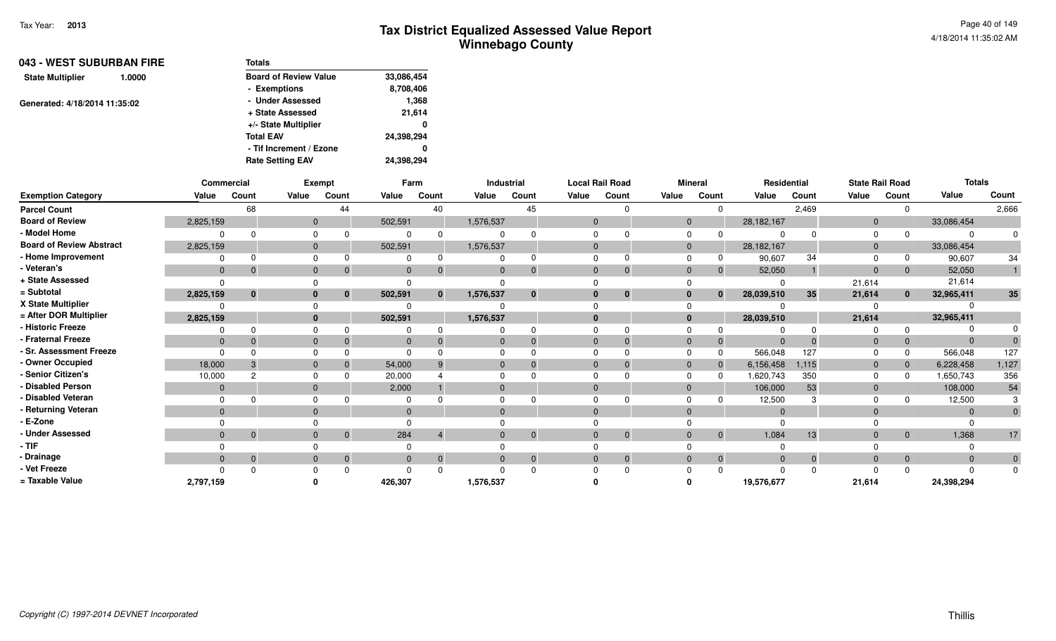# Tax District Equalized Assessed Value Report
## Winnebago County

Tax Year: 2013

4/18/2014 11:35:02 AM

**043 - WEST SUBURBAN FIRE**

**State Multiplier** 1.0000

Generated: 4/18/2014 11:35:02

| Totals | |
|---|---|
| Board of Review Value | 33,086,454 |
| - Exemptions | 8,708,406 |
| - Under Assessed | 1,368 |
| + State Assessed | 21,614 |
| +/- State Multiplier | 0 |
| Total EAV | 24,398,294 |
| - Tif Increment / Ezone | 0 |
| Rate Setting EAV | 24,398,294 |

| | Commercial | | Exempt | | Farm | | Industrial | | Local Rail Road | | Mineral | | Residential | | State Rail Road | | Totals | |
|---|---|---|---|---|---|---|---|---|---|---|---|---|---|---|---|---|---|---|
| **Exemption Category** | **Value** | **Count** | **Value** | **Count** | **Value** | **Count** | **Value** | **Count** | **Value** | **Count** | **Value** | **Count** | **Value** | **Count** | **Value** | **Count** | **Value** | **Count** |
| Parcel Count | | 68 | | 44 | | 40 | | 45 | | 0 | | 0 | | 2,469 | | 0 | | 2,666 |
| Board of Review | 2,825,159 | | 0 | | 502,591 | | 1,576,537 | | 0 | | 0 | | 28,182,167 | | 0 | | 33,086,454 | |
| - Model Home | 0 | 0 | 0 | 0 | 0 | 0 | 0 | 0 | 0 | 0 | 0 | 0 | 0 | 0 | 0 | 0 | 0 | 0 |
| Board of Review Abstract | 2,825,159 | | 0 | | 502,591 | | 1,576,537 | | 0 | | 0 | | 28,182,167 | | 0 | | 33,086,454 | |
| - Home Improvement | 0 | 0 | 0 | 0 | 0 | 0 | 0 | 0 | 0 | 0 | 0 | 0 | 90,607 | 34 | 0 | 0 | 90,607 | 34 |
| - Veteran's | 0 | 0 | 0 | 0 | 0 | 0 | 0 | 0 | 0 | 0 | 0 | 0 | 52,050 | 1 | 0 | 0 | 52,050 | 1 |
| + State Assessed | 0 | | 0 | | 0 | | 0 | | 0 | | 0 | | 0 | | 21,614 | | 21,614 | |
| = Subtotal | 2,825,159 | 0 | 0 | 0 | 502,591 | 0 | 1,576,537 | 0 | 0 | 0 | 0 | 0 | 28,039,510 | 35 | 21,614 | 0 | 32,965,411 | 35 |
| X State Multiplier | 0 | | 0 | | 0 | | 0 | | 0 | | 0 | | 0 | | 0 | | 0 | |
| = After DOR Multiplier | 2,825,159 | | 0 | | 502,591 | | 1,576,537 | | 0 | | 0 | | 28,039,510 | | 21,614 | | 32,965,411 | |
| - Historic Freeze | 0 | 0 | 0 | 0 | 0 | 0 | 0 | 0 | 0 | 0 | 0 | 0 | 0 | 0 | 0 | 0 | 0 | 0 |
| - Fraternal Freeze | 0 | 0 | 0 | 0 | 0 | 0 | 0 | 0 | 0 | 0 | 0 | 0 | 0 | 0 | 0 | 0 | 0 | 0 |
| - Sr. Assessment Freeze | 0 | 0 | 0 | 0 | 0 | 0 | 0 | 0 | 0 | 0 | 0 | 0 | 566,048 | 127 | 0 | 0 | 566,048 | 127 |
| - Owner Occupied | 18,000 | 3 | 0 | 0 | 54,000 | 9 | 0 | 0 | 0 | 0 | 0 | 0 | 6,156,458 | 1,115 | 0 | 0 | 6,228,458 | 1,127 |
| - Senior Citizen's | 10,000 | 2 | 0 | 0 | 20,000 | 4 | 0 | 0 | 0 | 0 | 0 | 0 | 1,620,743 | 350 | 0 | 0 | 1,650,743 | 356 |
| - Disabled Person | 0 | | 0 | | 2,000 | 1 | 0 | | 0 | | 0 | | 106,000 | 53 | 0 | | 108,000 | 54 |
| - Disabled Veteran | 0 | 0 | 0 | 0 | 0 | 0 | 0 | 0 | 0 | 0 | 0 | 0 | 12,500 | 3 | 0 | 0 | 12,500 | 3 |
| - Returning Veteran | 0 | | 0 | | 0 | | 0 | | 0 | | 0 | | 0 | | 0 | | 0 | 0 |
| - E-Zone | 0 | | 0 | | 0 | | 0 | | 0 | | 0 | | 0 | | 0 | | 0 | |
| - Under Assessed | 0 | 0 | 0 | 0 | 284 | 4 | 0 | 0 | 0 | 0 | 0 | 0 | 1,084 | 13 | 0 | 0 | 1,368 | 17 |
| - TIF | 0 | | 0 | | 0 | | 0 | | 0 | | 0 | | 0 | | 0 | | 0 | |
| - Drainage | 0 | 0 | 0 | 0 | 0 | 0 | 0 | 0 | 0 | 0 | 0 | 0 | 0 | 0 | 0 | 0 | 0 | 0 |
| - Vet Freeze | 0 | 0 | 0 | 0 | 0 | 0 | 0 | 0 | 0 | 0 | 0 | 0 | 0 | 0 | 0 | 0 | 0 | 0 |
| = Taxable Value | 2,797,159 | | 0 | | 426,307 | | 1,576,537 | | 0 | | 0 | | 19,576,677 | | 21,614 | | 24,398,294 | |

Copyright (C) 1997-2014 DEVNET Incorporated

Thillis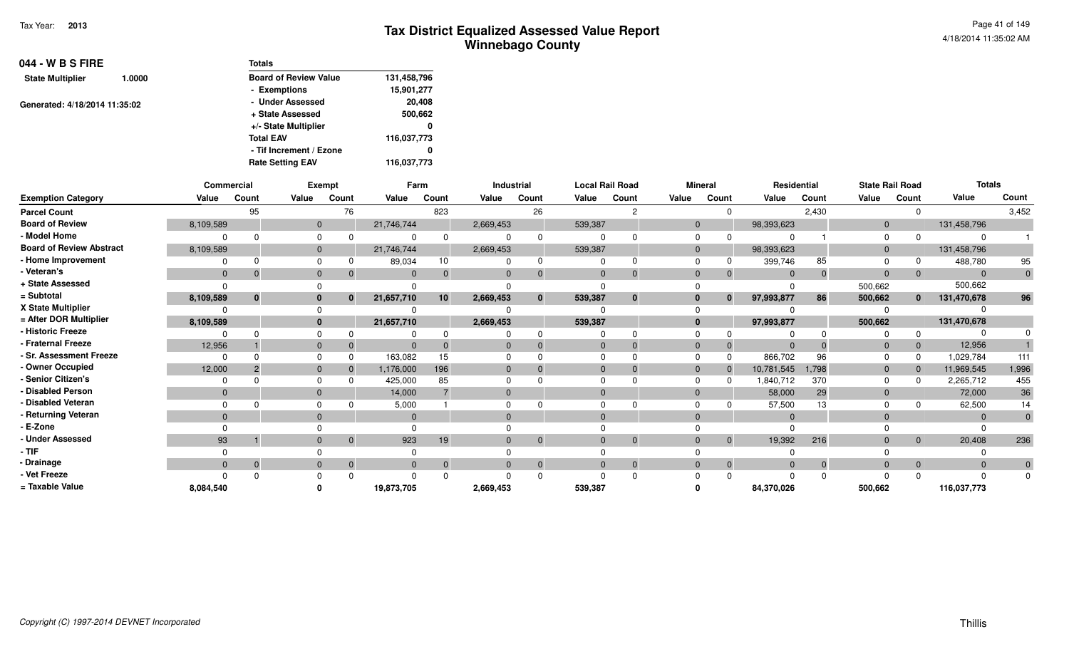# Tax District Equalized Assessed Value Report
## Winnebago County

Tax Year: **2013**

4/18/2014 11:35:02 AM

**044 - W B S FIRE**

**State Multiplier** 1.0000

Generated: 4/18/2014 11:35:02

| Totals | |
|---|---|
| Board of Review Value | 131,458,796 |
| - Exemptions | 15,901,277 |
| - Under Assessed | 20,408 |
| + State Assessed | 500,662 |
| +/- State Multiplier | 0 |
| Total EAV | 116,037,773 |
| - Tif Increment / Ezone | 0 |
| Rate Setting EAV | 116,037,773 |

| | Commercial | | Exempt | | Farm | | Industrial | | Local Rail Road | | Mineral | | Residential | | State Rail Road | | Totals | |
|---|---|---|---|---|---|---|---|---|---|---|---|---|---|---|---|---|---|---|
| **Exemption Category** | **Value** | **Count** | **Value** | **Count** | **Value** | **Count** | **Value** | **Count** | **Value** | **Count** | **Value** | **Count** | **Value** | **Count** | **Value** | **Count** | **Value** | **Count** |
| Parcel Count | | 95 | | 76 | | 823 | | 26 | | 2 | | 0 | | 2,430 | | 0 | | 3,452 |
| Board of Review | 8,109,589 | | 0 | | 21,746,744 | | 2,669,453 | | 539,387 | | 0 | | 98,393,623 | | 0 | | 131,458,796 | |
| - Model Home | 0 | 0 | 0 | 0 | 0 | 0 | 0 | 0 | 0 | 0 | 0 | 0 | 0 | 1 | 0 | 0 | 0 | 1 |
| Board of Review Abstract | 8,109,589 | | 0 | | 21,746,744 | | 2,669,453 | | 539,387 | | 0 | | 98,393,623 | | 0 | | 131,458,796 | |
| - Home Improvement | 0 | 0 | 0 | 0 | 89,034 | 10 | 0 | 0 | 0 | 0 | 0 | 0 | 399,746 | 85 | 0 | 0 | 488,780 | 95 |
| - Veteran's | 0 | 0 | 0 | 0 | 0 | 0 | 0 | 0 | 0 | 0 | 0 | 0 | 0 | 0 | 0 | 0 | 0 | 0 |
| + State Assessed | 0 | | 0 | | 0 | | 0 | | 0 | | 0 | | 0 | | 500,662 | | 500,662 | |
| = Subtotal | **8,109,589** | **0** | **0** | **0** | **21,657,710** | **10** | **2,669,453** | **0** | **539,387** | **0** | **0** | **0** | **97,993,877** | **86** | **500,662** | **0** | **131,470,678** | **96** |
| X State Multiplier | 0 | | 0 | | 0 | | 0 | | 0 | | 0 | | 0 | | 0 | | 0 | |
| = After DOR Multiplier | **8,109,589** | | **0** | | **21,657,710** | | **2,669,453** | | **539,387** | | **0** | | **97,993,877** | | **500,662** | | **131,470,678** | |
| - Historic Freeze | 0 | 0 | 0 | 0 | 0 | 0 | 0 | 0 | 0 | 0 | 0 | 0 | 0 | 0 | 0 | 0 | 0 | 0 |
| - Fraternal Freeze | 12,956 | 1 | 0 | 0 | 0 | 0 | 0 | 0 | 0 | 0 | 0 | 0 | 0 | 0 | 0 | 0 | 12,956 | 1 |
| - Sr. Assessment Freeze | 0 | 0 | 0 | 0 | 163,082 | 15 | 0 | 0 | 0 | 0 | 0 | 0 | 866,702 | 96 | 0 | 0 | 1,029,784 | 111 |
| - Owner Occupied | 12,000 | 2 | 0 | 0 | 1,176,000 | 196 | 0 | 0 | 0 | 0 | 0 | 0 | 10,781,545 | 1,798 | 0 | 0 | 11,969,545 | 1,996 |
| - Senior Citizen's | 0 | 0 | 0 | 0 | 425,000 | 85 | 0 | 0 | 0 | 0 | 0 | 0 | 1,840,712 | 370 | 0 | 0 | 2,265,712 | 455 |
| - Disabled Person | 0 | | 0 | | 14,000 | 7 | 0 | | 0 | | 0 | | 58,000 | 29 | 0 | | 72,000 | 36 |
| - Disabled Veteran | 0 | 0 | 0 | 0 | 5,000 | 1 | 0 | 0 | 0 | 0 | 0 | 0 | 57,500 | 13 | 0 | 0 | 62,500 | 14 |
| - Returning Veteran | 0 | | 0 | | 0 | | 0 | | 0 | | 0 | | 0 | | 0 | | 0 | 0 |
| - E-Zone | 0 | | 0 | | 0 | | 0 | | 0 | | 0 | | 0 | | 0 | | 0 | |
| - Under Assessed | 93 | 1 | 0 | 0 | 923 | 19 | 0 | 0 | 0 | 0 | 0 | 0 | 19,392 | 216 | 0 | 0 | 20,408 | 236 |
| - TIF | 0 | | 0 | | 0 | | 0 | | 0 | | 0 | | 0 | | 0 | | 0 | |
| - Drainage | 0 | 0 | 0 | 0 | 0 | 0 | 0 | 0 | 0 | 0 | 0 | 0 | 0 | 0 | 0 | 0 | 0 | 0 |
| - Vet Freeze | 0 | 0 | 0 | 0 | 0 | 0 | 0 | 0 | 0 | 0 | 0 | 0 | 0 | 0 | 0 | 0 | 0 | 0 |
| = Taxable Value | **8,084,540** | | **0** | | **19,873,705** | | **2,669,453** | | **539,387** | | **0** | | **84,370,026** | | **500,662** | | **116,037,773** | |

*Copyright (C) 1997-2014 DEVNET Incorporated*

Thillis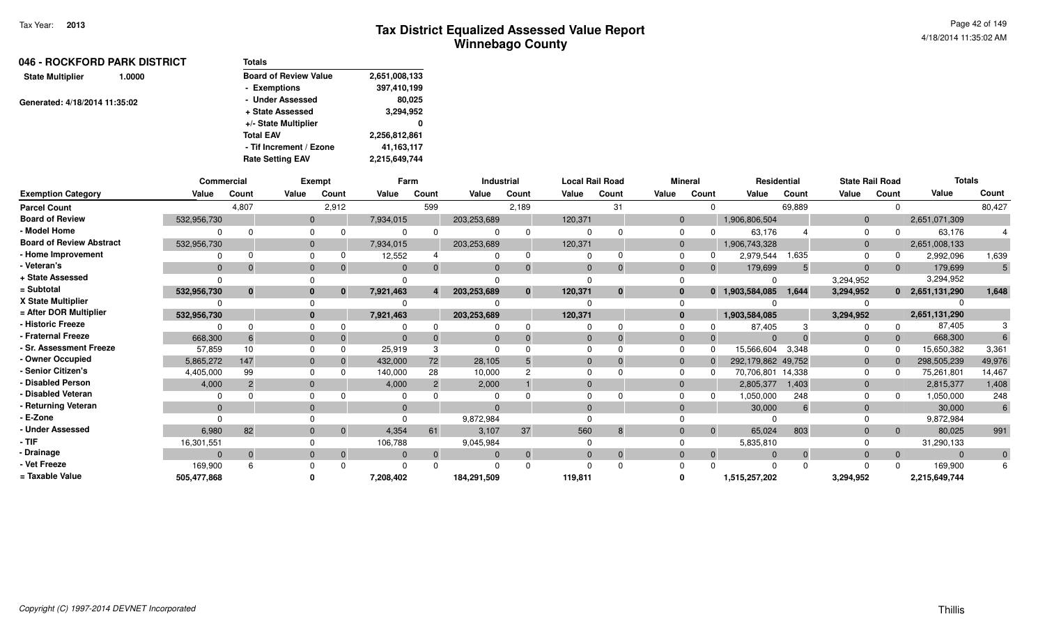# Tax District Equalized Assessed Value Report
## Winnebago County

Tax Year: 2013

4/18/2014 11:35:02 AM

**046 - ROCKFORD PARK DISTRICT**

State Multiplier 1.0000

Generated: 4/18/2014 11:35:02

| Totals | |
|---|---|
| Board of Review Value | 2,651,008,133 |
| - Exemptions | 397,410,199 |
| - Under Assessed | 80,025 |
| + State Assessed | 3,294,952 |
| +/- State Multiplier | 0 |
| Total EAV | 2,256,812,861 |
| - Tif Increment / Ezone | 41,163,117 |
| Rate Setting EAV | 2,215,649,744 |

| | Commercial | | Exempt | | Farm | | Industrial | | Local Rail Road | | Mineral | | Residential | | State Rail Road | | Totals | |
|---|---|---|---|---|---|---|---|---|---|---|---|---|---|---|---|---|---|---|
| Exemption Category | Value | Count | Value | Count | Value | Count | Value | Count | Value | Count | Value | Count | Value | Count | Value | Count | Value | Count |
| Parcel Count | | 4,807 | | 2,912 | | 599 | | 2,189 | | 31 | | 0 | | 69,889 | | 0 | | 80,427 |
| Board of Review | 532,956,730 | | 0 | | 7,934,015 | | 203,253,689 | | 120,371 | | 0 | | 1,906,806,504 | | 0 | | 2,651,071,309 | |
| - Model Home | 0 | 0 | 0 | 0 | 0 | 0 | 0 | 0 | 0 | 0 | 0 | 0 | 63,176 | 4 | 0 | 0 | 63,176 | 4 |
| Board of Review Abstract | 532,956,730 | | 0 | | 7,934,015 | | 203,253,689 | | 120,371 | | 0 | | 1,906,743,328 | | 0 | | 2,651,008,133 | |
| - Home Improvement | 0 | 0 | 0 | 0 | 12,552 | 4 | 0 | 0 | 0 | 0 | 0 | 0 | 2,979,544 | 1,635 | 0 | 0 | 2,992,096 | 1,639 |
| - Veteran's | 0 | 0 | 0 | 0 | 0 | 0 | 0 | 0 | 0 | 0 | 0 | 0 | 179,699 | 5 | 0 | 0 | 179,699 | 5 |
| + State Assessed | 0 | | 0 | | 0 | | 0 | | 0 | | 0 | | 0 | | 3,294,952 | | 3,294,952 | |
| = Subtotal | 532,956,730 | 0 | 0 | 0 | 7,921,463 | 4 | 203,253,689 | 0 | 120,371 | 0 | 0 | 0 | 1,903,584,085 | 1,644 | 3,294,952 | 0 | 2,651,131,290 | 1,648 |
| X State Multiplier | 0 | | 0 | | 0 | | 0 | | 0 | | 0 | | 0 | | 0 | | 0 | |
| = After DOR Multiplier | 532,956,730 | | 0 | | 7,921,463 | | 203,253,689 | | 120,371 | | 0 | | 1,903,584,085 | | 3,294,952 | | 2,651,131,290 | |
| - Historic Freeze | 0 | 0 | 0 | 0 | 0 | 0 | 0 | 0 | 0 | 0 | 0 | 0 | 87,405 | 3 | 0 | 0 | 87,405 | 3 |
| - Fraternal Freeze | 668,300 | 6 | 0 | 0 | 0 | 0 | 0 | 0 | 0 | 0 | 0 | 0 | 0 | 0 | 0 | 0 | 668,300 | 6 |
| - Sr. Assessment Freeze | 57,859 | 10 | 0 | 0 | 25,919 | 3 | 0 | 0 | 0 | 0 | 0 | 0 | 15,566,604 | 3,348 | 0 | 0 | 15,650,382 | 3,361 |
| - Owner Occupied | 5,865,272 | 147 | 0 | 0 | 432,000 | 72 | 28,105 | 5 | 0 | 0 | 0 | 0 | 292,179,862 | 49,752 | 0 | 0 | 298,505,239 | 49,976 |
| - Senior Citizen's | 4,405,000 | 99 | 0 | 0 | 140,000 | 28 | 10,000 | 2 | 0 | 0 | 0 | 0 | 70,706,801 | 14,338 | 0 | 0 | 75,261,801 | 14,467 |
| - Disabled Person | 4,000 | 2 | 0 | | 4,000 | 2 | 2,000 | 1 | 0 | | 0 | | 2,805,377 | 1,403 | 0 | | 2,815,377 | 1,408 |
| - Disabled Veteran | 0 | 0 | 0 | 0 | 0 | 0 | 0 | 0 | 0 | 0 | 0 | 0 | 1,050,000 | 248 | 0 | 0 | 1,050,000 | 248 |
| - Returning Veteran | 0 | | 0 | | 0 | | 0 | | 0 | | 0 | | 30,000 | 6 | 0 | | 30,000 | 6 |
| - E-Zone | 0 | | 0 | | 0 | | 9,872,984 | | 0 | | 0 | | 0 | | 0 | | 9,872,984 | |
| - Under Assessed | 6,980 | 82 | 0 | 0 | 4,354 | 61 | 3,107 | 37 | 560 | 8 | 0 | 0 | 65,024 | 803 | 0 | 0 | 80,025 | 991 |
| - TIF | 16,301,551 | | 0 | | 106,788 | | 9,045,984 | | 0 | | 0 | | 5,835,810 | | 0 | | 31,290,133 | |
| - Drainage | 0 | 0 | 0 | 0 | 0 | 0 | 0 | 0 | 0 | 0 | 0 | 0 | 0 | 0 | 0 | 0 | 0 | 0 |
| - Vet Freeze | 169,900 | 6 | 0 | 0 | 0 | 0 | 0 | 0 | 0 | 0 | 0 | 0 | 0 | 0 | 0 | 0 | 169,900 | 6 |
| = Taxable Value | 505,477,868 | | 0 | | 7,208,402 | | 184,291,509 | | 119,811 | | 0 | | 1,515,257,202 | | 3,294,952 | | 2,215,649,744 | |

Copyright (C) 1997-2014 DEVNET Incorporated

Thillis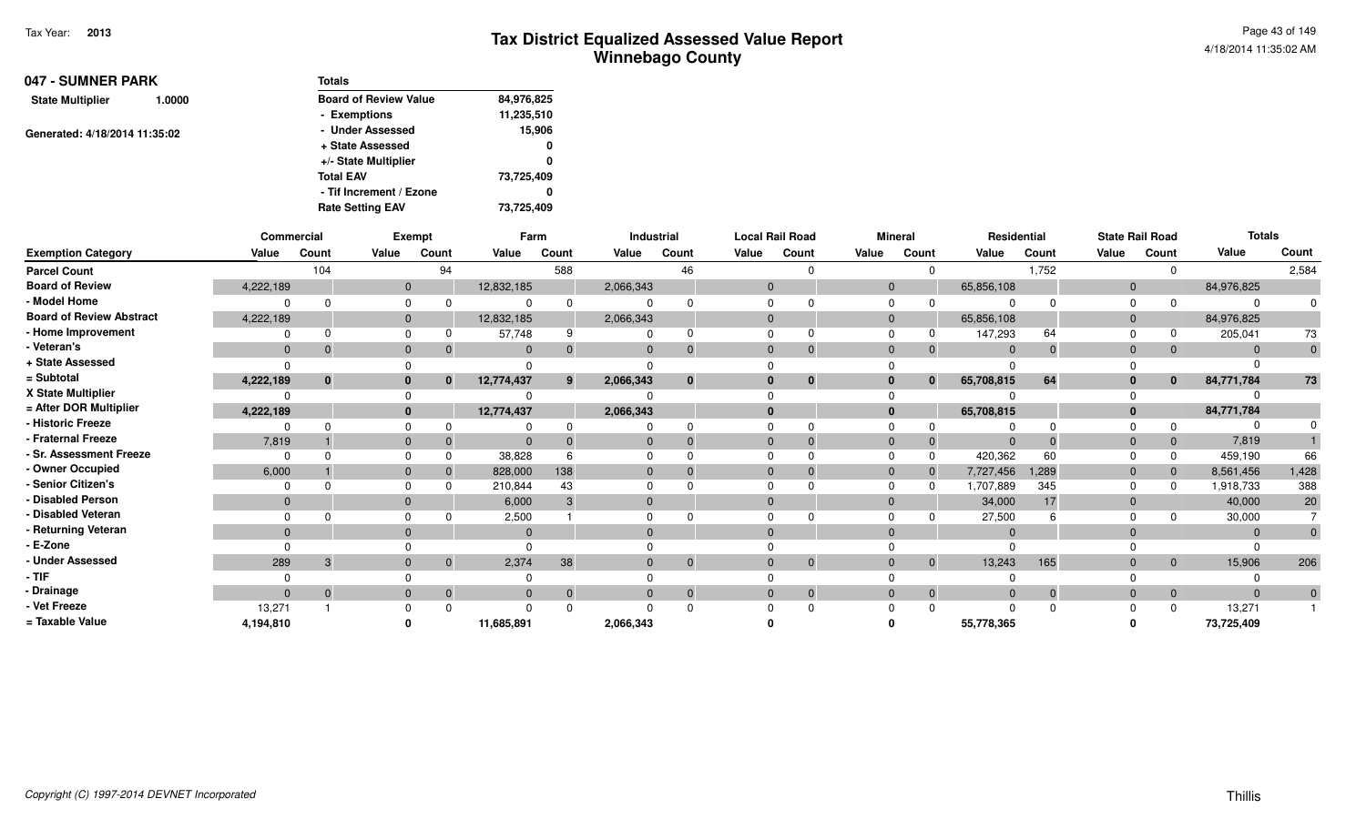# Tax District Equalized Assessed Value Report
## Winnebago County

Tax Year: 2013

## 047 - SUMNER PARK

**State Multiplier** 1.0000

Generated: 4/18/2014 11:35:02

| Totals | |
|---|---|
| Board of Review Value | 84,976,825 |
| - Exemptions | 11,235,510 |
| - Under Assessed | 15,906 |
| + State Assessed | 0 |
| +/- State Multiplier | 0 |
| Total EAV | 73,725,409 |
| - Tif Increment / Ezone | 0 |
| Rate Setting EAV | 73,725,409 |

| | Commercial | | Exempt | | Farm | | Industrial | | Local Rail Road | | Mineral | | Residential | | State Rail Road | | Totals | |
|---|---|---|---|---|---|---|---|---|---|---|---|---|---|---|---|---|---|---|
| Exemption Category | Value | Count | Value | Count | Value | Count | Value | Count | Value | Count | Value | Count | Value | Count | Value | Count | Value | Count |
| Parcel Count | | 104 | | 94 | | 588 | | 46 | | 0 | | 0 | | 1,752 | | 0 | | 2,584 |
| Board of Review | 4,222,189 | | 0 | | 12,832,185 | | 2,066,343 | | 0 | | 0 | | 65,856,108 | | 0 | | 84,976,825 | |
| - Model Home | 0 | 0 | 0 | 0 | 0 | 0 | 0 | 0 | 0 | 0 | 0 | 0 | 0 | 0 | 0 | 0 | 0 | 0 |
| Board of Review Abstract | 4,222,189 | | 0 | | 12,832,185 | | 2,066,343 | | 0 | | 0 | | 65,856,108 | | 0 | | 84,976,825 | |
| - Home Improvement | 0 | 0 | 0 | 0 | 57,748 | 9 | 0 | 0 | 0 | 0 | 0 | 0 | 147,293 | 64 | 0 | 0 | 205,041 | 73 |
| - Veteran's | 0 | 0 | 0 | 0 | 0 | 0 | 0 | 0 | 0 | 0 | 0 | 0 | 0 | 0 | 0 | 0 | 0 | 0 |
| + State Assessed | 0 | | 0 | | 0 | | 0 | | 0 | | 0 | | 0 | | 0 | | 0 | |
| = Subtotal | 4,222,189 | 0 | 0 | 0 | 12,774,437 | 9 | 2,066,343 | 0 | 0 | 0 | 0 | 0 | 65,708,815 | 64 | 0 | 0 | 84,771,784 | 73 |
| X State Multiplier | 0 | | 0 | | 0 | | 0 | | 0 | | 0 | | 0 | | 0 | | 0 | |
| = After DOR Multiplier | 4,222,189 | | 0 | | 12,774,437 | | 2,066,343 | | 0 | | 0 | | 65,708,815 | | 0 | | 84,771,784 | |
| - Historic Freeze | 0 | 0 | 0 | 0 | 0 | 0 | 0 | 0 | 0 | 0 | 0 | 0 | 0 | 0 | 0 | 0 | 0 | 0 |
| - Fraternal Freeze | 7,819 | 1 | 0 | 0 | 0 | 0 | 0 | 0 | 0 | 0 | 0 | 0 | 0 | 0 | 0 | 0 | 7,819 | 1 |
| - Sr. Assessment Freeze | 0 | 0 | 0 | 0 | 38,828 | 6 | 0 | 0 | 0 | 0 | 0 | 0 | 420,362 | 60 | 0 | 0 | 459,190 | 66 |
| - Owner Occupied | 6,000 | 1 | 0 | 0 | 828,000 | 138 | 0 | 0 | 0 | 0 | 0 | 0 | 7,727,456 | 1,289 | 0 | 0 | 8,561,456 | 1,428 |
| - Senior Citizen's | 0 | 0 | 0 | 0 | 210,844 | 43 | 0 | 0 | 0 | 0 | 0 | 0 | 1,707,889 | 345 | 0 | 0 | 1,918,733 | 388 |
| - Disabled Person | 0 | | 0 | | 6,000 | 3 | 0 | | 0 | | 0 | | 34,000 | 17 | 0 | | 40,000 | 20 |
| - Disabled Veteran | 0 | 0 | 0 | 0 | 2,500 | 1 | 0 | 0 | 0 | 0 | 0 | 0 | 27,500 | 6 | 0 | 0 | 30,000 | 7 |
| - Returning Veteran | 0 | | 0 | | 0 | | 0 | | 0 | | 0 | | 0 | | 0 | | 0 | 0 |
| - E-Zone | 0 | | 0 | | 0 | | 0 | | 0 | | 0 | | 0 | | 0 | | 0 | |
| - Under Assessed | 289 | 3 | 0 | 0 | 2,374 | 38 | 0 | 0 | 0 | 0 | 0 | 0 | 13,243 | 165 | 0 | 0 | 15,906 | 206 |
| - TIF | 0 | | 0 | | 0 | | 0 | | 0 | | 0 | | 0 | | 0 | | 0 | |
| - Drainage | 0 | 0 | 0 | 0 | 0 | 0 | 0 | 0 | 0 | 0 | 0 | 0 | 0 | 0 | 0 | 0 | 0 | 0 |
| - Vet Freeze | 13,271 | 1 | 0 | 0 | 0 | 0 | 0 | 0 | 0 | 0 | 0 | 0 | 0 | 0 | 0 | 0 | 13,271 | 1 |
| = Taxable Value | 4,194,810 | | 0 | | 11,685,891 | | 2,066,343 | | 0 | | 0 | | 55,778,365 | | 0 | | 73,725,409 | |

Thillis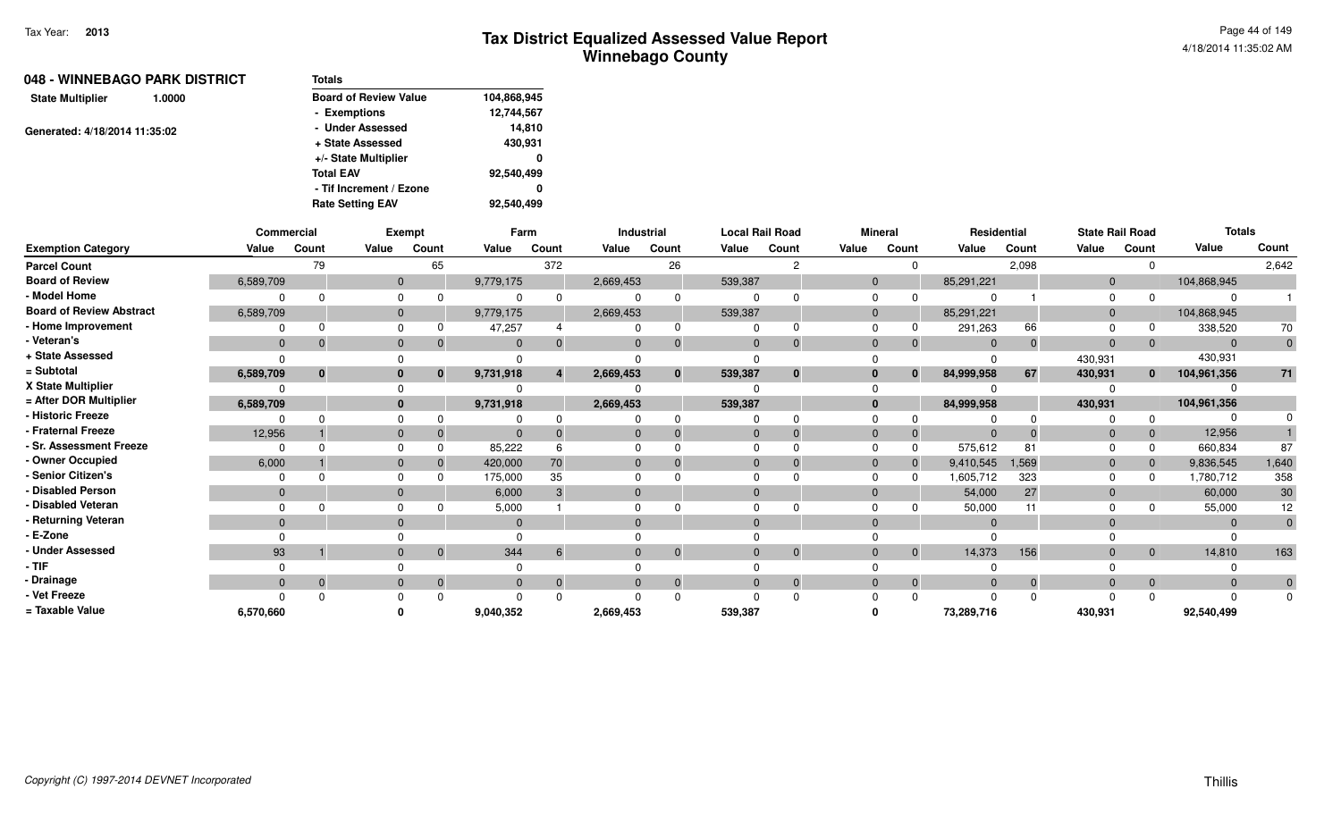Tax Year: **2013**

# Tax District Equalized Assessed Value Report
## Winnebago County

4/18/2014 11:35:02 AM

**048 - WINNEBAGO PARK DISTRICT**

**State Multiplier** 1.0000

Generated: 4/18/2014 11:35:02

| **Totals** | |
|---|---|
| Board of Review Value | 104,868,945 |
| - Exemptions | 12,744,567 |
| - Under Assessed | 14,810 |
| + State Assessed | 430,931 |
| +/- State Multiplier | 0 |
| Total EAV | 92,540,499 |
| - Tif Increment / Ezone | 0 |
| Rate Setting EAV | 92,540,499 |

| | Commercial | | Exempt | | Farm | | Industrial | | Local Rail Road | | Mineral | | Residential | | State Rail Road | | Totals | |
|---|---|---|---|---|---|---|---|---|---|---|---|---|---|---|---|---|---|---|
| **Exemption Category** | **Value** | **Count** | **Value** | **Count** | **Value** | **Count** | **Value** | **Count** | **Value** | **Count** | **Value** | **Count** | **Value** | **Count** | **Value** | **Count** | **Value** | **Count** |
| **Parcel Count** | | 79 | | 65 | | 372 | | 26 | | 2 | | 0 | | 2,098 | | 0 | | 2,642 |
| **Board of Review** | 6,589,709 | | 0 | | 9,779,175 | | 2,669,453 | | 539,387 | | 0 | | 85,291,221 | | 0 | | 104,868,945 | |
| **- Model Home** | 0 | 0 | 0 | 0 | 0 | 0 | 0 | 0 | 0 | 0 | 0 | 0 | 0 | 1 | 0 | 0 | 0 | 1 |
| **Board of Review Abstract** | 6,589,709 | | 0 | | 9,779,175 | | 2,669,453 | | 539,387 | | 0 | | 85,291,221 | | 0 | | 104,868,945 | |
| **- Home Improvement** | 0 | 0 | 0 | 0 | 47,257 | 4 | 0 | 0 | 0 | 0 | 0 | 0 | 291,263 | 66 | 0 | 0 | 338,520 | 70 |
| **- Veteran's** | 0 | 0 | 0 | 0 | 0 | 0 | 0 | 0 | 0 | 0 | 0 | 0 | 0 | 0 | 0 | 0 | 0 | 0 |
| **+ State Assessed** | 0 | | 0 | | 0 | | 0 | | 0 | | 0 | | 0 | | 430,931 | | 430,931 | |
| **= Subtotal** | **6,589,709** | **0** | **0** | **0** | **9,731,918** | **4** | **2,669,453** | **0** | **539,387** | **0** | **0** | **0** | **84,999,958** | **67** | **430,931** | **0** | **104,961,356** | **71** |
| **X State Multiplier** | 0 | | 0 | | 0 | | 0 | | 0 | | 0 | | 0 | | 0 | | 0 | |
| **= After DOR Multiplier** | **6,589,709** | | **0** | | **9,731,918** | | **2,669,453** | | **539,387** | | **0** | | **84,999,958** | | **430,931** | | **104,961,356** | |
| **- Historic Freeze** | 0 | 0 | 0 | 0 | 0 | 0 | 0 | 0 | 0 | 0 | 0 | 0 | 0 | 0 | 0 | 0 | 0 | 0 |
| **- Fraternal Freeze** | 12,956 | 1 | 0 | 0 | 0 | 0 | 0 | 0 | 0 | 0 | 0 | 0 | 0 | 0 | 0 | 0 | 12,956 | 1 |
| **- Sr. Assessment Freeze** | 0 | 0 | 0 | 0 | 85,222 | 6 | 0 | 0 | 0 | 0 | 0 | 0 | 575,612 | 81 | 0 | 0 | 660,834 | 87 |
| **- Owner Occupied** | 6,000 | 1 | 0 | 0 | 420,000 | 70 | 0 | 0 | 0 | 0 | 0 | 0 | 9,410,545 | 1,569 | 0 | 0 | 9,836,545 | 1,640 |
| **- Senior Citizen's** | 0 | 0 | 0 | 0 | 175,000 | 35 | 0 | 0 | 0 | 0 | 0 | 0 | 1,605,712 | 323 | 0 | 0 | 1,780,712 | 358 |
| **- Disabled Person** | 0 | | 0 | | 6,000 | 3 | 0 | | 0 | | 0 | | 54,000 | 27 | 0 | | 60,000 | 30 |
| **- Disabled Veteran** | 0 | 0 | 0 | 0 | 5,000 | 1 | 0 | 0 | 0 | 0 | 0 | 0 | 50,000 | 11 | 0 | 0 | 55,000 | 12 |
| **- Returning Veteran** | 0 | | 0 | | 0 | | 0 | | 0 | | 0 | | 0 | | 0 | | 0 | 0 |
| **- E-Zone** | 0 | | 0 | | 0 | | 0 | | 0 | | 0 | | 0 | | 0 | | 0 | |
| **- Under Assessed** | 93 | 1 | 0 | 0 | 344 | 6 | 0 | 0 | 0 | 0 | 0 | 0 | 14,373 | 156 | 0 | 0 | 14,810 | 163 |
| **- TIF** | 0 | | 0 | | 0 | | 0 | | 0 | | 0 | | 0 | | 0 | | 0 | |
| **- Drainage** | 0 | 0 | 0 | 0 | 0 | 0 | 0 | 0 | 0 | 0 | 0 | 0 | 0 | 0 | 0 | 0 | 0 | 0 |
| **- Vet Freeze** | 0 | 0 | 0 | 0 | 0 | 0 | 0 | 0 | 0 | 0 | 0 | 0 | 0 | 0 | 0 | 0 | 0 | 0 |
| **= Taxable Value** | **6,570,660** | | **0** | | **9,040,352** | | **2,669,453** | | **539,387** | | **0** | | **73,289,716** | | **430,931** | | **92,540,499** | |

*Copyright (C) 1997-2014 DEVNET Incorporated*

Thillis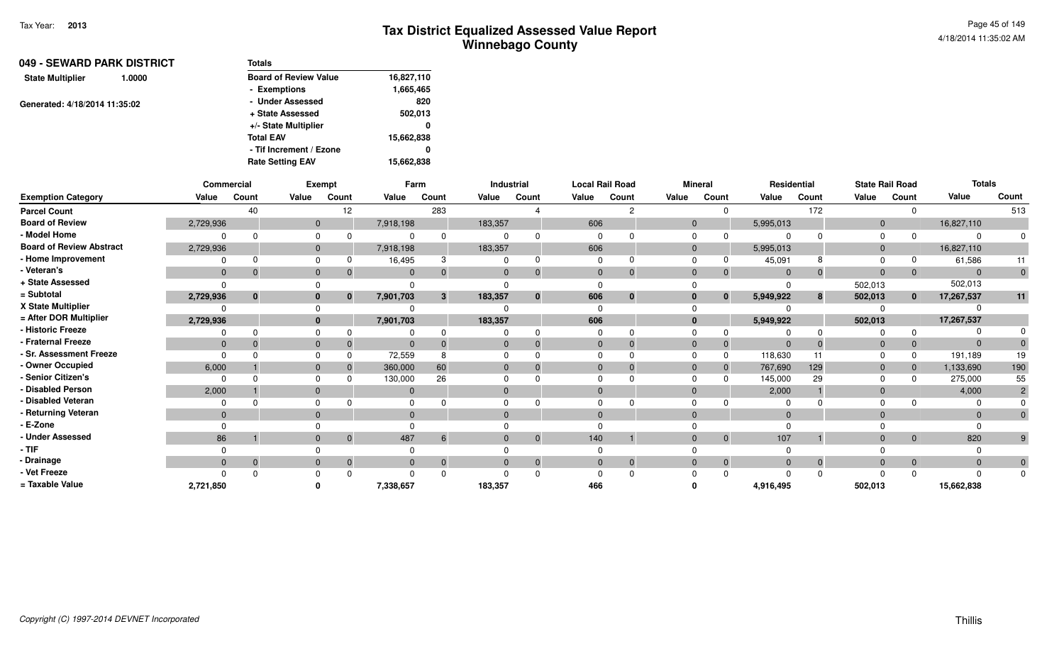# Tax District Equalized Assessed Value Report
## Winnebago County

Tax Year: **2013**

### 049 - SEWARD PARK DISTRICT

**State Multiplier** 1.0000

Generated: 4/18/2014 11:35:02

| Totals | |
|---|---|
| Board of Review Value | 16,827,110 |
| - Exemptions | 1,665,465 |
| - Under Assessed | 820 |
| + State Assessed | 502,013 |
| +/- State Multiplier | 0 |
| Total EAV | 15,662,838 |
| - Tif Increment / Ezone | 0 |
| Rate Setting EAV | 15,662,838 |

| | Commercial | | Exempt | | Farm | | Industrial | | Local Rail Road | | Mineral | | Residential | | State Rail Road | | Totals | |
|---|---|---|---|---|---|---|---|---|---|---|---|---|---|---|---|---|---|---|
| Exemption Category | Value | Count | Value | Count | Value | Count | Value | Count | Value | Count | Value | Count | Value | Count | Value | Count | Value | Count |
| Parcel Count | | 40 | | 12 | | 283 | | 4 | | 2 | | 0 | | 172 | | 0 | | 513 |
| Board of Review | 2,729,936 | | 0 | | 7,918,198 | | 183,357 | | 606 | | 0 | | 5,995,013 | | 0 | | 16,827,110 | |
| - Model Home | 0 | 0 | 0 | 0 | 0 | 0 | 0 | 0 | 0 | 0 | 0 | 0 | 0 | 0 | 0 | 0 | 0 | 0 |
| Board of Review Abstract | 2,729,936 | | 0 | | 7,918,198 | | 183,357 | | 606 | | 0 | | 5,995,013 | | 0 | | 16,827,110 | |
| - Home Improvement | 0 | 0 | 0 | 0 | 16,495 | 3 | 0 | 0 | 0 | 0 | 0 | 0 | 45,091 | 8 | 0 | 0 | 61,586 | 11 |
| - Veteran's | 0 | 0 | 0 | 0 | 0 | 0 | 0 | 0 | 0 | 0 | 0 | 0 | 0 | 0 | 0 | 0 | 0 | 0 |
| + State Assessed | 0 | | 0 | | 0 | | 0 | | 0 | | 0 | | 0 | | 502,013 | | 502,013 | |
| = Subtotal | 2,729,936 | 0 | 0 | 0 | 7,901,703 | 3 | 183,357 | 0 | 606 | 0 | 0 | 0 | 5,949,922 | 8 | 502,013 | 0 | 17,267,537 | 11 |
| X State Multiplier | 0 | | 0 | | 0 | | 0 | | 0 | | 0 | | 0 | | 0 | | 0 | |
| = After DOR Multiplier | 2,729,936 | | 0 | | 7,901,703 | | 183,357 | | 606 | | 0 | | 5,949,922 | | 502,013 | | 17,267,537 | |
| - Historic Freeze | 0 | 0 | 0 | 0 | 0 | 0 | 0 | 0 | 0 | 0 | 0 | 0 | 0 | 0 | 0 | 0 | 0 | 0 |
| - Fraternal Freeze | 0 | 0 | 0 | 0 | 0 | 0 | 0 | 0 | 0 | 0 | 0 | 0 | 0 | 0 | 0 | 0 | 0 | 0 |
| - Sr. Assessment Freeze | 0 | 0 | 0 | 0 | 72,559 | 8 | 0 | 0 | 0 | 0 | 0 | 0 | 118,630 | 11 | 0 | 0 | 191,189 | 19 |
| - Owner Occupied | 6,000 | 1 | 0 | 0 | 360,000 | 60 | 0 | 0 | 0 | 0 | 0 | 0 | 767,690 | 129 | 0 | 0 | 1,133,690 | 190 |
| - Senior Citizen's | 0 | 0 | 0 | 0 | 130,000 | 26 | 0 | 0 | 0 | 0 | 0 | 0 | 145,000 | 29 | 0 | 0 | 275,000 | 55 |
| - Disabled Person | 2,000 | 1 | 0 | | 0 | | 0 | | 0 | | 0 | | 2,000 | 1 | 0 | | 4,000 | 2 |
| - Disabled Veteran | 0 | 0 | 0 | 0 | 0 | 0 | 0 | 0 | 0 | 0 | 0 | 0 | 0 | 0 | 0 | 0 | 0 | 0 |
| - Returning Veteran | 0 | | 0 | | 0 | | 0 | | 0 | | 0 | | 0 | | 0 | | 0 | 0 |
| - E-Zone | 0 | | 0 | | 0 | | 0 | | 0 | | 0 | | 0 | | 0 | | 0 | |
| - Under Assessed | 86 | 1 | 0 | 0 | 487 | 6 | 0 | 0 | 140 | 1 | 0 | 0 | 107 | 1 | 0 | 0 | 820 | 9 |
| - TIF | 0 | | 0 | | 0 | | 0 | | 0 | | 0 | | 0 | | 0 | | 0 | |
| - Drainage | 0 | 0 | 0 | 0 | 0 | 0 | 0 | 0 | 0 | 0 | 0 | 0 | 0 | 0 | 0 | 0 | 0 | 0 |
| - Vet Freeze | 0 | 0 | 0 | 0 | 0 | 0 | 0 | 0 | 0 | 0 | 0 | 0 | 0 | 0 | 0 | 0 | 0 | 0 |
| = Taxable Value | 2,721,850 | | 0 | | 7,338,657 | | 183,357 | | 466 | | 0 | | 4,916,495 | | 502,013 | | 15,662,838 | |

*Copyright (C) 1997-2014 DEVNET Incorporated*

Thillis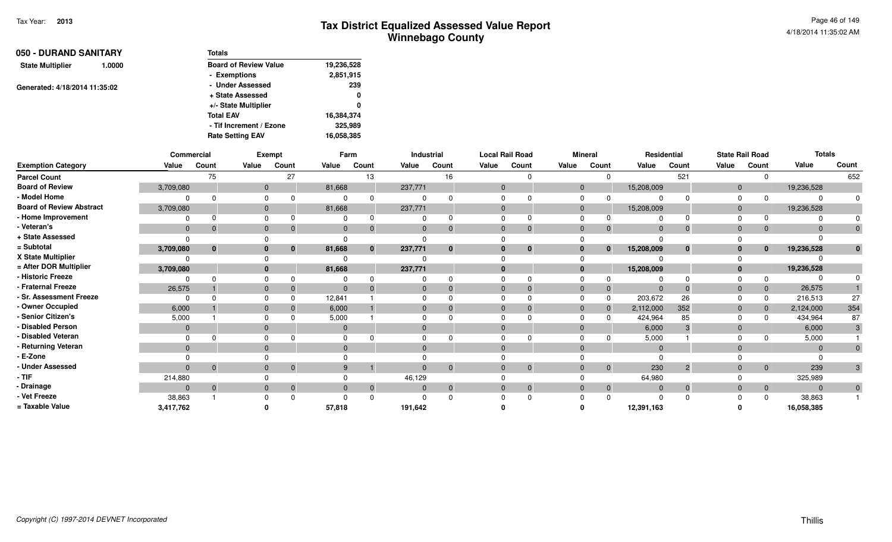# Tax District Equalized Assessed Value Report
## Winnebago County

Tax Year: **2013**

4/18/2014 11:35:02 AM

**050 - DURAND SANITARY**

**State Multiplier** 1.0000

Generated: 4/18/2014 11:35:02

| Totals | |
|---|---|
| Board of Review Value | 19,236,528 |
| - Exemptions | 2,851,915 |
| - Under Assessed | 239 |
| + State Assessed | 0 |
| +/- State Multiplier | 0 |
| Total EAV | 16,384,374 |
| - Tif Increment / Ezone | 325,989 |
| Rate Setting EAV | 16,058,385 |

| | Commercial | | Exempt | | Farm | | Industrial | | Local Rail Road | | Mineral | | Residential | | State Rail Road | | Totals | |
|---|---|---|---|---|---|---|---|---|---|---|---|---|---|---|---|---|---|---|
| **Exemption Category** | **Value** | **Count** | **Value** | **Count** | **Value** | **Count** | **Value** | **Count** | **Value** | **Count** | **Value** | **Count** | **Value** | **Count** | **Value** | **Count** | **Value** | **Count** |
| **Parcel Count** | | 75 | | 27 | | 13 | | 16 | | 0 | | 0 | | 521 | | 0 | | 652 |
| **Board of Review** | 3,709,080 | | 0 | | 81,668 | | 237,771 | | 0 | | 0 | | 15,208,009 | | 0 | | 19,236,528 | |
| **- Model Home** | 0 | 0 | 0 | 0 | 0 | 0 | 0 | 0 | 0 | 0 | 0 | 0 | 0 | 0 | 0 | 0 | 0 | 0 |
| **Board of Review Abstract** | 3,709,080 | | 0 | | 81,668 | | 237,771 | | 0 | | 0 | | 15,208,009 | | 0 | | 19,236,528 | |
| **- Home Improvement** | 0 | 0 | 0 | 0 | 0 | 0 | 0 | 0 | 0 | 0 | 0 | 0 | 0 | 0 | 0 | 0 | 0 | 0 |
| **- Veteran's** | 0 | 0 | 0 | 0 | 0 | 0 | 0 | 0 | 0 | 0 | 0 | 0 | 0 | 0 | 0 | 0 | 0 | 0 |
| **+ State Assessed** | 0 | | 0 | | 0 | | 0 | | 0 | | 0 | | 0 | | 0 | | 0 | |
| **= Subtotal** | **3,709,080** | **0** | **0** | **0** | **81,668** | **0** | **237,771** | **0** | **0** | **0** | **0** | **0** | **15,208,009** | **0** | **0** | **0** | **19,236,528** | **0** |
| **X State Multiplier** | 0 | | 0 | | 0 | | 0 | | 0 | | 0 | | 0 | | 0 | | 0 | |
| **= After DOR Multiplier** | **3,709,080** | | **0** | | **81,668** | | **237,771** | | **0** | | **0** | | **15,208,009** | | **0** | | **19,236,528** | |
| **- Historic Freeze** | 0 | 0 | 0 | 0 | 0 | 0 | 0 | 0 | 0 | 0 | 0 | 0 | 0 | 0 | 0 | 0 | 0 | 0 |
| **- Fraternal Freeze** | 26,575 | 1 | 0 | 0 | 0 | 0 | 0 | 0 | 0 | 0 | 0 | 0 | 0 | 0 | 0 | 0 | 26,575 | 1 |
| **- Sr. Assessment Freeze** | 0 | 0 | 0 | 0 | 12,841 | 1 | 0 | 0 | 0 | 0 | 0 | 0 | 203,672 | 26 | 0 | 0 | 216,513 | 27 |
| **- Owner Occupied** | 6,000 | 1 | 0 | 0 | 6,000 | 1 | 0 | 0 | 0 | 0 | 0 | 0 | 2,112,000 | 352 | 0 | 0 | 2,124,000 | 354 |
| **- Senior Citizen's** | 5,000 | 1 | 0 | 0 | 5,000 | 1 | 0 | 0 | 0 | 0 | 0 | 0 | 424,964 | 85 | 0 | 0 | 434,964 | 87 |
| **- Disabled Person** | 0 | | 0 | | 0 | | 0 | | 0 | | 0 | | 6,000 | 3 | 0 | | 6,000 | 3 |
| **- Disabled Veteran** | 0 | 0 | 0 | 0 | 0 | 0 | 0 | 0 | 0 | 0 | 0 | 0 | 5,000 | 1 | 0 | 0 | 5,000 | 1 |
| **- Returning Veteran** | 0 | | 0 | | 0 | | 0 | | 0 | | 0 | | 0 | | 0 | | 0 | 0 |
| **- E-Zone** | 0 | | 0 | | 0 | | 0 | | 0 | | 0 | | 0 | | 0 | | 0 | |
| **- Under Assessed** | 0 | 0 | 0 | 0 | 9 | 1 | 0 | 0 | 0 | 0 | 0 | 0 | 230 | 2 | 0 | 0 | 239 | 3 |
| **- TIF** | 214,880 | | 0 | | 0 | | 46,129 | | 0 | | 0 | | 64,980 | | 0 | | 325,989 | |
| **- Drainage** | 0 | 0 | 0 | 0 | 0 | 0 | 0 | 0 | 0 | 0 | 0 | 0 | 0 | 0 | 0 | 0 | 0 | 0 |
| **- Vet Freeze** | 38,863 | 1 | 0 | 0 | 0 | 0 | 0 | 0 | 0 | 0 | 0 | 0 | 0 | 0 | 0 | 0 | 38,863 | 1 |
| **= Taxable Value** | **3,417,762** | | **0** | | **57,818** | | **191,642** | | **0** | | **0** | | **12,391,163** | | **0** | | **16,058,385** | |

*Copyright (C) 1997-2014 DEVNET Incorporated*

Thillis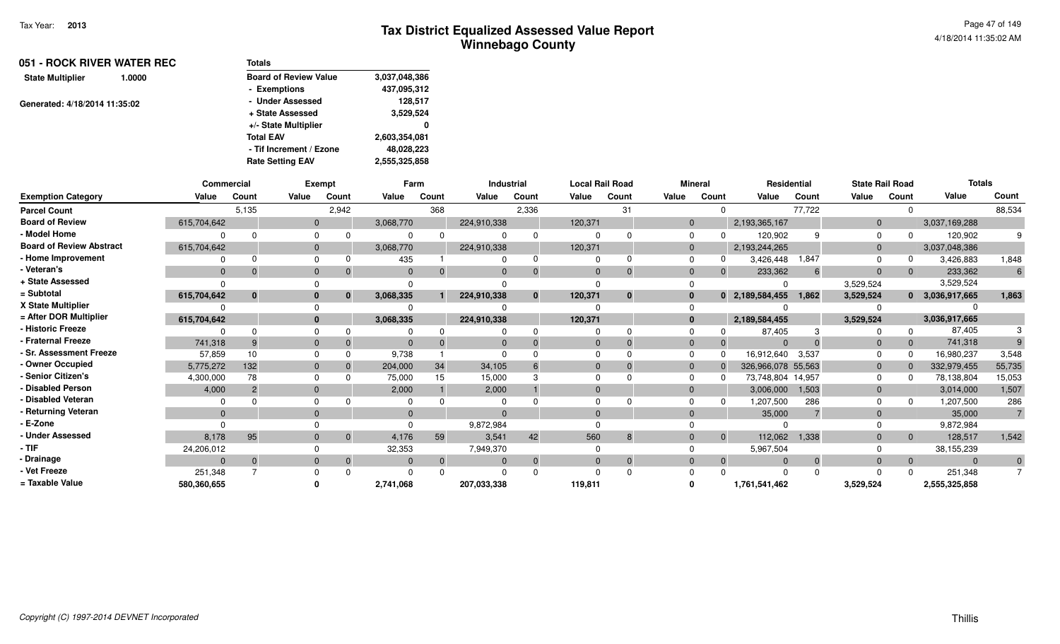# Tax District Equalized Assessed Value Report
## Winnebago County

Tax Year: 2013

4/18/2014 11:35:02 AM

**051 - ROCK RIVER WATER REC**

**State Multiplier** 1.0000

Generated: 4/18/2014 11:35:02

| Totals | |
|---|---|
| Board of Review Value | 3,037,048,386 |
| - Exemptions | 437,095,312 |
| - Under Assessed | 128,517 |
| + State Assessed | 3,529,524 |
| +/- State Multiplier | 0 |
| Total EAV | 2,603,354,081 |
| - Tif Increment / Ezone | 48,028,223 |
| Rate Setting EAV | 2,555,325,858 |

| | Commercial | | Exempt | | Farm | | Industrial | | Local Rail Road | | Mineral | | Residential | | State Rail Road | | Totals | |
|---|---|---|---|---|---|---|---|---|---|---|---|---|---|---|---|---|---|---|
| **Exemption Category** | **Value** | **Count** | **Value** | **Count** | **Value** | **Count** | **Value** | **Count** | **Value** | **Count** | **Value** | **Count** | **Value** | **Count** | **Value** | **Count** | **Value** | **Count** |
| **Parcel Count** | | 5,135 | | 2,942 | | 368 | | 2,336 | | 31 | | 0 | | 77,722 | | 0 | | 88,534 |
| **Board of Review** | 615,704,642 | | 0 | | 3,068,770 | | 224,910,338 | | 120,371 | | 0 | | 2,193,365,167 | | 0 | | 3,037,169,288 | |
| **- Model Home** | 0 | 0 | 0 | 0 | 0 | 0 | 0 | 0 | 0 | 0 | 0 | 0 | 120,902 | 9 | 0 | 0 | 120,902 | 9 |
| **Board of Review Abstract** | 615,704,642 | | 0 | | 3,068,770 | | 224,910,338 | | 120,371 | | 0 | | 2,193,244,265 | | 0 | | 3,037,048,386 | |
| **- Home Improvement** | 0 | 0 | 0 | 0 | 435 | 1 | 0 | 0 | 0 | 0 | 0 | 0 | 3,426,448 | 1,847 | 0 | 0 | 3,426,883 | 1,848 |
| **- Veteran's** | 0 | 0 | 0 | 0 | 0 | 0 | 0 | 0 | 0 | 0 | 0 | 0 | 233,362 | 6 | 0 | 0 | 233,362 | 6 |
| **+ State Assessed** | 0 | | 0 | | 0 | | 0 | | 0 | | 0 | | 0 | | 3,529,524 | | 3,529,524 | |
| **= Subtotal** | **615,704,642** | **0** | **0** | **0** | **3,068,335** | **1** | **224,910,338** | **0** | **120,371** | **0** | **0** | **0** | **2,189,584,455** | **1,862** | **3,529,524** | **0** | **3,036,917,665** | **1,863** |
| **X State Multiplier** | 0 | | 0 | | 0 | | 0 | | 0 | | 0 | | 0 | | 0 | | 0 | |
| **= After DOR Multiplier** | **615,704,642** | | **0** | | **3,068,335** | | **224,910,338** | | **120,371** | | **0** | | **2,189,584,455** | | **3,529,524** | | **3,036,917,665** | |
| **- Historic Freeze** | 0 | 0 | 0 | 0 | 0 | 0 | 0 | 0 | 0 | 0 | 0 | 0 | 87,405 | 3 | 0 | 0 | 87,405 | 3 |
| **- Fraternal Freeze** | 741,318 | 9 | 0 | 0 | 0 | 0 | 0 | 0 | 0 | 0 | 0 | 0 | 0 | 0 | 0 | 0 | 741,318 | 9 |
| **- Sr. Assessment Freeze** | 57,859 | 10 | 0 | 0 | 9,738 | 1 | 0 | 0 | 0 | 0 | 0 | 0 | 16,912,640 | 3,537 | 0 | 0 | 16,980,237 | 3,548 |
| **- Owner Occupied** | 5,775,272 | 132 | 0 | 0 | 204,000 | 34 | 34,105 | 6 | 0 | 0 | 0 | 0 | 326,966,078 | 55,563 | 0 | 0 | 332,979,455 | 55,735 |
| **- Senior Citizen's** | 4,300,000 | 78 | 0 | 0 | 75,000 | 15 | 15,000 | 3 | 0 | 0 | 0 | 0 | 73,748,804 | 14,957 | 0 | 0 | 78,138,804 | 15,053 |
| **- Disabled Person** | 4,000 | 2 | 0 | | 2,000 | 1 | 2,000 | 1 | 0 | | 0 | | 3,006,000 | 1,503 | 0 | | 3,014,000 | 1,507 |
| **- Disabled Veteran** | 0 | 0 | 0 | 0 | 0 | 0 | 0 | 0 | 0 | 0 | 0 | 0 | 1,207,500 | 286 | 0 | 0 | 1,207,500 | 286 |
| **- Returning Veteran** | 0 | | 0 | | 0 | | 0 | | 0 | | 0 | | 35,000 | 7 | 0 | | 35,000 | 7 |
| **- E-Zone** | 0 | | 0 | | 0 | | 9,872,984 | | 0 | | 0 | | 0 | | 0 | | 9,872,984 | |
| **- Under Assessed** | 8,178 | 95 | 0 | 0 | 4,176 | 59 | 3,541 | 42 | 560 | 8 | 0 | 0 | 112,062 | 1,338 | 0 | 0 | 128,517 | 1,542 |
| **- TIF** | 24,206,012 | | 0 | | 32,353 | | 7,949,370 | | 0 | | 0 | | 5,967,504 | | 0 | | 38,155,239 | |
| **- Drainage** | 0 | 0 | 0 | 0 | 0 | 0 | 0 | 0 | 0 | 0 | 0 | 0 | 0 | 0 | 0 | 0 | 0 | 0 |
| **- Vet Freeze** | 251,348 | 7 | 0 | 0 | 0 | 0 | 0 | 0 | 0 | 0 | 0 | 0 | 0 | 0 | 0 | 0 | 251,348 | 7 |
| **= Taxable Value** | **580,360,655** | | **0** | | **2,741,068** | | **207,033,338** | | **119,811** | | **0** | | **1,761,541,462** | | **3,529,524** | | **2,555,325,858** | |

Copyright (C) 1997-2014 DEVNET Incorporated

Thillis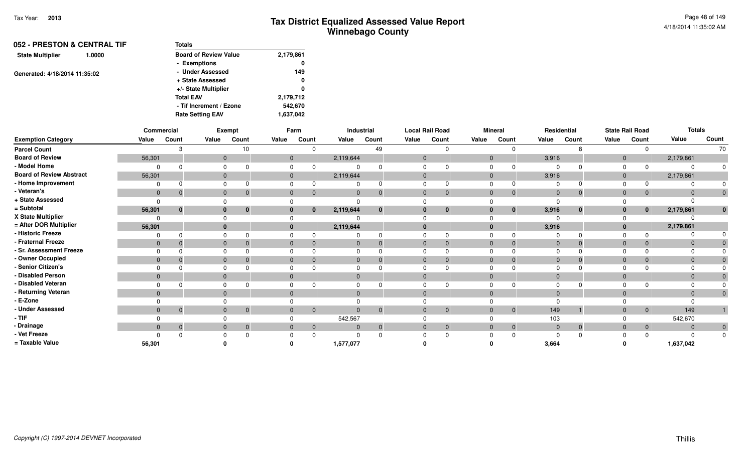# Tax District Equalized Assessed Value Report
## Winnebago County

Tax Year: **2013**

4/18/2014 11:35:02 AM

**052 - PRESTON & CENTRAL TIF**

**State Multiplier** 1.0000

Generated: 4/18/2014 11:35:02

| Totals | |
|---|---|
| Board of Review Value | 2,179,861 |
| - Exemptions | 0 |
| - Under Assessed | 149 |
| + State Assessed | 0 |
| +/- State Multiplier | 0 |
| Total EAV | 2,179,712 |
| - Tif Increment / Ezone | 542,670 |
| Rate Setting EAV | 1,637,042 |

| | Commercial | | Exempt | | Farm | | Industrial | | Local Rail Road | | Mineral | | Residential | | State Rail Road | | Totals | |
|---|---|---|---|---|---|---|---|---|---|---|---|---|---|---|---|---|---|---|
| Exemption Category | Value | Count | Value | Count | Value | Count | Value | Count | Value | Count | Value | Count | Value | Count | Value | Count | Value | Count |
| Parcel Count | | 3 | | 10 | | 0 | | 49 | | 0 | | 0 | | 8 | | 0 | | 70 |
| Board of Review | 56,301 | | 0 | | 0 | | 2,119,644 | | 0 | | 0 | | 3,916 | | 0 | | 2,179,861 | |
| - Model Home | 0 | 0 | 0 | 0 | 0 | 0 | 0 | 0 | 0 | 0 | 0 | 0 | 0 | 0 | 0 | 0 | 0 | 0 |
| Board of Review Abstract | 56,301 | | 0 | | 0 | | 2,119,644 | | 0 | | 0 | | 3,916 | | 0 | | 2,179,861 | |
| - Home Improvement | 0 | 0 | 0 | 0 | 0 | 0 | 0 | 0 | 0 | 0 | 0 | 0 | 0 | 0 | 0 | 0 | 0 | 0 |
| - Veteran's | 0 | 0 | 0 | 0 | 0 | 0 | 0 | 0 | 0 | 0 | 0 | 0 | 0 | 0 | 0 | 0 | 0 | 0 |
| + State Assessed | 0 | | 0 | | 0 | | 0 | | 0 | | 0 | | 0 | | 0 | | 0 | |
| = Subtotal | **56,301** | **0** | **0** | **0** | **0** | **0** | **2,119,644** | **0** | **0** | **0** | **0** | **0** | **3,916** | **0** | **0** | **0** | **2,179,861** | **0** |
| X State Multiplier | 0 | | 0 | | 0 | | 0 | | 0 | | 0 | | 0 | | 0 | | 0 | |
| = After DOR Multiplier | **56,301** | | **0** | | **0** | | **2,119,644** | | **0** | | **0** | | **3,916** | | **0** | | **2,179,861** | |
| - Historic Freeze | 0 | 0 | 0 | 0 | 0 | 0 | 0 | 0 | 0 | 0 | 0 | 0 | 0 | 0 | 0 | 0 | 0 | 0 |
| - Fraternal Freeze | 0 | 0 | 0 | 0 | 0 | 0 | 0 | 0 | 0 | 0 | 0 | 0 | 0 | 0 | 0 | 0 | 0 | 0 |
| - Sr. Assessment Freeze | 0 | 0 | 0 | 0 | 0 | 0 | 0 | 0 | 0 | 0 | 0 | 0 | 0 | 0 | 0 | 0 | 0 | 0 |
| - Owner Occupied | 0 | 0 | 0 | 0 | 0 | 0 | 0 | 0 | 0 | 0 | 0 | 0 | 0 | 0 | 0 | 0 | 0 | 0 |
| - Senior Citizen's | 0 | 0 | 0 | 0 | 0 | 0 | 0 | 0 | 0 | 0 | 0 | 0 | 0 | 0 | 0 | 0 | 0 | 0 |
| - Disabled Person | 0 | | 0 | | 0 | | 0 | | 0 | | 0 | | 0 | | 0 | | 0 | 0 |
| - Disabled Veteran | 0 | 0 | 0 | 0 | 0 | 0 | 0 | 0 | 0 | 0 | 0 | 0 | 0 | 0 | 0 | 0 | 0 | 0 |
| - Returning Veteran | 0 | | 0 | | 0 | | 0 | | 0 | | 0 | | 0 | | 0 | | 0 | 0 |
| - E-Zone | 0 | | 0 | | 0 | | 0 | | 0 | | 0 | | 0 | | 0 | | 0 | |
| - Under Assessed | 0 | 0 | 0 | 0 | 0 | 0 | 0 | 0 | 0 | 0 | 0 | 0 | 149 | 1 | 0 | 0 | 149 | 1 |
| - TIF | 0 | | 0 | | 0 | | 542,567 | | 0 | | 0 | | 103 | | 0 | | 542,670 | |
| - Drainage | 0 | 0 | 0 | 0 | 0 | 0 | 0 | 0 | 0 | 0 | 0 | 0 | 0 | 0 | 0 | 0 | 0 | 0 |
| - Vet Freeze | 0 | 0 | 0 | 0 | 0 | 0 | 0 | 0 | 0 | 0 | 0 | 0 | 0 | 0 | 0 | 0 | 0 | 0 |
| = Taxable Value | **56,301** | | **0** | | **0** | | **1,577,077** | | **0** | | **0** | | **3,664** | | **0** | | **1,637,042** | |

Copyright (C) 1997-2014 DEVNET Incorporated

Thillis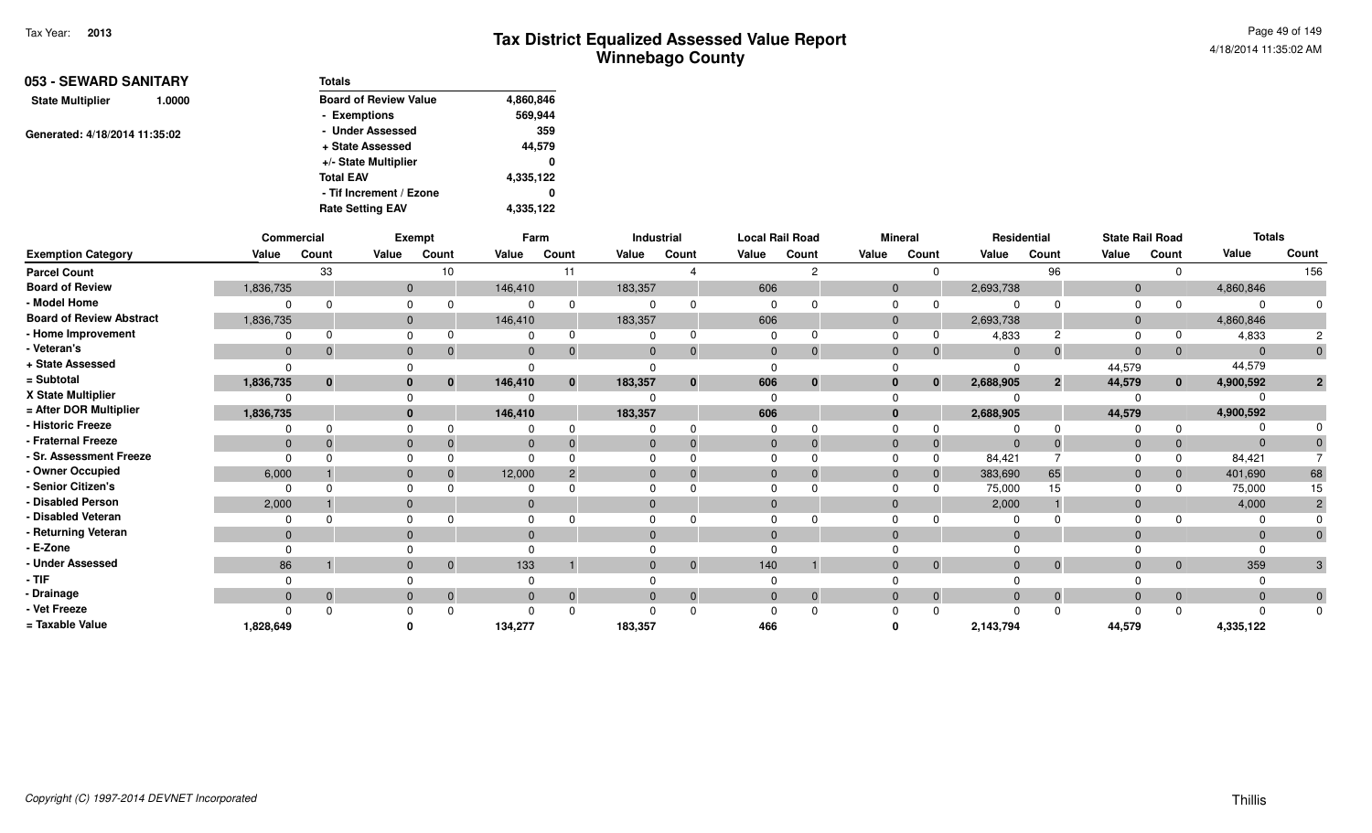# Tax District Equalized Assessed Value Report
## Winnebago County

Tax Year: **2013**

4/18/2014 11:35:02 AM

## 053 - SEWARD SANITARY

**State Multiplier** 1.0000

Generated: 4/18/2014 11:35:02

| Totals | |
|---|---|
| Board of Review Value | 4,860,846 |
| - Exemptions | 569,944 |
| - Under Assessed | 359 |
| + State Assessed | 44,579 |
| +/- State Multiplier | 0 |
| Total EAV | 4,335,122 |
| - Tif Increment / Ezone | 0 |
| Rate Setting EAV | 4,335,122 |

| | Commercial | | Exempt | | Farm | | Industrial | | Local Rail Road | | Mineral | | Residential | | State Rail Road | | Totals | |
|---|---|---|---|---|---|---|---|---|---|---|---|---|---|---|---|---|---|---|
| Exemption Category | Value | Count | Value | Count | Value | Count | Value | Count | Value | Count | Value | Count | Value | Count | Value | Count | Value | Count |
| Parcel Count | | 33 | | 10 | | 11 | | 4 | | 2 | | 0 | | 96 | | 0 | | 156 |
| Board of Review | 1,836,735 | | 0 | | 146,410 | | 183,357 | | 606 | | 0 | | 2,693,738 | | 0 | | 4,860,846 | |
| - Model Home | 0 | 0 | 0 | 0 | 0 | 0 | 0 | 0 | 0 | 0 | 0 | 0 | 0 | 0 | 0 | 0 | 0 | 0 |
| Board of Review Abstract | 1,836,735 | | 0 | | 146,410 | | 183,357 | | 606 | | 0 | | 2,693,738 | | 0 | | 4,860,846 | |
| - Home Improvement | 0 | 0 | 0 | 0 | 0 | 0 | 0 | 0 | 0 | 0 | 0 | 0 | 4,833 | 2 | 0 | 0 | 4,833 | 2 |
| - Veteran's | 0 | 0 | 0 | 0 | 0 | 0 | 0 | 0 | 0 | 0 | 0 | 0 | 0 | 0 | 0 | 0 | 0 | 0 |
| + State Assessed | 0 | | 0 | | 0 | | 0 | | 0 | | 0 | | 0 | | 44,579 | | 44,579 | |
| = Subtotal | 1,836,735 | 0 | 0 | 0 | 146,410 | 0 | 183,357 | 0 | 606 | 0 | 0 | 0 | 2,688,905 | 2 | 44,579 | 0 | 4,900,592 | 2 |
| X State Multiplier | 0 | | 0 | | 0 | | 0 | | 0 | | 0 | | 0 | | 0 | | 0 | |
| = After DOR Multiplier | 1,836,735 | | 0 | | 146,410 | | 183,357 | | 606 | | 0 | | 2,688,905 | | 44,579 | | 4,900,592 | |
| - Historic Freeze | 0 | 0 | 0 | 0 | 0 | 0 | 0 | 0 | 0 | 0 | 0 | 0 | 0 | 0 | 0 | 0 | 0 | 0 |
| - Fraternal Freeze | 0 | 0 | 0 | 0 | 0 | 0 | 0 | 0 | 0 | 0 | 0 | 0 | 0 | 0 | 0 | 0 | 0 | 0 |
| - Sr. Assessment Freeze | 0 | 0 | 0 | 0 | 0 | 0 | 0 | 0 | 0 | 0 | 0 | 0 | 84,421 | 7 | 0 | 0 | 84,421 | 7 |
| - Owner Occupied | 6,000 | 1 | 0 | 0 | 12,000 | 2 | 0 | 0 | 0 | 0 | 0 | 0 | 383,690 | 65 | 0 | 0 | 401,690 | 68 |
| - Senior Citizen's | 0 | 0 | 0 | 0 | 0 | 0 | 0 | 0 | 0 | 0 | 0 | 0 | 75,000 | 15 | 0 | 0 | 75,000 | 15 |
| - Disabled Person | 2,000 | 1 | 0 | | 0 | | 0 | | 0 | | 0 | | 2,000 | 1 | 0 | | 4,000 | 2 |
| - Disabled Veteran | 0 | 0 | 0 | 0 | 0 | 0 | 0 | 0 | 0 | 0 | 0 | 0 | 0 | 0 | 0 | 0 | 0 | 0 |
| - Returning Veteran | 0 | | 0 | | 0 | | 0 | | 0 | | 0 | | 0 | | 0 | | 0 | 0 |
| - E-Zone | 0 | | 0 | | 0 | | 0 | | 0 | | 0 | | 0 | | 0 | | 0 | |
| - Under Assessed | 86 | 1 | 0 | 0 | 133 | 1 | 0 | 0 | 140 | 1 | 0 | 0 | 0 | 0 | 0 | 0 | 359 | 3 |
| - TIF | 0 | | 0 | | 0 | | 0 | | 0 | | 0 | | 0 | | 0 | | 0 | |
| - Drainage | 0 | 0 | 0 | 0 | 0 | 0 | 0 | 0 | 0 | 0 | 0 | 0 | 0 | 0 | 0 | 0 | 0 | 0 |
| - Vet Freeze | 0 | 0 | 0 | 0 | 0 | 0 | 0 | 0 | 0 | 0 | 0 | 0 | 0 | 0 | 0 | 0 | 0 | 0 |
| = Taxable Value | 1,828,649 | | 0 | | 134,277 | | 183,357 | | 466 | | 0 | | 2,143,794 | | 44,579 | | 4,335,122 | |

Copyright (C) 1997-2014 DEVNET Incorporated

Thillis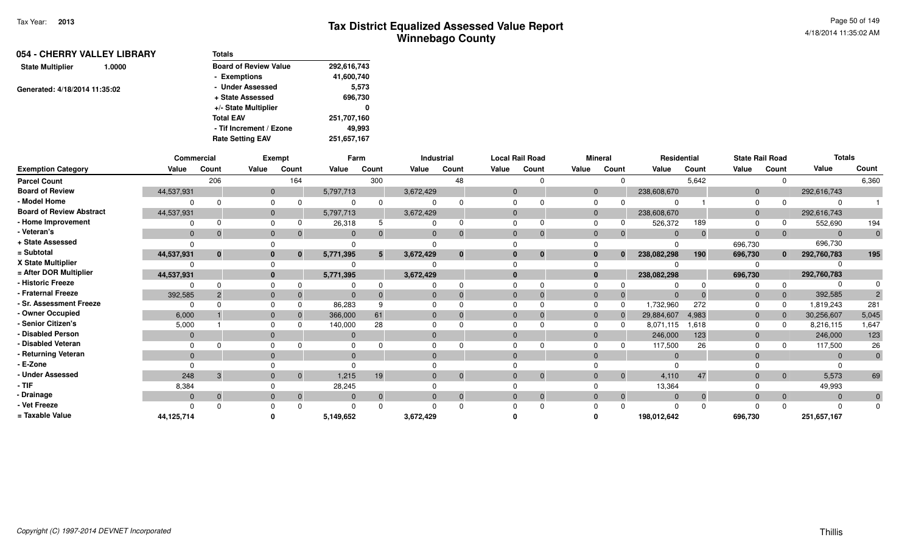# Tax District Equalized Assessed Value Report
## Winnebago County

Tax Year: 2013

4/18/2014 11:35:02 AM

**054 - CHERRY VALLEY LIBRARY**

State Multiplier 1.0000

Generated: 4/18/2014 11:35:02

| Totals | |
|---|---|
| Board of Review Value | 292,616,743 |
| - Exemptions | 41,600,740 |
| - Under Assessed | 5,573 |
| + State Assessed | 696,730 |
| +/- State Multiplier | 0 |
| Total EAV | 251,707,160 |
| - Tif Increment / Ezone | 49,993 |
| Rate Setting EAV | 251,657,167 |

| | Commercial | | Exempt | | Farm | | Industrial | | Local Rail Road | | Mineral | | Residential | | State Rail Road | | Totals | |
|---|---|---|---|---|---|---|---|---|---|---|---|---|---|---|---|---|---|---|
| Exemption Category | Value | Count | Value | Count | Value | Count | Value | Count | Value | Count | Value | Count | Value | Count | Value | Count | Value | Count |
| Parcel Count | | 206 | | 164 | | 300 | | 48 | | 0 | | 0 | | 5,642 | | 0 | | 6,360 |
| Board of Review | 44,537,931 | | 0 | | 5,797,713 | | 3,672,429 | | 0 | | 0 | | 238,608,670 | | 0 | | 292,616,743 | |
| - Model Home | 0 | 0 | 0 | 0 | 0 | 0 | 0 | 0 | 0 | 0 | 0 | 0 | 0 | 1 | 0 | 0 | 0 | 1 |
| Board of Review Abstract | 44,537,931 | | 0 | | 5,797,713 | | 3,672,429 | | 0 | | 0 | | 238,608,670 | | 0 | | 292,616,743 | |
| - Home Improvement | 0 | 0 | 0 | 0 | 26,318 | 5 | 0 | 0 | 0 | 0 | 0 | 0 | 526,372 | 189 | 0 | 0 | 552,690 | 194 |
| - Veteran's | 0 | 0 | 0 | 0 | 0 | 0 | 0 | 0 | 0 | 0 | 0 | 0 | 0 | 0 | 0 | 0 | 0 | 0 |
| + State Assessed | 0 | | 0 | | 0 | | 0 | | 0 | | 0 | | 0 | | 696,730 | | 696,730 | |
| = Subtotal | 44,537,931 | 0 | 0 | 0 | 5,771,395 | 5 | 3,672,429 | 0 | 0 | 0 | 0 | 0 | 238,082,298 | 190 | 696,730 | 0 | 292,760,783 | 195 |
| X State Multiplier | 0 | | 0 | | 0 | | 0 | | 0 | | 0 | | 0 | | 0 | | 0 | |
| = After DOR Multiplier | 44,537,931 | | 0 | | 5,771,395 | | 3,672,429 | | 0 | | 0 | | 238,082,298 | | 696,730 | | 292,760,783 | |
| - Historic Freeze | 0 | 0 | 0 | 0 | 0 | 0 | 0 | 0 | 0 | 0 | 0 | 0 | 0 | 0 | 0 | 0 | 0 | 0 |
| - Fraternal Freeze | 392,585 | 2 | 0 | 0 | 0 | 0 | 0 | 0 | 0 | 0 | 0 | 0 | 0 | 0 | 0 | 0 | 392,585 | 2 |
| - Sr. Assessment Freeze | 0 | 0 | 0 | 0 | 86,283 | 9 | 0 | 0 | 0 | 0 | 0 | 0 | 1,732,960 | 272 | 0 | 0 | 1,819,243 | 281 |
| - Owner Occupied | 6,000 | 1 | 0 | 0 | 366,000 | 61 | 0 | 0 | 0 | 0 | 0 | 0 | 29,884,607 | 4,983 | 0 | 0 | 30,256,607 | 5,045 |
| - Senior Citizen's | 5,000 | 1 | 0 | 0 | 140,000 | 28 | 0 | 0 | 0 | 0 | 0 | 0 | 8,071,115 | 1,618 | 0 | 0 | 8,216,115 | 1,647 |
| - Disabled Person | 0 | | 0 | | 0 | | 0 | | 0 | | 0 | | 246,000 | 123 | 0 | | 246,000 | 123 |
| - Disabled Veteran | 0 | 0 | 0 | 0 | 0 | 0 | 0 | 0 | 0 | 0 | 0 | 0 | 117,500 | 26 | 0 | 0 | 117,500 | 26 |
| - Returning Veteran | 0 | | 0 | | 0 | | 0 | | 0 | | 0 | | 0 | | 0 | | 0 | 0 |
| - E-Zone | 0 | | 0 | | 0 | | 0 | | 0 | | 0 | | 0 | | 0 | | 0 | |
| - Under Assessed | 248 | 3 | 0 | 0 | 1,215 | 19 | 0 | 0 | 0 | 0 | 0 | 0 | 4,110 | 47 | 0 | 0 | 5,573 | 69 |
| - TIF | 8,384 | | 0 | | 28,245 | | 0 | | 0 | | 0 | | 13,364 | | 0 | | 49,993 | |
| - Drainage | 0 | 0 | 0 | 0 | 0 | 0 | 0 | 0 | 0 | 0 | 0 | 0 | 0 | 0 | 0 | 0 | 0 | 0 |
| - Vet Freeze | 0 | 0 | 0 | 0 | 0 | 0 | 0 | 0 | 0 | 0 | 0 | 0 | 0 | 0 | 0 | 0 | 0 | 0 |
| = Taxable Value | 44,125,714 | | 0 | | 5,149,652 | | 3,672,429 | | 0 | | 0 | | 198,012,642 | | 696,730 | | 251,657,167 | |

Copyright (C) 1997-2014 DEVNET Incorporated

Thillis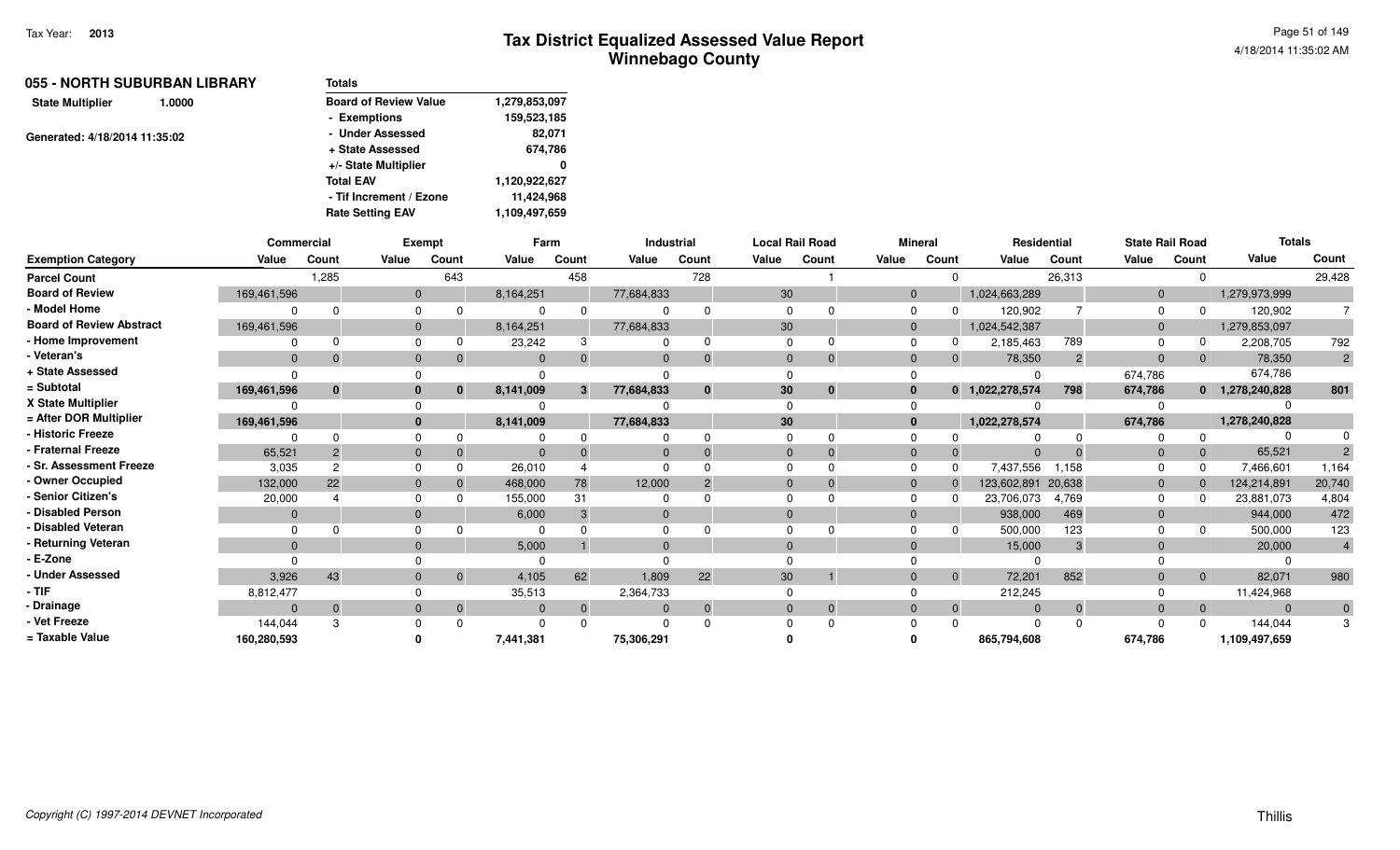# Tax District Equalized Assessed Value Report
## Winnebago County

Tax Year: 2013

4/18/2014 11:35:02 AM

## 055 - NORTH SUBURBAN LIBRARY

**State Multiplier** 1.0000

Generated: 4/18/2014 11:35:02

| Totals | |
|---|---|
| Board of Review Value | 1,279,853,097 |
| - Exemptions | 159,523,185 |
| - Under Assessed | 82,071 |
| + State Assessed | 674,786 |
| +/- State Multiplier | 0 |
| Total EAV | 1,120,922,627 |
| - Tif Increment / Ezone | 11,424,968 |
| Rate Setting EAV | 1,109,497,659 |

| | Commercial | | Exempt | | Farm | | Industrial | | Local Rail Road | | Mineral | | Residential | | State Rail Road | | Totals | |
|---|---|---|---|---|---|---|---|---|---|---|---|---|---|---|---|---|---|---|
| **Exemption Category** | **Value** | **Count** | **Value** | **Count** | **Value** | **Count** | **Value** | **Count** | **Value** | **Count** | **Value** | **Count** | **Value** | **Count** | **Value** | **Count** | **Value** | **Count** |
| Parcel Count | | 1,285 | | 643 | | 458 | | 728 | | 1 | | 0 | | 26,313 | | 0 | | 29,428 |
| Board of Review | 169,461,596 | | 0 | | 8,164,251 | | 77,684,833 | | 30 | | 0 | | 1,024,663,289 | | 0 | | 1,279,973,999 | |
| - Model Home | 0 | 0 | 0 | 0 | 0 | 0 | 0 | 0 | 0 | 0 | 0 | 0 | 120,902 | 7 | 0 | 0 | 120,902 | 7 |
| Board of Review Abstract | 169,461,596 | | 0 | | 8,164,251 | | 77,684,833 | | 30 | | 0 | | 1,024,542,387 | | 0 | | 1,279,853,097 | |
| - Home Improvement | 0 | 0 | 0 | 0 | 23,242 | 3 | 0 | 0 | 0 | 0 | 0 | 0 | 2,185,463 | 789 | 0 | 0 | 2,208,705 | 792 |
| - Veteran's | 0 | 0 | 0 | 0 | 0 | 0 | 0 | 0 | 0 | 0 | 0 | 0 | 78,350 | 2 | 0 | 0 | 78,350 | 2 |
| + State Assessed | 0 | | 0 | | 0 | | 0 | | 0 | | 0 | | 0 | | 674,786 | | 674,786 | |
| = Subtotal | **169,461,596** | **0** | **0** | **0** | **8,141,009** | **3** | **77,684,833** | **0** | **30** | **0** | **0** | **0** | **1,022,278,574** | **798** | **674,786** | **0** | **1,278,240,828** | **801** |
| X State Multiplier | 0 | | 0 | | 0 | | 0 | | 0 | | 0 | | 0 | | 0 | | 0 | |
| = After DOR Multiplier | **169,461,596** | | **0** | | **8,141,009** | | **77,684,833** | | **30** | | **0** | | **1,022,278,574** | | **674,786** | | **1,278,240,828** | |
| - Historic Freeze | 0 | 0 | 0 | 0 | 0 | 0 | 0 | 0 | 0 | 0 | 0 | 0 | 0 | 0 | 0 | 0 | 0 | 0 |
| - Fraternal Freeze | 65,521 | 2 | 0 | 0 | 0 | 0 | 0 | 0 | 0 | 0 | 0 | 0 | 0 | 0 | 0 | 0 | 65,521 | 2 |
| - Sr. Assessment Freeze | 3,035 | 2 | 0 | 0 | 26,010 | 4 | 0 | 0 | 0 | 0 | 0 | 0 | 7,437,556 | 1,158 | 0 | 0 | 7,466,601 | 1,164 |
| - Owner Occupied | 132,000 | 22 | 0 | 0 | 468,000 | 78 | 12,000 | 2 | 0 | 0 | 0 | 0 | 123,602,891 | 20,638 | 0 | 0 | 124,214,891 | 20,740 |
| - Senior Citizen's | 20,000 | 4 | 0 | 0 | 155,000 | 31 | 0 | 0 | 0 | 0 | 0 | 0 | 23,706,073 | 4,769 | 0 | 0 | 23,881,073 | 4,804 |
| - Disabled Person | 0 | | 0 | | 6,000 | 3 | 0 | | 0 | | 0 | | 938,000 | 469 | 0 | | 944,000 | 472 |
| - Disabled Veteran | 0 | 0 | 0 | 0 | 0 | 0 | 0 | 0 | 0 | 0 | 0 | 0 | 500,000 | 123 | 0 | 0 | 500,000 | 123 |
| - Returning Veteran | 0 | | 0 | | 5,000 | 1 | 0 | | 0 | | 0 | | 15,000 | 3 | 0 | | 20,000 | 4 |
| - E-Zone | 0 | | 0 | | 0 | | 0 | | 0 | | 0 | | 0 | | 0 | | 0 | |
| - Under Assessed | 3,926 | 43 | 0 | 0 | 4,105 | 62 | 1,809 | 22 | 30 | 1 | 0 | 0 | 72,201 | 852 | 0 | 0 | 82,071 | 980 |
| - TIF | 8,812,477 | | 0 | | 35,513 | | 2,364,733 | | 0 | | 0 | | 212,245 | | 0 | | 11,424,968 | |
| - Drainage | 0 | 0 | 0 | 0 | 0 | 0 | 0 | 0 | 0 | 0 | 0 | 0 | 0 | 0 | 0 | 0 | 0 | 0 |
| - Vet Freeze | 144,044 | 3 | 0 | 0 | 0 | 0 | 0 | 0 | 0 | 0 | 0 | 0 | 0 | 0 | 0 | 0 | 144,044 | 3 |
| = Taxable Value | **160,280,593** | | **0** | | **7,441,381** | | **75,306,291** | | **0** | | **0** | | **865,794,608** | | **674,786** | | **1,109,497,659** | |

Copyright (C) 1997-2014 DEVNET Incorporated

Thillis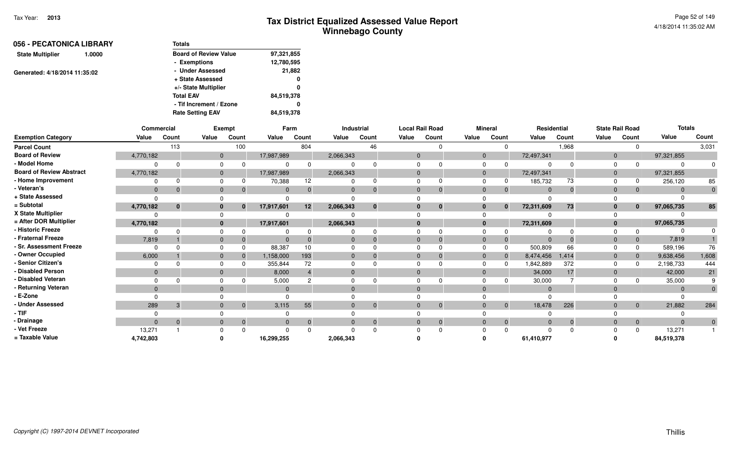# Tax District Equalized Assessed Value Report
## Winnebago County

Tax Year: 2013

### 056 - PECATONICA LIBRARY

**State Multiplier** 1.0000

Generated: 4/18/2014 11:35:02

| Totals | |
|---|---|
| Board of Review Value | 97,321,855 |
| - Exemptions | 12,780,595 |
| - Under Assessed | 21,882 |
| + State Assessed | 0 |
| +/- State Multiplier | 0 |
| Total EAV | 84,519,378 |
| - Tif Increment / Ezone | 0 |
| Rate Setting EAV | 84,519,378 |

| | Commercial | | Exempt | | Farm | | Industrial | | Local Rail Road | | Mineral | | Residential | | State Rail Road | | Totals | |
|---|---|---|---|---|---|---|---|---|---|---|---|---|---|---|---|---|---|---|
| Exemption Category | Value | Count | Value | Count | Value | Count | Value | Count | Value | Count | Value | Count | Value | Count | Value | Count | Value | Count |
| Parcel Count | | 113 | | 100 | | 804 | | 46 | | 0 | | 0 | | 1,968 | | 0 | | 3,031 |
| Board of Review | 4,770,182 | | 0 | | 17,987,989 | | 2,066,343 | | 0 | | 0 | | 72,497,341 | | 0 | | 97,321,855 | |
| - Model Home | 0 | 0 | 0 | 0 | 0 | 0 | 0 | 0 | 0 | 0 | 0 | 0 | 0 | 0 | 0 | 0 | 0 | 0 |
| Board of Review Abstract | 4,770,182 | | 0 | | 17,987,989 | | 2,066,343 | | 0 | | 0 | | 72,497,341 | | 0 | | 97,321,855 | |
| - Home Improvement | 0 | 0 | 0 | 0 | 70,388 | 12 | 0 | 0 | 0 | 0 | 0 | 0 | 185,732 | 73 | 0 | 0 | 256,120 | 85 |
| - Veteran's | 0 | 0 | 0 | 0 | 0 | 0 | 0 | 0 | 0 | 0 | 0 | 0 | 0 | 0 | 0 | 0 | 0 | 0 |
| + State Assessed | 0 | | 0 | | 0 | | 0 | | 0 | | 0 | | 0 | | 0 | | 0 | |
| = Subtotal | 4,770,182 | 0 | 0 | 0 | 17,917,601 | 12 | 2,066,343 | 0 | 0 | 0 | 0 | 0 | 72,311,609 | 73 | 0 | 0 | 97,065,735 | 85 |
| X State Multiplier | 0 | | 0 | | 0 | | 0 | | 0 | | 0 | | 0 | | 0 | | 0 | |
| = After DOR Multiplier | 4,770,182 | | 0 | | 17,917,601 | | 2,066,343 | | 0 | | 0 | | 72,311,609 | | 0 | | 97,065,735 | |
| - Historic Freeze | 0 | 0 | 0 | 0 | 0 | 0 | 0 | 0 | 0 | 0 | 0 | 0 | 0 | 0 | 0 | 0 | 0 | 0 |
| - Fraternal Freeze | 7,819 | 1 | 0 | 0 | 0 | 0 | 0 | 0 | 0 | 0 | 0 | 0 | 0 | 0 | 0 | 0 | 7,819 | 1 |
| - Sr. Assessment Freeze | 0 | 0 | 0 | 0 | 88,387 | 10 | 0 | 0 | 0 | 0 | 0 | 0 | 500,809 | 66 | 0 | 0 | 589,196 | 76 |
| - Owner Occupied | 6,000 | 1 | 0 | 0 | 1,158,000 | 193 | 0 | 0 | 0 | 0 | 0 | 0 | 8,474,456 | 1,414 | 0 | 0 | 9,638,456 | 1,608 |
| - Senior Citizen's | 0 | 0 | 0 | 0 | 355,844 | 72 | 0 | 0 | 0 | 0 | 0 | 0 | 1,842,889 | 372 | 0 | 0 | 2,198,733 | 444 |
| - Disabled Person | 0 | | 0 | | 8,000 | 4 | 0 | | 0 | | 0 | | 34,000 | 17 | 0 | | 42,000 | 21 |
| - Disabled Veteran | 0 | 0 | 0 | 0 | 5,000 | 2 | 0 | 0 | 0 | 0 | 0 | 0 | 30,000 | 7 | 0 | 0 | 35,000 | 9 |
| - Returning Veteran | 0 | | 0 | | 0 | | 0 | | 0 | | 0 | | 0 | | 0 | | 0 | 0 |
| - E-Zone | 0 | | 0 | | 0 | | 0 | | 0 | | 0 | | 0 | | 0 | | 0 | |
| - Under Assessed | 289 | 3 | 0 | 0 | 3,115 | 55 | 0 | 0 | 0 | 0 | 0 | 0 | 18,478 | 226 | 0 | 0 | 21,882 | 284 |
| - TIF | 0 | | 0 | | 0 | | 0 | | 0 | | 0 | | 0 | | 0 | | 0 | |
| - Drainage | 0 | 0 | 0 | 0 | 0 | 0 | 0 | 0 | 0 | 0 | 0 | 0 | 0 | 0 | 0 | 0 | 0 | 0 |
| - Vet Freeze | 13,271 | 1 | 0 | 0 | 0 | 0 | 0 | 0 | 0 | 0 | 0 | 0 | 0 | 0 | 0 | 0 | 13,271 | 1 |
| = Taxable Value | 4,742,803 | | 0 | | 16,299,255 | | 2,066,343 | | 0 | | 0 | | 61,410,977 | | 0 | | 84,519,378 | |

Copyright (C) 1997-2014 DEVNET Incorporated

Thillis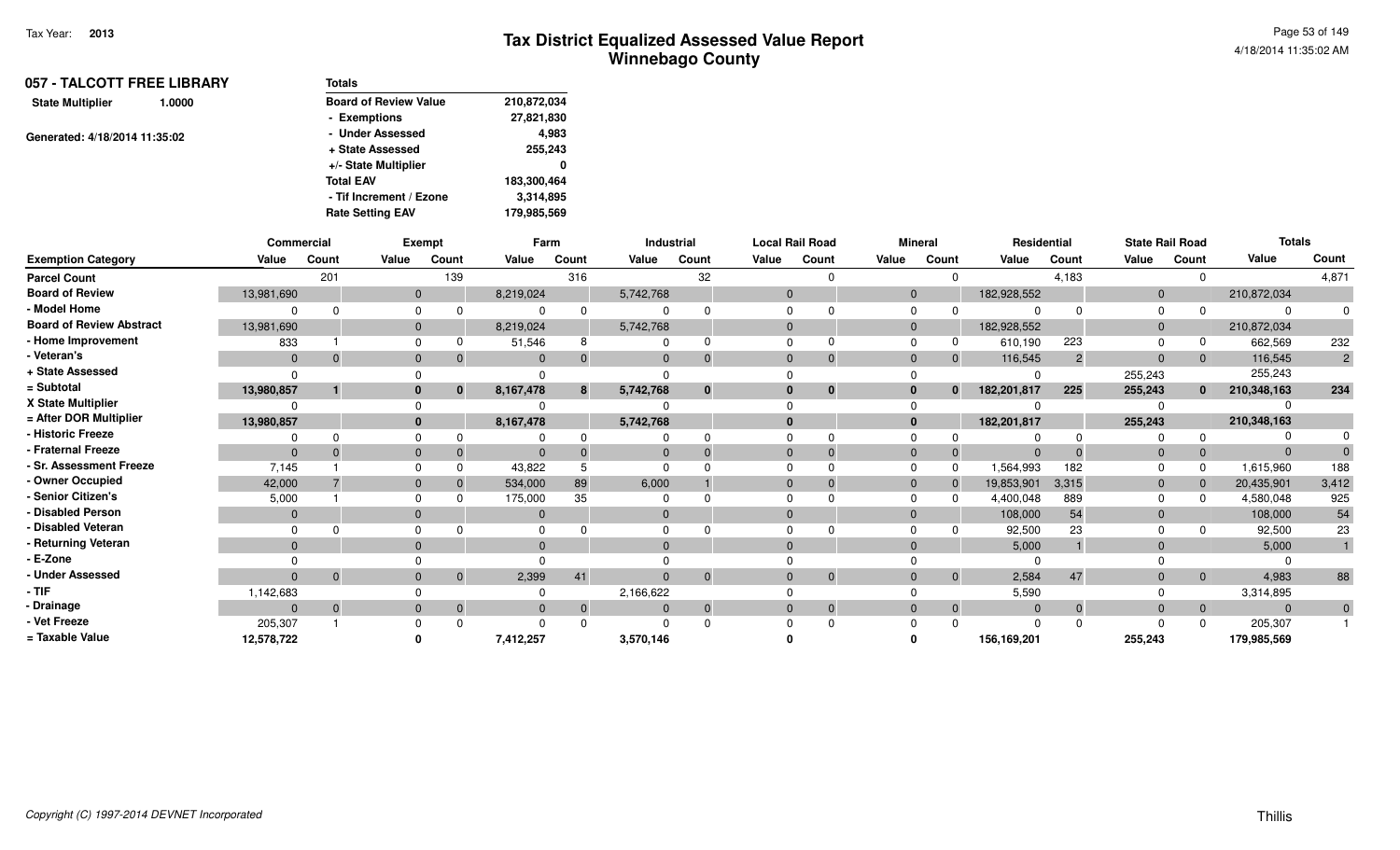# Tax District Equalized Assessed Value Report
## Winnebago County

Tax Year: **2013**

### 057 - TALCOTT FREE LIBRARY

**State Multiplier** 1.0000

Generated: 4/18/2014 11:35:02

| Totals | |
|---|---|
| Board of Review Value | 210,872,034 |
| - Exemptions | 27,821,830 |
| - Under Assessed | 4,983 |
| + State Assessed | 255,243 |
| +/- State Multiplier | 0 |
| Total EAV | 183,300,464 |
| - Tif Increment / Ezone | 3,314,895 |
| Rate Setting EAV | 179,985,569 |

| | Commercial | | Exempt | | Farm | | Industrial | | Local Rail Road | | Mineral | | Residential | | State Rail Road | | Totals | |
|---|---|---|---|---|---|---|---|---|---|---|---|---|---|---|---|---|---|---|
| **Exemption Category** | **Value** | **Count** | **Value** | **Count** | **Value** | **Count** | **Value** | **Count** | **Value** | **Count** | **Value** | **Count** | **Value** | **Count** | **Value** | **Count** | **Value** | **Count** |
| Parcel Count | | 201 | | 139 | | 316 | | 32 | | 0 | | 0 | | 4,183 | | 0 | | 4,871 |
| Board of Review | 13,981,690 | | 0 | | 8,219,024 | | 5,742,768 | | 0 | | 0 | | 182,928,552 | | 0 | | 210,872,034 | |
| - Model Home | 0 | 0 | 0 | 0 | 0 | 0 | 0 | 0 | 0 | 0 | 0 | 0 | 0 | 0 | 0 | 0 | 0 | 0 |
| Board of Review Abstract | 13,981,690 | | 0 | | 8,219,024 | | 5,742,768 | | 0 | | 0 | | 182,928,552 | | 0 | | 210,872,034 | |
| - Home Improvement | 833 | 1 | 0 | 0 | 51,546 | 8 | 0 | 0 | 0 | 0 | 0 | 0 | 610,190 | 223 | 0 | 0 | 662,569 | 232 |
| - Veteran's | 0 | 0 | 0 | 0 | 0 | 0 | 0 | 0 | 0 | 0 | 0 | 0 | 116,545 | 2 | 0 | 0 | 116,545 | 2 |
| + State Assessed | 0 | | 0 | | 0 | | 0 | | 0 | | 0 | | 0 | | 255,243 | | 255,243 | |
| = Subtotal | **13,980,857** | **1** | **0** | **0** | **8,167,478** | **8** | **5,742,768** | **0** | **0** | **0** | **0** | **0** | **182,201,817** | **225** | **255,243** | **0** | **210,348,163** | **234** |
| X State Multiplier | 0 | | 0 | | 0 | | 0 | | 0 | | 0 | | 0 | | 0 | | 0 | |
| = After DOR Multiplier | **13,980,857** | | **0** | | **8,167,478** | | **5,742,768** | | **0** | | **0** | | **182,201,817** | | **255,243** | | **210,348,163** | |
| - Historic Freeze | 0 | 0 | 0 | 0 | 0 | 0 | 0 | 0 | 0 | 0 | 0 | 0 | 0 | 0 | 0 | 0 | 0 | 0 |
| - Fraternal Freeze | 0 | 0 | 0 | 0 | 0 | 0 | 0 | 0 | 0 | 0 | 0 | 0 | 0 | 0 | 0 | 0 | 0 | 0 |
| - Sr. Assessment Freeze | 7,145 | 1 | 0 | 0 | 43,822 | 5 | 0 | 0 | 0 | 0 | 0 | 0 | 1,564,993 | 182 | 0 | 0 | 1,615,960 | 188 |
| - Owner Occupied | 42,000 | 7 | 0 | 0 | 534,000 | 89 | 6,000 | 1 | 0 | 0 | 0 | 0 | 19,853,901 | 3,315 | 0 | 0 | 20,435,901 | 3,412 |
| - Senior Citizen's | 5,000 | 1 | 0 | 0 | 175,000 | 35 | 0 | 0 | 0 | 0 | 0 | 0 | 4,400,048 | 889 | 0 | 0 | 4,580,048 | 925 |
| - Disabled Person | 0 | | 0 | | 0 | | 0 | | 0 | | 0 | | 108,000 | 54 | 0 | | 108,000 | 54 |
| - Disabled Veteran | 0 | 0 | 0 | 0 | 0 | 0 | 0 | 0 | 0 | 0 | 0 | 0 | 92,500 | 23 | 0 | 0 | 92,500 | 23 |
| - Returning Veteran | 0 | | 0 | | 0 | | 0 | | 0 | | 0 | | 5,000 | 1 | 0 | | 5,000 | 1 |
| - E-Zone | 0 | | 0 | | 0 | | 0 | | 0 | | 0 | | 0 | | 0 | | 0 | |
| - Under Assessed | 0 | 0 | 0 | 0 | 2,399 | 41 | 0 | 0 | 0 | 0 | 0 | 0 | 2,584 | 47 | 0 | 0 | 4,983 | 88 |
| - TIF | 1,142,683 | | 0 | | 0 | | 2,166,622 | | 0 | | 0 | | 5,590 | | 0 | | 3,314,895 | |
| - Drainage | 0 | 0 | 0 | 0 | 0 | 0 | 0 | 0 | 0 | 0 | 0 | 0 | 0 | 0 | 0 | 0 | 0 | 0 |
| - Vet Freeze | 205,307 | 1 | 0 | 0 | 0 | 0 | 0 | 0 | 0 | 0 | 0 | 0 | 0 | 0 | 0 | 0 | 205,307 | 1 |
| = Taxable Value | **12,578,722** | | **0** | | **7,412,257** | | **3,570,146** | | **0** | | **0** | | **156,169,201** | | **255,243** | | **179,985,569** | |

Copyright (C) 1997-2014 DEVNET Incorporated

Thillis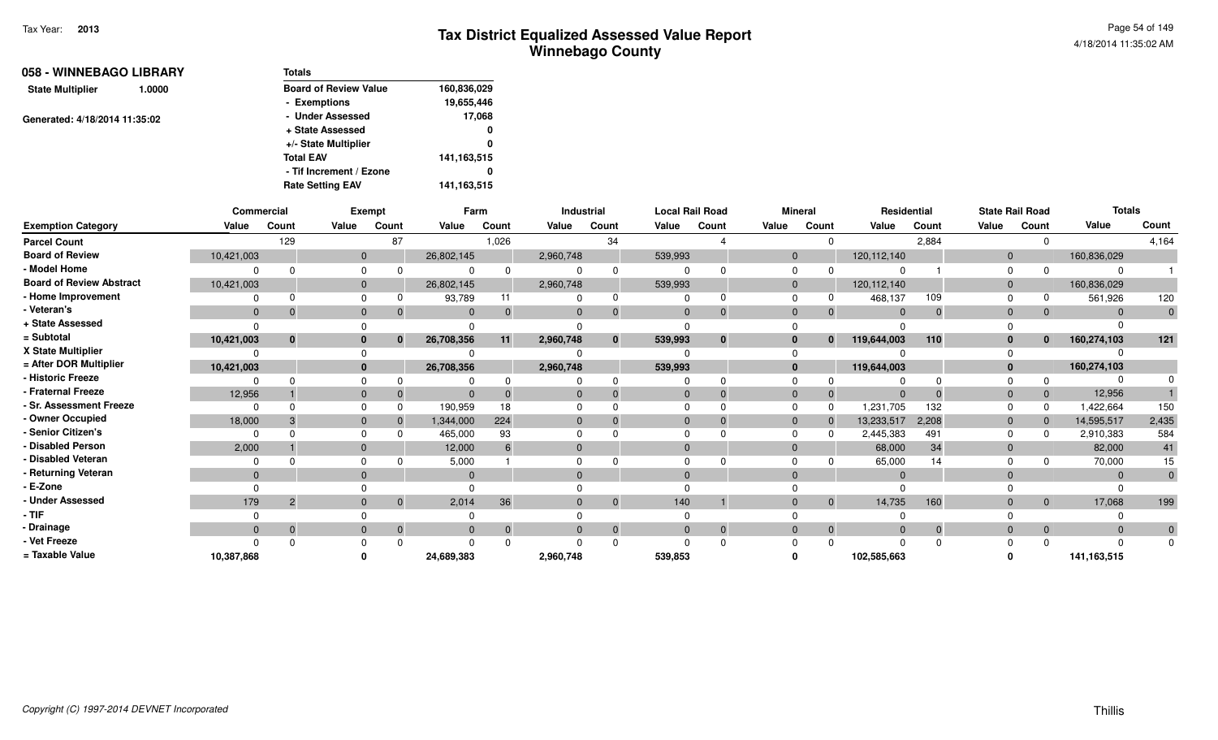# Tax District Equalized Assessed Value Report

## Winnebago County

Tax Year: 2013

4/18/2014 11:35:02 AM

**058 - WINNEBAGO LIBRARY**

**State Multiplier** 1.0000

Generated: 4/18/2014 11:35:02

| Totals | |
|---|---|
| Board of Review Value | 160,836,029 |
| - Exemptions | 19,655,446 |
| - Under Assessed | 17,068 |
| + State Assessed | 0 |
| +/- State Multiplier | 0 |
| Total EAV | 141,163,515 |
| - Tif Increment / Ezone | 0 |
| Rate Setting EAV | 141,163,515 |

| | Commercial | | Exempt | | Farm | | Industrial | | Local Rail Road | | Mineral | | Residential | | State Rail Road | | Totals | |
|---|---|---|---|---|---|---|---|---|---|---|---|---|---|---|---|---|---|---|
| Exemption Category | Value | Count | Value | Count | Value | Count | Value | Count | Value | Count | Value | Count | Value | Count | Value | Count | Value | Count |
| Parcel Count | | 129 | | 87 | | 1,026 | | 34 | | 4 | | 0 | | 2,884 | | 0 | | 4,164 |
| Board of Review | 10,421,003 | | 0 | | 26,802,145 | | 2,960,748 | | 539,993 | | 0 | | 120,112,140 | | 0 | | 160,836,029 | |
| - Model Home | 0 | 0 | 0 | 0 | 0 | 0 | 0 | 0 | 0 | 0 | 0 | 0 | 0 | 1 | 0 | 0 | 0 | 1 |
| Board of Review Abstract | 10,421,003 | | 0 | | 26,802,145 | | 2,960,748 | | 539,993 | | 0 | | 120,112,140 | | 0 | | 160,836,029 | |
| - Home Improvement | 0 | 0 | 0 | 0 | 93,789 | 11 | 0 | 0 | 0 | 0 | 0 | 0 | 468,137 | 109 | 0 | 0 | 561,926 | 120 |
| - Veteran's | 0 | 0 | 0 | 0 | 0 | 0 | 0 | 0 | 0 | 0 | 0 | 0 | 0 | 0 | 0 | 0 | 0 | 0 |
| + State Assessed | 0 | | 0 | | 0 | | 0 | | 0 | | 0 | | 0 | | 0 | | 0 | |
| = Subtotal | **10,421,003** | **0** | **0** | **0** | **26,708,356** | **11** | **2,960,748** | **0** | **539,993** | **0** | **0** | **0** | **119,644,003** | **110** | **0** | **0** | **160,274,103** | **121** |
| X State Multiplier | 0 | | 0 | | 0 | | 0 | | 0 | | 0 | | 0 | | 0 | | 0 | |
| = After DOR Multiplier | **10,421,003** | | **0** | | **26,708,356** | | **2,960,748** | | **539,993** | | **0** | | **119,644,003** | | **0** | | **160,274,103** | |
| - Historic Freeze | 0 | 0 | 0 | 0 | 0 | 0 | 0 | 0 | 0 | 0 | 0 | 0 | 0 | 0 | 0 | 0 | 0 | 0 |
| - Fraternal Freeze | 12,956 | 1 | 0 | 0 | 0 | 0 | 0 | 0 | 0 | 0 | 0 | 0 | 0 | 0 | 0 | 0 | 12,956 | 1 |
| - Sr. Assessment Freeze | 0 | 0 | 0 | 0 | 190,959 | 18 | 0 | 0 | 0 | 0 | 0 | 0 | 1,231,705 | 132 | 0 | 0 | 1,422,664 | 150 |
| - Owner Occupied | 18,000 | 3 | 0 | 0 | 1,344,000 | 224 | 0 | 0 | 0 | 0 | 0 | 0 | 13,233,517 | 2,208 | 0 | 0 | 14,595,517 | 2,435 |
| - Senior Citizen's | 0 | 0 | 0 | 0 | 465,000 | 93 | 0 | 0 | 0 | 0 | 0 | 0 | 2,445,383 | 491 | 0 | 0 | 2,910,383 | 584 |
| - Disabled Person | 2,000 | 1 | 0 | | 12,000 | 6 | 0 | | 0 | | 0 | | 68,000 | 34 | 0 | | 82,000 | 41 |
| - Disabled Veteran | 0 | 0 | 0 | 0 | 5,000 | 1 | 0 | 0 | 0 | 0 | 0 | 0 | 65,000 | 14 | 0 | 0 | 70,000 | 15 |
| - Returning Veteran | 0 | | 0 | | 0 | | 0 | | 0 | | 0 | | 0 | | 0 | | 0 | 0 |
| - E-Zone | 0 | | 0 | | 0 | | 0 | | 0 | | 0 | | 0 | | 0 | | 0 | |
| - Under Assessed | 179 | 2 | 0 | 0 | 2,014 | 36 | 0 | 0 | 140 | 1 | 0 | 0 | 14,735 | 160 | 0 | 0 | 17,068 | 199 |
| - TIF | 0 | | 0 | | 0 | | 0 | | 0 | | 0 | | 0 | | 0 | | 0 | |
| - Drainage | 0 | 0 | 0 | 0 | 0 | 0 | 0 | 0 | 0 | 0 | 0 | 0 | 0 | 0 | 0 | 0 | 0 | 0 |
| - Vet Freeze | 0 | 0 | 0 | 0 | 0 | 0 | 0 | 0 | 0 | 0 | 0 | 0 | 0 | 0 | 0 | 0 | 0 | 0 |
| = Taxable Value | **10,387,868** | | **0** | | **24,689,383** | | **2,960,748** | | **539,853** | | **0** | | **102,585,663** | | **0** | | **141,163,515** | |

Copyright (C) 1997-2014 DEVNET Incorporated

Thillis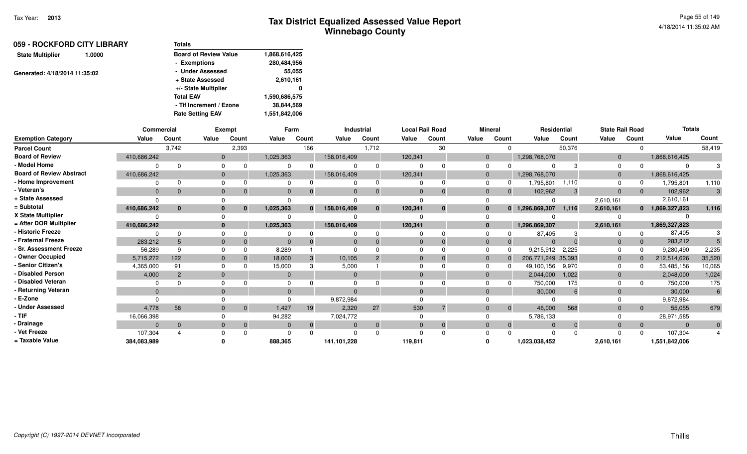Tax Year: 2013

# Tax District Equalized Assessed Value Report
## Winnebago County

4/18/2014 11:35:02 AM

**059 - ROCKFORD CITY LIBRARY**

**State Multiplier** 1.0000

Generated: 4/18/2014 11:35:02

| Totals | |
|---|---|
| Board of Review Value | 1,868,616,425 |
| - Exemptions | 280,484,956 |
| - Under Assessed | 55,055 |
| + State Assessed | 2,610,161 |
| +/- State Multiplier | 0 |
| Total EAV | 1,590,686,575 |
| - Tif Increment / Ezone | 38,844,569 |
| Rate Setting EAV | 1,551,842,006 |

| | Commercial | | Exempt | | Farm | | Industrial | | Local Rail Road | | Mineral | | Residential | | State Rail Road | | Totals | |
|---|---|---|---|---|---|---|---|---|---|---|---|---|---|---|---|---|---|---|
| Exemption Category | Value | Count | Value | Count | Value | Count | Value | Count | Value | Count | Value | Count | Value | Count | Value | Count | Value | Count |
| Parcel Count | | 3,742 | | 2,393 | | 166 | | 1,712 | | 30 | | 0 | | 50,376 | | 0 | | 58,419 |
| Board of Review | 410,686,242 | | 0 | | 1,025,363 | | 158,016,409 | | 120,341 | | 0 | | 1,298,768,070 | | 0 | | 1,868,616,425 | |
| - Model Home | 0 | 0 | 0 | 0 | 0 | 0 | 0 | 0 | 0 | 0 | 0 | 0 | 0 | 3 | 0 | 0 | 0 | 3 |
| Board of Review Abstract | 410,686,242 | | 0 | | 1,025,363 | | 158,016,409 | | 120,341 | | 0 | | 1,298,768,070 | | 0 | | 1,868,616,425 | |
| - Home Improvement | 0 | 0 | 0 | 0 | 0 | 0 | 0 | 0 | 0 | 0 | 0 | 0 | 1,795,801 | 1,110 | 0 | 0 | 1,795,801 | 1,110 |
| - Veteran's | 0 | 0 | 0 | 0 | 0 | 0 | 0 | 0 | 0 | 0 | 0 | 0 | 102,962 | 3 | 0 | 0 | 102,962 | 3 |
| + State Assessed | 0 | | 0 | | 0 | | 0 | | 0 | | 0 | | 0 | | 2,610,161 | | 2,610,161 | |
| = Subtotal | 410,686,242 | 0 | 0 | 0 | 1,025,363 | 0 | 158,016,409 | 0 | 120,341 | 0 | 0 | 0 | 1,296,869,307 | 1,116 | 2,610,161 | 0 | 1,869,327,823 | 1,116 |
| X State Multiplier | 0 | | 0 | | 0 | | 0 | | 0 | | 0 | | 0 | | 0 | | 0 | |
| = After DOR Multiplier | 410,686,242 | | 0 | | 1,025,363 | | 158,016,409 | | 120,341 | | 0 | | 1,296,869,307 | | 2,610,161 | | 1,869,327,823 | |
| - Historic Freeze | 0 | 0 | 0 | 0 | 0 | 0 | 0 | 0 | 0 | 0 | 0 | 0 | 87,405 | 3 | 0 | 0 | 87,405 | 3 |
| - Fraternal Freeze | 283,212 | 5 | 0 | 0 | 0 | 0 | 0 | 0 | 0 | 0 | 0 | 0 | 0 | 0 | 0 | 0 | 283,212 | 5 |
| - Sr. Assessment Freeze | 56,289 | 9 | 0 | 0 | 8,289 | 1 | 0 | 0 | 0 | 0 | 0 | 0 | 9,215,912 | 2,225 | 0 | 0 | 9,280,490 | 2,235 |
| - Owner Occupied | 5,715,272 | 122 | 0 | 0 | 18,000 | 3 | 10,105 | 2 | 0 | 0 | 0 | 0 | 206,771,249 | 35,393 | 0 | 0 | 212,514,626 | 35,520 |
| - Senior Citizen's | 4,365,000 | 91 | 0 | 0 | 15,000 | 3 | 5,000 | 1 | 0 | 0 | 0 | 0 | 49,100,156 | 9,970 | 0 | 0 | 53,485,156 | 10,065 |
| - Disabled Person | 4,000 | 2 | 0 | | 0 | | 0 | | 0 | | 0 | | 2,044,000 | 1,022 | 0 | | 2,048,000 | 1,024 |
| - Disabled Veteran | 0 | 0 | 0 | 0 | 0 | 0 | 0 | 0 | 0 | 0 | 0 | 0 | 750,000 | 175 | 0 | 0 | 750,000 | 175 |
| - Returning Veteran | 0 | | 0 | | 0 | | 0 | | 0 | | 0 | | 30,000 | 6 | 0 | | 30,000 | 6 |
| - E-Zone | 0 | | 0 | | 0 | | 9,872,984 | | 0 | | 0 | | 0 | | 0 | | 9,872,984 | |
| - Under Assessed | 4,778 | 58 | 0 | 0 | 1,427 | 19 | 2,320 | 27 | 530 | 7 | 0 | 0 | 46,000 | 568 | 0 | 0 | 55,055 | 679 |
| - TIF | 16,066,398 | | 0 | | 94,282 | | 7,024,772 | | 0 | | 0 | | 5,786,133 | | 0 | | 28,971,585 | |
| - Drainage | 0 | 0 | 0 | 0 | 0 | 0 | 0 | 0 | 0 | 0 | 0 | 0 | 0 | 0 | 0 | 0 | 0 | 0 |
| - Vet Freeze | 107,304 | 4 | 0 | 0 | 0 | 0 | 0 | 0 | 0 | 0 | 0 | 0 | 0 | 0 | 0 | 0 | 107,304 | 4 |
| = Taxable Value | 384,083,989 | | 0 | | 888,365 | | 141,101,228 | | 119,811 | | 0 | | 1,023,038,452 | | 2,610,161 | | 1,551,842,006 | |

Copyright (C) 1997-2014 DEVNET Incorporated

Thillis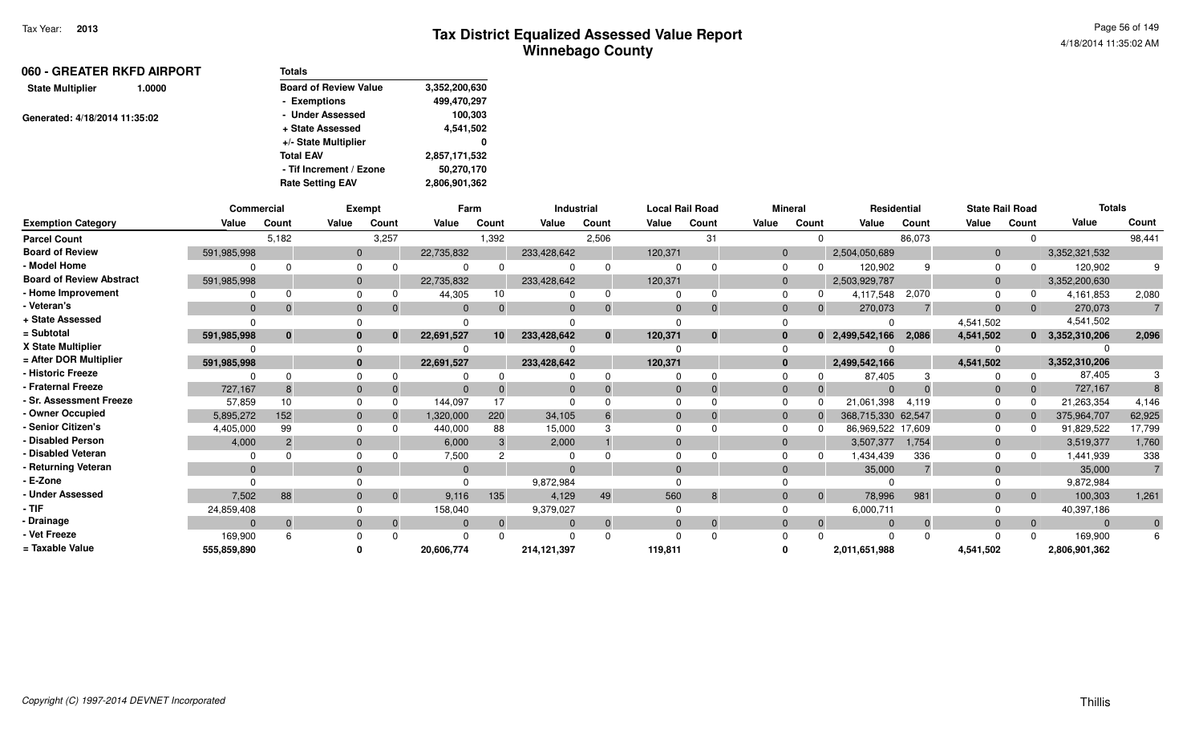# Tax District Equalized Assessed Value Report
## Winnebago County

Tax Year: 2013

**060 - GREATER RKFD AIRPORT**

State Multiplier 1.0000

Generated: 4/18/2014 11:35:02

| Totals | |
|---|---|
| Board of Review Value | 3,352,200,630 |
| - Exemptions | 499,470,297 |
| - Under Assessed | 100,303 |
| + State Assessed | 4,541,502 |
| +/- State Multiplier | 0 |
| Total EAV | 2,857,171,532 |
| - Tif Increment / Ezone | 50,270,170 |
| Rate Setting EAV | 2,806,901,362 |

| | Commercial | | Exempt | | Farm | | Industrial | | Local Rail Road | | Mineral | | Residential | | State Rail Road | | Totals | |
|---|---|---|---|---|---|---|---|---|---|---|---|---|---|---|---|---|---|---|
| Exemption Category | Value | Count | Value | Count | Value | Count | Value | Count | Value | Count | Value | Count | Value | Count | Value | Count | Value | Count |
| Parcel Count | | 5,182 | | 3,257 | | 1,392 | | 2,506 | | 31 | | 0 | | 86,073 | | 0 | | 98,441 |
| Board of Review | 591,985,998 | | 0 | | 22,735,832 | | 233,428,642 | | 120,371 | | 0 | | 2,504,050,689 | | 0 | | 3,352,321,532 | |
| - Model Home | 0 | 0 | 0 | 0 | 0 | 0 | 0 | 0 | 0 | 0 | 0 | 0 | 120,902 | 9 | 0 | 0 | 120,902 | 9 |
| Board of Review Abstract | 591,985,998 | | 0 | | 22,735,832 | | 233,428,642 | | 120,371 | | 0 | | 2,503,929,787 | | 0 | | 3,352,200,630 | |
| - Home Improvement | 0 | 0 | 0 | 0 | 44,305 | 10 | 0 | 0 | 0 | 0 | 0 | 0 | 4,117,548 | 2,070 | 0 | 0 | 4,161,853 | 2,080 |
| - Veteran's | 0 | 0 | 0 | 0 | 0 | 0 | 0 | 0 | 0 | 0 | 0 | 0 | 270,073 | 7 | 0 | 0 | 270,073 | 7 |
| + State Assessed | 0 | | 0 | | 0 | | 0 | | 0 | | 0 | | 0 | | 4,541,502 | | 4,541,502 | |
| = Subtotal | 591,985,998 | 0 | 0 | 0 | 22,691,527 | 10 | 233,428,642 | 0 | 120,371 | 0 | 0 | 0 | 2,499,542,166 | 2,086 | 4,541,502 | 0 | 3,352,310,206 | 2,096 |
| X State Multiplier | 0 | | 0 | | 0 | | 0 | | 0 | | 0 | | 0 | | 0 | | 0 | |
| = After DOR Multiplier | 591,985,998 | | 0 | | 22,691,527 | | 233,428,642 | | 120,371 | | 0 | | 2,499,542,166 | | 4,541,502 | | 3,352,310,206 | |
| - Historic Freeze | 0 | 0 | 0 | 0 | 0 | 0 | 0 | 0 | 0 | 0 | 0 | 0 | 87,405 | 3 | 0 | 0 | 87,405 | 3 |
| - Fraternal Freeze | 727,167 | 8 | 0 | 0 | 0 | 0 | 0 | 0 | 0 | 0 | 0 | 0 | 0 | 0 | 0 | 0 | 727,167 | 8 |
| - Sr. Assessment Freeze | 57,859 | 10 | 0 | 0 | 144,097 | 17 | 0 | 0 | 0 | 0 | 0 | 0 | 21,061,398 | 4,119 | 0 | 0 | 21,263,354 | 4,146 |
| - Owner Occupied | 5,895,272 | 152 | 0 | 0 | 1,320,000 | 220 | 34,105 | 6 | 0 | 0 | 0 | 0 | 368,715,330 | 62,547 | 0 | 0 | 375,964,707 | 62,925 |
| - Senior Citizen's | 4,405,000 | 99 | 0 | 0 | 440,000 | 88 | 15,000 | 3 | 0 | 0 | 0 | 0 | 86,969,522 | 17,609 | 0 | 0 | 91,829,522 | 17,799 |
| - Disabled Person | 4,000 | 2 | 0 | | 6,000 | 3 | 2,000 | 1 | 0 | | 0 | | 3,507,377 | 1,754 | 0 | | 3,519,377 | 1,760 |
| - Disabled Veteran | 0 | 0 | 0 | 0 | 7,500 | 2 | 0 | 0 | 0 | 0 | 0 | 0 | 1,434,439 | 336 | 0 | 0 | 1,441,939 | 338 |
| - Returning Veteran | 0 | | 0 | | 0 | | 0 | | 0 | | 0 | | 35,000 | 7 | 0 | | 35,000 | 7 |
| - E-Zone | 0 | | 0 | | 0 | | 9,872,984 | | 0 | | 0 | | 0 | | 0 | | 9,872,984 | |
| - Under Assessed | 7,502 | 88 | 0 | 0 | 9,116 | 135 | 4,129 | 49 | 560 | 8 | 0 | 0 | 78,996 | 981 | 0 | 0 | 100,303 | 1,261 |
| - TIF | 24,859,408 | | 0 | | 158,040 | | 9,379,027 | | 0 | | 0 | | 6,000,711 | | 0 | | 40,397,186 | |
| - Drainage | 0 | 0 | 0 | 0 | 0 | 0 | 0 | 0 | 0 | 0 | 0 | 0 | 0 | 0 | 0 | 0 | 0 | 0 |
| - Vet Freeze | 169,900 | 6 | 0 | 0 | 0 | 0 | 0 | 0 | 0 | 0 | 0 | 0 | 0 | 0 | 0 | 0 | 169,900 | 6 |
| = Taxable Value | 555,859,890 | | 0 | | 20,606,774 | | 214,121,397 | | 119,811 | | 0 | | 2,011,651,988 | | 4,541,502 | | 2,806,901,362 | |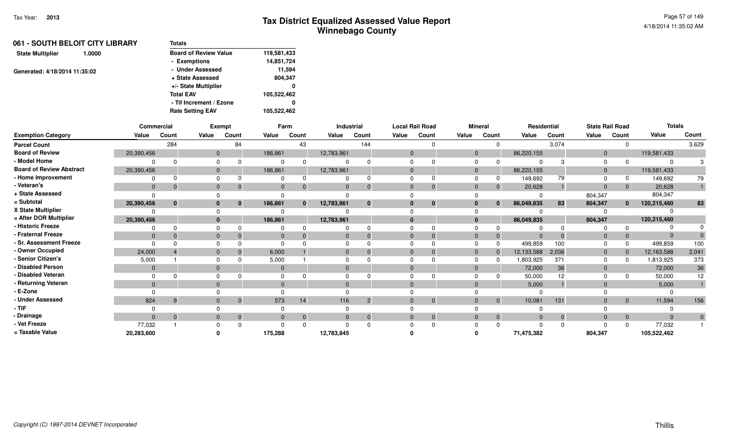Tax Year: **2013**

# Tax District Equalized Assessed Value Report
## Winnebago County

4/18/2014 11:35:02 AM

**061 - SOUTH BELOIT CITY LIBRARY**

**State Multiplier** 1.0000

Generated: 4/18/2014 11:35:02

| Totals | |
|---|---|
| Board of Review Value | 119,581,433 |
| - Exemptions | 14,851,724 |
| - Under Assessed | 11,594 |
| + State Assessed | 804,347 |
| +/- State Multiplier | 0 |
| Total EAV | 105,522,462 |
| - Tif Increment / Ezone | 0 |
| Rate Setting EAV | 105,522,462 |

| | Commercial | | Exempt | | Farm | | Industrial | | Local Rail Road | | Mineral | | Residential | | State Rail Road | | Totals | |
|---|---|---|---|---|---|---|---|---|---|---|---|---|---|---|---|---|---|---|
| Exemption Category | Value | Count | Value | Count | Value | Count | Value | Count | Value | Count | Value | Count | Value | Count | Value | Count | Value | Count |
| Parcel Count | | 284 | | 84 | | 43 | | 144 | | 0 | | 0 | | 3,074 | | 0 | | 3,629 |
| Board of Review | 20,390,456 | | 0 | | 186,861 | | 12,783,961 | | 0 | | 0 | | 86,220,155 | | 0 | | 119,581,433 | |
| - Model Home | 0 | 0 | 0 | 0 | 0 | 0 | 0 | 0 | 0 | 0 | 0 | 0 | 0 | 3 | 0 | 0 | 0 | 3 |
| Board of Review Abstract | 20,390,456 | | 0 | | 186,861 | | 12,783,961 | | 0 | | 0 | | 86,220,155 | | 0 | | 119,581,433 | |
| - Home Improvement | 0 | 0 | 0 | 0 | 0 | 0 | 0 | 0 | 0 | 0 | 0 | 0 | 149,692 | 79 | 0 | 0 | 149,692 | 79 |
| - Veteran's | 0 | 0 | 0 | 0 | 0 | 0 | 0 | 0 | 0 | 0 | 0 | 0 | 20,628 | 1 | 0 | 0 | 20,628 | 1 |
| + State Assessed | 0 | | 0 | | 0 | | 0 | | 0 | | 0 | | 0 | | 804,347 | | 804,347 | |
| = Subtotal | **20,390,456** | **0** | **0** | **0** | **186,861** | **0** | **12,783,961** | **0** | **0** | **0** | **0** | **0** | **86,049,835** | **83** | **804,347** | **0** | **120,215,460** | **83** |
| X State Multiplier | 0 | | 0 | | 0 | | 0 | | 0 | | 0 | | 0 | | 0 | | 0 | |
| = After DOR Multiplier | **20,390,456** | | **0** | | **186,861** | | **12,783,961** | | **0** | | **0** | | **86,049,835** | | **804,347** | | **120,215,460** | |
| - Historic Freeze | 0 | 0 | 0 | 0 | 0 | 0 | 0 | 0 | 0 | 0 | 0 | 0 | 0 | 0 | 0 | 0 | 0 | 0 |
| - Fraternal Freeze | 0 | 0 | 0 | 0 | 0 | 0 | 0 | 0 | 0 | 0 | 0 | 0 | 0 | 0 | 0 | 0 | 0 | 0 |
| - Sr. Assessment Freeze | 0 | 0 | 0 | 0 | 0 | 0 | 0 | 0 | 0 | 0 | 0 | 0 | 499,859 | 100 | 0 | 0 | 499,859 | 100 |
| - Owner Occupied | 24,000 | 4 | 0 | 0 | 6,000 | 1 | 0 | 0 | 0 | 0 | 0 | 0 | 12,133,588 | 2,036 | 0 | 0 | 12,163,588 | 2,041 |
| - Senior Citizen's | 5,000 | 1 | 0 | 0 | 5,000 | 1 | 0 | 0 | 0 | 0 | 0 | 0 | 1,803,925 | 371 | 0 | 0 | 1,813,925 | 373 |
| - Disabled Person | 0 | | 0 | | 0 | | 0 | | 0 | | 0 | | 72,000 | 36 | 0 | | 72,000 | 36 |
| - Disabled Veteran | 0 | 0 | 0 | 0 | 0 | 0 | 0 | 0 | 0 | 0 | 0 | 0 | 50,000 | 12 | 0 | 0 | 50,000 | 12 |
| - Returning Veteran | 0 | | 0 | | 0 | | 0 | | 0 | | 0 | | 5,000 | 1 | 0 | | 5,000 | 1 |
| - E-Zone | 0 | | 0 | | 0 | | 0 | | 0 | | 0 | | 0 | | 0 | | 0 | |
| - Under Assessed | 824 | 9 | 0 | 0 | 573 | 14 | 116 | 2 | 0 | 0 | 0 | 0 | 10,081 | 131 | 0 | 0 | 11,594 | 156 |
| - TIF | 0 | | 0 | | 0 | | 0 | | 0 | | 0 | | 0 | | 0 | | 0 | |
| - Drainage | 0 | 0 | 0 | 0 | 0 | 0 | 0 | 0 | 0 | 0 | 0 | 0 | 0 | 0 | 0 | 0 | 0 | 0 |
| - Vet Freeze | 77,032 | 1 | 0 | 0 | 0 | 0 | 0 | 0 | 0 | 0 | 0 | 0 | 0 | 0 | 0 | 0 | 77,032 | 1 |
| = Taxable Value | **20,283,600** | | **0** | | **175,288** | | **12,783,845** | | **0** | | **0** | | **71,475,382** | | **804,347** | | **105,522,462** | |

*Copyright (C) 1997-2014 DEVNET Incorporated*

Thillis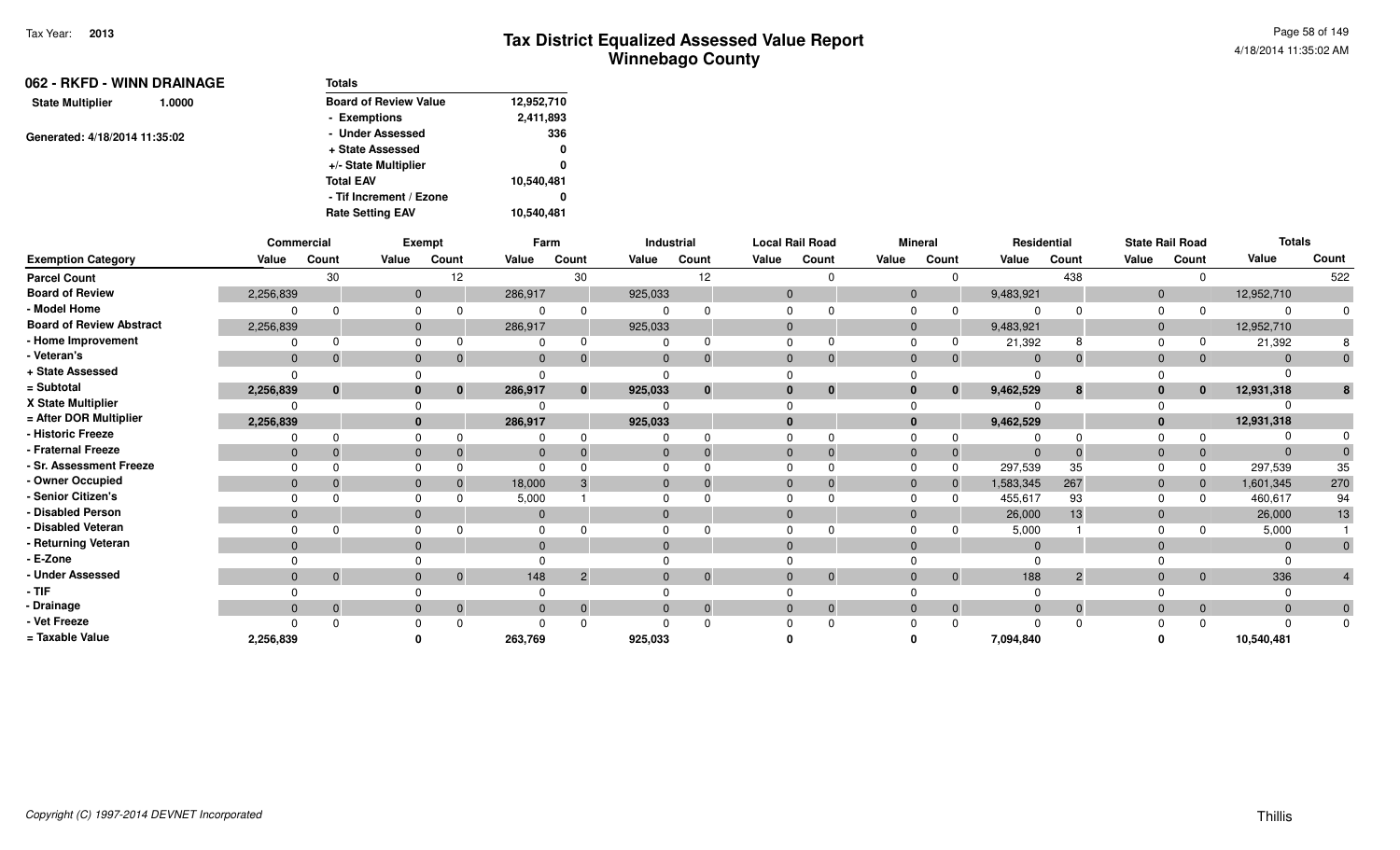# Tax District Equalized Assessed Value Report
## Winnebago County

Tax Year: 2013

### 062 - RKFD - WINN DRAINAGE

**State Multiplier** 1.0000

Generated: 4/18/2014 11:35:02

| Totals | |
|---|---|
| Board of Review Value | 12,952,710 |
| - Exemptions | 2,411,893 |
| - Under Assessed | 336 |
| + State Assessed | 0 |
| +/- State Multiplier | 0 |
| Total EAV | 10,540,481 |
| - Tif Increment / Ezone | 0 |
| Rate Setting EAV | 10,540,481 |

| | Commercial | | Exempt | | Farm | | Industrial | | Local Rail Road | | Mineral | | Residential | | State Rail Road | | Totals | |
|---|---|---|---|---|---|---|---|---|---|---|---|---|---|---|---|---|---|---|
| **Exemption Category** | **Value** | **Count** | **Value** | **Count** | **Value** | **Count** | **Value** | **Count** | **Value** | **Count** | **Value** | **Count** | **Value** | **Count** | **Value** | **Count** | **Value** | **Count** |
| Parcel Count | | 30 | | 12 | | 30 | | 12 | | 0 | | 0 | | 438 | | 0 | | 522 |
| Board of Review | 2,256,839 | | 0 | | 286,917 | | 925,033 | | 0 | | 0 | | 9,483,921 | | 0 | | 12,952,710 | |
| - Model Home | 0 | 0 | 0 | 0 | 0 | 0 | 0 | 0 | 0 | 0 | 0 | 0 | 0 | 0 | 0 | 0 | 0 | 0 |
| Board of Review Abstract | 2,256,839 | | 0 | | 286,917 | | 925,033 | | 0 | | 0 | | 9,483,921 | | 0 | | 12,952,710 | |
| - Home Improvement | 0 | 0 | 0 | 0 | 0 | 0 | 0 | 0 | 0 | 0 | 0 | 0 | 21,392 | 8 | 0 | 0 | 21,392 | 8 |
| - Veteran's | 0 | 0 | 0 | 0 | 0 | 0 | 0 | 0 | 0 | 0 | 0 | 0 | 0 | 0 | 0 | 0 | 0 | 0 |
| + State Assessed | 0 | | 0 | | 0 | | 0 | | 0 | | 0 | | 0 | | 0 | | 0 | |
| = Subtotal | 2,256,839 | 0 | 0 | 0 | 286,917 | 0 | 925,033 | 0 | 0 | 0 | 0 | 0 | 9,462,529 | 8 | 0 | 0 | 12,931,318 | 8 |
| X State Multiplier | 0 | | 0 | | 0 | | 0 | | 0 | | 0 | | 0 | | 0 | | 0 | |
| = After DOR Multiplier | 2,256,839 | | 0 | | 286,917 | | 925,033 | | 0 | | 0 | | 9,462,529 | | 0 | | 12,931,318 | |
| - Historic Freeze | 0 | 0 | 0 | 0 | 0 | 0 | 0 | 0 | 0 | 0 | 0 | 0 | 0 | 0 | 0 | 0 | 0 | 0 |
| - Fraternal Freeze | 0 | 0 | 0 | 0 | 0 | 0 | 0 | 0 | 0 | 0 | 0 | 0 | 0 | 0 | 0 | 0 | 0 | 0 |
| - Sr. Assessment Freeze | 0 | 0 | 0 | 0 | 0 | 0 | 0 | 0 | 0 | 0 | 0 | 0 | 297,539 | 35 | 0 | 0 | 297,539 | 35 |
| - Owner Occupied | 0 | 0 | 0 | 0 | 18,000 | 3 | 0 | 0 | 0 | 0 | 0 | 0 | 1,583,345 | 267 | 0 | 0 | 1,601,345 | 270 |
| - Senior Citizen's | 0 | 0 | 0 | 0 | 5,000 | 1 | 0 | 0 | 0 | 0 | 0 | 0 | 455,617 | 93 | 0 | 0 | 460,617 | 94 |
| - Disabled Person | 0 | | 0 | | 0 | | 0 | | 0 | | 0 | | 26,000 | 13 | 0 | | 26,000 | 13 |
| - Disabled Veteran | 0 | 0 | 0 | 0 | 0 | 0 | 0 | 0 | 0 | 0 | 0 | 0 | 5,000 | 1 | 0 | 0 | 5,000 | 1 |
| - Returning Veteran | 0 | | 0 | | 0 | | 0 | | 0 | | 0 | | 0 | | 0 | | 0 | 0 |
| - E-Zone | 0 | | 0 | | 0 | | 0 | | 0 | | 0 | | 0 | | 0 | | 0 | |
| - Under Assessed | 0 | 0 | 0 | 0 | 148 | 2 | 0 | 0 | 0 | 0 | 0 | 0 | 188 | 2 | 0 | 0 | 336 | 4 |
| - TIF | 0 | | 0 | | 0 | | 0 | | 0 | | 0 | | 0 | | 0 | | 0 | |
| - Drainage | 0 | 0 | 0 | 0 | 0 | 0 | 0 | 0 | 0 | 0 | 0 | 0 | 0 | 0 | 0 | 0 | 0 | 0 |
| - Vet Freeze | 0 | 0 | 0 | 0 | 0 | 0 | 0 | 0 | 0 | 0 | 0 | 0 | 0 | 0 | 0 | 0 | 0 | 0 |
| = Taxable Value | 2,256,839 | | 0 | | 263,769 | | 925,033 | | 0 | | 0 | | 7,094,840 | | 0 | | 10,540,481 | |

Copyright (C) 1997-2014 DEVNET Incorporated

Thillis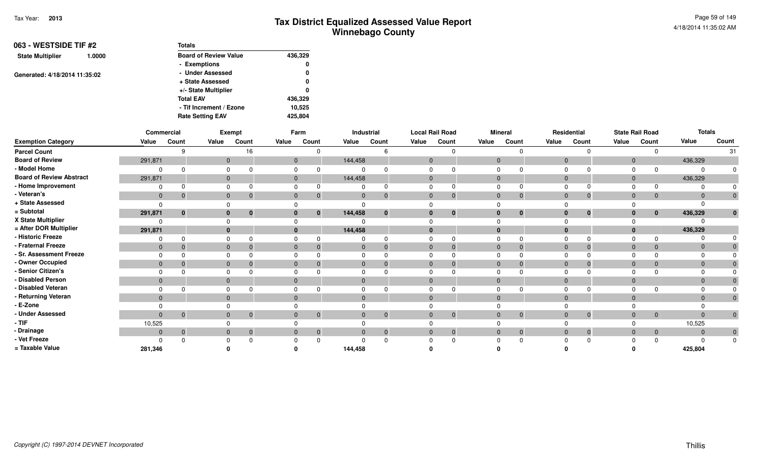# Tax District Equalized Assessed Value Report
## Winnebago County

Tax Year: **2013**

**063 - WESTSIDE TIF #2**

**State Multiplier** **1.0000**

Generated: 4/18/2014 11:35:02

| **Totals** | |
|---|---|
| **Board of Review Value** | **436,329** |
| **- Exemptions** | **0** |
| **- Under Assessed** | **0** |
| **+ State Assessed** | **0** |
| **+/- State Multiplier** | **0** |
| **Total EAV** | **436,329** |
| **- Tif Increment / Ezone** | **10,525** |
| **Rate Setting EAV** | **425,804** |

| | Commercial | | Exempt | | Farm | | Industrial | | Local Rail Road | | Mineral | | Residential | | State Rail Road | | Totals | |
|---|---|---|---|---|---|---|---|---|---|---|---|---|---|---|---|---|---|---|
| **Exemption Category** | **Value** | **Count** | **Value** | **Count** | **Value** | **Count** | **Value** | **Count** | **Value** | **Count** | **Value** | **Count** | **Value** | **Count** | **Value** | **Count** | **Value** | **Count** |
| **Parcel Count** | | 9 | | 16 | | 0 | | 6 | | 0 | | 0 | | 0 | | 0 | | 31 |
| **Board of Review** | 291,871 | | 0 | | 0 | | 144,458 | | 0 | | 0 | | 0 | | 0 | | 436,329 | |
| **- Model Home** | 0 | 0 | 0 | 0 | 0 | 0 | 0 | 0 | 0 | 0 | 0 | 0 | 0 | 0 | 0 | 0 | 0 | 0 |
| **Board of Review Abstract** | 291,871 | | 0 | | 0 | | 144,458 | | 0 | | 0 | | 0 | | 0 | | 436,329 | |
| **- Home Improvement** | 0 | 0 | 0 | 0 | 0 | 0 | 0 | 0 | 0 | 0 | 0 | 0 | 0 | 0 | 0 | 0 | 0 | 0 |
| **- Veteran's** | 0 | 0 | 0 | 0 | 0 | 0 | 0 | 0 | 0 | 0 | 0 | 0 | 0 | 0 | 0 | 0 | 0 | 0 |
| **+ State Assessed** | 0 | | 0 | | 0 | | 0 | | 0 | | 0 | | 0 | | 0 | | 0 | |
| **= Subtotal** | **291,871** | **0** | **0** | **0** | **0** | **0** | **144,458** | **0** | **0** | **0** | **0** | **0** | **0** | **0** | **0** | **0** | **436,329** | **0** |
| **X State Multiplier** | 0 | | 0 | | 0 | | 0 | | 0 | | 0 | | 0 | | 0 | | 0 | |
| **= After DOR Multiplier** | **291,871** | | **0** | | **0** | | **144,458** | | **0** | | **0** | | **0** | | **0** | | **436,329** | |
| **- Historic Freeze** | 0 | 0 | 0 | 0 | 0 | 0 | 0 | 0 | 0 | 0 | 0 | 0 | 0 | 0 | 0 | 0 | 0 | 0 |
| **- Fraternal Freeze** | 0 | 0 | 0 | 0 | 0 | 0 | 0 | 0 | 0 | 0 | 0 | 0 | 0 | 0 | 0 | 0 | 0 | 0 |
| **- Sr. Assessment Freeze** | 0 | 0 | 0 | 0 | 0 | 0 | 0 | 0 | 0 | 0 | 0 | 0 | 0 | 0 | 0 | 0 | 0 | 0 |
| **- Owner Occupied** | 0 | 0 | 0 | 0 | 0 | 0 | 0 | 0 | 0 | 0 | 0 | 0 | 0 | 0 | 0 | 0 | 0 | 0 |
| **- Senior Citizen's** | 0 | 0 | 0 | 0 | 0 | 0 | 0 | 0 | 0 | 0 | 0 | 0 | 0 | 0 | 0 | 0 | 0 | 0 |
| **- Disabled Person** | 0 | | 0 | | 0 | | 0 | | 0 | | 0 | | 0 | | 0 | | 0 | 0 |
| **- Disabled Veteran** | 0 | 0 | 0 | 0 | 0 | 0 | 0 | 0 | 0 | 0 | 0 | 0 | 0 | 0 | 0 | 0 | 0 | 0 |
| **- Returning Veteran** | 0 | | 0 | | 0 | | 0 | | 0 | | 0 | | 0 | | 0 | | 0 | 0 |
| **- E-Zone** | 0 | | 0 | | 0 | | 0 | | 0 | | 0 | | 0 | | 0 | | 0 | |
| **- Under Assessed** | 0 | 0 | 0 | 0 | 0 | 0 | 0 | 0 | 0 | 0 | 0 | 0 | 0 | 0 | 0 | 0 | 0 | 0 |
| **- TIF** | 10,525 | | 0 | | 0 | | 0 | | 0 | | 0 | | 0 | | 0 | | 10,525 | |
| **- Drainage** | 0 | 0 | 0 | 0 | 0 | 0 | 0 | 0 | 0 | 0 | 0 | 0 | 0 | 0 | 0 | 0 | 0 | 0 |
| **- Vet Freeze** | 0 | 0 | 0 | 0 | 0 | 0 | 0 | 0 | 0 | 0 | 0 | 0 | 0 | 0 | 0 | 0 | 0 | 0 |
| **= Taxable Value** | **281,346** | | **0** | | **0** | | **144,458** | | **0** | | **0** | | **0** | | **0** | | **425,804** | |

*Copyright (C) 1997-2014 DEVNET Incorporated*

Thillis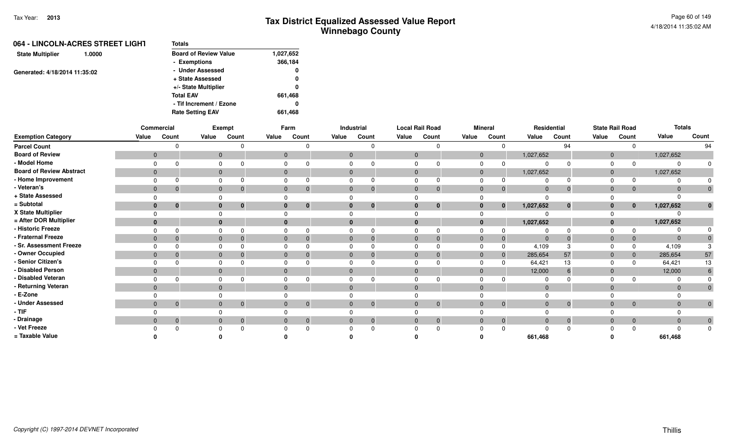# Tax District Equalized Assessed Value Report
## Winnebago County

Tax Year: 2013

### 064 - LINCOLN-ACRES STREET LIGHT

**State Multiplier** 1.0000

Generated: 4/18/2014 11:35:02

| Totals | |
|---|---|
| Board of Review Value | 1,027,652 |
| - Exemptions | 366,184 |
| - Under Assessed | 0 |
| + State Assessed | 0 |
| +/- State Multiplier | 0 |
| Total EAV | 661,468 |
| - Tif Increment / Ezone | 0 |
| Rate Setting EAV | 661,468 |

| | Commercial | | Exempt | | Farm | | Industrial | | Local Rail Road | | Mineral | | Residential | | State Rail Road | | Totals | |
|---|---|---|---|---|---|---|---|---|---|---|---|---|---|---|---|---|---|---|
| **Exemption Category** | **Value** | **Count** | **Value** | **Count** | **Value** | **Count** | **Value** | **Count** | **Value** | **Count** | **Value** | **Count** | **Value** | **Count** | **Value** | **Count** | **Value** | **Count** |
| Parcel Count | | 0 | | 0 | | 0 | | 0 | | 0 | | 0 | | 94 | | 0 | | 94 |
| Board of Review | 0 | | 0 | | 0 | | 0 | | 0 | | 0 | | 1,027,652 | | 0 | | 1,027,652 | |
| - Model Home | 0 | 0 | 0 | 0 | 0 | 0 | 0 | 0 | 0 | 0 | 0 | 0 | 0 | 0 | 0 | 0 | 0 | 0 |
| Board of Review Abstract | 0 | | 0 | | 0 | | 0 | | 0 | | 0 | | 1,027,652 | | 0 | | 1,027,652 | |
| - Home Improvement | 0 | 0 | 0 | 0 | 0 | 0 | 0 | 0 | 0 | 0 | 0 | 0 | 0 | 0 | 0 | 0 | 0 | 0 |
| - Veteran's | 0 | 0 | 0 | 0 | 0 | 0 | 0 | 0 | 0 | 0 | 0 | 0 | 0 | 0 | 0 | 0 | 0 | 0 |
| + State Assessed | 0 | | 0 | | 0 | | 0 | | 0 | | 0 | | 0 | | 0 | | 0 | |
| = Subtotal | **0** | **0** | **0** | **0** | **0** | **0** | **0** | **0** | **0** | **0** | **0** | **0** | **1,027,652** | **0** | **0** | **0** | **1,027,652** | **0** |
| X State Multiplier | 0 | | 0 | | 0 | | 0 | | 0 | | 0 | | 0 | | 0 | | 0 | |
| = After DOR Multiplier | **0** | | **0** | | **0** | | **0** | | **0** | | **0** | | **1,027,652** | | **0** | | **1,027,652** | |
| - Historic Freeze | 0 | 0 | 0 | 0 | 0 | 0 | 0 | 0 | 0 | 0 | 0 | 0 | 0 | 0 | 0 | 0 | 0 | 0 |
| - Fraternal Freeze | 0 | 0 | 0 | 0 | 0 | 0 | 0 | 0 | 0 | 0 | 0 | 0 | 0 | 0 | 0 | 0 | 0 | 0 |
| - Sr. Assessment Freeze | 0 | 0 | 0 | 0 | 0 | 0 | 0 | 0 | 0 | 0 | 0 | 0 | 4,109 | 3 | 0 | 0 | 4,109 | 3 |
| - Owner Occupied | 0 | 0 | 0 | 0 | 0 | 0 | 0 | 0 | 0 | 0 | 0 | 0 | 285,654 | 57 | 0 | 0 | 285,654 | 57 |
| - Senior Citizen's | 0 | 0 | 0 | 0 | 0 | 0 | 0 | 0 | 0 | 0 | 0 | 0 | 64,421 | 13 | 0 | 0 | 64,421 | 13 |
| - Disabled Person | 0 | | 0 | | 0 | | 0 | | 0 | | 0 | | 12,000 | 6 | 0 | | 12,000 | 6 |
| - Disabled Veteran | 0 | 0 | 0 | 0 | 0 | 0 | 0 | 0 | 0 | 0 | 0 | 0 | 0 | 0 | 0 | 0 | 0 | 0 |
| - Returning Veteran | 0 | | 0 | | 0 | | 0 | | 0 | | 0 | | 0 | | 0 | | 0 | 0 |
| - E-Zone | 0 | | 0 | | 0 | | 0 | | 0 | | 0 | | 0 | | 0 | | 0 | |
| - Under Assessed | 0 | 0 | 0 | 0 | 0 | 0 | 0 | 0 | 0 | 0 | 0 | 0 | 0 | 0 | 0 | 0 | 0 | 0 |
| - TIF | 0 | | 0 | | 0 | | 0 | | 0 | | 0 | | 0 | | 0 | | 0 | |
| - Drainage | 0 | 0 | 0 | 0 | 0 | 0 | 0 | 0 | 0 | 0 | 0 | 0 | 0 | 0 | 0 | 0 | 0 | 0 |
| - Vet Freeze | 0 | 0 | 0 | 0 | 0 | 0 | 0 | 0 | 0 | 0 | 0 | 0 | 0 | 0 | 0 | 0 | 0 | 0 |
| = Taxable Value | **0** | | **0** | | **0** | | **0** | | **0** | | **0** | | **661,468** | | **0** | | **661,468** | |

Copyright (C) 1997-2014 DEVNET Incorporated

Thillis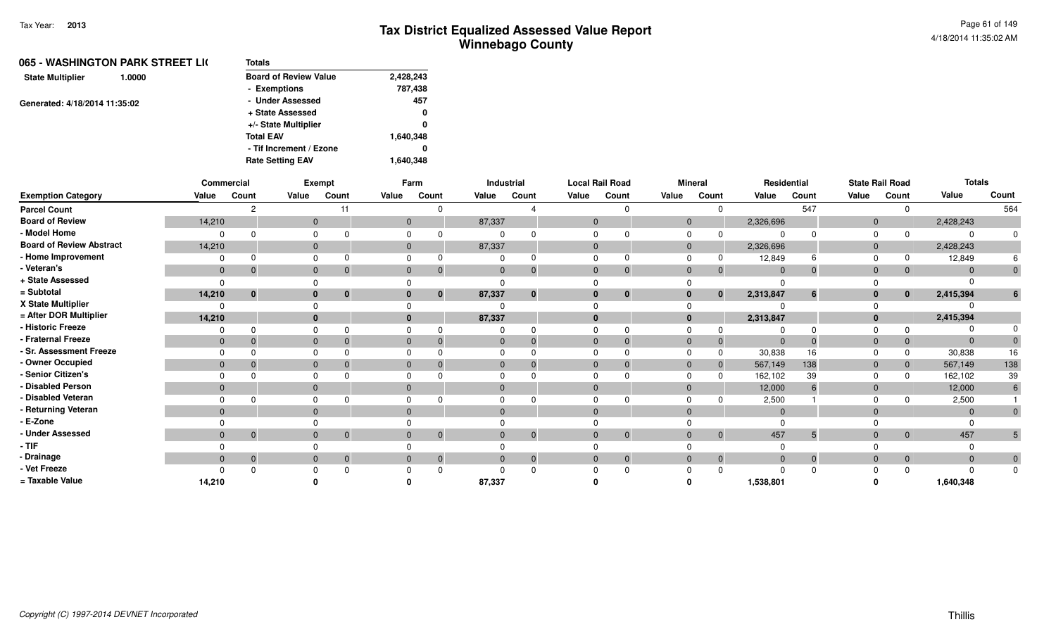# Tax District Equalized Assessed Value Report
## Winnebago County

Tax Year: 2013

4/18/2014 11:35:02 AM

**065 - WASHINGTON PARK STREET LI(**

**State Multiplier** 1.0000

Generated: 4/18/2014 11:35:02

| Totals | |
|---|---|
| Board of Review Value | 2,428,243 |
| - Exemptions | 787,438 |
| - Under Assessed | 457 |
| + State Assessed | 0 |
| +/- State Multiplier | 0 |
| Total EAV | 1,640,348 |
| - Tif Increment / Ezone | 0 |
| Rate Setting EAV | 1,640,348 |

| | Commercial | | Exempt | | Farm | | Industrial | | Local Rail Road | | Mineral | | Residential | | State Rail Road | | Totals | |
|---|---|---|---|---|---|---|---|---|---|---|---|---|---|---|---|---|---|---|
| **Exemption Category** | **Value** | **Count** | **Value** | **Count** | **Value** | **Count** | **Value** | **Count** | **Value** | **Count** | **Value** | **Count** | **Value** | **Count** | **Value** | **Count** | **Value** | **Count** |
| Parcel Count | | 2 | | 11 | | 0 | | 4 | | 0 | | 0 | | 547 | | 0 | | 564 |
| Board of Review | 14,210 | | 0 | | 0 | | 87,337 | | 0 | | 0 | | 2,326,696 | | 0 | | 2,428,243 | |
| - Model Home | 0 | 0 | 0 | 0 | 0 | 0 | 0 | 0 | 0 | 0 | 0 | 0 | 0 | 0 | 0 | 0 | 0 | 0 |
| Board of Review Abstract | 14,210 | | 0 | | 0 | | 87,337 | | 0 | | 0 | | 2,326,696 | | 0 | | 2,428,243 | |
| - Home Improvement | 0 | 0 | 0 | 0 | 0 | 0 | 0 | 0 | 0 | 0 | 0 | 0 | 12,849 | 6 | 0 | 0 | 12,849 | 6 |
| - Veteran's | 0 | 0 | 0 | 0 | 0 | 0 | 0 | 0 | 0 | 0 | 0 | 0 | 0 | 0 | 0 | 0 | 0 | 0 |
| + State Assessed | 0 | | 0 | | 0 | | 0 | | 0 | | 0 | | 0 | | 0 | | 0 | |
| = Subtotal | **14,210** | **0** | **0** | **0** | **0** | **0** | **87,337** | **0** | **0** | **0** | **0** | **0** | **2,313,847** | **6** | **0** | **0** | **2,415,394** | **6** |
| X State Multiplier | 0 | | 0 | | 0 | | 0 | | 0 | | 0 | | 0 | | 0 | | 0 | |
| = After DOR Multiplier | **14,210** | | **0** | | **0** | | **87,337** | | **0** | | **0** | | **2,313,847** | | **0** | | **2,415,394** | |
| - Historic Freeze | 0 | 0 | 0 | 0 | 0 | 0 | 0 | 0 | 0 | 0 | 0 | 0 | 0 | 0 | 0 | 0 | 0 | 0 |
| - Fraternal Freeze | 0 | 0 | 0 | 0 | 0 | 0 | 0 | 0 | 0 | 0 | 0 | 0 | 0 | 0 | 0 | 0 | 0 | 0 |
| - Sr. Assessment Freeze | 0 | 0 | 0 | 0 | 0 | 0 | 0 | 0 | 0 | 0 | 0 | 0 | 30,838 | 16 | 0 | 0 | 30,838 | 16 |
| - Owner Occupied | 0 | 0 | 0 | 0 | 0 | 0 | 0 | 0 | 0 | 0 | 0 | 0 | 567,149 | 138 | 0 | 0 | 567,149 | 138 |
| - Senior Citizen's | 0 | 0 | 0 | 0 | 0 | 0 | 0 | 0 | 0 | 0 | 0 | 0 | 162,102 | 39 | 0 | 0 | 162,102 | 39 |
| - Disabled Person | 0 | | 0 | | 0 | | 0 | | 0 | | 0 | | 12,000 | 6 | 0 | | 12,000 | 6 |
| - Disabled Veteran | 0 | 0 | 0 | 0 | 0 | 0 | 0 | 0 | 0 | 0 | 0 | 0 | 2,500 | 1 | 0 | 0 | 2,500 | 1 |
| - Returning Veteran | 0 | | 0 | | 0 | | 0 | | 0 | | 0 | | 0 | | 0 | | 0 | 0 |
| - E-Zone | 0 | | 0 | | 0 | | 0 | | 0 | | 0 | | 0 | | 0 | | 0 | |
| - Under Assessed | 0 | 0 | 0 | 0 | 0 | 0 | 0 | 0 | 0 | 0 | 0 | 0 | 457 | 5 | 0 | 0 | 457 | 5 |
| - TIF | 0 | | 0 | | 0 | | 0 | | 0 | | 0 | | 0 | | 0 | | 0 | |
| - Drainage | 0 | 0 | 0 | 0 | 0 | 0 | 0 | 0 | 0 | 0 | 0 | 0 | 0 | 0 | 0 | 0 | 0 | 0 |
| - Vet Freeze | 0 | 0 | 0 | 0 | 0 | 0 | 0 | 0 | 0 | 0 | 0 | 0 | 0 | 0 | 0 | 0 | 0 | 0 |
| = Taxable Value | **14,210** | | **0** | | **0** | | **87,337** | | **0** | | **0** | | **1,538,801** | | **0** | | **1,640,348** | |

Copyright (C) 1997-2014 DEVNET Incorporated

Thillis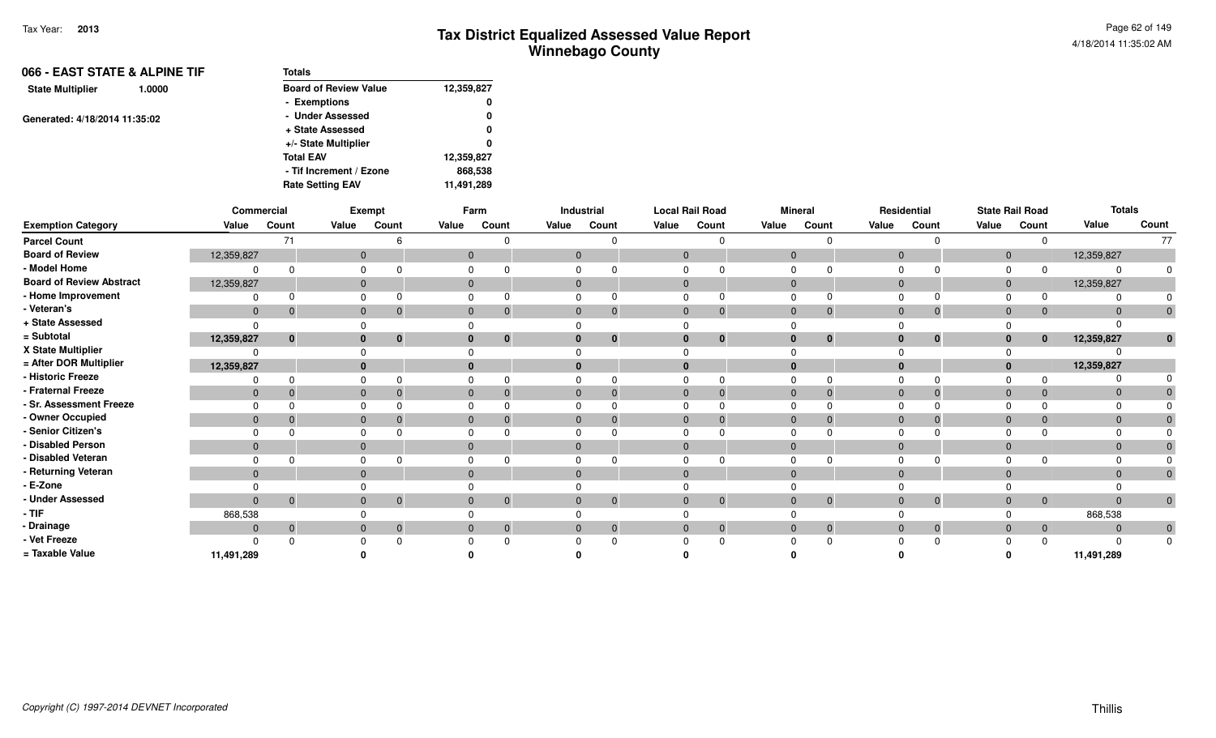# Tax District Equalized Assessed Value Report
## Winnebago County

Tax Year: 2013

4/18/2014 11:35:02 AM

### 066 - EAST STATE & ALPINE TIF

**State Multiplier** 1.0000

Generated: 4/18/2014 11:35:02

| Totals | |
|---|---|
| Board of Review Value | 12,359,827 |
| - Exemptions | 0 |
| - Under Assessed | 0 |
| + State Assessed | 0 |
| +/- State Multiplier | 0 |
| Total EAV | 12,359,827 |
| - Tif Increment / Ezone | 868,538 |
| Rate Setting EAV | 11,491,289 |

| | Commercial | | Exempt | | Farm | | Industrial | | Local Rail Road | | Mineral | | Residential | | State Rail Road | | Totals | |
|---|---|---|---|---|---|---|---|---|---|---|---|---|---|---|---|---|---|---|
| Exemption Category | Value | Count | Value | Count | Value | Count | Value | Count | Value | Count | Value | Count | Value | Count | Value | Count | Value | Count |
| Parcel Count | | 71 | | 6 | | 0 | | 0 | | 0 | | 0 | | 0 | | 0 | | 77 |
| Board of Review | 12,359,827 | | 0 | | 0 | | 0 | | 0 | | 0 | | 0 | | 0 | | 12,359,827 | |
| - Model Home | 0 | 0 | 0 | 0 | 0 | 0 | 0 | 0 | 0 | 0 | 0 | 0 | 0 | 0 | 0 | 0 | 0 | 0 |
| Board of Review Abstract | 12,359,827 | | 0 | | 0 | | 0 | | 0 | | 0 | | 0 | | 0 | | 12,359,827 | |
| - Home Improvement | 0 | 0 | 0 | 0 | 0 | 0 | 0 | 0 | 0 | 0 | 0 | 0 | 0 | 0 | 0 | 0 | 0 | 0 |
| - Veteran's | 0 | 0 | 0 | 0 | 0 | 0 | 0 | 0 | 0 | 0 | 0 | 0 | 0 | 0 | 0 | 0 | 0 | 0 |
| + State Assessed | 0 | | 0 | | 0 | | 0 | | 0 | | 0 | | 0 | | 0 | | 0 | |
| = Subtotal | 12,359,827 | 0 | 0 | 0 | 0 | 0 | 0 | 0 | 0 | 0 | 0 | 0 | 0 | 0 | 0 | 0 | 12,359,827 | 0 |
| X State Multiplier | 0 | | 0 | | 0 | | 0 | | 0 | | 0 | | 0 | | 0 | | 0 | |
| = After DOR Multiplier | 12,359,827 | | 0 | | 0 | | 0 | | 0 | | 0 | | 0 | | 0 | | 12,359,827 | |
| - Historic Freeze | 0 | 0 | 0 | 0 | 0 | 0 | 0 | 0 | 0 | 0 | 0 | 0 | 0 | 0 | 0 | 0 | 0 | 0 |
| - Fraternal Freeze | 0 | 0 | 0 | 0 | 0 | 0 | 0 | 0 | 0 | 0 | 0 | 0 | 0 | 0 | 0 | 0 | 0 | 0 |
| - Sr. Assessment Freeze | 0 | 0 | 0 | 0 | 0 | 0 | 0 | 0 | 0 | 0 | 0 | 0 | 0 | 0 | 0 | 0 | 0 | 0 |
| - Owner Occupied | 0 | 0 | 0 | 0 | 0 | 0 | 0 | 0 | 0 | 0 | 0 | 0 | 0 | 0 | 0 | 0 | 0 | 0 |
| - Senior Citizen's | 0 | 0 | 0 | 0 | 0 | 0 | 0 | 0 | 0 | 0 | 0 | 0 | 0 | 0 | 0 | 0 | 0 | 0 |
| - Disabled Person | 0 | | 0 | | 0 | | 0 | | 0 | | 0 | | 0 | | 0 | | 0 | 0 |
| - Disabled Veteran | 0 | 0 | 0 | 0 | 0 | 0 | 0 | 0 | 0 | 0 | 0 | 0 | 0 | 0 | 0 | 0 | 0 | 0 |
| - Returning Veteran | 0 | | 0 | | 0 | | 0 | | 0 | | 0 | | 0 | | 0 | | 0 | 0 |
| - E-Zone | 0 | | 0 | | 0 | | 0 | | 0 | | 0 | | 0 | | 0 | | 0 | |
| - Under Assessed | 0 | 0 | 0 | 0 | 0 | 0 | 0 | 0 | 0 | 0 | 0 | 0 | 0 | 0 | 0 | 0 | 0 | 0 |
| - TIF | 868,538 | | 0 | | 0 | | 0 | | 0 | | 0 | | 0 | | 0 | | 868,538 | |
| - Drainage | 0 | 0 | 0 | 0 | 0 | 0 | 0 | 0 | 0 | 0 | 0 | 0 | 0 | 0 | 0 | 0 | 0 | 0 |
| - Vet Freeze | 0 | 0 | 0 | 0 | 0 | 0 | 0 | 0 | 0 | 0 | 0 | 0 | 0 | 0 | 0 | 0 | 0 | 0 |
| = Taxable Value | 11,491,289 | | 0 | | 0 | | 0 | | 0 | | 0 | | 0 | | 0 | | 11,491,289 | |

Copyright (C) 1997-2014 DEVNET Incorporated

Thillis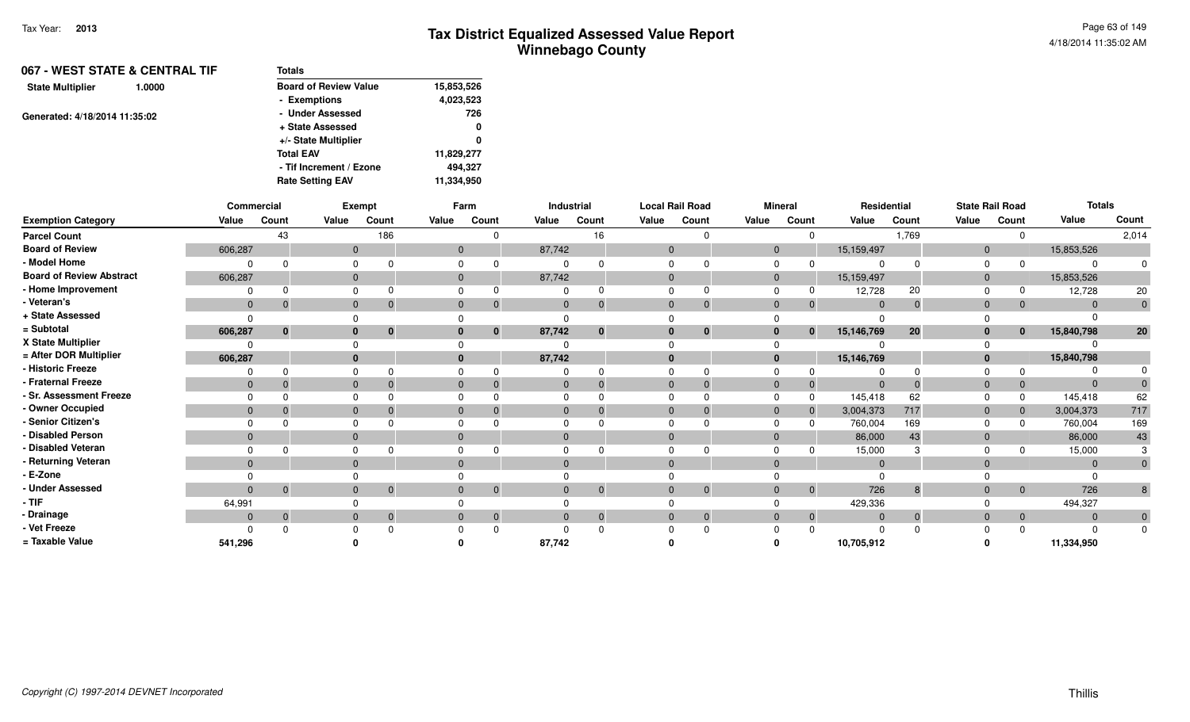# Tax District Equalized Assessed Value Report
## Winnebago County

Tax Year: **2013**

**067 - WEST STATE & CENTRAL TIF**

**State Multiplier** 1.0000

Generated: 4/18/2014 11:35:02

| Totals | |
|---|---|
| Board of Review Value | 15,853,526 |
| - Exemptions | 4,023,523 |
| - Under Assessed | 726 |
| + State Assessed | 0 |
| +/- State Multiplier | 0 |
| Total EAV | 11,829,277 |
| - Tif Increment / Ezone | 494,327 |
| Rate Setting EAV | 11,334,950 |

| | Commercial | | Exempt | | Farm | | Industrial | | Local Rail Road | | Mineral | | Residential | | State Rail Road | | Totals | |
|---|---|---|---|---|---|---|---|---|---|---|---|---|---|---|---|---|---|---|
| Exemption Category | Value | Count | Value | Count | Value | Count | Value | Count | Value | Count | Value | Count | Value | Count | Value | Count | Value | Count |
| Parcel Count | | 43 | | 186 | | 0 | | 16 | | 0 | | 0 | | 1,769 | | 0 | | 2,014 |
| Board of Review | 606,287 | | 0 | | 0 | | 87,742 | | 0 | | 0 | | 15,159,497 | | 0 | | 15,853,526 | |
| - Model Home | 0 | 0 | 0 | 0 | 0 | 0 | 0 | 0 | 0 | 0 | 0 | 0 | 0 | 0 | 0 | 0 | 0 | 0 |
| Board of Review Abstract | 606,287 | | 0 | | 0 | | 87,742 | | 0 | | 0 | | 15,159,497 | | 0 | | 15,853,526 | |
| - Home Improvement | 0 | 0 | 0 | 0 | 0 | 0 | 0 | 0 | 0 | 0 | 0 | 0 | 12,728 | 20 | 0 | 0 | 12,728 | 20 |
| - Veteran's | 0 | 0 | 0 | 0 | 0 | 0 | 0 | 0 | 0 | 0 | 0 | 0 | 0 | 0 | 0 | 0 | 0 | 0 |
| + State Assessed | 0 | | 0 | | 0 | | 0 | | 0 | | 0 | | 0 | | 0 | | 0 | |
| = Subtotal | **606,287** | **0** | **0** | **0** | **0** | **0** | **87,742** | **0** | **0** | **0** | **0** | **0** | **15,146,769** | **20** | **0** | **0** | **15,840,798** | **20** |
| X State Multiplier | 0 | | 0 | | 0 | | 0 | | 0 | | 0 | | 0 | | 0 | | 0 | |
| = After DOR Multiplier | **606,287** | | **0** | | **0** | | **87,742** | | **0** | | **0** | | **15,146,769** | | **0** | | **15,840,798** | |
| - Historic Freeze | 0 | 0 | 0 | 0 | 0 | 0 | 0 | 0 | 0 | 0 | 0 | 0 | 0 | 0 | 0 | 0 | 0 | 0 |
| - Fraternal Freeze | 0 | 0 | 0 | 0 | 0 | 0 | 0 | 0 | 0 | 0 | 0 | 0 | 0 | 0 | 0 | 0 | 0 | 0 |
| - Sr. Assessment Freeze | 0 | 0 | 0 | 0 | 0 | 0 | 0 | 0 | 0 | 0 | 0 | 0 | 145,418 | 62 | 0 | 0 | 145,418 | 62 |
| - Owner Occupied | 0 | 0 | 0 | 0 | 0 | 0 | 0 | 0 | 0 | 0 | 0 | 0 | 3,004,373 | 717 | 0 | 0 | 3,004,373 | 717 |
| - Senior Citizen's | 0 | 0 | 0 | 0 | 0 | 0 | 0 | 0 | 0 | 0 | 0 | 0 | 760,004 | 169 | 0 | 0 | 760,004 | 169 |
| - Disabled Person | 0 | | 0 | | 0 | | 0 | | 0 | | 0 | | 86,000 | 43 | 0 | | 86,000 | 43 |
| - Disabled Veteran | 0 | 0 | 0 | 0 | 0 | 0 | 0 | 0 | 0 | 0 | 0 | 0 | 15,000 | 3 | 0 | 0 | 15,000 | 3 |
| - Returning Veteran | 0 | | 0 | | 0 | | 0 | | 0 | | 0 | | 0 | | 0 | | 0 | 0 |
| - E-Zone | 0 | | 0 | | 0 | | 0 | | 0 | | 0 | | 0 | | 0 | | 0 | |
| - Under Assessed | 0 | 0 | 0 | 0 | 0 | 0 | 0 | 0 | 0 | 0 | 0 | 0 | 726 | 8 | 0 | 0 | 726 | 8 |
| - TIF | 64,991 | | 0 | | 0 | | 0 | | 0 | | 0 | | 429,336 | | 0 | | 494,327 | |
| - Drainage | 0 | 0 | 0 | 0 | 0 | 0 | 0 | 0 | 0 | 0 | 0 | 0 | 0 | 0 | 0 | 0 | 0 | 0 |
| - Vet Freeze | 0 | 0 | 0 | 0 | 0 | 0 | 0 | 0 | 0 | 0 | 0 | 0 | 0 | 0 | 0 | 0 | 0 | 0 |
| = Taxable Value | **541,296** | | **0** | | **0** | | **87,742** | | **0** | | **0** | | **10,705,912** | | **0** | | **11,334,950** | |

*Copyright (C) 1997-2014 DEVNET Incorporated*

Thillis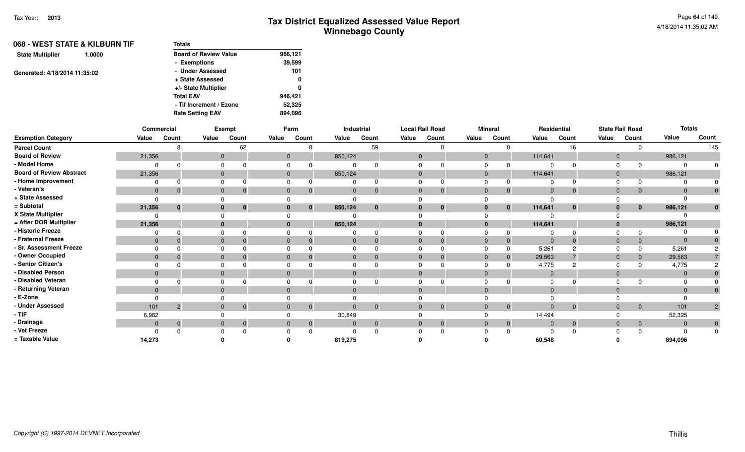# Tax District Equalized Assessed Value Report
## Winnebago County

Tax Year: **2013**

### 068 - WEST STATE & KILBURN TIF

**State Multiplier** 1.0000

Generated: 4/18/2014 11:35:02

| Totals | |
|---|---|
| Board of Review Value | 986,121 |
| - Exemptions | 39,599 |
| - Under Assessed | 101 |
| + State Assessed | 0 |
| +/- State Multiplier | 0 |
| Total EAV | 946,421 |
| - Tif Increment / Ezone | 52,325 |
| Rate Setting EAV | 894,096 |

| | Commercial | | Exempt | | Farm | | Industrial | | Local Rail Road | | Mineral | | Residential | | State Rail Road | | Totals | |
|---|---|---|---|---|---|---|---|---|---|---|---|---|---|---|---|---|---|---|
| Exemption Category | Value | Count | Value | Count | Value | Count | Value | Count | Value | Count | Value | Count | Value | Count | Value | Count | Value | Count |
| Parcel Count | | 8 | | 62 | | 0 | | 59 | | 0 | | 0 | | 16 | | 0 | | 145 |
| Board of Review | 21,356 | | 0 | | 0 | | 850,124 | | 0 | | 0 | | 114,641 | | 0 | | 986,121 | |
| - Model Home | 0 | 0 | 0 | 0 | 0 | 0 | 0 | 0 | 0 | 0 | 0 | 0 | 0 | 0 | 0 | 0 | 0 | 0 |
| Board of Review Abstract | 21,356 | | 0 | | 0 | | 850,124 | | 0 | | 0 | | 114,641 | | 0 | | 986,121 | |
| - Home Improvement | 0 | 0 | 0 | 0 | 0 | 0 | 0 | 0 | 0 | 0 | 0 | 0 | 0 | 0 | 0 | 0 | 0 | 0 |
| - Veteran's | 0 | 0 | 0 | 0 | 0 | 0 | 0 | 0 | 0 | 0 | 0 | 0 | 0 | 0 | 0 | 0 | 0 | 0 |
| + State Assessed | 0 | | 0 | | 0 | | 0 | | 0 | | 0 | | 0 | | 0 | | 0 | |
| = Subtotal | **21,356** | **0** | **0** | **0** | **0** | **0** | **850,124** | **0** | **0** | **0** | **0** | **0** | **114,641** | **0** | **0** | **0** | **986,121** | **0** |
| X State Multiplier | 0 | | 0 | | 0 | | 0 | | 0 | | 0 | | 0 | | 0 | | 0 | |
| = After DOR Multiplier | **21,356** | | **0** | | **0** | | **850,124** | | **0** | | **0** | | **114,641** | | **0** | | **986,121** | |
| - Historic Freeze | 0 | 0 | 0 | 0 | 0 | 0 | 0 | 0 | 0 | 0 | 0 | 0 | 0 | 0 | 0 | 0 | 0 | 0 |
| - Fraternal Freeze | 0 | 0 | 0 | 0 | 0 | 0 | 0 | 0 | 0 | 0 | 0 | 0 | 0 | 0 | 0 | 0 | 0 | 0 |
| - Sr. Assessment Freeze | 0 | 0 | 0 | 0 | 0 | 0 | 0 | 0 | 0 | 0 | 0 | 0 | 5,261 | 2 | 0 | 0 | 5,261 | 2 |
| - Owner Occupied | 0 | 0 | 0 | 0 | 0 | 0 | 0 | 0 | 0 | 0 | 0 | 0 | 29,563 | 7 | 0 | 0 | 29,563 | 7 |
| - Senior Citizen's | 0 | 0 | 0 | 0 | 0 | 0 | 0 | 0 | 0 | 0 | 0 | 0 | 4,775 | 2 | 0 | 0 | 4,775 | 2 |
| - Disabled Person | 0 | | 0 | | 0 | | 0 | | 0 | | 0 | | 0 | | 0 | | 0 | 0 |
| - Disabled Veteran | 0 | 0 | 0 | 0 | 0 | 0 | 0 | 0 | 0 | 0 | 0 | 0 | 0 | 0 | 0 | 0 | 0 | 0 |
| - Returning Veteran | 0 | | 0 | | 0 | | 0 | | 0 | | 0 | | 0 | | 0 | | 0 | 0 |
| - E-Zone | 0 | | 0 | | 0 | | 0 | | 0 | | 0 | | 0 | | 0 | | 0 | |
| - Under Assessed | 101 | 2 | 0 | 0 | 0 | 0 | 0 | 0 | 0 | 0 | 0 | 0 | 0 | 0 | 0 | 0 | 101 | 2 |
| - TIF | 6,982 | | 0 | | 0 | | 30,849 | | 0 | | 0 | | 14,494 | | 0 | | 52,325 | |
| - Drainage | 0 | 0 | 0 | 0 | 0 | 0 | 0 | 0 | 0 | 0 | 0 | 0 | 0 | 0 | 0 | 0 | 0 | 0 |
| - Vet Freeze | 0 | 0 | 0 | 0 | 0 | 0 | 0 | 0 | 0 | 0 | 0 | 0 | 0 | 0 | 0 | 0 | 0 | 0 |
| = Taxable Value | **14,273** | | **0** | | **0** | | **819,275** | | **0** | | **0** | | **60,548** | | **0** | | **894,096** | |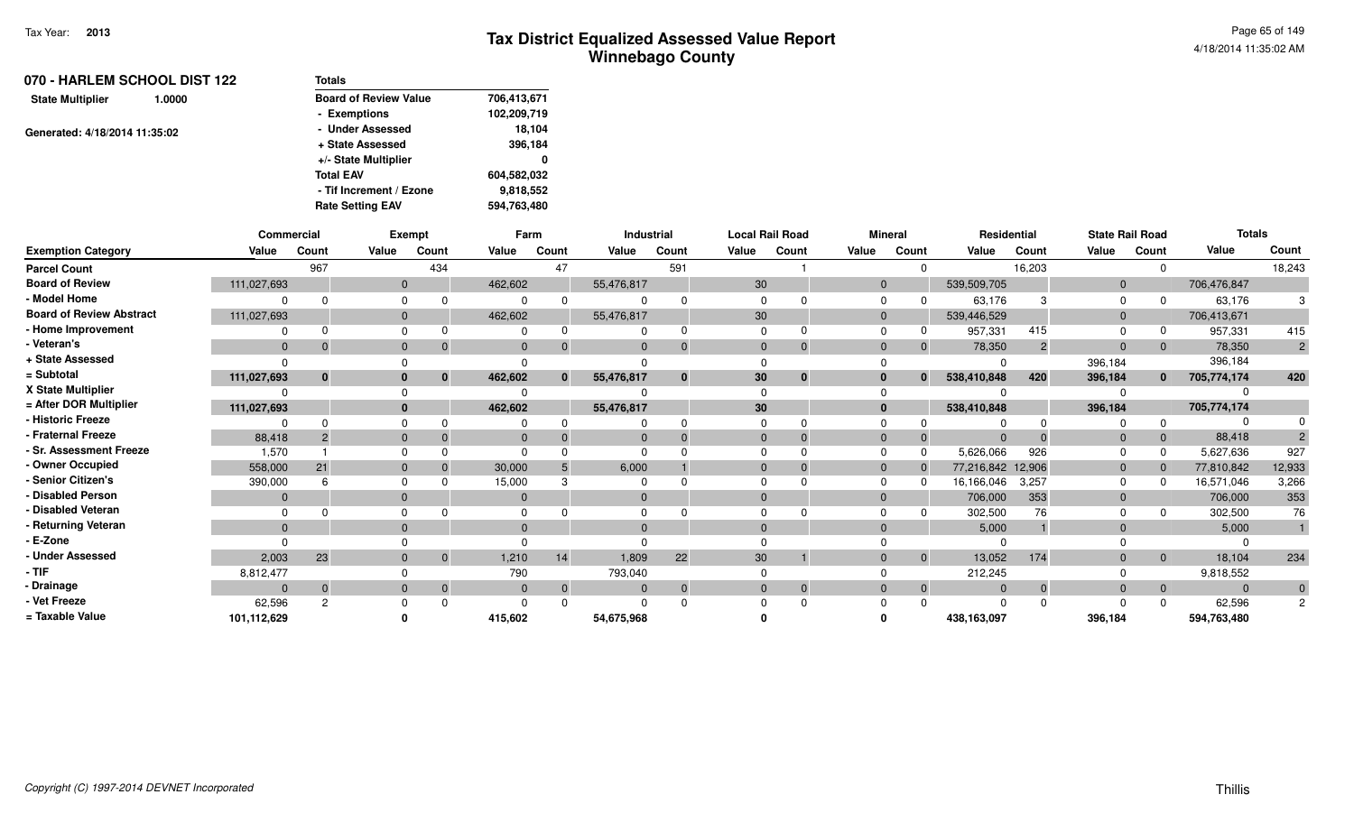# Tax District Equalized Assessed Value Report
## Winnebago County

Tax Year: 2013

4/18/2014 11:35:02 AM

**070 - HARLEM SCHOOL DIST 122**

**State Multiplier** 1.0000

Generated: 4/18/2014 11:35:02

| Totals | |
|---|---|
| Board of Review Value | 706,413,671 |
| - Exemptions | 102,209,719 |
| - Under Assessed | 18,104 |
| + State Assessed | 396,184 |
| +/- State Multiplier | 0 |
| Total EAV | 604,582,032 |
| - Tif Increment / Ezone | 9,818,552 |
| Rate Setting EAV | 594,763,480 |

| | Commercial | | Exempt | | Farm | | Industrial | | Local Rail Road | | Mineral | | Residential | | State Rail Road | | Totals | |
|---|---|---|---|---|---|---|---|---|---|---|---|---|---|---|---|---|---|---|
| **Exemption Category** | **Value** | **Count** | **Value** | **Count** | **Value** | **Count** | **Value** | **Count** | **Value** | **Count** | **Value** | **Count** | **Value** | **Count** | **Value** | **Count** | **Value** | **Count** |
| Parcel Count | | 967 | | 434 | | 47 | | 591 | | 1 | | 0 | | 16,203 | | 0 | | 18,243 |
| Board of Review | 111,027,693 | | 0 | | 462,602 | | 55,476,817 | | 30 | | 0 | | 539,509,705 | | 0 | | 706,476,847 | |
| - Model Home | 0 | 0 | 0 | 0 | 0 | 0 | 0 | 0 | 0 | 0 | 0 | 0 | 63,176 | 3 | 0 | 0 | 63,176 | 3 |
| Board of Review Abstract | 111,027,693 | | 0 | | 462,602 | | 55,476,817 | | 30 | | 0 | | 539,446,529 | | 0 | | 706,413,671 | |
| - Home Improvement | 0 | 0 | 0 | 0 | 0 | 0 | 0 | 0 | 0 | 0 | 0 | 0 | 957,331 | 415 | 0 | 0 | 957,331 | 415 |
| - Veteran's | 0 | 0 | 0 | 0 | 0 | 0 | 0 | 0 | 0 | 0 | 0 | 0 | 78,350 | 2 | 0 | 0 | 78,350 | 2 |
| + State Assessed | 0 | | 0 | | 0 | | 0 | | 0 | | 0 | | 0 | | 396,184 | | 396,184 | |
| = Subtotal | **111,027,693** | **0** | **0** | **0** | **462,602** | **0** | **55,476,817** | **0** | **30** | **0** | **0** | **0** | **538,410,848** | **420** | **396,184** | **0** | **705,774,174** | **420** |
| X State Multiplier | 0 | | 0 | | 0 | | 0 | | 0 | | 0 | | 0 | | 0 | | 0 | |
| = After DOR Multiplier | **111,027,693** | | **0** | | **462,602** | | **55,476,817** | | **30** | | **0** | | **538,410,848** | | **396,184** | | **705,774,174** | |
| - Historic Freeze | 0 | 0 | 0 | 0 | 0 | 0 | 0 | 0 | 0 | 0 | 0 | 0 | 0 | 0 | 0 | 0 | 0 | 0 |
| - Fraternal Freeze | 88,418 | 2 | 0 | 0 | 0 | 0 | 0 | 0 | 0 | 0 | 0 | 0 | 0 | 0 | 0 | 0 | 88,418 | 2 |
| - Sr. Assessment Freeze | 1,570 | 1 | 0 | 0 | 0 | 0 | 0 | 0 | 0 | 0 | 0 | 0 | 5,626,066 | 926 | 0 | 0 | 5,627,636 | 927 |
| - Owner Occupied | 558,000 | 21 | 0 | 0 | 30,000 | 5 | 6,000 | 1 | 0 | 0 | 0 | 0 | 77,216,842 | 12,906 | 0 | 0 | 77,810,842 | 12,933 |
| - Senior Citizen's | 390,000 | 6 | 0 | 0 | 15,000 | 3 | 0 | 0 | 0 | 0 | 0 | 0 | 16,166,046 | 3,257 | 0 | 0 | 16,571,046 | 3,266 |
| - Disabled Person | 0 | | 0 | | 0 | | 0 | | 0 | | 0 | | 706,000 | 353 | 0 | | 706,000 | 353 |
| - Disabled Veteran | 0 | 0 | 0 | 0 | 0 | 0 | 0 | 0 | 0 | 0 | 0 | 0 | 302,500 | 76 | 0 | 0 | 302,500 | 76 |
| - Returning Veteran | 0 | | 0 | | 0 | | 0 | | 0 | | 0 | | 5,000 | 1 | 0 | | 5,000 | 1 |
| - E-Zone | 0 | | 0 | | 0 | | 0 | | 0 | | 0 | | 0 | | 0 | | 0 | |
| - Under Assessed | 2,003 | 23 | 0 | 0 | 1,210 | 14 | 1,809 | 22 | 30 | 1 | 0 | 0 | 13,052 | 174 | 0 | 0 | 18,104 | 234 |
| - TIF | 8,812,477 | | 0 | | 790 | | 793,040 | | 0 | | 0 | | 212,245 | | 0 | | 9,818,552 | |
| - Drainage | 0 | 0 | 0 | 0 | 0 | 0 | 0 | 0 | 0 | 0 | 0 | 0 | 0 | 0 | 0 | 0 | 0 | 0 |
| - Vet Freeze | 62,596 | 2 | 0 | 0 | 0 | 0 | 0 | 0 | 0 | 0 | 0 | 0 | 0 | 0 | 0 | 0 | 62,596 | 2 |
| = Taxable Value | **101,112,629** | | **0** | | **415,602** | | **54,675,968** | | **0** | | **0** | | **438,163,097** | | **396,184** | | **594,763,480** | |

Copyright (C) 1997-2014 DEVNET Incorporated

Thillis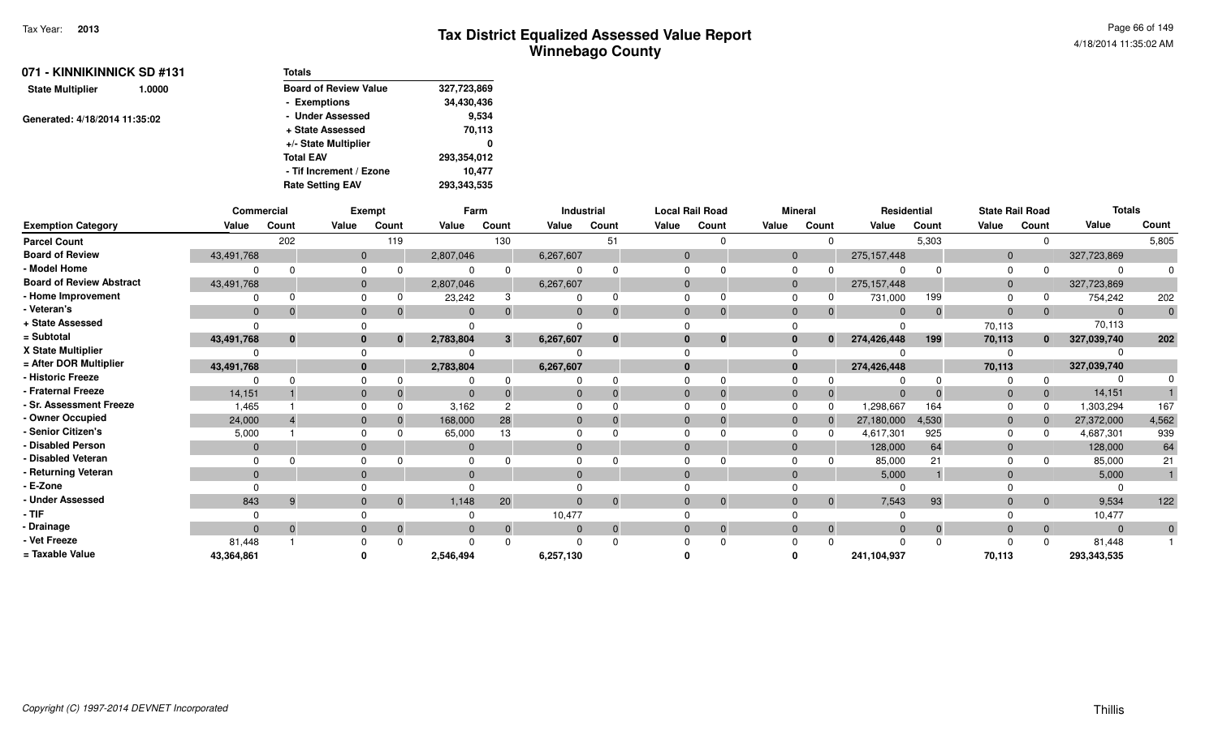# Tax District Equalized Assessed Value Report
## Winnebago County

Tax Year: 2013

4/18/2014 11:35:02 AM

**071 - KINNIKINNICK SD #131**

**State Multiplier** 1.0000

Generated: 4/18/2014 11:35:02

| Totals | |
|---|---|
| Board of Review Value | 327,723,869 |
| - Exemptions | 34,430,436 |
| - Under Assessed | 9,534 |
| + State Assessed | 70,113 |
| +/- State Multiplier | 0 |
| Total EAV | 293,354,012 |
| - Tif Increment / Ezone | 10,477 |
| Rate Setting EAV | 293,343,535 |

| | Commercial | | Exempt | | Farm | | Industrial | | Local Rail Road | | Mineral | | Residential | | State Rail Road | | Totals | |
|---|---|---|---|---|---|---|---|---|---|---|---|---|---|---|---|---|---|---|
| **Exemption Category** | **Value** | **Count** | **Value** | **Count** | **Value** | **Count** | **Value** | **Count** | **Value** | **Count** | **Value** | **Count** | **Value** | **Count** | **Value** | **Count** | **Value** | **Count** |
| Parcel Count | | 202 | | 119 | | 130 | | 51 | | 0 | | 0 | | 5,303 | | 0 | | 5,805 |
| Board of Review | 43,491,768 | | 0 | | 2,807,046 | | 6,267,607 | | 0 | | 0 | | 275,157,448 | | 0 | | 327,723,869 | |
| - Model Home | 0 | 0 | 0 | 0 | 0 | 0 | 0 | 0 | 0 | 0 | 0 | 0 | 0 | 0 | 0 | 0 | 0 | 0 |
| Board of Review Abstract | 43,491,768 | | 0 | | 2,807,046 | | 6,267,607 | | 0 | | 0 | | 275,157,448 | | 0 | | 327,723,869 | |
| - Home Improvement | 0 | 0 | 0 | 0 | 23,242 | 3 | 0 | 0 | 0 | 0 | 0 | 0 | 731,000 | 199 | 0 | 0 | 754,242 | 202 |
| - Veteran's | 0 | 0 | 0 | 0 | 0 | 0 | 0 | 0 | 0 | 0 | 0 | 0 | 0 | 0 | 0 | 0 | 0 | 0 |
| + State Assessed | 0 | | 0 | | 0 | | 0 | | 0 | | 0 | | 0 | | 70,113 | | 70,113 | |
| = Subtotal | **43,491,768** | **0** | **0** | **0** | **2,783,804** | **3** | **6,267,607** | **0** | **0** | **0** | **0** | **0** | **274,426,448** | **199** | **70,113** | **0** | **327,039,740** | **202** |
| X State Multiplier | 0 | | 0 | | 0 | | 0 | | 0 | | 0 | | 0 | | 0 | | 0 | |
| = After DOR Multiplier | **43,491,768** | | **0** | | **2,783,804** | | **6,267,607** | | **0** | | **0** | | **274,426,448** | | **70,113** | | **327,039,740** | |
| - Historic Freeze | 0 | 0 | 0 | 0 | 0 | 0 | 0 | 0 | 0 | 0 | 0 | 0 | 0 | 0 | 0 | 0 | 0 | 0 |
| - Fraternal Freeze | 14,151 | 1 | 0 | 0 | 0 | 0 | 0 | 0 | 0 | 0 | 0 | 0 | 0 | 0 | 0 | 0 | 14,151 | 1 |
| - Sr. Assessment Freeze | 1,465 | 1 | 0 | 0 | 3,162 | 2 | 0 | 0 | 0 | 0 | 0 | 0 | 1,298,667 | 164 | 0 | 0 | 1,303,294 | 167 |
| - Owner Occupied | 24,000 | 4 | 0 | 0 | 168,000 | 28 | 0 | 0 | 0 | 0 | 0 | 0 | 27,180,000 | 4,530 | 0 | 0 | 27,372,000 | 4,562 |
| - Senior Citizen's | 5,000 | 1 | 0 | 0 | 65,000 | 13 | 0 | 0 | 0 | 0 | 0 | 0 | 4,617,301 | 925 | 0 | 0 | 4,687,301 | 939 |
| - Disabled Person | 0 | | 0 | | 0 | | 0 | | 0 | | 0 | | 128,000 | 64 | 0 | | 128,000 | 64 |
| - Disabled Veteran | 0 | 0 | 0 | 0 | 0 | 0 | 0 | 0 | 0 | 0 | 0 | 0 | 85,000 | 21 | 0 | 0 | 85,000 | 21 |
| - Returning Veteran | 0 | | 0 | | 0 | | 0 | | 0 | | 0 | | 5,000 | 1 | 0 | | 5,000 | 1 |
| - E-Zone | 0 | | 0 | | 0 | | 0 | | 0 | | 0 | | 0 | | 0 | | 0 | |
| - Under Assessed | 843 | 9 | 0 | 0 | 1,148 | 20 | 0 | 0 | 0 | 0 | 0 | 0 | 7,543 | 93 | 0 | 0 | 9,534 | 122 |
| - TIF | 0 | | 0 | | 0 | | 10,477 | | 0 | | 0 | | 0 | | 0 | | 10,477 | |
| - Drainage | 0 | 0 | 0 | 0 | 0 | 0 | 0 | 0 | 0 | 0 | 0 | 0 | 0 | 0 | 0 | 0 | 0 | 0 |
| - Vet Freeze | 81,448 | 1 | 0 | 0 | 0 | 0 | 0 | 0 | 0 | 0 | 0 | 0 | 0 | 0 | 0 | 0 | 81,448 | 1 |
| = Taxable Value | **43,364,861** | | **0** | | **2,546,494** | | **6,257,130** | | **0** | | **0** | | **241,104,937** | | **70,113** | | **293,343,535** | |

Copyright (C) 1997-2014 DEVNET Incorporated

Thillis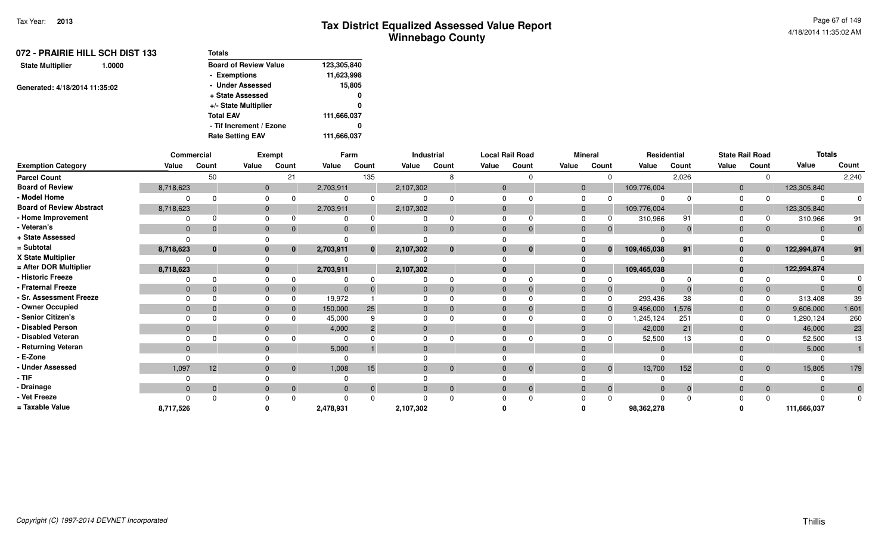# Tax District Equalized Assessed Value Report
## Winnebago County

Tax Year: **2013**

4/18/2014 11:35:02 AM

**072 - PRAIRIE HILL SCH DIST 133**

**State Multiplier** 1.0000

Generated: 4/18/2014 11:35:02

| Totals | |
|---|---|
| Board of Review Value | 123,305,840 |
| - Exemptions | 11,623,998 |
| - Under Assessed | 15,805 |
| + State Assessed | 0 |
| +/- State Multiplier | 0 |
| Total EAV | 111,666,037 |
| - Tif Increment / Ezone | 0 |
| Rate Setting EAV | 111,666,037 |

| | Commercial | | Exempt | | Farm | | Industrial | | Local Rail Road | | Mineral | | Residential | | State Rail Road | | Totals | |
|---|---|---|---|---|---|---|---|---|---|---|---|---|---|---|---|---|---|---|
| Exemption Category | Value | Count | Value | Count | Value | Count | Value | Count | Value | Count | Value | Count | Value | Count | Value | Count | Value | Count |
| Parcel Count | | 50 | | 21 | | 135 | | 8 | | 0 | | 0 | | 2,026 | | 0 | | 2,240 |
| Board of Review | 8,718,623 | | 0 | | 2,703,911 | | 2,107,302 | | 0 | | 0 | | 109,776,004 | | 0 | | 123,305,840 | |
| - Model Home | 0 | 0 | 0 | 0 | 0 | 0 | 0 | 0 | 0 | 0 | 0 | 0 | 0 | 0 | 0 | 0 | 0 | 0 |
| Board of Review Abstract | 8,718,623 | | 0 | | 2,703,911 | | 2,107,302 | | 0 | | 0 | | 109,776,004 | | 0 | | 123,305,840 | |
| - Home Improvement | 0 | 0 | 0 | 0 | 0 | 0 | 0 | 0 | 0 | 0 | 0 | 0 | 310,966 | 91 | 0 | 0 | 310,966 | 91 |
| - Veteran's | 0 | 0 | 0 | 0 | 0 | 0 | 0 | 0 | 0 | 0 | 0 | 0 | 0 | 0 | 0 | 0 | 0 | 0 |
| + State Assessed | 0 | | 0 | | 0 | | 0 | | 0 | | 0 | | 0 | | 0 | | 0 | |
| = Subtotal | 8,718,623 | 0 | 0 | 0 | 2,703,911 | 0 | 2,107,302 | 0 | 0 | 0 | 0 | 0 | 109,465,038 | 91 | 0 | 0 | 122,994,874 | 91 |
| X State Multiplier | 0 | | 0 | | 0 | | 0 | | 0 | | 0 | | 0 | | 0 | | 0 | |
| = After DOR Multiplier | 8,718,623 | | 0 | | 2,703,911 | | 2,107,302 | | 0 | | 0 | | 109,465,038 | | 0 | | 122,994,874 | |
| - Historic Freeze | 0 | 0 | 0 | 0 | 0 | 0 | 0 | 0 | 0 | 0 | 0 | 0 | 0 | 0 | 0 | 0 | 0 | 0 |
| - Fraternal Freeze | 0 | 0 | 0 | 0 | 0 | 0 | 0 | 0 | 0 | 0 | 0 | 0 | 0 | 0 | 0 | 0 | 0 | 0 |
| - Sr. Assessment Freeze | 0 | 0 | 0 | 0 | 19,972 | 1 | 0 | 0 | 0 | 0 | 0 | 0 | 293,436 | 38 | 0 | 0 | 313,408 | 39 |
| - Owner Occupied | 0 | 0 | 0 | 0 | 150,000 | 25 | 0 | 0 | 0 | 0 | 0 | 0 | 9,456,000 | 1,576 | 0 | 0 | 9,606,000 | 1,601 |
| - Senior Citizen's | 0 | 0 | 0 | 0 | 45,000 | 9 | 0 | 0 | 0 | 0 | 0 | 0 | 1,245,124 | 251 | 0 | 0 | 1,290,124 | 260 |
| - Disabled Person | 0 | | 0 | | 4,000 | 2 | 0 | | 0 | | 0 | | 42,000 | 21 | 0 | | 46,000 | 23 |
| - Disabled Veteran | 0 | 0 | 0 | 0 | 0 | 0 | 0 | 0 | 0 | 0 | 0 | 0 | 52,500 | 13 | 0 | 0 | 52,500 | 13 |
| - Returning Veteran | 0 | | 0 | | 5,000 | 1 | 0 | | 0 | | 0 | | 0 | | 0 | | 5,000 | 1 |
| - E-Zone | 0 | | 0 | | 0 | | 0 | | 0 | | 0 | | 0 | | 0 | | 0 | |
| - Under Assessed | 1,097 | 12 | 0 | 0 | 1,008 | 15 | 0 | 0 | 0 | 0 | 0 | 0 | 13,700 | 152 | 0 | 0 | 15,805 | 179 |
| - TIF | 0 | | 0 | | 0 | | 0 | | 0 | | 0 | | 0 | | 0 | | 0 | |
| - Drainage | 0 | 0 | 0 | 0 | 0 | 0 | 0 | 0 | 0 | 0 | 0 | 0 | 0 | 0 | 0 | 0 | 0 | 0 |
| - Vet Freeze | 0 | 0 | 0 | 0 | 0 | 0 | 0 | 0 | 0 | 0 | 0 | 0 | 0 | 0 | 0 | 0 | 0 | 0 |
| = Taxable Value | 8,717,526 | | 0 | | 2,478,931 | | 2,107,302 | | 0 | | 0 | | 98,362,278 | | 0 | | 111,666,037 | |

Copyright (C) 1997-2014 DEVNET Incorporated

Thillis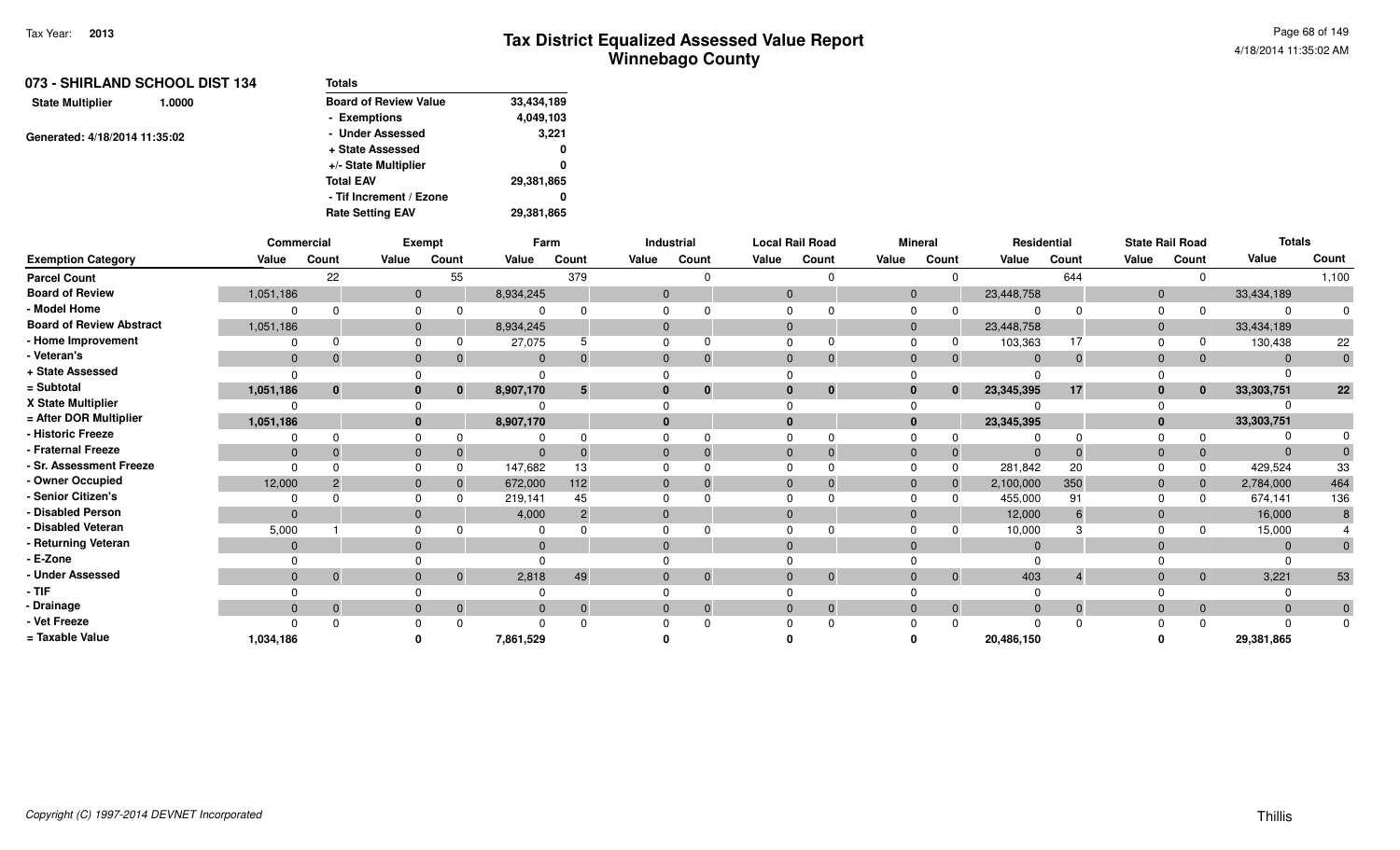# Tax District Equalized Assessed Value Report
## Winnebago County

Tax Year: 2013

### 073 - SHIRLAND SCHOOL DIST 134

**State Multiplier** 1.0000

Generated: 4/18/2014 11:35:02

| Totals | |
|---|---|
| Board of Review Value | 33,434,189 |
| - Exemptions | 4,049,103 |
| - Under Assessed | 3,221 |
| + State Assessed | 0 |
| +/- State Multiplier | 0 |
| Total EAV | 29,381,865 |
| - Tif Increment / Ezone | 0 |
| Rate Setting EAV | 29,381,865 |

| | Commercial | | Exempt | | Farm | | Industrial | | Local Rail Road | | Mineral | | Residential | | State Rail Road | | Totals | |
|---|---|---|---|---|---|---|---|---|---|---|---|---|---|---|---|---|---|---|
| Exemption Category | Value | Count | Value | Count | Value | Count | Value | Count | Value | Count | Value | Count | Value | Count | Value | Count | Value | Count |
| Parcel Count | | 22 | | 55 | | 379 | | 0 | | 0 | | 0 | | 644 | | 0 | | 1,100 |
| Board of Review | 1,051,186 | | 0 | | 8,934,245 | | 0 | | 0 | | 0 | | 23,448,758 | | 0 | | 33,434,189 | |
| - Model Home | 0 | 0 | 0 | 0 | 0 | 0 | 0 | 0 | 0 | 0 | 0 | 0 | 0 | 0 | 0 | 0 | 0 | 0 |
| Board of Review Abstract | 1,051,186 | | 0 | | 8,934,245 | | 0 | | 0 | | 0 | | 23,448,758 | | 0 | | 33,434,189 | |
| - Home Improvement | 0 | 0 | 0 | 0 | 27,075 | 5 | 0 | 0 | 0 | 0 | 0 | 0 | 103,363 | 17 | 0 | 0 | 130,438 | 22 |
| - Veteran's | 0 | 0 | 0 | 0 | 0 | 0 | 0 | 0 | 0 | 0 | 0 | 0 | 0 | 0 | 0 | 0 | 0 | 0 |
| + State Assessed | 0 | | 0 | | 0 | | 0 | | 0 | | 0 | | 0 | | 0 | | 0 | |
| = Subtotal | 1,051,186 | 0 | 0 | 0 | 8,907,170 | 5 | 0 | 0 | 0 | 0 | 0 | 0 | 23,345,395 | 17 | 0 | 0 | 33,303,751 | 22 |
| X State Multiplier | 0 | | 0 | | 0 | | 0 | | 0 | | 0 | | 0 | | 0 | | 0 | |
| = After DOR Multiplier | 1,051,186 | | 0 | | 8,907,170 | | 0 | | 0 | | 0 | | 23,345,395 | | 0 | | 33,303,751 | |
| - Historic Freeze | 0 | 0 | 0 | 0 | 0 | 0 | 0 | 0 | 0 | 0 | 0 | 0 | 0 | 0 | 0 | 0 | 0 | 0 |
| - Fraternal Freeze | 0 | 0 | 0 | 0 | 0 | 0 | 0 | 0 | 0 | 0 | 0 | 0 | 0 | 0 | 0 | 0 | 0 | 0 |
| - Sr. Assessment Freeze | 0 | 0 | 0 | 0 | 147,682 | 13 | 0 | 0 | 0 | 0 | 0 | 0 | 281,842 | 20 | 0 | 0 | 429,524 | 33 |
| - Owner Occupied | 12,000 | 2 | 0 | 0 | 672,000 | 112 | 0 | 0 | 0 | 0 | 0 | 0 | 2,100,000 | 350 | 0 | 0 | 2,784,000 | 464 |
| - Senior Citizen's | 0 | 0 | 0 | 0 | 219,141 | 45 | 0 | 0 | 0 | 0 | 0 | 0 | 455,000 | 91 | 0 | 0 | 674,141 | 136 |
| - Disabled Person | 0 | | 0 | | 4,000 | 2 | 0 | | 0 | | 0 | | 12,000 | 6 | 0 | | 16,000 | 8 |
| - Disabled Veteran | 5,000 | 1 | 0 | 0 | 0 | 0 | 0 | 0 | 0 | 0 | 0 | 0 | 10,000 | 3 | 0 | 0 | 15,000 | 4 |
| - Returning Veteran | 0 | | 0 | | 0 | | 0 | | 0 | | 0 | | 0 | | 0 | | 0 | 0 |
| - E-Zone | 0 | | 0 | | 0 | | 0 | | 0 | | 0 | | 0 | | 0 | | 0 | |
| - Under Assessed | 0 | 0 | 0 | 0 | 2,818 | 49 | 0 | 0 | 0 | 0 | 0 | 0 | 403 | 4 | 0 | 0 | 3,221 | 53 |
| - TIF | 0 | | 0 | | 0 | | 0 | | 0 | | 0 | | 0 | | 0 | | 0 | |
| - Drainage | 0 | 0 | 0 | 0 | 0 | 0 | 0 | 0 | 0 | 0 | 0 | 0 | 0 | 0 | 0 | 0 | 0 | 0 |
| - Vet Freeze | 0 | 0 | 0 | 0 | 0 | 0 | 0 | 0 | 0 | 0 | 0 | 0 | 0 | 0 | 0 | 0 | 0 | 0 |
| = Taxable Value | 1,034,186 | | 0 | | 7,861,529 | | 0 | | 0 | | 0 | | 20,486,150 | | 0 | | 29,381,865 | |

Copyright (C) 1997-2014 DEVNET Incorporated

Thillis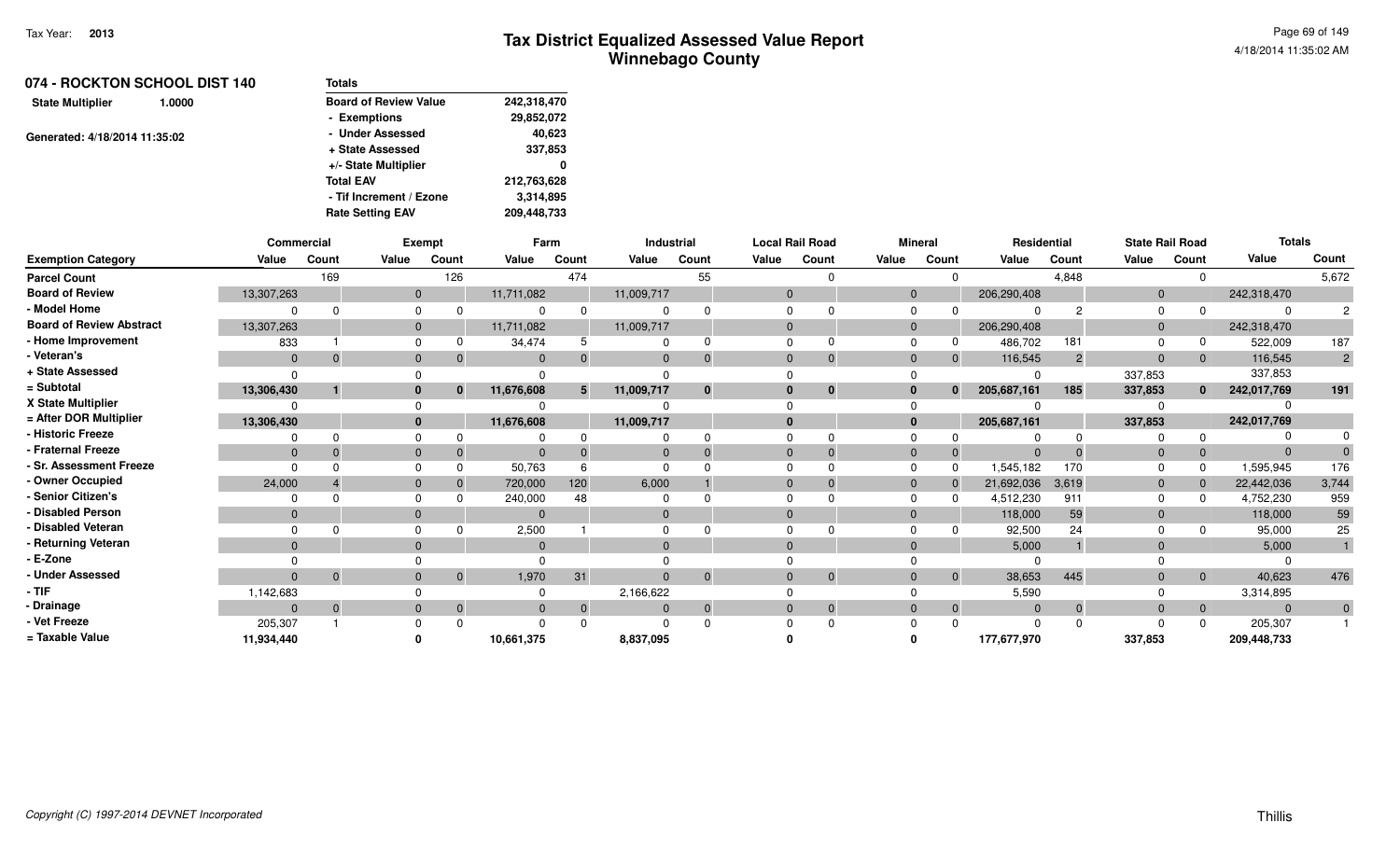Tax Year: 2013

# Tax District Equalized Assessed Value Report
## Winnebago County

4/18/2014 11:35:02 AM

**074 - ROCKTON SCHOOL DIST 140**

**State Multiplier** 1.0000

Generated: 4/18/2014 11:35:02

| Totals | |
|---|---|
| Board of Review Value | 242,318,470 |
| - Exemptions | 29,852,072 |
| - Under Assessed | 40,623 |
| + State Assessed | 337,853 |
| +/- State Multiplier | 0 |
| Total EAV | 212,763,628 |
| - Tif Increment / Ezone | 3,314,895 |
| Rate Setting EAV | 209,448,733 |

| | Commercial | | Exempt | | Farm | | Industrial | | Local Rail Road | | Mineral | | Residential | | State Rail Road | | Totals | |
|---|---|---|---|---|---|---|---|---|---|---|---|---|---|---|---|---|---|---|
| **Exemption Category** | **Value** | **Count** | **Value** | **Count** | **Value** | **Count** | **Value** | **Count** | **Value** | **Count** | **Value** | **Count** | **Value** | **Count** | **Value** | **Count** | **Value** | **Count** |
| Parcel Count | | 169 | | 126 | | 474 | | 55 | | 0 | | 0 | | 4,848 | | 0 | | 5,672 |
| Board of Review | 13,307,263 | | 0 | | 11,711,082 | | 11,009,717 | | 0 | | 0 | | 206,290,408 | | 0 | | 242,318,470 | |
| - Model Home | 0 | 0 | 0 | 0 | 0 | 0 | 0 | 0 | 0 | 0 | 0 | 0 | 0 | 2 | 0 | 0 | 0 | 2 |
| Board of Review Abstract | 13,307,263 | | 0 | | 11,711,082 | | 11,009,717 | | 0 | | 0 | | 206,290,408 | | 0 | | 242,318,470 | |
| - Home Improvement | 833 | 1 | 0 | 0 | 34,474 | 5 | 0 | 0 | 0 | 0 | 0 | 0 | 486,702 | 181 | 0 | 0 | 522,009 | 187 |
| - Veteran's | 0 | 0 | 0 | 0 | 0 | 0 | 0 | 0 | 0 | 0 | 0 | 0 | 116,545 | 2 | 0 | 0 | 116,545 | 2 |
| + State Assessed | 0 | | 0 | | 0 | | 0 | | 0 | | 0 | | 0 | | 337,853 | | 337,853 | |
| = Subtotal | **13,306,430** | **1** | **0** | **0** | **11,676,608** | **5** | **11,009,717** | **0** | **0** | **0** | **0** | **0** | **205,687,161** | **185** | **337,853** | **0** | **242,017,769** | **191** |
| X State Multiplier | 0 | | 0 | | 0 | | 0 | | 0 | | 0 | | 0 | | 0 | | 0 | |
| = After DOR Multiplier | **13,306,430** | | **0** | | **11,676,608** | | **11,009,717** | | **0** | | **0** | | **205,687,161** | | **337,853** | | **242,017,769** | |
| - Historic Freeze | 0 | 0 | 0 | 0 | 0 | 0 | 0 | 0 | 0 | 0 | 0 | 0 | 0 | 0 | 0 | 0 | 0 | 0 |
| - Fraternal Freeze | 0 | 0 | 0 | 0 | 0 | 0 | 0 | 0 | 0 | 0 | 0 | 0 | 0 | 0 | 0 | 0 | 0 | 0 |
| - Sr. Assessment Freeze | 0 | 0 | 0 | 0 | 50,763 | 6 | 0 | 0 | 0 | 0 | 0 | 0 | 1,545,182 | 170 | 0 | 0 | 1,595,945 | 176 |
| - Owner Occupied | 24,000 | 4 | 0 | 0 | 720,000 | 120 | 6,000 | 1 | 0 | 0 | 0 | 0 | 21,692,036 | 3,619 | 0 | 0 | 22,442,036 | 3,744 |
| - Senior Citizen's | 0 | 0 | 0 | 0 | 240,000 | 48 | 0 | 0 | 0 | 0 | 0 | 0 | 4,512,230 | 911 | 0 | 0 | 4,752,230 | 959 |
| - Disabled Person | 0 | | 0 | | 0 | | 0 | | 0 | | 0 | | 118,000 | 59 | 0 | | 118,000 | 59 |
| - Disabled Veteran | 0 | 0 | 0 | 0 | 2,500 | 1 | 0 | 0 | 0 | 0 | 0 | 0 | 92,500 | 24 | 0 | 0 | 95,000 | 25 |
| - Returning Veteran | 0 | | 0 | | 0 | | 0 | | 0 | | 0 | | 5,000 | 1 | 0 | | 5,000 | 1 |
| - E-Zone | 0 | | 0 | | 0 | | 0 | | 0 | | 0 | | 0 | | 0 | | 0 | |
| - Under Assessed | 0 | 0 | 0 | 0 | 1,970 | 31 | 0 | 0 | 0 | 0 | 0 | 0 | 38,653 | 445 | 0 | 0 | 40,623 | 476 |
| - TIF | 1,142,683 | | 0 | | 0 | | 2,166,622 | | 0 | | 0 | | 5,590 | | 0 | | 3,314,895 | |
| - Drainage | 0 | 0 | 0 | 0 | 0 | 0 | 0 | 0 | 0 | 0 | 0 | 0 | 0 | 0 | 0 | 0 | 0 | 0 |
| - Vet Freeze | 205,307 | 1 | 0 | 0 | 0 | 0 | 0 | 0 | 0 | 0 | 0 | 0 | 0 | 0 | 0 | 0 | 205,307 | 1 |
| = Taxable Value | **11,934,440** | | **0** | | **10,661,375** | | **8,837,095** | | **0** | | **0** | | **177,677,970** | | **337,853** | | **209,448,733** | |

Copyright (C) 1997-2014 DEVNET Incorporated

Thillis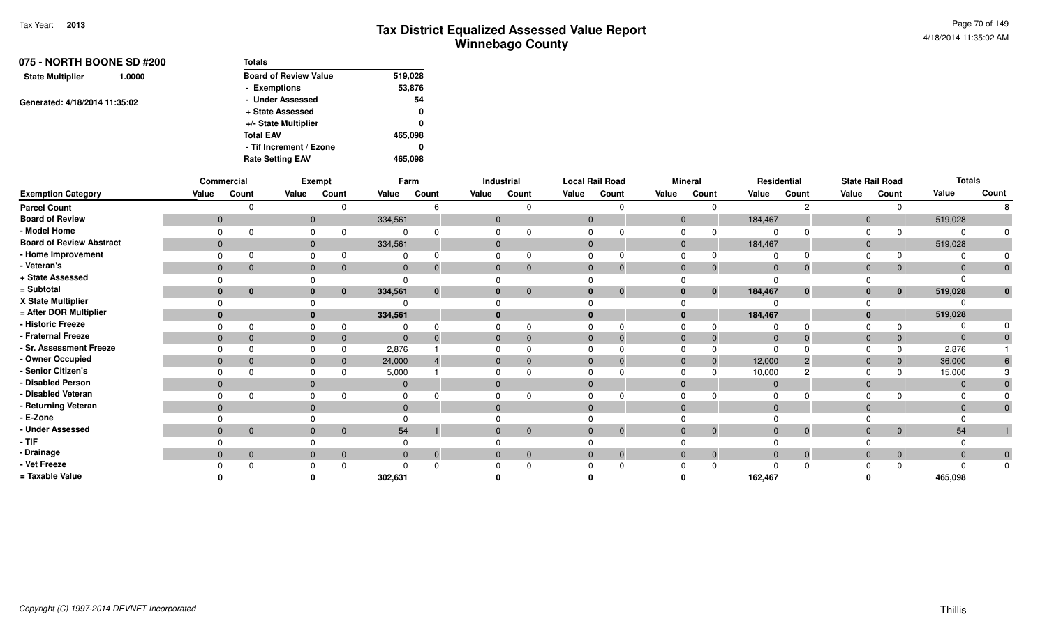# Tax District Equalized Assessed Value Report
## Winnebago County

Tax Year: **2013**

4/18/2014 11:35:02 AM

**075 - NORTH BOONE SD #200**

**State Multiplier** 1.0000

Generated: 4/18/2014 11:35:02

| Totals | |
|---|---|
| Board of Review Value | 519,028 |
| - Exemptions | 53,876 |
| - Under Assessed | 54 |
| + State Assessed | 0 |
| +/- State Multiplier | 0 |
| Total EAV | 465,098 |
| - Tif Increment / Ezone | 0 |
| Rate Setting EAV | 465,098 |

| | Commercial | | Exempt | | Farm | | Industrial | | Local Rail Road | | Mineral | | Residential | | State Rail Road | | Totals | |
|---|---|---|---|---|---|---|---|---|---|---|---|---|---|---|---|---|---|---|
| **Exemption Category** | Value | Count | Value | Count | Value | Count | Value | Count | Value | Count | Value | Count | Value | Count | Value | Count | Value | Count |
| Parcel Count | | 0 | | 0 | | 6 | | 0 | | 0 | | 0 | | 2 | | 0 | | 8 |
| Board of Review | 0 | | 0 | | 334,561 | | 0 | | 0 | | 0 | | 184,467 | | 0 | | 519,028 | |
| - Model Home | 0 | 0 | 0 | 0 | 0 | 0 | 0 | 0 | 0 | 0 | 0 | 0 | 0 | 0 | 0 | 0 | 0 | 0 |
| Board of Review Abstract | 0 | | 0 | | 334,561 | | 0 | | 0 | | 0 | | 184,467 | | 0 | | 519,028 | |
| - Home Improvement | 0 | 0 | 0 | 0 | 0 | 0 | 0 | 0 | 0 | 0 | 0 | 0 | 0 | 0 | 0 | 0 | 0 | 0 |
| - Veteran's | 0 | 0 | 0 | 0 | 0 | 0 | 0 | 0 | 0 | 0 | 0 | 0 | 0 | 0 | 0 | 0 | 0 | 0 |
| + State Assessed | 0 | | 0 | | 0 | | 0 | | 0 | | 0 | | 0 | | 0 | | 0 | |
| = Subtotal | 0 | 0 | 0 | 0 | 334,561 | 0 | 0 | 0 | 0 | 0 | 0 | 0 | 184,467 | 0 | 0 | 0 | 519,028 | 0 |
| X State Multiplier | 0 | | 0 | | 0 | | 0 | | 0 | | 0 | | 0 | | 0 | | 0 | |
| = After DOR Multiplier | 0 | | 0 | | 334,561 | | 0 | | 0 | | 0 | | 184,467 | | 0 | | 519,028 | |
| - Historic Freeze | 0 | 0 | 0 | 0 | 0 | 0 | 0 | 0 | 0 | 0 | 0 | 0 | 0 | 0 | 0 | 0 | 0 | 0 |
| - Fraternal Freeze | 0 | 0 | 0 | 0 | 0 | 0 | 0 | 0 | 0 | 0 | 0 | 0 | 0 | 0 | 0 | 0 | 0 | 0 |
| - Sr. Assessment Freeze | 0 | 0 | 0 | 0 | 2,876 | 1 | 0 | 0 | 0 | 0 | 0 | 0 | 0 | 0 | 0 | 0 | 2,876 | 1 |
| - Owner Occupied | 0 | 0 | 0 | 0 | 24,000 | 4 | 0 | 0 | 0 | 0 | 0 | 0 | 12,000 | 2 | 0 | 0 | 36,000 | 6 |
| - Senior Citizen's | 0 | 0 | 0 | 0 | 5,000 | 1 | 0 | 0 | 0 | 0 | 0 | 0 | 10,000 | 2 | 0 | 0 | 15,000 | 3 |
| - Disabled Person | 0 | | 0 | | 0 | | 0 | | 0 | | 0 | | 0 | | 0 | | 0 | 0 |
| - Disabled Veteran | 0 | 0 | 0 | 0 | 0 | 0 | 0 | 0 | 0 | 0 | 0 | 0 | 0 | 0 | 0 | 0 | 0 | 0 |
| - Returning Veteran | 0 | | 0 | | 0 | | 0 | | 0 | | 0 | | 0 | | 0 | | 0 | 0 |
| - E-Zone | 0 | | 0 | | 0 | | 0 | | 0 | | 0 | | 0 | | 0 | | 0 | |
| - Under Assessed | 0 | 0 | 0 | 0 | 54 | 1 | 0 | 0 | 0 | 0 | 0 | 0 | 0 | 0 | 0 | 0 | 54 | 1 |
| - TIF | 0 | | 0 | | 0 | | 0 | | 0 | | 0 | | 0 | | 0 | | 0 | |
| - Drainage | 0 | 0 | 0 | 0 | 0 | 0 | 0 | 0 | 0 | 0 | 0 | 0 | 0 | 0 | 0 | 0 | 0 | 0 |
| - Vet Freeze | 0 | 0 | 0 | 0 | 0 | 0 | 0 | 0 | 0 | 0 | 0 | 0 | 0 | 0 | 0 | 0 | 0 | 0 |
| = Taxable Value | 0 | | 0 | | 302,631 | | 0 | | 0 | | 0 | | 162,467 | | 0 | | 465,098 | |

Copyright (C) 1997-2014 DEVNET Incorporated

Thillis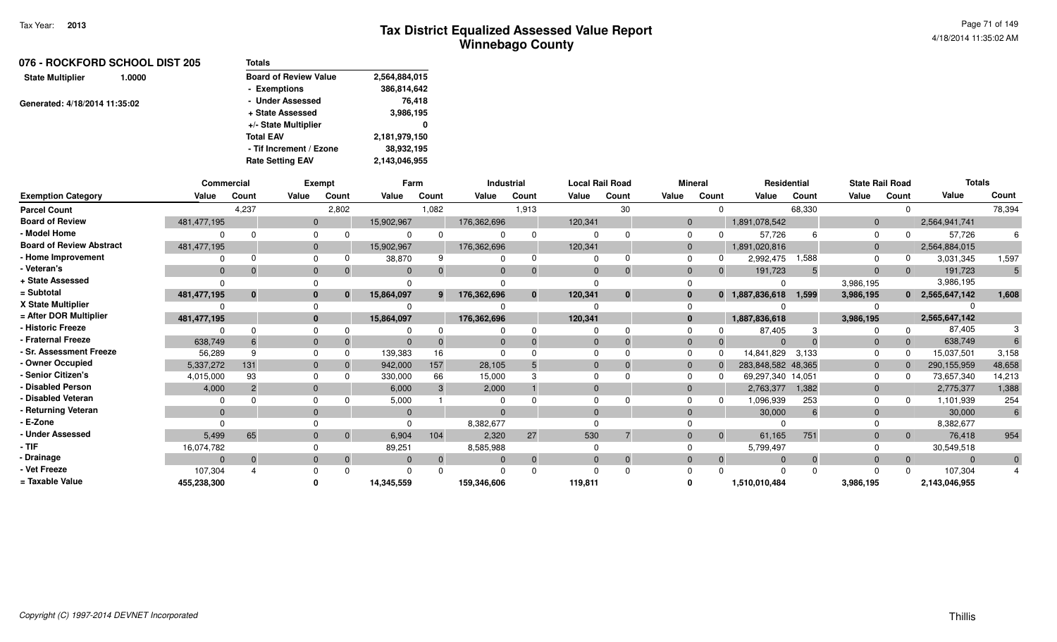Tax Year: 2013

# Tax District Equalized Assessed Value Report
## Winnebago County

4/18/2014 11:35:02 AM

**076 - ROCKFORD SCHOOL DIST 205**

State Multiplier 1.0000

Generated: 4/18/2014 11:35:02

| Totals | |
|---|---|
| Board of Review Value | 2,564,884,015 |
| - Exemptions | 386,814,642 |
| - Under Assessed | 76,418 |
| + State Assessed | 3,986,195 |
| +/- State Multiplier | 0 |
| Total EAV | 2,181,979,150 |
| - Tif Increment / Ezone | 38,932,195 |
| Rate Setting EAV | 2,143,046,955 |

| | Commercial | | Exempt | | Farm | | Industrial | | Local Rail Road | | Mineral | | Residential | | State Rail Road | | Totals | |
|---|---|---|---|---|---|---|---|---|---|---|---|---|---|---|---|---|---|---|
| Exemption Category | Value | Count | Value | Count | Value | Count | Value | Count | Value | Count | Value | Count | Value | Count | Value | Count | Value | Count |
| Parcel Count | | 4,237 | | 2,802 | | 1,082 | | 1,913 | | 30 | | 0 | | 68,330 | | 0 | | 78,394 |
| Board of Review | 481,477,195 | | 0 | | 15,902,967 | | 176,362,696 | | 120,341 | | 0 | | 1,891,078,542 | | 0 | | 2,564,941,741 | |
| - Model Home | 0 | 0 | 0 | 0 | 0 | 0 | 0 | 0 | 0 | 0 | 0 | 0 | 57,726 | 6 | 0 | 0 | 57,726 | 6 |
| Board of Review Abstract | 481,477,195 | | 0 | | 15,902,967 | | 176,362,696 | | 120,341 | | 0 | | 1,891,020,816 | | 0 | | 2,564,884,015 | |
| - Home Improvement | 0 | 0 | 0 | 0 | 38,870 | 9 | 0 | 0 | 0 | 0 | 0 | 0 | 2,992,475 | 1,588 | 0 | 0 | 3,031,345 | 1,597 |
| - Veteran's | 0 | 0 | 0 | 0 | 0 | 0 | 0 | 0 | 0 | 0 | 0 | 0 | 191,723 | 5 | 0 | 0 | 191,723 | 5 |
| + State Assessed | 0 | | 0 | | 0 | | 0 | | 0 | | 0 | | 0 | | 3,986,195 | | 3,986,195 | |
| = Subtotal | 481,477,195 | 0 | 0 | 0 | 15,864,097 | 9 | 176,362,696 | 0 | 120,341 | 0 | 0 | 0 | 1,887,836,618 | 1,599 | 3,986,195 | 0 | 2,565,647,142 | 1,608 |
| X State Multiplier | 0 | | 0 | | 0 | | 0 | | 0 | | 0 | | 0 | | 0 | | 0 | |
| = After DOR Multiplier | 481,477,195 | | 0 | | 15,864,097 | | 176,362,696 | | 120,341 | | 0 | | 1,887,836,618 | | 3,986,195 | | 2,565,647,142 | |
| - Historic Freeze | 0 | 0 | 0 | 0 | 0 | 0 | 0 | 0 | 0 | 0 | 0 | 0 | 87,405 | 3 | 0 | 0 | 87,405 | 3 |
| - Fraternal Freeze | 638,749 | 6 | 0 | 0 | 0 | 0 | 0 | 0 | 0 | 0 | 0 | 0 | 0 | 0 | 0 | 0 | 638,749 | 6 |
| - Sr. Assessment Freeze | 56,289 | 9 | 0 | 0 | 139,383 | 16 | 0 | 0 | 0 | 0 | 0 | 0 | 14,841,829 | 3,133 | 0 | 0 | 15,037,501 | 3,158 |
| - Owner Occupied | 5,337,272 | 131 | 0 | 0 | 942,000 | 157 | 28,105 | 5 | 0 | 0 | 0 | 0 | 283,848,582 | 48,365 | 0 | 0 | 290,155,959 | 48,658 |
| - Senior Citizen's | 4,015,000 | 93 | 0 | 0 | 330,000 | 66 | 15,000 | 3 | 0 | 0 | 0 | 0 | 69,297,340 | 14,051 | 0 | 0 | 73,657,340 | 14,213 |
| - Disabled Person | 4,000 | 2 | 0 | | 6,000 | 3 | 2,000 | 1 | 0 | | 0 | | 2,763,377 | 1,382 | 0 | | 2,775,377 | 1,388 |
| - Disabled Veteran | 0 | 0 | 0 | 0 | 5,000 | 1 | 0 | 0 | 0 | 0 | 0 | 0 | 1,096,939 | 253 | 0 | 0 | 1,101,939 | 254 |
| - Returning Veteran | 0 | | 0 | | 0 | | 0 | | 0 | | 0 | | 30,000 | 6 | 0 | | 30,000 | 6 |
| - E-Zone | 0 | | 0 | | 0 | | 8,382,677 | | 0 | | 0 | | 0 | | 0 | | 8,382,677 | |
| - Under Assessed | 5,499 | 65 | 0 | 0 | 6,904 | 104 | 2,320 | 27 | 530 | 7 | 0 | 0 | 61,165 | 751 | 0 | 0 | 76,418 | 954 |
| - TIF | 16,074,782 | | 0 | | 89,251 | | 8,585,988 | | 0 | | 0 | | 5,799,497 | | 0 | | 30,549,518 | |
| - Drainage | 0 | 0 | 0 | 0 | 0 | 0 | 0 | 0 | 0 | 0 | 0 | 0 | 0 | 0 | 0 | 0 | 0 | 0 |
| - Vet Freeze | 107,304 | 4 | 0 | 0 | 0 | 0 | 0 | 0 | 0 | 0 | 0 | 0 | 0 | 0 | 0 | 0 | 107,304 | 4 |
| = Taxable Value | 455,238,300 | | 0 | | 14,345,559 | | 159,346,606 | | 119,811 | | 0 | | 1,510,010,484 | | 3,986,195 | | 2,143,046,955 | |

Copyright (C) 1997-2014 DEVNET Incorporated

Thillis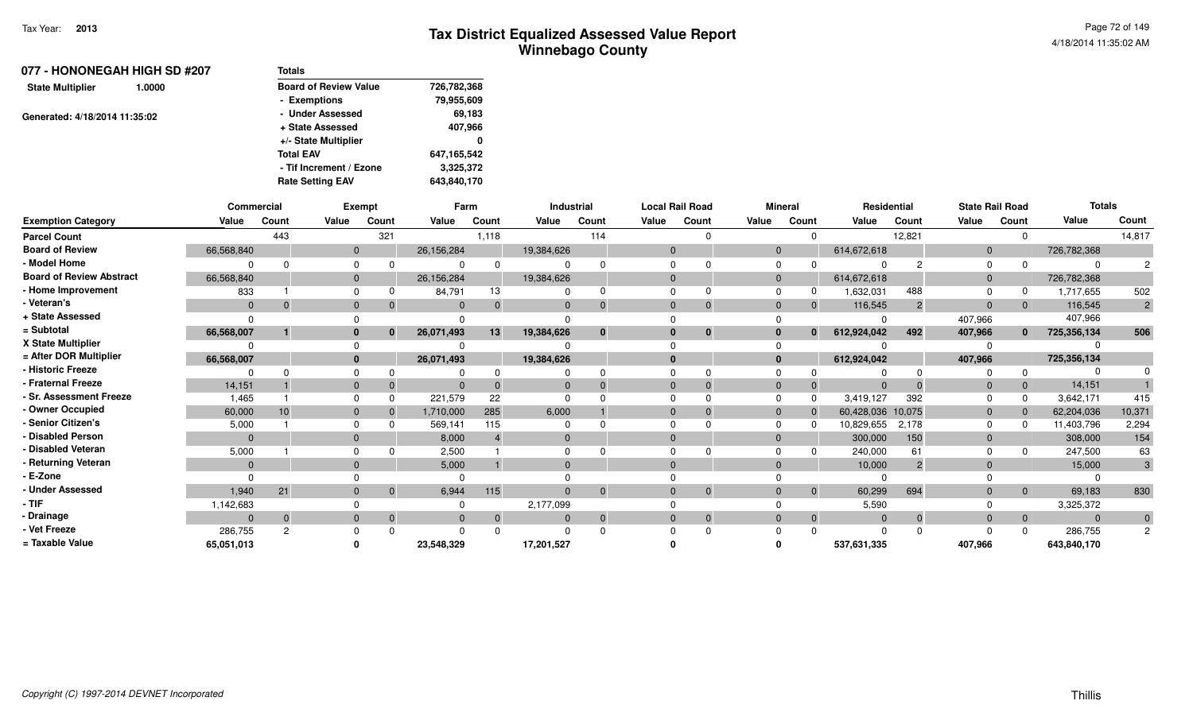# Tax District Equalized Assessed Value Report
## Winnebago County

Tax Year: **2013**

4/18/2014 11:35:02 AM

**077 - HONONEGAH HIGH SD #207**

**State Multiplier** 1.0000

Generated: 4/18/2014 11:35:02

| Totals | |
|---|---|
| Board of Review Value | 726,782,368 |
| - Exemptions | 79,955,609 |
| - Under Assessed | 69,183 |
| + State Assessed | 407,966 |
| +/- State Multiplier | 0 |
| Total EAV | 647,165,542 |
| - Tif Increment / Ezone | 3,325,372 |
| Rate Setting EAV | 643,840,170 |

| | Commercial | | Exempt | | Farm | | Industrial | | Local Rail Road | | Mineral | | Residential | | State Rail Road | | Totals | |
|---|---|---|---|---|---|---|---|---|---|---|---|---|---|---|---|---|---|---|
| Exemption Category | Value | Count | Value | Count | Value | Count | Value | Count | Value | Count | Value | Count | Value | Count | Value | Count | Value | Count |
| Parcel Count | | 443 | | 321 | | 1,118 | | 114 | | 0 | | 0 | | 12,821 | | 0 | | 14,817 |
| Board of Review | 66,568,840 | | 0 | | 26,156,284 | | 19,384,626 | | 0 | | 0 | | 614,672,618 | | 0 | | 726,782,368 | |
| - Model Home | 0 | 0 | 0 | 0 | 0 | 0 | 0 | 0 | 0 | 0 | 0 | 0 | 0 | 2 | 0 | 0 | 0 | 2 |
| Board of Review Abstract | 66,568,840 | | 0 | | 26,156,284 | | 19,384,626 | | 0 | | 0 | | 614,672,618 | | 0 | | 726,782,368 | |
| - Home Improvement | 833 | 1 | 0 | 0 | 84,791 | 13 | 0 | 0 | 0 | 0 | 0 | 0 | 1,632,031 | 488 | 0 | 0 | 1,717,655 | 502 |
| - Veteran's | 0 | 0 | 0 | 0 | 0 | 0 | 0 | 0 | 0 | 0 | 0 | 0 | 116,545 | 2 | 0 | 0 | 116,545 | 2 |
| + State Assessed | 0 | | 0 | | 0 | | 0 | | 0 | | 0 | | 0 | | 407,966 | | 407,966 | |
| = Subtotal | **66,568,007** | **1** | **0** | **0** | **26,071,493** | **13** | **19,384,626** | **0** | **0** | **0** | **0** | **0** | **612,924,042** | **492** | **407,966** | **0** | **725,356,134** | **506** |
| X State Multiplier | 0 | | 0 | | 0 | | 0 | | 0 | | 0 | | 0 | | 0 | | 0 | |
| = After DOR Multiplier | **66,568,007** | | **0** | | **26,071,493** | | **19,384,626** | | **0** | | **0** | | **612,924,042** | | **407,966** | | **725,356,134** | |
| - Historic Freeze | 0 | 0 | 0 | 0 | 0 | 0 | 0 | 0 | 0 | 0 | 0 | 0 | 0 | 0 | 0 | 0 | 0 | 0 |
| - Fraternal Freeze | 14,151 | 1 | 0 | 0 | 0 | 0 | 0 | 0 | 0 | 0 | 0 | 0 | 0 | 0 | 0 | 0 | 14,151 | 1 |
| - Sr. Assessment Freeze | 1,465 | 1 | 0 | 0 | 221,579 | 22 | 0 | 0 | 0 | 0 | 0 | 0 | 3,419,127 | 392 | 0 | 0 | 3,642,171 | 415 |
| - Owner Occupied | 60,000 | 10 | 0 | 0 | 1,710,000 | 285 | 6,000 | 1 | 0 | 0 | 0 | 0 | 60,428,036 | 10,075 | 0 | 0 | 62,204,036 | 10,371 |
| - Senior Citizen's | 5,000 | 1 | 0 | 0 | 569,141 | 115 | 0 | 0 | 0 | 0 | 0 | 0 | 10,829,655 | 2,178 | 0 | 0 | 11,403,796 | 2,294 |
| - Disabled Person | 0 | | 0 | | 8,000 | 4 | 0 | | 0 | | 0 | | 300,000 | 150 | 0 | | 308,000 | 154 |
| - Disabled Veteran | 5,000 | 1 | 0 | 0 | 2,500 | 1 | 0 | 0 | 0 | 0 | 0 | 0 | 240,000 | 61 | 0 | 0 | 247,500 | 63 |
| - Returning Veteran | 0 | | 0 | | 5,000 | 1 | 0 | | 0 | | 0 | | 10,000 | 2 | 0 | | 15,000 | 3 |
| - E-Zone | 0 | | 0 | | 0 | | 0 | | 0 | | 0 | | 0 | | 0 | | 0 | |
| - Under Assessed | 1,940 | 21 | 0 | 0 | 6,944 | 115 | 0 | 0 | 0 | 0 | 0 | 0 | 60,299 | 694 | 0 | 0 | 69,183 | 830 |
| - TIF | 1,142,683 | | 0 | | 0 | | 2,177,099 | | 0 | | 0 | | 5,590 | | 0 | | 3,325,372 | |
| - Drainage | 0 | 0 | 0 | 0 | 0 | 0 | 0 | 0 | 0 | 0 | 0 | 0 | 0 | 0 | 0 | 0 | 0 | 0 |
| - Vet Freeze | 286,755 | 2 | 0 | 0 | 0 | 0 | 0 | 0 | 0 | 0 | 0 | 0 | 0 | 0 | 0 | 0 | 286,755 | 2 |
| = Taxable Value | **65,051,013** | | **0** | | **23,548,329** | | **17,201,527** | | **0** | | **0** | | **537,631,335** | | **407,966** | | **643,840,170** | |

*Copyright (C) 1997-2014 DEVNET Incorporated*

Thillis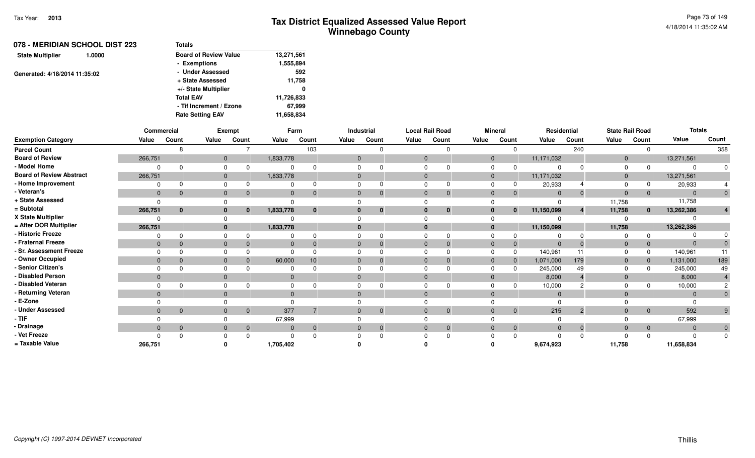Tax Year: 2013

# Tax District Equalized Assessed Value Report
## Winnebago County

4/18/2014 11:35:02 AM

**078 - MERIDIAN SCHOOL DIST 223**

**State Multiplier** 1.0000

Generated: 4/18/2014 11:35:02

| **Totals** | |
|---|---|
| Board of Review Value | 13,271,561 |
| - Exemptions | 1,555,894 |
| - Under Assessed | 592 |
| + State Assessed | 11,758 |
| +/- State Multiplier | 0 |
| Total EAV | 11,726,833 |
| - Tif Increment / Ezone | 67,999 |
| Rate Setting EAV | 11,658,834 |

| | Commercial | | Exempt | | Farm | | Industrial | | Local Rail Road | | Mineral | | Residential | | State Rail Road | | Totals | |
|---|---|---|---|---|---|---|---|---|---|---|---|---|---|---|---|---|---|---|
| **Exemption Category** | **Value** | **Count** | **Value** | **Count** | **Value** | **Count** | **Value** | **Count** | **Value** | **Count** | **Value** | **Count** | **Value** | **Count** | **Value** | **Count** | **Value** | **Count** |
| Parcel Count | | 8 | | 7 | | 103 | | 0 | | 0 | | 0 | | 240 | | 0 | | 358 |
| Board of Review | 266,751 | | 0 | | 1,833,778 | | 0 | | 0 | | 0 | | 11,171,032 | | 0 | | 13,271,561 | |
| - Model Home | 0 | 0 | 0 | 0 | 0 | 0 | 0 | 0 | 0 | 0 | 0 | 0 | 0 | 0 | 0 | 0 | 0 | 0 |
| Board of Review Abstract | 266,751 | | 0 | | 1,833,778 | | 0 | | 0 | | 0 | | 11,171,032 | | 0 | | 13,271,561 | |
| - Home Improvement | 0 | 0 | 0 | 0 | 0 | 0 | 0 | 0 | 0 | 0 | 0 | 0 | 20,933 | 4 | 0 | 0 | 20,933 | 4 |
| - Veteran's | 0 | 0 | 0 | 0 | 0 | 0 | 0 | 0 | 0 | 0 | 0 | 0 | 0 | 0 | 0 | 0 | 0 | 0 |
| + State Assessed | 0 | | 0 | | 0 | | 0 | | 0 | | 0 | | 0 | | 11,758 | | 11,758 | |
| = Subtotal | **266,751** | **0** | **0** | **0** | **1,833,778** | **0** | **0** | **0** | **0** | **0** | **0** | **0** | **11,150,099** | **4** | **11,758** | **0** | **13,262,386** | **4** |
| X State Multiplier | 0 | | 0 | | 0 | | 0 | | 0 | | 0 | | 0 | | 0 | | 0 | |
| = After DOR Multiplier | **266,751** | | **0** | | **1,833,778** | | **0** | | **0** | | **0** | | **11,150,099** | | **11,758** | | **13,262,386** | |
| - Historic Freeze | 0 | 0 | 0 | 0 | 0 | 0 | 0 | 0 | 0 | 0 | 0 | 0 | 0 | 0 | 0 | 0 | 0 | 0 |
| - Fraternal Freeze | 0 | 0 | 0 | 0 | 0 | 0 | 0 | 0 | 0 | 0 | 0 | 0 | 0 | 0 | 0 | 0 | 0 | 0 |
| - Sr. Assessment Freeze | 0 | 0 | 0 | 0 | 0 | 0 | 0 | 0 | 0 | 0 | 0 | 0 | 140,961 | 11 | 0 | 0 | 140,961 | 11 |
| - Owner Occupied | 0 | 0 | 0 | 0 | 60,000 | 10 | 0 | 0 | 0 | 0 | 0 | 0 | 1,071,000 | 179 | 0 | 0 | 1,131,000 | 189 |
| - Senior Citizen's | 0 | 0 | 0 | 0 | 0 | 0 | 0 | 0 | 0 | 0 | 0 | 0 | 245,000 | 49 | 0 | 0 | 245,000 | 49 |
| - Disabled Person | 0 | | 0 | | 0 | | 0 | | 0 | | 0 | | 8,000 | 4 | 0 | | 8,000 | 4 |
| - Disabled Veteran | 0 | 0 | 0 | 0 | 0 | 0 | 0 | 0 | 0 | 0 | 0 | 0 | 10,000 | 2 | 0 | 0 | 10,000 | 2 |
| - Returning Veteran | 0 | | 0 | | 0 | | 0 | | 0 | | 0 | | 0 | | 0 | | 0 | 0 |
| - E-Zone | 0 | | 0 | | 0 | | 0 | | 0 | | 0 | | 0 | | 0 | | 0 | |
| - Under Assessed | 0 | 0 | 0 | 0 | 377 | 7 | 0 | 0 | 0 | 0 | 0 | 0 | 215 | 2 | 0 | 0 | 592 | 9 |
| - TIF | 0 | | 0 | | 67,999 | | 0 | | 0 | | 0 | | 0 | | 0 | | 67,999 | |
| - Drainage | 0 | 0 | 0 | 0 | 0 | 0 | 0 | 0 | 0 | 0 | 0 | 0 | 0 | 0 | 0 | 0 | 0 | 0 |
| - Vet Freeze | 0 | 0 | 0 | 0 | 0 | 0 | 0 | 0 | 0 | 0 | 0 | 0 | 0 | 0 | 0 | 0 | 0 | 0 |
| = Taxable Value | **266,751** | | **0** | | **1,705,402** | | **0** | | **0** | | **0** | | **9,674,923** | | **11,758** | | **11,658,834** | |

Copyright (C) 1997-2014 DEVNET Incorporated

Thillis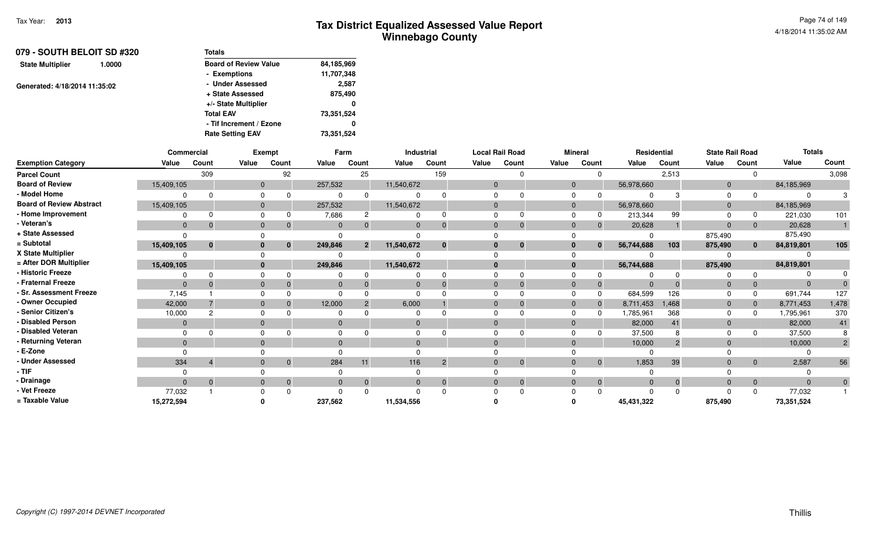# Tax District Equalized Assessed Value Report
## Winnebago County

Tax Year: **2013**

4/18/2014 11:35:02 AM

### 079 - SOUTH BELOIT SD #320

**State Multiplier** 1.0000

Generated: 4/18/2014 11:35:02

| Totals | |
|---|---|
| Board of Review Value | 84,185,969 |
| - Exemptions | 11,707,348 |
| - Under Assessed | 2,587 |
| + State Assessed | 875,490 |
| +/- State Multiplier | 0 |
| Total EAV | 73,351,524 |
| - Tif Increment / Ezone | 0 |
| Rate Setting EAV | 73,351,524 |

| | Commercial | | Exempt | | Farm | | Industrial | | Local Rail Road | | Mineral | | Residential | | State Rail Road | | Totals | |
|---|---|---|---|---|---|---|---|---|---|---|---|---|---|---|---|---|---|---|
| **Exemption Category** | **Value** | **Count** | **Value** | **Count** | **Value** | **Count** | **Value** | **Count** | **Value** | **Count** | **Value** | **Count** | **Value** | **Count** | **Value** | **Count** | **Value** | **Count** |
| **Parcel Count** | | 309 | | 92 | | 25 | | 159 | | 0 | | 0 | | 2,513 | | 0 | | 3,098 |
| **Board of Review** | 15,409,105 | | 0 | | 257,532 | | 11,540,672 | | 0 | | 0 | | 56,978,660 | | 0 | | 84,185,969 | |
| **- Model Home** | 0 | 0 | 0 | 0 | 0 | 0 | 0 | 0 | 0 | 0 | 0 | 0 | 0 | 3 | 0 | 0 | 0 | 3 |
| **Board of Review Abstract** | 15,409,105 | | 0 | | 257,532 | | 11,540,672 | | 0 | | 0 | | 56,978,660 | | 0 | | 84,185,969 | |
| **- Home Improvement** | 0 | 0 | 0 | 0 | 7,686 | 2 | 0 | 0 | 0 | 0 | 0 | 0 | 213,344 | 99 | 0 | 0 | 221,030 | 101 |
| **- Veteran's** | 0 | 0 | 0 | 0 | 0 | 0 | 0 | 0 | 0 | 0 | 0 | 0 | 20,628 | 1 | 0 | 0 | 20,628 | 1 |
| **+ State Assessed** | 0 | | 0 | | 0 | | 0 | | 0 | | 0 | | 0 | | 875,490 | | 875,490 | |
| **= Subtotal** | **15,409,105** | **0** | **0** | **0** | **249,846** | **2** | **11,540,672** | **0** | **0** | **0** | **0** | **0** | **56,744,688** | **103** | **875,490** | **0** | **84,819,801** | **105** |
| **X State Multiplier** | 0 | | 0 | | 0 | | 0 | | 0 | | 0 | | 0 | | 0 | | 0 | |
| **= After DOR Multiplier** | **15,409,105** | | **0** | | **249,846** | | **11,540,672** | | **0** | | **0** | | **56,744,688** | | **875,490** | | **84,819,801** | |
| **- Historic Freeze** | 0 | 0 | 0 | 0 | 0 | 0 | 0 | 0 | 0 | 0 | 0 | 0 | 0 | 0 | 0 | 0 | 0 | 0 |
| **- Fraternal Freeze** | 0 | 0 | 0 | 0 | 0 | 0 | 0 | 0 | 0 | 0 | 0 | 0 | 0 | 0 | 0 | 0 | 0 | 0 |
| **- Sr. Assessment Freeze** | 7,145 | 1 | 0 | 0 | 0 | 0 | 0 | 0 | 0 | 0 | 0 | 0 | 684,599 | 126 | 0 | 0 | 691,744 | 127 |
| **- Owner Occupied** | 42,000 | 7 | 0 | 0 | 12,000 | 2 | 6,000 | 1 | 0 | 0 | 0 | 0 | 8,711,453 | 1,468 | 0 | 0 | 8,771,453 | 1,478 |
| **- Senior Citizen's** | 10,000 | 2 | 0 | 0 | 0 | 0 | 0 | 0 | 0 | 0 | 0 | 0 | 1,785,961 | 368 | 0 | 0 | 1,795,961 | 370 |
| **- Disabled Person** | 0 | | 0 | | 0 | | 0 | | 0 | | 0 | | 82,000 | 41 | 0 | | 82,000 | 41 |
| **- Disabled Veteran** | 0 | 0 | 0 | 0 | 0 | 0 | 0 | 0 | 0 | 0 | 0 | 0 | 37,500 | 8 | 0 | 0 | 37,500 | 8 |
| **- Returning Veteran** | 0 | | 0 | | 0 | | 0 | | 0 | | 0 | | 10,000 | 2 | 0 | | 10,000 | 2 |
| **- E-Zone** | 0 | | 0 | | 0 | | 0 | | 0 | | 0 | | 0 | | 0 | | 0 | |
| **- Under Assessed** | 334 | 4 | 0 | 0 | 284 | 11 | 116 | 2 | 0 | 0 | 0 | 0 | 1,853 | 39 | 0 | 0 | 2,587 | 56 |
| **- TIF** | 0 | | 0 | | 0 | | 0 | | 0 | | 0 | | 0 | | 0 | | 0 | |
| **- Drainage** | 0 | 0 | 0 | 0 | 0 | 0 | 0 | 0 | 0 | 0 | 0 | 0 | 0 | 0 | 0 | 0 | 0 | 0 |
| **- Vet Freeze** | 77,032 | 1 | 0 | 0 | 0 | 0 | 0 | 0 | 0 | 0 | 0 | 0 | 0 | 0 | 0 | 0 | 77,032 | 1 |
| **= Taxable Value** | **15,272,594** | | **0** | | **237,562** | | **11,534,556** | | **0** | | **0** | | **45,431,322** | | **875,490** | | **73,351,524** | |

*Copyright (C) 1997-2014 DEVNET Incorporated*

Thillis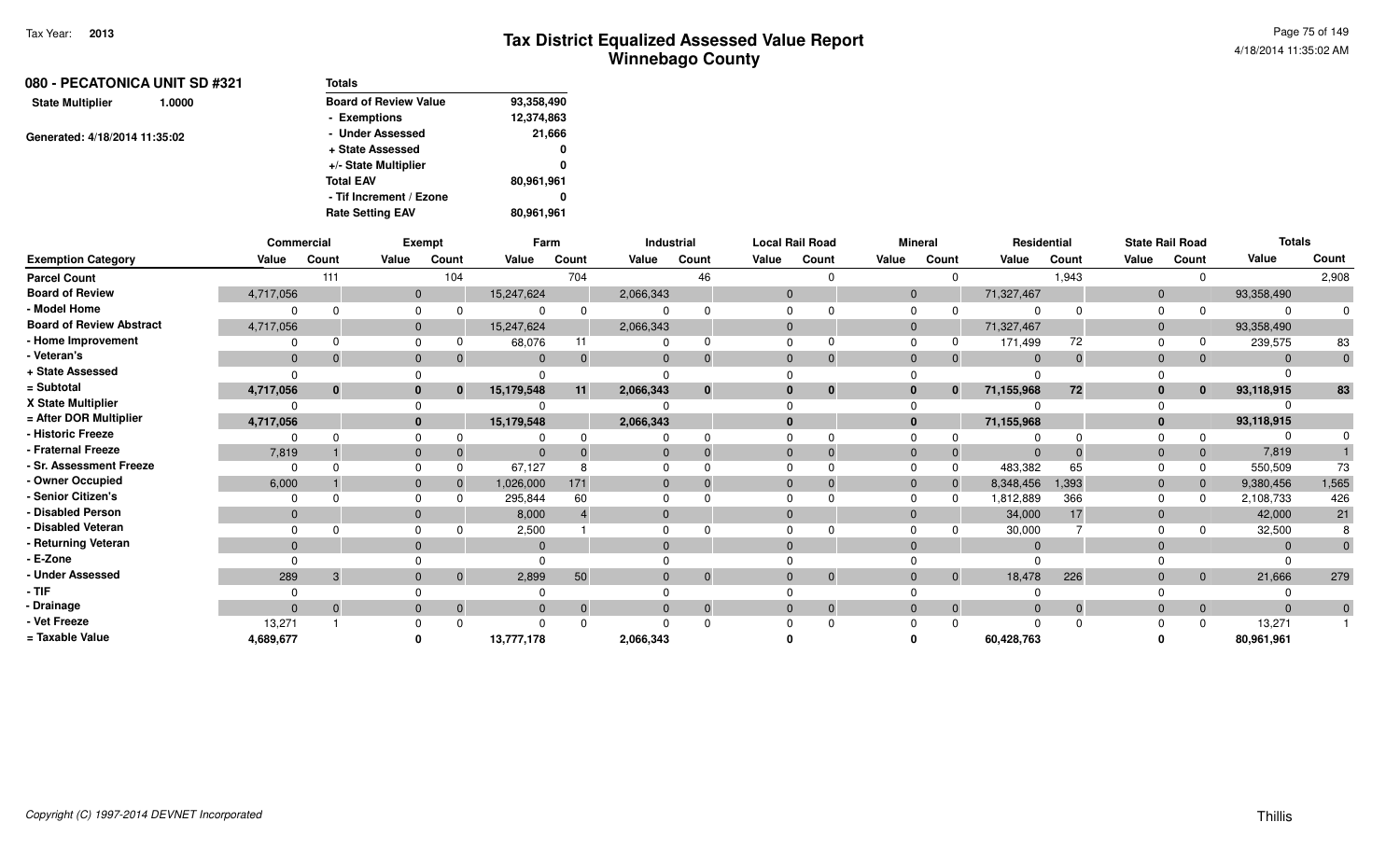Tax Year: **2013**

# Tax District Equalized Assessed Value Report
## Winnebago County

4/18/2014 11:35:02 AM

**080 - PECATONICA UNIT SD #321**

**State Multiplier** 1.0000

Generated: 4/18/2014 11:35:02

| Totals | |
|---|---|
| Board of Review Value | 93,358,490 |
| - Exemptions | 12,374,863 |
| - Under Assessed | 21,666 |
| + State Assessed | 0 |
| +/- State Multiplier | 0 |
| Total EAV | 80,961,961 |
| - Tif Increment / Ezone | 0 |
| Rate Setting EAV | 80,961,961 |

| | Commercial | | Exempt | | Farm | | Industrial | | Local Rail Road | | Mineral | | Residential | | State Rail Road | | Totals | |
|---|---|---|---|---|---|---|---|---|---|---|---|---|---|---|---|---|---|---|
| **Exemption Category** | **Value** | **Count** | **Value** | **Count** | **Value** | **Count** | **Value** | **Count** | **Value** | **Count** | **Value** | **Count** | **Value** | **Count** | **Value** | **Count** | **Value** | **Count** |
| Parcel Count | | 111 | | 104 | | 704 | | 46 | | 0 | | 0 | | 1,943 | | 0 | | 2,908 |
| Board of Review | 4,717,056 | | 0 | | 15,247,624 | | 2,066,343 | | 0 | | 0 | | 71,327,467 | | 0 | | 93,358,490 | |
| - Model Home | 0 | 0 | 0 | 0 | 0 | 0 | 0 | 0 | 0 | 0 | 0 | 0 | 0 | 0 | 0 | 0 | 0 | 0 |
| Board of Review Abstract | 4,717,056 | | 0 | | 15,247,624 | | 2,066,343 | | 0 | | 0 | | 71,327,467 | | 0 | | 93,358,490 | |
| - Home Improvement | 0 | 0 | 0 | 0 | 68,076 | 11 | 0 | 0 | 0 | 0 | 0 | 0 | 171,499 | 72 | 0 | 0 | 239,575 | 83 |
| - Veteran's | 0 | 0 | 0 | 0 | 0 | 0 | 0 | 0 | 0 | 0 | 0 | 0 | 0 | 0 | 0 | 0 | 0 | 0 |
| + State Assessed | 0 | | 0 | | 0 | | 0 | | 0 | | 0 | | 0 | | 0 | | 0 | |
| = Subtotal | **4,717,056** | **0** | **0** | **0** | **15,179,548** | **11** | **2,066,343** | **0** | **0** | **0** | **0** | **0** | **71,155,968** | **72** | **0** | **0** | **93,118,915** | **83** |
| X State Multiplier | 0 | | 0 | | 0 | | 0 | | 0 | | 0 | | 0 | | 0 | | 0 | |
| = After DOR Multiplier | **4,717,056** | | **0** | | **15,179,548** | | **2,066,343** | | **0** | | **0** | | **71,155,968** | | **0** | | **93,118,915** | |
| - Historic Freeze | 0 | 0 | 0 | 0 | 0 | 0 | 0 | 0 | 0 | 0 | 0 | 0 | 0 | 0 | 0 | 0 | 0 | 0 |
| - Fraternal Freeze | 7,819 | 1 | 0 | 0 | 0 | 0 | 0 | 0 | 0 | 0 | 0 | 0 | 0 | 0 | 0 | 0 | 7,819 | 1 |
| - Sr. Assessment Freeze | 0 | 0 | 0 | 0 | 67,127 | 8 | 0 | 0 | 0 | 0 | 0 | 0 | 483,382 | 65 | 0 | 0 | 550,509 | 73 |
| - Owner Occupied | 6,000 | 1 | 0 | 0 | 1,026,000 | 171 | 0 | 0 | 0 | 0 | 0 | 0 | 8,348,456 | 1,393 | 0 | 0 | 9,380,456 | 1,565 |
| - Senior Citizen's | 0 | 0 | 0 | 0 | 295,844 | 60 | 0 | 0 | 0 | 0 | 0 | 0 | 1,812,889 | 366 | 0 | 0 | 2,108,733 | 426 |
| - Disabled Person | 0 | | 0 | | 8,000 | 4 | 0 | | 0 | | 0 | | 34,000 | 17 | 0 | | 42,000 | 21 |
| - Disabled Veteran | 0 | 0 | 0 | 0 | 2,500 | 1 | 0 | 0 | 0 | 0 | 0 | 0 | 30,000 | 7 | 0 | 0 | 32,500 | 8 |
| - Returning Veteran | 0 | | 0 | | 0 | | 0 | | 0 | | 0 | | 0 | | 0 | | 0 | 0 |
| - E-Zone | 0 | | 0 | | 0 | | 0 | | 0 | | 0 | | 0 | | 0 | | 0 | |
| - Under Assessed | 289 | 3 | 0 | 0 | 2,899 | 50 | 0 | 0 | 0 | 0 | 0 | 0 | 18,478 | 226 | 0 | 0 | 21,666 | 279 |
| - TIF | 0 | | 0 | | 0 | | 0 | | 0 | | 0 | | 0 | | 0 | | 0 | |
| - Drainage | 0 | 0 | 0 | 0 | 0 | 0 | 0 | 0 | 0 | 0 | 0 | 0 | 0 | 0 | 0 | 0 | 0 | 0 |
| - Vet Freeze | 13,271 | 1 | 0 | 0 | 0 | 0 | 0 | 0 | 0 | 0 | 0 | 0 | 0 | 0 | 0 | 0 | 13,271 | 1 |
| = Taxable Value | **4,689,677** | | **0** | | **13,777,178** | | **2,066,343** | | **0** | | **0** | | **60,428,763** | | **0** | | **80,961,961** | |

*Copyright (C) 1997-2014 DEVNET Incorporated*

Thillis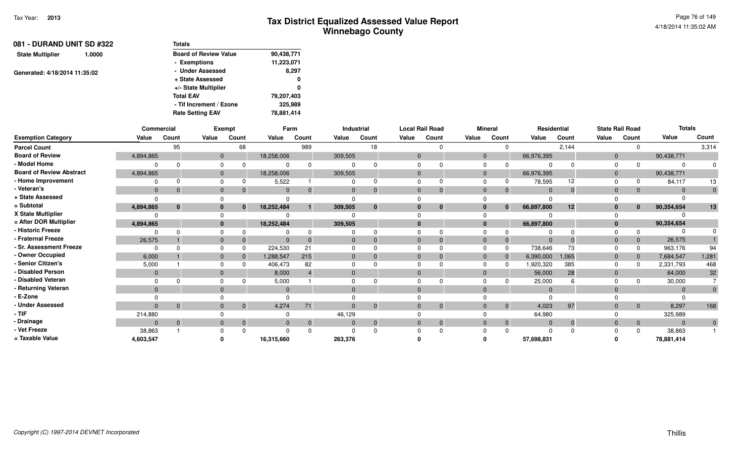# Tax District Equalized Assessed Value Report
## Winnebago County

Tax Year: 2013

## 081 - DURAND UNIT SD #322

**State Multiplier** 1.0000

Generated: 4/18/2014 11:35:02

| Totals | |
|---|---|
| Board of Review Value | 90,438,771 |
| - Exemptions | 11,223,071 |
| - Under Assessed | 8,297 |
| + State Assessed | 0 |
| +/- State Multiplier | 0 |
| Total EAV | 79,207,403 |
| - Tif Increment / Ezone | 325,989 |
| Rate Setting EAV | 78,881,414 |

| | Commercial | | Exempt | | Farm | | Industrial | | Local Rail Road | | Mineral | | Residential | | State Rail Road | | Totals | |
|---|---|---|---|---|---|---|---|---|---|---|---|---|---|---|---|---|---|---|
| Exemption Category | Value | Count | Value | Count | Value | Count | Value | Count | Value | Count | Value | Count | Value | Count | Value | Count | Value | Count |
| Parcel Count | | 95 | | 68 | | 989 | | 18 | | 0 | | 0 | | 2,144 | | 0 | | 3,314 |
| Board of Review | 4,894,865 | | 0 | | 18,258,006 | | 309,505 | | 0 | | 0 | | 66,976,395 | | 0 | | 90,438,771 | |
| - Model Home | 0 | 0 | 0 | 0 | 0 | 0 | 0 | 0 | 0 | 0 | 0 | 0 | 0 | 0 | 0 | 0 | 0 | 0 |
| Board of Review Abstract | 4,894,865 | | 0 | | 18,258,006 | | 309,505 | | 0 | | 0 | | 66,976,395 | | 0 | | 90,438,771 | |
| - Home Improvement | 0 | 0 | 0 | 0 | 5,522 | 1 | 0 | 0 | 0 | 0 | 0 | 0 | 78,595 | 12 | 0 | 0 | 84,117 | 13 |
| - Veteran's | 0 | 0 | 0 | 0 | 0 | 0 | 0 | 0 | 0 | 0 | 0 | 0 | 0 | 0 | 0 | 0 | 0 | 0 |
| + State Assessed | 0 | | 0 | | 0 | | 0 | | 0 | | 0 | | 0 | | 0 | | 0 | |
| = Subtotal | 4,894,865 | 0 | 0 | 0 | 18,252,484 | 1 | 309,505 | 0 | 0 | 0 | 0 | 0 | 66,897,800 | 12 | 0 | 0 | 90,354,654 | 13 |
| X State Multiplier | 0 | | 0 | | 0 | | 0 | | 0 | | 0 | | 0 | | 0 | | 0 | |
| = After DOR Multiplier | 4,894,865 | | 0 | | 18,252,484 | | 309,505 | | 0 | | 0 | | 66,897,800 | | 0 | | 90,354,654 | |
| - Historic Freeze | 0 | 0 | 0 | 0 | 0 | 0 | 0 | 0 | 0 | 0 | 0 | 0 | 0 | 0 | 0 | 0 | 0 | 0 |
| - Fraternal Freeze | 26,575 | 1 | 0 | 0 | 0 | 0 | 0 | 0 | 0 | 0 | 0 | 0 | 0 | 0 | 0 | 0 | 26,575 | 1 |
| - Sr. Assessment Freeze | 0 | 0 | 0 | 0 | 224,530 | 21 | 0 | 0 | 0 | 0 | 0 | 0 | 738,646 | 73 | 0 | 0 | 963,176 | 94 |
| - Owner Occupied | 6,000 | 1 | 0 | 0 | 1,288,547 | 215 | 0 | 0 | 0 | 0 | 0 | 0 | 6,390,000 | 1,065 | 0 | 0 | 7,684,547 | 1,281 |
| - Senior Citizen's | 5,000 | 1 | 0 | 0 | 406,473 | 82 | 0 | 0 | 0 | 0 | 0 | 0 | 1,920,320 | 385 | 0 | 0 | 2,331,793 | 468 |
| - Disabled Person | 0 | | 0 | | 8,000 | 4 | 0 | | 0 | | 0 | | 56,000 | 28 | 0 | | 64,000 | 32 |
| - Disabled Veteran | 0 | 0 | 0 | 0 | 5,000 | 1 | 0 | 0 | 0 | 0 | 0 | 0 | 25,000 | 6 | 0 | 0 | 30,000 | 7 |
| - Returning Veteran | 0 | | 0 | | 0 | | 0 | | 0 | | 0 | | 0 | | 0 | | 0 | 0 |
| - E-Zone | 0 | | 0 | | 0 | | 0 | | 0 | | 0 | | 0 | | 0 | | 0 | |
| - Under Assessed | 0 | 0 | 0 | 0 | 4,274 | 71 | 0 | 0 | 0 | 0 | 0 | 0 | 4,023 | 97 | 0 | 0 | 8,297 | 168 |
| - TIF | 214,880 | | 0 | | 0 | | 46,129 | | 0 | | 0 | | 64,980 | | 0 | | 325,989 | |
| - Drainage | 0 | 0 | 0 | 0 | 0 | 0 | 0 | 0 | 0 | 0 | 0 | 0 | 0 | 0 | 0 | 0 | 0 | 0 |
| - Vet Freeze | 38,863 | 1 | 0 | 0 | 0 | 0 | 0 | 0 | 0 | 0 | 0 | 0 | 0 | 0 | 0 | 0 | 38,863 | 1 |
| = Taxable Value | 4,603,547 | | 0 | | 16,315,660 | | 263,376 | | 0 | | 0 | | 57,698,831 | | 0 | | 78,881,414 | |

Copyright (C) 1997-2014 DEVNET Incorporated

Thillis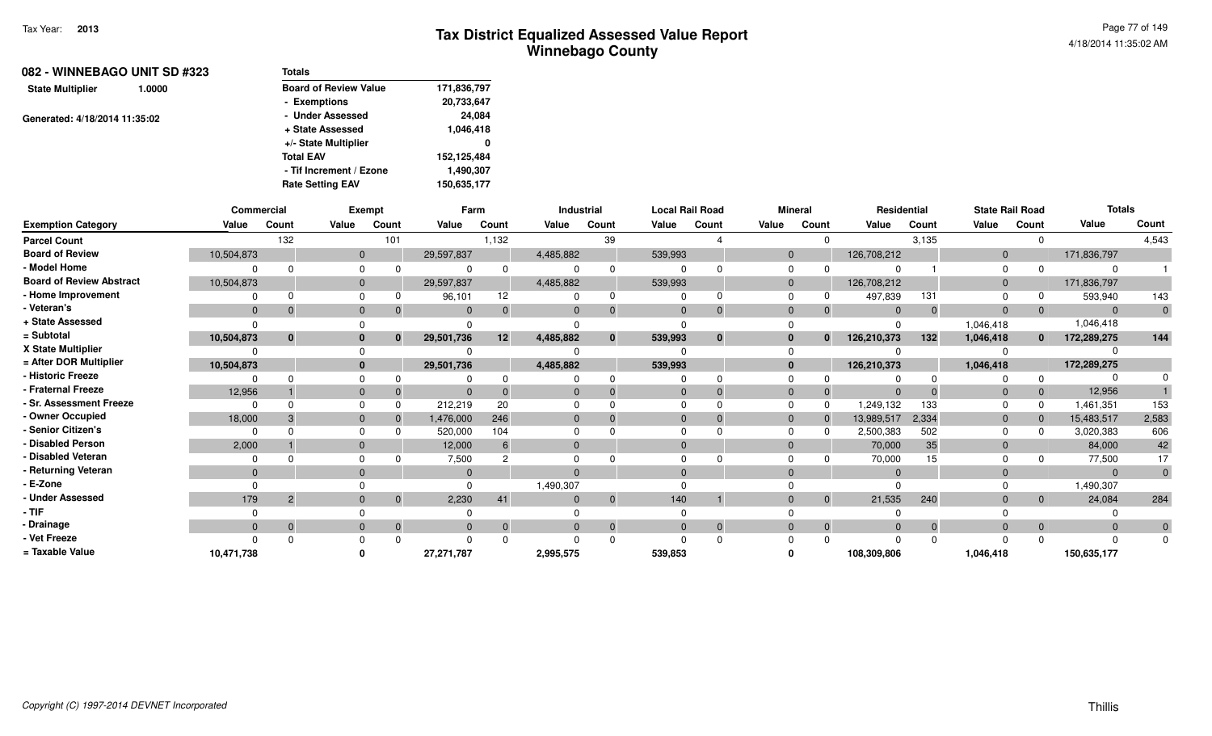# Tax District Equalized Assessed Value Report

## Winnebago County

Tax Year: 2013

4/18/2014 11:35:02 AM

### 082 - WINNEBAGO UNIT SD #323

**State Multiplier** 1.0000

Generated: 4/18/2014 11:35:02

| Totals | |
|---|---|
| Board of Review Value | 171,836,797 |
| - Exemptions | 20,733,647 |
| - Under Assessed | 24,084 |
| + State Assessed | 1,046,418 |
| +/- State Multiplier | 0 |
| Total EAV | 152,125,484 |
| - Tif Increment / Ezone | 1,490,307 |
| Rate Setting EAV | 150,635,177 |

| | Commercial | | Exempt | | Farm | | Industrial | | Local Rail Road | | Mineral | | Residential | | State Rail Road | | Totals | |
|---|---|---|---|---|---|---|---|---|---|---|---|---|---|---|---|---|---|---|
| **Exemption Category** | **Value** | **Count** | **Value** | **Count** | **Value** | **Count** | **Value** | **Count** | **Value** | **Count** | **Value** | **Count** | **Value** | **Count** | **Value** | **Count** | **Value** | **Count** |
| Parcel Count | | 132 | | 101 | | 1,132 | | 39 | | 4 | | 0 | | 3,135 | | 0 | | 4,543 |
| Board of Review | 10,504,873 | | 0 | | 29,597,837 | | 4,485,882 | | 539,993 | | 0 | | 126,708,212 | | 0 | | 171,836,797 | |
| - Model Home | 0 | 0 | 0 | 0 | 0 | 0 | 0 | 0 | 0 | 0 | 0 | 0 | 0 | 1 | 0 | 0 | 0 | 1 |
| Board of Review Abstract | 10,504,873 | | 0 | | 29,597,837 | | 4,485,882 | | 539,993 | | 0 | | 126,708,212 | | 0 | | 171,836,797 | |
| - Home Improvement | 0 | 0 | 0 | 0 | 96,101 | 12 | 0 | 0 | 0 | 0 | 0 | 0 | 497,839 | 131 | 0 | 0 | 593,940 | 143 |
| - Veteran's | 0 | 0 | 0 | 0 | 0 | 0 | 0 | 0 | 0 | 0 | 0 | 0 | 0 | 0 | 0 | 0 | 0 | 0 |
| + State Assessed | 0 | | 0 | | 0 | | 0 | | 0 | | 0 | | 0 | | 1,046,418 | | 1,046,418 | |
| = Subtotal | 10,504,873 | 0 | 0 | 0 | 29,501,736 | 12 | 4,485,882 | 0 | 539,993 | 0 | 0 | 0 | 126,210,373 | 132 | 1,046,418 | 0 | 172,289,275 | 144 |
| X State Multiplier | 0 | | 0 | | 0 | | 0 | | 0 | | 0 | | 0 | | 0 | | 0 | |
| = After DOR Multiplier | 10,504,873 | | 0 | | 29,501,736 | | 4,485,882 | | 539,993 | | 0 | | 126,210,373 | | 1,046,418 | | 172,289,275 | |
| - Historic Freeze | 0 | 0 | 0 | 0 | 0 | 0 | 0 | 0 | 0 | 0 | 0 | 0 | 0 | 0 | 0 | 0 | 0 | 0 |
| - Fraternal Freeze | 12,956 | 1 | 0 | 0 | 0 | 0 | 0 | 0 | 0 | 0 | 0 | 0 | 0 | 0 | 0 | 0 | 12,956 | 1 |
| - Sr. Assessment Freeze | 0 | 0 | 0 | 0 | 212,219 | 20 | 0 | 0 | 0 | 0 | 0 | 0 | 1,249,132 | 133 | 0 | 0 | 1,461,351 | 153 |
| - Owner Occupied | 18,000 | 3 | 0 | 0 | 1,476,000 | 246 | 0 | 0 | 0 | 0 | 0 | 0 | 13,989,517 | 2,334 | 0 | 0 | 15,483,517 | 2,583 |
| - Senior Citizen's | 0 | 0 | 0 | 0 | 520,000 | 104 | 0 | 0 | 0 | 0 | 0 | 0 | 2,500,383 | 502 | 0 | 0 | 3,020,383 | 606 |
| - Disabled Person | 2,000 | 1 | 0 | | 12,000 | 6 | 0 | | 0 | | 0 | | 70,000 | 35 | 0 | | 84,000 | 42 |
| - Disabled Veteran | 0 | 0 | 0 | 0 | 7,500 | 2 | 0 | 0 | 0 | 0 | 0 | 0 | 70,000 | 15 | 0 | 0 | 77,500 | 17 |
| - Returning Veteran | 0 | | 0 | | 0 | | 0 | | 0 | | 0 | | 0 | | 0 | | 0 | 0 |
| - E-Zone | 0 | | 0 | | 0 | | 1,490,307 | | 0 | | 0 | | 0 | | 0 | | 1,490,307 | |
| - Under Assessed | 179 | 2 | 0 | 0 | 2,230 | 41 | 0 | 0 | 140 | 1 | 0 | 0 | 21,535 | 240 | 0 | 0 | 24,084 | 284 |
| - TIF | 0 | | 0 | | 0 | | 0 | | 0 | | 0 | | 0 | | 0 | | 0 | |
| - Drainage | 0 | 0 | 0 | 0 | 0 | 0 | 0 | 0 | 0 | 0 | 0 | 0 | 0 | 0 | 0 | 0 | 0 | 0 |
| - Vet Freeze | 0 | 0 | 0 | 0 | 0 | 0 | 0 | 0 | 0 | 0 | 0 | 0 | 0 | 0 | 0 | 0 | 0 | 0 |
| = Taxable Value | 10,471,738 | | 0 | | 27,271,787 | | 2,995,575 | | 539,853 | | 0 | | 108,309,806 | | 1,046,418 | | 150,635,177 | |

Copyright (C) 1997-2014 DEVNET Incorporated

Thillis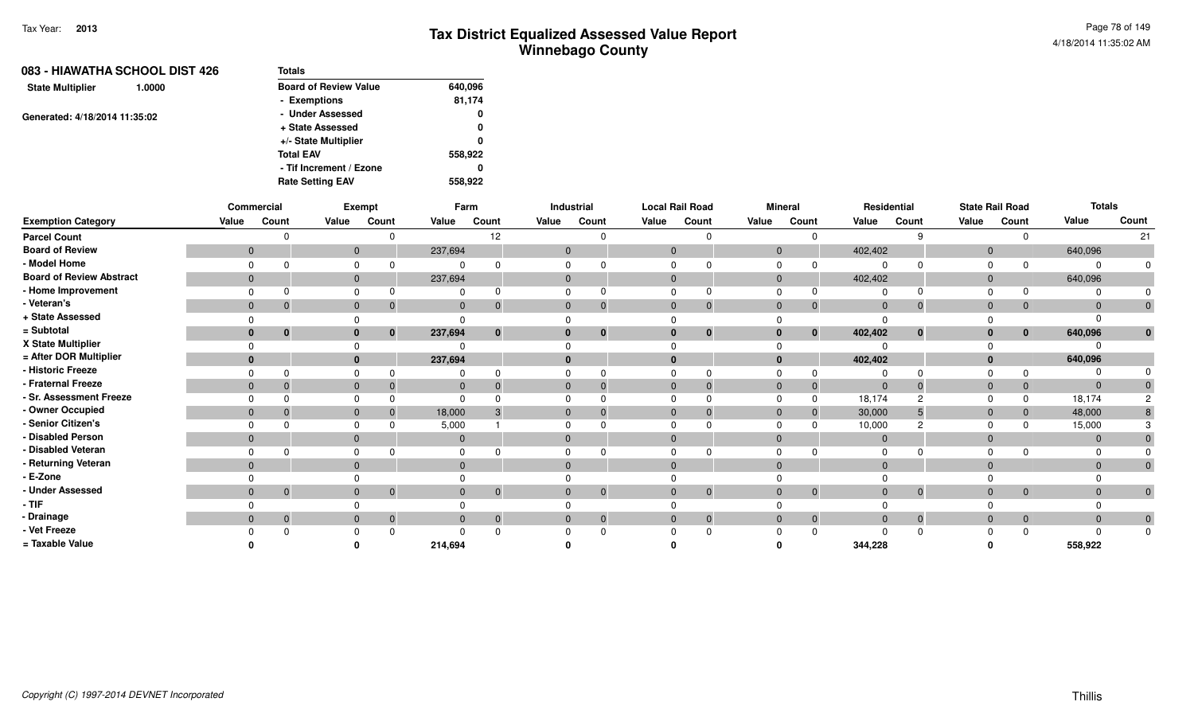# Tax District Equalized Assessed Value Report
## Winnebago County

Tax Year: 2013

### 083 - HIAWATHA SCHOOL DIST 426

**State Multiplier** 1.0000

Generated: 4/18/2014 11:35:02

| Totals | |
|---|---|
| Board of Review Value | 640,096 |
| - Exemptions | 81,174 |
| - Under Assessed | 0 |
| + State Assessed | 0 |
| +/- State Multiplier | 0 |
| Total EAV | 558,922 |
| - Tif Increment / Ezone | 0 |
| Rate Setting EAV | 558,922 |

| | Commercial | | Exempt | | Farm | | Industrial | | Local Rail Road | | Mineral | | Residential | | State Rail Road | | Totals | |
|---|---|---|---|---|---|---|---|---|---|---|---|---|---|---|---|---|---|---|
| Exemption Category | Value | Count | Value | Count | Value | Count | Value | Count | Value | Count | Value | Count | Value | Count | Value | Count | Value | Count |
| Parcel Count | | 0 | | 0 | | 12 | | 0 | | 0 | | 0 | | 9 | | 0 | | 21 |
| Board of Review | 0 | | 0 | | 237,694 | | 0 | | 0 | | 0 | | 402,402 | | 0 | | 640,096 | |
| - Model Home | 0 | 0 | 0 | 0 | 0 | 0 | 0 | 0 | 0 | 0 | 0 | 0 | 0 | 0 | 0 | 0 | 0 | 0 |
| Board of Review Abstract | 0 | | 0 | | 237,694 | | 0 | | 0 | | 0 | | 402,402 | | 0 | | 640,096 | |
| - Home Improvement | 0 | 0 | 0 | 0 | 0 | 0 | 0 | 0 | 0 | 0 | 0 | 0 | 0 | 0 | 0 | 0 | 0 | 0 |
| - Veteran's | 0 | 0 | 0 | 0 | 0 | 0 | 0 | 0 | 0 | 0 | 0 | 0 | 0 | 0 | 0 | 0 | 0 | 0 |
| + State Assessed | 0 | | 0 | | 0 | | 0 | | 0 | | 0 | | 0 | | 0 | | 0 | |
| = Subtotal | 0 | 0 | 0 | 0 | 237,694 | 0 | 0 | 0 | 0 | 0 | 0 | 0 | 402,402 | 0 | 0 | 0 | 640,096 | 0 |
| X State Multiplier | 0 | | 0 | | 0 | | 0 | | 0 | | 0 | | 0 | | 0 | | 0 | |
| = After DOR Multiplier | 0 | | 0 | | 237,694 | | 0 | | 0 | | 0 | | 402,402 | | 0 | | 640,096 | |
| - Historic Freeze | 0 | 0 | 0 | 0 | 0 | 0 | 0 | 0 | 0 | 0 | 0 | 0 | 0 | 0 | 0 | 0 | 0 | 0 |
| - Fraternal Freeze | 0 | 0 | 0 | 0 | 0 | 0 | 0 | 0 | 0 | 0 | 0 | 0 | 0 | 0 | 0 | 0 | 0 | 0 |
| - Sr. Assessment Freeze | 0 | 0 | 0 | 0 | 0 | 0 | 0 | 0 | 0 | 0 | 0 | 0 | 18,174 | 2 | 0 | 0 | 18,174 | 2 |
| - Owner Occupied | 0 | 0 | 0 | 0 | 18,000 | 3 | 0 | 0 | 0 | 0 | 0 | 0 | 30,000 | 5 | 0 | 0 | 48,000 | 8 |
| - Senior Citizen's | 0 | 0 | 0 | 0 | 5,000 | 1 | 0 | 0 | 0 | 0 | 0 | 0 | 10,000 | 2 | 0 | 0 | 15,000 | 3 |
| - Disabled Person | 0 | | 0 | | 0 | | 0 | | 0 | | 0 | | 0 | | 0 | | 0 | 0 |
| - Disabled Veteran | 0 | 0 | 0 | 0 | 0 | 0 | 0 | 0 | 0 | 0 | 0 | 0 | 0 | 0 | 0 | 0 | 0 | 0 |
| - Returning Veteran | 0 | | 0 | | 0 | | 0 | | 0 | | 0 | | 0 | | 0 | | 0 | 0 |
| - E-Zone | 0 | | 0 | | 0 | | 0 | | 0 | | 0 | | 0 | | 0 | | 0 | |
| - Under Assessed | 0 | 0 | 0 | 0 | 0 | 0 | 0 | 0 | 0 | 0 | 0 | 0 | 0 | 0 | 0 | 0 | 0 | 0 |
| - TIF | 0 | | 0 | | 0 | | 0 | | 0 | | 0 | | 0 | | 0 | | 0 | |
| - Drainage | 0 | 0 | 0 | 0 | 0 | 0 | 0 | 0 | 0 | 0 | 0 | 0 | 0 | 0 | 0 | 0 | 0 | 0 |
| - Vet Freeze | 0 | 0 | 0 | 0 | 0 | 0 | 0 | 0 | 0 | 0 | 0 | 0 | 0 | 0 | 0 | 0 | 0 | 0 |
| = Taxable Value | 0 | | 0 | | 214,694 | | 0 | | 0 | | 0 | | 344,228 | | 0 | | 558,922 | |

Copyright (C) 1997-2014 DEVNET Incorporated

Thillis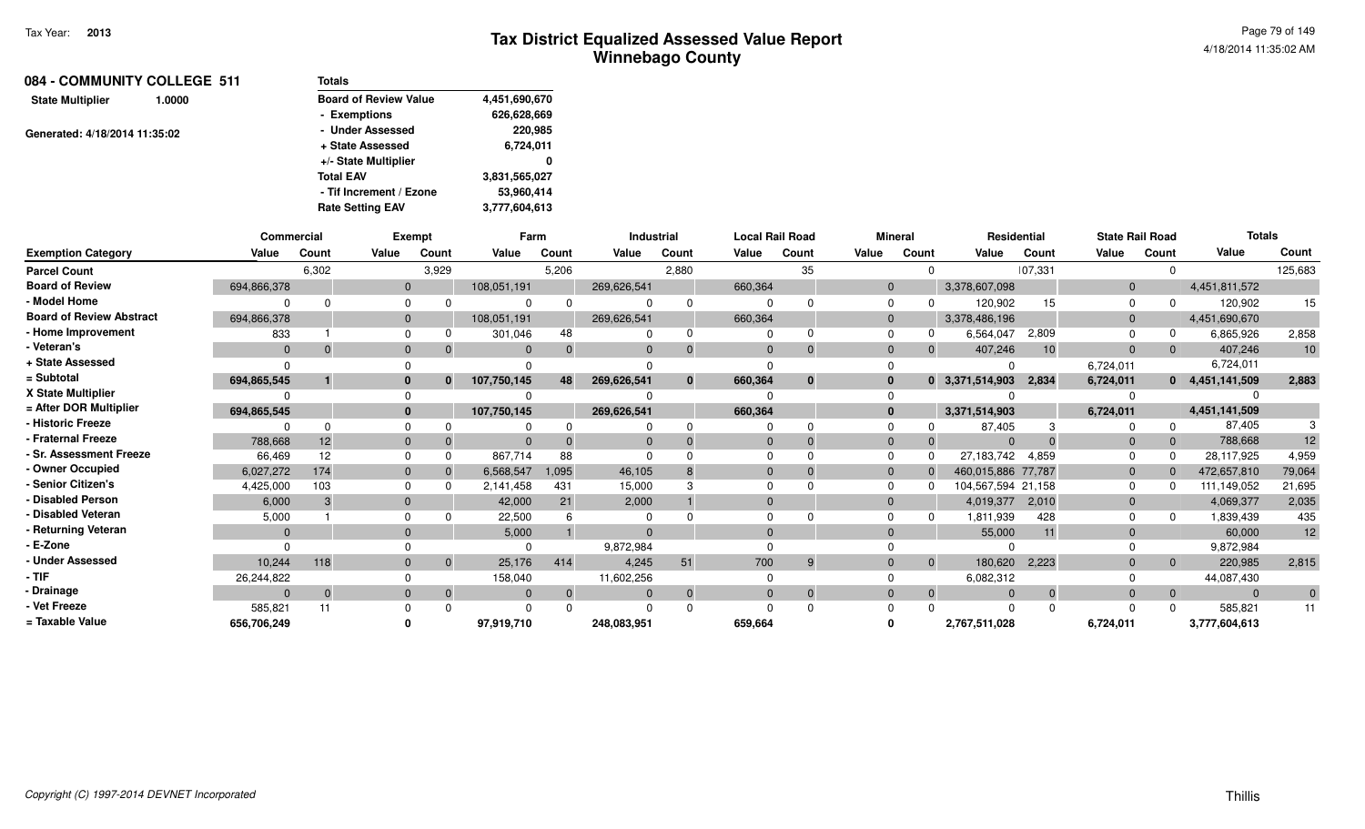# Tax District Equalized Assessed Value Report
## Winnebago County

Tax Year: **2013**

4/18/2014 11:35:02 AM

**084 - COMMUNITY COLLEGE 511**

**State Multiplier** 1.0000

Generated: 4/18/2014 11:35:02

| **Totals** | |
|---|---|
| Board of Review Value | 4,451,690,670 |
| - Exemptions | 626,628,669 |
| - Under Assessed | 220,985 |
| + State Assessed | 6,724,011 |
| +/- State Multiplier | 0 |
| Total EAV | 3,831,565,027 |
| - Tif Increment / Ezone | 53,960,414 |
| Rate Setting EAV | 3,777,604,613 |

| | Commercial | | Exempt | | Farm | | Industrial | | Local Rail Road | | Mineral | | Residential | | State Rail Road | | Totals | |
|---|---|---|---|---|---|---|---|---|---|---|---|---|---|---|---|---|---|---|
| **Exemption Category** | **Value** | **Count** | **Value** | **Count** | **Value** | **Count** | **Value** | **Count** | **Value** | **Count** | **Value** | **Count** | **Value** | **Count** | **Value** | **Count** | **Value** | **Count** |
| **Parcel Count** | | 6,302 | | 3,929 | | 5,206 | | 2,880 | | 35 | | 0 | | 107,331 | | 0 | | 125,683 |
| **Board of Review** | 694,866,378 | | 0 | | 108,051,191 | | 269,626,541 | | 660,364 | | 0 | | 3,378,607,098 | | 0 | | 4,451,811,572 | |
| **- Model Home** | 0 | 0 | 0 | 0 | 0 | 0 | 0 | 0 | 0 | 0 | 0 | 0 | 120,902 | 15 | 0 | 0 | 120,902 | 15 |
| **Board of Review Abstract** | 694,866,378 | | 0 | | 108,051,191 | | 269,626,541 | | 660,364 | | 0 | | 3,378,486,196 | | 0 | | 4,451,690,670 | |
| **- Home Improvement** | 833 | 1 | 0 | 0 | 301,046 | 48 | 0 | 0 | 0 | 0 | 0 | 0 | 6,564,047 | 2,809 | 0 | 0 | 6,865,926 | 2,858 |
| **- Veteran's** | 0 | 0 | 0 | 0 | 0 | 0 | 0 | 0 | 0 | 0 | 0 | 0 | 407,246 | 10 | 0 | 0 | 407,246 | 10 |
| **+ State Assessed** | 0 | | 0 | | 0 | | 0 | | 0 | | 0 | | 0 | | 6,724,011 | | 6,724,011 | |
| **= Subtotal** | **694,865,545** | **1** | **0** | **0** | **107,750,145** | **48** | **269,626,541** | **0** | **660,364** | **0** | **0** | **0** | **3,371,514,903** | **2,834** | **6,724,011** | **0** | **4,451,141,509** | **2,883** |
| **X State Multiplier** | 0 | | 0 | | 0 | | 0 | | 0 | | 0 | | 0 | | 0 | | 0 | |
| **= After DOR Multiplier** | **694,865,545** | | **0** | | **107,750,145** | | **269,626,541** | | **660,364** | | **0** | | **3,371,514,903** | | **6,724,011** | | **4,451,141,509** | |
| **- Historic Freeze** | 0 | 0 | 0 | 0 | 0 | 0 | 0 | 0 | 0 | 0 | 0 | 0 | 87,405 | 3 | 0 | 0 | 87,405 | 3 |
| **- Fraternal Freeze** | 788,668 | 12 | 0 | 0 | 0 | 0 | 0 | 0 | 0 | 0 | 0 | 0 | 0 | 0 | 0 | 0 | 788,668 | 12 |
| **- Sr. Assessment Freeze** | 66,469 | 12 | 0 | 0 | 867,714 | 88 | 0 | 0 | 0 | 0 | 0 | 0 | 27,183,742 | 4,859 | 0 | 0 | 28,117,925 | 4,959 |
| **- Owner Occupied** | 6,027,272 | 174 | 0 | 0 | 6,568,547 | 1,095 | 46,105 | 8 | 0 | 0 | 0 | 0 | 460,015,886 | 77,787 | 0 | 0 | 472,657,810 | 79,064 |
| **- Senior Citizen's** | 4,425,000 | 103 | 0 | 0 | 2,141,458 | 431 | 15,000 | 3 | 0 | 0 | 0 | 0 | 104,567,594 | 21,158 | 0 | 0 | 111,149,052 | 21,695 |
| **- Disabled Person** | 6,000 | 3 | 0 | | 42,000 | 21 | 2,000 | 1 | 0 | | 0 | | 4,019,377 | 2,010 | 0 | | 4,069,377 | 2,035 |
| **- Disabled Veteran** | 5,000 | 1 | 0 | 0 | 22,500 | 6 | 0 | 0 | 0 | 0 | 0 | 0 | 1,811,939 | 428 | 0 | 0 | 1,839,439 | 435 |
| **- Returning Veteran** | 0 | | 0 | | 5,000 | 1 | 0 | | 0 | | 0 | | 55,000 | 11 | 0 | | 60,000 | 12 |
| **- E-Zone** | 0 | | 0 | | 0 | | 9,872,984 | | 0 | | 0 | | 0 | | 0 | | 9,872,984 | |
| **- Under Assessed** | 10,244 | 118 | 0 | 0 | 25,176 | 414 | 4,245 | 51 | 700 | 9 | 0 | 0 | 180,620 | 2,223 | 0 | 0 | 220,985 | 2,815 |
| **- TIF** | 26,244,822 | | 0 | | 158,040 | | 11,602,256 | | 0 | | 0 | | 6,082,312 | | 0 | | 44,087,430 | |
| **- Drainage** | 0 | 0 | 0 | 0 | 0 | 0 | 0 | 0 | 0 | 0 | 0 | 0 | 0 | 0 | 0 | 0 | 0 | 0 |
| **- Vet Freeze** | 585,821 | 11 | 0 | 0 | 0 | 0 | 0 | 0 | 0 | 0 | 0 | 0 | 0 | 0 | 0 | 0 | 585,821 | 11 |
| **= Taxable Value** | **656,706,249** | | **0** | | **97,919,710** | | **248,083,951** | | **659,664** | | **0** | | **2,767,511,028** | | **6,724,011** | | **3,777,604,613** | |

Copyright (C) 1997-2014 DEVNET Incorporated

Thillis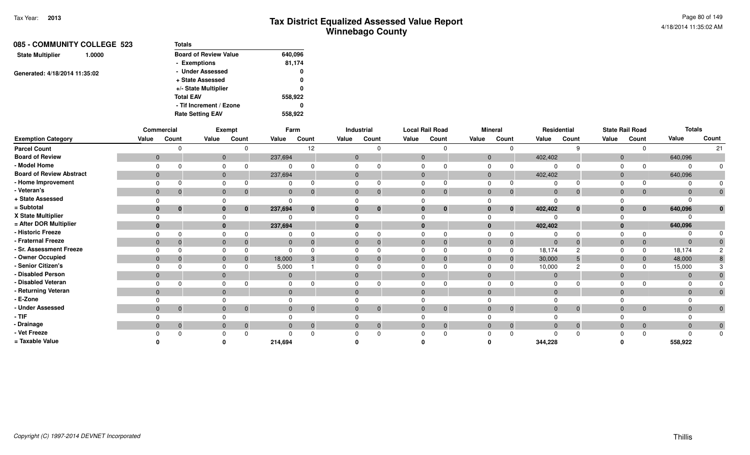Tax Year: 2013

# Tax District Equalized Assessed Value Report
## Winnebago County

**085 - COMMUNITY COLLEGE 523**

**State Multiplier** 1.0000

Generated: 4/18/2014 11:35:02

| Totals | |
|---|---|
| Board of Review Value | 640,096 |
| - Exemptions | 81,174 |
| - Under Assessed | 0 |
| + State Assessed | 0 |
| +/- State Multiplier | 0 |
| Total EAV | 558,922 |
| - Tif Increment / Ezone | 0 |
| Rate Setting EAV | 558,922 |

| | Commercial | | Exempt | | Farm | | Industrial | | Local Rail Road | | Mineral | | Residential | | State Rail Road | | Totals | |
|---|---|---|---|---|---|---|---|---|---|---|---|---|---|---|---|---|---|---|
| **Exemption Category** | **Value** | **Count** | **Value** | **Count** | **Value** | **Count** | **Value** | **Count** | **Value** | **Count** | **Value** | **Count** | **Value** | **Count** | **Value** | **Count** | **Value** | **Count** |
| Parcel Count | | 0 | | 0 | | 12 | | 0 | | 0 | | 0 | | 9 | | 0 | | 21 |
| Board of Review | 0 | | 0 | | 237,694 | | 0 | | 0 | | 0 | | 402,402 | | 0 | | 640,096 | |
| - Model Home | 0 | 0 | 0 | 0 | 0 | 0 | 0 | 0 | 0 | 0 | 0 | 0 | 0 | 0 | 0 | 0 | 0 | 0 |
| Board of Review Abstract | 0 | | 0 | | 237,694 | | 0 | | 0 | | 0 | | 402,402 | | 0 | | 640,096 | |
| - Home Improvement | 0 | 0 | 0 | 0 | 0 | 0 | 0 | 0 | 0 | 0 | 0 | 0 | 0 | 0 | 0 | 0 | 0 | 0 |
| - Veteran's | 0 | 0 | 0 | 0 | 0 | 0 | 0 | 0 | 0 | 0 | 0 | 0 | 0 | 0 | 0 | 0 | 0 | 0 |
| + State Assessed | 0 | | 0 | | 0 | | 0 | | 0 | | 0 | | 0 | | 0 | | 0 | |
| = Subtotal | 0 | 0 | 0 | 0 | 237,694 | 0 | 0 | 0 | 0 | 0 | 0 | 0 | 402,402 | 0 | 0 | 0 | 640,096 | 0 |
| X State Multiplier | 0 | | 0 | | 0 | | 0 | | 0 | | 0 | | 0 | | 0 | | 0 | |
| = After DOR Multiplier | 0 | | 0 | | 237,694 | | 0 | | 0 | | 0 | | 402,402 | | 0 | | 640,096 | |
| - Historic Freeze | 0 | 0 | 0 | 0 | 0 | 0 | 0 | 0 | 0 | 0 | 0 | 0 | 0 | 0 | 0 | 0 | 0 | 0 |
| - Fraternal Freeze | 0 | 0 | 0 | 0 | 0 | 0 | 0 | 0 | 0 | 0 | 0 | 0 | 0 | 0 | 0 | 0 | 0 | 0 |
| - Sr. Assessment Freeze | 0 | 0 | 0 | 0 | 0 | 0 | 0 | 0 | 0 | 0 | 0 | 0 | 18,174 | 2 | 0 | 0 | 18,174 | 2 |
| - Owner Occupied | 0 | 0 | 0 | 0 | 18,000 | 3 | 0 | 0 | 0 | 0 | 0 | 0 | 30,000 | 5 | 0 | 0 | 48,000 | 8 |
| - Senior Citizen's | 0 | 0 | 0 | 0 | 5,000 | 1 | 0 | 0 | 0 | 0 | 0 | 0 | 10,000 | 2 | 0 | 0 | 15,000 | 3 |
| - Disabled Person | 0 | | 0 | | 0 | | 0 | | 0 | | 0 | | 0 | | 0 | | 0 | 0 |
| - Disabled Veteran | 0 | 0 | 0 | 0 | 0 | 0 | 0 | 0 | 0 | 0 | 0 | 0 | 0 | 0 | 0 | 0 | 0 | 0 |
| - Returning Veteran | 0 | | 0 | | 0 | | 0 | | 0 | | 0 | | 0 | | 0 | | 0 | 0 |
| - E-Zone | 0 | | 0 | | 0 | | 0 | | 0 | | 0 | | 0 | | 0 | | 0 | |
| - Under Assessed | 0 | 0 | 0 | 0 | 0 | 0 | 0 | 0 | 0 | 0 | 0 | 0 | 0 | 0 | 0 | 0 | 0 | 0 |
| - TIF | 0 | | 0 | | 0 | | 0 | | 0 | | 0 | | 0 | | 0 | | 0 | |
| - Drainage | 0 | 0 | 0 | 0 | 0 | 0 | 0 | 0 | 0 | 0 | 0 | 0 | 0 | 0 | 0 | 0 | 0 | 0 |
| - Vet Freeze | 0 | 0 | 0 | 0 | 0 | 0 | 0 | 0 | 0 | 0 | 0 | 0 | 0 | 0 | 0 | 0 | 0 | 0 |
| = Taxable Value | 0 | | 0 | | 214,694 | | 0 | | 0 | | 0 | | 344,228 | | 0 | | 558,922 | |

Copyright (C) 1997-2014 DEVNET Incorporated

Thillis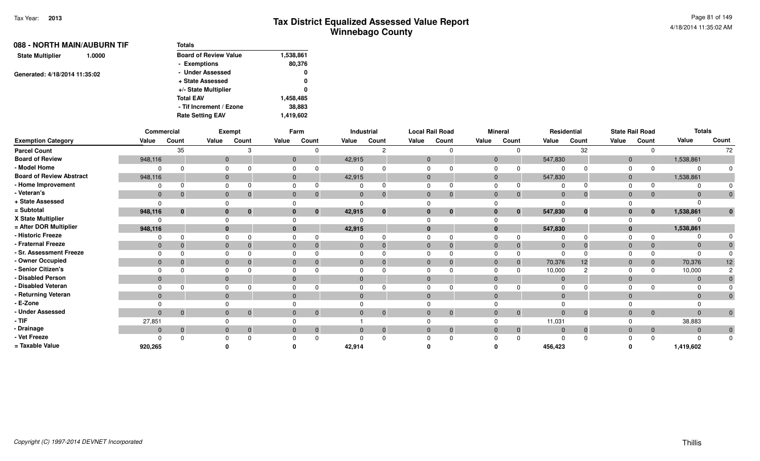**Tax Year: 2013**

# Tax District Equalized Assessed Value Report
## Winnebago County

4/18/2014 11:35:02 AM

**088 - NORTH MAIN/AUBURN TIF**

**State Multiplier** 1.0000

Generated: 4/18/2014 11:35:02

| Totals | |
|---|---|
| Board of Review Value | 1,538,861 |
| - Exemptions | 80,376 |
| - Under Assessed | 0 |
| + State Assessed | 0 |
| +/- State Multiplier | 0 |
| Total EAV | 1,458,485 |
| - Tif Increment / Ezone | 38,883 |
| Rate Setting EAV | 1,419,602 |

| | Commercial | | Exempt | | Farm | | Industrial | | Local Rail Road | | Mineral | | Residential | | State Rail Road | | Totals | |
|---|---|---|---|---|---|---|---|---|---|---|---|---|---|---|---|---|---|---|
| Exemption Category | Value | Count | Value | Count | Value | Count | Value | Count | Value | Count | Value | Count | Value | Count | Value | Count | Value | Count |
| Parcel Count | | 35 | | 3 | | 0 | | 2 | | 0 | | 0 | | 32 | | 0 | | 72 |
| Board of Review | 948,116 | | 0 | | 0 | | 42,915 | | 0 | | 0 | | 547,830 | | 0 | | 1,538,861 | |
| - Model Home | 0 | 0 | 0 | 0 | 0 | 0 | 0 | 0 | 0 | 0 | 0 | 0 | 0 | 0 | 0 | 0 | 0 | 0 |
| Board of Review Abstract | 948,116 | | 0 | | 0 | | 42,915 | | 0 | | 0 | | 547,830 | | 0 | | 1,538,861 | |
| - Home Improvement | 0 | 0 | 0 | 0 | 0 | 0 | 0 | 0 | 0 | 0 | 0 | 0 | 0 | 0 | 0 | 0 | 0 | 0 |
| - Veteran's | 0 | 0 | 0 | 0 | 0 | 0 | 0 | 0 | 0 | 0 | 0 | 0 | 0 | 0 | 0 | 0 | 0 | 0 |
| + State Assessed | 0 | | 0 | | 0 | | 0 | | 0 | | 0 | | 0 | | 0 | | 0 | |
| = Subtotal | 948,116 | 0 | 0 | 0 | 0 | 0 | 42,915 | 0 | 0 | 0 | 0 | 0 | 547,830 | 0 | 0 | 0 | 1,538,861 | 0 |
| X State Multiplier | 0 | | 0 | | 0 | | 0 | | 0 | | 0 | | 0 | | 0 | | 0 | |
| = After DOR Multiplier | 948,116 | | 0 | | 0 | | 42,915 | | 0 | | 0 | | 547,830 | | 0 | | 1,538,861 | |
| - Historic Freeze | 0 | 0 | 0 | 0 | 0 | 0 | 0 | 0 | 0 | 0 | 0 | 0 | 0 | 0 | 0 | 0 | 0 | 0 |
| - Fraternal Freeze | 0 | 0 | 0 | 0 | 0 | 0 | 0 | 0 | 0 | 0 | 0 | 0 | 0 | 0 | 0 | 0 | 0 | 0 |
| - Sr. Assessment Freeze | 0 | 0 | 0 | 0 | 0 | 0 | 0 | 0 | 0 | 0 | 0 | 0 | 0 | 0 | 0 | 0 | 0 | 0 |
| - Owner Occupied | 0 | 0 | 0 | 0 | 0 | 0 | 0 | 0 | 0 | 0 | 0 | 0 | 70,376 | 12 | 0 | 0 | 70,376 | 12 |
| - Senior Citizen's | 0 | 0 | 0 | 0 | 0 | 0 | 0 | 0 | 0 | 0 | 0 | 0 | 10,000 | 2 | 0 | 0 | 10,000 | 2 |
| - Disabled Person | 0 | | 0 | | 0 | | 0 | | 0 | | 0 | | 0 | | 0 | | 0 | 0 |
| - Disabled Veteran | 0 | 0 | 0 | 0 | 0 | 0 | 0 | 0 | 0 | 0 | 0 | 0 | 0 | 0 | 0 | 0 | 0 | 0 |
| - Returning Veteran | 0 | | 0 | | 0 | | 0 | | 0 | | 0 | | 0 | | 0 | | 0 | 0 |
| - E-Zone | 0 | | 0 | | 0 | | 0 | | 0 | | 0 | | 0 | | 0 | | 0 | |
| - Under Assessed | 0 | 0 | 0 | 0 | 0 | 0 | 0 | 0 | 0 | 0 | 0 | 0 | 0 | 0 | 0 | 0 | 0 | 0 |
| - TIF | 27,851 | | 0 | | 0 | | 1 | | 0 | | 0 | | 11,031 | | 0 | | 38,883 | |
| - Drainage | 0 | 0 | 0 | 0 | 0 | 0 | 0 | 0 | 0 | 0 | 0 | 0 | 0 | 0 | 0 | 0 | 0 | 0 |
| - Vet Freeze | 0 | 0 | 0 | 0 | 0 | 0 | 0 | 0 | 0 | 0 | 0 | 0 | 0 | 0 | 0 | 0 | 0 | 0 |
| = Taxable Value | 920,265 | | 0 | | 0 | | 42,914 | | 0 | | 0 | | 456,423 | | 0 | | 1,419,602 | |

Copyright (C) 1997-2014 DEVNET Incorporated

Thillis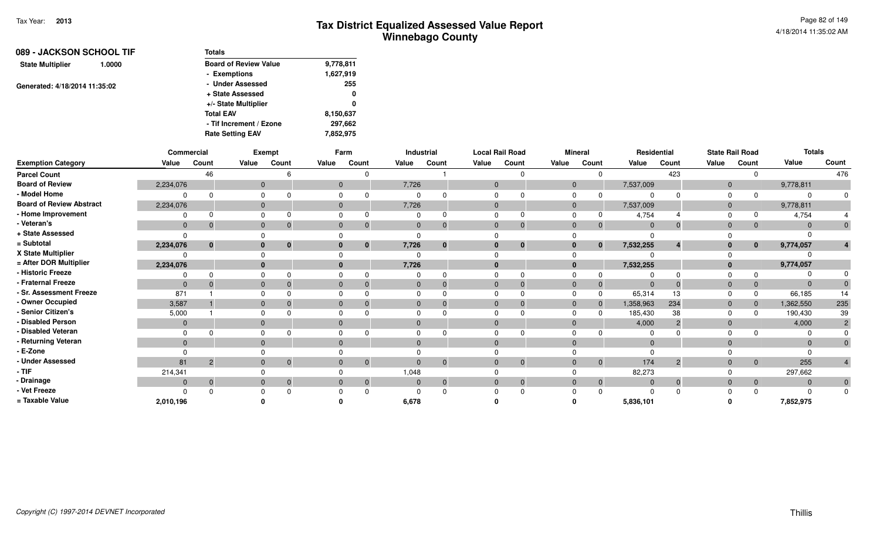Tax Year: **2013**

# Tax District Equalized Assessed Value Report
## Winnebago County

4/18/2014 11:35:02 AM

**089 - JACKSON SCHOOL TIF**

**State Multiplier** 1.0000

Generated: 4/18/2014 11:35:02

| Totals | |
|---|---|
| Board of Review Value | 9,778,811 |
| - Exemptions | 1,627,919 |
| - Under Assessed | 255 |
| + State Assessed | 0 |
| +/- State Multiplier | 0 |
| Total EAV | 8,150,637 |
| - Tif Increment / Ezone | 297,662 |
| Rate Setting EAV | 7,852,975 |

| | Commercial | | Exempt | | Farm | | Industrial | | Local Rail Road | | Mineral | | Residential | | State Rail Road | | Totals | |
|---|---|---|---|---|---|---|---|---|---|---|---|---|---|---|---|---|---|---|
| Exemption Category | Value | Count | Value | Count | Value | Count | Value | Count | Value | Count | Value | Count | Value | Count | Value | Count | Value | Count |
| Parcel Count | | 46 | | 6 | | 0 | | 1 | | 0 | | 0 | | 423 | | 0 | | 476 |
| Board of Review | 2,234,076 | | 0 | | 0 | | 7,726 | | 0 | | 0 | | 7,537,009 | | 0 | | 9,778,811 | |
| - Model Home | 0 | 0 | 0 | 0 | 0 | 0 | 0 | 0 | 0 | 0 | 0 | 0 | 0 | 0 | 0 | 0 | 0 | 0 |
| Board of Review Abstract | 2,234,076 | | 0 | | 0 | | 7,726 | | 0 | | 0 | | 7,537,009 | | 0 | | 9,778,811 | |
| - Home Improvement | 0 | 0 | 0 | 0 | 0 | 0 | 0 | 0 | 0 | 0 | 0 | 0 | 4,754 | 4 | 0 | 0 | 4,754 | 4 |
| - Veteran's | 0 | 0 | 0 | 0 | 0 | 0 | 0 | 0 | 0 | 0 | 0 | 0 | 0 | 0 | 0 | 0 | 0 | 0 |
| + State Assessed | 0 | | 0 | | 0 | | 0 | | 0 | | 0 | | 0 | | 0 | | 0 | |
| = Subtotal | 2,234,076 | 0 | 0 | 0 | 0 | 0 | 7,726 | 0 | 0 | 0 | 0 | 0 | 7,532,255 | 4 | 0 | 0 | 9,774,057 | 4 |
| X State Multiplier | 0 | | 0 | | 0 | | 0 | | 0 | | 0 | | 0 | | 0 | | 0 | |
| = After DOR Multiplier | 2,234,076 | | 0 | | 0 | | 7,726 | | 0 | | 0 | | 7,532,255 | | 0 | | 9,774,057 | |
| - Historic Freeze | 0 | 0 | 0 | 0 | 0 | 0 | 0 | 0 | 0 | 0 | 0 | 0 | 0 | 0 | 0 | 0 | 0 | 0 |
| - Fraternal Freeze | 0 | 0 | 0 | 0 | 0 | 0 | 0 | 0 | 0 | 0 | 0 | 0 | 0 | 0 | 0 | 0 | 0 | 0 |
| - Sr. Assessment Freeze | 871 | 1 | 0 | 0 | 0 | 0 | 0 | 0 | 0 | 0 | 0 | 0 | 65,314 | 13 | 0 | 0 | 66,185 | 14 |
| - Owner Occupied | 3,587 | 1 | 0 | 0 | 0 | 0 | 0 | 0 | 0 | 0 | 0 | 0 | 1,358,963 | 234 | 0 | 0 | 1,362,550 | 235 |
| - Senior Citizen's | 5,000 | 1 | 0 | 0 | 0 | 0 | 0 | 0 | 0 | 0 | 0 | 0 | 185,430 | 38 | 0 | 0 | 190,430 | 39 |
| - Disabled Person | 0 | | 0 | | 0 | | 0 | | 0 | | 0 | | 4,000 | 2 | 0 | | 4,000 | 2 |
| - Disabled Veteran | 0 | 0 | 0 | 0 | 0 | 0 | 0 | 0 | 0 | 0 | 0 | 0 | 0 | 0 | 0 | 0 | 0 | 0 |
| - Returning Veteran | 0 | | 0 | | 0 | | 0 | | 0 | | 0 | | 0 | | 0 | | 0 | 0 |
| - E-Zone | 0 | | 0 | | 0 | | 0 | | 0 | | 0 | | 0 | | 0 | | 0 | |
| - Under Assessed | 81 | 2 | 0 | 0 | 0 | 0 | 0 | 0 | 0 | 0 | 0 | 0 | 174 | 2 | 0 | 0 | 255 | 4 |
| - TIF | 214,341 | | 0 | | 0 | | 1,048 | | 0 | | 0 | | 82,273 | | 0 | | 297,662 | |
| - Drainage | 0 | 0 | 0 | 0 | 0 | 0 | 0 | 0 | 0 | 0 | 0 | 0 | 0 | 0 | 0 | 0 | 0 | 0 |
| - Vet Freeze | 0 | 0 | 0 | 0 | 0 | 0 | 0 | 0 | 0 | 0 | 0 | 0 | 0 | 0 | 0 | 0 | 0 | 0 |
| = Taxable Value | 2,010,196 | | 0 | | 0 | | 6,678 | | 0 | | 0 | | 5,836,101 | | 0 | | 7,852,975 | |

Copyright (C) 1997-2014 DEVNET Incorporated

Thillis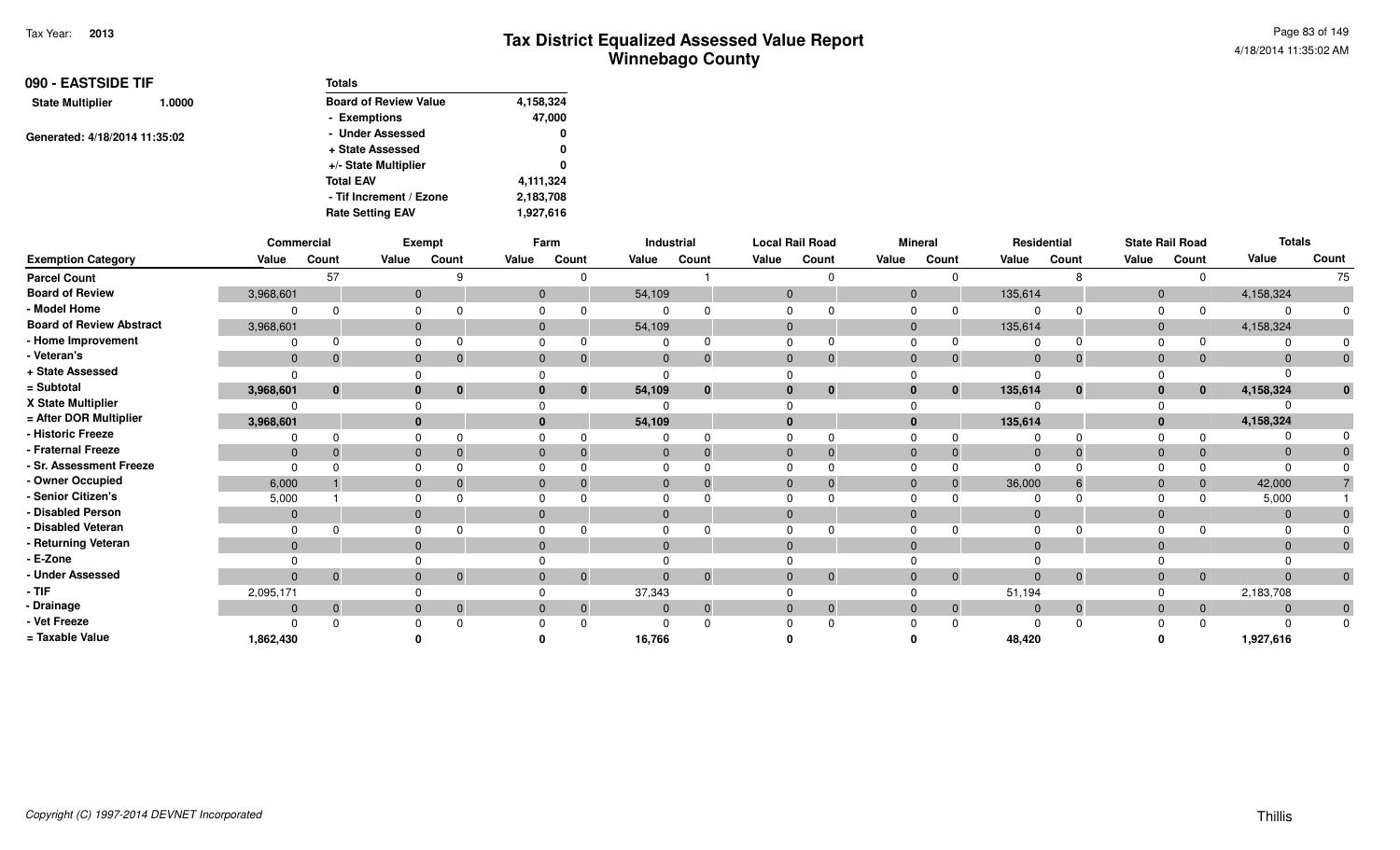# Tax Year: 2013

# Tax District Equalized Assessed Value Report
## Winnebago County

**090 - EASTSIDE TIF**

**State Multiplier** 1.0000

Generated: 4/18/2014 11:35:02

| Totals | |
|---|---|
| Board of Review Value | 4,158,324 |
| - Exemptions | 47,000 |
| - Under Assessed | 0 |
| + State Assessed | 0 |
| +/- State Multiplier | 0 |
| Total EAV | 4,111,324 |
| - Tif Increment / Ezone | 2,183,708 |
| Rate Setting EAV | 1,927,616 |

| | Commercial | | Exempt | | Farm | | Industrial | | Local Rail Road | | Mineral | | Residential | | State Rail Road | | Totals | |
|---|---|---|---|---|---|---|---|---|---|---|---|---|---|---|---|---|---|---|
| **Exemption Category** | **Value** | **Count** | **Value** | **Count** | **Value** | **Count** | **Value** | **Count** | **Value** | **Count** | **Value** | **Count** | **Value** | **Count** | **Value** | **Count** | **Value** | **Count** |
| **Parcel Count** | | 57 | | 9 | | 0 | | 1 | | 0 | | 0 | | 8 | | 0 | | 75 |
| **Board of Review** | 3,968,601 | | 0 | | 0 | | 54,109 | | 0 | | 0 | | 135,614 | | 0 | | 4,158,324 | |
| **- Model Home** | 0 | 0 | 0 | 0 | 0 | 0 | 0 | 0 | 0 | 0 | 0 | 0 | 0 | 0 | 0 | 0 | 0 | 0 |
| **Board of Review Abstract** | 3,968,601 | | 0 | | 0 | | 54,109 | | 0 | | 0 | | 135,614 | | 0 | | 4,158,324 | |
| **- Home Improvement** | 0 | 0 | 0 | 0 | 0 | 0 | 0 | 0 | 0 | 0 | 0 | 0 | 0 | 0 | 0 | 0 | 0 | 0 |
| **- Veteran's** | 0 | 0 | 0 | 0 | 0 | 0 | 0 | 0 | 0 | 0 | 0 | 0 | 0 | 0 | 0 | 0 | 0 | 0 |
| **+ State Assessed** | 0 | | 0 | | 0 | | 0 | | 0 | | 0 | | 0 | | 0 | | 0 | |
| **= Subtotal** | **3,968,601** | **0** | **0** | **0** | **0** | **0** | **54,109** | **0** | **0** | **0** | **0** | **0** | **135,614** | **0** | **0** | **0** | **4,158,324** | **0** |
| **X State Multiplier** | 0 | | 0 | | 0 | | 0 | | 0 | | 0 | | 0 | | 0 | | 0 | |
| **= After DOR Multiplier** | **3,968,601** | | **0** | | **0** | | **54,109** | | **0** | | **0** | | **135,614** | | **0** | | **4,158,324** | |
| **- Historic Freeze** | 0 | 0 | 0 | 0 | 0 | 0 | 0 | 0 | 0 | 0 | 0 | 0 | 0 | 0 | 0 | 0 | 0 | 0 |
| **- Fraternal Freeze** | 0 | 0 | 0 | 0 | 0 | 0 | 0 | 0 | 0 | 0 | 0 | 0 | 0 | 0 | 0 | 0 | 0 | 0 |
| **- Sr. Assessment Freeze** | 0 | 0 | 0 | 0 | 0 | 0 | 0 | 0 | 0 | 0 | 0 | 0 | 0 | 0 | 0 | 0 | 0 | 0 |
| **- Owner Occupied** | 6,000 | 1 | 0 | 0 | 0 | 0 | 0 | 0 | 0 | 0 | 0 | 0 | 36,000 | 6 | 0 | 0 | 42,000 | 7 |
| **- Senior Citizen's** | 5,000 | 1 | 0 | 0 | 0 | 0 | 0 | 0 | 0 | 0 | 0 | 0 | 0 | 0 | 0 | 0 | 5,000 | 1 |
| **- Disabled Person** | 0 | | 0 | | 0 | | 0 | | 0 | | 0 | | 0 | | 0 | | 0 | 0 |
| **- Disabled Veteran** | 0 | 0 | 0 | 0 | 0 | 0 | 0 | 0 | 0 | 0 | 0 | 0 | 0 | 0 | 0 | 0 | 0 | 0 |
| **- Returning Veteran** | 0 | | 0 | | 0 | | 0 | | 0 | | 0 | | 0 | | 0 | | 0 | 0 |
| **- E-Zone** | 0 | | 0 | | 0 | | 0 | | 0 | | 0 | | 0 | | 0 | | 0 | |
| **- Under Assessed** | 0 | 0 | 0 | 0 | 0 | 0 | 0 | 0 | 0 | 0 | 0 | 0 | 0 | 0 | 0 | 0 | 0 | 0 |
| **- TIF** | 2,095,171 | | 0 | | 0 | | 37,343 | | 0 | | 0 | | 51,194 | | 0 | | 2,183,708 | |
| **- Drainage** | 0 | 0 | 0 | 0 | 0 | 0 | 0 | 0 | 0 | 0 | 0 | 0 | 0 | 0 | 0 | 0 | 0 | 0 |
| **- Vet Freeze** | 0 | 0 | 0 | 0 | 0 | 0 | 0 | 0 | 0 | 0 | 0 | 0 | 0 | 0 | 0 | 0 | 0 | 0 |
| **= Taxable Value** | **1,862,430** | | **0** | | **0** | | **16,766** | | **0** | | **0** | | **48,420** | | **0** | | **1,927,616** | |

Copyright (C) 1997-2014 DEVNET Incorporated

Thillis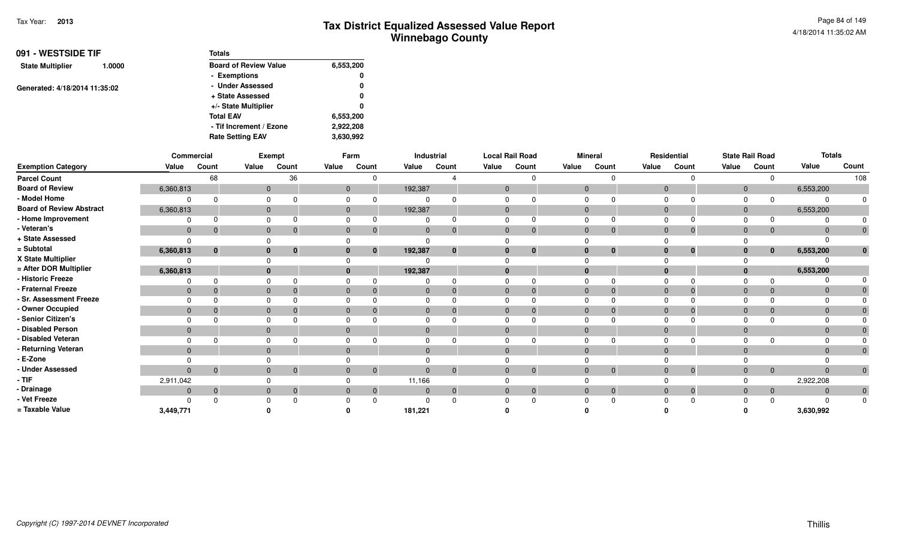# Tax District Equalized Assessed Value Report
## Winnebago County

Tax Year: **2013**

### 091 - WESTSIDE TIF

**State Multiplier** 1.0000

Generated: 4/18/2014 11:35:02

| Totals | |
|---|---|
| Board of Review Value | 6,553,200 |
| - Exemptions | 0 |
| - Under Assessed | 0 |
| + State Assessed | 0 |
| +/- State Multiplier | 0 |
| Total EAV | 6,553,200 |
| - Tif Increment / Ezone | 2,922,208 |
| Rate Setting EAV | 3,630,992 |

| | Commercial | | Exempt | | Farm | | Industrial | | Local Rail Road | | Mineral | | Residential | | State Rail Road | | Totals | |
|---|---|---|---|---|---|---|---|---|---|---|---|---|---|---|---|---|---|---|
| **Exemption Category** | **Value** | **Count** | **Value** | **Count** | **Value** | **Count** | **Value** | **Count** | **Value** | **Count** | **Value** | **Count** | **Value** | **Count** | **Value** | **Count** | **Value** | **Count** |
| Parcel Count | | 68 | | 36 | | 0 | | 4 | | 0 | | 0 | | 0 | | 0 | | 108 |
| Board of Review | 6,360,813 | | 0 | | 0 | | 192,387 | | 0 | | 0 | | 0 | | 0 | | 6,553,200 | |
| - Model Home | 0 | 0 | 0 | 0 | 0 | 0 | 0 | 0 | 0 | 0 | 0 | 0 | 0 | 0 | 0 | 0 | 0 | 0 |
| Board of Review Abstract | 6,360,813 | | 0 | | 0 | | 192,387 | | 0 | | 0 | | 0 | | 0 | | 6,553,200 | |
| - Home Improvement | 0 | 0 | 0 | 0 | 0 | 0 | 0 | 0 | 0 | 0 | 0 | 0 | 0 | 0 | 0 | 0 | 0 | 0 |
| - Veteran's | 0 | 0 | 0 | 0 | 0 | 0 | 0 | 0 | 0 | 0 | 0 | 0 | 0 | 0 | 0 | 0 | 0 | 0 |
| + State Assessed | 0 | | 0 | | 0 | | 0 | | 0 | | 0 | | 0 | | 0 | | 0 | |
| = Subtotal | 6,360,813 | 0 | 0 | 0 | 0 | 0 | 192,387 | 0 | 0 | 0 | 0 | 0 | 0 | 0 | 0 | 0 | 6,553,200 | 0 |
| X State Multiplier | 0 | | 0 | | 0 | | 0 | | 0 | | 0 | | 0 | | 0 | | 0 | |
| = After DOR Multiplier | 6,360,813 | | 0 | | 0 | | 192,387 | | 0 | | 0 | | 0 | | 0 | | 6,553,200 | |
| - Historic Freeze | 0 | 0 | 0 | 0 | 0 | 0 | 0 | 0 | 0 | 0 | 0 | 0 | 0 | 0 | 0 | 0 | 0 | 0 |
| - Fraternal Freeze | 0 | 0 | 0 | 0 | 0 | 0 | 0 | 0 | 0 | 0 | 0 | 0 | 0 | 0 | 0 | 0 | 0 | 0 |
| - Sr. Assessment Freeze | 0 | 0 | 0 | 0 | 0 | 0 | 0 | 0 | 0 | 0 | 0 | 0 | 0 | 0 | 0 | 0 | 0 | 0 |
| - Owner Occupied | 0 | 0 | 0 | 0 | 0 | 0 | 0 | 0 | 0 | 0 | 0 | 0 | 0 | 0 | 0 | 0 | 0 | 0 |
| - Senior Citizen's | 0 | 0 | 0 | 0 | 0 | 0 | 0 | 0 | 0 | 0 | 0 | 0 | 0 | 0 | 0 | 0 | 0 | 0 |
| - Disabled Person | 0 | | 0 | | 0 | | 0 | | 0 | | 0 | | 0 | | 0 | | 0 | 0 |
| - Disabled Veteran | 0 | 0 | 0 | 0 | 0 | 0 | 0 | 0 | 0 | 0 | 0 | 0 | 0 | 0 | 0 | 0 | 0 | 0 |
| - Returning Veteran | 0 | | 0 | | 0 | | 0 | | 0 | | 0 | | 0 | | 0 | | 0 | 0 |
| - E-Zone | 0 | | 0 | | 0 | | 0 | | 0 | | 0 | | 0 | | 0 | | 0 | |
| - Under Assessed | 0 | 0 | 0 | 0 | 0 | 0 | 0 | 0 | 0 | 0 | 0 | 0 | 0 | 0 | 0 | 0 | 0 | 0 |
| - TIF | 2,911,042 | | 0 | | 0 | | 11,166 | | 0 | | 0 | | 0 | | 0 | | 2,922,208 | |
| - Drainage | 0 | 0 | 0 | 0 | 0 | 0 | 0 | 0 | 0 | 0 | 0 | 0 | 0 | 0 | 0 | 0 | 0 | 0 |
| - Vet Freeze | 0 | 0 | 0 | 0 | 0 | 0 | 0 | 0 | 0 | 0 | 0 | 0 | 0 | 0 | 0 | 0 | 0 | 0 |
| = Taxable Value | 3,449,771 | | 0 | | 0 | | 181,221 | | 0 | | 0 | | 0 | | 0 | | 3,630,992 | |

Copyright (C) 1997-2014 DEVNET Incorporated

Thillis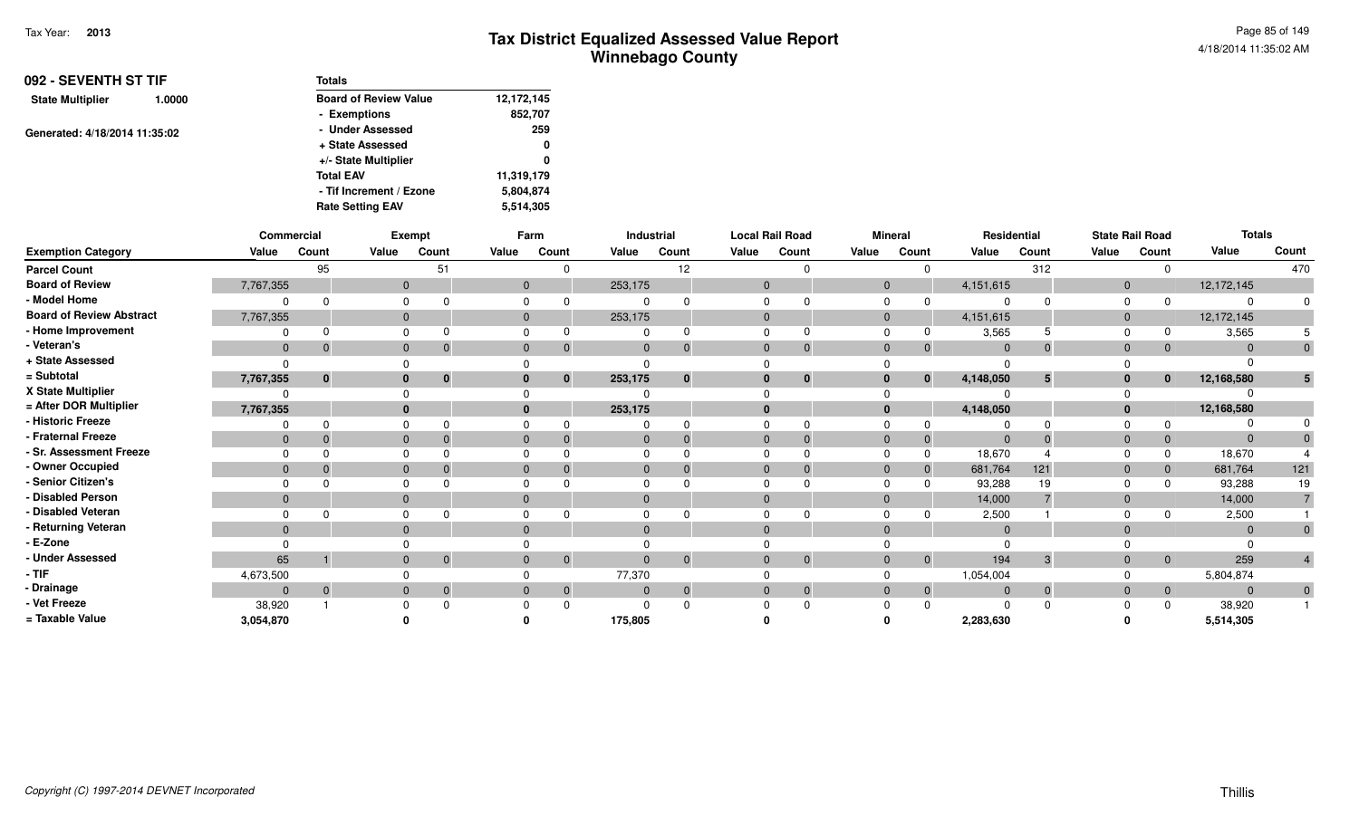# Tax District Equalized Assessed Value Report
## Winnebago County

Tax Year: **2013**

4/18/2014 11:35:02 AM

**092 - SEVENTH ST TIF**

**State Multiplier** 1.0000

Generated: 4/18/2014 11:35:02

| Totals | |
|---|---|
| Board of Review Value | 12,172,145 |
| - Exemptions | 852,707 |
| - Under Assessed | 259 |
| + State Assessed | 0 |
| +/- State Multiplier | 0 |
| Total EAV | 11,319,179 |
| - Tif Increment / Ezone | 5,804,874 |
| Rate Setting EAV | 5,514,305 |

| | Commercial | | Exempt | | Farm | | Industrial | | Local Rail Road | | Mineral | | Residential | | State Rail Road | | Totals | |
|---|---|---|---|---|---|---|---|---|---|---|---|---|---|---|---|---|---|---|
| **Exemption Category** | **Value** | **Count** | **Value** | **Count** | **Value** | **Count** | **Value** | **Count** | **Value** | **Count** | **Value** | **Count** | **Value** | **Count** | **Value** | **Count** | **Value** | **Count** |
| **Parcel Count** | | 95 | | 51 | | 0 | | 12 | | 0 | | 0 | | 312 | | 0 | | 470 |
| **Board of Review** | 7,767,355 | | 0 | | 0 | | 253,175 | | 0 | | 0 | | 4,151,615 | | 0 | | 12,172,145 | |
| **- Model Home** | 0 | 0 | 0 | 0 | 0 | 0 | 0 | 0 | 0 | 0 | 0 | 0 | 0 | 0 | 0 | 0 | 0 | 0 |
| **Board of Review Abstract** | 7,767,355 | | 0 | | 0 | | 253,175 | | 0 | | 0 | | 4,151,615 | | 0 | | 12,172,145 | |
| **- Home Improvement** | 0 | 0 | 0 | 0 | 0 | 0 | 0 | 0 | 0 | 0 | 0 | 0 | 3,565 | 5 | 0 | 0 | 3,565 | 5 |
| **- Veteran's** | 0 | 0 | 0 | 0 | 0 | 0 | 0 | 0 | 0 | 0 | 0 | 0 | 0 | 0 | 0 | 0 | 0 | 0 |
| **+ State Assessed** | 0 | | 0 | | 0 | | 0 | | 0 | | 0 | | 0 | | 0 | | 0 | |
| **= Subtotal** | **7,767,355** | **0** | **0** | **0** | **0** | **0** | **253,175** | **0** | **0** | **0** | **0** | **0** | **4,148,050** | **5** | **0** | **0** | **12,168,580** | **5** |
| **X State Multiplier** | 0 | | 0 | | 0 | | 0 | | 0 | | 0 | | 0 | | 0 | | 0 | |
| **= After DOR Multiplier** | **7,767,355** | | **0** | | **0** | | **253,175** | | **0** | | **0** | | **4,148,050** | | **0** | | **12,168,580** | |
| **- Historic Freeze** | 0 | 0 | 0 | 0 | 0 | 0 | 0 | 0 | 0 | 0 | 0 | 0 | 0 | 0 | 0 | 0 | 0 | 0 |
| **- Fraternal Freeze** | 0 | 0 | 0 | 0 | 0 | 0 | 0 | 0 | 0 | 0 | 0 | 0 | 0 | 0 | 0 | 0 | 0 | 0 |
| **- Sr. Assessment Freeze** | 0 | 0 | 0 | 0 | 0 | 0 | 0 | 0 | 0 | 0 | 0 | 0 | 18,670 | 4 | 0 | 0 | 18,670 | 4 |
| **- Owner Occupied** | 0 | 0 | 0 | 0 | 0 | 0 | 0 | 0 | 0 | 0 | 0 | 0 | 681,764 | 121 | 0 | 0 | 681,764 | 121 |
| **- Senior Citizen's** | 0 | 0 | 0 | 0 | 0 | 0 | 0 | 0 | 0 | 0 | 0 | 0 | 93,288 | 19 | 0 | 0 | 93,288 | 19 |
| **- Disabled Person** | 0 | | 0 | | 0 | | 0 | | 0 | | 0 | | 14,000 | 7 | 0 | | 14,000 | 7 |
| **- Disabled Veteran** | 0 | 0 | 0 | 0 | 0 | 0 | 0 | 0 | 0 | 0 | 0 | 0 | 2,500 | 1 | 0 | 0 | 2,500 | 1 |
| **- Returning Veteran** | 0 | | 0 | | 0 | | 0 | | 0 | | 0 | | 0 | | 0 | | 0 | 0 |
| **- E-Zone** | 0 | | 0 | | 0 | | 0 | | 0 | | 0 | | 0 | | 0 | | 0 | |
| **- Under Assessed** | 65 | 1 | 0 | 0 | 0 | 0 | 0 | 0 | 0 | 0 | 0 | 0 | 194 | 3 | 0 | 0 | 259 | 4 |
| **- TIF** | 4,673,500 | | 0 | | 0 | | 77,370 | | 0 | | 0 | | 1,054,004 | | 0 | | 5,804,874 | |
| **- Drainage** | 0 | 0 | 0 | 0 | 0 | 0 | 0 | 0 | 0 | 0 | 0 | 0 | 0 | 0 | 0 | 0 | 0 | 0 |
| **- Vet Freeze** | 38,920 | 1 | 0 | 0 | 0 | 0 | 0 | 0 | 0 | 0 | 0 | 0 | 0 | 0 | 0 | 0 | 38,920 | 1 |
| **= Taxable Value** | **3,054,870** | | **0** | | **0** | | **175,805** | | **0** | | **0** | | **2,283,630** | | **0** | | **5,514,305** | |

*Copyright (C) 1997-2014 DEVNET Incorporated*

Thillis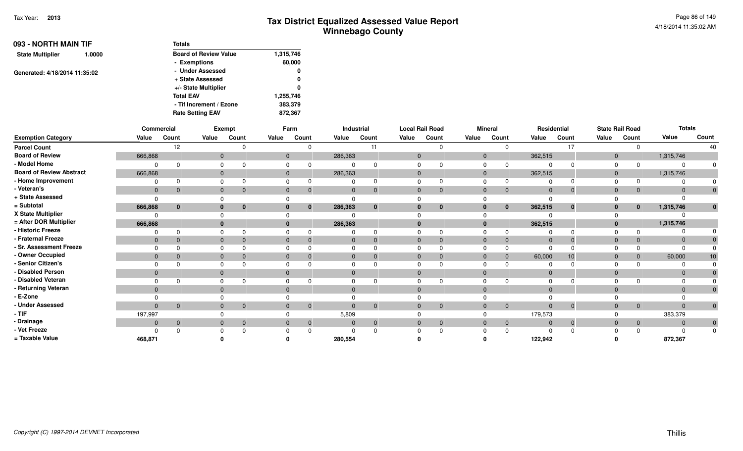# Tax District Equalized Assessed Value Report
## Winnebago County

Tax Year: 2013

## 093 - NORTH MAIN TIF

**State Multiplier** 1.0000

Generated: 4/18/2014 11:35:02

| Totals | |
|---|---|
| Board of Review Value | 1,315,746 |
| - Exemptions | 60,000 |
| - Under Assessed | 0 |
| + State Assessed | 0 |
| +/- State Multiplier | 0 |
| Total EAV | 1,255,746 |
| - Tif Increment / Ezone | 383,379 |
| Rate Setting EAV | 872,367 |

| | Commercial | | Exempt | | Farm | | Industrial | | Local Rail Road | | Mineral | | Residential | | State Rail Road | | Totals | |
|---|---|---|---|---|---|---|---|---|---|---|---|---|---|---|---|---|---|---|
| Exemption Category | Value | Count | Value | Count | Value | Count | Value | Count | Value | Count | Value | Count | Value | Count | Value | Count | Value | Count |
| Parcel Count | | 12 | | 0 | | 0 | | 11 | | 0 | | 0 | | 17 | | 0 | | 40 |
| Board of Review | 666,868 | | 0 | | 0 | | 286,363 | | 0 | | 0 | | 362,515 | | 0 | | 1,315,746 | |
| - Model Home | 0 | 0 | 0 | 0 | 0 | 0 | 0 | 0 | 0 | 0 | 0 | 0 | 0 | 0 | 0 | 0 | 0 | 0 |
| Board of Review Abstract | 666,868 | | 0 | | 0 | | 286,363 | | 0 | | 0 | | 362,515 | | 0 | | 1,315,746 | |
| - Home Improvement | 0 | 0 | 0 | 0 | 0 | 0 | 0 | 0 | 0 | 0 | 0 | 0 | 0 | 0 | 0 | 0 | 0 | 0 |
| - Veteran's | 0 | 0 | 0 | 0 | 0 | 0 | 0 | 0 | 0 | 0 | 0 | 0 | 0 | 0 | 0 | 0 | 0 | 0 |
| + State Assessed | 0 | | 0 | | 0 | | 0 | | 0 | | 0 | | 0 | | 0 | | 0 | |
| = Subtotal | 666,868 | 0 | 0 | 0 | 0 | 0 | 286,363 | 0 | 0 | 0 | 0 | 0 | 362,515 | 0 | 0 | 0 | 1,315,746 | 0 |
| X State Multiplier | 0 | | 0 | | 0 | | 0 | | 0 | | 0 | | 0 | | 0 | | 0 | |
| = After DOR Multiplier | 666,868 | | 0 | | 0 | | 286,363 | | 0 | | 0 | | 362,515 | | 0 | | 1,315,746 | |
| - Historic Freeze | 0 | 0 | 0 | 0 | 0 | 0 | 0 | 0 | 0 | 0 | 0 | 0 | 0 | 0 | 0 | 0 | 0 | 0 |
| - Fraternal Freeze | 0 | 0 | 0 | 0 | 0 | 0 | 0 | 0 | 0 | 0 | 0 | 0 | 0 | 0 | 0 | 0 | 0 | 0 |
| - Sr. Assessment Freeze | 0 | 0 | 0 | 0 | 0 | 0 | 0 | 0 | 0 | 0 | 0 | 0 | 0 | 0 | 0 | 0 | 0 | 0 |
| - Owner Occupied | 0 | 0 | 0 | 0 | 0 | 0 | 0 | 0 | 0 | 0 | 0 | 0 | 60,000 | 10 | 0 | 0 | 60,000 | 10 |
| - Senior Citizen's | 0 | 0 | 0 | 0 | 0 | 0 | 0 | 0 | 0 | 0 | 0 | 0 | 0 | 0 | 0 | 0 | 0 | 0 |
| - Disabled Person | 0 | | 0 | | 0 | | 0 | | 0 | | 0 | | 0 | | 0 | | 0 | 0 |
| - Disabled Veteran | 0 | 0 | 0 | 0 | 0 | 0 | 0 | 0 | 0 | 0 | 0 | 0 | 0 | 0 | 0 | 0 | 0 | 0 |
| - Returning Veteran | 0 | | 0 | | 0 | | 0 | | 0 | | 0 | | 0 | | 0 | | 0 | 0 |
| - E-Zone | 0 | | 0 | | 0 | | 0 | | 0 | | 0 | | 0 | | 0 | | 0 | |
| - Under Assessed | 0 | 0 | 0 | 0 | 0 | 0 | 0 | 0 | 0 | 0 | 0 | 0 | 0 | 0 | 0 | 0 | 0 | 0 |
| - TIF | 197,997 | | 0 | | 0 | | 5,809 | | 0 | | 0 | | 179,573 | | 0 | | 383,379 | |
| - Drainage | 0 | 0 | 0 | 0 | 0 | 0 | 0 | 0 | 0 | 0 | 0 | 0 | 0 | 0 | 0 | 0 | 0 | 0 |
| - Vet Freeze | 0 | 0 | 0 | 0 | 0 | 0 | 0 | 0 | 0 | 0 | 0 | 0 | 0 | 0 | 0 | 0 | 0 | 0 |
| = Taxable Value | 468,871 | | 0 | | 0 | | 280,554 | | 0 | | 0 | | 122,942 | | 0 | | 872,367 | |

Copyright (C) 1997-2014 DEVNET Incorporated

Thillis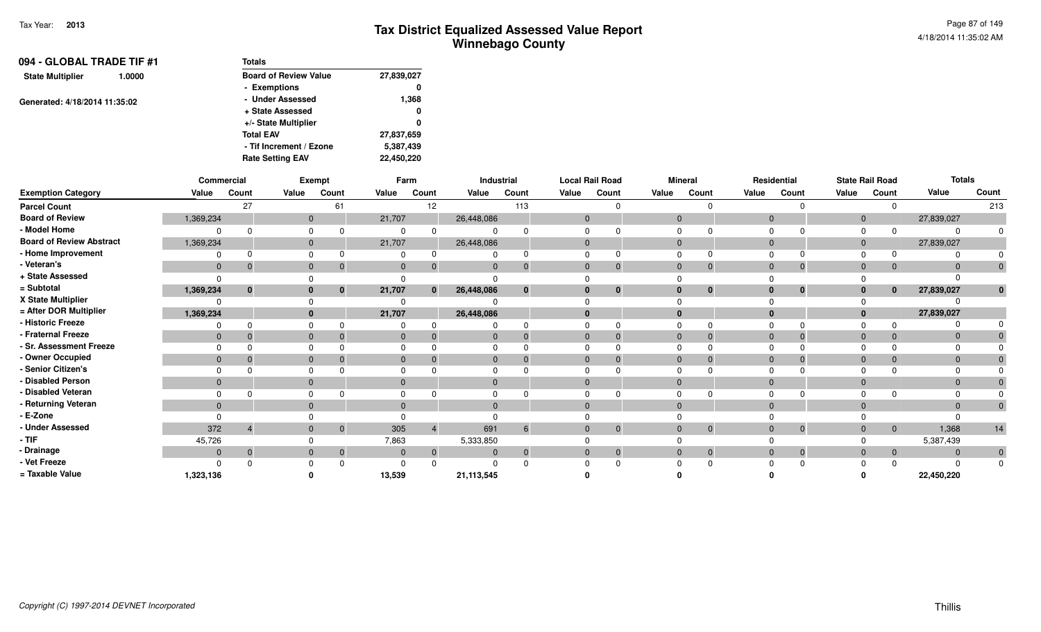# Tax District Equalized Assessed Value Report
## Winnebago County

Tax Year: 2013

## 094 - GLOBAL TRADE TIF #1

**State Multiplier** 1.0000

Generated: 4/18/2014 11:35:02

| Totals | |
|---|---|
| Board of Review Value | 27,839,027 |
| - Exemptions | 0 |
| - Under Assessed | 1,368 |
| + State Assessed | 0 |
| +/- State Multiplier | 0 |
| Total EAV | 27,837,659 |
| - Tif Increment / Ezone | 5,387,439 |
| Rate Setting EAV | 22,450,220 |

| | Commercial | | Exempt | | Farm | | Industrial | | Local Rail Road | | Mineral | | Residential | | State Rail Road | | Totals | |
|---|---|---|---|---|---|---|---|---|---|---|---|---|---|---|---|---|---|---|
| Exemption Category | Value | Count | Value | Count | Value | Count | Value | Count | Value | Count | Value | Count | Value | Count | Value | Count | Value | Count |
| Parcel Count | | 27 | | 61 | | 12 | | 113 | | 0 | | 0 | | 0 | | 0 | | 213 |
| Board of Review | 1,369,234 | | 0 | | 21,707 | | 26,448,086 | | 0 | | 0 | | 0 | | 0 | | 27,839,027 | |
| - Model Home | 0 | 0 | 0 | 0 | 0 | 0 | 0 | 0 | 0 | 0 | 0 | 0 | 0 | 0 | 0 | 0 | 0 | 0 |
| Board of Review Abstract | 1,369,234 | | 0 | | 21,707 | | 26,448,086 | | 0 | | 0 | | 0 | | 0 | | 27,839,027 | |
| - Home Improvement | 0 | 0 | 0 | 0 | 0 | 0 | 0 | 0 | 0 | 0 | 0 | 0 | 0 | 0 | 0 | 0 | 0 | 0 |
| - Veteran's | 0 | 0 | 0 | 0 | 0 | 0 | 0 | 0 | 0 | 0 | 0 | 0 | 0 | 0 | 0 | 0 | 0 | 0 |
| + State Assessed | 0 | | 0 | | 0 | | 0 | | 0 | | 0 | | 0 | | 0 | | 0 | |
| = Subtotal | 1,369,234 | 0 | 0 | 0 | 21,707 | 0 | 26,448,086 | 0 | 0 | 0 | 0 | 0 | 0 | 0 | 0 | 0 | 27,839,027 | 0 |
| X State Multiplier | 0 | | 0 | | 0 | | 0 | | 0 | | 0 | | 0 | | 0 | | 0 | |
| = After DOR Multiplier | 1,369,234 | | 0 | | 21,707 | | 26,448,086 | | 0 | | 0 | | 0 | | 0 | | 27,839,027 | |
| - Historic Freeze | 0 | 0 | 0 | 0 | 0 | 0 | 0 | 0 | 0 | 0 | 0 | 0 | 0 | 0 | 0 | 0 | 0 | 0 |
| - Fraternal Freeze | 0 | 0 | 0 | 0 | 0 | 0 | 0 | 0 | 0 | 0 | 0 | 0 | 0 | 0 | 0 | 0 | 0 | 0 |
| - Sr. Assessment Freeze | 0 | 0 | 0 | 0 | 0 | 0 | 0 | 0 | 0 | 0 | 0 | 0 | 0 | 0 | 0 | 0 | 0 | 0 |
| - Owner Occupied | 0 | 0 | 0 | 0 | 0 | 0 | 0 | 0 | 0 | 0 | 0 | 0 | 0 | 0 | 0 | 0 | 0 | 0 |
| - Senior Citizen's | 0 | 0 | 0 | 0 | 0 | 0 | 0 | 0 | 0 | 0 | 0 | 0 | 0 | 0 | 0 | 0 | 0 | 0 |
| - Disabled Person | 0 | | 0 | | 0 | | 0 | | 0 | | 0 | | 0 | | 0 | | 0 | 0 |
| - Disabled Veteran | 0 | 0 | 0 | 0 | 0 | 0 | 0 | 0 | 0 | 0 | 0 | 0 | 0 | 0 | 0 | 0 | 0 | 0 |
| - Returning Veteran | 0 | | 0 | | 0 | | 0 | | 0 | | 0 | | 0 | | 0 | | 0 | 0 |
| - E-Zone | 0 | | 0 | | 0 | | 0 | | 0 | | 0 | | 0 | | 0 | | 0 | |
| - Under Assessed | 372 | 4 | 0 | 0 | 305 | 4 | 691 | 6 | 0 | 0 | 0 | 0 | 0 | 0 | 0 | 0 | 1,368 | 14 |
| - TIF | 45,726 | | 0 | | 7,863 | | 5,333,850 | | 0 | | 0 | | 0 | | 0 | | 5,387,439 | |
| - Drainage | 0 | 0 | 0 | 0 | 0 | 0 | 0 | 0 | 0 | 0 | 0 | 0 | 0 | 0 | 0 | 0 | 0 | 0 |
| - Vet Freeze | 0 | 0 | 0 | 0 | 0 | 0 | 0 | 0 | 0 | 0 | 0 | 0 | 0 | 0 | 0 | 0 | 0 | 0 |
| = Taxable Value | 1,323,136 | | 0 | | 13,539 | | 21,113,545 | | 0 | | 0 | | 0 | | 0 | | 22,450,220 | |

Copyright (C) 1997-2014 DEVNET Incorporated

Thillis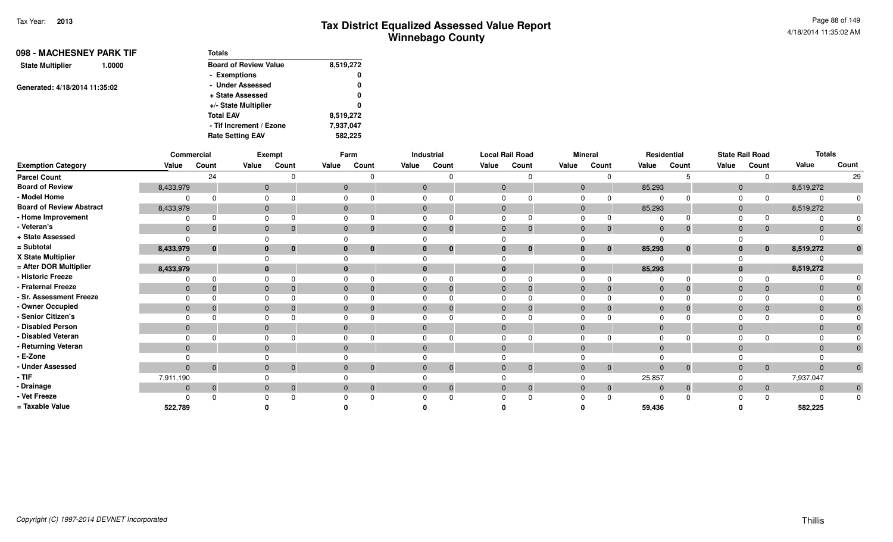Tax Year: 2013

# Tax District Equalized Assessed Value Report
## Winnebago County

4/18/2014 11:35:02 AM

**098 - MACHESNEY PARK TIF**

State Multiplier 1.0000

Generated: 4/18/2014 11:35:02

| Totals | |
|---|---|
| Board of Review Value | 8,519,272 |
| - Exemptions | 0 |
| - Under Assessed | 0 |
| + State Assessed | 0 |
| +/- State Multiplier | 0 |
| Total EAV | 8,519,272 |
| - Tif Increment / Ezone | 7,937,047 |
| Rate Setting EAV | 582,225 |

| | Commercial | | Exempt | | Farm | | Industrial | | Local Rail Road | | Mineral | | Residential | | State Rail Road | | Totals | |
|---|---|---|---|---|---|---|---|---|---|---|---|---|---|---|---|---|---|---|
| Exemption Category | Value | Count | Value | Count | Value | Count | Value | Count | Value | Count | Value | Count | Value | Count | Value | Count | Value | Count |
| Parcel Count | | 24 | | 0 | | 0 | | 0 | | 0 | | 0 | | 5 | | 0 | | 29 |
| Board of Review | 8,433,979 | | 0 | | 0 | | 0 | | 0 | | 0 | | 85,293 | | 0 | | 8,519,272 | |
| - Model Home | 0 | 0 | 0 | 0 | 0 | 0 | 0 | 0 | 0 | 0 | 0 | 0 | 0 | 0 | 0 | 0 | 0 | 0 |
| Board of Review Abstract | 8,433,979 | | 0 | | 0 | | 0 | | 0 | | 0 | | 85,293 | | 0 | | 8,519,272 | |
| - Home Improvement | 0 | 0 | 0 | 0 | 0 | 0 | 0 | 0 | 0 | 0 | 0 | 0 | 0 | 0 | 0 | 0 | 0 | 0 |
| - Veteran's | 0 | 0 | 0 | 0 | 0 | 0 | 0 | 0 | 0 | 0 | 0 | 0 | 0 | 0 | 0 | 0 | 0 | 0 |
| + State Assessed | 0 | | 0 | | 0 | | 0 | | 0 | | 0 | | 0 | | 0 | | 0 | |
| = Subtotal | 8,433,979 | 0 | 0 | 0 | 0 | 0 | 0 | 0 | 0 | 0 | 0 | 0 | 85,293 | 0 | 0 | 0 | 8,519,272 | 0 |
| X State Multiplier | 0 | | 0 | | 0 | | 0 | | 0 | | 0 | | 0 | | 0 | | 0 | |
| = After DOR Multiplier | 8,433,979 | | 0 | | 0 | | 0 | | 0 | | 0 | | 85,293 | | 0 | | 8,519,272 | |
| - Historic Freeze | 0 | 0 | 0 | 0 | 0 | 0 | 0 | 0 | 0 | 0 | 0 | 0 | 0 | 0 | 0 | 0 | 0 | 0 |
| - Fraternal Freeze | 0 | 0 | 0 | 0 | 0 | 0 | 0 | 0 | 0 | 0 | 0 | 0 | 0 | 0 | 0 | 0 | 0 | 0 |
| - Sr. Assessment Freeze | 0 | 0 | 0 | 0 | 0 | 0 | 0 | 0 | 0 | 0 | 0 | 0 | 0 | 0 | 0 | 0 | 0 | 0 |
| - Owner Occupied | 0 | 0 | 0 | 0 | 0 | 0 | 0 | 0 | 0 | 0 | 0 | 0 | 0 | 0 | 0 | 0 | 0 | 0 |
| - Senior Citizen's | 0 | 0 | 0 | 0 | 0 | 0 | 0 | 0 | 0 | 0 | 0 | 0 | 0 | 0 | 0 | 0 | 0 | 0 |
| - Disabled Person | 0 | | 0 | | 0 | | 0 | | 0 | | 0 | | 0 | | 0 | | 0 | 0 |
| - Disabled Veteran | 0 | 0 | 0 | 0 | 0 | 0 | 0 | 0 | 0 | 0 | 0 | 0 | 0 | 0 | 0 | 0 | 0 | 0 |
| - Returning Veteran | 0 | | 0 | | 0 | | 0 | | 0 | | 0 | | 0 | | 0 | | 0 | 0 |
| - E-Zone | 0 | | 0 | | 0 | | 0 | | 0 | | 0 | | 0 | | 0 | | 0 | |
| - Under Assessed | 0 | 0 | 0 | 0 | 0 | 0 | 0 | 0 | 0 | 0 | 0 | 0 | 0 | 0 | 0 | 0 | 0 | 0 |
| - TIF | 7,911,190 | | 0 | | 0 | | 0 | | 0 | | 0 | | 25,857 | | 0 | | 7,937,047 | |
| - Drainage | 0 | 0 | 0 | 0 | 0 | 0 | 0 | 0 | 0 | 0 | 0 | 0 | 0 | 0 | 0 | 0 | 0 | 0 |
| - Vet Freeze | 0 | 0 | 0 | 0 | 0 | 0 | 0 | 0 | 0 | 0 | 0 | 0 | 0 | 0 | 0 | 0 | 0 | 0 |
| = Taxable Value | 522,789 | | 0 | | 0 | | 0 | | 0 | | 0 | | 59,436 | | 0 | | 582,225 | |

Copyright (C) 1997-2014 DEVNET Incorporated

Thillis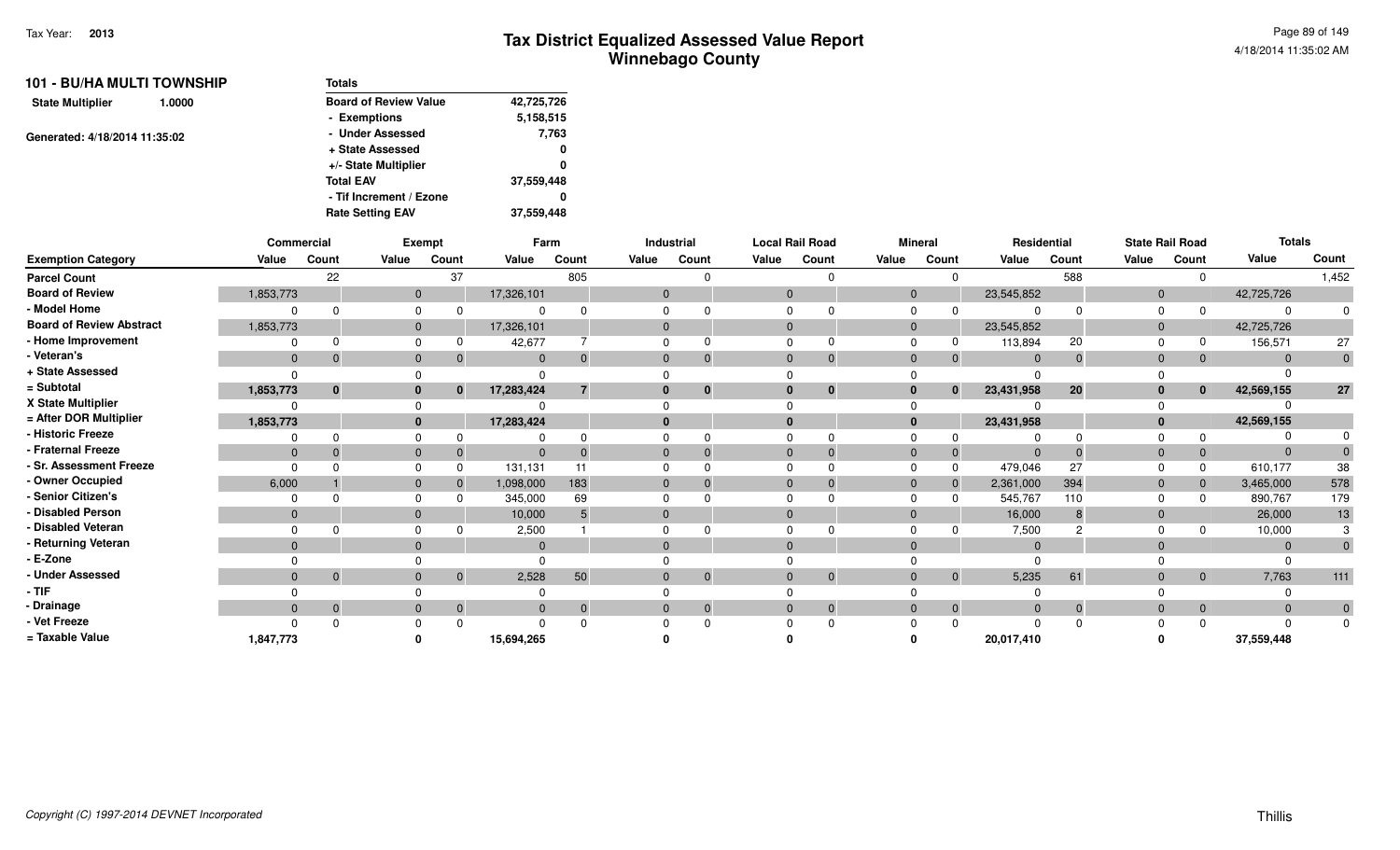# Tax District Equalized Assessed Value Report
## Winnebago County

Tax Year: 2013

4/18/2014 11:35:02 AM

**101 - BU/HA MULTI TOWNSHIP**

**State Multiplier** 1.0000

Generated: 4/18/2014 11:35:02

| **Totals** | |
|---|---|
| **Board of Review Value** | **42,725,726** |
| **- Exemptions** | **5,158,515** |
| **- Under Assessed** | **7,763** |
| **+ State Assessed** | **0** |
| **+/- State Multiplier** | **0** |
| **Total EAV** | **37,559,448** |
| **- Tif Increment / Ezone** | **0** |
| **Rate Setting EAV** | **37,559,448** |

| | Commercial | | Exempt | | Farm | | Industrial | | Local Rail Road | | Mineral | | Residential | | State Rail Road | | Totals | |
|---|---|---|---|---|---|---|---|---|---|---|---|---|---|---|---|---|---|---|
| **Exemption Category** | **Value** | **Count** | **Value** | **Count** | **Value** | **Count** | **Value** | **Count** | **Value** | **Count** | **Value** | **Count** | **Value** | **Count** | **Value** | **Count** | **Value** | **Count** |
| **Parcel Count** | | 22 | | 37 | | 805 | | 0 | | 0 | | 0 | | 588 | | 0 | | 1,452 |
| **Board of Review** | 1,853,773 | | 0 | | 17,326,101 | | 0 | | 0 | | 0 | | 23,545,852 | | 0 | | 42,725,726 | |
| **- Model Home** | 0 | 0 | 0 | 0 | 0 | 0 | 0 | 0 | 0 | 0 | 0 | 0 | 0 | 0 | 0 | 0 | 0 | 0 |
| **Board of Review Abstract** | 1,853,773 | | 0 | | 17,326,101 | | 0 | | 0 | | 0 | | 23,545,852 | | 0 | | 42,725,726 | |
| **- Home Improvement** | 0 | 0 | 0 | 0 | 42,677 | 7 | 0 | 0 | 0 | 0 | 0 | 0 | 113,894 | 20 | 0 | 0 | 156,571 | 27 |
| **- Veteran's** | 0 | 0 | 0 | 0 | 0 | 0 | 0 | 0 | 0 | 0 | 0 | 0 | 0 | 0 | 0 | 0 | 0 | 0 |
| **+ State Assessed** | 0 | | 0 | | 0 | | 0 | | 0 | | 0 | | 0 | | 0 | | 0 | |
| **= Subtotal** | **1,853,773** | **0** | **0** | **0** | **17,283,424** | **7** | **0** | **0** | **0** | **0** | **0** | **0** | **23,431,958** | **20** | **0** | **0** | **42,569,155** | **27** |
| **X State Multiplier** | 0 | | 0 | | 0 | | 0 | | 0 | | 0 | | 0 | | 0 | | 0 | |
| **= After DOR Multiplier** | **1,853,773** | | **0** | | **17,283,424** | | **0** | | **0** | | **0** | | **23,431,958** | | **0** | | **42,569,155** | |
| **- Historic Freeze** | 0 | 0 | 0 | 0 | 0 | 0 | 0 | 0 | 0 | 0 | 0 | 0 | 0 | 0 | 0 | 0 | 0 | 0 |
| **- Fraternal Freeze** | 0 | 0 | 0 | 0 | 0 | 0 | 0 | 0 | 0 | 0 | 0 | 0 | 0 | 0 | 0 | 0 | 0 | 0 |
| **- Sr. Assessment Freeze** | 0 | 0 | 0 | 0 | 131,131 | 11 | 0 | 0 | 0 | 0 | 0 | 0 | 479,046 | 27 | 0 | 0 | 610,177 | 38 |
| **- Owner Occupied** | 6,000 | 1 | 0 | 0 | 1,098,000 | 183 | 0 | 0 | 0 | 0 | 0 | 0 | 2,361,000 | 394 | 0 | 0 | 3,465,000 | 578 |
| **- Senior Citizen's** | 0 | 0 | 0 | 0 | 345,000 | 69 | 0 | 0 | 0 | 0 | 0 | 0 | 545,767 | 110 | 0 | 0 | 890,767 | 179 |
| **- Disabled Person** | 0 | | 0 | | 10,000 | 5 | 0 | | 0 | | 0 | | 16,000 | 8 | 0 | | 26,000 | 13 |
| **- Disabled Veteran** | 0 | 0 | 0 | 0 | 2,500 | 1 | 0 | 0 | 0 | 0 | 0 | 0 | 7,500 | 2 | 0 | 0 | 10,000 | 3 |
| **- Returning Veteran** | 0 | | 0 | | 0 | | 0 | | 0 | | 0 | | 0 | | 0 | | 0 | 0 |
| **- E-Zone** | 0 | | 0 | | 0 | | 0 | | 0 | | 0 | | 0 | | 0 | | 0 | |
| **- Under Assessed** | 0 | 0 | 0 | 0 | 2,528 | 50 | 0 | 0 | 0 | 0 | 0 | 0 | 5,235 | 61 | 0 | 0 | 7,763 | 111 |
| **- TIF** | 0 | | 0 | | 0 | | 0 | | 0 | | 0 | | 0 | | 0 | | 0 | |
| **- Drainage** | 0 | 0 | 0 | 0 | 0 | 0 | 0 | 0 | 0 | 0 | 0 | 0 | 0 | 0 | 0 | 0 | 0 | 0 |
| **- Vet Freeze** | 0 | 0 | 0 | 0 | 0 | 0 | 0 | 0 | 0 | 0 | 0 | 0 | 0 | 0 | 0 | 0 | 0 | 0 |
| **= Taxable Value** | **1,847,773** | | **0** | | **15,694,265** | | **0** | | **0** | | **0** | | **20,017,410** | | **0** | | **37,559,448** | |

Copyright (C) 1997-2014 DEVNET Incorporated

Thillis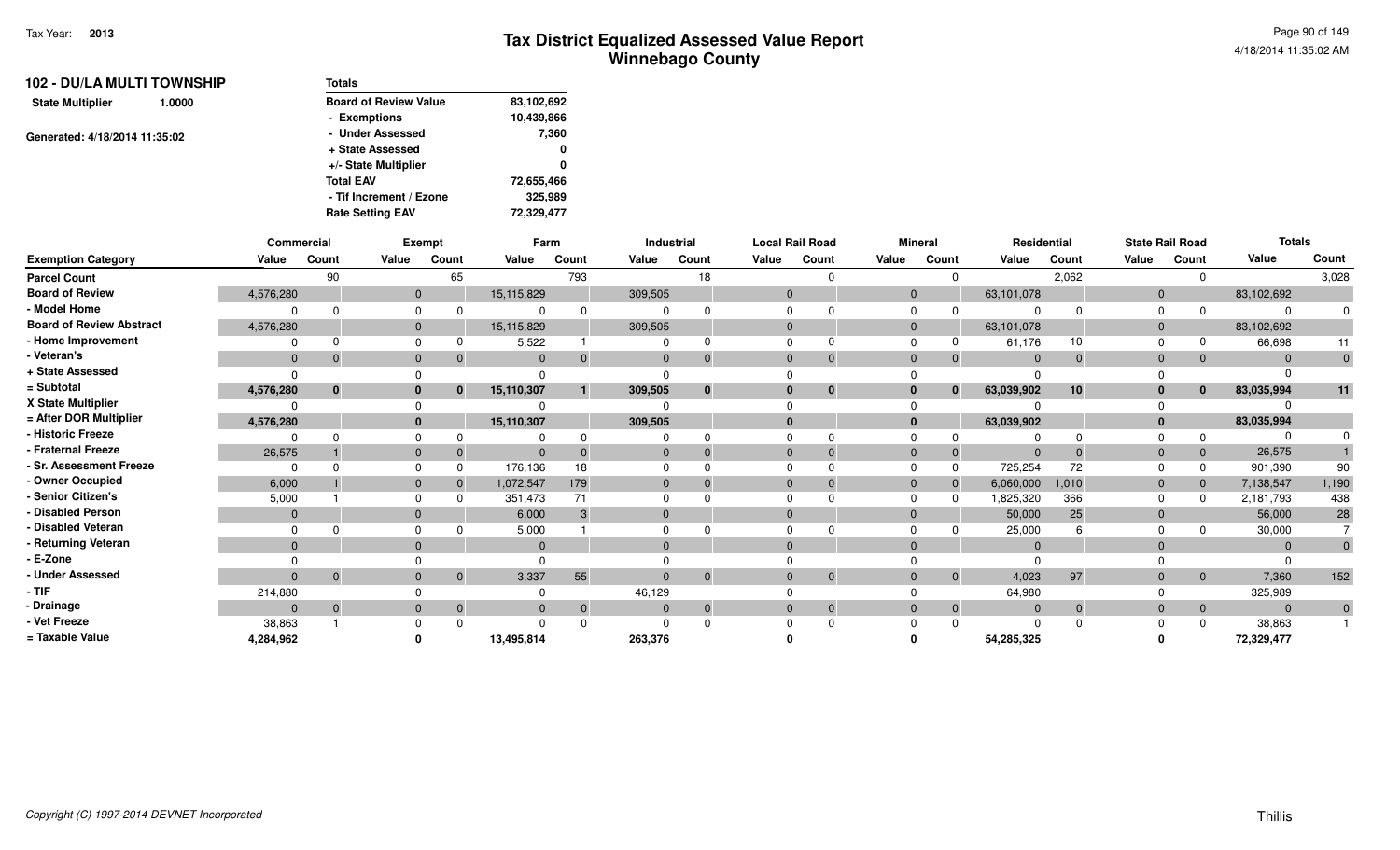# Tax District Equalized Assessed Value Report
## Winnebago County

Tax Year: 2013

### 102 - DU/LA MULTI TOWNSHIP

State Multiplier 1.0000

Generated: 4/18/2014 11:35:02

| Totals | |
|---|---|
| Board of Review Value | 83,102,692 |
| - Exemptions | 10,439,866 |
| - Under Assessed | 7,360 |
| + State Assessed | 0 |
| +/- State Multiplier | 0 |
| Total EAV | 72,655,466 |
| - Tif Increment / Ezone | 325,989 |
| Rate Setting EAV | 72,329,477 |

| | Commercial | | Exempt | | Farm | | Industrial | | Local Rail Road | | Mineral | | Residential | | State Rail Road | | Totals | |
|---|---|---|---|---|---|---|---|---|---|---|---|---|---|---|---|---|---|---|
| Exemption Category | Value | Count | Value | Count | Value | Count | Value | Count | Value | Count | Value | Count | Value | Count | Value | Count | Value | Count |
| Parcel Count | | 90 | | 65 | | 793 | | 18 | | 0 | | 0 | | 2,062 | | 0 | | 3,028 |
| Board of Review | 4,576,280 | | 0 | | 15,115,829 | | 309,505 | | 0 | | 0 | | 63,101,078 | | 0 | | 83,102,692 | |
| - Model Home | 0 | 0 | 0 | 0 | 0 | 0 | 0 | 0 | 0 | 0 | 0 | 0 | 0 | 0 | 0 | 0 | 0 | 0 |
| Board of Review Abstract | 4,576,280 | | 0 | | 15,115,829 | | 309,505 | | 0 | | 0 | | 63,101,078 | | 0 | | 83,102,692 | |
| - Home Improvement | 0 | 0 | 0 | 0 | 5,522 | 1 | 0 | 0 | 0 | 0 | 0 | 0 | 61,176 | 10 | 0 | 0 | 66,698 | 11 |
| - Veteran's | 0 | 0 | 0 | 0 | 0 | 0 | 0 | 0 | 0 | 0 | 0 | 0 | 0 | 0 | 0 | 0 | 0 | 0 |
| + State Assessed | 0 | | 0 | | 0 | | 0 | | 0 | | 0 | | 0 | | 0 | | 0 | |
| = Subtotal | **4,576,280** | **0** | **0** | **0** | **15,110,307** | **1** | **309,505** | **0** | **0** | **0** | **0** | **0** | **63,039,902** | **10** | **0** | **0** | **83,035,994** | **11** |
| X State Multiplier | 0 | | 0 | | 0 | | 0 | | 0 | | 0 | | 0 | | 0 | | 0 | |
| = After DOR Multiplier | **4,576,280** | | **0** | | **15,110,307** | | **309,505** | | **0** | | **0** | | **63,039,902** | | **0** | | **83,035,994** | |
| - Historic Freeze | 0 | 0 | 0 | 0 | 0 | 0 | 0 | 0 | 0 | 0 | 0 | 0 | 0 | 0 | 0 | 0 | 0 | 0 |
| - Fraternal Freeze | 26,575 | 1 | 0 | 0 | 0 | 0 | 0 | 0 | 0 | 0 | 0 | 0 | 0 | 0 | 0 | 0 | 26,575 | 1 |
| - Sr. Assessment Freeze | 0 | 0 | 0 | 0 | 176,136 | 18 | 0 | 0 | 0 | 0 | 0 | 0 | 725,254 | 72 | 0 | 0 | 901,390 | 90 |
| - Owner Occupied | 6,000 | 1 | 0 | 0 | 1,072,547 | 179 | 0 | 0 | 0 | 0 | 0 | 0 | 6,060,000 | 1,010 | 0 | 0 | 7,138,547 | 1,190 |
| - Senior Citizen's | 5,000 | 1 | 0 | 0 | 351,473 | 71 | 0 | 0 | 0 | 0 | 0 | 0 | 1,825,320 | 366 | 0 | 0 | 2,181,793 | 438 |
| - Disabled Person | 0 | | 0 | | 6,000 | 3 | 0 | | 0 | | 0 | | 50,000 | 25 | 0 | | 56,000 | 28 |
| - Disabled Veteran | 0 | 0 | 0 | 0 | 5,000 | 1 | 0 | 0 | 0 | 0 | 0 | 0 | 25,000 | 6 | 0 | 0 | 30,000 | 7 |
| - Returning Veteran | 0 | | 0 | | 0 | | 0 | | 0 | | 0 | | 0 | | 0 | | 0 | 0 |
| - E-Zone | 0 | | 0 | | 0 | | 0 | | 0 | | 0 | | 0 | | 0 | | 0 | |
| - Under Assessed | 0 | 0 | 0 | 0 | 3,337 | 55 | 0 | 0 | 0 | 0 | 0 | 0 | 4,023 | 97 | 0 | 0 | 7,360 | 152 |
| - TIF | 214,880 | | 0 | | 0 | | 46,129 | | 0 | | 0 | | 64,980 | | 0 | | 325,989 | |
| - Drainage | 0 | 0 | 0 | 0 | 0 | 0 | 0 | 0 | 0 | 0 | 0 | 0 | 0 | 0 | 0 | 0 | 0 | 0 |
| - Vet Freeze | 38,863 | 1 | 0 | 0 | 0 | 0 | 0 | 0 | 0 | 0 | 0 | 0 | 0 | 0 | 0 | 0 | 38,863 | 1 |
| = Taxable Value | **4,284,962** | | **0** | | **13,495,814** | | **263,376** | | **0** | | **0** | | **54,285,325** | | **0** | | **72,329,477** | |

Copyright (C) 1997-2014 DEVNET Incorporated

Thillis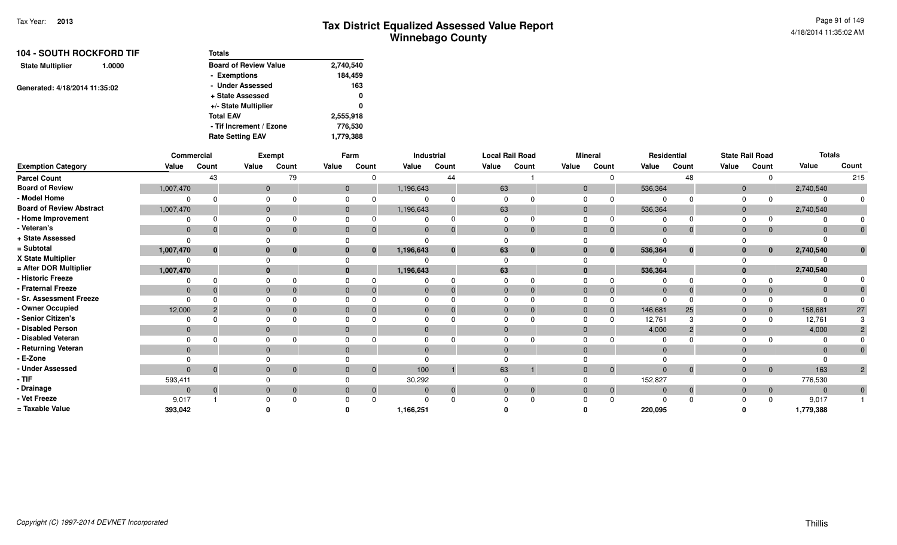# Tax District Equalized Assessed Value Report
## Winnebago County

Tax Year: 2013

**104 - SOUTH ROCKFORD TIF**

State Multiplier 1.0000

Generated: 4/18/2014 11:35:02

| Totals | |
|---|---|
| Board of Review Value | 2,740,540 |
| - Exemptions | 184,459 |
| - Under Assessed | 163 |
| + State Assessed | 0 |
| +/- State Multiplier | 0 |
| Total EAV | 2,555,918 |
| - Tif Increment / Ezone | 776,530 |
| Rate Setting EAV | 1,779,388 |

| | Commercial | | Exempt | | Farm | | Industrial | | Local Rail Road | | Mineral | | Residential | | State Rail Road | | Totals | |
|---|---|---|---|---|---|---|---|---|---|---|---|---|---|---|---|---|---|---|
| Exemption Category | Value | Count | Value | Count | Value | Count | Value | Count | Value | Count | Value | Count | Value | Count | Value | Count | Value | Count |
| Parcel Count | | 43 | | 79 | | 0 | | 44 | | 1 | | 0 | | 48 | | 0 | | 215 |
| Board of Review | 1,007,470 | | 0 | | 0 | | 1,196,643 | | 63 | | 0 | | 536,364 | | 0 | | 2,740,540 | |
| - Model Home | 0 | 0 | 0 | 0 | 0 | 0 | 0 | 0 | 0 | 0 | 0 | 0 | 0 | 0 | 0 | 0 | 0 | 0 |
| Board of Review Abstract | 1,007,470 | | 0 | | 0 | | 1,196,643 | | 63 | | 0 | | 536,364 | | 0 | | 2,740,540 | |
| - Home Improvement | 0 | 0 | 0 | 0 | 0 | 0 | 0 | 0 | 0 | 0 | 0 | 0 | 0 | 0 | 0 | 0 | 0 | 0 |
| - Veteran's | 0 | 0 | 0 | 0 | 0 | 0 | 0 | 0 | 0 | 0 | 0 | 0 | 0 | 0 | 0 | 0 | 0 | 0 |
| + State Assessed | 0 | | 0 | | 0 | | 0 | | 0 | | 0 | | 0 | | 0 | | 0 | |
| = Subtotal | 1,007,470 | 0 | 0 | 0 | 0 | 0 | 1,196,643 | 0 | 63 | 0 | 0 | 0 | 536,364 | 0 | 0 | 0 | 2,740,540 | 0 |
| X State Multiplier | 0 | | 0 | | 0 | | 0 | | 0 | | 0 | | 0 | | 0 | | 0 | |
| = After DOR Multiplier | 1,007,470 | | 0 | | 0 | | 1,196,643 | | 63 | | 0 | | 536,364 | | 0 | | 2,740,540 | |
| - Historic Freeze | 0 | 0 | 0 | 0 | 0 | 0 | 0 | 0 | 0 | 0 | 0 | 0 | 0 | 0 | 0 | 0 | 0 | 0 |
| - Fraternal Freeze | 0 | 0 | 0 | 0 | 0 | 0 | 0 | 0 | 0 | 0 | 0 | 0 | 0 | 0 | 0 | 0 | 0 | 0 |
| - Sr. Assessment Freeze | 0 | 0 | 0 | 0 | 0 | 0 | 0 | 0 | 0 | 0 | 0 | 0 | 0 | 0 | 0 | 0 | 0 | 0 |
| - Owner Occupied | 12,000 | 2 | 0 | 0 | 0 | 0 | 0 | 0 | 0 | 0 | 0 | 0 | 146,681 | 25 | 0 | 0 | 158,681 | 27 |
| - Senior Citizen's | 0 | 0 | 0 | 0 | 0 | 0 | 0 | 0 | 0 | 0 | 0 | 0 | 12,761 | 3 | 0 | 0 | 12,761 | 3 |
| - Disabled Person | 0 | | 0 | | 0 | | 0 | | 0 | | 0 | | 4,000 | 2 | 0 | | 4,000 | 2 |
| - Disabled Veteran | 0 | 0 | 0 | 0 | 0 | 0 | 0 | 0 | 0 | 0 | 0 | 0 | 0 | 0 | 0 | 0 | 0 | 0 |
| - Returning Veteran | 0 | | 0 | | 0 | | 0 | | 0 | | 0 | | 0 | | 0 | | 0 | 0 |
| - E-Zone | 0 | | 0 | | 0 | | 0 | | 0 | | 0 | | 0 | | 0 | | 0 | |
| - Under Assessed | 0 | 0 | 0 | 0 | 0 | 0 | 100 | 1 | 63 | 1 | 0 | 0 | 0 | 0 | 0 | 0 | 163 | 2 |
| - TIF | 593,411 | | 0 | | 0 | | 30,292 | | 0 | | 0 | | 152,827 | | 0 | | 776,530 | |
| - Drainage | 0 | 0 | 0 | 0 | 0 | 0 | 0 | 0 | 0 | 0 | 0 | 0 | 0 | 0 | 0 | 0 | 0 | 0 |
| - Vet Freeze | 9,017 | 1 | 0 | 0 | 0 | 0 | 0 | 0 | 0 | 0 | 0 | 0 | 0 | 0 | 0 | 0 | 9,017 | 1 |
| = Taxable Value | 393,042 | | 0 | | 0 | | 1,166,251 | | 0 | | 0 | | 220,095 | | 0 | | 1,779,388 | |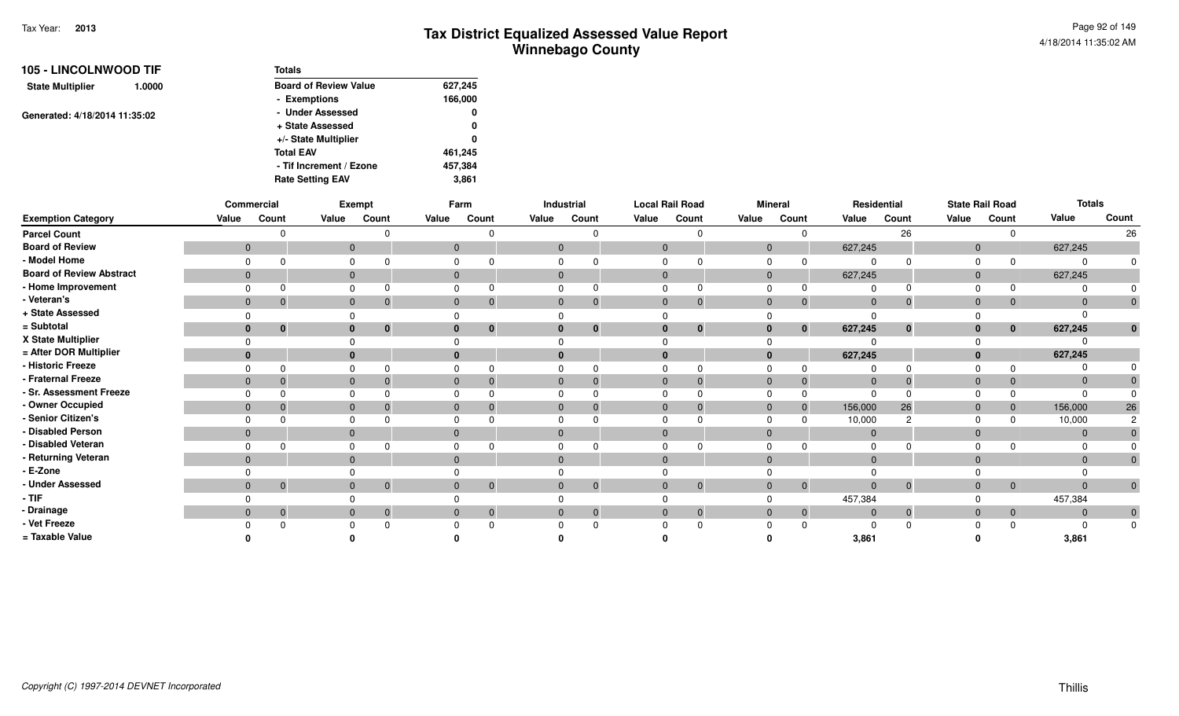# Tax District Equalized Assessed Value Report
## Winnebago County

Tax Year: **2013**

**105 - LINCOLNWOOD TIF**

**State Multiplier** 1.0000

Generated: 4/18/2014 11:35:02

| Totals | |
|---|---|
| Board of Review Value | 627,245 |
| - Exemptions | 166,000 |
| - Under Assessed | 0 |
| + State Assessed | 0 |
| +/- State Multiplier | 0 |
| Total EAV | 461,245 |
| - Tif Increment / Ezone | 457,384 |
| Rate Setting EAV | 3,861 |

| | Commercial | | Exempt | | Farm | | Industrial | | Local Rail Road | | Mineral | | Residential | | State Rail Road | | Totals | |
|---|---|---|---|---|---|---|---|---|---|---|---|---|---|---|---|---|---|---|
| Exemption Category | Value | Count | Value | Count | Value | Count | Value | Count | Value | Count | Value | Count | Value | Count | Value | Count | Value | Count |
| Parcel Count | | 0 | | 0 | | 0 | | 0 | | 0 | | 0 | | 26 | | 0 | | 26 |
| Board of Review | 0 | | 0 | | 0 | | 0 | | 0 | | 0 | | 627,245 | | 0 | | 627,245 | |
| - Model Home | 0 | 0 | 0 | 0 | 0 | 0 | 0 | 0 | 0 | 0 | 0 | 0 | 0 | 0 | 0 | 0 | 0 | 0 |
| Board of Review Abstract | 0 | | 0 | | 0 | | 0 | | 0 | | 0 | | 627,245 | | 0 | | 627,245 | |
| - Home Improvement | 0 | 0 | 0 | 0 | 0 | 0 | 0 | 0 | 0 | 0 | 0 | 0 | 0 | 0 | 0 | 0 | 0 | 0 |
| - Veteran's | 0 | 0 | 0 | 0 | 0 | 0 | 0 | 0 | 0 | 0 | 0 | 0 | 0 | 0 | 0 | 0 | 0 | 0 |
| + State Assessed | 0 | | 0 | | 0 | | 0 | | 0 | | 0 | | 0 | | 0 | | 0 | |
| = Subtotal | 0 | 0 | 0 | 0 | 0 | 0 | 0 | 0 | 0 | 0 | 0 | 0 | 627,245 | 0 | 0 | 0 | 627,245 | 0 |
| X State Multiplier | 0 | | 0 | | 0 | | 0 | | 0 | | 0 | | 0 | | 0 | | 0 | |
| = After DOR Multiplier | 0 | | 0 | | 0 | | 0 | | 0 | | 0 | | 627,245 | | 0 | | 627,245 | |
| - Historic Freeze | 0 | 0 | 0 | 0 | 0 | 0 | 0 | 0 | 0 | 0 | 0 | 0 | 0 | 0 | 0 | 0 | 0 | 0 |
| - Fraternal Freeze | 0 | 0 | 0 | 0 | 0 | 0 | 0 | 0 | 0 | 0 | 0 | 0 | 0 | 0 | 0 | 0 | 0 | 0 |
| - Sr. Assessment Freeze | 0 | 0 | 0 | 0 | 0 | 0 | 0 | 0 | 0 | 0 | 0 | 0 | 0 | 0 | 0 | 0 | 0 | 0 |
| - Owner Occupied | 0 | 0 | 0 | 0 | 0 | 0 | 0 | 0 | 0 | 0 | 0 | 0 | 156,000 | 26 | 0 | 0 | 156,000 | 26 |
| - Senior Citizen's | 0 | 0 | 0 | 0 | 0 | 0 | 0 | 0 | 0 | 0 | 0 | 0 | 10,000 | 2 | 0 | 0 | 10,000 | 2 |
| - Disabled Person | 0 | | 0 | | 0 | | 0 | | 0 | | 0 | | 0 | | 0 | | 0 | 0 |
| - Disabled Veteran | 0 | 0 | 0 | 0 | 0 | 0 | 0 | 0 | 0 | 0 | 0 | 0 | 0 | 0 | 0 | 0 | 0 | 0 |
| - Returning Veteran | 0 | | 0 | | 0 | | 0 | | 0 | | 0 | | 0 | | 0 | | 0 | 0 |
| - E-Zone | 0 | | 0 | | 0 | | 0 | | 0 | | 0 | | 0 | | 0 | | 0 | |
| - Under Assessed | 0 | 0 | 0 | 0 | 0 | 0 | 0 | 0 | 0 | 0 | 0 | 0 | 0 | 0 | 0 | 0 | 0 | 0 |
| - TIF | 0 | | 0 | | 0 | | 0 | | 0 | | 0 | | 457,384 | | 0 | | 457,384 | |
| - Drainage | 0 | 0 | 0 | 0 | 0 | 0 | 0 | 0 | 0 | 0 | 0 | 0 | 0 | 0 | 0 | 0 | 0 | 0 |
| - Vet Freeze | 0 | 0 | 0 | 0 | 0 | 0 | 0 | 0 | 0 | 0 | 0 | 0 | 0 | 0 | 0 | 0 | 0 | 0 |
| = Taxable Value | 0 | | 0 | | 0 | | 0 | | 0 | | 0 | | 3,861 | | 0 | | 3,861 | |

Copyright (C) 1997-2014 DEVNET Incorporated

Thillis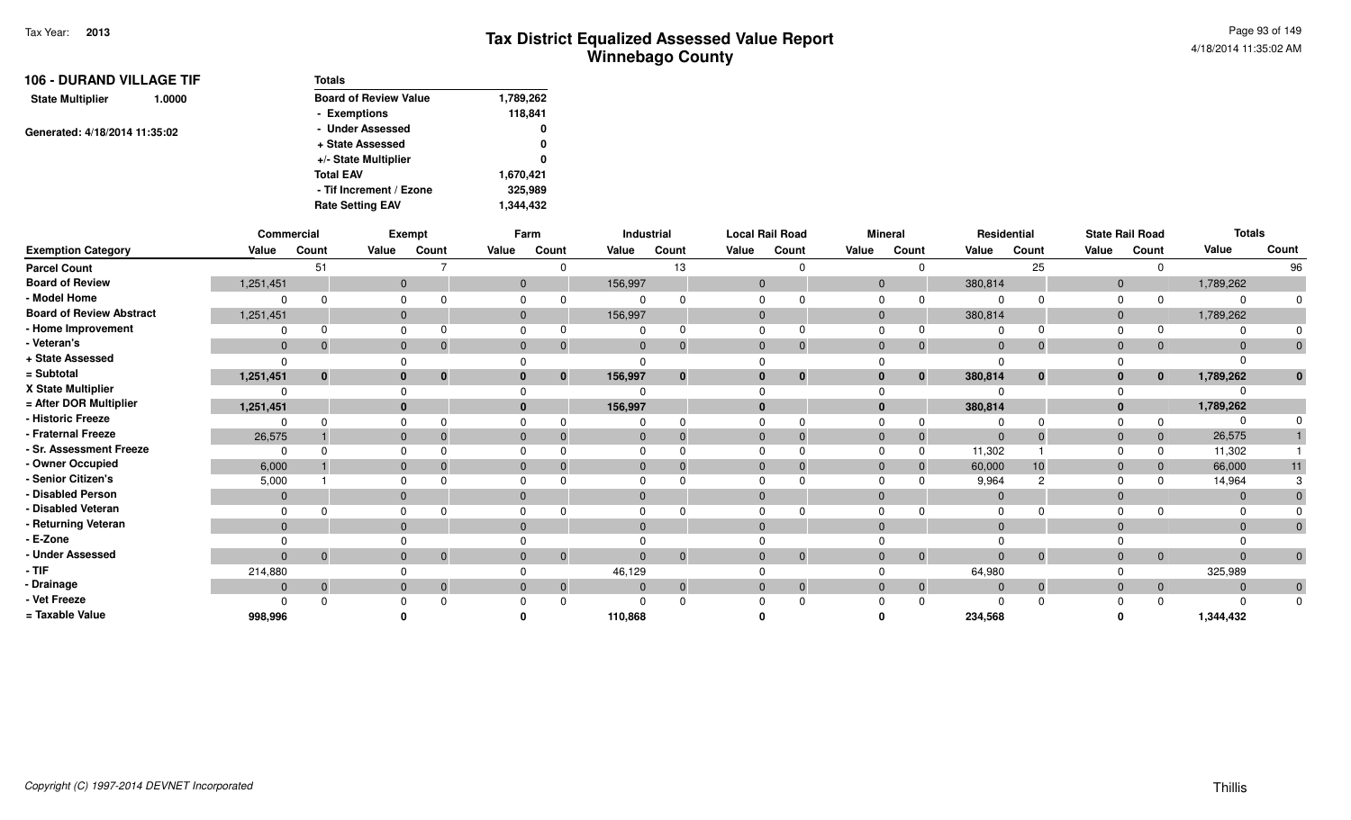# Tax District Equalized Assessed Value Report
## Winnebago County

Tax Year: 2013

**106 - DURAND VILLAGE TIF**

**State Multiplier** 1.0000

Generated: 4/18/2014 11:35:02

| Totals | |
|---|---|
| Board of Review Value | 1,789,262 |
| - Exemptions | 118,841 |
| - Under Assessed | 0 |
| + State Assessed | 0 |
| +/- State Multiplier | 0 |
| Total EAV | 1,670,421 |
| - Tif Increment / Ezone | 325,989 |
| Rate Setting EAV | 1,344,432 |

| | Commercial | | Exempt | | Farm | | Industrial | | Local Rail Road | | Mineral | | Residential | | State Rail Road | | Totals | |
|---|---|---|---|---|---|---|---|---|---|---|---|---|---|---|---|---|---|---|
| Exemption Category | Value | Count | Value | Count | Value | Count | Value | Count | Value | Count | Value | Count | Value | Count | Value | Count | Value | Count |
| Parcel Count | | 51 | | 7 | | 0 | | 13 | | 0 | | 0 | | 25 | | 0 | | 96 |
| Board of Review | 1,251,451 | | 0 | | 0 | | 156,997 | | 0 | | 0 | | 380,814 | | 0 | | 1,789,262 | |
| - Model Home | 0 | 0 | 0 | 0 | 0 | 0 | 0 | 0 | 0 | 0 | 0 | 0 | 0 | 0 | 0 | 0 | 0 | 0 |
| Board of Review Abstract | 1,251,451 | | 0 | | 0 | | 156,997 | | 0 | | 0 | | 380,814 | | 0 | | 1,789,262 | |
| - Home Improvement | 0 | 0 | 0 | 0 | 0 | 0 | 0 | 0 | 0 | 0 | 0 | 0 | 0 | 0 | 0 | 0 | 0 | 0 |
| - Veteran's | 0 | 0 | 0 | 0 | 0 | 0 | 0 | 0 | 0 | 0 | 0 | 0 | 0 | 0 | 0 | 0 | 0 | 0 |
| + State Assessed | 0 | | 0 | | 0 | | 0 | | 0 | | 0 | | 0 | | 0 | | 0 | |
| = Subtotal | 1,251,451 | 0 | 0 | 0 | 0 | 0 | 156,997 | 0 | 0 | 0 | 0 | 0 | 380,814 | 0 | 0 | 0 | 1,789,262 | 0 |
| X State Multiplier | 0 | | 0 | | 0 | | 0 | | 0 | | 0 | | 0 | | 0 | | 0 | |
| = After DOR Multiplier | 1,251,451 | | 0 | | 0 | | 156,997 | | 0 | | 0 | | 380,814 | | 0 | | 1,789,262 | |
| - Historic Freeze | 0 | 0 | 0 | 0 | 0 | 0 | 0 | 0 | 0 | 0 | 0 | 0 | 0 | 0 | 0 | 0 | 0 | 0 |
| - Fraternal Freeze | 26,575 | 1 | 0 | 0 | 0 | 0 | 0 | 0 | 0 | 0 | 0 | 0 | 0 | 0 | 0 | 0 | 26,575 | 1 |
| - Sr. Assessment Freeze | 0 | 0 | 0 | 0 | 0 | 0 | 0 | 0 | 0 | 0 | 0 | 0 | 11,302 | 1 | 0 | 0 | 11,302 | 1 |
| - Owner Occupied | 6,000 | 1 | 0 | 0 | 0 | 0 | 0 | 0 | 0 | 0 | 0 | 0 | 60,000 | 10 | 0 | 0 | 66,000 | 11 |
| - Senior Citizen's | 5,000 | 1 | 0 | 0 | 0 | 0 | 0 | 0 | 0 | 0 | 0 | 0 | 9,964 | 2 | 0 | 0 | 14,964 | 3 |
| - Disabled Person | 0 | | 0 | | 0 | | 0 | | 0 | | 0 | | 0 | | 0 | | 0 | 0 |
| - Disabled Veteran | 0 | 0 | 0 | 0 | 0 | 0 | 0 | 0 | 0 | 0 | 0 | 0 | 0 | 0 | 0 | 0 | 0 | 0 |
| - Returning Veteran | 0 | | 0 | | 0 | | 0 | | 0 | | 0 | | 0 | | 0 | | 0 | 0 |
| - E-Zone | 0 | | 0 | | 0 | | 0 | | 0 | | 0 | | 0 | | 0 | | 0 | |
| - Under Assessed | 0 | 0 | 0 | 0 | 0 | 0 | 0 | 0 | 0 | 0 | 0 | 0 | 0 | 0 | 0 | 0 | 0 | 0 |
| - TIF | 214,880 | | 0 | | 0 | | 46,129 | | 0 | | 0 | | 64,980 | | 0 | | 325,989 | |
| - Drainage | 0 | 0 | 0 | 0 | 0 | 0 | 0 | 0 | 0 | 0 | 0 | 0 | 0 | 0 | 0 | 0 | 0 | 0 |
| - Vet Freeze | 0 | 0 | 0 | 0 | 0 | 0 | 0 | 0 | 0 | 0 | 0 | 0 | 0 | 0 | 0 | 0 | 0 | 0 |
| = Taxable Value | 998,996 | | 0 | | 0 | | 110,868 | | 0 | | 0 | | 234,568 | | 0 | | 1,344,432 | |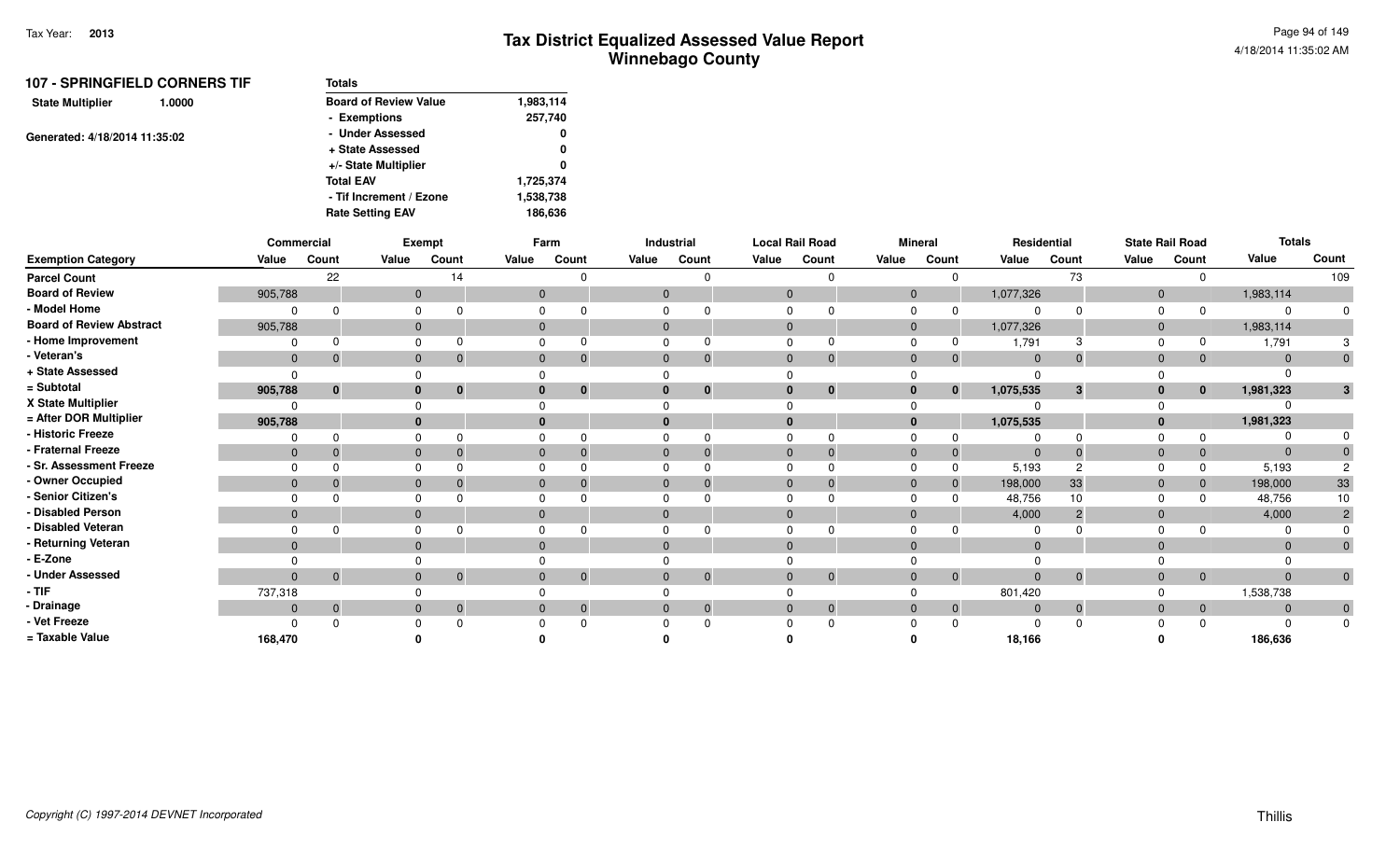# Tax District Equalized Assessed Value Report
## Winnebago County

Tax Year: 2013

**107 - SPRINGFIELD CORNERS TIF**

State Multiplier 1.0000

Generated: 4/18/2014 11:35:02

| Totals | |
|---|---|
| Board of Review Value | 1,983,114 |
| - Exemptions | 257,740 |
| - Under Assessed | 0 |
| + State Assessed | 0 |
| +/- State Multiplier | 0 |
| Total EAV | 1,725,374 |
| - Tif Increment / Ezone | 1,538,738 |
| Rate Setting EAV | 186,636 |

| Exemption Category | Commercial Value | Commercial Count | Exempt Value | Exempt Count | Farm Value | Farm Count | Industrial Value | Industrial Count | Local Rail Road Value | Local Rail Road Count | Mineral Value | Mineral Count | Residential Value | Residential Count | State Rail Road Value | State Rail Road Count | Totals Value | Totals Count |
|---|---|---|---|---|---|---|---|---|---|---|---|---|---|---|---|---|---|---|
| Parcel Count | | 22 | | 14 | | 0 | | 0 | | 0 | | 0 | | 73 | | 0 | | 109 |
| Board of Review | 905,788 | | 0 | | 0 | | 0 | | 0 | | 0 | | 1,077,326 | | 0 | | 1,983,114 | |
| - Model Home | 0 | 0 | 0 | 0 | 0 | 0 | 0 | 0 | 0 | 0 | 0 | 0 | 0 | 0 | 0 | 0 | 0 | 0 |
| Board of Review Abstract | 905,788 | | 0 | | 0 | | 0 | | 0 | | 0 | | 1,077,326 | | 0 | | 1,983,114 | |
| - Home Improvement | 0 | 0 | 0 | 0 | 0 | 0 | 0 | 0 | 0 | 0 | 0 | 0 | 1,791 | 3 | 0 | 0 | 1,791 | 3 |
| - Veteran's | 0 | 0 | 0 | 0 | 0 | 0 | 0 | 0 | 0 | 0 | 0 | 0 | 0 | 0 | 0 | 0 | 0 | 0 |
| + State Assessed | 0 | | 0 | | 0 | | 0 | | 0 | | 0 | | 0 | | 0 | | 0 | |
| = Subtotal | **905,788** | **0** | **0** | **0** | **0** | **0** | **0** | **0** | **0** | **0** | **0** | **0** | **1,075,535** | **3** | **0** | **0** | **1,981,323** | **3** |
| X State Multiplier | 0 | | 0 | | 0 | | 0 | | 0 | | 0 | | 0 | | 0 | | 0 | |
| = After DOR Multiplier | **905,788** | | **0** | | **0** | | **0** | | **0** | | **0** | | **1,075,535** | | **0** | | **1,981,323** | |
| - Historic Freeze | 0 | 0 | 0 | 0 | 0 | 0 | 0 | 0 | 0 | 0 | 0 | 0 | 0 | 0 | 0 | 0 | 0 | 0 |
| - Fraternal Freeze | 0 | 0 | 0 | 0 | 0 | 0 | 0 | 0 | 0 | 0 | 0 | 0 | 0 | 0 | 0 | 0 | 0 | 0 |
| - Sr. Assessment Freeze | 0 | 0 | 0 | 0 | 0 | 0 | 0 | 0 | 0 | 0 | 0 | 0 | 5,193 | 2 | 0 | 0 | 5,193 | 2 |
| - Owner Occupied | 0 | 0 | 0 | 0 | 0 | 0 | 0 | 0 | 0 | 0 | 0 | 0 | 198,000 | 33 | 0 | 0 | 198,000 | 33 |
| - Senior Citizen's | 0 | 0 | 0 | 0 | 0 | 0 | 0 | 0 | 0 | 0 | 0 | 0 | 48,756 | 10 | 0 | 0 | 48,756 | 10 |
| - Disabled Person | 0 | | 0 | | 0 | | 0 | | 0 | | 0 | | 4,000 | 2 | 0 | | 4,000 | 2 |
| - Disabled Veteran | 0 | 0 | 0 | 0 | 0 | 0 | 0 | 0 | 0 | 0 | 0 | 0 | 0 | 0 | 0 | 0 | 0 | 0 |
| - Returning Veteran | 0 | | 0 | | 0 | | 0 | | 0 | | 0 | | 0 | | 0 | | 0 | 0 |
| - E-Zone | 0 | | 0 | | 0 | | 0 | | 0 | | 0 | | 0 | | 0 | | 0 | |
| - Under Assessed | 0 | 0 | 0 | 0 | 0 | 0 | 0 | 0 | 0 | 0 | 0 | 0 | 0 | 0 | 0 | 0 | 0 | 0 |
| - TIF | 737,318 | | 0 | | 0 | | 0 | | 0 | | 0 | | 801,420 | | 0 | | 1,538,738 | |
| - Drainage | 0 | 0 | 0 | 0 | 0 | 0 | 0 | 0 | 0 | 0 | 0 | 0 | 0 | 0 | 0 | 0 | 0 | 0 |
| - Vet Freeze | 0 | 0 | 0 | 0 | 0 | 0 | 0 | 0 | 0 | 0 | 0 | 0 | 0 | 0 | 0 | 0 | 0 | 0 |
| = Taxable Value | **168,470** | | **0** | | **0** | | **0** | | **0** | | **0** | | **18,166** | | **0** | | **186,636** | |

Copyright (C) 1997-2014 DEVNET Incorporated

Thillis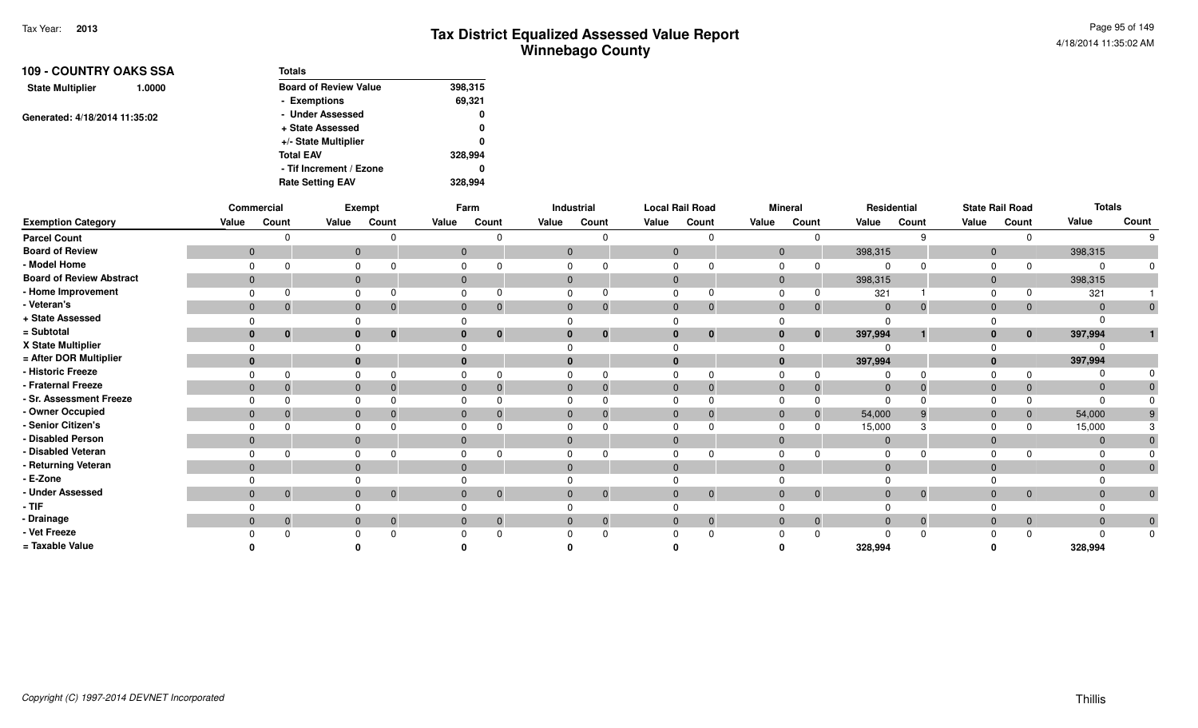# Tax District Equalized Assessed Value Report
## Winnebago County

Tax Year: **2013**

**109 - COUNTRY OAKS SSA**

**State Multiplier** 1.0000

Generated: 4/18/2014 11:35:02

| Totals | |
|---|---|
| Board of Review Value | 398,315 |
| - Exemptions | 69,321 |
| - Under Assessed | 0 |
| + State Assessed | 0 |
| +/- State Multiplier | 0 |
| Total EAV | 328,994 |
| - Tif Increment / Ezone | 0 |
| Rate Setting EAV | 328,994 |

| | Commercial | | Exempt | | Farm | | Industrial | | Local Rail Road | | Mineral | | Residential | | State Rail Road | | Totals | |
|---|---|---|---|---|---|---|---|---|---|---|---|---|---|---|---|---|---|---|
| Exemption Category | Value | Count | Value | Count | Value | Count | Value | Count | Value | Count | Value | Count | Value | Count | Value | Count | Value | Count |
| Parcel Count | | 0 | | 0 | | 0 | | 0 | | 0 | | 0 | | 9 | | 0 | | 9 |
| Board of Review | 0 | | 0 | | 0 | | 0 | | 0 | | 0 | | 398,315 | | 0 | | 398,315 | |
| - Model Home | 0 | 0 | 0 | 0 | 0 | 0 | 0 | 0 | 0 | 0 | 0 | 0 | 0 | 0 | 0 | 0 | 0 | 0 |
| Board of Review Abstract | 0 | | 0 | | 0 | | 0 | | 0 | | 0 | | 398,315 | | 0 | | 398,315 | |
| - Home Improvement | 0 | 0 | 0 | 0 | 0 | 0 | 0 | 0 | 0 | 0 | 0 | 0 | 321 | 1 | 0 | 0 | 321 | 1 |
| - Veteran's | 0 | 0 | 0 | 0 | 0 | 0 | 0 | 0 | 0 | 0 | 0 | 0 | 0 | 0 | 0 | 0 | 0 | 0 |
| + State Assessed | 0 | | 0 | | 0 | | 0 | | 0 | | 0 | | 0 | | 0 | | 0 | |
| = Subtotal | 0 | 0 | 0 | 0 | 0 | 0 | 0 | 0 | 0 | 0 | 0 | 0 | 397,994 | 1 | 0 | 0 | 397,994 | 1 |
| X State Multiplier | 0 | | 0 | | 0 | | 0 | | 0 | | 0 | | 0 | | 0 | | 0 | |
| = After DOR Multiplier | 0 | | 0 | | 0 | | 0 | | 0 | | 0 | | 397,994 | | 0 | | 397,994 | |
| - Historic Freeze | 0 | 0 | 0 | 0 | 0 | 0 | 0 | 0 | 0 | 0 | 0 | 0 | 0 | 0 | 0 | 0 | 0 | 0 |
| - Fraternal Freeze | 0 | 0 | 0 | 0 | 0 | 0 | 0 | 0 | 0 | 0 | 0 | 0 | 0 | 0 | 0 | 0 | 0 | 0 |
| - Sr. Assessment Freeze | 0 | 0 | 0 | 0 | 0 | 0 | 0 | 0 | 0 | 0 | 0 | 0 | 0 | 0 | 0 | 0 | 0 | 0 |
| - Owner Occupied | 0 | 0 | 0 | 0 | 0 | 0 | 0 | 0 | 0 | 0 | 0 | 0 | 54,000 | 9 | 0 | 0 | 54,000 | 9 |
| - Senior Citizen's | 0 | 0 | 0 | 0 | 0 | 0 | 0 | 0 | 0 | 0 | 0 | 0 | 15,000 | 3 | 0 | 0 | 15,000 | 3 |
| - Disabled Person | 0 | | 0 | | 0 | | 0 | | 0 | | 0 | | 0 | | 0 | | 0 | 0 |
| - Disabled Veteran | 0 | 0 | 0 | 0 | 0 | 0 | 0 | 0 | 0 | 0 | 0 | 0 | 0 | 0 | 0 | 0 | 0 | 0 |
| - Returning Veteran | 0 | | 0 | | 0 | | 0 | | 0 | | 0 | | 0 | | 0 | | 0 | 0 |
| - E-Zone | 0 | | 0 | | 0 | | 0 | | 0 | | 0 | | 0 | | 0 | | 0 | |
| - Under Assessed | 0 | 0 | 0 | 0 | 0 | 0 | 0 | 0 | 0 | 0 | 0 | 0 | 0 | 0 | 0 | 0 | 0 | 0 |
| - TIF | 0 | | 0 | | 0 | | 0 | | 0 | | 0 | | 0 | | 0 | | 0 | |
| - Drainage | 0 | 0 | 0 | 0 | 0 | 0 | 0 | 0 | 0 | 0 | 0 | 0 | 0 | 0 | 0 | 0 | 0 | 0 |
| - Vet Freeze | 0 | 0 | 0 | 0 | 0 | 0 | 0 | 0 | 0 | 0 | 0 | 0 | 0 | 0 | 0 | 0 | 0 | 0 |
| = Taxable Value | 0 | | 0 | | 0 | | 0 | | 0 | | 0 | | 328,994 | | 0 | | 328,994 | |

Copyright (C) 1997-2014 DEVNET Incorporated

Thillis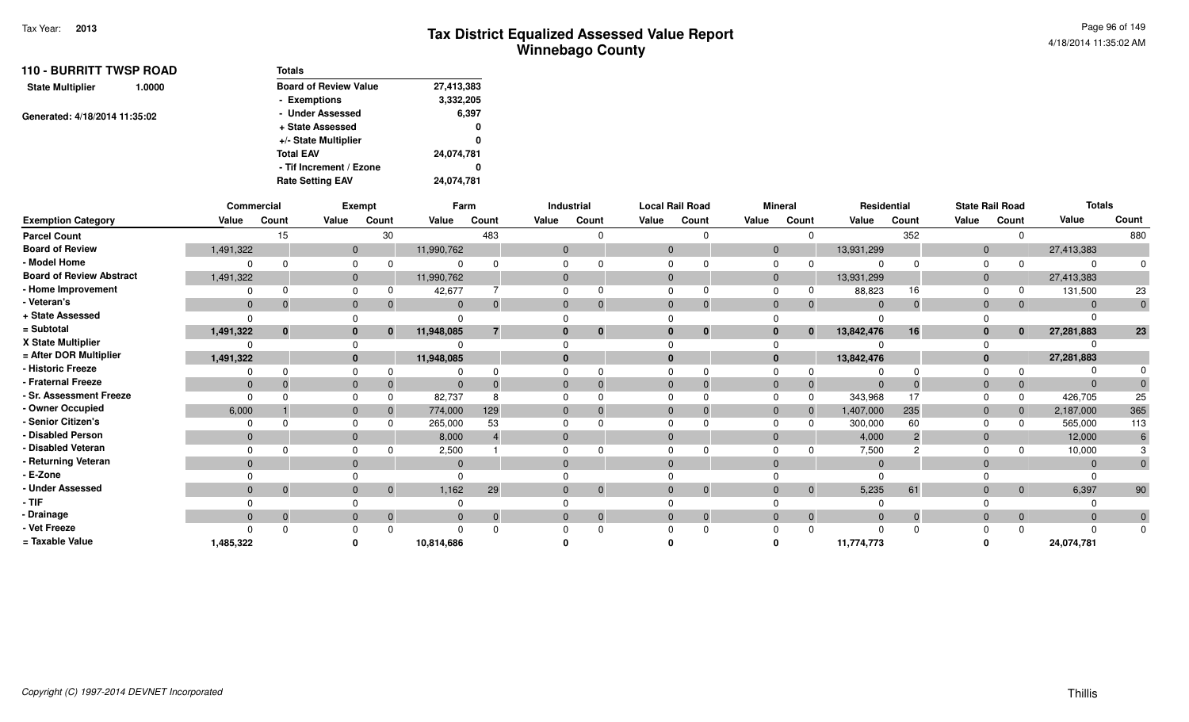# Tax District Equalized Assessed Value Report
## Winnebago County

Tax Year: 2013

4/18/2014 11:35:02 AM

**110 - BURRITT TWSP ROAD**

**State Multiplier** 1.0000

Generated: 4/18/2014 11:35:02

| Totals | |
|---|---|
| Board of Review Value | 27,413,383 |
| - Exemptions | 3,332,205 |
| - Under Assessed | 6,397 |
| + State Assessed | 0 |
| +/- State Multiplier | 0 |
| Total EAV | 24,074,781 |
| - Tif Increment / Ezone | 0 |
| Rate Setting EAV | 24,074,781 |

| | Commercial | | Exempt | | Farm | | Industrial | | Local Rail Road | | Mineral | | Residential | | State Rail Road | | Totals | |
|---|---|---|---|---|---|---|---|---|---|---|---|---|---|---|---|---|---|---|
| Exemption Category | Value | Count | Value | Count | Value | Count | Value | Count | Value | Count | Value | Count | Value | Count | Value | Count | Value | Count |
| Parcel Count | | 15 | | 30 | | 483 | | 0 | | 0 | | 0 | | 352 | | 0 | | 880 |
| Board of Review | 1,491,322 | | 0 | | 11,990,762 | | 0 | | 0 | | 0 | | 13,931,299 | | 0 | | 27,413,383 | |
| - Model Home | 0 | 0 | 0 | 0 | 0 | 0 | 0 | 0 | 0 | 0 | 0 | 0 | 0 | 0 | 0 | 0 | 0 | 0 |
| Board of Review Abstract | 1,491,322 | | 0 | | 11,990,762 | | 0 | | 0 | | 0 | | 13,931,299 | | 0 | | 27,413,383 | |
| - Home Improvement | 0 | 0 | 0 | 0 | 42,677 | 7 | 0 | 0 | 0 | 0 | 0 | 0 | 88,823 | 16 | 0 | 0 | 131,500 | 23 |
| - Veteran's | 0 | 0 | 0 | 0 | 0 | 0 | 0 | 0 | 0 | 0 | 0 | 0 | 0 | 0 | 0 | 0 | 0 | 0 |
| + State Assessed | 0 | | 0 | | 0 | | 0 | | 0 | | 0 | | 0 | | 0 | | 0 | |
| = Subtotal | 1,491,322 | 0 | 0 | 0 | 11,948,085 | 7 | 0 | 0 | 0 | 0 | 0 | 0 | 13,842,476 | 16 | 0 | 0 | 27,281,883 | 23 |
| X State Multiplier | 0 | | 0 | | 0 | | 0 | | 0 | | 0 | | 0 | | 0 | | 0 | |
| = After DOR Multiplier | 1,491,322 | | 0 | | 11,948,085 | | 0 | | 0 | | 0 | | 13,842,476 | | 0 | | 27,281,883 | |
| - Historic Freeze | 0 | 0 | 0 | 0 | 0 | 0 | 0 | 0 | 0 | 0 | 0 | 0 | 0 | 0 | 0 | 0 | 0 | 0 |
| - Fraternal Freeze | 0 | 0 | 0 | 0 | 0 | 0 | 0 | 0 | 0 | 0 | 0 | 0 | 0 | 0 | 0 | 0 | 0 | 0 |
| - Sr. Assessment Freeze | 0 | 0 | 0 | 0 | 82,737 | 8 | 0 | 0 | 0 | 0 | 0 | 0 | 343,968 | 17 | 0 | 0 | 426,705 | 25 |
| - Owner Occupied | 6,000 | 1 | 0 | 0 | 774,000 | 129 | 0 | 0 | 0 | 0 | 0 | 0 | 1,407,000 | 235 | 0 | 0 | 2,187,000 | 365 |
| - Senior Citizen's | 0 | 0 | 0 | 0 | 265,000 | 53 | 0 | 0 | 0 | 0 | 0 | 0 | 300,000 | 60 | 0 | 0 | 565,000 | 113 |
| - Disabled Person | 0 | | 0 | | 8,000 | 4 | 0 | | 0 | | 0 | | 4,000 | 2 | 0 | | 12,000 | 6 |
| - Disabled Veteran | 0 | 0 | 0 | 0 | 2,500 | 1 | 0 | 0 | 0 | 0 | 0 | 0 | 7,500 | 2 | 0 | 0 | 10,000 | 3 |
| - Returning Veteran | 0 | | 0 | | 0 | | 0 | | 0 | | 0 | | 0 | | 0 | | 0 | 0 |
| - E-Zone | 0 | | 0 | | 0 | | 0 | | 0 | | 0 | | 0 | | 0 | | 0 | |
| - Under Assessed | 0 | 0 | 0 | 0 | 1,162 | 29 | 0 | 0 | 0 | 0 | 0 | 0 | 5,235 | 61 | 0 | 0 | 6,397 | 90 |
| - TIF | 0 | | 0 | | 0 | | 0 | | 0 | | 0 | | 0 | | 0 | | 0 | |
| - Drainage | 0 | 0 | 0 | 0 | 0 | 0 | 0 | 0 | 0 | 0 | 0 | 0 | 0 | 0 | 0 | 0 | 0 | 0 |
| - Vet Freeze | 0 | 0 | 0 | 0 | 0 | 0 | 0 | 0 | 0 | 0 | 0 | 0 | 0 | 0 | 0 | 0 | 0 | 0 |
| = Taxable Value | 1,485,322 | | 0 | | 10,814,686 | | 0 | | 0 | | 0 | | 11,774,773 | | 0 | | 24,074,781 | |

Copyright (C) 1997-2014 DEVNET Incorporated

Thillis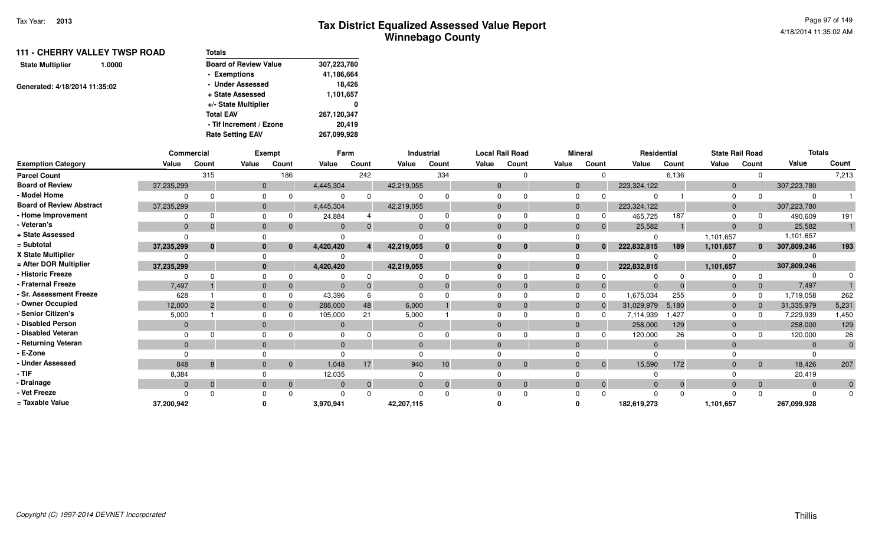# Tax District Equalized Assessed Value Report
## Winnebago County

Tax Year: 2013

## 111 - CHERRY VALLEY TWSP ROAD

State Multiplier 1.0000

Generated: 4/18/2014 11:35:02

| Totals | |
|---|---|
| Board of Review Value | 307,223,780 |
| - Exemptions | 41,186,664 |
| - Under Assessed | 18,426 |
| + State Assessed | 1,101,657 |
| +/- State Multiplier | 0 |
| Total EAV | 267,120,347 |
| - Tif Increment / Ezone | 20,419 |
| Rate Setting EAV | 267,099,928 |

| | Commercial | | Exempt | | Farm | | Industrial | | Local Rail Road | | Mineral | | Residential | | State Rail Road | | Totals | |
|---|---|---|---|---|---|---|---|---|---|---|---|---|---|---|---|---|---|---|
| Exemption Category | Value | Count | Value | Count | Value | Count | Value | Count | Value | Count | Value | Count | Value | Count | Value | Count | Value | Count |
| Parcel Count | | 315 | | 186 | | 242 | | 334 | | 0 | | 0 | | 6,136 | | 0 | | 7,213 |
| Board of Review | 37,235,299 | | 0 | | 4,445,304 | | 42,219,055 | | 0 | | 0 | | 223,324,122 | | 0 | | 307,223,780 | |
| - Model Home | 0 | 0 | 0 | 0 | 0 | 0 | 0 | 0 | 0 | 0 | 0 | 0 | 0 | 1 | 0 | 0 | 0 | 1 |
| Board of Review Abstract | 37,235,299 | | 0 | | 4,445,304 | | 42,219,055 | | 0 | | 0 | | 223,324,122 | | 0 | | 307,223,780 | |
| - Home Improvement | 0 | 0 | 0 | 0 | 24,884 | 4 | 0 | 0 | 0 | 0 | 0 | 0 | 465,725 | 187 | 0 | 0 | 490,609 | 191 |
| - Veteran's | 0 | 0 | 0 | 0 | 0 | 0 | 0 | 0 | 0 | 0 | 0 | 0 | 25,582 | 1 | 0 | 0 | 25,582 | 1 |
| + State Assessed | 0 | | 0 | | 0 | | 0 | | 0 | | 0 | | 0 | | 1,101,657 | | 1,101,657 | |
| = Subtotal | 37,235,299 | 0 | 0 | 0 | 4,420,420 | 4 | 42,219,055 | 0 | 0 | 0 | 0 | 0 | 222,832,815 | 189 | 1,101,657 | 0 | 307,809,246 | 193 |
| X State Multiplier | 0 | | 0 | | 0 | | 0 | | 0 | | 0 | | 0 | | 0 | | 0 | |
| = After DOR Multiplier | 37,235,299 | | 0 | | 4,420,420 | | 42,219,055 | | 0 | | 0 | | 222,832,815 | | 1,101,657 | | 307,809,246 | |
| - Historic Freeze | 0 | 0 | 0 | 0 | 0 | 0 | 0 | 0 | 0 | 0 | 0 | 0 | 0 | 0 | 0 | 0 | 0 | 0 |
| - Fraternal Freeze | 7,497 | 1 | 0 | 0 | 0 | 0 | 0 | 0 | 0 | 0 | 0 | 0 | 0 | 0 | 0 | 0 | 7,497 | 1 |
| - Sr. Assessment Freeze | 628 | 1 | 0 | 0 | 43,396 | 6 | 0 | 0 | 0 | 0 | 0 | 0 | 1,675,034 | 255 | 0 | 0 | 1,719,058 | 262 |
| - Owner Occupied | 12,000 | 2 | 0 | 0 | 288,000 | 48 | 6,000 | 1 | 0 | 0 | 0 | 0 | 31,029,979 | 5,180 | 0 | 0 | 31,335,979 | 5,231 |
| - Senior Citizen's | 5,000 | 1 | 0 | 0 | 105,000 | 21 | 5,000 | 1 | 0 | 0 | 0 | 0 | 7,114,939 | 1,427 | 0 | 0 | 7,229,939 | 1,450 |
| - Disabled Person | 0 | | 0 | | 0 | | 0 | | 0 | | 0 | | 258,000 | 129 | 0 | | 258,000 | 129 |
| - Disabled Veteran | 0 | 0 | 0 | 0 | 0 | 0 | 0 | 0 | 0 | 0 | 0 | 0 | 120,000 | 26 | 0 | 0 | 120,000 | 26 |
| - Returning Veteran | 0 | | 0 | | 0 | | 0 | | 0 | | 0 | | 0 | | 0 | | 0 | 0 |
| - E-Zone | 0 | | 0 | | 0 | | 0 | | 0 | | 0 | | 0 | | 0 | | 0 | |
| - Under Assessed | 848 | 8 | 0 | 0 | 1,048 | 17 | 940 | 10 | 0 | 0 | 0 | 0 | 15,590 | 172 | 0 | 0 | 18,426 | 207 |
| - TIF | 8,384 | | 0 | | 12,035 | | 0 | | 0 | | 0 | | 0 | | 0 | | 20,419 | |
| - Drainage | 0 | 0 | 0 | 0 | 0 | 0 | 0 | 0 | 0 | 0 | 0 | 0 | 0 | 0 | 0 | 0 | 0 | 0 |
| - Vet Freeze | 0 | 0 | 0 | 0 | 0 | 0 | 0 | 0 | 0 | 0 | 0 | 0 | 0 | 0 | 0 | 0 | 0 | 0 |
| = Taxable Value | 37,200,942 | | 0 | | 3,970,941 | | 42,207,115 | | 0 | | 0 | | 182,619,273 | | 1,101,657 | | 267,099,928 | |

Copyright (C) 1997-2014 DEVNET Incorporated

Thillis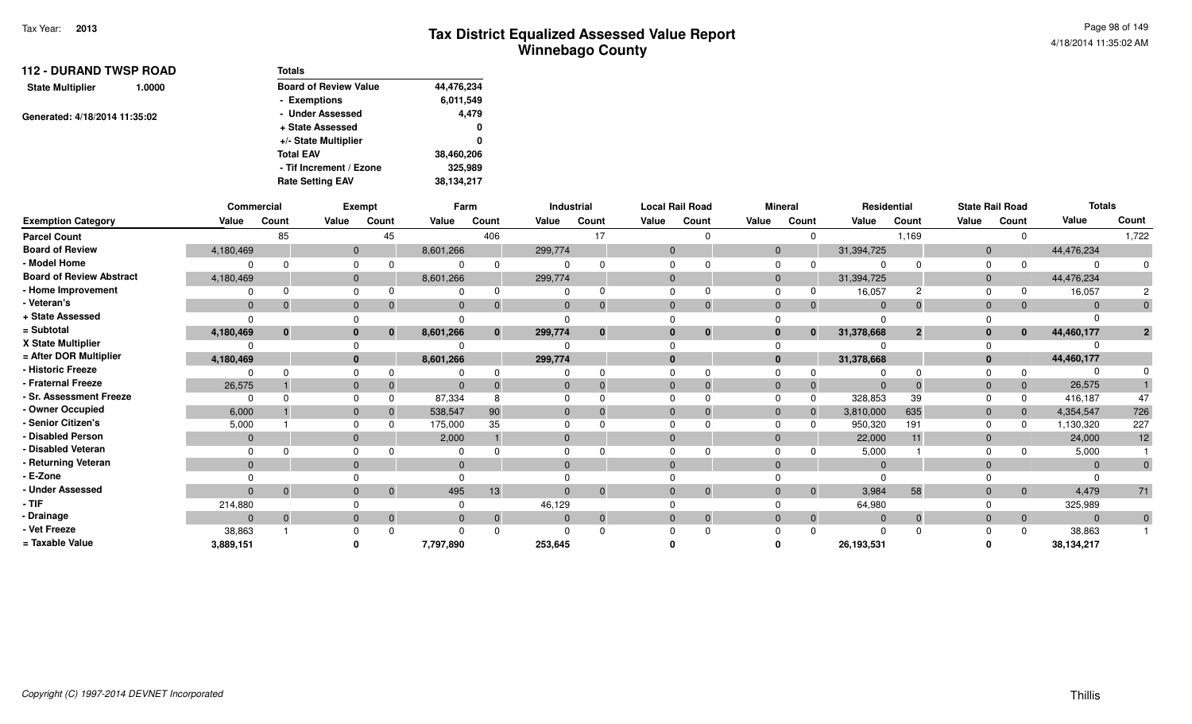**Tax Year: 2013**

# Tax District Equalized Assessed Value Report
## Winnebago County

4/18/2014 11:35:02 AM

**112 - DURAND TWSP ROAD**

**State Multiplier** 1.0000

Generated: 4/18/2014 11:35:02

| Totals | |
|---|---|
| Board of Review Value | 44,476,234 |
| - Exemptions | 6,011,549 |
| - Under Assessed | 4,479 |
| + State Assessed | 0 |
| +/- State Multiplier | 0 |
| Total EAV | 38,460,206 |
| - Tif Increment / Ezone | 325,989 |
| Rate Setting EAV | 38,134,217 |

| | Commercial | | Exempt | | Farm | | Industrial | | Local Rail Road | | Mineral | | Residential | | State Rail Road | | Totals | |
|---|---|---|---|---|---|---|---|---|---|---|---|---|---|---|---|---|---|---|
| **Exemption Category** | **Value** | **Count** | **Value** | **Count** | **Value** | **Count** | **Value** | **Count** | **Value** | **Count** | **Value** | **Count** | **Value** | **Count** | **Value** | **Count** | **Value** | **Count** |
| Parcel Count | | 85 | | 45 | | 406 | | 17 | | 0 | | 0 | | 1,169 | | 0 | | 1,722 |
| Board of Review | 4,180,469 | | 0 | | 8,601,266 | | 299,774 | | 0 | | 0 | | 31,394,725 | | 0 | | 44,476,234 | |
| - Model Home | 0 | 0 | 0 | 0 | 0 | 0 | 0 | 0 | 0 | 0 | 0 | 0 | 0 | 0 | 0 | 0 | 0 | 0 |
| Board of Review Abstract | 4,180,469 | | 0 | | 8,601,266 | | 299,774 | | 0 | | 0 | | 31,394,725 | | 0 | | 44,476,234 | |
| - Home Improvement | 0 | 0 | 0 | 0 | 0 | 0 | 0 | 0 | 0 | 0 | 0 | 0 | 16,057 | 2 | 0 | 0 | 16,057 | 2 |
| - Veteran's | 0 | 0 | 0 | 0 | 0 | 0 | 0 | 0 | 0 | 0 | 0 | 0 | 0 | 0 | 0 | 0 | 0 | 0 |
| + State Assessed | 0 | | 0 | | 0 | | 0 | | 0 | | 0 | | 0 | | 0 | | 0 | |
| = Subtotal | 4,180,469 | 0 | 0 | 0 | 8,601,266 | 0 | 299,774 | 0 | 0 | 0 | 0 | 0 | 31,378,668 | 2 | 0 | 0 | 44,460,177 | 2 |
| X State Multiplier | 0 | | 0 | | 0 | | 0 | | 0 | | 0 | | 0 | | 0 | | 0 | |
| = After DOR Multiplier | 4,180,469 | | 0 | | 8,601,266 | | 299,774 | | 0 | | 0 | | 31,378,668 | | 0 | | 44,460,177 | |
| - Historic Freeze | 0 | 0 | 0 | 0 | 0 | 0 | 0 | 0 | 0 | 0 | 0 | 0 | 0 | 0 | 0 | 0 | 0 | 0 |
| - Fraternal Freeze | 26,575 | 1 | 0 | 0 | 0 | 0 | 0 | 0 | 0 | 0 | 0 | 0 | 0 | 0 | 0 | 0 | 26,575 | 1 |
| - Sr. Assessment Freeze | 0 | 0 | 0 | 0 | 87,334 | 8 | 0 | 0 | 0 | 0 | 0 | 0 | 328,853 | 39 | 0 | 0 | 416,187 | 47 |
| - Owner Occupied | 6,000 | 1 | 0 | 0 | 538,547 | 90 | 0 | 0 | 0 | 0 | 0 | 0 | 3,810,000 | 635 | 0 | 0 | 4,354,547 | 726 |
| - Senior Citizen's | 5,000 | 1 | 0 | 0 | 175,000 | 35 | 0 | 0 | 0 | 0 | 0 | 0 | 950,320 | 191 | 0 | 0 | 1,130,320 | 227 |
| - Disabled Person | 0 | | 0 | | 2,000 | 1 | 0 | | 0 | | 0 | | 22,000 | 11 | 0 | | 24,000 | 12 |
| - Disabled Veteran | 0 | 0 | 0 | 0 | 0 | 0 | 0 | 0 | 0 | 0 | 0 | 0 | 5,000 | 1 | 0 | 0 | 5,000 | 1 |
| - Returning Veteran | 0 | | 0 | | 0 | | 0 | | 0 | | 0 | | 0 | | 0 | | 0 | 0 |
| - E-Zone | 0 | | 0 | | 0 | | 0 | | 0 | | 0 | | 0 | | 0 | | 0 | |
| - Under Assessed | 0 | 0 | 0 | 0 | 495 | 13 | 0 | 0 | 0 | 0 | 0 | 0 | 3,984 | 58 | 0 | 0 | 4,479 | 71 |
| - TIF | 214,880 | | 0 | | 0 | | 46,129 | | 0 | | 0 | | 64,980 | | 0 | | 325,989 | |
| - Drainage | 0 | 0 | 0 | 0 | 0 | 0 | 0 | 0 | 0 | 0 | 0 | 0 | 0 | 0 | 0 | 0 | 0 | 0 |
| - Vet Freeze | 38,863 | 1 | 0 | 0 | 0 | 0 | 0 | 0 | 0 | 0 | 0 | 0 | 0 | 0 | 0 | 0 | 38,863 | 1 |
| = Taxable Value | 3,889,151 | | 0 | | 7,797,890 | | 253,645 | | 0 | | 0 | | 26,193,531 | | 0 | | 38,134,217 | |

Copyright (C) 1997-2014 DEVNET Incorporated

Thillis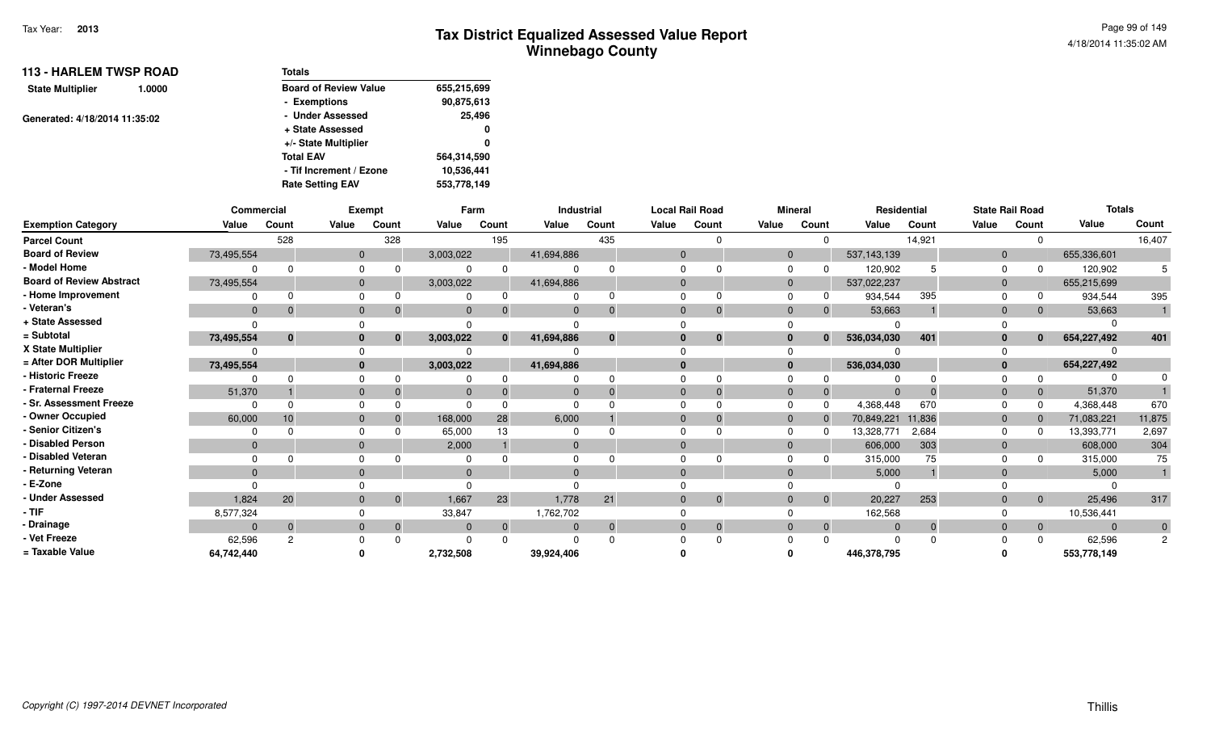# Tax District Equalized Assessed Value Report
## Winnebago County

Tax Year: **2013**

4/18/2014 11:35:02 AM

### 113 - HARLEM TWSP ROAD

**State Multiplier** 1.0000

Generated: 4/18/2014 11:35:02

| Totals | |
|---|---|
| Board of Review Value | 655,215,699 |
| - Exemptions | 90,875,613 |
| - Under Assessed | 25,496 |
| + State Assessed | 0 |
| +/- State Multiplier | 0 |
| Total EAV | 564,314,590 |
| - Tif Increment / Ezone | 10,536,441 |
| Rate Setting EAV | 553,778,149 |

| | Commercial | | Exempt | | Farm | | Industrial | | Local Rail Road | | Mineral | | Residential | | State Rail Road | | Totals | |
|---|---|---|---|---|---|---|---|---|---|---|---|---|---|---|---|---|---|---|
| **Exemption Category** | **Value** | **Count** | **Value** | **Count** | **Value** | **Count** | **Value** | **Count** | **Value** | **Count** | **Value** | **Count** | **Value** | **Count** | **Value** | **Count** | **Value** | **Count** |
| **Parcel Count** | | 528 | | 328 | | 195 | | 435 | | 0 | | 0 | | 14,921 | | 0 | | 16,407 |
| **Board of Review** | 73,495,554 | | 0 | | 3,003,022 | | 41,694,886 | | 0 | | 0 | | 537,143,139 | | 0 | | 655,336,601 | |
| **- Model Home** | 0 | 0 | 0 | 0 | 0 | 0 | 0 | 0 | 0 | 0 | 0 | 0 | 120,902 | 5 | 0 | 0 | 120,902 | 5 |
| **Board of Review Abstract** | 73,495,554 | | 0 | | 3,003,022 | | 41,694,886 | | 0 | | 0 | | 537,022,237 | | 0 | | 655,215,699 | |
| **- Home Improvement** | 0 | 0 | 0 | 0 | 0 | 0 | 0 | 0 | 0 | 0 | 0 | 0 | 934,544 | 395 | 0 | 0 | 934,544 | 395 |
| **- Veteran's** | 0 | 0 | 0 | 0 | 0 | 0 | 0 | 0 | 0 | 0 | 0 | 0 | 53,663 | 1 | 0 | 0 | 53,663 | 1 |
| **+ State Assessed** | 0 | | 0 | | 0 | | 0 | | 0 | | 0 | | 0 | | 0 | | 0 | |
| **= Subtotal** | **73,495,554** | **0** | **0** | **0** | **3,003,022** | **0** | **41,694,886** | **0** | **0** | **0** | **0** | **0** | **536,034,030** | **401** | **0** | **0** | **654,227,492** | **401** |
| **X State Multiplier** | 0 | | 0 | | 0 | | 0 | | 0 | | 0 | | 0 | | 0 | | 0 | |
| **= After DOR Multiplier** | **73,495,554** | | **0** | | **3,003,022** | | **41,694,886** | | **0** | | **0** | | **536,034,030** | | **0** | | **654,227,492** | |
| **- Historic Freeze** | 0 | 0 | 0 | 0 | 0 | 0 | 0 | 0 | 0 | 0 | 0 | 0 | 0 | 0 | 0 | 0 | 0 | 0 |
| **- Fraternal Freeze** | 51,370 | 1 | 0 | 0 | 0 | 0 | 0 | 0 | 0 | 0 | 0 | 0 | 0 | 0 | 0 | 0 | 51,370 | 1 |
| **- Sr. Assessment Freeze** | 0 | 0 | 0 | 0 | 0 | 0 | 0 | 0 | 0 | 0 | 0 | 0 | 4,368,448 | 670 | 0 | 0 | 4,368,448 | 670 |
| **- Owner Occupied** | 60,000 | 10 | 0 | 0 | 168,000 | 28 | 6,000 | 1 | 0 | 0 | 0 | 0 | 70,849,221 | 11,836 | 0 | 0 | 71,083,221 | 11,875 |
| **- Senior Citizen's** | 0 | 0 | 0 | 0 | 65,000 | 13 | 0 | 0 | 0 | 0 | 0 | 0 | 13,328,771 | 2,684 | 0 | 0 | 13,393,771 | 2,697 |
| **- Disabled Person** | 0 | | 0 | | 2,000 | 1 | 0 | | 0 | | 0 | | 606,000 | 303 | 0 | | 608,000 | 304 |
| **- Disabled Veteran** | 0 | 0 | 0 | 0 | 0 | 0 | 0 | 0 | 0 | 0 | 0 | 0 | 315,000 | 75 | 0 | 0 | 315,000 | 75 |
| **- Returning Veteran** | 0 | | 0 | | 0 | | 0 | | 0 | | 0 | | 5,000 | 1 | 0 | | 5,000 | 1 |
| **- E-Zone** | 0 | | 0 | | 0 | | 0 | | 0 | | 0 | | 0 | | 0 | | 0 | |
| **- Under Assessed** | 1,824 | 20 | 0 | 0 | 1,667 | 23 | 1,778 | 21 | 0 | 0 | 0 | 0 | 20,227 | 253 | 0 | 0 | 25,496 | 317 |
| **- TIF** | 8,577,324 | | 0 | | 33,847 | | 1,762,702 | | 0 | | 0 | | 162,568 | | 0 | | 10,536,441 | |
| **- Drainage** | 0 | 0 | 0 | 0 | 0 | 0 | 0 | 0 | 0 | 0 | 0 | 0 | 0 | 0 | 0 | 0 | 0 | 0 |
| **- Vet Freeze** | 62,596 | 2 | 0 | 0 | 0 | 0 | 0 | 0 | 0 | 0 | 0 | 0 | 0 | 0 | 0 | 0 | 62,596 | 2 |
| **= Taxable Value** | **64,742,440** | | **0** | | **2,732,508** | | **39,924,406** | | **0** | | **0** | | **446,378,795** | | **0** | | **553,778,149** | |

Copyright (C) 1997-2014 DEVNET Incorporated

Thillis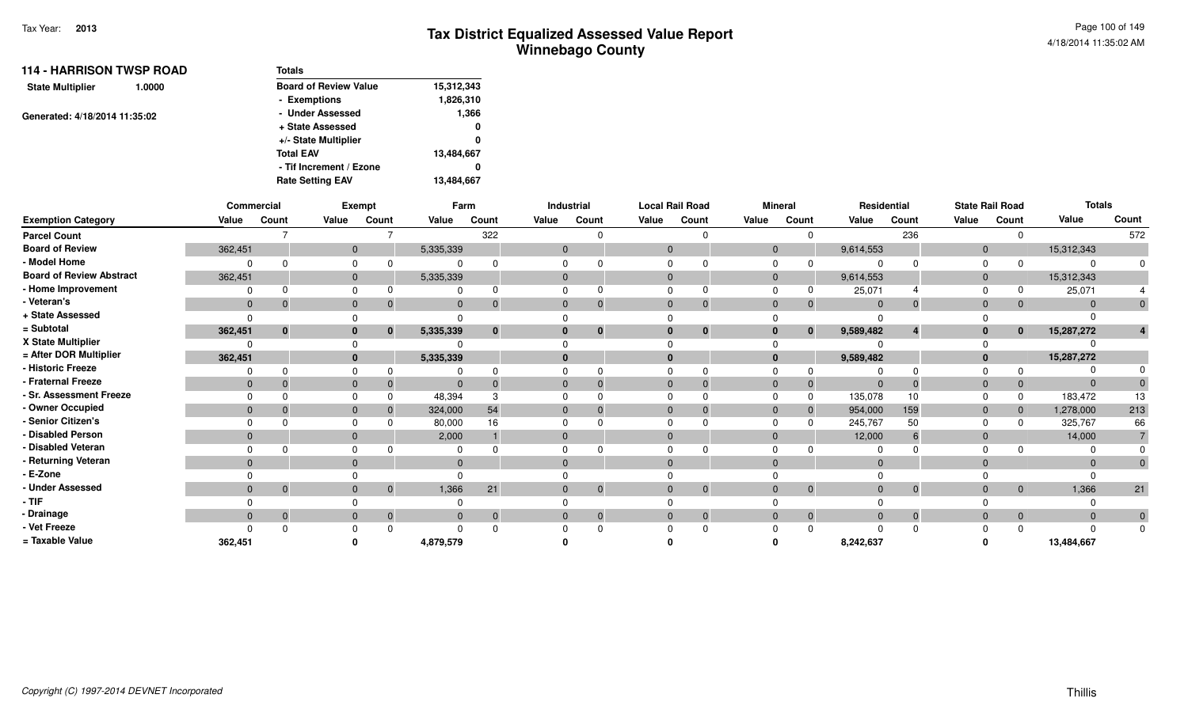# Tax District Equalized Assessed Value Report
## Winnebago County

Tax Year: 2013

**114 - HARRISON TWSP ROAD**

**State Multiplier** 1.0000

Generated: 4/18/2014 11:35:02

| Totals | |
|---|---|
| Board of Review Value | 15,312,343 |
| - Exemptions | 1,826,310 |
| - Under Assessed | 1,366 |
| + State Assessed | 0 |
| +/- State Multiplier | 0 |
| Total EAV | 13,484,667 |
| - Tif Increment / Ezone | 0 |
| Rate Setting EAV | 13,484,667 |

| | Commercial | | Exempt | | Farm | | Industrial | | Local Rail Road | | Mineral | | Residential | | State Rail Road | | Totals | |
|---|---|---|---|---|---|---|---|---|---|---|---|---|---|---|---|---|---|---|
| Exemption Category | Value | Count | Value | Count | Value | Count | Value | Count | Value | Count | Value | Count | Value | Count | Value | Count | Value | Count |
| Parcel Count | | 7 | | 7 | | 322 | | 0 | | 0 | | 0 | | 236 | | 0 | | 572 |
| Board of Review | 362,451 | | 0 | | 5,335,339 | | 0 | | 0 | | 0 | | 9,614,553 | | 0 | | 15,312,343 | |
| - Model Home | 0 | 0 | 0 | 0 | 0 | 0 | 0 | 0 | 0 | 0 | 0 | 0 | 0 | 0 | 0 | 0 | 0 | 0 |
| Board of Review Abstract | 362,451 | | 0 | | 5,335,339 | | 0 | | 0 | | 0 | | 9,614,553 | | 0 | | 15,312,343 | |
| - Home Improvement | 0 | 0 | 0 | 0 | 0 | 0 | 0 | 0 | 0 | 0 | 0 | 0 | 25,071 | 4 | 0 | 0 | 25,071 | 4 |
| - Veteran's | 0 | 0 | 0 | 0 | 0 | 0 | 0 | 0 | 0 | 0 | 0 | 0 | 0 | 0 | 0 | 0 | 0 | 0 |
| + State Assessed | 0 | | 0 | | 0 | | 0 | | 0 | | 0 | | 0 | | 0 | | 0 | |
| = Subtotal | 362,451 | 0 | 0 | 0 | 5,335,339 | 0 | 0 | 0 | 0 | 0 | 0 | 0 | 9,589,482 | 4 | 0 | 0 | 15,287,272 | 4 |
| X State Multiplier | 0 | | 0 | | 0 | | 0 | | 0 | | 0 | | 0 | | 0 | | 0 | |
| = After DOR Multiplier | 362,451 | | 0 | | 5,335,339 | | 0 | | 0 | | 0 | | 9,589,482 | | 0 | | 15,287,272 | |
| - Historic Freeze | 0 | 0 | 0 | 0 | 0 | 0 | 0 | 0 | 0 | 0 | 0 | 0 | 0 | 0 | 0 | 0 | 0 | 0 |
| - Fraternal Freeze | 0 | 0 | 0 | 0 | 0 | 0 | 0 | 0 | 0 | 0 | 0 | 0 | 0 | 0 | 0 | 0 | 0 | 0 |
| - Sr. Assessment Freeze | 0 | 0 | 0 | 0 | 48,394 | 3 | 0 | 0 | 0 | 0 | 0 | 0 | 135,078 | 10 | 0 | 0 | 183,472 | 13 |
| - Owner Occupied | 0 | 0 | 0 | 0 | 324,000 | 54 | 0 | 0 | 0 | 0 | 0 | 0 | 954,000 | 159 | 0 | 0 | 1,278,000 | 213 |
| - Senior Citizen's | 0 | 0 | 0 | 0 | 80,000 | 16 | 0 | 0 | 0 | 0 | 0 | 0 | 245,767 | 50 | 0 | 0 | 325,767 | 66 |
| - Disabled Person | 0 | | 0 | | 2,000 | 1 | 0 | | 0 | | 0 | | 12,000 | 6 | 0 | | 14,000 | 7 |
| - Disabled Veteran | 0 | 0 | 0 | 0 | 0 | 0 | 0 | 0 | 0 | 0 | 0 | 0 | 0 | 0 | 0 | 0 | 0 | 0 |
| - Returning Veteran | 0 | | 0 | | 0 | | 0 | | 0 | | 0 | | 0 | | 0 | | 0 | 0 |
| - E-Zone | 0 | | 0 | | 0 | | 0 | | 0 | | 0 | | 0 | | 0 | | 0 | |
| - Under Assessed | 0 | 0 | 0 | 0 | 1,366 | 21 | 0 | 0 | 0 | 0 | 0 | 0 | 0 | 0 | 0 | 0 | 1,366 | 21 |
| - TIF | 0 | | 0 | | 0 | | 0 | | 0 | | 0 | | 0 | | 0 | | 0 | |
| - Drainage | 0 | 0 | 0 | 0 | 0 | 0 | 0 | 0 | 0 | 0 | 0 | 0 | 0 | 0 | 0 | 0 | 0 | 0 |
| - Vet Freeze | 0 | 0 | 0 | 0 | 0 | 0 | 0 | 0 | 0 | 0 | 0 | 0 | 0 | 0 | 0 | 0 | 0 | 0 |
| = Taxable Value | 362,451 | | 0 | | 4,879,579 | | 0 | | 0 | | 0 | | 8,242,637 | | 0 | | 13,484,667 | |

Copyright (C) 1997-2014 DEVNET Incorporated

Thillis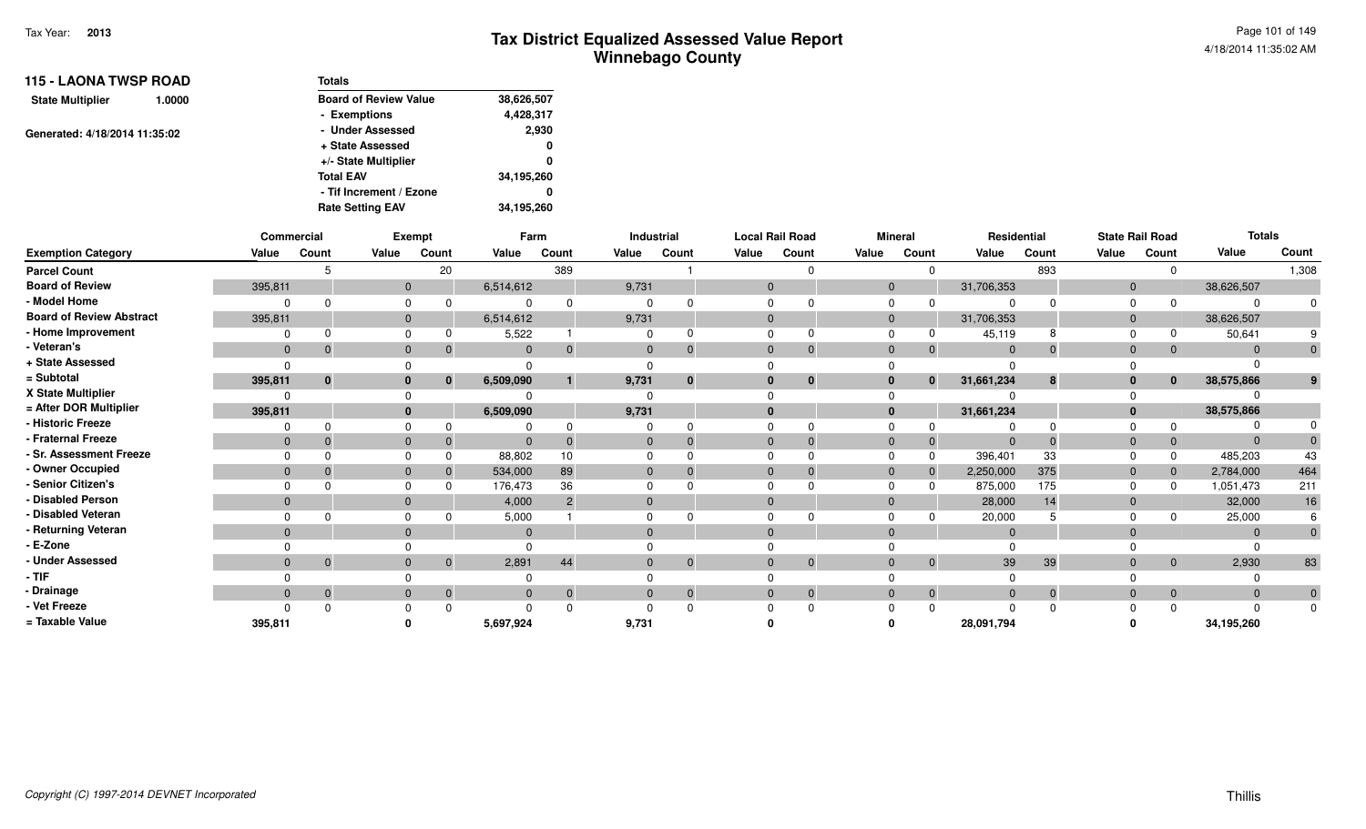# Tax District Equalized Assessed Value Report
## Winnebago County

Tax Year: **2013**

4/18/2014 11:35:02 AM

**115 - LAONA TWSP ROAD**

**State Multiplier** 1.0000

Generated: 4/18/2014 11:35:02

| Totals | |
|---|---|
| Board of Review Value | 38,626,507 |
| - Exemptions | 4,428,317 |
| - Under Assessed | 2,930 |
| + State Assessed | 0 |
| +/- State Multiplier | 0 |
| Total EAV | 34,195,260 |
| - Tif Increment / Ezone | 0 |
| Rate Setting EAV | 34,195,260 |

| | Commercial | | Exempt | | Farm | | Industrial | | Local Rail Road | | Mineral | | Residential | | State Rail Road | | Totals | |
|---|---|---|---|---|---|---|---|---|---|---|---|---|---|---|---|---|---|---|
| **Exemption Category** | **Value** | **Count** | **Value** | **Count** | **Value** | **Count** | **Value** | **Count** | **Value** | **Count** | **Value** | **Count** | **Value** | **Count** | **Value** | **Count** | **Value** | **Count** |
| Parcel Count | | 5 | | 20 | | 389 | | 1 | | 0 | | 0 | | 893 | | 0 | | 1,308 |
| Board of Review | 395,811 | | 0 | | 6,514,612 | | 9,731 | | 0 | | 0 | | 31,706,353 | | 0 | | 38,626,507 | |
| - Model Home | 0 | 0 | 0 | 0 | 0 | 0 | 0 | 0 | 0 | 0 | 0 | 0 | 0 | 0 | 0 | 0 | 0 | 0 |
| Board of Review Abstract | 395,811 | | 0 | | 6,514,612 | | 9,731 | | 0 | | 0 | | 31,706,353 | | 0 | | 38,626,507 | |
| - Home Improvement | 0 | 0 | 0 | 0 | 5,522 | 1 | 0 | 0 | 0 | 0 | 0 | 0 | 45,119 | 8 | 0 | 0 | 50,641 | 9 |
| - Veteran's | 0 | 0 | 0 | 0 | 0 | 0 | 0 | 0 | 0 | 0 | 0 | 0 | 0 | 0 | 0 | 0 | 0 | 0 |
| + State Assessed | 0 | | 0 | | 0 | | 0 | | 0 | | 0 | | 0 | | 0 | | 0 | |
| = Subtotal | **395,811** | **0** | **0** | **0** | **6,509,090** | **1** | **9,731** | **0** | **0** | **0** | **0** | **0** | **31,661,234** | **8** | **0** | **0** | **38,575,866** | **9** |
| X State Multiplier | 0 | | 0 | | 0 | | 0 | | 0 | | 0 | | 0 | | 0 | | 0 | |
| = After DOR Multiplier | **395,811** | | **0** | | **6,509,090** | | **9,731** | | **0** | | **0** | | **31,661,234** | | **0** | | **38,575,866** | |
| - Historic Freeze | 0 | 0 | 0 | 0 | 0 | 0 | 0 | 0 | 0 | 0 | 0 | 0 | 0 | 0 | 0 | 0 | 0 | 0 |
| - Fraternal Freeze | 0 | 0 | 0 | 0 | 0 | 0 | 0 | 0 | 0 | 0 | 0 | 0 | 0 | 0 | 0 | 0 | 0 | 0 |
| - Sr. Assessment Freeze | 0 | 0 | 0 | 0 | 88,802 | 10 | 0 | 0 | 0 | 0 | 0 | 0 | 396,401 | 33 | 0 | 0 | 485,203 | 43 |
| - Owner Occupied | 0 | 0 | 0 | 0 | 534,000 | 89 | 0 | 0 | 0 | 0 | 0 | 0 | 2,250,000 | 375 | 0 | 0 | 2,784,000 | 464 |
| - Senior Citizen's | 0 | 0 | 0 | 0 | 176,473 | 36 | 0 | 0 | 0 | 0 | 0 | 0 | 875,000 | 175 | 0 | 0 | 1,051,473 | 211 |
| - Disabled Person | 0 | | 0 | | 4,000 | 2 | 0 | | 0 | | 0 | | 28,000 | 14 | 0 | | 32,000 | 16 |
| - Disabled Veteran | 0 | 0 | 0 | 0 | 5,000 | 1 | 0 | 0 | 0 | 0 | 0 | 0 | 20,000 | 5 | 0 | 0 | 25,000 | 6 |
| - Returning Veteran | 0 | | 0 | | 0 | | 0 | | 0 | | 0 | | 0 | | 0 | | 0 | 0 |
| - E-Zone | 0 | | 0 | | 0 | | 0 | | 0 | | 0 | | 0 | | 0 | | 0 | |
| - Under Assessed | 0 | 0 | 0 | 0 | 2,891 | 44 | 0 | 0 | 0 | 0 | 0 | 0 | 39 | 39 | 0 | 0 | 2,930 | 83 |
| - TIF | 0 | | 0 | | 0 | | 0 | | 0 | | 0 | | 0 | | 0 | | 0 | |
| - Drainage | 0 | 0 | 0 | 0 | 0 | 0 | 0 | 0 | 0 | 0 | 0 | 0 | 0 | 0 | 0 | 0 | 0 | 0 |
| - Vet Freeze | 0 | 0 | 0 | 0 | 0 | 0 | 0 | 0 | 0 | 0 | 0 | 0 | 0 | 0 | 0 | 0 | 0 | 0 |
| = Taxable Value | **395,811** | | **0** | | **5,697,924** | | **9,731** | | **0** | | **0** | | **28,091,794** | | **0** | | **34,195,260** | |

*Copyright (C) 1997-2014 DEVNET Incorporated*

Thillis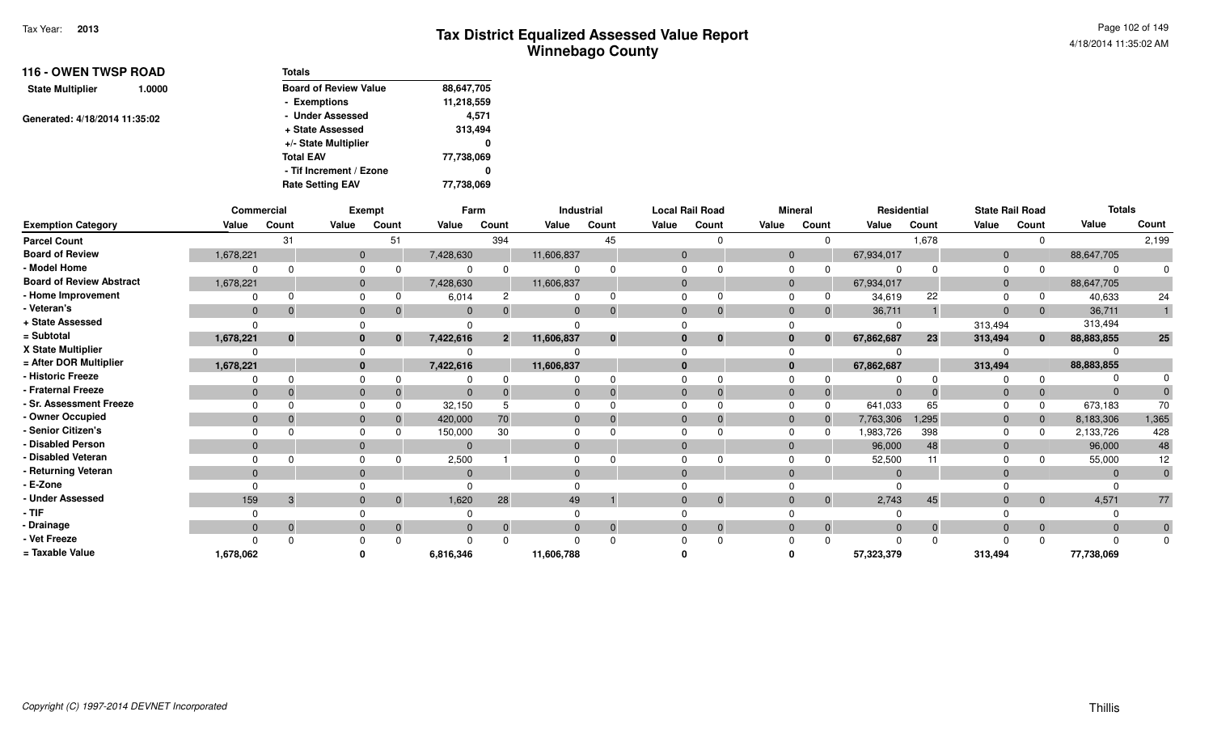# Tax District Equalized Assessed Value Report
## Winnebago County

Tax Year: 2013

**116 - OWEN TWSP ROAD**

**State Multiplier** 1.0000

Generated: 4/18/2014 11:35:02

| Totals | |
|---|---|
| Board of Review Value | 88,647,705 |
| - Exemptions | 11,218,559 |
| - Under Assessed | 4,571 |
| + State Assessed | 313,494 |
| +/- State Multiplier | 0 |
| Total EAV | 77,738,069 |
| - Tif Increment / Ezone | 0 |
| Rate Setting EAV | 77,738,069 |

| | Commercial | | Exempt | | Farm | | Industrial | | Local Rail Road | | Mineral | | Residential | | State Rail Road | | Totals | |
|---|---|---|---|---|---|---|---|---|---|---|---|---|---|---|---|---|---|---|
| **Exemption Category** | **Value** | **Count** | **Value** | **Count** | **Value** | **Count** | **Value** | **Count** | **Value** | **Count** | **Value** | **Count** | **Value** | **Count** | **Value** | **Count** | **Value** | **Count** |
| Parcel Count | | 31 | | 51 | | 394 | | 45 | | 0 | | 0 | | 1,678 | | 0 | | 2,199 |
| Board of Review | 1,678,221 | | 0 | | 7,428,630 | | 11,606,837 | | 0 | | 0 | | 67,934,017 | | 0 | | 88,647,705 | |
| - Model Home | 0 | 0 | 0 | 0 | 0 | 0 | 0 | 0 | 0 | 0 | 0 | 0 | 0 | 0 | 0 | 0 | 0 | 0 |
| Board of Review Abstract | 1,678,221 | | 0 | | 7,428,630 | | 11,606,837 | | 0 | | 0 | | 67,934,017 | | 0 | | 88,647,705 | |
| - Home Improvement | 0 | 0 | 0 | 0 | 6,014 | 2 | 0 | 0 | 0 | 0 | 0 | 0 | 34,619 | 22 | 0 | 0 | 40,633 | 24 |
| - Veteran's | 0 | 0 | 0 | 0 | 0 | 0 | 0 | 0 | 0 | 0 | 0 | 0 | 36,711 | 1 | 0 | 0 | 36,711 | 1 |
| + State Assessed | 0 | | 0 | | 0 | | 0 | | 0 | | 0 | | 0 | | 313,494 | | 313,494 | |
| = Subtotal | 1,678,221 | 0 | 0 | 0 | 7,422,616 | 2 | 11,606,837 | 0 | 0 | 0 | 0 | 0 | 67,862,687 | 23 | 313,494 | 0 | 88,883,855 | 25 |
| X State Multiplier | 0 | | 0 | | 0 | | 0 | | 0 | | 0 | | 0 | | 0 | | 0 | |
| = After DOR Multiplier | 1,678,221 | | 0 | | 7,422,616 | | 11,606,837 | | 0 | | 0 | | 67,862,687 | | 313,494 | | 88,883,855 | |
| - Historic Freeze | 0 | 0 | 0 | 0 | 0 | 0 | 0 | 0 | 0 | 0 | 0 | 0 | 0 | 0 | 0 | 0 | 0 | 0 |
| - Fraternal Freeze | 0 | 0 | 0 | 0 | 0 | 0 | 0 | 0 | 0 | 0 | 0 | 0 | 0 | 0 | 0 | 0 | 0 | 0 |
| - Sr. Assessment Freeze | 0 | 0 | 0 | 0 | 32,150 | 5 | 0 | 0 | 0 | 0 | 0 | 0 | 641,033 | 65 | 0 | 0 | 673,183 | 70 |
| - Owner Occupied | 0 | 0 | 0 | 0 | 420,000 | 70 | 0 | 0 | 0 | 0 | 0 | 0 | 7,763,306 | 1,295 | 0 | 0 | 8,183,306 | 1,365 |
| - Senior Citizen's | 0 | 0 | 0 | 0 | 150,000 | 30 | 0 | 0 | 0 | 0 | 0 | 0 | 1,983,726 | 398 | 0 | 0 | 2,133,726 | 428 |
| - Disabled Person | 0 | | 0 | | 0 | | 0 | | 0 | | 0 | | 96,000 | 48 | 0 | | 96,000 | 48 |
| - Disabled Veteran | 0 | 0 | 0 | 0 | 2,500 | 1 | 0 | 0 | 0 | 0 | 0 | 0 | 52,500 | 11 | 0 | 0 | 55,000 | 12 |
| - Returning Veteran | 0 | | 0 | | 0 | | 0 | | 0 | | 0 | | 0 | | 0 | | 0 | 0 |
| - E-Zone | 0 | | 0 | | 0 | | 0 | | 0 | | 0 | | 0 | | 0 | | 0 | |
| - Under Assessed | 159 | 3 | 0 | 0 | 1,620 | 28 | 49 | 1 | 0 | 0 | 0 | 0 | 2,743 | 45 | 0 | 0 | 4,571 | 77 |
| - TIF | 0 | | 0 | | 0 | | 0 | | 0 | | 0 | | 0 | | 0 | | 0 | |
| - Drainage | 0 | 0 | 0 | 0 | 0 | 0 | 0 | 0 | 0 | 0 | 0 | 0 | 0 | 0 | 0 | 0 | 0 | 0 |
| - Vet Freeze | 0 | 0 | 0 | 0 | 0 | 0 | 0 | 0 | 0 | 0 | 0 | 0 | 0 | 0 | 0 | 0 | 0 | 0 |
| = Taxable Value | 1,678,062 | | 0 | | 6,816,346 | | 11,606,788 | | 0 | | 0 | | 57,323,379 | | 313,494 | | 77,738,069 | |

Copyright (C) 1997-2014 DEVNET Incorporated

Thillis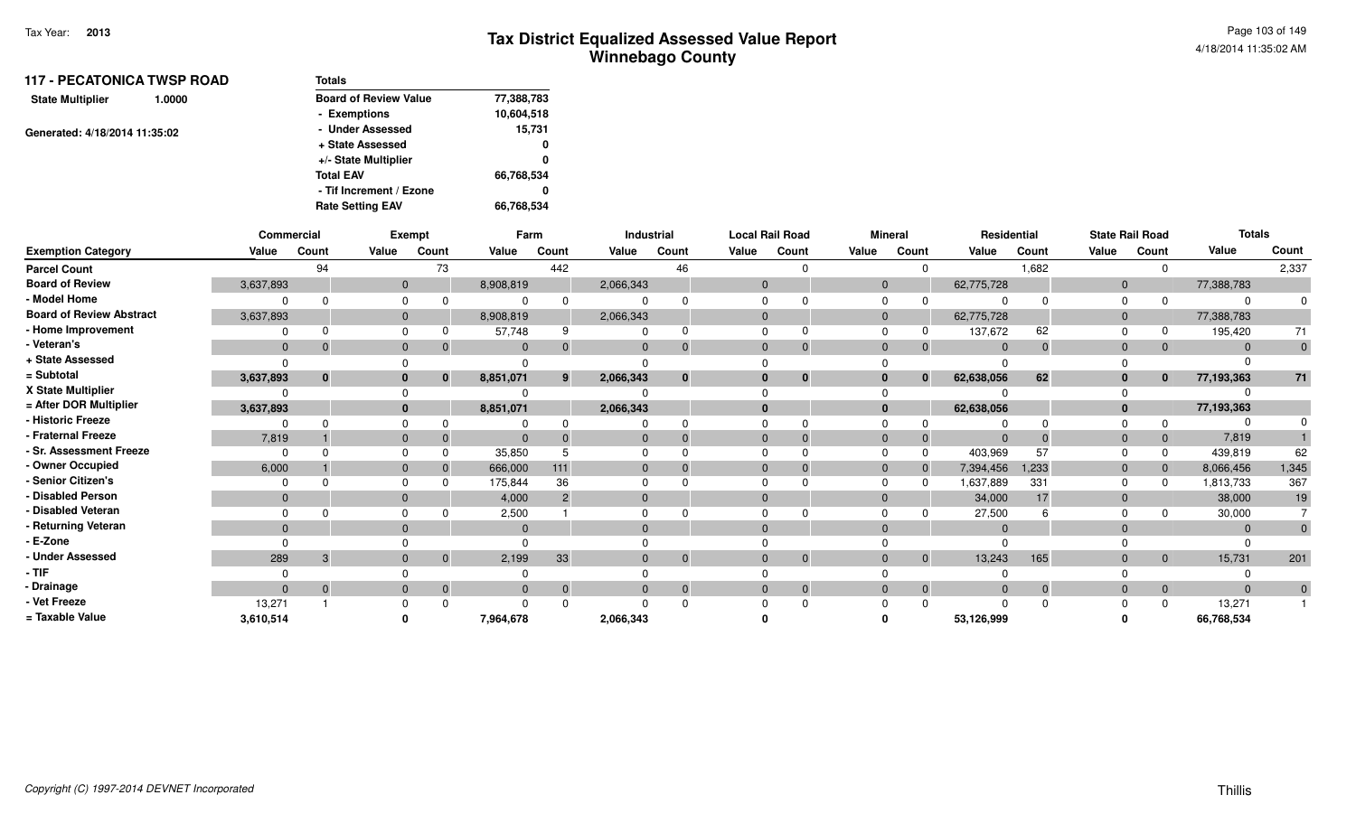# Tax District Equalized Assessed Value Report
## Winnebago County

Tax Year: **2013**

4/18/2014 11:35:02 AM

**117 - PECATONICA TWSP ROAD**

**State Multiplier** 1.0000

Generated: 4/18/2014 11:35:02

| Totals | |
|---|---|
| Board of Review Value | 77,388,783 |
| - Exemptions | 10,604,518 |
| - Under Assessed | 15,731 |
| + State Assessed | 0 |
| +/- State Multiplier | 0 |
| Total EAV | 66,768,534 |
| - Tif Increment / Ezone | 0 |
| Rate Setting EAV | 66,768,534 |

| | Commercial | | Exempt | | Farm | | Industrial | | Local Rail Road | | Mineral | | Residential | | State Rail Road | | Totals | |
|---|---|---|---|---|---|---|---|---|---|---|---|---|---|---|---|---|---|---|
| **Exemption Category** | **Value** | **Count** | **Value** | **Count** | **Value** | **Count** | **Value** | **Count** | **Value** | **Count** | **Value** | **Count** | **Value** | **Count** | **Value** | **Count** | **Value** | **Count** |
| Parcel Count | | 94 | | 73 | | 442 | | 46 | | 0 | | 0 | | 1,682 | | 0 | | 2,337 |
| Board of Review | 3,637,893 | | 0 | | 8,908,819 | | 2,066,343 | | 0 | | 0 | | 62,775,728 | | 0 | | 77,388,783 | |
| - Model Home | 0 | 0 | 0 | 0 | 0 | 0 | 0 | 0 | 0 | 0 | 0 | 0 | 0 | 0 | 0 | 0 | 0 | 0 |
| Board of Review Abstract | 3,637,893 | | 0 | | 8,908,819 | | 2,066,343 | | 0 | | 0 | | 62,775,728 | | 0 | | 77,388,783 | |
| - Home Improvement | 0 | 0 | 0 | 0 | 57,748 | 9 | 0 | 0 | 0 | 0 | 0 | 0 | 137,672 | 62 | 0 | 0 | 195,420 | 71 |
| - Veteran's | 0 | 0 | 0 | 0 | 0 | 0 | 0 | 0 | 0 | 0 | 0 | 0 | 0 | 0 | 0 | 0 | 0 | 0 |
| + State Assessed | 0 | | 0 | | 0 | | 0 | | 0 | | 0 | | 0 | | 0 | | 0 | |
| = Subtotal | 3,637,893 | 0 | 0 | 0 | 8,851,071 | 9 | 2,066,343 | 0 | 0 | 0 | 0 | 0 | 62,638,056 | 62 | 0 | 0 | 77,193,363 | 71 |
| X State Multiplier | 0 | | 0 | | 0 | | 0 | | 0 | | 0 | | 0 | | 0 | | 0 | |
| = After DOR Multiplier | 3,637,893 | | 0 | | 8,851,071 | | 2,066,343 | | 0 | | 0 | | 62,638,056 | | 0 | | 77,193,363 | |
| - Historic Freeze | 0 | 0 | 0 | 0 | 0 | 0 | 0 | 0 | 0 | 0 | 0 | 0 | 0 | 0 | 0 | 0 | 0 | 0 |
| - Fraternal Freeze | 7,819 | 1 | 0 | 0 | 0 | 0 | 0 | 0 | 0 | 0 | 0 | 0 | 0 | 0 | 0 | 0 | 7,819 | 1 |
| - Sr. Assessment Freeze | 0 | 0 | 0 | 0 | 35,850 | 5 | 0 | 0 | 0 | 0 | 0 | 0 | 403,969 | 57 | 0 | 0 | 439,819 | 62 |
| - Owner Occupied | 6,000 | 1 | 0 | 0 | 666,000 | 111 | 0 | 0 | 0 | 0 | 0 | 0 | 7,394,456 | 1,233 | 0 | 0 | 8,066,456 | 1,345 |
| - Senior Citizen's | 0 | 0 | 0 | 0 | 175,844 | 36 | 0 | 0 | 0 | 0 | 0 | 0 | 1,637,889 | 331 | 0 | 0 | 1,813,733 | 367 |
| - Disabled Person | 0 | | 0 | | 4,000 | 2 | 0 | | 0 | | 0 | | 34,000 | 17 | 0 | | 38,000 | 19 |
| - Disabled Veteran | 0 | 0 | 0 | 0 | 2,500 | 1 | 0 | 0 | 0 | 0 | 0 | 0 | 27,500 | 6 | 0 | 0 | 30,000 | 7 |
| - Returning Veteran | 0 | | 0 | | 0 | | 0 | | 0 | | 0 | | 0 | | 0 | | 0 | 0 |
| - E-Zone | 0 | | 0 | | 0 | | 0 | | 0 | | 0 | | 0 | | 0 | | 0 | |
| - Under Assessed | 289 | 3 | 0 | 0 | 2,199 | 33 | 0 | 0 | 0 | 0 | 0 | 0 | 13,243 | 165 | 0 | 0 | 15,731 | 201 |
| - TIF | 0 | | 0 | | 0 | | 0 | | 0 | | 0 | | 0 | | 0 | | 0 | |
| - Drainage | 0 | 0 | 0 | 0 | 0 | 0 | 0 | 0 | 0 | 0 | 0 | 0 | 0 | 0 | 0 | 0 | 0 | 0 |
| - Vet Freeze | 13,271 | 1 | 0 | 0 | 0 | 0 | 0 | 0 | 0 | 0 | 0 | 0 | 0 | 0 | 0 | 0 | 13,271 | 1 |
| = Taxable Value | 3,610,514 | | 0 | | 7,964,678 | | 2,066,343 | | 0 | | 0 | | 53,126,999 | | 0 | | 66,768,534 | |

Copyright (C) 1997-2014 DEVNET Incorporated

Thillis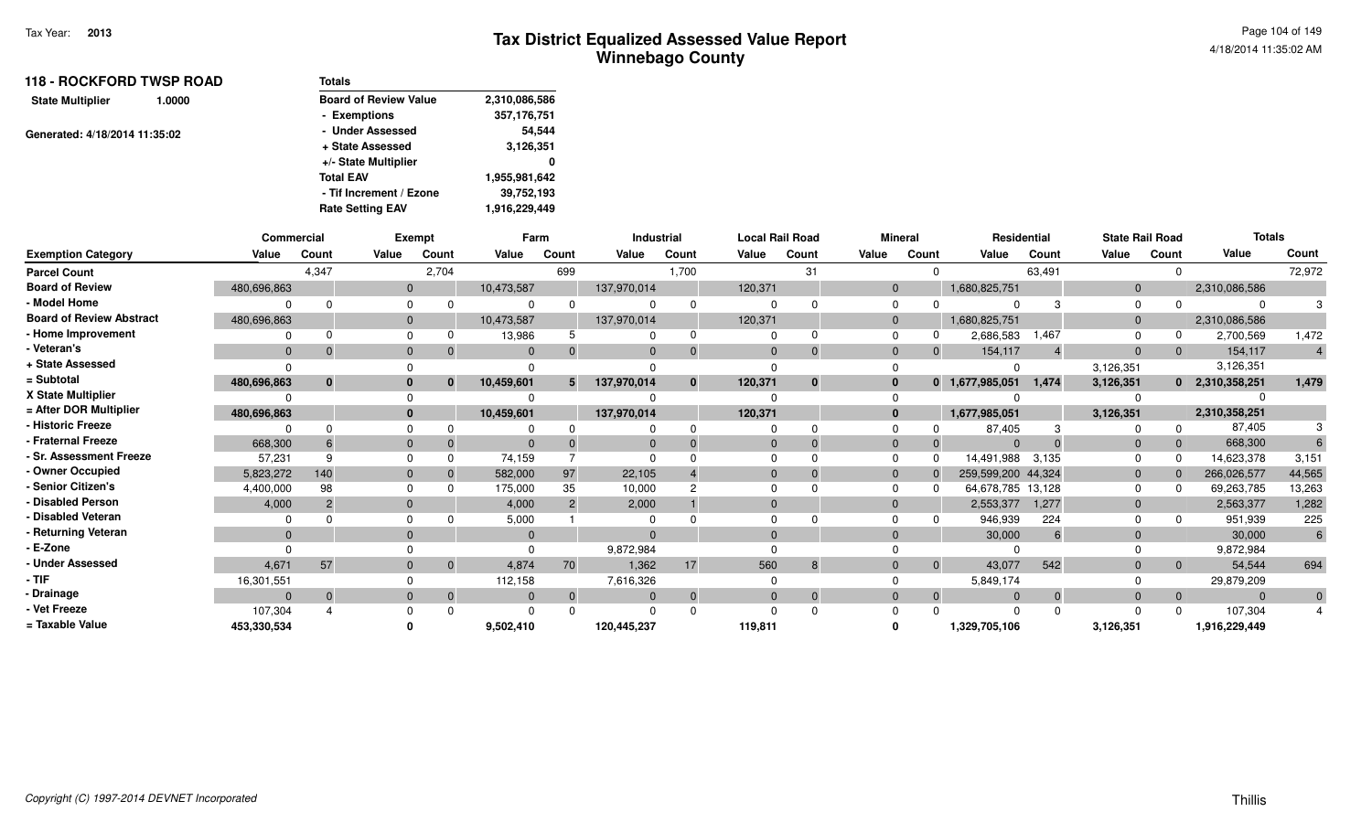# Tax District Equalized Assessed Value Report
## Winnebago County

Tax Year: 2013

### 118 - ROCKFORD TWSP ROAD

**State Multiplier** 1.0000

Generated: 4/18/2014 11:35:02

| Totals | |
|---|---|
| Board of Review Value | 2,310,086,586 |
| - Exemptions | 357,176,751 |
| - Under Assessed | 54,544 |
| + State Assessed | 3,126,351 |
| +/- State Multiplier | 0 |
| Total EAV | 1,955,981,642 |
| - Tif Increment / Ezone | 39,752,193 |
| Rate Setting EAV | 1,916,229,449 |

| | Commercial | | Exempt | | Farm | | Industrial | | Local Rail Road | | Mineral | | Residential | | State Rail Road | | Totals | |
|---|---|---|---|---|---|---|---|---|---|---|---|---|---|---|---|---|---|---|
| Exemption Category | Value | Count | Value | Count | Value | Count | Value | Count | Value | Count | Value | Count | Value | Count | Value | Count | Value | Count |
| Parcel Count | | 4,347 | | 2,704 | | 699 | | 1,700 | | 31 | | 0 | | 63,491 | | 0 | | 72,972 |
| Board of Review | 480,696,863 | | 0 | | 10,473,587 | | 137,970,014 | | 120,371 | | 0 | | 1,680,825,751 | | 0 | | 2,310,086,586 | |
| - Model Home | 0 | 0 | 0 | 0 | 0 | 0 | 0 | 0 | 0 | 0 | 0 | 0 | 0 | 3 | 0 | 0 | 0 | 3 |
| Board of Review Abstract | 480,696,863 | | 0 | | 10,473,587 | | 137,970,014 | | 120,371 | | 0 | | 1,680,825,751 | | 0 | | 2,310,086,586 | |
| - Home Improvement | 0 | 0 | 0 | 0 | 13,986 | 5 | 0 | 0 | 0 | 0 | 0 | 0 | 2,686,583 | 1,467 | 0 | 0 | 2,700,569 | 1,472 |
| - Veteran's | 0 | 0 | 0 | 0 | 0 | 0 | 0 | 0 | 0 | 0 | 0 | 0 | 154,117 | 4 | 0 | 0 | 154,117 | 4 |
| + State Assessed | 0 | | 0 | | 0 | | 0 | | 0 | | 0 | | 0 | | 3,126,351 | | 3,126,351 | |
| = Subtotal | **480,696,863** | **0** | **0** | **0** | **10,459,601** | **5** | **137,970,014** | **0** | **120,371** | **0** | **0** | **0** | **1,677,985,051** | **1,474** | **3,126,351** | **0** | **2,310,358,251** | **1,479** |
| X State Multiplier | 0 | | 0 | | 0 | | 0 | | 0 | | 0 | | 0 | | 0 | | 0 | |
| = After DOR Multiplier | **480,696,863** | | **0** | | **10,459,601** | | **137,970,014** | | **120,371** | | **0** | | **1,677,985,051** | | **3,126,351** | | **2,310,358,251** | |
| - Historic Freeze | 0 | 0 | 0 | 0 | 0 | 0 | 0 | 0 | 0 | 0 | 0 | 0 | 87,405 | 3 | 0 | 0 | 87,405 | 3 |
| - Fraternal Freeze | 668,300 | 6 | 0 | 0 | 0 | 0 | 0 | 0 | 0 | 0 | 0 | 0 | 0 | 0 | 0 | 0 | 668,300 | 6 |
| - Sr. Assessment Freeze | 57,231 | 9 | 0 | 0 | 74,159 | 7 | 0 | 0 | 0 | 0 | 0 | 0 | 14,491,988 | 3,135 | 0 | 0 | 14,623,378 | 3,151 |
| - Owner Occupied | 5,823,272 | 140 | 0 | 0 | 582,000 | 97 | 22,105 | 4 | 0 | 0 | 0 | 0 | 259,599,200 | 44,324 | 0 | 0 | 266,026,577 | 44,565 |
| - Senior Citizen's | 4,400,000 | 98 | 0 | 0 | 175,000 | 35 | 10,000 | 2 | 0 | 0 | 0 | 0 | 64,678,785 | 13,128 | 0 | 0 | 69,263,785 | 13,263 |
| - Disabled Person | 4,000 | 2 | 0 | | 4,000 | 2 | 2,000 | 1 | 0 | | 0 | | 2,553,377 | 1,277 | 0 | | 2,563,377 | 1,282 |
| - Disabled Veteran | 0 | 0 | 0 | 0 | 5,000 | 1 | 0 | 0 | 0 | 0 | 0 | 0 | 946,939 | 224 | 0 | 0 | 951,939 | 225 |
| - Returning Veteran | 0 | | 0 | | 0 | | 0 | | 0 | | 0 | | 30,000 | 6 | 0 | | 30,000 | 6 |
| - E-Zone | 0 | | 0 | | 0 | | 9,872,984 | | 0 | | 0 | | 0 | | 0 | | 9,872,984 | |
| - Under Assessed | 4,671 | 57 | 0 | 0 | 4,874 | 70 | 1,362 | 17 | 560 | 8 | 0 | 0 | 43,077 | 542 | 0 | 0 | 54,544 | 694 |
| - TIF | 16,301,551 | | 0 | | 112,158 | | 7,616,326 | | 0 | | 0 | | 5,849,174 | | 0 | | 29,879,209 | |
| - Drainage | 0 | 0 | 0 | 0 | 0 | 0 | 0 | 0 | 0 | 0 | 0 | 0 | 0 | 0 | 0 | 0 | 0 | 0 |
| - Vet Freeze | 107,304 | 4 | 0 | 0 | 0 | 0 | 0 | 0 | 0 | 0 | 0 | 0 | 0 | 0 | 0 | 0 | 107,304 | 4 |
| = Taxable Value | **453,330,534** | | **0** | | **9,502,410** | | **120,445,237** | | **119,811** | | **0** | | **1,329,705,106** | | **3,126,351** | | **1,916,229,449** | |

Copyright (C) 1997-2014 DEVNET Incorporated

Thillis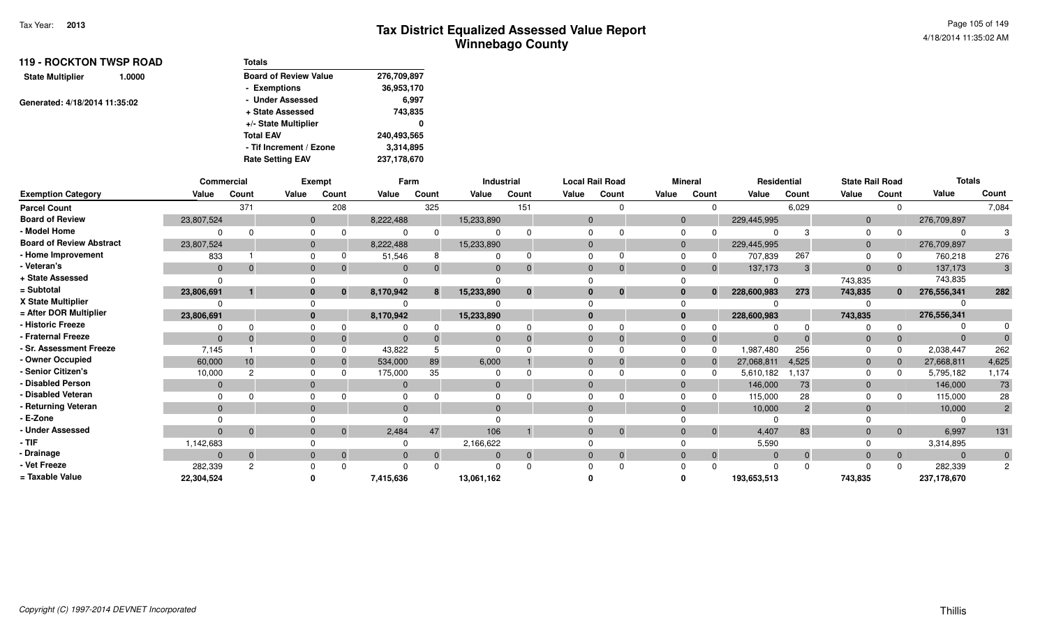Tax Year: 2013

# Tax District Equalized Assessed Value Report
## Winnebago County

4/18/2014 11:35:02 AM

**119 - ROCKTON TWSP ROAD**

**State Multiplier** 1.0000

Generated: 4/18/2014 11:35:02

| Totals | |
|---|---|
| Board of Review Value | 276,709,897 |
| - Exemptions | 36,953,170 |
| - Under Assessed | 6,997 |
| + State Assessed | 743,835 |
| +/- State Multiplier | 0 |
| Total EAV | 240,493,565 |
| - Tif Increment / Ezone | 3,314,895 |
| Rate Setting EAV | 237,178,670 |

| | Commercial | | Exempt | | Farm | | Industrial | | Local Rail Road | | Mineral | | Residential | | State Rail Road | | Totals | |
|---|---|---|---|---|---|---|---|---|---|---|---|---|---|---|---|---|---|---|
| Exemption Category | Value | Count | Value | Count | Value | Count | Value | Count | Value | Count | Value | Count | Value | Count | Value | Count | Value | Count |
| Parcel Count | | 371 | | 208 | | 325 | | 151 | | 0 | | 0 | | 6,029 | | 0 | | 7,084 |
| Board of Review | 23,807,524 | | 0 | | 8,222,488 | | 15,233,890 | | 0 | | 0 | | 229,445,995 | | 0 | | 276,709,897 | |
| - Model Home | 0 | 0 | 0 | 0 | 0 | 0 | 0 | 0 | 0 | 0 | 0 | 0 | 0 | 3 | 0 | 0 | 0 | 3 |
| Board of Review Abstract | 23,807,524 | | 0 | | 8,222,488 | | 15,233,890 | | 0 | | 0 | | 229,445,995 | | 0 | | 276,709,897 | |
| - Home Improvement | 833 | 1 | 0 | 0 | 51,546 | 8 | 0 | 0 | 0 | 0 | 0 | 0 | 707,839 | 267 | 0 | 0 | 760,218 | 276 |
| - Veteran's | 0 | 0 | 0 | 0 | 0 | 0 | 0 | 0 | 0 | 0 | 0 | 0 | 137,173 | 3 | 0 | 0 | 137,173 | 3 |
| + State Assessed | 0 | | 0 | | 0 | | 0 | | 0 | | 0 | | 0 | | 743,835 | | 743,835 | |
| = Subtotal | 23,806,691 | 1 | 0 | 0 | 8,170,942 | 8 | 15,233,890 | 0 | 0 | 0 | 0 | 0 | 228,600,983 | 273 | 743,835 | 0 | 276,556,341 | 282 |
| X State Multiplier | 0 | | 0 | | 0 | | 0 | | 0 | | 0 | | 0 | | 0 | | 0 | |
| = After DOR Multiplier | 23,806,691 | | 0 | | 8,170,942 | | 15,233,890 | | 0 | | 0 | | 228,600,983 | | 743,835 | | 276,556,341 | |
| - Historic Freeze | 0 | 0 | 0 | 0 | 0 | 0 | 0 | 0 | 0 | 0 | 0 | 0 | 0 | 0 | 0 | 0 | 0 | 0 |
| - Fraternal Freeze | 0 | 0 | 0 | 0 | 0 | 0 | 0 | 0 | 0 | 0 | 0 | 0 | 0 | 0 | 0 | 0 | 0 | 0 |
| - Sr. Assessment Freeze | 7,145 | 1 | 0 | 0 | 43,822 | 5 | 0 | 0 | 0 | 0 | 0 | 0 | 1,987,480 | 256 | 0 | 0 | 2,038,447 | 262 |
| - Owner Occupied | 60,000 | 10 | 0 | 0 | 534,000 | 89 | 6,000 | 1 | 0 | 0 | 0 | 0 | 27,068,811 | 4,525 | 0 | 0 | 27,668,811 | 4,625 |
| - Senior Citizen's | 10,000 | 2 | 0 | 0 | 175,000 | 35 | 0 | 0 | 0 | 0 | 0 | 0 | 5,610,182 | 1,137 | 0 | 0 | 5,795,182 | 1,174 |
| - Disabled Person | 0 | | 0 | | 0 | | 0 | | 0 | | 0 | | 146,000 | 73 | 0 | | 146,000 | 73 |
| - Disabled Veteran | 0 | 0 | 0 | 0 | 0 | 0 | 0 | 0 | 0 | 0 | 0 | 0 | 115,000 | 28 | 0 | 0 | 115,000 | 28 |
| - Returning Veteran | 0 | | 0 | | 0 | | 0 | | 0 | | 0 | | 10,000 | 2 | 0 | | 10,000 | 2 |
| - E-Zone | 0 | | 0 | | 0 | | 0 | | 0 | | 0 | | 0 | | 0 | | 0 | |
| - Under Assessed | 0 | 0 | 0 | 0 | 2,484 | 47 | 106 | 1 | 0 | 0 | 0 | 0 | 4,407 | 83 | 0 | 0 | 6,997 | 131 |
| - TIF | 1,142,683 | | 0 | | 0 | | 2,166,622 | | 0 | | 0 | | 5,590 | | 0 | | 3,314,895 | |
| - Drainage | 0 | 0 | 0 | 0 | 0 | 0 | 0 | 0 | 0 | 0 | 0 | 0 | 0 | 0 | 0 | 0 | 0 | 0 |
| - Vet Freeze | 282,339 | 2 | 0 | 0 | 0 | 0 | 0 | 0 | 0 | 0 | 0 | 0 | 0 | 0 | 0 | 0 | 282,339 | 2 |
| = Taxable Value | 22,304,524 | | 0 | | 7,415,636 | | 13,061,162 | | 0 | | 0 | | 193,653,513 | | 743,835 | | 237,178,670 | |

Copyright (C) 1997-2014 DEVNET Incorporated

Thillis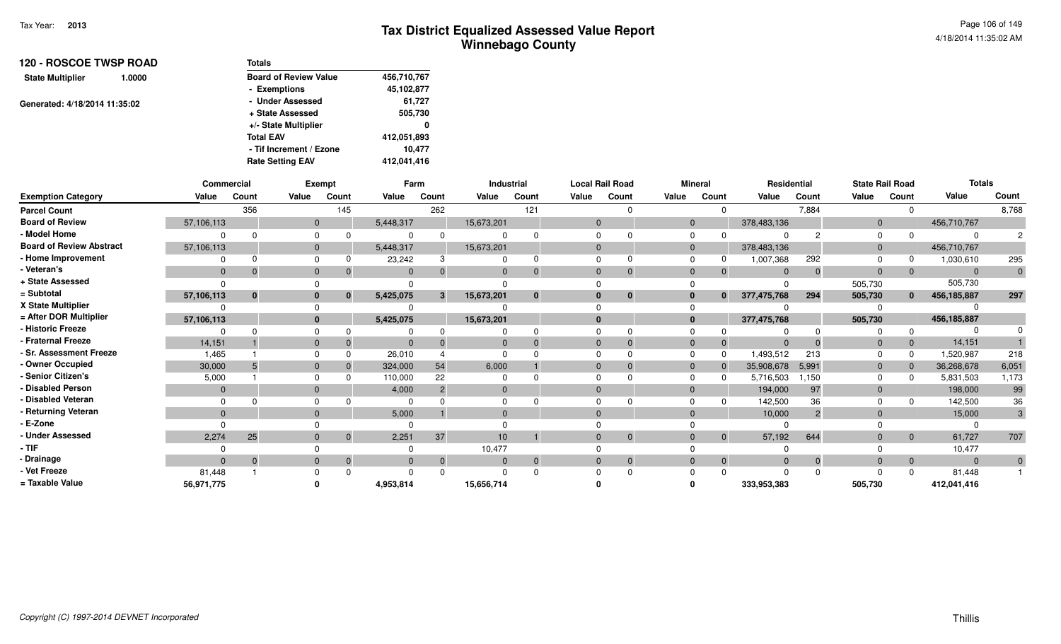# Tax District Equalized Assessed Value Report
## Winnebago County

Tax Year: **2013**

4/18/2014 11:35:02 AM

### 120 - ROSCOE TWSP ROAD

**State Multiplier** 1.0000

Generated: 4/18/2014 11:35:02

| Totals | |
|---|---|
| Board of Review Value | 456,710,767 |
| - Exemptions | 45,102,877 |
| - Under Assessed | 61,727 |
| + State Assessed | 505,730 |
| +/- State Multiplier | 0 |
| Total EAV | 412,051,893 |
| - Tif Increment / Ezone | 10,477 |
| Rate Setting EAV | 412,041,416 |

| | Commercial | | Exempt | | Farm | | Industrial | | Local Rail Road | | Mineral | | Residential | | State Rail Road | | Totals | |
|---|---|---|---|---|---|---|---|---|---|---|---|---|---|---|---|---|---|---|
| **Exemption Category** | **Value** | **Count** | **Value** | **Count** | **Value** | **Count** | **Value** | **Count** | **Value** | **Count** | **Value** | **Count** | **Value** | **Count** | **Value** | **Count** | **Value** | **Count** |
| **Parcel Count** | | 356 | | 145 | | 262 | | 121 | | 0 | | 0 | | 7,884 | | 0 | | 8,768 |
| **Board of Review** | 57,106,113 | | 0 | | 5,448,317 | | 15,673,201 | | 0 | | 0 | | 378,483,136 | | 0 | | 456,710,767 | |
| **- Model Home** | 0 | 0 | 0 | 0 | 0 | 0 | 0 | 0 | 0 | 0 | 0 | 0 | 0 | 2 | 0 | 0 | 0 | 2 |
| **Board of Review Abstract** | 57,106,113 | | 0 | | 5,448,317 | | 15,673,201 | | 0 | | 0 | | 378,483,136 | | 0 | | 456,710,767 | |
| **- Home Improvement** | 0 | 0 | 0 | 0 | 23,242 | 3 | 0 | 0 | 0 | 0 | 0 | 0 | 1,007,368 | 292 | 0 | 0 | 1,030,610 | 295 |
| **- Veteran's** | 0 | 0 | 0 | 0 | 0 | 0 | 0 | 0 | 0 | 0 | 0 | 0 | 0 | 0 | 0 | 0 | 0 | 0 |
| **+ State Assessed** | 0 | | 0 | | 0 | | 0 | | 0 | | 0 | | 0 | | 505,730 | | 505,730 | |
| **= Subtotal** | **57,106,113** | **0** | **0** | **0** | **5,425,075** | **3** | **15,673,201** | **0** | **0** | **0** | **0** | **0** | **377,475,768** | **294** | **505,730** | **0** | **456,185,887** | **297** |
| **X State Multiplier** | 0 | | 0 | | 0 | | 0 | | 0 | | 0 | | 0 | | 0 | | 0 | |
| **= After DOR Multiplier** | **57,106,113** | | **0** | | **5,425,075** | | **15,673,201** | | **0** | | **0** | | **377,475,768** | | **505,730** | | **456,185,887** | |
| **- Historic Freeze** | 0 | 0 | 0 | 0 | 0 | 0 | 0 | 0 | 0 | 0 | 0 | 0 | 0 | 0 | 0 | 0 | 0 | 0 |
| **- Fraternal Freeze** | 14,151 | 1 | 0 | 0 | 0 | 0 | 0 | 0 | 0 | 0 | 0 | 0 | 0 | 0 | 0 | 0 | 14,151 | 1 |
| **- Sr. Assessment Freeze** | 1,465 | 1 | 0 | 0 | 26,010 | 4 | 0 | 0 | 0 | 0 | 0 | 0 | 1,493,512 | 213 | 0 | 0 | 1,520,987 | 218 |
| **- Owner Occupied** | 30,000 | 5 | 0 | 0 | 324,000 | 54 | 6,000 | 1 | 0 | 0 | 0 | 0 | 35,908,678 | 5,991 | 0 | 0 | 36,268,678 | 6,051 |
| **- Senior Citizen's** | 5,000 | 1 | 0 | 0 | 110,000 | 22 | 0 | 0 | 0 | 0 | 0 | 0 | 5,716,503 | 1,150 | 0 | 0 | 5,831,503 | 1,173 |
| **- Disabled Person** | 0 | | 0 | | 4,000 | 2 | 0 | | 0 | | 0 | | 194,000 | 97 | 0 | | 198,000 | 99 |
| **- Disabled Veteran** | 0 | 0 | 0 | 0 | 0 | 0 | 0 | 0 | 0 | 0 | 0 | 0 | 142,500 | 36 | 0 | 0 | 142,500 | 36 |
| **- Returning Veteran** | 0 | | 0 | | 5,000 | 1 | 0 | | 0 | | 0 | | 10,000 | 2 | 0 | | 15,000 | 3 |
| **- E-Zone** | 0 | | 0 | | 0 | | 0 | | 0 | | 0 | | 0 | | 0 | | 0 | |
| **- Under Assessed** | 2,274 | 25 | 0 | 0 | 2,251 | 37 | 10 | 1 | 0 | 0 | 0 | 0 | 57,192 | 644 | 0 | 0 | 61,727 | 707 |
| **- TIF** | 0 | | 0 | | 0 | | 10,477 | | 0 | | 0 | | 0 | | 0 | | 10,477 | |
| **- Drainage** | 0 | 0 | 0 | 0 | 0 | 0 | 0 | 0 | 0 | 0 | 0 | 0 | 0 | 0 | 0 | 0 | 0 | 0 |
| **- Vet Freeze** | 81,448 | 1 | 0 | 0 | 0 | 0 | 0 | 0 | 0 | 0 | 0 | 0 | 0 | 0 | 0 | 0 | 81,448 | 1 |
| **= Taxable Value** | **56,971,775** | | **0** | | **4,953,814** | | **15,656,714** | | **0** | | **0** | | **333,953,383** | | **505,730** | | **412,041,416** | |

Copyright (C) 1997-2014 DEVNET Incorporated

Thillis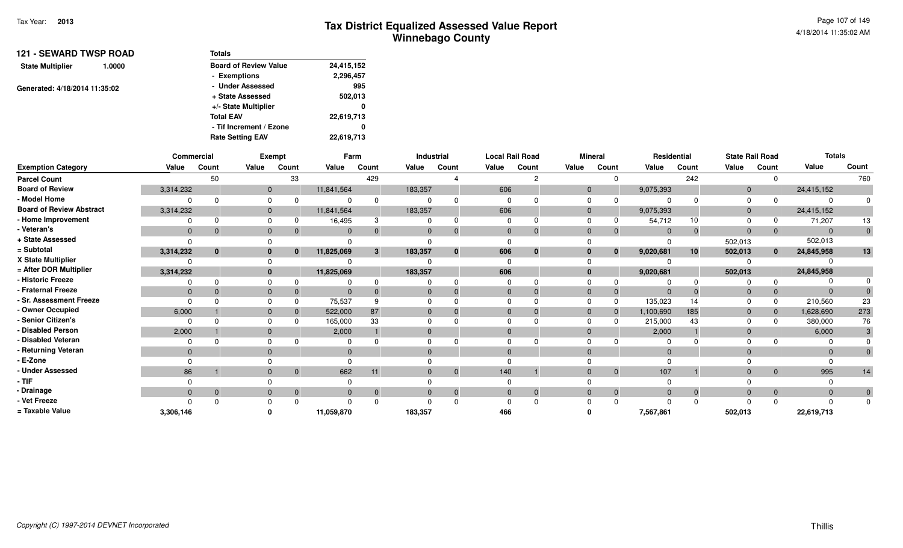# Tax District Equalized Assessed Value Report
## Winnebago County

Tax Year: **2013**

**121 - SEWARD TWSP ROAD**

**State Multiplier** 1.0000

Generated: 4/18/2014 11:35:02

| Totals | |
|---|---|
| Board of Review Value | 24,415,152 |
| - Exemptions | 2,296,457 |
| - Under Assessed | 995 |
| + State Assessed | 502,013 |
| +/- State Multiplier | 0 |
| Total EAV | 22,619,713 |
| - Tif Increment / Ezone | 0 |
| Rate Setting EAV | 22,619,713 |

| | Commercial | | Exempt | | Farm | | Industrial | | Local Rail Road | | Mineral | | Residential | | State Rail Road | | Totals | |
|---|---|---|---|---|---|---|---|---|---|---|---|---|---|---|---|---|---|---|
| **Exemption Category** | **Value** | **Count** | **Value** | **Count** | **Value** | **Count** | **Value** | **Count** | **Value** | **Count** | **Value** | **Count** | **Value** | **Count** | **Value** | **Count** | **Value** | **Count** |
| **Parcel Count** | | 50 | | 33 | | 429 | | 4 | | 2 | | 0 | | 242 | | 0 | | 760 |
| **Board of Review** | 3,314,232 | | 0 | | 11,841,564 | | 183,357 | | 606 | | 0 | | 9,075,393 | | 0 | | 24,415,152 | |
| **- Model Home** | 0 | 0 | 0 | 0 | 0 | 0 | 0 | 0 | 0 | 0 | 0 | 0 | 0 | 0 | 0 | 0 | 0 | 0 |
| **Board of Review Abstract** | 3,314,232 | | 0 | | 11,841,564 | | 183,357 | | 606 | | 0 | | 9,075,393 | | 0 | | 24,415,152 | |
| **- Home Improvement** | 0 | 0 | 0 | 0 | 16,495 | 3 | 0 | 0 | 0 | 0 | 0 | 0 | 54,712 | 10 | 0 | 0 | 71,207 | 13 |
| **- Veteran's** | 0 | 0 | 0 | 0 | 0 | 0 | 0 | 0 | 0 | 0 | 0 | 0 | 0 | 0 | 0 | 0 | 0 | 0 |
| **+ State Assessed** | 0 | | 0 | | 0 | | 0 | | 0 | | 0 | | 0 | | 502,013 | | 502,013 | |
| **= Subtotal** | **3,314,232** | **0** | **0** | **0** | **11,825,069** | **3** | **183,357** | **0** | **606** | **0** | **0** | **0** | **9,020,681** | **10** | **502,013** | **0** | **24,845,958** | **13** |
| **X State Multiplier** | 0 | | 0 | | 0 | | 0 | | 0 | | 0 | | 0 | | 0 | | 0 | |
| **= After DOR Multiplier** | **3,314,232** | | **0** | | **11,825,069** | | **183,357** | | **606** | | **0** | | **9,020,681** | | **502,013** | | **24,845,958** | |
| **- Historic Freeze** | 0 | 0 | 0 | 0 | 0 | 0 | 0 | 0 | 0 | 0 | 0 | 0 | 0 | 0 | 0 | 0 | 0 | 0 |
| **- Fraternal Freeze** | 0 | 0 | 0 | 0 | 0 | 0 | 0 | 0 | 0 | 0 | 0 | 0 | 0 | 0 | 0 | 0 | 0 | 0 |
| **- Sr. Assessment Freeze** | 0 | 0 | 0 | 0 | 75,537 | 9 | 0 | 0 | 0 | 0 | 0 | 0 | 135,023 | 14 | 0 | 0 | 210,560 | 23 |
| **- Owner Occupied** | 6,000 | 1 | 0 | 0 | 522,000 | 87 | 0 | 0 | 0 | 0 | 0 | 0 | 1,100,690 | 185 | 0 | 0 | 1,628,690 | 273 |
| **- Senior Citizen's** | 0 | 0 | 0 | 0 | 165,000 | 33 | 0 | 0 | 0 | 0 | 0 | 0 | 215,000 | 43 | 0 | 0 | 380,000 | 76 |
| **- Disabled Person** | 2,000 | 1 | 0 | | 2,000 | 1 | 0 | | 0 | | 0 | | 2,000 | 1 | 0 | | 6,000 | 3 |
| **- Disabled Veteran** | 0 | 0 | 0 | 0 | 0 | 0 | 0 | 0 | 0 | 0 | 0 | 0 | 0 | 0 | 0 | 0 | 0 | 0 |
| **- Returning Veteran** | 0 | | 0 | | 0 | | 0 | | 0 | | 0 | | 0 | | 0 | | 0 | 0 |
| **- E-Zone** | 0 | | 0 | | 0 | | 0 | | 0 | | 0 | | 0 | | 0 | | 0 | |
| **- Under Assessed** | 86 | 1 | 0 | 0 | 662 | 11 | 0 | 0 | 140 | 1 | 0 | 0 | 107 | 1 | 0 | 0 | 995 | 14 |
| **- TIF** | 0 | | 0 | | 0 | | 0 | | 0 | | 0 | | 0 | | 0 | | 0 | |
| **- Drainage** | 0 | 0 | 0 | 0 | 0 | 0 | 0 | 0 | 0 | 0 | 0 | 0 | 0 | 0 | 0 | 0 | 0 | 0 |
| **- Vet Freeze** | 0 | 0 | 0 | 0 | 0 | 0 | 0 | 0 | 0 | 0 | 0 | 0 | 0 | 0 | 0 | 0 | 0 | 0 |
| **= Taxable Value** | **3,306,146** | | **0** | | **11,059,870** | | **183,357** | | **466** | | **0** | | **7,567,861** | | **502,013** | | **22,619,713** | |

Copyright (C) 1997-2014 DEVNET Incorporated

Thillis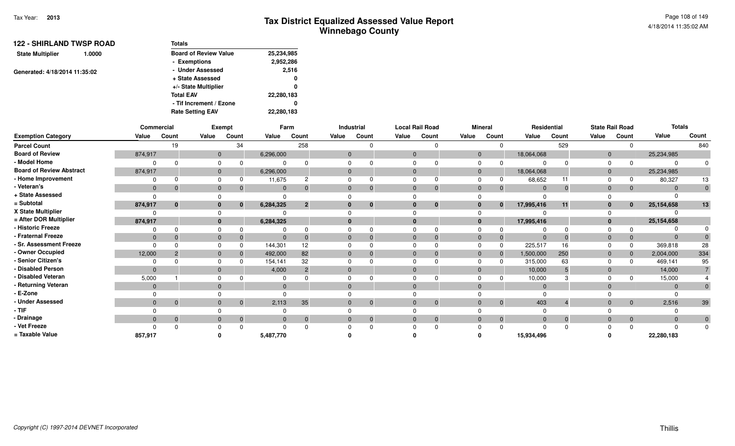# Tax District Equalized Assessed Value Report
## Winnebago County

Tax Year: **2013**

4/18/2014 11:35:02 AM

### 122 - SHIRLAND TWSP ROAD

**State Multiplier** 1.0000

Generated: 4/18/2014 11:35:02

| Totals | |
|---|---|
| Board of Review Value | 25,234,985 |
| - Exemptions | 2,952,286 |
| - Under Assessed | 2,516 |
| + State Assessed | 0 |
| +/- State Multiplier | 0 |
| Total EAV | 22,280,183 |
| - Tif Increment / Ezone | 0 |
| Rate Setting EAV | 22,280,183 |

| | Commercial | | Exempt | | Farm | | Industrial | | Local Rail Road | | Mineral | | Residential | | State Rail Road | | Totals | |
|---|---|---|---|---|---|---|---|---|---|---|---|---|---|---|---|---|---|---|
| **Exemption Category** | **Value** | **Count** | **Value** | **Count** | **Value** | **Count** | **Value** | **Count** | **Value** | **Count** | **Value** | **Count** | **Value** | **Count** | **Value** | **Count** | **Value** | **Count** |
| Parcel Count | | 19 | | 34 | | 258 | | 0 | | 0 | | 0 | | 529 | | 0 | | 840 |
| Board of Review | 874,917 | | 0 | | 6,296,000 | | 0 | | 0 | | 0 | | 18,064,068 | | 0 | | 25,234,985 | |
| - Model Home | 0 | 0 | 0 | 0 | 0 | 0 | 0 | 0 | 0 | 0 | 0 | 0 | 0 | 0 | 0 | 0 | 0 | 0 |
| Board of Review Abstract | 874,917 | | 0 | | 6,296,000 | | 0 | | 0 | | 0 | | 18,064,068 | | 0 | | 25,234,985 | |
| - Home Improvement | 0 | 0 | 0 | 0 | 11,675 | 2 | 0 | 0 | 0 | 0 | 0 | 0 | 68,652 | 11 | 0 | 0 | 80,327 | 13 |
| - Veteran's | 0 | 0 | 0 | 0 | 0 | 0 | 0 | 0 | 0 | 0 | 0 | 0 | 0 | 0 | 0 | 0 | 0 | 0 |
| + State Assessed | 0 | | 0 | | 0 | | 0 | | 0 | | 0 | | 0 | | 0 | | 0 | |
| = Subtotal | 874,917 | 0 | 0 | 0 | 6,284,325 | 2 | 0 | 0 | 0 | 0 | 0 | 0 | 17,995,416 | 11 | 0 | 0 | 25,154,658 | 13 |
| X State Multiplier | 0 | | 0 | | 0 | | 0 | | 0 | | 0 | | 0 | | 0 | | 0 | |
| = After DOR Multiplier | 874,917 | | 0 | | 6,284,325 | | 0 | | 0 | | 0 | | 17,995,416 | | 0 | | 25,154,658 | |
| - Historic Freeze | 0 | 0 | 0 | 0 | 0 | 0 | 0 | 0 | 0 | 0 | 0 | 0 | 0 | 0 | 0 | 0 | 0 | 0 |
| - Fraternal Freeze | 0 | 0 | 0 | 0 | 0 | 0 | 0 | 0 | 0 | 0 | 0 | 0 | 0 | 0 | 0 | 0 | 0 | 0 |
| - Sr. Assessment Freeze | 0 | 0 | 0 | 0 | 144,301 | 12 | 0 | 0 | 0 | 0 | 0 | 0 | 225,517 | 16 | 0 | 0 | 369,818 | 28 |
| - Owner Occupied | 12,000 | 2 | 0 | 0 | 492,000 | 82 | 0 | 0 | 0 | 0 | 0 | 0 | 1,500,000 | 250 | 0 | 0 | 2,004,000 | 334 |
| - Senior Citizen's | 0 | 0 | 0 | 0 | 154,141 | 32 | 0 | 0 | 0 | 0 | 0 | 0 | 315,000 | 63 | 0 | 0 | 469,141 | 95 |
| - Disabled Person | 0 | | 0 | | 4,000 | 2 | 0 | | 0 | | 0 | | 10,000 | 5 | 0 | | 14,000 | 7 |
| - Disabled Veteran | 5,000 | 1 | 0 | 0 | 0 | 0 | 0 | 0 | 0 | 0 | 0 | 0 | 10,000 | 3 | 0 | 0 | 15,000 | 4 |
| - Returning Veteran | 0 | | 0 | | 0 | | 0 | | 0 | | 0 | | 0 | | 0 | | 0 | 0 |
| - E-Zone | 0 | | 0 | | 0 | | 0 | | 0 | | 0 | | 0 | | 0 | | 0 | |
| - Under Assessed | 0 | 0 | 0 | 0 | 2,113 | 35 | 0 | 0 | 0 | 0 | 0 | 0 | 403 | 4 | 0 | 0 | 2,516 | 39 |
| - TIF | 0 | | 0 | | 0 | | 0 | | 0 | | 0 | | 0 | | 0 | | 0 | |
| - Drainage | 0 | 0 | 0 | 0 | 0 | 0 | 0 | 0 | 0 | 0 | 0 | 0 | 0 | 0 | 0 | 0 | 0 | 0 |
| - Vet Freeze | 0 | 0 | 0 | 0 | 0 | 0 | 0 | 0 | 0 | 0 | 0 | 0 | 0 | 0 | 0 | 0 | 0 | 0 |
| = Taxable Value | 857,917 | | 0 | | 5,487,770 | | 0 | | 0 | | 0 | | 15,934,496 | | 0 | | 22,280,183 | |

Copyright (C) 1997-2014 DEVNET Incorporated

Thillis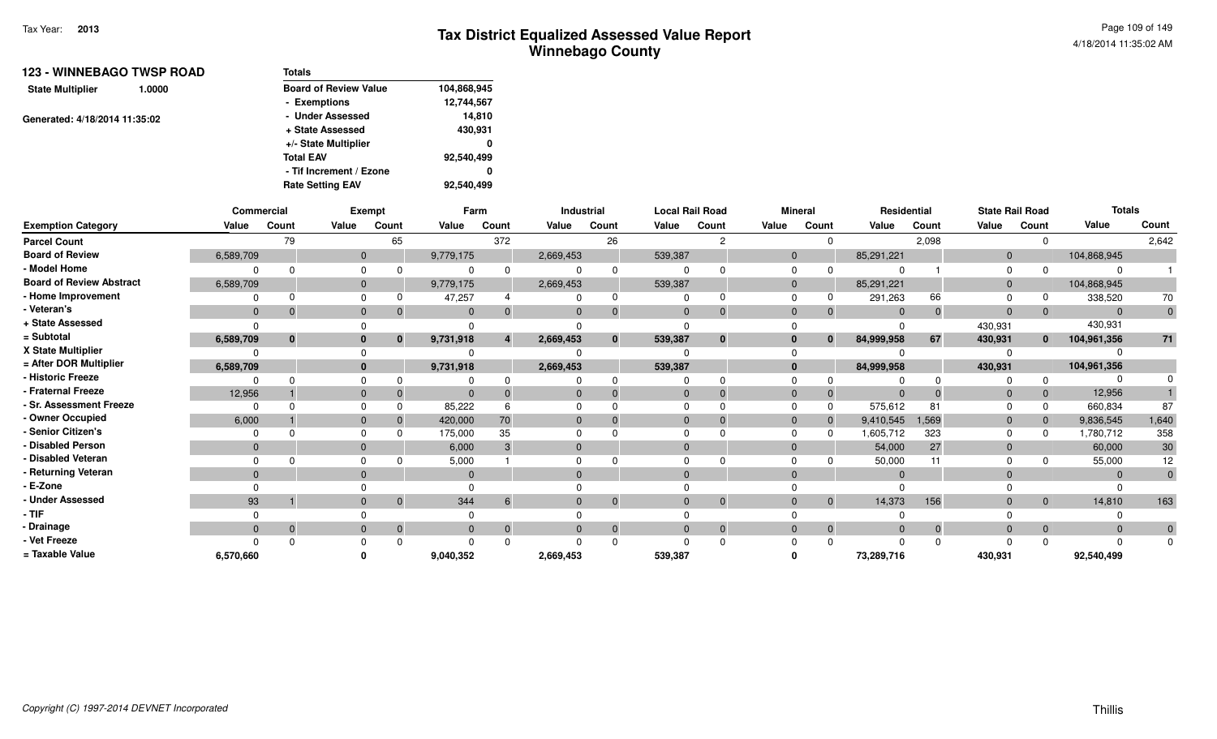# Tax District Equalized Assessed Value Report
## Winnebago County

Tax Year: **2013**

4/18/2014 11:35:02 AM

**123 - WINNEBAGO TWSP ROAD**

**State Multiplier** 1.0000

Generated: 4/18/2014 11:35:02

| Totals | |
|---|---|
| Board of Review Value | 104,868,945 |
| - Exemptions | 12,744,567 |
| - Under Assessed | 14,810 |
| + State Assessed | 430,931 |
| +/- State Multiplier | 0 |
| Total EAV | 92,540,499 |
| - Tif Increment / Ezone | 0 |
| Rate Setting EAV | 92,540,499 |

| | Commercial | | Exempt | | Farm | | Industrial | | Local Rail Road | | Mineral | | Residential | | State Rail Road | | Totals | |
|---|---|---|---|---|---|---|---|---|---|---|---|---|---|---|---|---|---|---|
| **Exemption Category** | Value | Count | Value | Count | Value | Count | Value | Count | Value | Count | Value | Count | Value | Count | Value | Count | Value | Count |
| Parcel Count | | 79 | | 65 | | 372 | | 26 | | 2 | | 0 | | 2,098 | | 0 | | 2,642 |
| Board of Review | 6,589,709 | | 0 | | 9,779,175 | | 2,669,453 | | 539,387 | | 0 | | 85,291,221 | | 0 | | 104,868,945 | |
| - Model Home | 0 | 0 | 0 | 0 | 0 | 0 | 0 | 0 | 0 | 0 | 0 | 0 | 0 | 1 | 0 | 0 | 0 | 1 |
| Board of Review Abstract | 6,589,709 | | 0 | | 9,779,175 | | 2,669,453 | | 539,387 | | 0 | | 85,291,221 | | 0 | | 104,868,945 | |
| - Home Improvement | 0 | 0 | 0 | 0 | 47,257 | 4 | 0 | 0 | 0 | 0 | 0 | 0 | 291,263 | 66 | 0 | 0 | 338,520 | 70 |
| - Veteran's | 0 | 0 | 0 | 0 | 0 | 0 | 0 | 0 | 0 | 0 | 0 | 0 | 0 | 0 | 0 | 0 | 0 | 0 |
| + State Assessed | 0 | | 0 | | 0 | | 0 | | 0 | | 0 | | 0 | | 430,931 | | 430,931 | |
| = Subtotal | 6,589,709 | 0 | 0 | 0 | 9,731,918 | 4 | 2,669,453 | 0 | 539,387 | 0 | 0 | 0 | 84,999,958 | 67 | 430,931 | 0 | 104,961,356 | 71 |
| X State Multiplier | 0 | | 0 | | 0 | | 0 | | 0 | | 0 | | 0 | | 0 | | 0 | |
| = After DOR Multiplier | 6,589,709 | | 0 | | 9,731,918 | | 2,669,453 | | 539,387 | | 0 | | 84,999,958 | | 430,931 | | 104,961,356 | |
| - Historic Freeze | 0 | 0 | 0 | 0 | 0 | 0 | 0 | 0 | 0 | 0 | 0 | 0 | 0 | 0 | 0 | 0 | 0 | 0 |
| - Fraternal Freeze | 12,956 | 1 | 0 | 0 | 0 | 0 | 0 | 0 | 0 | 0 | 0 | 0 | 0 | 0 | 0 | 0 | 12,956 | 1 |
| - Sr. Assessment Freeze | 0 | 0 | 0 | 0 | 85,222 | 6 | 0 | 0 | 0 | 0 | 0 | 0 | 575,612 | 81 | 0 | 0 | 660,834 | 87 |
| - Owner Occupied | 6,000 | 1 | 0 | 0 | 420,000 | 70 | 0 | 0 | 0 | 0 | 0 | 0 | 9,410,545 | 1,569 | 0 | 0 | 9,836,545 | 1,640 |
| - Senior Citizen's | 0 | 0 | 0 | 0 | 175,000 | 35 | 0 | 0 | 0 | 0 | 0 | 0 | 1,605,712 | 323 | 0 | 0 | 1,780,712 | 358 |
| - Disabled Person | 0 | | 0 | | 6,000 | 3 | 0 | | 0 | | 0 | | 54,000 | 27 | 0 | | 60,000 | 30 |
| - Disabled Veteran | 0 | 0 | 0 | 0 | 5,000 | 1 | 0 | 0 | 0 | 0 | 0 | 0 | 50,000 | 11 | 0 | 0 | 55,000 | 12 |
| - Returning Veteran | 0 | | 0 | | 0 | | 0 | | 0 | | 0 | | 0 | | 0 | | 0 | 0 |
| - E-Zone | 0 | | 0 | | 0 | | 0 | | 0 | | 0 | | 0 | | 0 | | 0 | |
| - Under Assessed | 93 | 1 | 0 | 0 | 344 | 6 | 0 | 0 | 0 | 0 | 0 | 0 | 14,373 | 156 | 0 | 0 | 14,810 | 163 |
| - TIF | 0 | | 0 | | 0 | | 0 | | 0 | | 0 | | 0 | | 0 | | 0 | |
| - Drainage | 0 | 0 | 0 | 0 | 0 | 0 | 0 | 0 | 0 | 0 | 0 | 0 | 0 | 0 | 0 | 0 | 0 | 0 |
| - Vet Freeze | 0 | 0 | 0 | 0 | 0 | 0 | 0 | 0 | 0 | 0 | 0 | 0 | 0 | 0 | 0 | 0 | 0 | 0 |
| = Taxable Value | 6,570,660 | | 0 | | 9,040,352 | | 2,669,453 | | 539,387 | | 0 | | 73,289,716 | | 430,931 | | 92,540,499 | |

Copyright (C) 1997-2014 DEVNET Incorporated

Thillis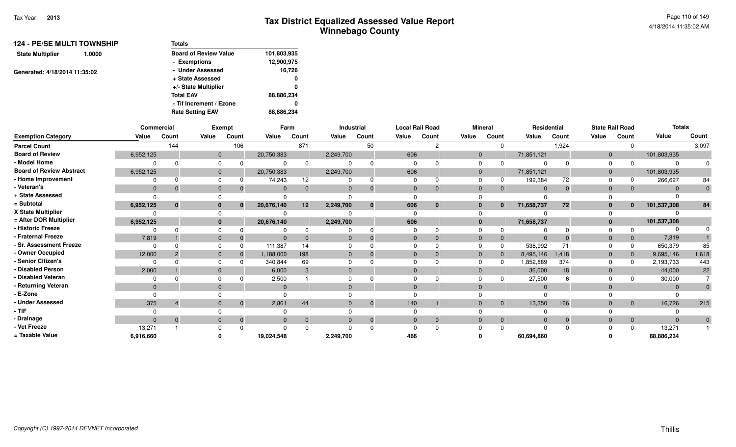Tax Year: **2013**

# Tax District Equalized Assessed Value Report
## Winnebago County

**124 - PE/SE MULTI TOWNSHIP**

**State Multiplier** 1.0000

Generated: 4/18/2014 11:35:02

| Totals | |
|---|---|
| Board of Review Value | 101,803,935 |
| - Exemptions | 12,900,975 |
| - Under Assessed | 16,726 |
| + State Assessed | 0 |
| +/- State Multiplier | 0 |
| Total EAV | 88,886,234 |
| - Tif Increment / Ezone | 0 |
| Rate Setting EAV | 88,886,234 |

| | Commercial | | Exempt | | Farm | | Industrial | | Local Rail Road | | Mineral | | Residential | | State Rail Road | | Totals | |
|---|---|---|---|---|---|---|---|---|---|---|---|---|---|---|---|---|---|---|
| **Exemption Category** | **Value** | **Count** | **Value** | **Count** | **Value** | **Count** | **Value** | **Count** | **Value** | **Count** | **Value** | **Count** | **Value** | **Count** | **Value** | **Count** | **Value** | **Count** |
| Parcel Count | | 144 | | 106 | | 871 | | 50 | | 2 | | 0 | | 1,924 | | 0 | | 3,097 |
| Board of Review | 6,952,125 | | 0 | | 20,750,383 | | 2,249,700 | | 606 | | 0 | | 71,851,121 | | 0 | | 101,803,935 | |
| - Model Home | 0 | 0 | 0 | 0 | 0 | 0 | 0 | 0 | 0 | 0 | 0 | 0 | 0 | 0 | 0 | 0 | 0 | 0 |
| Board of Review Abstract | 6,952,125 | | 0 | | 20,750,383 | | 2,249,700 | | 606 | | 0 | | 71,851,121 | | 0 | | 101,803,935 | |
| - Home Improvement | 0 | 0 | 0 | 0 | 74,243 | 12 | 0 | 0 | 0 | 0 | 0 | 0 | 192,384 | 72 | 0 | 0 | 266,627 | 84 |
| - Veteran's | 0 | 0 | 0 | 0 | 0 | 0 | 0 | 0 | 0 | 0 | 0 | 0 | 0 | 0 | 0 | 0 | 0 | 0 |
| + State Assessed | 0 | | 0 | | 0 | | 0 | | 0 | | 0 | | 0 | | 0 | | 0 | |
| = Subtotal | **6,952,125** | **0** | **0** | **0** | **20,676,140** | **12** | **2,249,700** | **0** | **606** | **0** | **0** | **0** | **71,658,737** | **72** | **0** | **0** | **101,537,308** | **84** |
| X State Multiplier | 0 | | 0 | | 0 | | 0 | | 0 | | 0 | | 0 | | 0 | | 0 | |
| = After DOR Multiplier | **6,952,125** | | **0** | | **20,676,140** | | **2,249,700** | | **606** | | **0** | | **71,658,737** | | **0** | | **101,537,308** | |
| - Historic Freeze | 0 | 0 | 0 | 0 | 0 | 0 | 0 | 0 | 0 | 0 | 0 | 0 | 0 | 0 | 0 | 0 | 0 | 0 |
| - Fraternal Freeze | 7,819 | 1 | 0 | 0 | 0 | 0 | 0 | 0 | 0 | 0 | 0 | 0 | 0 | 0 | 0 | 0 | 7,819 | 1 |
| - Sr. Assessment Freeze | 0 | 0 | 0 | 0 | 111,387 | 14 | 0 | 0 | 0 | 0 | 0 | 0 | 538,992 | 71 | 0 | 0 | 650,379 | 85 |
| - Owner Occupied | 12,000 | 2 | 0 | 0 | 1,188,000 | 198 | 0 | 0 | 0 | 0 | 0 | 0 | 8,495,146 | 1,418 | 0 | 0 | 9,695,146 | 1,618 |
| - Senior Citizen's | 0 | 0 | 0 | 0 | 340,844 | 69 | 0 | 0 | 0 | 0 | 0 | 0 | 1,852,889 | 374 | 0 | 0 | 2,193,733 | 443 |
| - Disabled Person | 2,000 | 1 | 0 | | 6,000 | 3 | 0 | | 0 | | 0 | | 36,000 | 18 | 0 | | 44,000 | 22 |
| - Disabled Veteran | 0 | 0 | 0 | 0 | 2,500 | 1 | 0 | 0 | 0 | 0 | 0 | 0 | 27,500 | 6 | 0 | 0 | 30,000 | 7 |
| - Returning Veteran | 0 | | 0 | | 0 | | 0 | | 0 | | 0 | | 0 | | 0 | | 0 | 0 |
| - E-Zone | 0 | | 0 | | 0 | | 0 | | 0 | | 0 | | 0 | | 0 | | 0 | |
| - Under Assessed | 375 | 4 | 0 | 0 | 2,861 | 44 | 0 | 0 | 140 | 1 | 0 | 0 | 13,350 | 166 | 0 | 0 | 16,726 | 215 |
| - TIF | 0 | | 0 | | 0 | | 0 | | 0 | | 0 | | 0 | | 0 | | 0 | |
| - Drainage | 0 | 0 | 0 | 0 | 0 | 0 | 0 | 0 | 0 | 0 | 0 | 0 | 0 | 0 | 0 | 0 | 0 | 0 |
| - Vet Freeze | 13,271 | 1 | 0 | 0 | 0 | 0 | 0 | 0 | 0 | 0 | 0 | 0 | 0 | 0 | 0 | 0 | 13,271 | 1 |
| = Taxable Value | **6,916,660** | | **0** | | **19,024,548** | | **2,249,700** | | **466** | | **0** | | **60,694,860** | | **0** | | **88,886,234** | |

Copyright (C) 1997-2014 DEVNET Incorporated

Thillis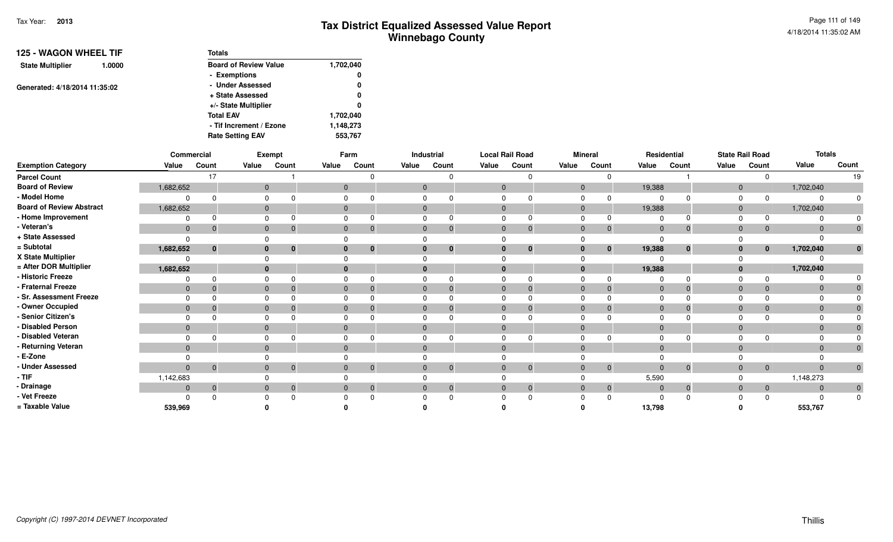# Tax District Equalized Assessed Value Report
## Winnebago County

Tax Year: 2013

## 125 - WAGON WHEEL TIF

**State Multiplier** 1.0000

Generated: 4/18/2014 11:35:02

| Totals | |
|---|---|
| Board of Review Value | 1,702,040 |
| - Exemptions | 0 |
| - Under Assessed | 0 |
| + State Assessed | 0 |
| +/- State Multiplier | 0 |
| Total EAV | 1,702,040 |
| - Tif Increment / Ezone | 1,148,273 |
| Rate Setting EAV | 553,767 |

| | Commercial | | Exempt | | Farm | | Industrial | | Local Rail Road | | Mineral | | Residential | | State Rail Road | | Totals | |
|---|---|---|---|---|---|---|---|---|---|---|---|---|---|---|---|---|---|---|
| Exemption Category | Value | Count | Value | Count | Value | Count | Value | Count | Value | Count | Value | Count | Value | Count | Value | Count | Value | Count |
| Parcel Count | | 17 | | 1 | | 0 | | 0 | | 0 | | 0 | | 1 | | 0 | | 19 |
| Board of Review | 1,682,652 | | 0 | | 0 | | 0 | | 0 | | 0 | | 19,388 | | 0 | | 1,702,040 | |
| - Model Home | 0 | 0 | 0 | 0 | 0 | 0 | 0 | 0 | 0 | 0 | 0 | 0 | 0 | 0 | 0 | 0 | 0 | 0 |
| Board of Review Abstract | 1,682,652 | | 0 | | 0 | | 0 | | 0 | | 0 | | 19,388 | | 0 | | 1,702,040 | |
| - Home Improvement | 0 | 0 | 0 | 0 | 0 | 0 | 0 | 0 | 0 | 0 | 0 | 0 | 0 | 0 | 0 | 0 | 0 | 0 |
| - Veteran's | 0 | 0 | 0 | 0 | 0 | 0 | 0 | 0 | 0 | 0 | 0 | 0 | 0 | 0 | 0 | 0 | 0 | 0 |
| + State Assessed | 0 | | 0 | | 0 | | 0 | | 0 | | 0 | | 0 | | 0 | | 0 | |
| = Subtotal | 1,682,652 | 0 | 0 | 0 | 0 | 0 | 0 | 0 | 0 | 0 | 0 | 0 | 19,388 | 0 | 0 | 0 | 1,702,040 | 0 |
| X State Multiplier | 0 | | 0 | | 0 | | 0 | | 0 | | 0 | | 0 | | 0 | | 0 | |
| = After DOR Multiplier | 1,682,652 | | 0 | | 0 | | 0 | | 0 | | 0 | | 19,388 | | 0 | | 1,702,040 | |
| - Historic Freeze | 0 | 0 | 0 | 0 | 0 | 0 | 0 | 0 | 0 | 0 | 0 | 0 | 0 | 0 | 0 | 0 | 0 | 0 |
| - Fraternal Freeze | 0 | 0 | 0 | 0 | 0 | 0 | 0 | 0 | 0 | 0 | 0 | 0 | 0 | 0 | 0 | 0 | 0 | 0 |
| - Sr. Assessment Freeze | 0 | 0 | 0 | 0 | 0 | 0 | 0 | 0 | 0 | 0 | 0 | 0 | 0 | 0 | 0 | 0 | 0 | 0 |
| - Owner Occupied | 0 | 0 | 0 | 0 | 0 | 0 | 0 | 0 | 0 | 0 | 0 | 0 | 0 | 0 | 0 | 0 | 0 | 0 |
| - Senior Citizen's | 0 | 0 | 0 | 0 | 0 | 0 | 0 | 0 | 0 | 0 | 0 | 0 | 0 | 0 | 0 | 0 | 0 | 0 |
| - Disabled Person | 0 | | 0 | | 0 | | 0 | | 0 | | 0 | | 0 | | 0 | | 0 | 0 |
| - Disabled Veteran | 0 | 0 | 0 | 0 | 0 | 0 | 0 | 0 | 0 | 0 | 0 | 0 | 0 | 0 | 0 | 0 | 0 | 0 |
| - Returning Veteran | 0 | | 0 | | 0 | | 0 | | 0 | | 0 | | 0 | | 0 | | 0 | 0 |
| - E-Zone | 0 | | 0 | | 0 | | 0 | | 0 | | 0 | | 0 | | 0 | | 0 | |
| - Under Assessed | 0 | 0 | 0 | 0 | 0 | 0 | 0 | 0 | 0 | 0 | 0 | 0 | 0 | 0 | 0 | 0 | 0 | 0 |
| - TIF | 1,142,683 | | 0 | | 0 | | 0 | | 0 | | 0 | | 5,590 | | 0 | | 1,148,273 | |
| - Drainage | 0 | 0 | 0 | 0 | 0 | 0 | 0 | 0 | 0 | 0 | 0 | 0 | 0 | 0 | 0 | 0 | 0 | 0 |
| - Vet Freeze | 0 | 0 | 0 | 0 | 0 | 0 | 0 | 0 | 0 | 0 | 0 | 0 | 0 | 0 | 0 | 0 | 0 | 0 |
| = Taxable Value | 539,969 | | 0 | | 0 | | 0 | | 0 | | 0 | | 13,798 | | 0 | | 553,767 | |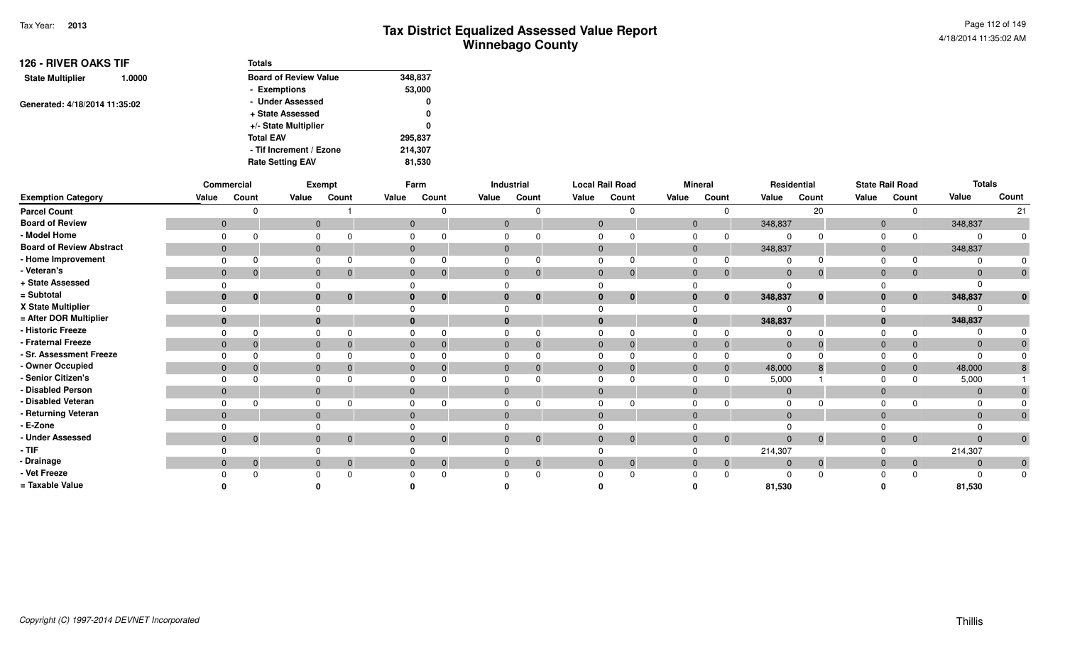Tax Year: **2013**

# Tax District Equalized Assessed Value Report
## Winnebago County

**126 - RIVER OAKS TIF**

**State Multiplier** 1.0000

Generated: 4/18/2014 11:35:02

| Totals | |
|---|---|
| Board of Review Value | 348,837 |
| - Exemptions | 53,000 |
| - Under Assessed | 0 |
| + State Assessed | 0 |
| +/- State Multiplier | 0 |
| Total EAV | 295,837 |
| - Tif Increment / Ezone | 214,307 |
| Rate Setting EAV | 81,530 |

| | Commercial | | Exempt | | Farm | | Industrial | | Local Rail Road | | Mineral | | Residential | | State Rail Road | | Totals | |
|---|---|---|---|---|---|---|---|---|---|---|---|---|---|---|---|---|---|---|
| Exemption Category | Value | Count | Value | Count | Value | Count | Value | Count | Value | Count | Value | Count | Value | Count | Value | Count | Value | Count |
| Parcel Count | | 0 | | 1 | | 0 | | 0 | | 0 | | 0 | | 20 | | 0 | | 21 |
| Board of Review | 0 | | 0 | | 0 | | 0 | | 0 | | 0 | | 348,837 | | 0 | | 348,837 | |
| - Model Home | 0 | 0 | 0 | 0 | 0 | 0 | 0 | 0 | 0 | 0 | 0 | 0 | 0 | 0 | 0 | 0 | 0 | 0 |
| Board of Review Abstract | 0 | | 0 | | 0 | | 0 | | 0 | | 0 | | 348,837 | | 0 | | 348,837 | |
| - Home Improvement | 0 | 0 | 0 | 0 | 0 | 0 | 0 | 0 | 0 | 0 | 0 | 0 | 0 | 0 | 0 | 0 | 0 | 0 |
| - Veteran's | 0 | 0 | 0 | 0 | 0 | 0 | 0 | 0 | 0 | 0 | 0 | 0 | 0 | 0 | 0 | 0 | 0 | 0 |
| + State Assessed | 0 | | 0 | | 0 | | 0 | | 0 | | 0 | | 0 | | 0 | | 0 | |
| = Subtotal | 0 | 0 | 0 | 0 | 0 | 0 | 0 | 0 | 0 | 0 | 0 | 0 | 348,837 | 0 | 0 | 0 | 348,837 | 0 |
| X State Multiplier | 0 | | 0 | | 0 | | 0 | | 0 | | 0 | | 0 | | 0 | | 0 | |
| = After DOR Multiplier | 0 | | 0 | | 0 | | 0 | | 0 | | 0 | | 348,837 | | 0 | | 348,837 | |
| - Historic Freeze | 0 | 0 | 0 | 0 | 0 | 0 | 0 | 0 | 0 | 0 | 0 | 0 | 0 | 0 | 0 | 0 | 0 | 0 |
| - Fraternal Freeze | 0 | 0 | 0 | 0 | 0 | 0 | 0 | 0 | 0 | 0 | 0 | 0 | 0 | 0 | 0 | 0 | 0 | 0 |
| - Sr. Assessment Freeze | 0 | 0 | 0 | 0 | 0 | 0 | 0 | 0 | 0 | 0 | 0 | 0 | 0 | 0 | 0 | 0 | 0 | 0 |
| - Owner Occupied | 0 | 0 | 0 | 0 | 0 | 0 | 0 | 0 | 0 | 0 | 0 | 0 | 48,000 | 8 | 0 | 0 | 48,000 | 8 |
| - Senior Citizen's | 0 | 0 | 0 | 0 | 0 | 0 | 0 | 0 | 0 | 0 | 0 | 0 | 5,000 | 1 | 0 | 0 | 5,000 | 1 |
| - Disabled Person | 0 | | 0 | | 0 | | 0 | | 0 | | 0 | | 0 | | 0 | | 0 | 0 |
| - Disabled Veteran | 0 | 0 | 0 | 0 | 0 | 0 | 0 | 0 | 0 | 0 | 0 | 0 | 0 | 0 | 0 | 0 | 0 | 0 |
| - Returning Veteran | 0 | | 0 | | 0 | | 0 | | 0 | | 0 | | 0 | | 0 | | 0 | 0 |
| - E-Zone | 0 | | 0 | | 0 | | 0 | | 0 | | 0 | | 0 | | 0 | | 0 | |
| - Under Assessed | 0 | 0 | 0 | 0 | 0 | 0 | 0 | 0 | 0 | 0 | 0 | 0 | 0 | 0 | 0 | 0 | 0 | 0 |
| - TIF | 0 | | 0 | | 0 | | 0 | | 0 | | 0 | | 214,307 | | 0 | | 214,307 | |
| - Drainage | 0 | 0 | 0 | 0 | 0 | 0 | 0 | 0 | 0 | 0 | 0 | 0 | 0 | 0 | 0 | 0 | 0 | 0 |
| - Vet Freeze | 0 | 0 | 0 | 0 | 0 | 0 | 0 | 0 | 0 | 0 | 0 | 0 | 0 | 0 | 0 | 0 | 0 | 0 |
| = Taxable Value | 0 | | 0 | | 0 | | 0 | | 0 | | 0 | | 81,530 | | 0 | | 81,530 | |

Thillis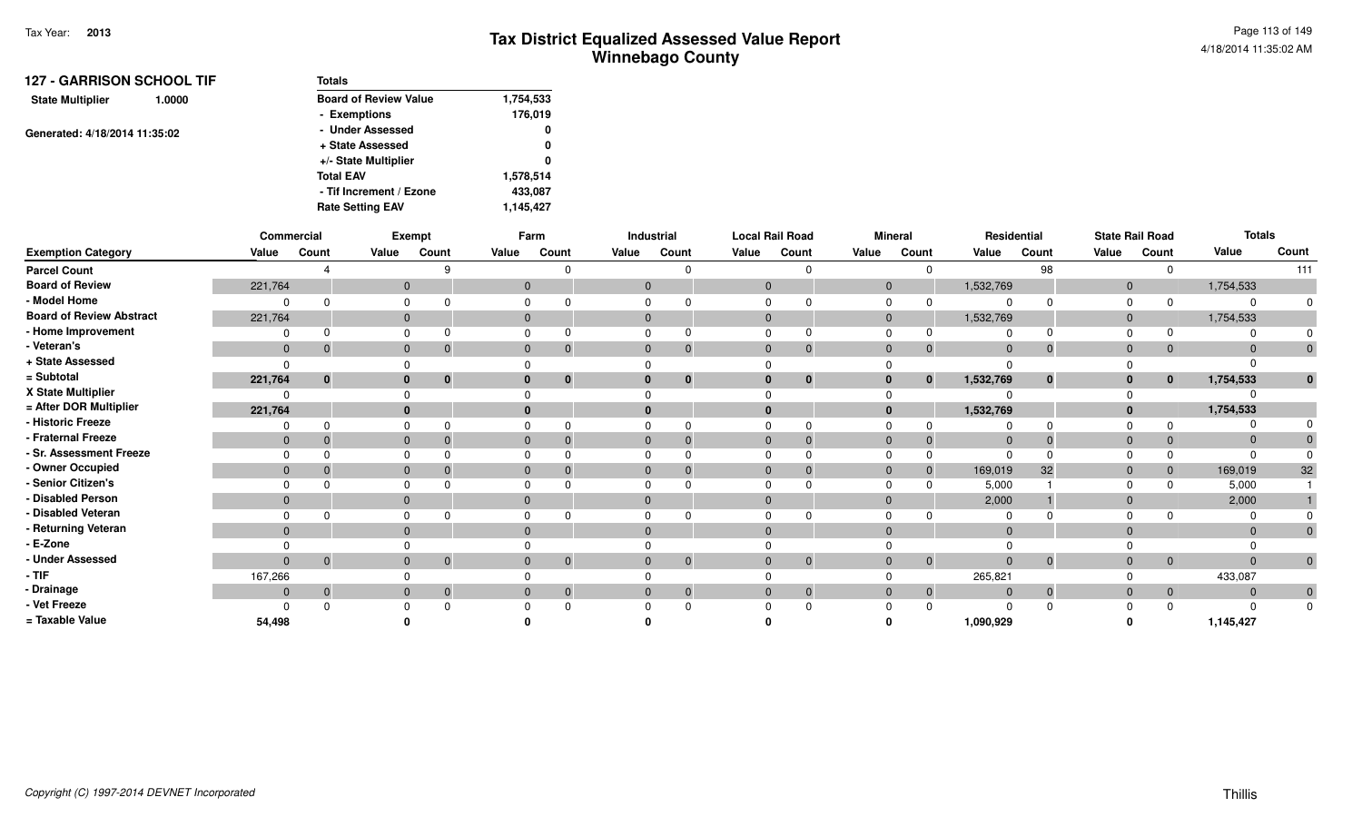Tax Year: **2013**

# Tax District Equalized Assessed Value Report
## Winnebago County

**127 - GARRISON SCHOOL TIF**

**State Multiplier** 1.0000

Generated: 4/18/2014 11:35:02

| Totals | |
|---|---|
| Board of Review Value | 1,754,533 |
| - Exemptions | 176,019 |
| - Under Assessed | 0 |
| + State Assessed | 0 |
| +/- State Multiplier | 0 |
| Total EAV | 1,578,514 |
| - Tif Increment / Ezone | 433,087 |
| Rate Setting EAV | 1,145,427 |

| | Commercial | | Exempt | | Farm | | Industrial | | Local Rail Road | | Mineral | | Residential | | State Rail Road | | Totals | |
|---|---|---|---|---|---|---|---|---|---|---|---|---|---|---|---|---|---|---|
| **Exemption Category** | **Value** | **Count** | **Value** | **Count** | **Value** | **Count** | **Value** | **Count** | **Value** | **Count** | **Value** | **Count** | **Value** | **Count** | **Value** | **Count** | **Value** | **Count** |
| **Parcel Count** | | 4 | | 9 | | 0 | | 0 | | 0 | | 0 | | 98 | | 0 | | 111 |
| **Board of Review** | 221,764 | | 0 | | 0 | | 0 | | 0 | | 0 | | 1,532,769 | | 0 | | 1,754,533 | |
| **- Model Home** | 0 | 0 | 0 | 0 | 0 | 0 | 0 | 0 | 0 | 0 | 0 | 0 | 0 | 0 | 0 | 0 | 0 | 0 |
| **Board of Review Abstract** | 221,764 | | 0 | | 0 | | 0 | | 0 | | 0 | | 1,532,769 | | 0 | | 1,754,533 | |
| **- Home Improvement** | 0 | 0 | 0 | 0 | 0 | 0 | 0 | 0 | 0 | 0 | 0 | 0 | 0 | 0 | 0 | 0 | 0 | 0 |
| **- Veteran's** | 0 | 0 | 0 | 0 | 0 | 0 | 0 | 0 | 0 | 0 | 0 | 0 | 0 | 0 | 0 | 0 | 0 | 0 |
| **+ State Assessed** | 0 | | 0 | | 0 | | 0 | | 0 | | 0 | | 0 | | 0 | | 0 | |
| **= Subtotal** | **221,764** | **0** | **0** | **0** | **0** | **0** | **0** | **0** | **0** | **0** | **0** | **0** | **1,532,769** | **0** | **0** | **0** | **1,754,533** | **0** |
| **X State Multiplier** | 0 | | 0 | | 0 | | 0 | | 0 | | 0 | | 0 | | 0 | | 0 | |
| **= After DOR Multiplier** | **221,764** | | **0** | | **0** | | **0** | | **0** | | **0** | | **1,532,769** | | **0** | | **1,754,533** | |
| **- Historic Freeze** | 0 | 0 | 0 | 0 | 0 | 0 | 0 | 0 | 0 | 0 | 0 | 0 | 0 | 0 | 0 | 0 | 0 | 0 |
| **- Fraternal Freeze** | 0 | 0 | 0 | 0 | 0 | 0 | 0 | 0 | 0 | 0 | 0 | 0 | 0 | 0 | 0 | 0 | 0 | 0 |
| **- Sr. Assessment Freeze** | 0 | 0 | 0 | 0 | 0 | 0 | 0 | 0 | 0 | 0 | 0 | 0 | 0 | 0 | 0 | 0 | 0 | 0 |
| **- Owner Occupied** | 0 | 0 | 0 | 0 | 0 | 0 | 0 | 0 | 0 | 0 | 0 | 0 | 169,019 | 32 | 0 | 0 | 169,019 | 32 |
| **- Senior Citizen's** | 0 | 0 | 0 | 0 | 0 | 0 | 0 | 0 | 0 | 0 | 0 | 0 | 5,000 | 1 | 0 | 0 | 5,000 | 1 |
| **- Disabled Person** | 0 | | 0 | | 0 | | 0 | | 0 | | 0 | | 2,000 | 1 | 0 | | 2,000 | 1 |
| **- Disabled Veteran** | 0 | 0 | 0 | 0 | 0 | 0 | 0 | 0 | 0 | 0 | 0 | 0 | 0 | 0 | 0 | 0 | 0 | 0 |
| **- Returning Veteran** | 0 | | 0 | | 0 | | 0 | | 0 | | 0 | | 0 | | 0 | | 0 | 0 |
| **- E-Zone** | 0 | | 0 | | 0 | | 0 | | 0 | | 0 | | 0 | | 0 | | 0 | |
| **- Under Assessed** | 0 | 0 | 0 | 0 | 0 | 0 | 0 | 0 | 0 | 0 | 0 | 0 | 0 | 0 | 0 | 0 | 0 | 0 |
| **- TIF** | 167,266 | | 0 | | 0 | | 0 | | 0 | | 0 | | 265,821 | | 0 | | 433,087 | |
| **- Drainage** | 0 | 0 | 0 | 0 | 0 | 0 | 0 | 0 | 0 | 0 | 0 | 0 | 0 | 0 | 0 | 0 | 0 | 0 |
| **- Vet Freeze** | 0 | 0 | 0 | 0 | 0 | 0 | 0 | 0 | 0 | 0 | 0 | 0 | 0 | 0 | 0 | 0 | 0 | 0 |
| **= Taxable Value** | **54,498** | | **0** | | **0** | | **0** | | **0** | | **0** | | **1,090,929** | | **0** | | **1,145,427** | |

*Copyright (C) 1997-2014 DEVNET Incorporated*

Thillis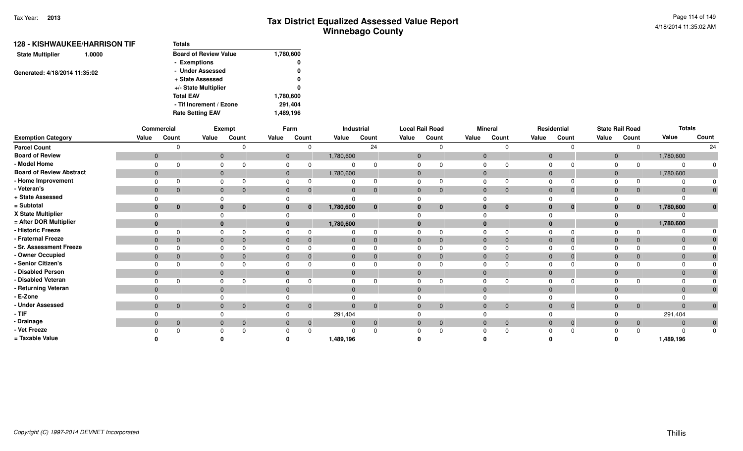# Tax District Equalized Assessed Value Report
## Winnebago County

Tax Year: **2013**

### 128 - KISHWAUKEE/HARRISON TIF

**State Multiplier** 1.0000

Generated: 4/18/2014 11:35:02

| Totals | |
|---|---|
| Board of Review Value | 1,780,600 |
| - Exemptions | 0 |
| - Under Assessed | 0 |
| + State Assessed | 0 |
| +/- State Multiplier | 0 |
| Total EAV | 1,780,600 |
| - Tif Increment / Ezone | 291,404 |
| Rate Setting EAV | 1,489,196 |

| | Commercial | | Exempt | | Farm | | Industrial | | Local Rail Road | | Mineral | | Residential | | State Rail Road | | Totals | |
|---|---|---|---|---|---|---|---|---|---|---|---|---|---|---|---|---|---|---|
| Exemption Category | Value | Count | Value | Count | Value | Count | Value | Count | Value | Count | Value | Count | Value | Count | Value | Count | Value | Count |
| Parcel Count | | 0 | | 0 | | 0 | | 24 | | 0 | | 0 | | 0 | | 0 | | 24 |
| Board of Review | 0 | | 0 | | 0 | | 1,780,600 | | 0 | | 0 | | 0 | | 0 | | 1,780,600 | |
| - Model Home | 0 | 0 | 0 | 0 | 0 | 0 | 0 | 0 | 0 | 0 | 0 | 0 | 0 | 0 | 0 | 0 | 0 | 0 |
| Board of Review Abstract | 0 | | 0 | | 0 | | 1,780,600 | | 0 | | 0 | | 0 | | 0 | | 1,780,600 | |
| - Home Improvement | 0 | 0 | 0 | 0 | 0 | 0 | 0 | 0 | 0 | 0 | 0 | 0 | 0 | 0 | 0 | 0 | 0 | 0 |
| - Veteran's | 0 | 0 | 0 | 0 | 0 | 0 | 0 | 0 | 0 | 0 | 0 | 0 | 0 | 0 | 0 | 0 | 0 | 0 |
| + State Assessed | 0 | | 0 | | 0 | | 0 | | 0 | | 0 | | 0 | | 0 | | 0 | |
| = Subtotal | 0 | 0 | 0 | 0 | 0 | 0 | 1,780,600 | 0 | 0 | 0 | 0 | 0 | 0 | 0 | 0 | 0 | 1,780,600 | 0 |
| X State Multiplier | 0 | | 0 | | 0 | | 0 | | 0 | | 0 | | 0 | | 0 | | 0 | |
| = After DOR Multiplier | 0 | | 0 | | 0 | | 1,780,600 | | 0 | | 0 | | 0 | | 0 | | 1,780,600 | |
| - Historic Freeze | 0 | 0 | 0 | 0 | 0 | 0 | 0 | 0 | 0 | 0 | 0 | 0 | 0 | 0 | 0 | 0 | 0 | 0 |
| - Fraternal Freeze | 0 | 0 | 0 | 0 | 0 | 0 | 0 | 0 | 0 | 0 | 0 | 0 | 0 | 0 | 0 | 0 | 0 | 0 |
| - Sr. Assessment Freeze | 0 | 0 | 0 | 0 | 0 | 0 | 0 | 0 | 0 | 0 | 0 | 0 | 0 | 0 | 0 | 0 | 0 | 0 |
| - Owner Occupied | 0 | 0 | 0 | 0 | 0 | 0 | 0 | 0 | 0 | 0 | 0 | 0 | 0 | 0 | 0 | 0 | 0 | 0 |
| - Senior Citizen's | 0 | 0 | 0 | 0 | 0 | 0 | 0 | 0 | 0 | 0 | 0 | 0 | 0 | 0 | 0 | 0 | 0 | 0 |
| - Disabled Person | 0 | | 0 | | 0 | | 0 | | 0 | | 0 | | 0 | | 0 | | 0 | 0 |
| - Disabled Veteran | 0 | 0 | 0 | 0 | 0 | 0 | 0 | 0 | 0 | 0 | 0 | 0 | 0 | 0 | 0 | 0 | 0 | 0 |
| - Returning Veteran | 0 | | 0 | | 0 | | 0 | | 0 | | 0 | | 0 | | 0 | | 0 | 0 |
| - E-Zone | 0 | | 0 | | 0 | | 0 | | 0 | | 0 | | 0 | | 0 | | 0 | |
| - Under Assessed | 0 | 0 | 0 | 0 | 0 | 0 | 0 | 0 | 0 | 0 | 0 | 0 | 0 | 0 | 0 | 0 | 0 | 0 |
| - TIF | 0 | | 0 | | 0 | | 291,404 | | 0 | | 0 | | 0 | | 0 | | 291,404 | |
| - Drainage | 0 | 0 | 0 | 0 | 0 | 0 | 0 | 0 | 0 | 0 | 0 | 0 | 0 | 0 | 0 | 0 | 0 | 0 |
| - Vet Freeze | 0 | 0 | 0 | 0 | 0 | 0 | 0 | 0 | 0 | 0 | 0 | 0 | 0 | 0 | 0 | 0 | 0 | 0 |
| = Taxable Value | 0 | | 0 | | 0 | | 1,489,196 | | 0 | | 0 | | 0 | | 0 | | 1,489,196 | |

Copyright (C) 1997-2014 DEVNET Incorporated

Thillis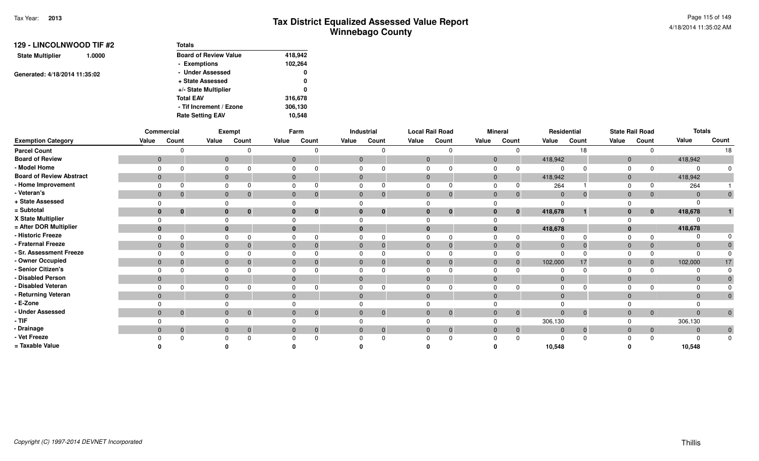# Tax District Equalized Assessed Value Report
## Winnebago County

Tax Year: **2013**

### 129 - LINCOLNWOOD TIF #2

**State Multiplier** 1.0000

Generated: 4/18/2014 11:35:02

| **Totals** | |
|---|---|
| **Board of Review Value** | **418,942** |
| **- Exemptions** | **102,264** |
| **- Under Assessed** | **0** |
| **+ State Assessed** | **0** |
| **+/- State Multiplier** | **0** |
| **Total EAV** | **316,678** |
| **- Tif Increment / Ezone** | **306,130** |
| **Rate Setting EAV** | **10,548** |

| | Commercial | | Exempt | | Farm | | Industrial | | Local Rail Road | | Mineral | | Residential | | State Rail Road | | Totals | |
|---|---|---|---|---|---|---|---|---|---|---|---|---|---|---|---|---|---|---|
| **Exemption Category** | **Value** | **Count** | **Value** | **Count** | **Value** | **Count** | **Value** | **Count** | **Value** | **Count** | **Value** | **Count** | **Value** | **Count** | **Value** | **Count** | **Value** | **Count** |
| **Parcel Count** | | 0 | | 0 | | 0 | | 0 | | 0 | | 0 | | 18 | | 0 | | 18 |
| **Board of Review** | 0 | | 0 | | 0 | | 0 | | 0 | | 0 | | 418,942 | | 0 | | 418,942 | |
| **- Model Home** | 0 | 0 | 0 | 0 | 0 | 0 | 0 | 0 | 0 | 0 | 0 | 0 | 0 | 0 | 0 | 0 | 0 | 0 |
| **Board of Review Abstract** | 0 | | 0 | | 0 | | 0 | | 0 | | 0 | | 418,942 | | 0 | | 418,942 | |
| **- Home Improvement** | 0 | 0 | 0 | 0 | 0 | 0 | 0 | 0 | 0 | 0 | 0 | 0 | 264 | 1 | 0 | 0 | 264 | 1 |
| **- Veteran's** | 0 | 0 | 0 | 0 | 0 | 0 | 0 | 0 | 0 | 0 | 0 | 0 | 0 | 0 | 0 | 0 | 0 | 0 |
| **+ State Assessed** | 0 | | 0 | | 0 | | 0 | | 0 | | 0 | | 0 | | 0 | | 0 | |
| **= Subtotal** | **0** | **0** | **0** | **0** | **0** | **0** | **0** | **0** | **0** | **0** | **0** | **0** | **418,678** | **1** | **0** | **0** | **418,678** | **1** |
| **X State Multiplier** | 0 | | 0 | | 0 | | 0 | | 0 | | 0 | | 0 | | 0 | | 0 | |
| **= After DOR Multiplier** | **0** | | **0** | | **0** | | **0** | | **0** | | **0** | | **418,678** | | **0** | | **418,678** | |
| **- Historic Freeze** | 0 | 0 | 0 | 0 | 0 | 0 | 0 | 0 | 0 | 0 | 0 | 0 | 0 | 0 | 0 | 0 | 0 | 0 |
| **- Fraternal Freeze** | 0 | 0 | 0 | 0 | 0 | 0 | 0 | 0 | 0 | 0 | 0 | 0 | 0 | 0 | 0 | 0 | 0 | 0 |
| **- Sr. Assessment Freeze** | 0 | 0 | 0 | 0 | 0 | 0 | 0 | 0 | 0 | 0 | 0 | 0 | 0 | 0 | 0 | 0 | 0 | 0 |
| **- Owner Occupied** | 0 | 0 | 0 | 0 | 0 | 0 | 0 | 0 | 0 | 0 | 0 | 0 | 102,000 | 17 | 0 | 0 | 102,000 | 17 |
| **- Senior Citizen's** | 0 | 0 | 0 | 0 | 0 | 0 | 0 | 0 | 0 | 0 | 0 | 0 | 0 | 0 | 0 | 0 | 0 | 0 |
| **- Disabled Person** | 0 | | 0 | | 0 | | 0 | | 0 | | 0 | | 0 | | 0 | | 0 | 0 |
| **- Disabled Veteran** | 0 | 0 | 0 | 0 | 0 | 0 | 0 | 0 | 0 | 0 | 0 | 0 | 0 | 0 | 0 | 0 | 0 | 0 |
| **- Returning Veteran** | 0 | | 0 | | 0 | | 0 | | 0 | | 0 | | 0 | | 0 | | 0 | 0 |
| **- E-Zone** | 0 | | 0 | | 0 | | 0 | | 0 | | 0 | | 0 | | 0 | | 0 | |
| **- Under Assessed** | 0 | 0 | 0 | 0 | 0 | 0 | 0 | 0 | 0 | 0 | 0 | 0 | 0 | 0 | 0 | 0 | 0 | 0 |
| **- TIF** | 0 | | 0 | | 0 | | 0 | | 0 | | 0 | | 306,130 | | 0 | | 306,130 | |
| **- Drainage** | 0 | 0 | 0 | 0 | 0 | 0 | 0 | 0 | 0 | 0 | 0 | 0 | 0 | 0 | 0 | 0 | 0 | 0 |
| **- Vet Freeze** | 0 | 0 | 0 | 0 | 0 | 0 | 0 | 0 | 0 | 0 | 0 | 0 | 0 | 0 | 0 | 0 | 0 | 0 |
| **= Taxable Value** | **0** | | **0** | | **0** | | **0** | | **0** | | **0** | | **10,548** | | **0** | | **10,548** | |

*Copyright (C) 1997-2014 DEVNET Incorporated*

Thillis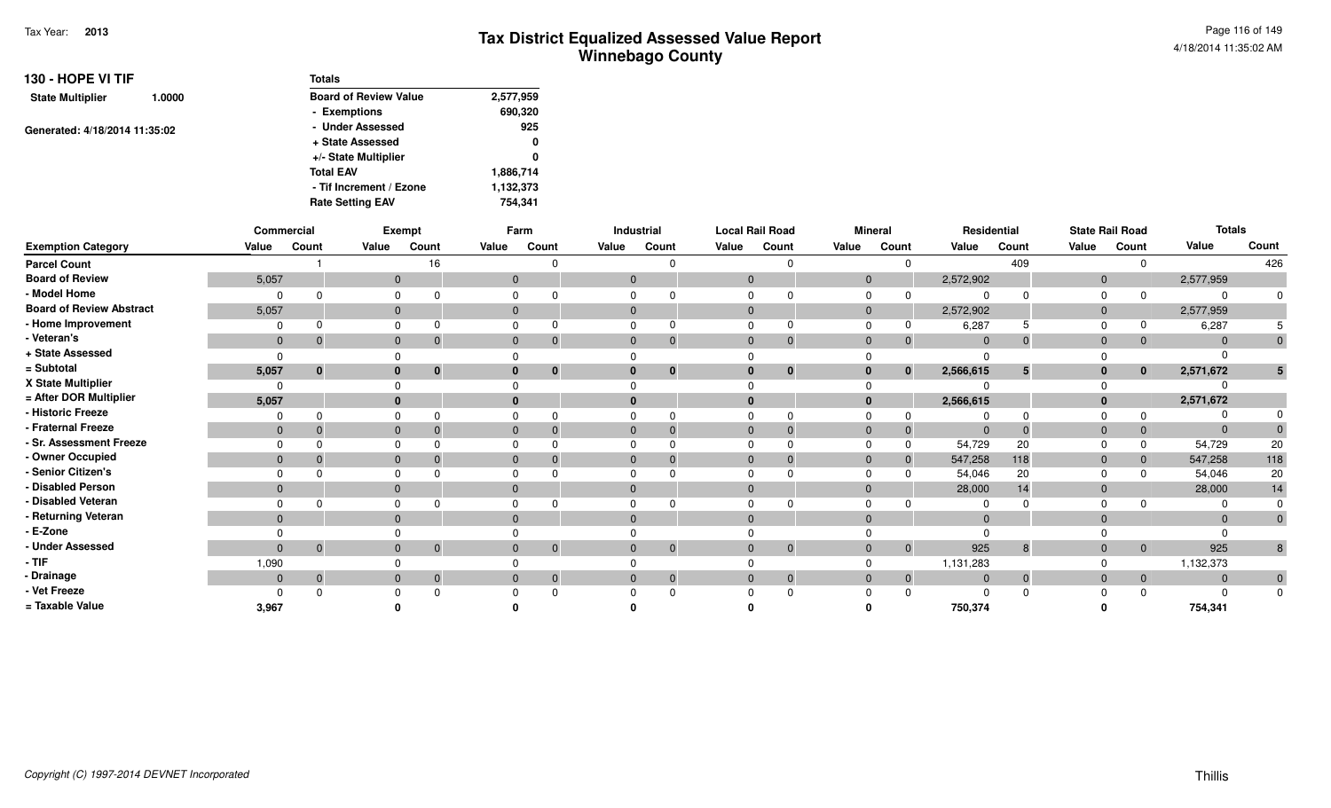# Tax District Equalized Assessed Value Report
## Winnebago County

Tax Year: **2013**

4/18/2014 11:35:02 AM

**130 - HOPE VI TIF**

**State Multiplier** 1.0000

Generated: 4/18/2014 11:35:02

| Totals | |
|---|---|
| Board of Review Value | 2,577,959 |
| - Exemptions | 690,320 |
| - Under Assessed | 925 |
| + State Assessed | 0 |
| +/- State Multiplier | 0 |
| Total EAV | 1,886,714 |
| - Tif Increment / Ezone | 1,132,373 |
| Rate Setting EAV | 754,341 |

| | Commercial | | Exempt | | Farm | | Industrial | | Local Rail Road | | Mineral | | Residential | | State Rail Road | | Totals | |
|---|---|---|---|---|---|---|---|---|---|---|---|---|---|---|---|---|---|---|
| Exemption Category | Value | Count | Value | Count | Value | Count | Value | Count | Value | Count | Value | Count | Value | Count | Value | Count | Value | Count |
| Parcel Count | | 1 | | 16 | | 0 | | 0 | | 0 | | 0 | | 409 | | 0 | | 426 |
| Board of Review | 5,057 | | 0 | | 0 | | 0 | | 0 | | 0 | | 2,572,902 | | 0 | | 2,577,959 | |
| - Model Home | 0 | 0 | 0 | 0 | 0 | 0 | 0 | 0 | 0 | 0 | 0 | 0 | 0 | 0 | 0 | 0 | 0 | 0 |
| Board of Review Abstract | 5,057 | | 0 | | 0 | | 0 | | 0 | | 0 | | 2,572,902 | | 0 | | 2,577,959 | |
| - Home Improvement | 0 | 0 | 0 | 0 | 0 | 0 | 0 | 0 | 0 | 0 | 0 | 0 | 6,287 | 5 | 0 | 0 | 6,287 | 5 |
| - Veteran's | 0 | 0 | 0 | 0 | 0 | 0 | 0 | 0 | 0 | 0 | 0 | 0 | 0 | 0 | 0 | 0 | 0 | 0 |
| + State Assessed | 0 | | 0 | | 0 | | 0 | | 0 | | 0 | | 0 | | 0 | | 0 | |
| = Subtotal | **5,057** | **0** | **0** | **0** | **0** | **0** | **0** | **0** | **0** | **0** | **0** | **0** | **2,566,615** | **5** | **0** | **0** | **2,571,672** | **5** |
| X State Multiplier | 0 | | 0 | | 0 | | 0 | | 0 | | 0 | | 0 | | 0 | | 0 | |
| = After DOR Multiplier | **5,057** | | **0** | | **0** | | **0** | | **0** | | **0** | | **2,566,615** | | **0** | | **2,571,672** | |
| - Historic Freeze | 0 | 0 | 0 | 0 | 0 | 0 | 0 | 0 | 0 | 0 | 0 | 0 | 0 | 0 | 0 | 0 | 0 | 0 |
| - Fraternal Freeze | 0 | 0 | 0 | 0 | 0 | 0 | 0 | 0 | 0 | 0 | 0 | 0 | 0 | 0 | 0 | 0 | 0 | 0 |
| - Sr. Assessment Freeze | 0 | 0 | 0 | 0 | 0 | 0 | 0 | 0 | 0 | 0 | 0 | 0 | 54,729 | 20 | 0 | 0 | 54,729 | 20 |
| - Owner Occupied | 0 | 0 | 0 | 0 | 0 | 0 | 0 | 0 | 0 | 0 | 0 | 0 | 547,258 | 118 | 0 | 0 | 547,258 | 118 |
| - Senior Citizen's | 0 | 0 | 0 | 0 | 0 | 0 | 0 | 0 | 0 | 0 | 0 | 0 | 54,046 | 20 | 0 | 0 | 54,046 | 20 |
| - Disabled Person | 0 | | 0 | | 0 | | 0 | | 0 | | 0 | | 28,000 | 14 | 0 | | 28,000 | 14 |
| - Disabled Veteran | 0 | 0 | 0 | 0 | 0 | 0 | 0 | 0 | 0 | 0 | 0 | 0 | 0 | 0 | 0 | 0 | 0 | 0 |
| - Returning Veteran | 0 | | 0 | | 0 | | 0 | | 0 | | 0 | | 0 | | 0 | | 0 | 0 |
| - E-Zone | 0 | | 0 | | 0 | | 0 | | 0 | | 0 | | 0 | | 0 | | 0 | |
| - Under Assessed | 0 | 0 | 0 | 0 | 0 | 0 | 0 | 0 | 0 | 0 | 0 | 0 | 925 | 8 | 0 | 0 | 925 | 8 |
| - TIF | 1,090 | | 0 | | 0 | | 0 | | 0 | | 0 | | 1,131,283 | | 0 | | 1,132,373 | |
| - Drainage | 0 | 0 | 0 | 0 | 0 | 0 | 0 | 0 | 0 | 0 | 0 | 0 | 0 | 0 | 0 | 0 | 0 | 0 |
| - Vet Freeze | 0 | 0 | 0 | 0 | 0 | 0 | 0 | 0 | 0 | 0 | 0 | 0 | 0 | 0 | 0 | 0 | 0 | 0 |
| = Taxable Value | **3,967** | | **0** | | **0** | | **0** | | **0** | | **0** | | **750,374** | | **0** | | **754,341** | |

Copyright (C) 1997-2014 DEVNET Incorporated

Thillis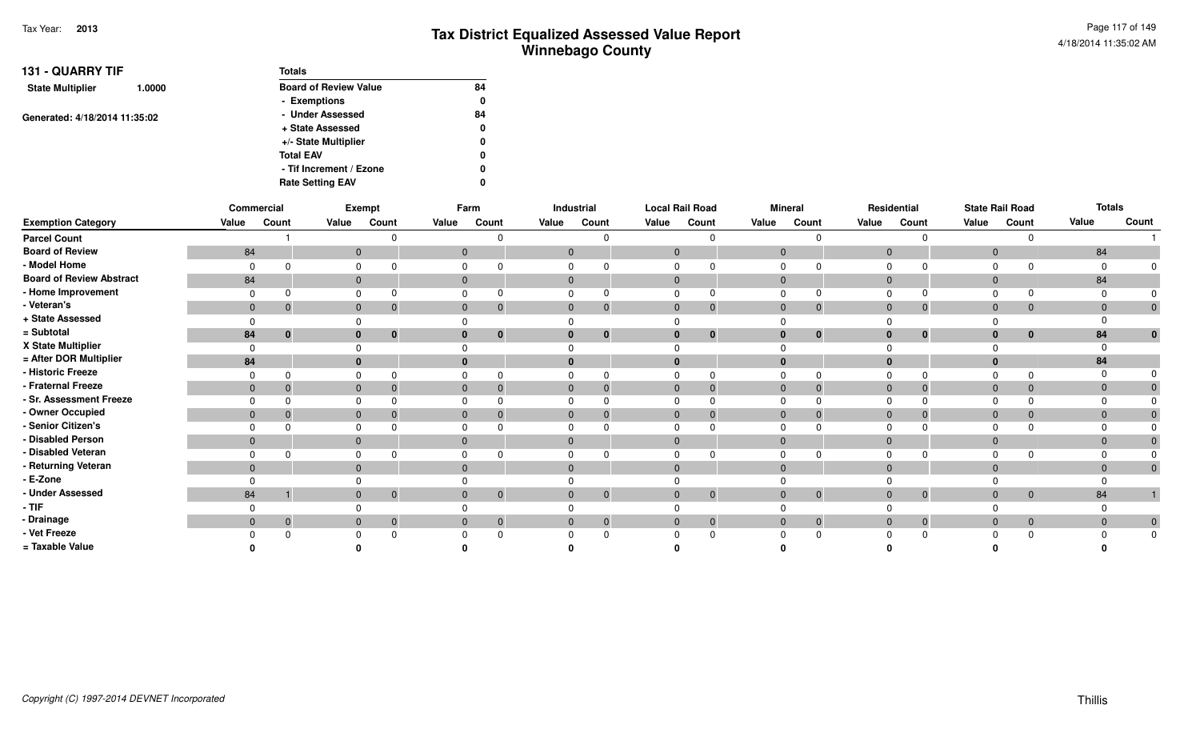# Tax District Equalized Assessed Value Report
## Winnebago County

Tax Year: **2013**

4/18/2014 11:35:02 AM

**131 - QUARRY TIF**

**State Multiplier** 1.0000

Generated: 4/18/2014 11:35:02

| Totals | |
|---|---|
| Board of Review Value | 84 |
| - Exemptions | 0 |
| - Under Assessed | 84 |
| + State Assessed | 0 |
| +/- State Multiplier | 0 |
| Total EAV | 0 |
| - Tif Increment / Ezone | 0 |
| Rate Setting EAV | 0 |

| | Commercial | | Exempt | | Farm | | Industrial | | Local Rail Road | | Mineral | | Residential | | State Rail Road | | Totals | |
|---|---|---|---|---|---|---|---|---|---|---|---|---|---|---|---|---|---|---|
| **Exemption Category** | Value | Count | Value | Count | Value | Count | Value | Count | Value | Count | Value | Count | Value | Count | Value | Count | Value | Count |
| **Parcel Count** | | 1 | | 0 | | 0 | | 0 | | 0 | | 0 | | 0 | | 0 | | 1 |
| **Board of Review** | 84 | | 0 | | 0 | | 0 | | 0 | | 0 | | 0 | | 0 | | 84 | |
| **- Model Home** | 0 | 0 | 0 | 0 | 0 | 0 | 0 | 0 | 0 | 0 | 0 | 0 | 0 | 0 | 0 | 0 | 0 | 0 |
| **Board of Review Abstract** | 84 | | 0 | | 0 | | 0 | | 0 | | 0 | | 0 | | 0 | | 84 | |
| **- Home Improvement** | 0 | 0 | 0 | 0 | 0 | 0 | 0 | 0 | 0 | 0 | 0 | 0 | 0 | 0 | 0 | 0 | 0 | 0 |
| **- Veteran's** | 0 | 0 | 0 | 0 | 0 | 0 | 0 | 0 | 0 | 0 | 0 | 0 | 0 | 0 | 0 | 0 | 0 | 0 |
| **+ State Assessed** | 0 | | 0 | | 0 | | 0 | | 0 | | 0 | | 0 | | 0 | | 0 | |
| **= Subtotal** | **84** | **0** | **0** | **0** | **0** | **0** | **0** | **0** | **0** | **0** | **0** | **0** | **0** | **0** | **0** | **0** | **84** | **0** |
| **X State Multiplier** | 0 | | 0 | | 0 | | 0 | | 0 | | 0 | | 0 | | 0 | | 0 | |
| **= After DOR Multiplier** | **84** | | **0** | | **0** | | **0** | | **0** | | **0** | | **0** | | **0** | | **84** | |
| **- Historic Freeze** | 0 | 0 | 0 | 0 | 0 | 0 | 0 | 0 | 0 | 0 | 0 | 0 | 0 | 0 | 0 | 0 | 0 | 0 |
| **- Fraternal Freeze** | 0 | 0 | 0 | 0 | 0 | 0 | 0 | 0 | 0 | 0 | 0 | 0 | 0 | 0 | 0 | 0 | 0 | 0 |
| **- Sr. Assessment Freeze** | 0 | 0 | 0 | 0 | 0 | 0 | 0 | 0 | 0 | 0 | 0 | 0 | 0 | 0 | 0 | 0 | 0 | 0 |
| **- Owner Occupied** | 0 | 0 | 0 | 0 | 0 | 0 | 0 | 0 | 0 | 0 | 0 | 0 | 0 | 0 | 0 | 0 | 0 | 0 |
| **- Senior Citizen's** | 0 | 0 | 0 | 0 | 0 | 0 | 0 | 0 | 0 | 0 | 0 | 0 | 0 | 0 | 0 | 0 | 0 | 0 |
| **- Disabled Person** | 0 | | 0 | | 0 | | 0 | | 0 | | 0 | | 0 | | 0 | | 0 | 0 |
| **- Disabled Veteran** | 0 | 0 | 0 | 0 | 0 | 0 | 0 | 0 | 0 | 0 | 0 | 0 | 0 | 0 | 0 | 0 | 0 | 0 |
| **- Returning Veteran** | 0 | | 0 | | 0 | | 0 | | 0 | | 0 | | 0 | | 0 | | 0 | 0 |
| **- E-Zone** | 0 | | 0 | | 0 | | 0 | | 0 | | 0 | | 0 | | 0 | | 0 | |
| **- Under Assessed** | 84 | 1 | 0 | 0 | 0 | 0 | 0 | 0 | 0 | 0 | 0 | 0 | 0 | 0 | 0 | 0 | 84 | 1 |
| **- TIF** | 0 | | 0 | | 0 | | 0 | | 0 | | 0 | | 0 | | 0 | | 0 | |
| **- Drainage** | 0 | 0 | 0 | 0 | 0 | 0 | 0 | 0 | 0 | 0 | 0 | 0 | 0 | 0 | 0 | 0 | 0 | 0 |
| **- Vet Freeze** | 0 | 0 | 0 | 0 | 0 | 0 | 0 | 0 | 0 | 0 | 0 | 0 | 0 | 0 | 0 | 0 | 0 | 0 |
| **= Taxable Value** | **0** | | **0** | | **0** | | **0** | | **0** | | **0** | | **0** | | **0** | | **0** | |

*Copyright (C) 1997-2014 DEVNET Incorporated*

Thillis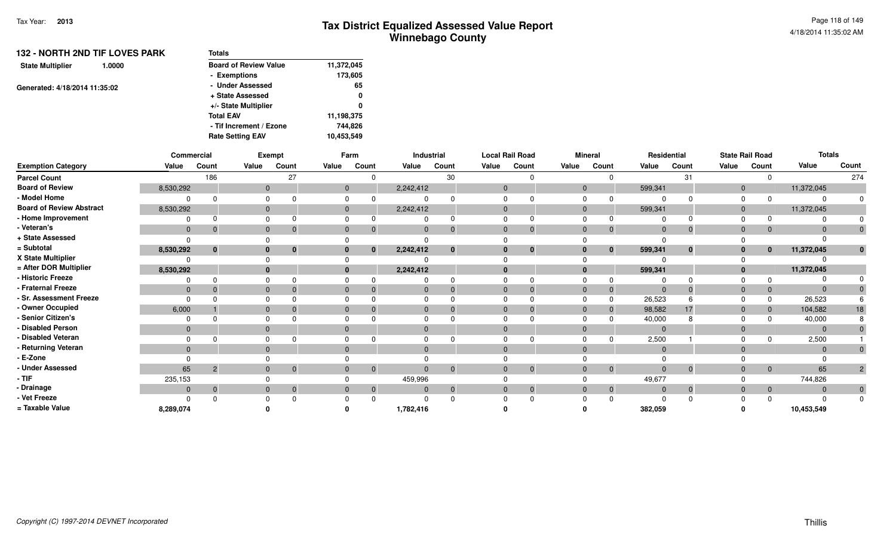# Tax District Equalized Assessed Value Report
## Winnebago County

Tax Year: **2013**

### 132 - NORTH 2ND TIF LOVES PARK

**State Multiplier** 1.0000

Generated: 4/18/2014 11:35:02

| Totals | |
|---|---|
| Board of Review Value | 11,372,045 |
| - Exemptions | 173,605 |
| - Under Assessed | 65 |
| + State Assessed | 0 |
| +/- State Multiplier | 0 |
| Total EAV | 11,198,375 |
| - Tif Increment / Ezone | 744,826 |
| Rate Setting EAV | 10,453,549 |

| | Commercial | | Exempt | | Farm | | Industrial | | Local Rail Road | | Mineral | | Residential | | State Rail Road | | Totals | |
|---|---|---|---|---|---|---|---|---|---|---|---|---|---|---|---|---|---|---|
| **Exemption Category** | **Value** | **Count** | **Value** | **Count** | **Value** | **Count** | **Value** | **Count** | **Value** | **Count** | **Value** | **Count** | **Value** | **Count** | **Value** | **Count** | **Value** | **Count** |
| **Parcel Count** | | 186 | | 27 | | 0 | | 30 | | 0 | | 0 | | 31 | | 0 | | 274 |
| **Board of Review** | 8,530,292 | | 0 | | 0 | | 2,242,412 | | 0 | | 0 | | 599,341 | | 0 | | 11,372,045 | |
| **- Model Home** | 0 | 0 | 0 | 0 | 0 | 0 | 0 | 0 | 0 | 0 | 0 | 0 | 0 | 0 | 0 | 0 | 0 | 0 |
| **Board of Review Abstract** | 8,530,292 | | 0 | | 0 | | 2,242,412 | | 0 | | 0 | | 599,341 | | 0 | | 11,372,045 | |
| **- Home Improvement** | 0 | 0 | 0 | 0 | 0 | 0 | 0 | 0 | 0 | 0 | 0 | 0 | 0 | 0 | 0 | 0 | 0 | 0 |
| **- Veteran's** | 0 | 0 | 0 | 0 | 0 | 0 | 0 | 0 | 0 | 0 | 0 | 0 | 0 | 0 | 0 | 0 | 0 | 0 |
| **+ State Assessed** | 0 | | 0 | | 0 | | 0 | | 0 | | 0 | | 0 | | 0 | | 0 | |
| **= Subtotal** | **8,530,292** | **0** | **0** | **0** | **0** | **0** | **2,242,412** | **0** | **0** | **0** | **0** | **0** | **599,341** | **0** | **0** | **0** | **11,372,045** | **0** |
| **X State Multiplier** | 0 | | 0 | | 0 | | 0 | | 0 | | 0 | | 0 | | 0 | | 0 | |
| **= After DOR Multiplier** | **8,530,292** | | **0** | | **0** | | **2,242,412** | | **0** | | **0** | | **599,341** | | **0** | | **11,372,045** | |
| **- Historic Freeze** | 0 | 0 | 0 | 0 | 0 | 0 | 0 | 0 | 0 | 0 | 0 | 0 | 0 | 0 | 0 | 0 | 0 | 0 |
| **- Fraternal Freeze** | 0 | 0 | 0 | 0 | 0 | 0 | 0 | 0 | 0 | 0 | 0 | 0 | 0 | 0 | 0 | 0 | 0 | 0 |
| **- Sr. Assessment Freeze** | 0 | 0 | 0 | 0 | 0 | 0 | 0 | 0 | 0 | 0 | 0 | 0 | 26,523 | 6 | 0 | 0 | 26,523 | 6 |
| **- Owner Occupied** | 6,000 | 1 | 0 | 0 | 0 | 0 | 0 | 0 | 0 | 0 | 0 | 0 | 98,582 | 17 | 0 | 0 | 104,582 | 18 |
| **- Senior Citizen's** | 0 | 0 | 0 | 0 | 0 | 0 | 0 | 0 | 0 | 0 | 0 | 0 | 40,000 | 8 | 0 | 0 | 40,000 | 8 |
| **- Disabled Person** | 0 | | 0 | | 0 | | 0 | | 0 | | 0 | | 0 | | 0 | | 0 | 0 |
| **- Disabled Veteran** | 0 | 0 | 0 | 0 | 0 | 0 | 0 | 0 | 0 | 0 | 0 | 0 | 2,500 | 1 | 0 | 0 | 2,500 | 1 |
| **- Returning Veteran** | 0 | | 0 | | 0 | | 0 | | 0 | | 0 | | 0 | | 0 | | 0 | 0 |
| **- E-Zone** | 0 | | 0 | | 0 | | 0 | | 0 | | 0 | | 0 | | 0 | | 0 | |
| **- Under Assessed** | 65 | 2 | 0 | 0 | 0 | 0 | 0 | 0 | 0 | 0 | 0 | 0 | 0 | 0 | 0 | 0 | 65 | 2 |
| **- TIF** | 235,153 | | 0 | | 0 | | 459,996 | | 0 | | 0 | | 49,677 | | 0 | | 744,826 | |
| **- Drainage** | 0 | 0 | 0 | 0 | 0 | 0 | 0 | 0 | 0 | 0 | 0 | 0 | 0 | 0 | 0 | 0 | 0 | 0 |
| **- Vet Freeze** | 0 | 0 | 0 | 0 | 0 | 0 | 0 | 0 | 0 | 0 | 0 | 0 | 0 | 0 | 0 | 0 | 0 | 0 |
| **= Taxable Value** | **8,289,074** | | **0** | | **0** | | **1,782,416** | | **0** | | **0** | | **382,059** | | **0** | | **10,453,549** | |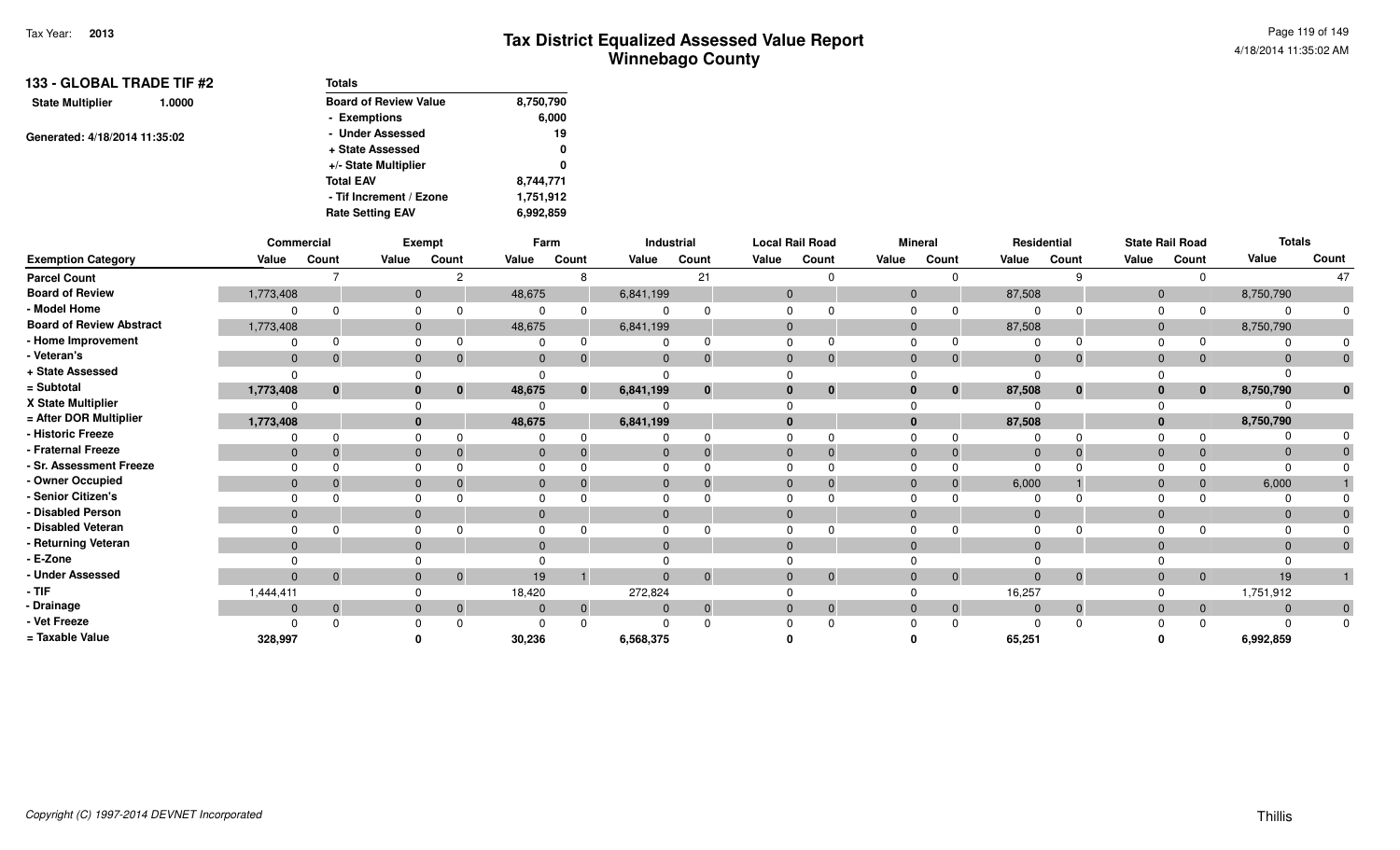# Tax District Equalized Assessed Value Report
## Winnebago County

Tax Year: **2013**

## 133 - GLOBAL TRADE TIF #2

**State Multiplier** 1.0000

Generated: 4/18/2014 11:35:02

| Totals | |
|---|---|
| Board of Review Value | 8,750,790 |
| - Exemptions | 6,000 |
| - Under Assessed | 19 |
| + State Assessed | 0 |
| +/- State Multiplier | 0 |
| Total EAV | 8,744,771 |
| - Tif Increment / Ezone | 1,751,912 |
| Rate Setting EAV | 6,992,859 |

| | Commercial | | Exempt | | Farm | | Industrial | | Local Rail Road | | Mineral | | Residential | | State Rail Road | | Totals | |
|---|---|---|---|---|---|---|---|---|---|---|---|---|---|---|---|---|---|---|
| **Exemption Category** | **Value** | **Count** | **Value** | **Count** | **Value** | **Count** | **Value** | **Count** | **Value** | **Count** | **Value** | **Count** | **Value** | **Count** | **Value** | **Count** | **Value** | **Count** |
| Parcel Count | | 7 | | 2 | | 8 | | 21 | | 0 | | 0 | | 9 | | 0 | | 47 |
| Board of Review | 1,773,408 | | 0 | | 48,675 | | 6,841,199 | | 0 | | 0 | | 87,508 | | 0 | | 8,750,790 | |
| - Model Home | 0 | 0 | 0 | 0 | 0 | 0 | 0 | 0 | 0 | 0 | 0 | 0 | 0 | 0 | 0 | 0 | 0 | 0 |
| Board of Review Abstract | 1,773,408 | | 0 | | 48,675 | | 6,841,199 | | 0 | | 0 | | 87,508 | | 0 | | 8,750,790 | |
| - Home Improvement | 0 | 0 | 0 | 0 | 0 | 0 | 0 | 0 | 0 | 0 | 0 | 0 | 0 | 0 | 0 | 0 | 0 | 0 |
| - Veteran's | 0 | 0 | 0 | 0 | 0 | 0 | 0 | 0 | 0 | 0 | 0 | 0 | 0 | 0 | 0 | 0 | 0 | 0 |
| + State Assessed | 0 | | 0 | | 0 | | 0 | | 0 | | 0 | | 0 | | 0 | | 0 | |
| = Subtotal | **1,773,408** | **0** | **0** | **0** | **48,675** | **0** | **6,841,199** | **0** | **0** | **0** | **0** | **0** | **87,508** | **0** | **0** | **0** | **8,750,790** | **0** |
| X State Multiplier | 0 | | 0 | | 0 | | 0 | | 0 | | 0 | | 0 | | 0 | | 0 | |
| = After DOR Multiplier | **1,773,408** | | **0** | | **48,675** | | **6,841,199** | | **0** | | **0** | | **87,508** | | **0** | | **8,750,790** | |
| - Historic Freeze | 0 | 0 | 0 | 0 | 0 | 0 | 0 | 0 | 0 | 0 | 0 | 0 | 0 | 0 | 0 | 0 | 0 | 0 |
| - Fraternal Freeze | 0 | 0 | 0 | 0 | 0 | 0 | 0 | 0 | 0 | 0 | 0 | 0 | 0 | 0 | 0 | 0 | 0 | 0 |
| - Sr. Assessment Freeze | 0 | 0 | 0 | 0 | 0 | 0 | 0 | 0 | 0 | 0 | 0 | 0 | 0 | 0 | 0 | 0 | 0 | 0 |
| - Owner Occupied | 0 | 0 | 0 | 0 | 0 | 0 | 0 | 0 | 0 | 0 | 0 | 0 | 6,000 | 1 | 0 | 0 | 6,000 | 1 |
| - Senior Citizen's | 0 | 0 | 0 | 0 | 0 | 0 | 0 | 0 | 0 | 0 | 0 | 0 | 0 | 0 | 0 | 0 | 0 | 0 |
| - Disabled Person | 0 | | 0 | | 0 | | 0 | | 0 | | 0 | | 0 | | 0 | | 0 | 0 |
| - Disabled Veteran | 0 | 0 | 0 | 0 | 0 | 0 | 0 | 0 | 0 | 0 | 0 | 0 | 0 | 0 | 0 | 0 | 0 | 0 |
| - Returning Veteran | 0 | | 0 | | 0 | | 0 | | 0 | | 0 | | 0 | | 0 | | 0 | 0 |
| - E-Zone | 0 | | 0 | | 0 | | 0 | | 0 | | 0 | | 0 | | 0 | | 0 | |
| - Under Assessed | 0 | 0 | 0 | 0 | 19 | 1 | 0 | 0 | 0 | 0 | 0 | 0 | 0 | 0 | 0 | 0 | 19 | 1 |
| - TIF | 1,444,411 | | 0 | | 18,420 | | 272,824 | | 0 | | 0 | | 16,257 | | 0 | | 1,751,912 | |
| - Drainage | 0 | 0 | 0 | 0 | 0 | 0 | 0 | 0 | 0 | 0 | 0 | 0 | 0 | 0 | 0 | 0 | 0 | 0 |
| - Vet Freeze | 0 | 0 | 0 | 0 | 0 | 0 | 0 | 0 | 0 | 0 | 0 | 0 | 0 | 0 | 0 | 0 | 0 | 0 |
| = Taxable Value | **328,997** | | **0** | | **30,236** | | **6,568,375** | | **0** | | **0** | | **65,251** | | **0** | | **6,992,859** | |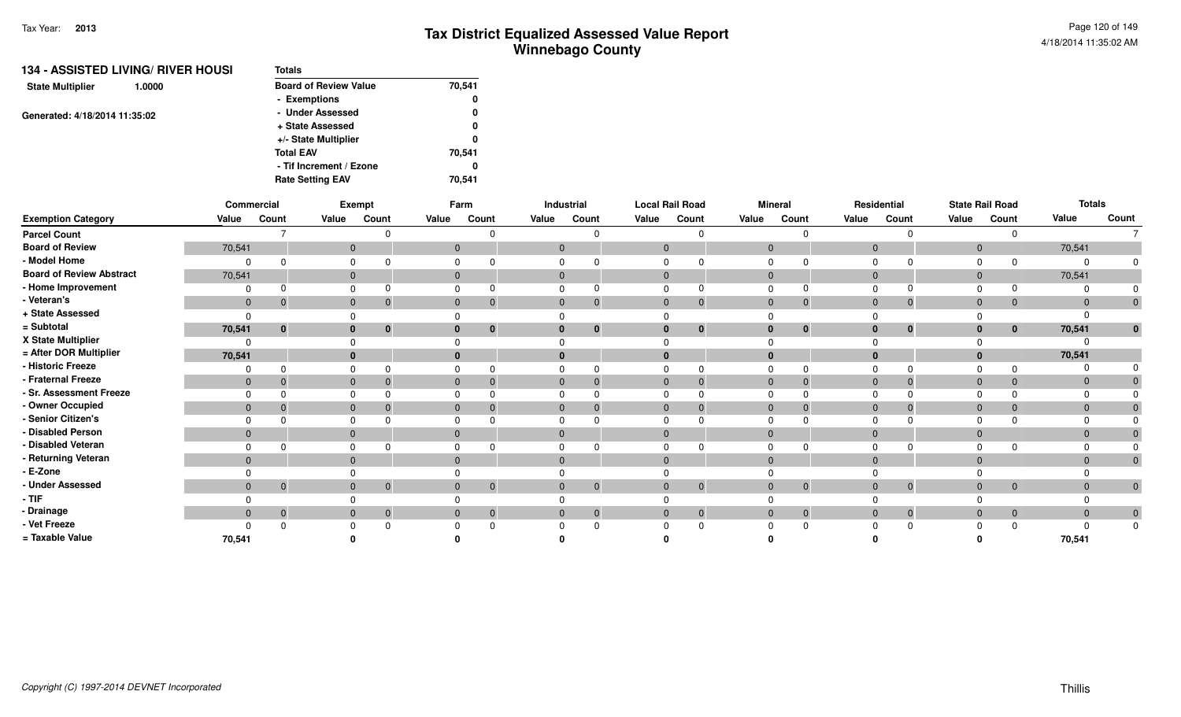Tax Year: **2013**

# Tax District Equalized Assessed Value Report
## Winnebago County

4/18/2014 11:35:02 AM

**134 - ASSISTED LIVING/ RIVER HOUSI**

**State Multiplier** 1.0000

Generated: 4/18/2014 11:35:02

| Totals | |
|---|---|
| Board of Review Value | 70,541 |
| - Exemptions | 0 |
| - Under Assessed | 0 |
| + State Assessed | 0 |
| +/- State Multiplier | 0 |
| Total EAV | 70,541 |
| - Tif Increment / Ezone | 0 |
| Rate Setting EAV | 70,541 |

| | Commercial | | Exempt | | Farm | | Industrial | | Local Rail Road | | Mineral | | Residential | | State Rail Road | | Totals | |
|---|---|---|---|---|---|---|---|---|---|---|---|---|---|---|---|---|---|---|
| **Exemption Category** | **Value** | **Count** | **Value** | **Count** | **Value** | **Count** | **Value** | **Count** | **Value** | **Count** | **Value** | **Count** | **Value** | **Count** | **Value** | **Count** | **Value** | **Count** |
| **Parcel Count** | | 7 | | 0 | | 0 | | 0 | | 0 | | 0 | | 0 | | 0 | | 7 |
| **Board of Review** | 70,541 | | 0 | | 0 | | 0 | | 0 | | 0 | | 0 | | 0 | | 70,541 | |
| **- Model Home** | 0 | 0 | 0 | 0 | 0 | 0 | 0 | 0 | 0 | 0 | 0 | 0 | 0 | 0 | 0 | 0 | 0 | 0 |
| **Board of Review Abstract** | 70,541 | | 0 | | 0 | | 0 | | 0 | | 0 | | 0 | | 0 | | 70,541 | |
| **- Home Improvement** | 0 | 0 | 0 | 0 | 0 | 0 | 0 | 0 | 0 | 0 | 0 | 0 | 0 | 0 | 0 | 0 | 0 | 0 |
| **- Veteran's** | 0 | 0 | 0 | 0 | 0 | 0 | 0 | 0 | 0 | 0 | 0 | 0 | 0 | 0 | 0 | 0 | 0 | 0 |
| **+ State Assessed** | 0 | | 0 | | 0 | | 0 | | 0 | | 0 | | 0 | | 0 | | 0 | |
| **= Subtotal** | **70,541** | **0** | **0** | **0** | **0** | **0** | **0** | **0** | **0** | **0** | **0** | **0** | **0** | **0** | **0** | **0** | **70,541** | **0** |
| **X State Multiplier** | 0 | | 0 | | 0 | | 0 | | 0 | | 0 | | 0 | | 0 | | 0 | |
| **= After DOR Multiplier** | **70,541** | | **0** | | **0** | | **0** | | **0** | | **0** | | **0** | | **0** | | **70,541** | |
| **- Historic Freeze** | 0 | 0 | 0 | 0 | 0 | 0 | 0 | 0 | 0 | 0 | 0 | 0 | 0 | 0 | 0 | 0 | 0 | 0 |
| **- Fraternal Freeze** | 0 | 0 | 0 | 0 | 0 | 0 | 0 | 0 | 0 | 0 | 0 | 0 | 0 | 0 | 0 | 0 | 0 | 0 |
| **- Sr. Assessment Freeze** | 0 | 0 | 0 | 0 | 0 | 0 | 0 | 0 | 0 | 0 | 0 | 0 | 0 | 0 | 0 | 0 | 0 | 0 |
| **- Owner Occupied** | 0 | 0 | 0 | 0 | 0 | 0 | 0 | 0 | 0 | 0 | 0 | 0 | 0 | 0 | 0 | 0 | 0 | 0 |
| **- Senior Citizen's** | 0 | 0 | 0 | 0 | 0 | 0 | 0 | 0 | 0 | 0 | 0 | 0 | 0 | 0 | 0 | 0 | 0 | 0 |
| **- Disabled Person** | 0 | | 0 | | 0 | | 0 | | 0 | | 0 | | 0 | | 0 | | 0 | 0 |
| **- Disabled Veteran** | 0 | 0 | 0 | 0 | 0 | 0 | 0 | 0 | 0 | 0 | 0 | 0 | 0 | 0 | 0 | 0 | 0 | 0 |
| **- Returning Veteran** | 0 | | 0 | | 0 | | 0 | | 0 | | 0 | | 0 | | 0 | | 0 | 0 |
| **- E-Zone** | 0 | | 0 | | 0 | | 0 | | 0 | | 0 | | 0 | | 0 | | 0 | |
| **- Under Assessed** | 0 | 0 | 0 | 0 | 0 | 0 | 0 | 0 | 0 | 0 | 0 | 0 | 0 | 0 | 0 | 0 | 0 | 0 |
| **- TIF** | 0 | | 0 | | 0 | | 0 | | 0 | | 0 | | 0 | | 0 | | 0 | |
| **- Drainage** | 0 | 0 | 0 | 0 | 0 | 0 | 0 | 0 | 0 | 0 | 0 | 0 | 0 | 0 | 0 | 0 | 0 | 0 |
| **- Vet Freeze** | 0 | 0 | 0 | 0 | 0 | 0 | 0 | 0 | 0 | 0 | 0 | 0 | 0 | 0 | 0 | 0 | 0 | 0 |
| **= Taxable Value** | **70,541** | | **0** | | **0** | | **0** | | **0** | | **0** | | **0** | | **0** | | **70,541** | |

Copyright (C) 1997-2014 DEVNET Incorporated

Thillis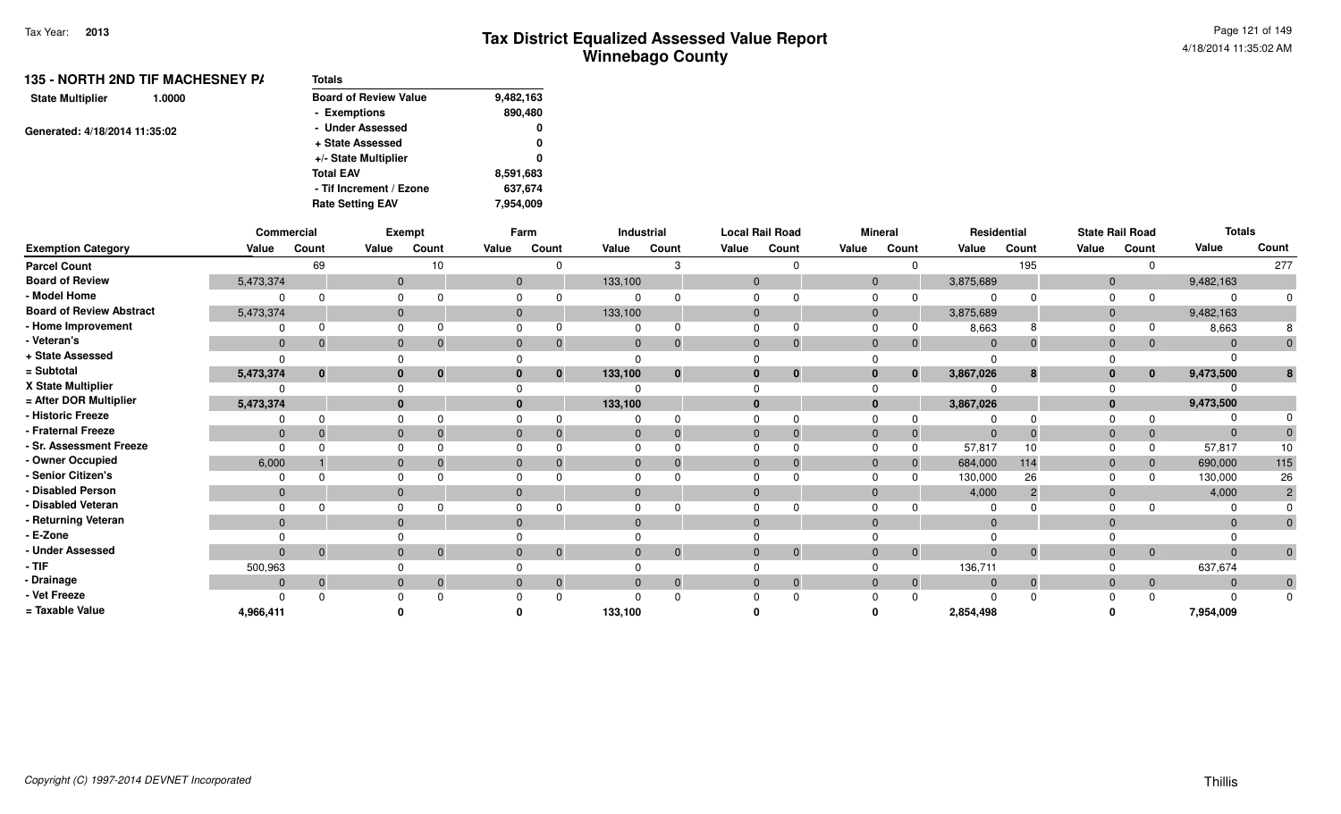Tax Year: **2013**

# Tax District Equalized Assessed Value Report
## Winnebago County

4/18/2014 11:35:02 AM

**135 - NORTH 2ND TIF MACHESNEY P/**

**State Multiplier** 1.0000

**Generated: 4/18/2014 11:35:02**

| Totals | |
|---|---|
| Board of Review Value | 9,482,163 |
| - Exemptions | 890,480 |
| - Under Assessed | 0 |
| + State Assessed | 0 |
| +/- State Multiplier | 0 |
| Total EAV | 8,591,683 |
| - Tif Increment / Ezone | 637,674 |
| Rate Setting EAV | 7,954,009 |

| | Commercial | | Exempt | | Farm | | Industrial | | Local Rail Road | | Mineral | | Residential | | State Rail Road | | Totals | |
|---|---|---|---|---|---|---|---|---|---|---|---|---|---|---|---|---|---|---|
| **Exemption Category** | **Value** | **Count** | **Value** | **Count** | **Value** | **Count** | **Value** | **Count** | **Value** | **Count** | **Value** | **Count** | **Value** | **Count** | **Value** | **Count** | **Value** | **Count** |
| Parcel Count | | 69 | | 10 | | 0 | | 3 | | 0 | | 0 | | 195 | | 0 | | 277 |
| Board of Review | 5,473,374 | | 0 | | 0 | | 133,100 | | 0 | | 0 | | 3,875,689 | | 0 | | 9,482,163 | |
| - Model Home | 0 | 0 | 0 | 0 | 0 | 0 | 0 | 0 | 0 | 0 | 0 | 0 | 0 | 0 | 0 | 0 | 0 | 0 |
| Board of Review Abstract | 5,473,374 | | 0 | | 0 | | 133,100 | | 0 | | 0 | | 3,875,689 | | 0 | | 9,482,163 | |
| - Home Improvement | 0 | 0 | 0 | 0 | 0 | 0 | 0 | 0 | 0 | 0 | 0 | 0 | 8,663 | 8 | 0 | 0 | 8,663 | 8 |
| - Veteran's | 0 | 0 | 0 | 0 | 0 | 0 | 0 | 0 | 0 | 0 | 0 | 0 | 0 | 0 | 0 | 0 | 0 | 0 |
| + State Assessed | 0 | | 0 | | 0 | | 0 | | 0 | | 0 | | 0 | | 0 | | 0 | |
| = Subtotal | **5,473,374** | **0** | **0** | **0** | **0** | **0** | **133,100** | **0** | **0** | **0** | **0** | **0** | **3,867,026** | **8** | **0** | **0** | **9,473,500** | **8** |
| X State Multiplier | 0 | | 0 | | 0 | | 0 | | 0 | | 0 | | 0 | | 0 | | 0 | |
| = After DOR Multiplier | **5,473,374** | | **0** | | **0** | | **133,100** | | **0** | | **0** | | **3,867,026** | | **0** | | **9,473,500** | |
| - Historic Freeze | 0 | 0 | 0 | 0 | 0 | 0 | 0 | 0 | 0 | 0 | 0 | 0 | 0 | 0 | 0 | 0 | 0 | 0 |
| - Fraternal Freeze | 0 | 0 | 0 | 0 | 0 | 0 | 0 | 0 | 0 | 0 | 0 | 0 | 0 | 0 | 0 | 0 | 0 | 0 |
| - Sr. Assessment Freeze | 0 | 0 | 0 | 0 | 0 | 0 | 0 | 0 | 0 | 0 | 0 | 0 | 57,817 | 10 | 0 | 0 | 57,817 | 10 |
| - Owner Occupied | 6,000 | 1 | 0 | 0 | 0 | 0 | 0 | 0 | 0 | 0 | 0 | 0 | 684,000 | 114 | 0 | 0 | 690,000 | 115 |
| - Senior Citizen's | 0 | 0 | 0 | 0 | 0 | 0 | 0 | 0 | 0 | 0 | 0 | 0 | 130,000 | 26 | 0 | 0 | 130,000 | 26 |
| - Disabled Person | 0 | | 0 | | 0 | | 0 | | 0 | | 0 | | 4,000 | 2 | 0 | | 4,000 | 2 |
| - Disabled Veteran | 0 | 0 | 0 | 0 | 0 | 0 | 0 | 0 | 0 | 0 | 0 | 0 | 0 | 0 | 0 | 0 | 0 | 0 |
| - Returning Veteran | 0 | | 0 | | 0 | | 0 | | 0 | | 0 | | 0 | | 0 | | 0 | 0 |
| - E-Zone | 0 | | 0 | | 0 | | 0 | | 0 | | 0 | | 0 | | 0 | | 0 | |
| - Under Assessed | 0 | 0 | 0 | 0 | 0 | 0 | 0 | 0 | 0 | 0 | 0 | 0 | 0 | 0 | 0 | 0 | 0 | 0 |
| - TIF | 500,963 | | 0 | | 0 | | 0 | | 0 | | 0 | | 136,711 | | 0 | | 637,674 | |
| - Drainage | 0 | 0 | 0 | 0 | 0 | 0 | 0 | 0 | 0 | 0 | 0 | 0 | 0 | 0 | 0 | 0 | 0 | 0 |
| - Vet Freeze | 0 | 0 | 0 | 0 | 0 | 0 | 0 | 0 | 0 | 0 | 0 | 0 | 0 | 0 | 0 | 0 | 0 | 0 |
| = Taxable Value | **4,966,411** | | **0** | | **0** | | **133,100** | | **0** | | **0** | | **2,854,498** | | **0** | | **7,954,009** | |

*Copyright (C) 1997-2014 DEVNET Incorporated*

Thillis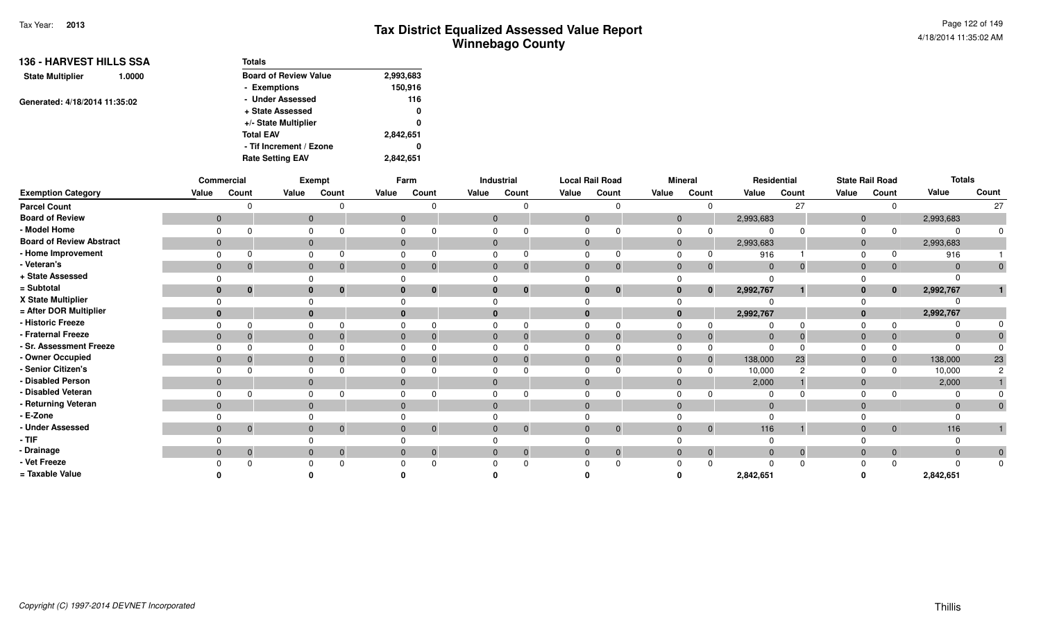# Tax District Equalized Assessed Value Report
## Winnebago County

Tax Year: 2013

### 136 - HARVEST HILLS SSA

**State Multiplier** 1.0000

Generated: 4/18/2014 11:35:02

| Totals | |
|---|---|
| Board of Review Value | 2,993,683 |
| - Exemptions | 150,916 |
| - Under Assessed | 116 |
| + State Assessed | 0 |
| +/- State Multiplier | 0 |
| Total EAV | 2,842,651 |
| - Tif Increment / Ezone | 0 |
| Rate Setting EAV | 2,842,651 |

| | Commercial | | Exempt | | Farm | | Industrial | | Local Rail Road | | Mineral | | Residential | | State Rail Road | | Totals | |
|---|---|---|---|---|---|---|---|---|---|---|---|---|---|---|---|---|---|---|
| **Exemption Category** | Value | Count | Value | Count | Value | Count | Value | Count | Value | Count | Value | Count | Value | Count | Value | Count | Value | Count |
| Parcel Count | | 0 | | 0 | | 0 | | 0 | | 0 | | 0 | | 27 | | 0 | | 27 |
| Board of Review | 0 | | 0 | | 0 | | 0 | | 0 | | 0 | | 2,993,683 | | 0 | | 2,993,683 | |
| - Model Home | 0 | 0 | 0 | 0 | 0 | 0 | 0 | 0 | 0 | 0 | 0 | 0 | 0 | 0 | 0 | 0 | 0 | 0 |
| Board of Review Abstract | 0 | | 0 | | 0 | | 0 | | 0 | | 0 | | 2,993,683 | | 0 | | 2,993,683 | |
| - Home Improvement | 0 | 0 | 0 | 0 | 0 | 0 | 0 | 0 | 0 | 0 | 0 | 0 | 916 | 1 | 0 | 0 | 916 | 1 |
| - Veteran's | 0 | 0 | 0 | 0 | 0 | 0 | 0 | 0 | 0 | 0 | 0 | 0 | 0 | 0 | 0 | 0 | 0 | 0 |
| + State Assessed | 0 | | 0 | | 0 | | 0 | | 0 | | 0 | | 0 | | 0 | | 0 | |
| = Subtotal | 0 | 0 | 0 | 0 | 0 | 0 | 0 | 0 | 0 | 0 | 0 | 0 | 2,992,767 | 1 | 0 | 0 | 2,992,767 | 1 |
| X State Multiplier | 0 | | 0 | | 0 | | 0 | | 0 | | 0 | | 0 | | 0 | | 0 | |
| = After DOR Multiplier | 0 | | 0 | | 0 | | 0 | | 0 | | 0 | | 2,992,767 | | 0 | | 2,992,767 | |
| - Historic Freeze | 0 | 0 | 0 | 0 | 0 | 0 | 0 | 0 | 0 | 0 | 0 | 0 | 0 | 0 | 0 | 0 | 0 | 0 |
| - Fraternal Freeze | 0 | 0 | 0 | 0 | 0 | 0 | 0 | 0 | 0 | 0 | 0 | 0 | 0 | 0 | 0 | 0 | 0 | 0 |
| - Sr. Assessment Freeze | 0 | 0 | 0 | 0 | 0 | 0 | 0 | 0 | 0 | 0 | 0 | 0 | 0 | 0 | 0 | 0 | 0 | 0 |
| - Owner Occupied | 0 | 0 | 0 | 0 | 0 | 0 | 0 | 0 | 0 | 0 | 0 | 0 | 138,000 | 23 | 0 | 0 | 138,000 | 23 |
| - Senior Citizen's | 0 | 0 | 0 | 0 | 0 | 0 | 0 | 0 | 0 | 0 | 0 | 0 | 10,000 | 2 | 0 | 0 | 10,000 | 2 |
| - Disabled Person | 0 | | 0 | | 0 | | 0 | | 0 | | 0 | | 2,000 | 1 | 0 | | 2,000 | 1 |
| - Disabled Veteran | 0 | 0 | 0 | 0 | 0 | 0 | 0 | 0 | 0 | 0 | 0 | 0 | 0 | 0 | 0 | 0 | 0 | 0 |
| - Returning Veteran | 0 | | 0 | | 0 | | 0 | | 0 | | 0 | | 0 | | 0 | | 0 | 0 |
| - E-Zone | 0 | | 0 | | 0 | | 0 | | 0 | | 0 | | 0 | | 0 | | 0 | |
| - Under Assessed | 0 | 0 | 0 | 0 | 0 | 0 | 0 | 0 | 0 | 0 | 0 | 0 | 116 | 1 | 0 | 0 | 116 | 1 |
| - TIF | 0 | | 0 | | 0 | | 0 | | 0 | | 0 | | 0 | | 0 | | 0 | |
| - Drainage | 0 | 0 | 0 | 0 | 0 | 0 | 0 | 0 | 0 | 0 | 0 | 0 | 0 | 0 | 0 | 0 | 0 | 0 |
| - Vet Freeze | 0 | 0 | 0 | 0 | 0 | 0 | 0 | 0 | 0 | 0 | 0 | 0 | 0 | 0 | 0 | 0 | 0 | 0 |
| = Taxable Value | 0 | | 0 | | 0 | | 0 | | 0 | | 0 | | 2,842,651 | | 0 | | 2,842,651 | |

Copyright (C) 1997-2014 DEVNET Incorporated

Thillis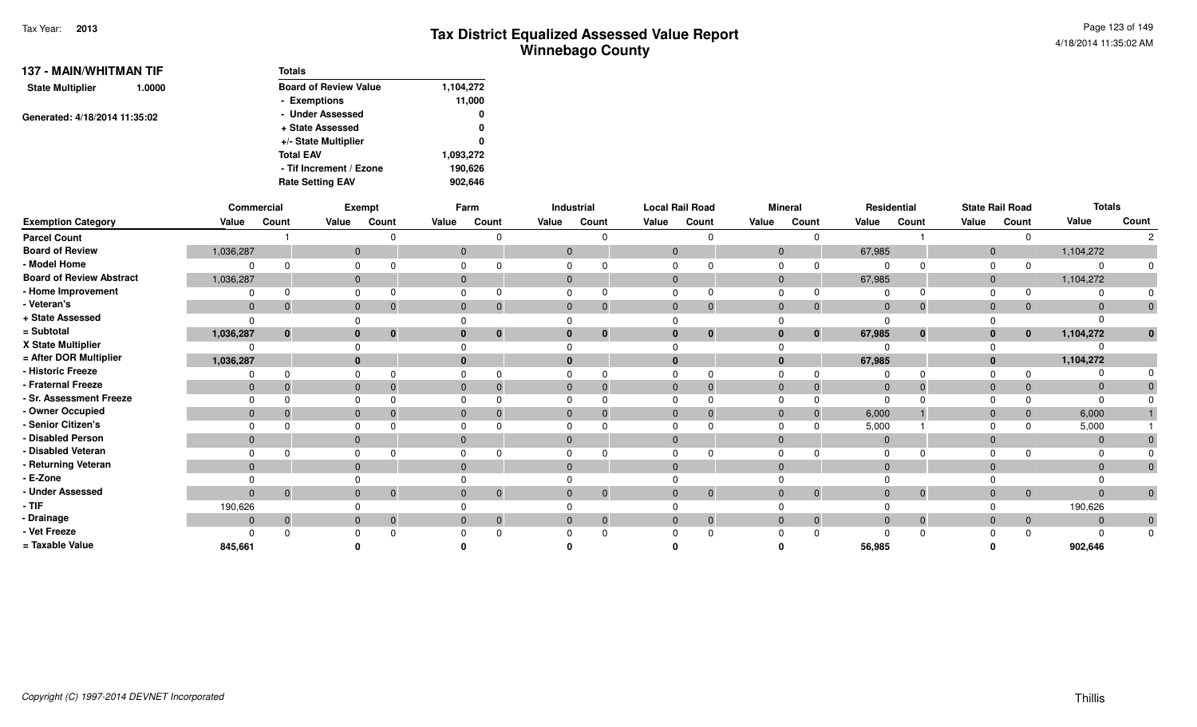# Tax District Equalized Assessed Value Report
## Winnebago County

Tax Year: **2013**

**137 - MAIN/WHITMAN TIF**

**State Multiplier** 1.0000

Generated: 4/18/2014 11:35:02

| Totals | |
|---|---|
| Board of Review Value | 1,104,272 |
| - Exemptions | 11,000 |
| - Under Assessed | 0 |
| + State Assessed | 0 |
| +/- State Multiplier | 0 |
| Total EAV | 1,093,272 |
| - Tif Increment / Ezone | 190,626 |
| Rate Setting EAV | 902,646 |

| | Commercial | | Exempt | | Farm | | Industrial | | Local Rail Road | | Mineral | | Residential | | State Rail Road | | Totals | |
|---|---|---|---|---|---|---|---|---|---|---|---|---|---|---|---|---|---|---|
| **Exemption Category** | **Value** | **Count** | **Value** | **Count** | **Value** | **Count** | **Value** | **Count** | **Value** | **Count** | **Value** | **Count** | **Value** | **Count** | **Value** | **Count** | **Value** | **Count** |
| Parcel Count | | 1 | | 0 | | 0 | | 0 | | 0 | | 0 | | 1 | | 0 | | 2 |
| Board of Review | 1,036,287 | | 0 | | 0 | | 0 | | 0 | | 0 | | 67,985 | | 0 | | 1,104,272 | |
| - Model Home | 0 | 0 | 0 | 0 | 0 | 0 | 0 | 0 | 0 | 0 | 0 | 0 | 0 | 0 | 0 | 0 | 0 | 0 |
| Board of Review Abstract | 1,036,287 | | 0 | | 0 | | 0 | | 0 | | 0 | | 67,985 | | 0 | | 1,104,272 | |
| - Home Improvement | 0 | 0 | 0 | 0 | 0 | 0 | 0 | 0 | 0 | 0 | 0 | 0 | 0 | 0 | 0 | 0 | 0 | 0 |
| - Veteran's | 0 | 0 | 0 | 0 | 0 | 0 | 0 | 0 | 0 | 0 | 0 | 0 | 0 | 0 | 0 | 0 | 0 | 0 |
| + State Assessed | 0 | | 0 | | 0 | | 0 | | 0 | | 0 | | 0 | | 0 | | 0 | |
| = Subtotal | **1,036,287** | **0** | **0** | **0** | **0** | **0** | **0** | **0** | **0** | **0** | **0** | **0** | **67,985** | **0** | **0** | **0** | **1,104,272** | **0** |
| X State Multiplier | 0 | | 0 | | 0 | | 0 | | 0 | | 0 | | 0 | | 0 | | 0 | |
| = After DOR Multiplier | **1,036,287** | | **0** | | **0** | | **0** | | **0** | | **0** | | **67,985** | | **0** | | **1,104,272** | |
| - Historic Freeze | 0 | 0 | 0 | 0 | 0 | 0 | 0 | 0 | 0 | 0 | 0 | 0 | 0 | 0 | 0 | 0 | 0 | 0 |
| - Fraternal Freeze | 0 | 0 | 0 | 0 | 0 | 0 | 0 | 0 | 0 | 0 | 0 | 0 | 0 | 0 | 0 | 0 | 0 | 0 |
| - Sr. Assessment Freeze | 0 | 0 | 0 | 0 | 0 | 0 | 0 | 0 | 0 | 0 | 0 | 0 | 0 | 0 | 0 | 0 | 0 | 0 |
| - Owner Occupied | 0 | 0 | 0 | 0 | 0 | 0 | 0 | 0 | 0 | 0 | 0 | 0 | 6,000 | 1 | 0 | 0 | 6,000 | 1 |
| - Senior Citizen's | 0 | 0 | 0 | 0 | 0 | 0 | 0 | 0 | 0 | 0 | 0 | 0 | 5,000 | 1 | 0 | 0 | 5,000 | 1 |
| - Disabled Person | 0 | | 0 | | 0 | | 0 | | 0 | | 0 | | 0 | | 0 | | 0 | 0 |
| - Disabled Veteran | 0 | 0 | 0 | 0 | 0 | 0 | 0 | 0 | 0 | 0 | 0 | 0 | 0 | 0 | 0 | 0 | 0 | 0 |
| - Returning Veteran | 0 | | 0 | | 0 | | 0 | | 0 | | 0 | | 0 | | 0 | | 0 | 0 |
| - E-Zone | 0 | | 0 | | 0 | | 0 | | 0 | | 0 | | 0 | | 0 | | 0 | |
| - Under Assessed | 0 | 0 | 0 | 0 | 0 | 0 | 0 | 0 | 0 | 0 | 0 | 0 | 0 | 0 | 0 | 0 | 0 | 0 |
| - TIF | 190,626 | | 0 | | 0 | | 0 | | 0 | | 0 | | 0 | | 0 | | 190,626 | |
| - Drainage | 0 | 0 | 0 | 0 | 0 | 0 | 0 | 0 | 0 | 0 | 0 | 0 | 0 | 0 | 0 | 0 | 0 | 0 |
| - Vet Freeze | 0 | 0 | 0 | 0 | 0 | 0 | 0 | 0 | 0 | 0 | 0 | 0 | 0 | 0 | 0 | 0 | 0 | 0 |
| = Taxable Value | **845,661** | | **0** | | **0** | | **0** | | **0** | | **0** | | **56,985** | | **0** | | **902,646** | |

*Copyright (C) 1997-2014 DEVNET Incorporated*

Thillis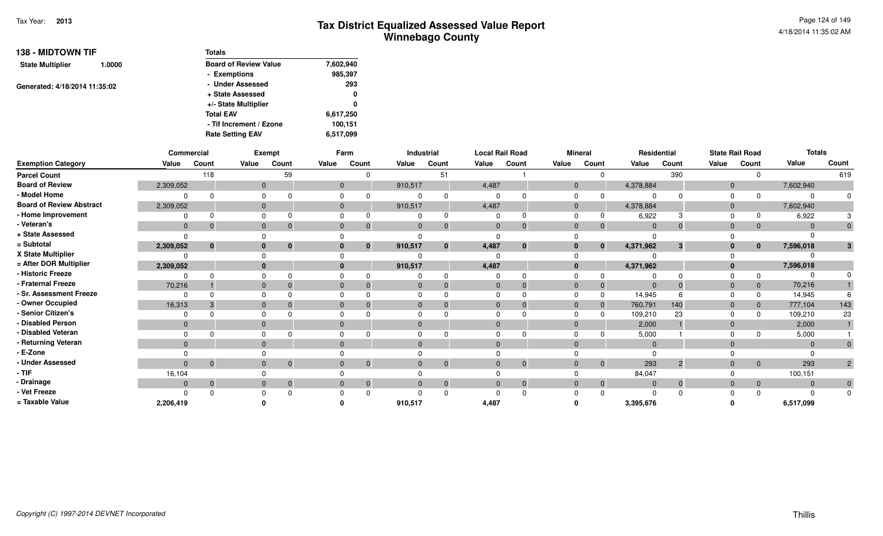# Tax District Equalized Assessed Value Report
## Winnebago County

Tax Year: **2013**

### 138 - MIDTOWN TIF

**State Multiplier** 1.0000

Generated: 4/18/2014 11:35:02

| Totals | |
|---|---|
| Board of Review Value | 7,602,940 |
| - Exemptions | 985,397 |
| - Under Assessed | 293 |
| + State Assessed | 0 |
| +/- State Multiplier | 0 |
| Total EAV | 6,617,250 |
| - Tif Increment / Ezone | 100,151 |
| Rate Setting EAV | 6,517,099 |

| | Commercial | | Exempt | | Farm | | Industrial | | Local Rail Road | | Mineral | | Residential | | State Rail Road | | Totals | |
|---|---|---|---|---|---|---|---|---|---|---|---|---|---|---|---|---|---|---|
| **Exemption Category** | **Value** | **Count** | **Value** | **Count** | **Value** | **Count** | **Value** | **Count** | **Value** | **Count** | **Value** | **Count** | **Value** | **Count** | **Value** | **Count** | **Value** | **Count** |
| Parcel Count | | 118 | | 59 | | 0 | | 51 | | 1 | | 0 | | 390 | | 0 | | 619 |
| Board of Review | 2,309,052 | | 0 | | 0 | | 910,517 | | 4,487 | | 0 | | 4,378,884 | | 0 | | 7,602,940 | |
| - Model Home | 0 | 0 | 0 | 0 | 0 | 0 | 0 | 0 | 0 | 0 | 0 | 0 | 0 | 0 | 0 | 0 | 0 | 0 |
| Board of Review Abstract | 2,309,052 | | 0 | | 0 | | 910,517 | | 4,487 | | 0 | | 4,378,884 | | 0 | | 7,602,940 | |
| - Home Improvement | 0 | 0 | 0 | 0 | 0 | 0 | 0 | 0 | 0 | 0 | 0 | 0 | 6,922 | 3 | 0 | 0 | 6,922 | 3 |
| - Veteran's | 0 | 0 | 0 | 0 | 0 | 0 | 0 | 0 | 0 | 0 | 0 | 0 | 0 | 0 | 0 | 0 | 0 | 0 |
| + State Assessed | 0 | | 0 | | 0 | | 0 | | 0 | | 0 | | 0 | | 0 | | 0 | |
| = Subtotal | **2,309,052** | **0** | **0** | **0** | **0** | **0** | **910,517** | **0** | **4,487** | **0** | **0** | **0** | **4,371,962** | **3** | **0** | **0** | **7,596,018** | **3** |
| X State Multiplier | 0 | | 0 | | 0 | | 0 | | 0 | | 0 | | 0 | | 0 | | 0 | |
| = After DOR Multiplier | **2,309,052** | | **0** | | **0** | | **910,517** | | **4,487** | | **0** | | **4,371,962** | | **0** | | **7,596,018** | |
| - Historic Freeze | 0 | 0 | 0 | 0 | 0 | 0 | 0 | 0 | 0 | 0 | 0 | 0 | 0 | 0 | 0 | 0 | 0 | 0 |
| - Fraternal Freeze | 70,216 | 1 | 0 | 0 | 0 | 0 | 0 | 0 | 0 | 0 | 0 | 0 | 0 | 0 | 0 | 0 | 70,216 | 1 |
| - Sr. Assessment Freeze | 0 | 0 | 0 | 0 | 0 | 0 | 0 | 0 | 0 | 0 | 0 | 0 | 14,945 | 6 | 0 | 0 | 14,945 | 6 |
| - Owner Occupied | 16,313 | 3 | 0 | 0 | 0 | 0 | 0 | 0 | 0 | 0 | 0 | 0 | 760,791 | 140 | 0 | 0 | 777,104 | 143 |
| - Senior Citizen's | 0 | 0 | 0 | 0 | 0 | 0 | 0 | 0 | 0 | 0 | 0 | 0 | 109,210 | 23 | 0 | 0 | 109,210 | 23 |
| - Disabled Person | 0 | | 0 | | 0 | | 0 | | 0 | | 0 | | 2,000 | 1 | 0 | | 2,000 | 1 |
| - Disabled Veteran | 0 | 0 | 0 | 0 | 0 | 0 | 0 | 0 | 0 | 0 | 0 | 0 | 5,000 | 1 | 0 | 0 | 5,000 | 1 |
| - Returning Veteran | 0 | | 0 | | 0 | | 0 | | 0 | | 0 | | 0 | | 0 | | 0 | 0 |
| - E-Zone | 0 | | 0 | | 0 | | 0 | | 0 | | 0 | | 0 | | 0 | | 0 | |
| - Under Assessed | 0 | 0 | 0 | 0 | 0 | 0 | 0 | 0 | 0 | 0 | 0 | 0 | 293 | 2 | 0 | 0 | 293 | 2 |
| - TIF | 16,104 | | 0 | | 0 | | 0 | | 0 | | 0 | | 84,047 | | 0 | | 100,151 | |
| - Drainage | 0 | 0 | 0 | 0 | 0 | 0 | 0 | 0 | 0 | 0 | 0 | 0 | 0 | 0 | 0 | 0 | 0 | 0 |
| - Vet Freeze | 0 | 0 | 0 | 0 | 0 | 0 | 0 | 0 | 0 | 0 | 0 | 0 | 0 | 0 | 0 | 0 | 0 | 0 |
| = Taxable Value | **2,206,419** | | **0** | | **0** | | **910,517** | | **4,487** | | **0** | | **3,395,676** | | **0** | | **6,517,099** | |

*Copyright (C) 1997-2014 DEVNET Incorporated*

Thillis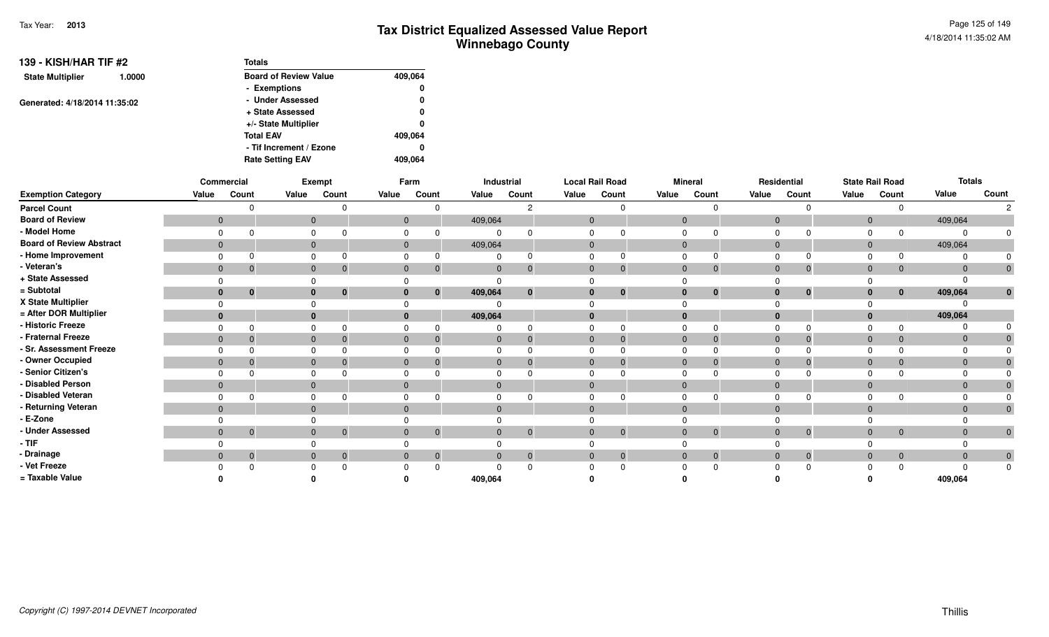# Tax District Equalized Assessed Value Report
## Winnebago County

Tax Year: **2013**

**139 - KISH/HAR TIF #2**

**State Multiplier** 1.0000

Generated: 4/18/2014 11:35:02

| Totals | |
|---|---|
| Board of Review Value | 409,064 |
| - Exemptions | 0 |
| - Under Assessed | 0 |
| + State Assessed | 0 |
| +/- State Multiplier | 0 |
| Total EAV | 409,064 |
| - Tif Increment / Ezone | 0 |
| Rate Setting EAV | 409,064 |

| | Commercial | | Exempt | | Farm | | Industrial | | Local Rail Road | | Mineral | | Residential | | State Rail Road | | Totals | |
|---|---|---|---|---|---|---|---|---|---|---|---|---|---|---|---|---|---|---|
| **Exemption Category** | **Value** | **Count** | **Value** | **Count** | **Value** | **Count** | **Value** | **Count** | **Value** | **Count** | **Value** | **Count** | **Value** | **Count** | **Value** | **Count** | **Value** | **Count** |
| **Parcel Count** | | 0 | | 0 | | 0 | | 2 | | 0 | | 0 | | 0 | | 0 | | 2 |
| **Board of Review** | 0 | | 0 | | 0 | | 409,064 | | 0 | | 0 | | 0 | | 0 | | 409,064 | |
| **- Model Home** | 0 | 0 | 0 | 0 | 0 | 0 | 0 | 0 | 0 | 0 | 0 | 0 | 0 | 0 | 0 | 0 | 0 | 0 |
| **Board of Review Abstract** | 0 | | 0 | | 0 | | 409,064 | | 0 | | 0 | | 0 | | 0 | | 409,064 | |
| **- Home Improvement** | 0 | 0 | 0 | 0 | 0 | 0 | 0 | 0 | 0 | 0 | 0 | 0 | 0 | 0 | 0 | 0 | 0 | 0 |
| **- Veteran's** | 0 | 0 | 0 | 0 | 0 | 0 | 0 | 0 | 0 | 0 | 0 | 0 | 0 | 0 | 0 | 0 | 0 | 0 |
| **+ State Assessed** | 0 | | 0 | | 0 | | 0 | | 0 | | 0 | | 0 | | 0 | | 0 | |
| **= Subtotal** | **0** | **0** | **0** | **0** | **0** | **0** | **409,064** | **0** | **0** | **0** | **0** | **0** | **0** | **0** | **0** | **0** | **409,064** | **0** |
| **X State Multiplier** | 0 | | 0 | | 0 | | 0 | | 0 | | 0 | | 0 | | 0 | | 0 | |
| **= After DOR Multiplier** | **0** | | **0** | | **0** | | **409,064** | | **0** | | **0** | | **0** | | **0** | | **409,064** | |
| **- Historic Freeze** | 0 | 0 | 0 | 0 | 0 | 0 | 0 | 0 | 0 | 0 | 0 | 0 | 0 | 0 | 0 | 0 | 0 | 0 |
| **- Fraternal Freeze** | 0 | 0 | 0 | 0 | 0 | 0 | 0 | 0 | 0 | 0 | 0 | 0 | 0 | 0 | 0 | 0 | 0 | 0 |
| **- Sr. Assessment Freeze** | 0 | 0 | 0 | 0 | 0 | 0 | 0 | 0 | 0 | 0 | 0 | 0 | 0 | 0 | 0 | 0 | 0 | 0 |
| **- Owner Occupied** | 0 | 0 | 0 | 0 | 0 | 0 | 0 | 0 | 0 | 0 | 0 | 0 | 0 | 0 | 0 | 0 | 0 | 0 |
| **- Senior Citizen's** | 0 | 0 | 0 | 0 | 0 | 0 | 0 | 0 | 0 | 0 | 0 | 0 | 0 | 0 | 0 | 0 | 0 | 0 |
| **- Disabled Person** | 0 | | 0 | | 0 | | 0 | | 0 | | 0 | | 0 | | 0 | | 0 | 0 |
| **- Disabled Veteran** | 0 | 0 | 0 | 0 | 0 | 0 | 0 | 0 | 0 | 0 | 0 | 0 | 0 | 0 | 0 | 0 | 0 | 0 |
| **- Returning Veteran** | 0 | | 0 | | 0 | | 0 | | 0 | | 0 | | 0 | | 0 | | 0 | 0 |
| **- E-Zone** | 0 | | 0 | | 0 | | 0 | | 0 | | 0 | | 0 | | 0 | | 0 | |
| **- Under Assessed** | 0 | 0 | 0 | 0 | 0 | 0 | 0 | 0 | 0 | 0 | 0 | 0 | 0 | 0 | 0 | 0 | 0 | 0 |
| **- TIF** | 0 | | 0 | | 0 | | 0 | | 0 | | 0 | | 0 | | 0 | | 0 | |
| **- Drainage** | 0 | 0 | 0 | 0 | 0 | 0 | 0 | 0 | 0 | 0 | 0 | 0 | 0 | 0 | 0 | 0 | 0 | 0 |
| **- Vet Freeze** | 0 | 0 | 0 | 0 | 0 | 0 | 0 | 0 | 0 | 0 | 0 | 0 | 0 | 0 | 0 | 0 | 0 | 0 |
| **= Taxable Value** | **0** | | **0** | | **0** | | **409,064** | | **0** | | **0** | | **0** | | **0** | | **409,064** | |

*Copyright (C) 1997-2014 DEVNET Incorporated*

Thillis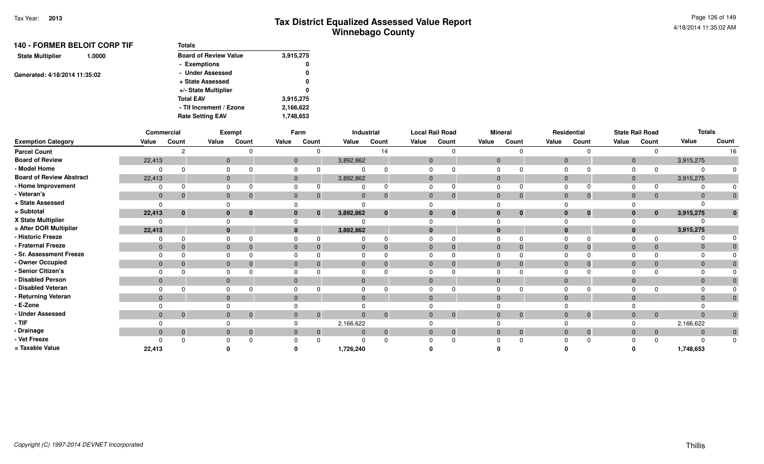# Tax District Equalized Assessed Value Report
## Winnebago County

Tax Year: **2013**

4/18/2014 11:35:02 AM

**140 - FORMER BELOIT CORP TIF**

**State Multiplier** 1.0000

Generated: 4/18/2014 11:35:02

| Totals | |
|---|---|
| Board of Review Value | 3,915,275 |
| - Exemptions | 0 |
| - Under Assessed | 0 |
| + State Assessed | 0 |
| +/- State Multiplier | 0 |
| Total EAV | 3,915,275 |
| - Tif Increment / Ezone | 2,166,622 |
| Rate Setting EAV | 1,748,653 |

| | Commercial | | Exempt | | Farm | | Industrial | | Local Rail Road | | Mineral | | Residential | | State Rail Road | | Totals | |
|---|---|---|---|---|---|---|---|---|---|---|---|---|---|---|---|---|---|---|
| **Exemption Category** | **Value** | **Count** | **Value** | **Count** | **Value** | **Count** | **Value** | **Count** | **Value** | **Count** | **Value** | **Count** | **Value** | **Count** | **Value** | **Count** | **Value** | **Count** |
| **Parcel Count** | | 2 | | 0 | | 0 | | 14 | | 0 | | 0 | | 0 | | 0 | | 16 |
| **Board of Review** | 22,413 | | 0 | | 0 | | 3,892,862 | | 0 | | 0 | | 0 | | 0 | | 3,915,275 | |
| **- Model Home** | 0 | 0 | 0 | 0 | 0 | 0 | 0 | 0 | 0 | 0 | 0 | 0 | 0 | 0 | 0 | 0 | 0 | 0 |
| **Board of Review Abstract** | 22,413 | | 0 | | 0 | | 3,892,862 | | 0 | | 0 | | 0 | | 0 | | 3,915,275 | |
| **- Home Improvement** | 0 | 0 | 0 | 0 | 0 | 0 | 0 | 0 | 0 | 0 | 0 | 0 | 0 | 0 | 0 | 0 | 0 | 0 |
| **- Veteran's** | 0 | 0 | 0 | 0 | 0 | 0 | 0 | 0 | 0 | 0 | 0 | 0 | 0 | 0 | 0 | 0 | 0 | 0 |
| **+ State Assessed** | 0 | | 0 | | 0 | | 0 | | 0 | | 0 | | 0 | | 0 | | 0 | |
| **= Subtotal** | **22,413** | **0** | **0** | **0** | **0** | **0** | **3,892,862** | **0** | **0** | **0** | **0** | **0** | **0** | **0** | **0** | **0** | **3,915,275** | **0** |
| **X State Multiplier** | 0 | | 0 | | 0 | | 0 | | 0 | | 0 | | 0 | | 0 | | 0 | |
| **= After DOR Multiplier** | **22,413** | | **0** | | **0** | | **3,892,862** | | **0** | | **0** | | **0** | | **0** | | **3,915,275** | |
| **- Historic Freeze** | 0 | 0 | 0 | 0 | 0 | 0 | 0 | 0 | 0 | 0 | 0 | 0 | 0 | 0 | 0 | 0 | 0 | 0 |
| **- Fraternal Freeze** | 0 | 0 | 0 | 0 | 0 | 0 | 0 | 0 | 0 | 0 | 0 | 0 | 0 | 0 | 0 | 0 | 0 | 0 |
| **- Sr. Assessment Freeze** | 0 | 0 | 0 | 0 | 0 | 0 | 0 | 0 | 0 | 0 | 0 | 0 | 0 | 0 | 0 | 0 | 0 | 0 |
| **- Owner Occupied** | 0 | 0 | 0 | 0 | 0 | 0 | 0 | 0 | 0 | 0 | 0 | 0 | 0 | 0 | 0 | 0 | 0 | 0 |
| **- Senior Citizen's** | 0 | 0 | 0 | 0 | 0 | 0 | 0 | 0 | 0 | 0 | 0 | 0 | 0 | 0 | 0 | 0 | 0 | 0 |
| **- Disabled Person** | 0 | | 0 | | 0 | | 0 | | 0 | | 0 | | 0 | | 0 | | 0 | 0 |
| **- Disabled Veteran** | 0 | 0 | 0 | 0 | 0 | 0 | 0 | 0 | 0 | 0 | 0 | 0 | 0 | 0 | 0 | 0 | 0 | 0 |
| **- Returning Veteran** | 0 | | 0 | | 0 | | 0 | | 0 | | 0 | | 0 | | 0 | | 0 | 0 |
| **- E-Zone** | 0 | | 0 | | 0 | | 0 | | 0 | | 0 | | 0 | | 0 | | 0 | |
| **- Under Assessed** | 0 | 0 | 0 | 0 | 0 | 0 | 0 | 0 | 0 | 0 | 0 | 0 | 0 | 0 | 0 | 0 | 0 | 0 |
| **- TIF** | 0 | | 0 | | 0 | | 2,166,622 | | 0 | | 0 | | 0 | | 0 | | 2,166,622 | |
| **- Drainage** | 0 | 0 | 0 | 0 | 0 | 0 | 0 | 0 | 0 | 0 | 0 | 0 | 0 | 0 | 0 | 0 | 0 | 0 |
| **- Vet Freeze** | 0 | 0 | 0 | 0 | 0 | 0 | 0 | 0 | 0 | 0 | 0 | 0 | 0 | 0 | 0 | 0 | 0 | 0 |
| **= Taxable Value** | **22,413** | | **0** | | **0** | | **1,726,240** | | **0** | | **0** | | **0** | | **0** | | **1,748,653** | |

*Copyright (C) 1997-2014 DEVNET Incorporated*

Thillis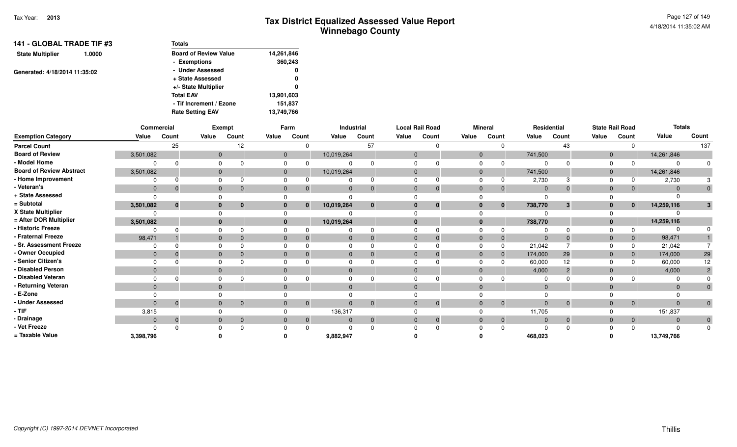# Tax District Equalized Assessed Value Report
## Winnebago County

Tax Year: 2013

### 141 - GLOBAL TRADE TIF #3

**State Multiplier** 1.0000

Generated: 4/18/2014 11:35:02

| Totals | |
|---|---|
| Board of Review Value | 14,261,846 |
| - Exemptions | 360,243 |
| - Under Assessed | 0 |
| + State Assessed | 0 |
| +/- State Multiplier | 0 |
| Total EAV | 13,901,603 |
| - Tif Increment / Ezone | 151,837 |
| Rate Setting EAV | 13,749,766 |

| | Commercial | | Exempt | | Farm | | Industrial | | Local Rail Road | | Mineral | | Residential | | State Rail Road | | Totals | |
|---|---|---|---|---|---|---|---|---|---|---|---|---|---|---|---|---|---|---|
| **Exemption Category** | Value | Count | Value | Count | Value | Count | Value | Count | Value | Count | Value | Count | Value | Count | Value | Count | Value | Count |
| Parcel Count | | 25 | | 12 | | 0 | | 57 | | 0 | | 0 | | 43 | | 0 | | 137 |
| Board of Review | 3,501,082 | | 0 | | 0 | | 10,019,264 | | 0 | | 0 | | 741,500 | | 0 | | 14,261,846 | |
| - Model Home | 0 | 0 | 0 | 0 | 0 | 0 | 0 | 0 | 0 | 0 | 0 | 0 | 0 | 0 | 0 | 0 | 0 | 0 |
| Board of Review Abstract | 3,501,082 | | 0 | | 0 | | 10,019,264 | | 0 | | 0 | | 741,500 | | 0 | | 14,261,846 | |
| - Home Improvement | 0 | 0 | 0 | 0 | 0 | 0 | 0 | 0 | 0 | 0 | 0 | 0 | 2,730 | 3 | 0 | 0 | 2,730 | 3 |
| - Veteran's | 0 | 0 | 0 | 0 | 0 | 0 | 0 | 0 | 0 | 0 | 0 | 0 | 0 | 0 | 0 | 0 | 0 | 0 |
| + State Assessed | 0 | | 0 | | 0 | | 0 | | 0 | | 0 | | 0 | | 0 | | 0 | |
| = Subtotal | **3,501,082** | **0** | **0** | **0** | **0** | **0** | **10,019,264** | **0** | **0** | **0** | **0** | **0** | **738,770** | **3** | **0** | **0** | **14,259,116** | **3** |
| X State Multiplier | 0 | | 0 | | 0 | | 0 | | 0 | | 0 | | 0 | | 0 | | 0 | |
| = After DOR Multiplier | **3,501,082** | | **0** | | **0** | | **10,019,264** | | **0** | | **0** | | **738,770** | | **0** | | **14,259,116** | |
| - Historic Freeze | 0 | 0 | 0 | 0 | 0 | 0 | 0 | 0 | 0 | 0 | 0 | 0 | 0 | 0 | 0 | 0 | 0 | 0 |
| - Fraternal Freeze | 98,471 | 1 | 0 | 0 | 0 | 0 | 0 | 0 | 0 | 0 | 0 | 0 | 0 | 0 | 0 | 0 | 98,471 | 1 |
| - Sr. Assessment Freeze | 0 | 0 | 0 | 0 | 0 | 0 | 0 | 0 | 0 | 0 | 0 | 0 | 21,042 | 7 | 0 | 0 | 21,042 | 7 |
| - Owner Occupied | 0 | 0 | 0 | 0 | 0 | 0 | 0 | 0 | 0 | 0 | 0 | 0 | 174,000 | 29 | 0 | 0 | 174,000 | 29 |
| - Senior Citizen's | 0 | 0 | 0 | 0 | 0 | 0 | 0 | 0 | 0 | 0 | 0 | 0 | 60,000 | 12 | 0 | 0 | 60,000 | 12 |
| - Disabled Person | 0 | | 0 | | 0 | | 0 | | 0 | | 0 | | 4,000 | 2 | 0 | | 4,000 | 2 |
| - Disabled Veteran | 0 | 0 | 0 | 0 | 0 | 0 | 0 | 0 | 0 | 0 | 0 | 0 | 0 | 0 | 0 | 0 | 0 | 0 |
| - Returning Veteran | 0 | | 0 | | 0 | | 0 | | 0 | | 0 | | 0 | | 0 | | 0 | 0 |
| - E-Zone | 0 | | 0 | | 0 | | 0 | | 0 | | 0 | | 0 | | 0 | | 0 | |
| - Under Assessed | 0 | 0 | 0 | 0 | 0 | 0 | 0 | 0 | 0 | 0 | 0 | 0 | 0 | 0 | 0 | 0 | 0 | 0 |
| - TIF | 3,815 | | 0 | | 0 | | 136,317 | | 0 | | 0 | | 11,705 | | 0 | | 151,837 | |
| - Drainage | 0 | 0 | 0 | 0 | 0 | 0 | 0 | 0 | 0 | 0 | 0 | 0 | 0 | 0 | 0 | 0 | 0 | 0 |
| - Vet Freeze | 0 | 0 | 0 | 0 | 0 | 0 | 0 | 0 | 0 | 0 | 0 | 0 | 0 | 0 | 0 | 0 | 0 | 0 |
| = Taxable Value | **3,398,796** | | **0** | | **0** | | **9,882,947** | | **0** | | **0** | | **468,023** | | **0** | | **13,749,766** | |

*Copyright (C) 1997-2014 DEVNET Incorporated*

Thillis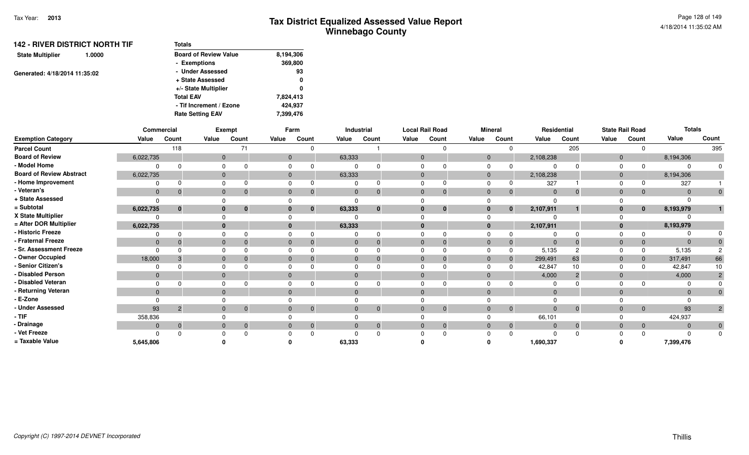Tax Year: 2013

# Tax District Equalized Assessed Value Report
## Winnebago County

4/18/2014 11:35:02 AM

**142 - RIVER DISTRICT NORTH TIF**

**State Multiplier** 1.0000

Generated: 4/18/2014 11:35:02

| Totals | |
|---|---|
| Board of Review Value | 8,194,306 |
| - Exemptions | 369,800 |
| - Under Assessed | 93 |
| + State Assessed | 0 |
| +/- State Multiplier | 0 |
| Total EAV | 7,824,413 |
| - Tif Increment / Ezone | 424,937 |
| Rate Setting EAV | 7,399,476 |

| | Commercial | | Exempt | | Farm | | Industrial | | Local Rail Road | | Mineral | | Residential | | State Rail Road | | Totals | |
|---|---|---|---|---|---|---|---|---|---|---|---|---|---|---|---|---|---|---|
| Exemption Category | Value | Count | Value | Count | Value | Count | Value | Count | Value | Count | Value | Count | Value | Count | Value | Count | Value | Count |
| Parcel Count | | 118 | | 71 | | 0 | | 1 | | 0 | | 0 | | 205 | | 0 | | 395 |
| Board of Review | 6,022,735 | | 0 | | 0 | | 63,333 | | 0 | | 0 | | 2,108,238 | | 0 | | 8,194,306 | |
| - Model Home | 0 | 0 | 0 | 0 | 0 | 0 | 0 | 0 | 0 | 0 | 0 | 0 | 0 | 0 | 0 | 0 | 0 | 0 |
| Board of Review Abstract | 6,022,735 | | 0 | | 0 | | 63,333 | | 0 | | 0 | | 2,108,238 | | 0 | | 8,194,306 | |
| - Home Improvement | 0 | 0 | 0 | 0 | 0 | 0 | 0 | 0 | 0 | 0 | 0 | 0 | 327 | 1 | 0 | 0 | 327 | 1 |
| - Veteran's | 0 | 0 | 0 | 0 | 0 | 0 | 0 | 0 | 0 | 0 | 0 | 0 | 0 | 0 | 0 | 0 | 0 | 0 |
| + State Assessed | 0 | | 0 | | 0 | | 0 | | 0 | | 0 | | 0 | | 0 | | 0 | |
| = Subtotal | 6,022,735 | 0 | 0 | 0 | 0 | 0 | 63,333 | 0 | 0 | 0 | 0 | 0 | 2,107,911 | 1 | 0 | 0 | 8,193,979 | 1 |
| X State Multiplier | 0 | | 0 | | 0 | | 0 | | 0 | | 0 | | 0 | | 0 | | 0 | |
| = After DOR Multiplier | 6,022,735 | | 0 | | 0 | | 63,333 | | 0 | | 0 | | 2,107,911 | | 0 | | 8,193,979 | |
| - Historic Freeze | 0 | 0 | 0 | 0 | 0 | 0 | 0 | 0 | 0 | 0 | 0 | 0 | 0 | 0 | 0 | 0 | 0 | 0 |
| - Fraternal Freeze | 0 | 0 | 0 | 0 | 0 | 0 | 0 | 0 | 0 | 0 | 0 | 0 | 0 | 0 | 0 | 0 | 0 | 0 |
| - Sr. Assessment Freeze | 0 | 0 | 0 | 0 | 0 | 0 | 0 | 0 | 0 | 0 | 0 | 0 | 5,135 | 2 | 0 | 0 | 5,135 | 2 |
| - Owner Occupied | 18,000 | 3 | 0 | 0 | 0 | 0 | 0 | 0 | 0 | 0 | 0 | 0 | 299,491 | 63 | 0 | 0 | 317,491 | 66 |
| - Senior Citizen's | 0 | 0 | 0 | 0 | 0 | 0 | 0 | 0 | 0 | 0 | 0 | 0 | 42,847 | 10 | 0 | 0 | 42,847 | 10 |
| - Disabled Person | 0 | | 0 | | 0 | | 0 | | 0 | | 0 | | 4,000 | 2 | 0 | | 4,000 | 2 |
| - Disabled Veteran | 0 | 0 | 0 | 0 | 0 | 0 | 0 | 0 | 0 | 0 | 0 | 0 | 0 | 0 | 0 | 0 | 0 | 0 |
| - Returning Veteran | 0 | | 0 | | 0 | | 0 | | 0 | | 0 | | 0 | | 0 | | 0 | 0 |
| - E-Zone | 0 | | 0 | | 0 | | 0 | | 0 | | 0 | | 0 | | 0 | | 0 | |
| - Under Assessed | 93 | 2 | 0 | 0 | 0 | 0 | 0 | 0 | 0 | 0 | 0 | 0 | 0 | 0 | 0 | 0 | 93 | 2 |
| - TIF | 358,836 | | 0 | | 0 | | 0 | | 0 | | 0 | | 66,101 | | 0 | | 424,937 | |
| - Drainage | 0 | 0 | 0 | 0 | 0 | 0 | 0 | 0 | 0 | 0 | 0 | 0 | 0 | 0 | 0 | 0 | 0 | 0 |
| - Vet Freeze | 0 | 0 | 0 | 0 | 0 | 0 | 0 | 0 | 0 | 0 | 0 | 0 | 0 | 0 | 0 | 0 | 0 | 0 |
| = Taxable Value | 5,645,806 | | 0 | | 0 | | 63,333 | | 0 | | 0 | | 1,690,337 | | 0 | | 7,399,476 | |

Copyright (C) 1997-2014 DEVNET Incorporated

Thillis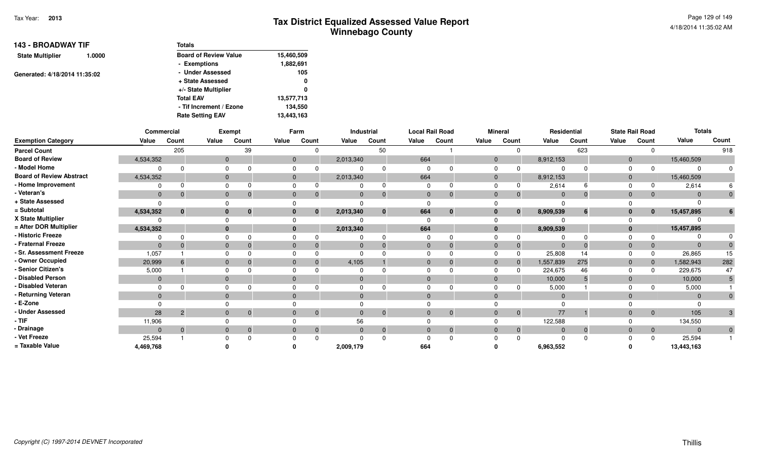# Tax District Equalized Assessed Value Report
## Winnebago County

Tax Year: **2013**

## 143 - BROADWAY TIF

**State Multiplier** 1.0000

Generated: 4/18/2014 11:35:02

| Totals | |
|---|---|
| Board of Review Value | 15,460,509 |
| - Exemptions | 1,882,691 |
| - Under Assessed | 105 |
| + State Assessed | 0 |
| +/- State Multiplier | 0 |
| Total EAV | 13,577,713 |
| - Tif Increment / Ezone | 134,550 |
| Rate Setting EAV | 13,443,163 |

| | Commercial | | Exempt | | Farm | | Industrial | | Local Rail Road | | Mineral | | Residential | | State Rail Road | | Totals | |
|---|---|---|---|---|---|---|---|---|---|---|---|---|---|---|---|---|---|---|
| **Exemption Category** | **Value** | **Count** | **Value** | **Count** | **Value** | **Count** | **Value** | **Count** | **Value** | **Count** | **Value** | **Count** | **Value** | **Count** | **Value** | **Count** | **Value** | **Count** |
| Parcel Count | | 205 | | 39 | | 0 | | 50 | | 1 | | 0 | | 623 | | 0 | | 918 |
| Board of Review | 4,534,352 | | 0 | | 0 | | 2,013,340 | | 664 | | 0 | | 8,912,153 | | 0 | | 15,460,509 | |
| - Model Home | 0 | 0 | 0 | 0 | 0 | 0 | 0 | 0 | 0 | 0 | 0 | 0 | 0 | 0 | 0 | 0 | 0 | 0 |
| Board of Review Abstract | 4,534,352 | | 0 | | 0 | | 2,013,340 | | 664 | | 0 | | 8,912,153 | | 0 | | 15,460,509 | |
| - Home Improvement | 0 | 0 | 0 | 0 | 0 | 0 | 0 | 0 | 0 | 0 | 0 | 0 | 2,614 | 6 | 0 | 0 | 2,614 | 6 |
| - Veteran's | 0 | 0 | 0 | 0 | 0 | 0 | 0 | 0 | 0 | 0 | 0 | 0 | 0 | 0 | 0 | 0 | 0 | 0 |
| + State Assessed | 0 | | 0 | | 0 | | 0 | | 0 | | 0 | | 0 | | 0 | | 0 | |
| = Subtotal | **4,534,352** | **0** | **0** | **0** | **0** | **0** | **2,013,340** | **0** | **664** | **0** | **0** | **0** | **8,909,539** | **6** | **0** | **0** | **15,457,895** | **6** |
| X State Multiplier | 0 | | 0 | | 0 | | 0 | | 0 | | 0 | | 0 | | 0 | | 0 | |
| = After DOR Multiplier | **4,534,352** | | **0** | | **0** | | **2,013,340** | | **664** | | **0** | | **8,909,539** | | **0** | | **15,457,895** | |
| - Historic Freeze | 0 | 0 | 0 | 0 | 0 | 0 | 0 | 0 | 0 | 0 | 0 | 0 | 0 | 0 | 0 | 0 | 0 | 0 |
| - Fraternal Freeze | 0 | 0 | 0 | 0 | 0 | 0 | 0 | 0 | 0 | 0 | 0 | 0 | 0 | 0 | 0 | 0 | 0 | 0 |
| - Sr. Assessment Freeze | 1,057 | 1 | 0 | 0 | 0 | 0 | 0 | 0 | 0 | 0 | 0 | 0 | 25,808 | 14 | 0 | 0 | 26,865 | 15 |
| - Owner Occupied | 20,999 | 6 | 0 | 0 | 0 | 0 | 4,105 | 1 | 0 | 0 | 0 | 0 | 1,557,839 | 275 | 0 | 0 | 1,582,943 | 282 |
| - Senior Citizen's | 5,000 | 1 | 0 | 0 | 0 | 0 | 0 | 0 | 0 | 0 | 0 | 0 | 224,675 | 46 | 0 | 0 | 229,675 | 47 |
| - Disabled Person | 0 | | 0 | | 0 | | 0 | | 0 | | 0 | | 10,000 | 5 | 0 | | 10,000 | 5 |
| - Disabled Veteran | 0 | 0 | 0 | 0 | 0 | 0 | 0 | 0 | 0 | 0 | 0 | 0 | 5,000 | 1 | 0 | 0 | 5,000 | 1 |
| - Returning Veteran | 0 | | 0 | | 0 | | 0 | | 0 | | 0 | | 0 | | 0 | | 0 | 0 |
| - E-Zone | 0 | | 0 | | 0 | | 0 | | 0 | | 0 | | 0 | | 0 | | 0 | |
| - Under Assessed | 28 | 2 | 0 | 0 | 0 | 0 | 0 | 0 | 0 | 0 | 0 | 0 | 77 | 1 | 0 | 0 | 105 | 3 |
| - TIF | 11,906 | | 0 | | 0 | | 56 | | 0 | | 0 | | 122,588 | | 0 | | 134,550 | |
| - Drainage | 0 | 0 | 0 | 0 | 0 | 0 | 0 | 0 | 0 | 0 | 0 | 0 | 0 | 0 | 0 | 0 | 0 | 0 |
| - Vet Freeze | 25,594 | 1 | 0 | 0 | 0 | 0 | 0 | 0 | 0 | 0 | 0 | 0 | 0 | 0 | 0 | 0 | 25,594 | 1 |
| = Taxable Value | **4,469,768** | | **0** | | **0** | | **2,009,179** | | **664** | | **0** | | **6,963,552** | | **0** | | **13,443,163** | |

Copyright (C) 1997-2014 DEVNET Incorporated

Thillis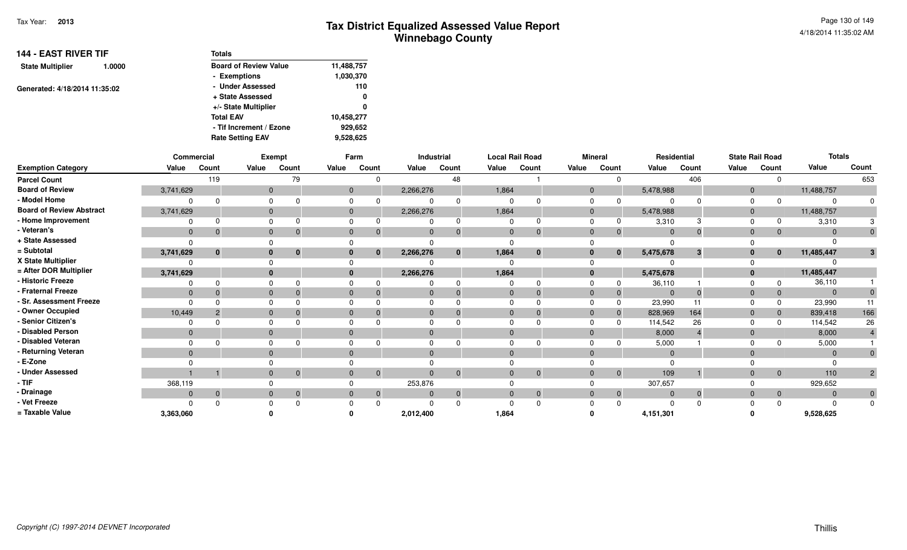# Tax District Equalized Assessed Value Report
## Winnebago County

Tax Year: 2013

### 144 - EAST RIVER TIF

**State Multiplier** 1.0000

Generated: 4/18/2014 11:35:02

| Totals | |
|---|---|
| Board of Review Value | 11,488,757 |
| - Exemptions | 1,030,370 |
| - Under Assessed | 110 |
| + State Assessed | 0 |
| +/- State Multiplier | 0 |
| Total EAV | 10,458,277 |
| - Tif Increment / Ezone | 929,652 |
| Rate Setting EAV | 9,528,625 |

| | Commercial | | Exempt | | Farm | | Industrial | | Local Rail Road | | Mineral | | Residential | | State Rail Road | | Totals | |
|---|---|---|---|---|---|---|---|---|---|---|---|---|---|---|---|---|---|---|
| Exemption Category | Value | Count | Value | Count | Value | Count | Value | Count | Value | Count | Value | Count | Value | Count | Value | Count | Value | Count |
| Parcel Count | | 119 | | 79 | | 0 | | 48 | | 1 | | 0 | | 406 | | 0 | | 653 |
| Board of Review | 3,741,629 | | 0 | | 0 | | 2,266,276 | | 1,864 | | 0 | | 5,478,988 | | 0 | | 11,488,757 | |
| - Model Home | 0 | 0 | 0 | 0 | 0 | 0 | 0 | 0 | 0 | 0 | 0 | 0 | 0 | 0 | 0 | 0 | 0 | 0 |
| Board of Review Abstract | 3,741,629 | | 0 | | 0 | | 2,266,276 | | 1,864 | | 0 | | 5,478,988 | | 0 | | 11,488,757 | |
| - Home Improvement | 0 | 0 | 0 | 0 | 0 | 0 | 0 | 0 | 0 | 0 | 0 | 0 | 3,310 | 3 | 0 | 0 | 3,310 | 3 |
| - Veteran's | 0 | 0 | 0 | 0 | 0 | 0 | 0 | 0 | 0 | 0 | 0 | 0 | 0 | 0 | 0 | 0 | 0 | 0 |
| + State Assessed | 0 | | 0 | | 0 | | 0 | | 0 | | 0 | | 0 | | 0 | | 0 | |
| = Subtotal | 3,741,629 | 0 | 0 | 0 | 0 | 0 | 2,266,276 | 0 | 1,864 | 0 | 0 | 0 | 5,475,678 | 3 | 0 | 0 | 11,485,447 | 3 |
| X State Multiplier | 0 | | 0 | | 0 | | 0 | | 0 | | 0 | | 0 | | 0 | | 0 | |
| = After DOR Multiplier | 3,741,629 | | 0 | | 0 | | 2,266,276 | | 1,864 | | 0 | | 5,475,678 | | 0 | | 11,485,447 | |
| - Historic Freeze | 0 | 0 | 0 | 0 | 0 | 0 | 0 | 0 | 0 | 0 | 0 | 0 | 36,110 | 1 | 0 | 0 | 36,110 | 1 |
| - Fraternal Freeze | 0 | 0 | 0 | 0 | 0 | 0 | 0 | 0 | 0 | 0 | 0 | 0 | 0 | 0 | 0 | 0 | 0 | 0 |
| - Sr. Assessment Freeze | 0 | 0 | 0 | 0 | 0 | 0 | 0 | 0 | 0 | 0 | 0 | 0 | 23,990 | 11 | 0 | 0 | 23,990 | 11 |
| - Owner Occupied | 10,449 | 2 | 0 | 0 | 0 | 0 | 0 | 0 | 0 | 0 | 0 | 0 | 828,969 | 164 | 0 | 0 | 839,418 | 166 |
| - Senior Citizen's | 0 | 0 | 0 | 0 | 0 | 0 | 0 | 0 | 0 | 0 | 0 | 0 | 114,542 | 26 | 0 | 0 | 114,542 | 26 |
| - Disabled Person | 0 | | 0 | | 0 | | 0 | | 0 | | 0 | | 8,000 | 4 | 0 | | 8,000 | 4 |
| - Disabled Veteran | 0 | 0 | 0 | 0 | 0 | 0 | 0 | 0 | 0 | 0 | 0 | 0 | 5,000 | 1 | 0 | 0 | 5,000 | 1 |
| - Returning Veteran | 0 | | 0 | | 0 | | 0 | | 0 | | 0 | | 0 | | 0 | | 0 | 0 |
| - E-Zone | 0 | | 0 | | 0 | | 0 | | 0 | | 0 | | 0 | | 0 | | 0 | |
| - Under Assessed | 1 | 1 | 0 | 0 | 0 | 0 | 0 | 0 | 0 | 0 | 0 | 0 | 109 | 1 | 0 | 0 | 110 | 2 |
| - TIF | 368,119 | | 0 | | 0 | | 253,876 | | 0 | | 0 | | 307,657 | | 0 | | 929,652 | |
| - Drainage | 0 | 0 | 0 | 0 | 0 | 0 | 0 | 0 | 0 | 0 | 0 | 0 | 0 | 0 | 0 | 0 | 0 | 0 |
| - Vet Freeze | 0 | 0 | 0 | 0 | 0 | 0 | 0 | 0 | 0 | 0 | 0 | 0 | 0 | 0 | 0 | 0 | 0 | 0 |
| = Taxable Value | 3,363,060 | | 0 | | 0 | | 2,012,400 | | 1,864 | | 0 | | 4,151,301 | | 0 | | 9,528,625 | |

Copyright (C) 1997-2014 DEVNET Incorporated

Thillis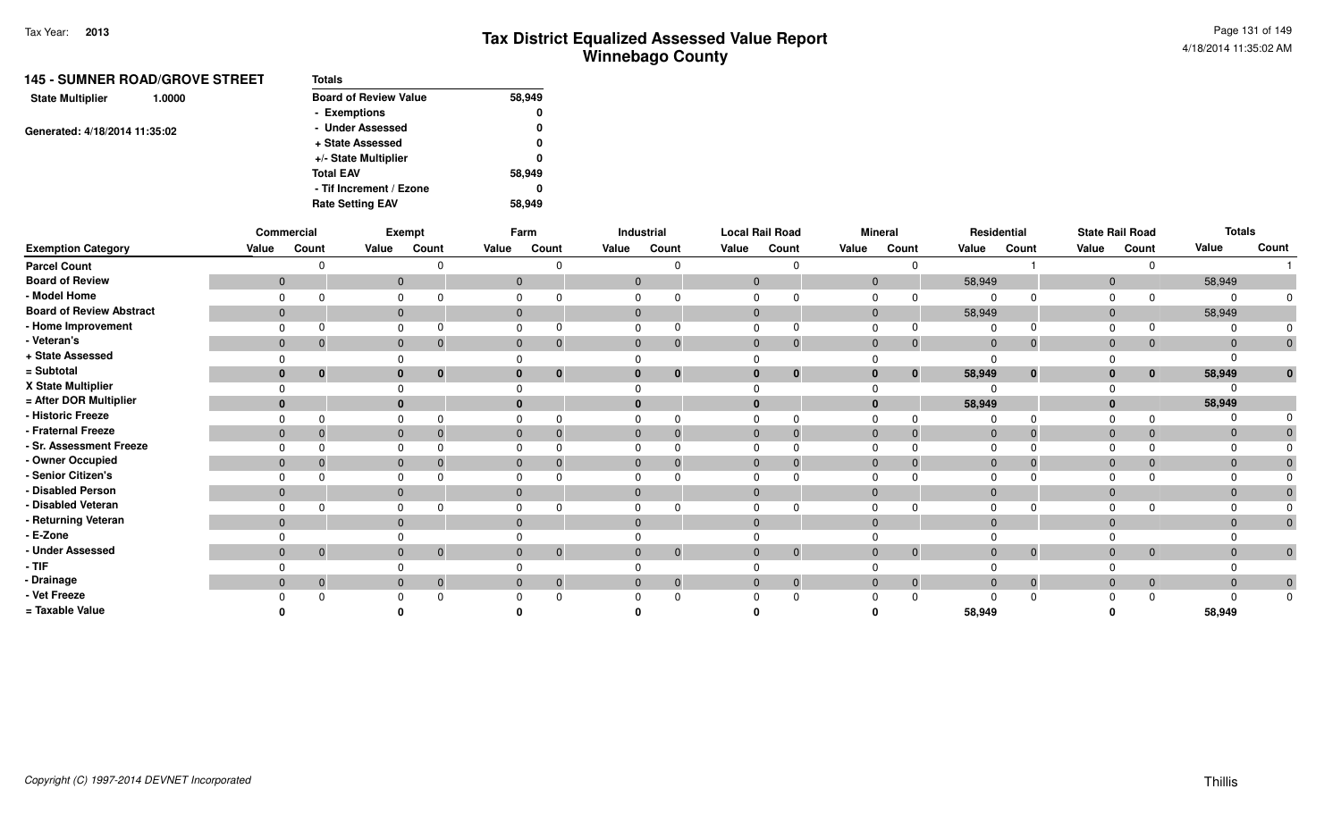Tax Year: **2013**

# Tax District Equalized Assessed Value Report
## Winnebago County

**145 - SUMNER ROAD/GROVE STREET**

**State Multiplier** 1.0000

Generated: 4/18/2014 11:35:02

| Totals | |
|---|---|
| Board of Review Value | 58,949 |
| - Exemptions | 0 |
| - Under Assessed | 0 |
| + State Assessed | 0 |
| +/- State Multiplier | 0 |
| Total EAV | 58,949 |
| - Tif Increment / Ezone | 0 |
| Rate Setting EAV | 58,949 |

| | Commercial | | Exempt | | Farm | | Industrial | | Local Rail Road | | Mineral | | Residential | | State Rail Road | | Totals | |
|---|---|---|---|---|---|---|---|---|---|---|---|---|---|---|---|---|---|---|
| **Exemption Category** | Value | Count | Value | Count | Value | Count | Value | Count | Value | Count | Value | Count | Value | Count | Value | Count | Value | Count |
| Parcel Count | | 0 | | 0 | | 0 | | 0 | | 0 | | 0 | | 1 | | 0 | | 1 |
| Board of Review | 0 | | 0 | | 0 | | 0 | | 0 | | 0 | | 58,949 | | 0 | | 58,949 | |
| - Model Home | 0 | 0 | 0 | 0 | 0 | 0 | 0 | 0 | 0 | 0 | 0 | 0 | 0 | 0 | 0 | 0 | 0 | 0 |
| Board of Review Abstract | 0 | | 0 | | 0 | | 0 | | 0 | | 0 | | 58,949 | | 0 | | 58,949 | |
| - Home Improvement | 0 | 0 | 0 | 0 | 0 | 0 | 0 | 0 | 0 | 0 | 0 | 0 | 0 | 0 | 0 | 0 | 0 | 0 |
| - Veteran's | 0 | 0 | 0 | 0 | 0 | 0 | 0 | 0 | 0 | 0 | 0 | 0 | 0 | 0 | 0 | 0 | 0 | 0 |
| + State Assessed | 0 | | 0 | | 0 | | 0 | | 0 | | 0 | | 0 | | 0 | | 0 | |
| = Subtotal | 0 | 0 | 0 | 0 | 0 | 0 | 0 | 0 | 0 | 0 | 0 | 0 | 58,949 | 0 | 0 | 0 | 58,949 | 0 |
| X State Multiplier | 0 | | 0 | | 0 | | 0 | | 0 | | 0 | | 0 | | 0 | | 0 | |
| = After DOR Multiplier | 0 | | 0 | | 0 | | 0 | | 0 | | 0 | | 58,949 | | 0 | | 58,949 | |
| - Historic Freeze | 0 | 0 | 0 | 0 | 0 | 0 | 0 | 0 | 0 | 0 | 0 | 0 | 0 | 0 | 0 | 0 | 0 | 0 |
| - Fraternal Freeze | 0 | 0 | 0 | 0 | 0 | 0 | 0 | 0 | 0 | 0 | 0 | 0 | 0 | 0 | 0 | 0 | 0 | 0 |
| - Sr. Assessment Freeze | 0 | 0 | 0 | 0 | 0 | 0 | 0 | 0 | 0 | 0 | 0 | 0 | 0 | 0 | 0 | 0 | 0 | 0 |
| - Owner Occupied | 0 | 0 | 0 | 0 | 0 | 0 | 0 | 0 | 0 | 0 | 0 | 0 | 0 | 0 | 0 | 0 | 0 | 0 |
| - Senior Citizen's | 0 | 0 | 0 | 0 | 0 | 0 | 0 | 0 | 0 | 0 | 0 | 0 | 0 | 0 | 0 | 0 | 0 | 0 |
| - Disabled Person | 0 | | 0 | | 0 | | 0 | | 0 | | 0 | | 0 | | 0 | | 0 | 0 |
| - Disabled Veteran | 0 | 0 | 0 | 0 | 0 | 0 | 0 | 0 | 0 | 0 | 0 | 0 | 0 | 0 | 0 | 0 | 0 | 0 |
| - Returning Veteran | 0 | | 0 | | 0 | | 0 | | 0 | | 0 | | 0 | | 0 | | 0 | 0 |
| - E-Zone | 0 | | 0 | | 0 | | 0 | | 0 | | 0 | | 0 | | 0 | | 0 | |
| - Under Assessed | 0 | 0 | 0 | 0 | 0 | 0 | 0 | 0 | 0 | 0 | 0 | 0 | 0 | 0 | 0 | 0 | 0 | 0 |
| - TIF | 0 | | 0 | | 0 | | 0 | | 0 | | 0 | | 0 | | 0 | | 0 | |
| - Drainage | 0 | 0 | 0 | 0 | 0 | 0 | 0 | 0 | 0 | 0 | 0 | 0 | 0 | 0 | 0 | 0 | 0 | 0 |
| - Vet Freeze | 0 | 0 | 0 | 0 | 0 | 0 | 0 | 0 | 0 | 0 | 0 | 0 | 0 | 0 | 0 | 0 | 0 | 0 |
| = Taxable Value | 0 | | 0 | | 0 | | 0 | | 0 | | 0 | | 58,949 | | 0 | | 58,949 | |

Copyright (C) 1997-2014 DEVNET Incorporated

Thillis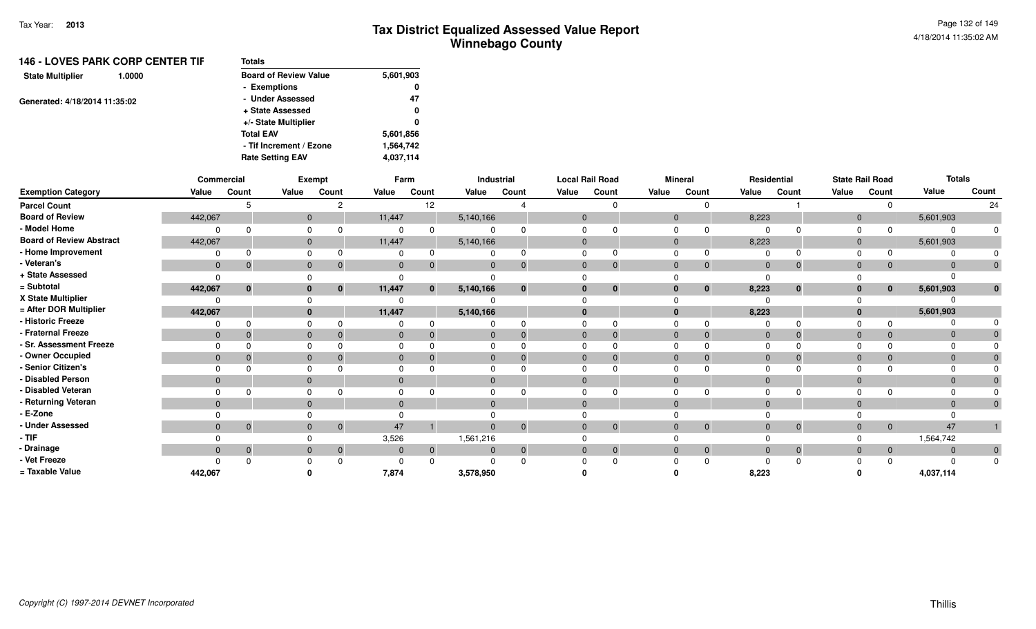# Tax District Equalized Assessed Value Report
## Winnebago County

Tax Year: **2013**

4/18/2014 11:35:02 AM

**146 - LOVES PARK CORP CENTER TIF**

**State Multiplier** 1.0000

Generated: 4/18/2014 11:35:02

| Totals | |
|---|---|
| Board of Review Value | 5,601,903 |
| - Exemptions | 0 |
| - Under Assessed | 47 |
| + State Assessed | 0 |
| +/- State Multiplier | 0 |
| Total EAV | 5,601,856 |
| - Tif Increment / Ezone | 1,564,742 |
| Rate Setting EAV | 4,037,114 |

| | Commercial | | Exempt | | Farm | | Industrial | | Local Rail Road | | Mineral | | Residential | | State Rail Road | | Totals | |
|---|---|---|---|---|---|---|---|---|---|---|---|---|---|---|---|---|---|---|
| **Exemption Category** | **Value** | **Count** | **Value** | **Count** | **Value** | **Count** | **Value** | **Count** | **Value** | **Count** | **Value** | **Count** | **Value** | **Count** | **Value** | **Count** | **Value** | **Count** |
| **Parcel Count** | | 5 | | 2 | | 12 | | 4 | | 0 | | 0 | | 1 | | 0 | | 24 |
| **Board of Review** | 442,067 | | 0 | | 11,447 | | 5,140,166 | | 0 | | 0 | | 8,223 | | 0 | | 5,601,903 | |
| **- Model Home** | 0 | 0 | 0 | 0 | 0 | 0 | 0 | 0 | 0 | 0 | 0 | 0 | 0 | 0 | 0 | 0 | 0 | 0 |
| **Board of Review Abstract** | 442,067 | | 0 | | 11,447 | | 5,140,166 | | 0 | | 0 | | 8,223 | | 0 | | 5,601,903 | |
| **- Home Improvement** | 0 | 0 | 0 | 0 | 0 | 0 | 0 | 0 | 0 | 0 | 0 | 0 | 0 | 0 | 0 | 0 | 0 | 0 |
| **- Veteran's** | 0 | 0 | 0 | 0 | 0 | 0 | 0 | 0 | 0 | 0 | 0 | 0 | 0 | 0 | 0 | 0 | 0 | 0 |
| **+ State Assessed** | 0 | | 0 | | 0 | | 0 | | 0 | | 0 | | 0 | | 0 | | 0 | |
| **= Subtotal** | **442,067** | **0** | **0** | **0** | **11,447** | **0** | **5,140,166** | **0** | **0** | **0** | **0** | **0** | **8,223** | **0** | **0** | **0** | **5,601,903** | **0** |
| **X State Multiplier** | 0 | | 0 | | 0 | | 0 | | 0 | | 0 | | 0 | | 0 | | 0 | |
| **= After DOR Multiplier** | **442,067** | | **0** | | **11,447** | | **5,140,166** | | **0** | | **0** | | **8,223** | | **0** | | **5,601,903** | |
| **- Historic Freeze** | 0 | 0 | 0 | 0 | 0 | 0 | 0 | 0 | 0 | 0 | 0 | 0 | 0 | 0 | 0 | 0 | 0 | 0 |
| **- Fraternal Freeze** | 0 | 0 | 0 | 0 | 0 | 0 | 0 | 0 | 0 | 0 | 0 | 0 | 0 | 0 | 0 | 0 | 0 | 0 |
| **- Sr. Assessment Freeze** | 0 | 0 | 0 | 0 | 0 | 0 | 0 | 0 | 0 | 0 | 0 | 0 | 0 | 0 | 0 | 0 | 0 | 0 |
| **- Owner Occupied** | 0 | 0 | 0 | 0 | 0 | 0 | 0 | 0 | 0 | 0 | 0 | 0 | 0 | 0 | 0 | 0 | 0 | 0 |
| **- Senior Citizen's** | 0 | 0 | 0 | 0 | 0 | 0 | 0 | 0 | 0 | 0 | 0 | 0 | 0 | 0 | 0 | 0 | 0 | 0 |
| **- Disabled Person** | 0 | | 0 | | 0 | | 0 | | 0 | | 0 | | 0 | | 0 | | 0 | 0 |
| **- Disabled Veteran** | 0 | 0 | 0 | 0 | 0 | 0 | 0 | 0 | 0 | 0 | 0 | 0 | 0 | 0 | 0 | 0 | 0 | 0 |
| **- Returning Veteran** | 0 | | 0 | | 0 | | 0 | | 0 | | 0 | | 0 | | 0 | | 0 | 0 |
| **- E-Zone** | 0 | | 0 | | 0 | | 0 | | 0 | | 0 | | 0 | | 0 | | 0 | |
| **- Under Assessed** | 0 | 0 | 0 | 0 | 47 | 1 | 0 | 0 | 0 | 0 | 0 | 0 | 0 | 0 | 0 | 0 | 47 | 1 |
| **- TIF** | 0 | | 0 | | 3,526 | | 1,561,216 | | 0 | | 0 | | 0 | | 0 | | 1,564,742 | |
| **- Drainage** | 0 | 0 | 0 | 0 | 0 | 0 | 0 | 0 | 0 | 0 | 0 | 0 | 0 | 0 | 0 | 0 | 0 | 0 |
| **- Vet Freeze** | 0 | 0 | 0 | 0 | 0 | 0 | 0 | 0 | 0 | 0 | 0 | 0 | 0 | 0 | 0 | 0 | 0 | 0 |
| **= Taxable Value** | **442,067** | | **0** | | **7,874** | | **3,578,950** | | **0** | | **0** | | **8,223** | | **0** | | **4,037,114** | |

*Copyright (C) 1997-2014 DEVNET Incorporated*

Thillis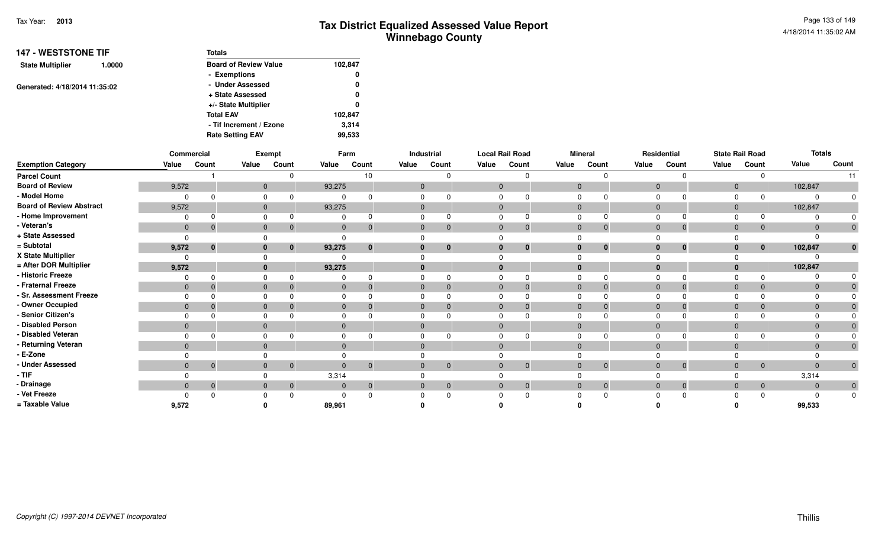# Tax District Equalized Assessed Value Report
## Winnebago County

Tax Year: **2013**

4/18/2014 11:35:02 AM

**147 - WESTSTONE TIF**

**State Multiplier** 1.0000

Generated: 4/18/2014 11:35:02

| Totals | |
|---|---|
| Board of Review Value | 102,847 |
| - Exemptions | 0 |
| - Under Assessed | 0 |
| + State Assessed | 0 |
| +/- State Multiplier | 0 |
| Total EAV | 102,847 |
| - Tif Increment / Ezone | 3,314 |
| Rate Setting EAV | 99,533 |

| Exemption Category | Commercial Value | Commercial Count | Exempt Value | Exempt Count | Farm Value | Farm Count | Industrial Value | Industrial Count | Local Rail Road Value | Local Rail Road Count | Mineral Value | Mineral Count | Residential Value | Residential Count | State Rail Road Value | State Rail Road Count | Totals Value | Totals Count |
|---|---|---|---|---|---|---|---|---|---|---|---|---|---|---|---|---|---|---|
| Parcel Count | | 1 | | 0 | | 10 | | 0 | | 0 | | 0 | | 0 | | 0 | | 11 |
| Board of Review | 9,572 | | 0 | | 93,275 | | 0 | | 0 | | 0 | | 0 | | 0 | | 102,847 | |
| - Model Home | 0 | 0 | 0 | 0 | 0 | 0 | 0 | 0 | 0 | 0 | 0 | 0 | 0 | 0 | 0 | 0 | 0 | 0 |
| Board of Review Abstract | 9,572 | | 0 | | 93,275 | | 0 | | 0 | | 0 | | 0 | | 0 | | 102,847 | |
| - Home Improvement | 0 | 0 | 0 | 0 | 0 | 0 | 0 | 0 | 0 | 0 | 0 | 0 | 0 | 0 | 0 | 0 | 0 | 0 |
| - Veteran's | 0 | 0 | 0 | 0 | 0 | 0 | 0 | 0 | 0 | 0 | 0 | 0 | 0 | 0 | 0 | 0 | 0 | 0 |
| + State Assessed | 0 | | 0 | | 0 | | 0 | | 0 | | 0 | | 0 | | 0 | | 0 | |
| = Subtotal | **9,572** | **0** | **0** | **0** | **93,275** | **0** | **0** | **0** | **0** | **0** | **0** | **0** | **0** | **0** | **0** | **0** | **102,847** | **0** |
| X State Multiplier | 0 | | 0 | | 0 | | 0 | | 0 | | 0 | | 0 | | 0 | | 0 | |
| = After DOR Multiplier | **9,572** | | **0** | | **93,275** | | **0** | | **0** | | **0** | | **0** | | **0** | | **102,847** | |
| - Historic Freeze | 0 | 0 | 0 | 0 | 0 | 0 | 0 | 0 | 0 | 0 | 0 | 0 | 0 | 0 | 0 | 0 | 0 | 0 |
| - Fraternal Freeze | 0 | 0 | 0 | 0 | 0 | 0 | 0 | 0 | 0 | 0 | 0 | 0 | 0 | 0 | 0 | 0 | 0 | 0 |
| - Sr. Assessment Freeze | 0 | 0 | 0 | 0 | 0 | 0 | 0 | 0 | 0 | 0 | 0 | 0 | 0 | 0 | 0 | 0 | 0 | 0 |
| - Owner Occupied | 0 | 0 | 0 | 0 | 0 | 0 | 0 | 0 | 0 | 0 | 0 | 0 | 0 | 0 | 0 | 0 | 0 | 0 |
| - Senior Citizen's | 0 | 0 | 0 | 0 | 0 | 0 | 0 | 0 | 0 | 0 | 0 | 0 | 0 | 0 | 0 | 0 | 0 | 0 |
| - Disabled Person | 0 | | 0 | | 0 | | 0 | | 0 | | 0 | | 0 | | 0 | | 0 | 0 |
| - Disabled Veteran | 0 | 0 | 0 | 0 | 0 | 0 | 0 | 0 | 0 | 0 | 0 | 0 | 0 | 0 | 0 | 0 | 0 | 0 |
| - Returning Veteran | 0 | | 0 | | 0 | | 0 | | 0 | | 0 | | 0 | | 0 | | 0 | 0 |
| - E-Zone | 0 | | 0 | | 0 | | 0 | | 0 | | 0 | | 0 | | 0 | | 0 | |
| - Under Assessed | 0 | 0 | 0 | 0 | 0 | 0 | 0 | 0 | 0 | 0 | 0 | 0 | 0 | 0 | 0 | 0 | 0 | 0 |
| - TIF | 0 | | 0 | | 3,314 | | 0 | | 0 | | 0 | | 0 | | 0 | | 3,314 | |
| - Drainage | 0 | 0 | 0 | 0 | 0 | 0 | 0 | 0 | 0 | 0 | 0 | 0 | 0 | 0 | 0 | 0 | 0 | 0 |
| - Vet Freeze | 0 | 0 | 0 | 0 | 0 | 0 | 0 | 0 | 0 | 0 | 0 | 0 | 0 | 0 | 0 | 0 | 0 | 0 |
| = Taxable Value | **9,572** | | **0** | | **89,961** | | **0** | | **0** | | **0** | | **0** | | **0** | | **99,533** | |

*Copyright (C) 1997-2014 DEVNET Incorporated*

Thillis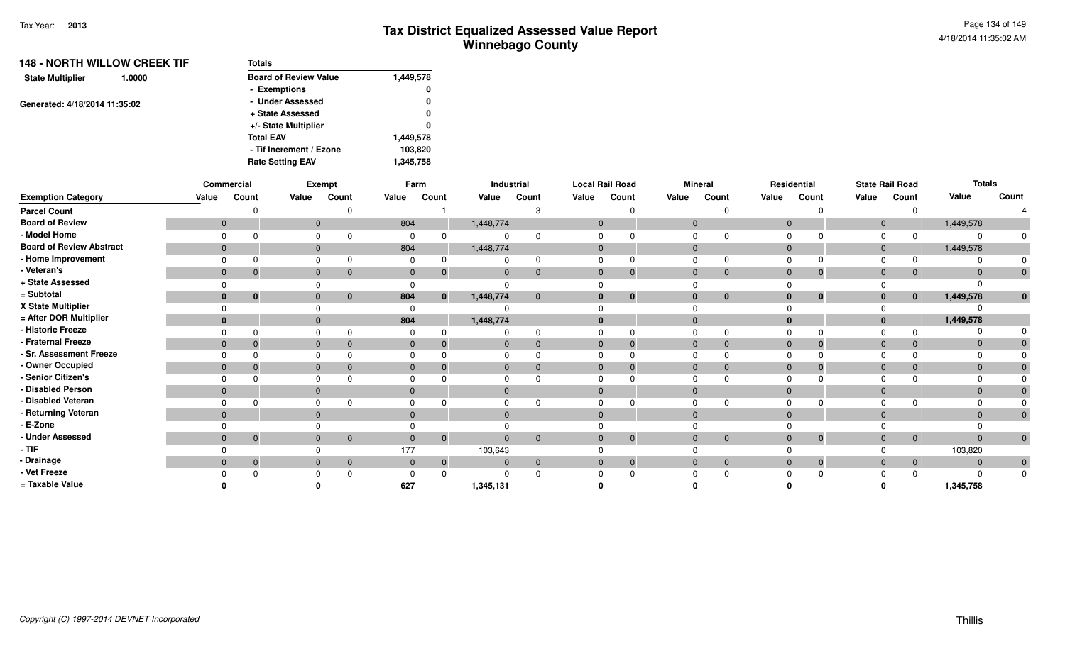Tax Year: **2013**

# Tax District Equalized Assessed Value Report
## Winnebago County

4/18/2014 11:35:02 AM

**148 - NORTH WILLOW CREEK TIF**

**State Multiplier** 1.0000

Generated: 4/18/2014 11:35:02

| Totals | |
|---|---|
| Board of Review Value | 1,449,578 |
| - Exemptions | 0 |
| - Under Assessed | 0 |
| + State Assessed | 0 |
| +/- State Multiplier | 0 |
| Total EAV | 1,449,578 |
| - Tif Increment / Ezone | 103,820 |
| Rate Setting EAV | 1,345,758 |

| | Commercial | | Exempt | | Farm | | Industrial | | Local Rail Road | | Mineral | | Residential | | State Rail Road | | Totals | |
|---|---|---|---|---|---|---|---|---|---|---|---|---|---|---|---|---|---|---|
| Exemption Category | Value | Count | Value | Count | Value | Count | Value | Count | Value | Count | Value | Count | Value | Count | Value | Count | Value | Count |
| Parcel Count | | 0 | | 0 | | 1 | | 3 | | 0 | | 0 | | 0 | | 0 | | 4 |
| Board of Review | 0 | | 0 | | 804 | | 1,448,774 | | 0 | | 0 | | 0 | | 0 | | 1,449,578 | |
| - Model Home | 0 | 0 | 0 | 0 | 0 | 0 | 0 | 0 | 0 | 0 | 0 | 0 | 0 | 0 | 0 | 0 | 0 | 0 |
| Board of Review Abstract | 0 | | 0 | | 804 | | 1,448,774 | | 0 | | 0 | | 0 | | 0 | | 1,449,578 | |
| - Home Improvement | 0 | 0 | 0 | 0 | 0 | 0 | 0 | 0 | 0 | 0 | 0 | 0 | 0 | 0 | 0 | 0 | 0 | 0 |
| - Veteran's | 0 | 0 | 0 | 0 | 0 | 0 | 0 | 0 | 0 | 0 | 0 | 0 | 0 | 0 | 0 | 0 | 0 | 0 |
| + State Assessed | 0 | | 0 | | 0 | | 0 | | 0 | | 0 | | 0 | | 0 | | 0 | |
| = Subtotal | 0 | 0 | 0 | 0 | 804 | 0 | 1,448,774 | 0 | 0 | 0 | 0 | 0 | 0 | 0 | 0 | 0 | 1,449,578 | 0 |
| X State Multiplier | 0 | | 0 | | 0 | | 0 | | 0 | | 0 | | 0 | | 0 | | 0 | |
| = After DOR Multiplier | 0 | | 0 | | 804 | | 1,448,774 | | 0 | | 0 | | 0 | | 0 | | 1,449,578 | |
| - Historic Freeze | 0 | 0 | 0 | 0 | 0 | 0 | 0 | 0 | 0 | 0 | 0 | 0 | 0 | 0 | 0 | 0 | 0 | 0 |
| - Fraternal Freeze | 0 | 0 | 0 | 0 | 0 | 0 | 0 | 0 | 0 | 0 | 0 | 0 | 0 | 0 | 0 | 0 | 0 | 0 |
| - Sr. Assessment Freeze | 0 | 0 | 0 | 0 | 0 | 0 | 0 | 0 | 0 | 0 | 0 | 0 | 0 | 0 | 0 | 0 | 0 | 0 |
| - Owner Occupied | 0 | 0 | 0 | 0 | 0 | 0 | 0 | 0 | 0 | 0 | 0 | 0 | 0 | 0 | 0 | 0 | 0 | 0 |
| - Senior Citizen's | 0 | 0 | 0 | 0 | 0 | 0 | 0 | 0 | 0 | 0 | 0 | 0 | 0 | 0 | 0 | 0 | 0 | 0 |
| - Disabled Person | 0 | | 0 | | 0 | | 0 | | 0 | | 0 | | 0 | | 0 | | 0 | 0 |
| - Disabled Veteran | 0 | 0 | 0 | 0 | 0 | 0 | 0 | 0 | 0 | 0 | 0 | 0 | 0 | 0 | 0 | 0 | 0 | 0 |
| - Returning Veteran | 0 | | 0 | | 0 | | 0 | | 0 | | 0 | | 0 | | 0 | | 0 | 0 |
| - E-Zone | 0 | | 0 | | 0 | | 0 | | 0 | | 0 | | 0 | | 0 | | 0 | |
| - Under Assessed | 0 | 0 | 0 | 0 | 0 | 0 | 0 | 0 | 0 | 0 | 0 | 0 | 0 | 0 | 0 | 0 | 0 | 0 |
| - TIF | 0 | | 0 | | 177 | | 103,643 | | 0 | | 0 | | 0 | | 0 | | 103,820 | |
| - Drainage | 0 | 0 | 0 | 0 | 0 | 0 | 0 | 0 | 0 | 0 | 0 | 0 | 0 | 0 | 0 | 0 | 0 | 0 |
| - Vet Freeze | 0 | 0 | 0 | 0 | 0 | 0 | 0 | 0 | 0 | 0 | 0 | 0 | 0 | 0 | 0 | 0 | 0 | 0 |
| = Taxable Value | 0 | | 0 | | 627 | | 1,345,131 | | 0 | | 0 | | 0 | | 0 | | 1,345,758 | |

Copyright (C) 1997-2014 DEVNET Incorporated

Thillis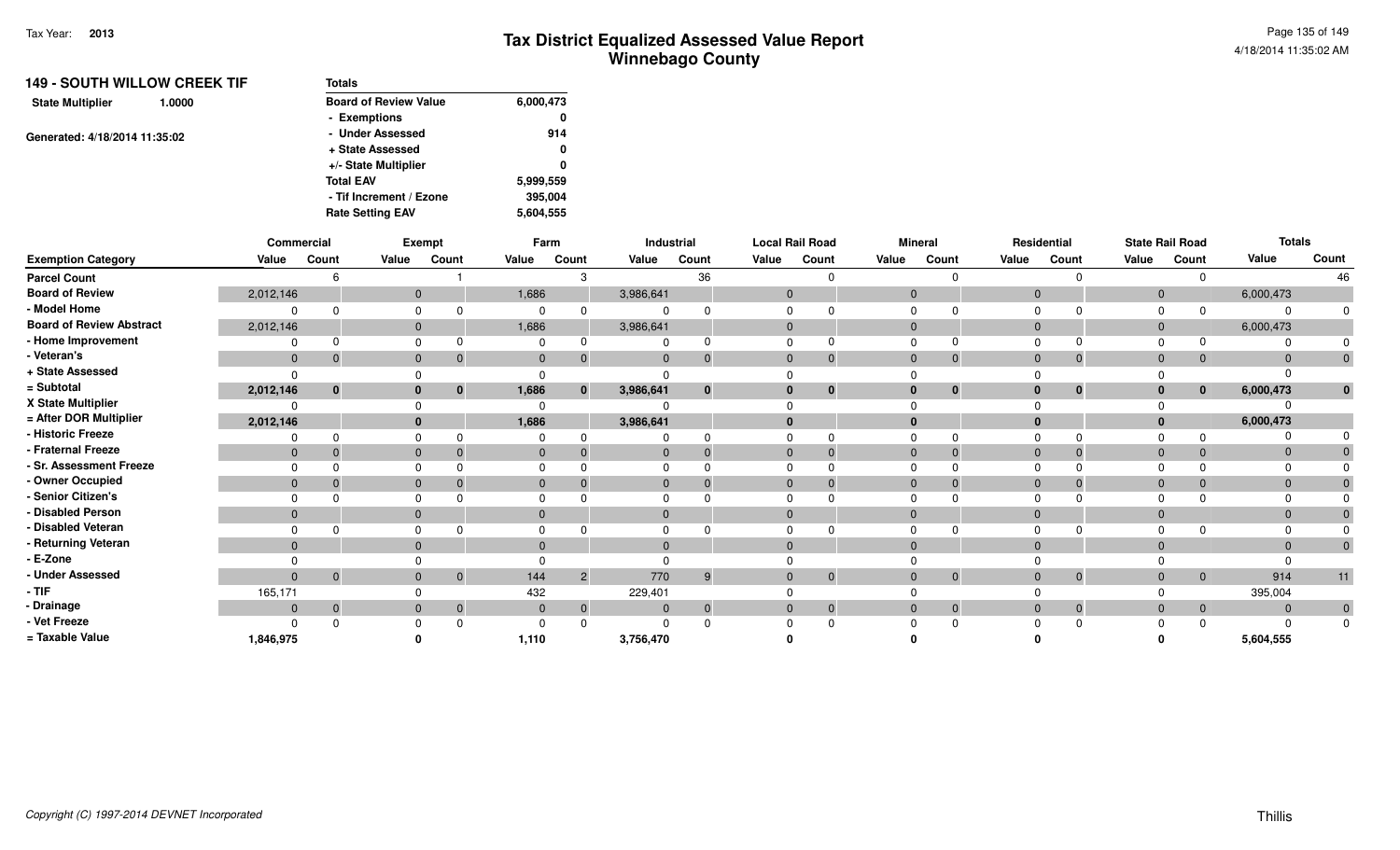Tax Year: 2013

# Tax District Equalized Assessed Value Report
## Winnebago County

**149 - SOUTH WILLOW CREEK TIF**

**State Multiplier** 1.0000

Generated: 4/18/2014 11:35:02

| Totals | |
|---|---|
| Board of Review Value | 6,000,473 |
| - Exemptions | 0 |
| - Under Assessed | 914 |
| + State Assessed | 0 |
| +/- State Multiplier | 0 |
| Total EAV | 5,999,559 |
| - Tif Increment / Ezone | 395,004 |
| Rate Setting EAV | 5,604,555 |

| | Commercial | | Exempt | | Farm | | Industrial | | Local Rail Road | | Mineral | | Residential | | State Rail Road | | Totals | |
|---|---|---|---|---|---|---|---|---|---|---|---|---|---|---|---|---|---|---|
| Exemption Category | Value | Count | Value | Count | Value | Count | Value | Count | Value | Count | Value | Count | Value | Count | Value | Count | Value | Count |
| Parcel Count | | 6 | | 1 | | 3 | | 36 | | 0 | | 0 | | 0 | | 0 | | 46 |
| Board of Review | 2,012,146 | | 0 | | 1,686 | | 3,986,641 | | 0 | | 0 | | 0 | | 0 | | 6,000,473 | |
| - Model Home | 0 | 0 | 0 | 0 | 0 | 0 | 0 | 0 | 0 | 0 | 0 | 0 | 0 | 0 | 0 | 0 | 0 | 0 |
| Board of Review Abstract | 2,012,146 | | 0 | | 1,686 | | 3,986,641 | | 0 | | 0 | | 0 | | 0 | | 6,000,473 | |
| - Home Improvement | 0 | 0 | 0 | 0 | 0 | 0 | 0 | 0 | 0 | 0 | 0 | 0 | 0 | 0 | 0 | 0 | 0 | 0 |
| - Veteran's | 0 | 0 | 0 | 0 | 0 | 0 | 0 | 0 | 0 | 0 | 0 | 0 | 0 | 0 | 0 | 0 | 0 | 0 |
| + State Assessed | 0 | | 0 | | 0 | | 0 | | 0 | | 0 | | 0 | | 0 | | 0 | |
| = Subtotal | 2,012,146 | 0 | 0 | 0 | 1,686 | 0 | 3,986,641 | 0 | 0 | 0 | 0 | 0 | 0 | 0 | 0 | 0 | 6,000,473 | 0 |
| X State Multiplier | 0 | | 0 | | 0 | | 0 | | 0 | | 0 | | 0 | | 0 | | 0 | |
| = After DOR Multiplier | 2,012,146 | | 0 | | 1,686 | | 3,986,641 | | 0 | | 0 | | 0 | | 0 | | 6,000,473 | |
| - Historic Freeze | 0 | 0 | 0 | 0 | 0 | 0 | 0 | 0 | 0 | 0 | 0 | 0 | 0 | 0 | 0 | 0 | 0 | 0 |
| - Fraternal Freeze | 0 | 0 | 0 | 0 | 0 | 0 | 0 | 0 | 0 | 0 | 0 | 0 | 0 | 0 | 0 | 0 | 0 | 0 |
| - Sr. Assessment Freeze | 0 | 0 | 0 | 0 | 0 | 0 | 0 | 0 | 0 | 0 | 0 | 0 | 0 | 0 | 0 | 0 | 0 | 0 |
| - Owner Occupied | 0 | 0 | 0 | 0 | 0 | 0 | 0 | 0 | 0 | 0 | 0 | 0 | 0 | 0 | 0 | 0 | 0 | 0 |
| - Senior Citizen's | 0 | 0 | 0 | 0 | 0 | 0 | 0 | 0 | 0 | 0 | 0 | 0 | 0 | 0 | 0 | 0 | 0 | 0 |
| - Disabled Person | 0 | | 0 | | 0 | | 0 | | 0 | | 0 | | 0 | | 0 | | 0 | 0 |
| - Disabled Veteran | 0 | 0 | 0 | 0 | 0 | 0 | 0 | 0 | 0 | 0 | 0 | 0 | 0 | 0 | 0 | 0 | 0 | 0 |
| - Returning Veteran | 0 | | 0 | | 0 | | 0 | | 0 | | 0 | | 0 | | 0 | | 0 | 0 |
| - E-Zone | 0 | | 0 | | 0 | | 0 | | 0 | | 0 | | 0 | | 0 | | 0 | |
| - Under Assessed | 0 | 0 | 0 | 0 | 144 | 2 | 770 | 9 | 0 | 0 | 0 | 0 | 0 | 0 | 0 | 0 | 914 | 11 |
| - TIF | 165,171 | | 0 | | 432 | | 229,401 | | 0 | | 0 | | 0 | | 0 | | 395,004 | |
| - Drainage | 0 | 0 | 0 | 0 | 0 | 0 | 0 | 0 | 0 | 0 | 0 | 0 | 0 | 0 | 0 | 0 | 0 | 0 |
| - Vet Freeze | 0 | 0 | 0 | 0 | 0 | 0 | 0 | 0 | 0 | 0 | 0 | 0 | 0 | 0 | 0 | 0 | 0 | 0 |
| = Taxable Value | 1,846,975 | | 0 | | 1,110 | | 3,756,470 | | 0 | | 0 | | 0 | | 0 | | 5,604,555 | |

Copyright (C) 1997-2014 DEVNET Incorporated

Thillis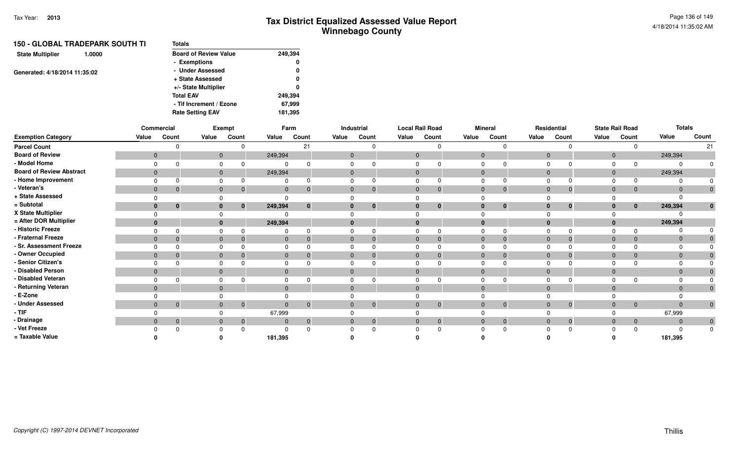# Tax District Equalized Assessed Value Report
## Winnebago County

Tax Year: **2013**

## 150 - GLOBAL TRADEPARK SOUTH TI

**State Multiplier** 1.0000

Generated: 4/18/2014 11:35:02

| Totals | |
|---|---|
| Board of Review Value | 249,394 |
| - Exemptions | 0 |
| - Under Assessed | 0 |
| + State Assessed | 0 |
| +/- State Multiplier | 0 |
| Total EAV | 249,394 |
| - Tif Increment / Ezone | 67,999 |
| Rate Setting EAV | 181,395 |

| | Commercial | | Exempt | | Farm | | Industrial | | Local Rail Road | | Mineral | | Residential | | State Rail Road | | Totals | |
|---|---|---|---|---|---|---|---|---|---|---|---|---|---|---|---|---|---|---|
| Exemption Category | Value | Count | Value | Count | Value | Count | Value | Count | Value | Count | Value | Count | Value | Count | Value | Count | Value | Count |
| Parcel Count | | 0 | | 0 | | 21 | | 0 | | 0 | | 0 | | 0 | | 0 | | 21 |
| Board of Review | 0 | | 0 | | 249,394 | | 0 | | 0 | | 0 | | 0 | | 0 | | 249,394 | |
| - Model Home | 0 | 0 | 0 | 0 | 0 | 0 | 0 | 0 | 0 | 0 | 0 | 0 | 0 | 0 | 0 | 0 | 0 | 0 |
| Board of Review Abstract | 0 | | 0 | | 249,394 | | 0 | | 0 | | 0 | | 0 | | 0 | | 249,394 | |
| - Home Improvement | 0 | 0 | 0 | 0 | 0 | 0 | 0 | 0 | 0 | 0 | 0 | 0 | 0 | 0 | 0 | 0 | 0 | 0 |
| - Veteran's | 0 | 0 | 0 | 0 | 0 | 0 | 0 | 0 | 0 | 0 | 0 | 0 | 0 | 0 | 0 | 0 | 0 | 0 |
| + State Assessed | 0 | | 0 | | 0 | | 0 | | 0 | | 0 | | 0 | | 0 | | 0 | |
| = Subtotal | **0** | **0** | **0** | **0** | **249,394** | **0** | **0** | **0** | **0** | **0** | **0** | **0** | **0** | **0** | **0** | **0** | **249,394** | **0** |
| X State Multiplier | 0 | | 0 | | 0 | | 0 | | 0 | | 0 | | 0 | | 0 | | 0 | |
| = After DOR Multiplier | **0** | | **0** | | **249,394** | | **0** | | **0** | | **0** | | **0** | | **0** | | **249,394** | |
| - Historic Freeze | 0 | 0 | 0 | 0 | 0 | 0 | 0 | 0 | 0 | 0 | 0 | 0 | 0 | 0 | 0 | 0 | 0 | 0 |
| - Fraternal Freeze | 0 | 0 | 0 | 0 | 0 | 0 | 0 | 0 | 0 | 0 | 0 | 0 | 0 | 0 | 0 | 0 | 0 | 0 |
| - Sr. Assessment Freeze | 0 | 0 | 0 | 0 | 0 | 0 | 0 | 0 | 0 | 0 | 0 | 0 | 0 | 0 | 0 | 0 | 0 | 0 |
| - Owner Occupied | 0 | 0 | 0 | 0 | 0 | 0 | 0 | 0 | 0 | 0 | 0 | 0 | 0 | 0 | 0 | 0 | 0 | 0 |
| - Senior Citizen's | 0 | 0 | 0 | 0 | 0 | 0 | 0 | 0 | 0 | 0 | 0 | 0 | 0 | 0 | 0 | 0 | 0 | 0 |
| - Disabled Person | 0 | | 0 | | 0 | | 0 | | 0 | | 0 | | 0 | | 0 | | 0 | 0 |
| - Disabled Veteran | 0 | 0 | 0 | 0 | 0 | 0 | 0 | 0 | 0 | 0 | 0 | 0 | 0 | 0 | 0 | 0 | 0 | 0 |
| - Returning Veteran | 0 | | 0 | | 0 | | 0 | | 0 | | 0 | | 0 | | 0 | | 0 | 0 |
| - E-Zone | 0 | | 0 | | 0 | | 0 | | 0 | | 0 | | 0 | | 0 | | 0 | |
| - Under Assessed | 0 | 0 | 0 | 0 | 0 | 0 | 0 | 0 | 0 | 0 | 0 | 0 | 0 | 0 | 0 | 0 | 0 | 0 |
| - TIF | 0 | | 0 | | 67,999 | | 0 | | 0 | | 0 | | 0 | | 0 | | 67,999 | |
| - Drainage | 0 | 0 | 0 | 0 | 0 | 0 | 0 | 0 | 0 | 0 | 0 | 0 | 0 | 0 | 0 | 0 | 0 | 0 |
| - Vet Freeze | 0 | 0 | 0 | 0 | 0 | 0 | 0 | 0 | 0 | 0 | 0 | 0 | 0 | 0 | 0 | 0 | 0 | 0 |
| = Taxable Value | **0** | | **0** | | **181,395** | | **0** | | **0** | | **0** | | **0** | | **0** | | **181,395** | |

*Copyright (C) 1997-2014 DEVNET Incorporated*

Thillis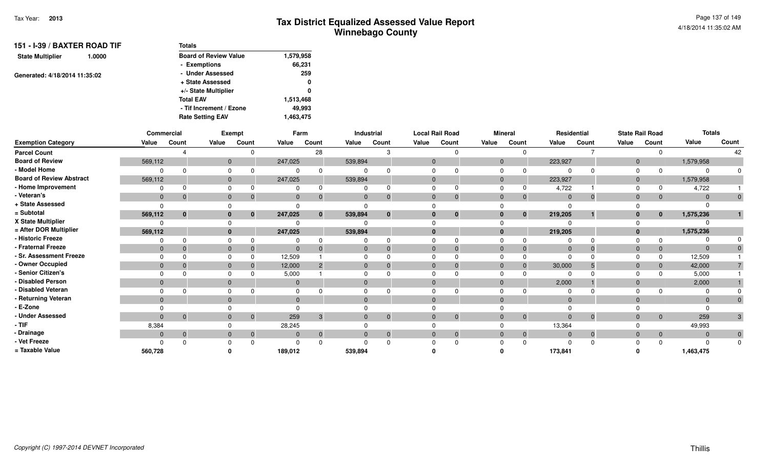# Tax District Equalized Assessed Value Report
## Winnebago County

Tax Year: **2013**

4/18/2014 11:35:02 AM

**151 - I-39 / BAXTER ROAD TIF**

**State Multiplier** 1.0000

Generated: 4/18/2014 11:35:02

| Totals | |
|---|---|
| Board of Review Value | 1,579,958 |
| - Exemptions | 66,231 |
| - Under Assessed | 259 |
| + State Assessed | 0 |
| +/- State Multiplier | 0 |
| Total EAV | 1,513,468 |
| - Tif Increment / Ezone | 49,993 |
| Rate Setting EAV | 1,463,475 |

| | Commercial | | Exempt | | Farm | | Industrial | | Local Rail Road | | Mineral | | Residential | | State Rail Road | | Totals | |
|---|---|---|---|---|---|---|---|---|---|---|---|---|---|---|---|---|---|---|
| **Exemption Category** | **Value** | **Count** | **Value** | **Count** | **Value** | **Count** | **Value** | **Count** | **Value** | **Count** | **Value** | **Count** | **Value** | **Count** | **Value** | **Count** | **Value** | **Count** |
| **Parcel Count** | | 4 | | 0 | | 28 | | 3 | | 0 | | 0 | | 7 | | 0 | | 42 |
| **Board of Review** | 569,112 | | 0 | | 247,025 | | 539,894 | | 0 | | 0 | | 223,927 | | 0 | | 1,579,958 | |
| **- Model Home** | 0 | 0 | 0 | 0 | 0 | 0 | 0 | 0 | 0 | 0 | 0 | 0 | 0 | 0 | 0 | 0 | 0 | 0 |
| **Board of Review Abstract** | 569,112 | | 0 | | 247,025 | | 539,894 | | 0 | | 0 | | 223,927 | | 0 | | 1,579,958 | |
| **- Home Improvement** | 0 | 0 | 0 | 0 | 0 | 0 | 0 | 0 | 0 | 0 | 0 | 0 | 4,722 | 1 | 0 | 0 | 4,722 | 1 |
| **- Veteran's** | 0 | 0 | 0 | 0 | 0 | 0 | 0 | 0 | 0 | 0 | 0 | 0 | 0 | 0 | 0 | 0 | 0 | 0 |
| **+ State Assessed** | 0 | | 0 | | 0 | | 0 | | 0 | | 0 | | 0 | | 0 | | 0 | |
| **= Subtotal** | **569,112** | **0** | **0** | **0** | **247,025** | **0** | **539,894** | **0** | **0** | **0** | **0** | **0** | **219,205** | **1** | **0** | **0** | **1,575,236** | **1** |
| **X State Multiplier** | 0 | | 0 | | 0 | | 0 | | 0 | | 0 | | 0 | | 0 | | 0 | |
| **= After DOR Multiplier** | **569,112** | | **0** | | **247,025** | | **539,894** | | **0** | | **0** | | **219,205** | | **0** | | **1,575,236** | |
| **- Historic Freeze** | 0 | 0 | 0 | 0 | 0 | 0 | 0 | 0 | 0 | 0 | 0 | 0 | 0 | 0 | 0 | 0 | 0 | 0 |
| **- Fraternal Freeze** | 0 | 0 | 0 | 0 | 0 | 0 | 0 | 0 | 0 | 0 | 0 | 0 | 0 | 0 | 0 | 0 | 0 | 0 |
| **- Sr. Assessment Freeze** | 0 | 0 | 0 | 0 | 12,509 | 1 | 0 | 0 | 0 | 0 | 0 | 0 | 0 | 0 | 0 | 0 | 12,509 | 1 |
| **- Owner Occupied** | 0 | 0 | 0 | 0 | 12,000 | 2 | 0 | 0 | 0 | 0 | 0 | 0 | 30,000 | 5 | 0 | 0 | 42,000 | 7 |
| **- Senior Citizen's** | 0 | 0 | 0 | 0 | 5,000 | 1 | 0 | 0 | 0 | 0 | 0 | 0 | 0 | 0 | 0 | 0 | 5,000 | 1 |
| **- Disabled Person** | 0 | | 0 | | 0 | | 0 | | 0 | | 0 | | 2,000 | 1 | 0 | | 2,000 | 1 |
| **- Disabled Veteran** | 0 | 0 | 0 | 0 | 0 | 0 | 0 | 0 | 0 | 0 | 0 | 0 | 0 | 0 | 0 | 0 | 0 | 0 |
| **- Returning Veteran** | 0 | | 0 | | 0 | | 0 | | 0 | | 0 | | 0 | | 0 | | 0 | 0 |
| **- E-Zone** | 0 | | 0 | | 0 | | 0 | | 0 | | 0 | | 0 | | 0 | | 0 | |
| **- Under Assessed** | 0 | 0 | 0 | 0 | 259 | 3 | 0 | 0 | 0 | 0 | 0 | 0 | 0 | 0 | 0 | 0 | 259 | 3 |
| **- TIF** | 8,384 | | 0 | | 28,245 | | 0 | | 0 | | 0 | | 13,364 | | 0 | | 49,993 | |
| **- Drainage** | 0 | 0 | 0 | 0 | 0 | 0 | 0 | 0 | 0 | 0 | 0 | 0 | 0 | 0 | 0 | 0 | 0 | 0 |
| **- Vet Freeze** | 0 | 0 | 0 | 0 | 0 | 0 | 0 | 0 | 0 | 0 | 0 | 0 | 0 | 0 | 0 | 0 | 0 | 0 |
| **= Taxable Value** | **560,728** | | **0** | | **189,012** | | **539,894** | | **0** | | **0** | | **173,841** | | **0** | | **1,463,475** | |

Copyright (C) 1997-2014 DEVNET Incorporated

Thillis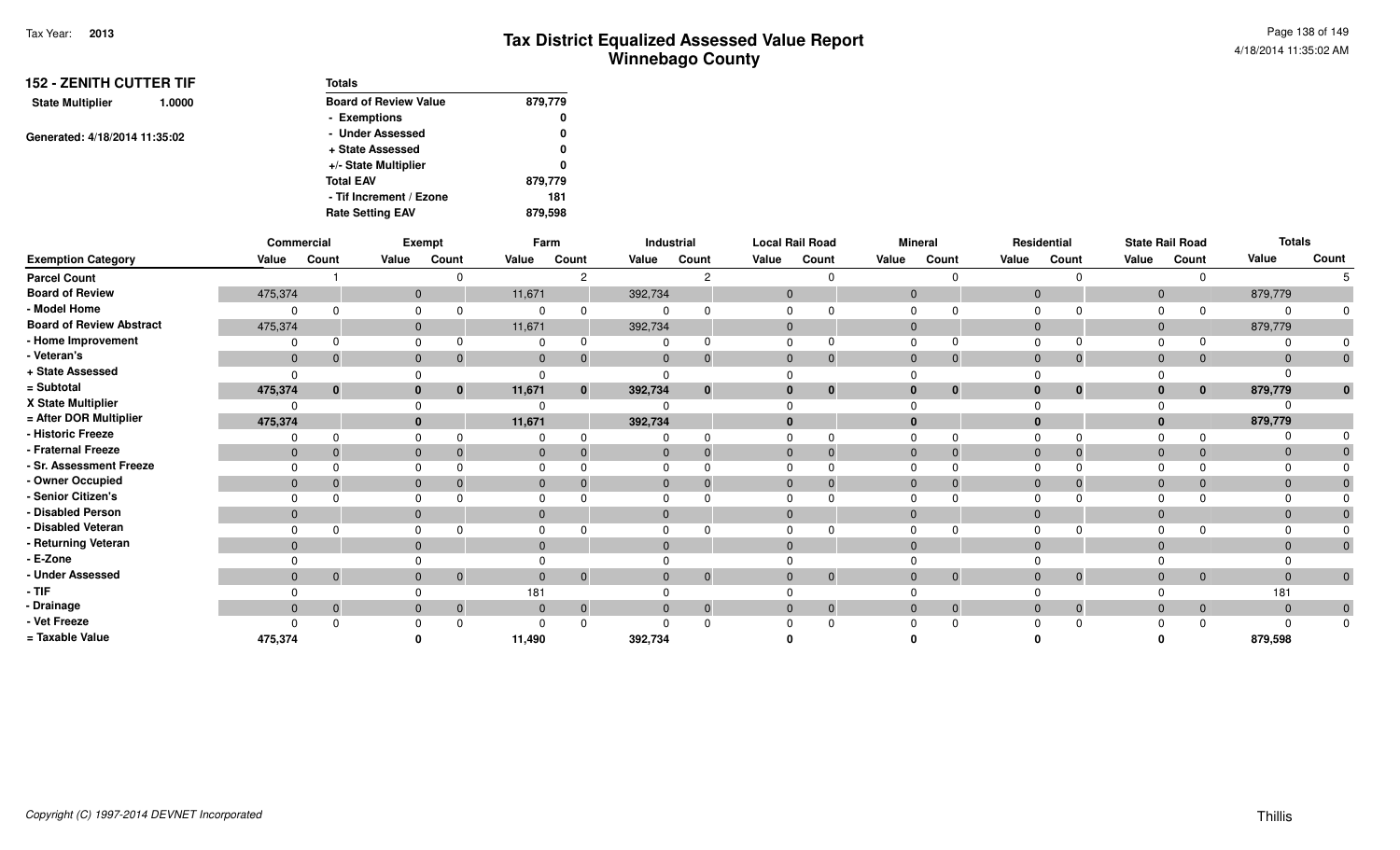Tax Year: **2013**

# Tax District Equalized Assessed Value Report
## Winnebago County

**152 - ZENITH CUTTER TIF**

**State Multiplier** 1.0000

Generated: 4/18/2014 11:35:02

| Totals | |
|---|---|
| Board of Review Value | 879,779 |
| - Exemptions | 0 |
| - Under Assessed | 0 |
| + State Assessed | 0 |
| +/- State Multiplier | 0 |
| Total EAV | 879,779 |
| - Tif Increment / Ezone | 181 |
| Rate Setting EAV | 879,598 |

| | Commercial | | Exempt | | Farm | | Industrial | | Local Rail Road | | Mineral | | Residential | | State Rail Road | | Totals | |
|---|---|---|---|---|---|---|---|---|---|---|---|---|---|---|---|---|---|---|
| **Exemption Category** | **Value** | **Count** | **Value** | **Count** | **Value** | **Count** | **Value** | **Count** | **Value** | **Count** | **Value** | **Count** | **Value** | **Count** | **Value** | **Count** | **Value** | **Count** |
| **Parcel Count** | | 1 | | 0 | | 2 | | 2 | | 0 | | 0 | | 0 | | 0 | | 5 |
| **Board of Review** | 475,374 | | 0 | | 11,671 | | 392,734 | | 0 | | 0 | | 0 | | 0 | | 879,779 | |
| **- Model Home** | 0 | 0 | 0 | 0 | 0 | 0 | 0 | 0 | 0 | 0 | 0 | 0 | 0 | 0 | 0 | 0 | 0 | 0 |
| **Board of Review Abstract** | 475,374 | | 0 | | 11,671 | | 392,734 | | 0 | | 0 | | 0 | | 0 | | 879,779 | |
| **- Home Improvement** | 0 | 0 | 0 | 0 | 0 | 0 | 0 | 0 | 0 | 0 | 0 | 0 | 0 | 0 | 0 | 0 | 0 | 0 |
| **- Veteran's** | 0 | 0 | 0 | 0 | 0 | 0 | 0 | 0 | 0 | 0 | 0 | 0 | 0 | 0 | 0 | 0 | 0 | 0 |
| **+ State Assessed** | 0 | | 0 | | 0 | | 0 | | 0 | | 0 | | 0 | | 0 | | 0 | |
| **= Subtotal** | **475,374** | **0** | **0** | **0** | **11,671** | **0** | **392,734** | **0** | **0** | **0** | **0** | **0** | **0** | **0** | **0** | **0** | **879,779** | **0** |
| **X State Multiplier** | 0 | | 0 | | 0 | | 0 | | 0 | | 0 | | 0 | | 0 | | 0 | |
| **= After DOR Multiplier** | **475,374** | | **0** | | **11,671** | | **392,734** | | **0** | | **0** | | **0** | | **0** | | **879,779** | |
| **- Historic Freeze** | 0 | 0 | 0 | 0 | 0 | 0 | 0 | 0 | 0 | 0 | 0 | 0 | 0 | 0 | 0 | 0 | 0 | 0 |
| **- Fraternal Freeze** | 0 | 0 | 0 | 0 | 0 | 0 | 0 | 0 | 0 | 0 | 0 | 0 | 0 | 0 | 0 | 0 | 0 | 0 |
| **- Sr. Assessment Freeze** | 0 | 0 | 0 | 0 | 0 | 0 | 0 | 0 | 0 | 0 | 0 | 0 | 0 | 0 | 0 | 0 | 0 | 0 |
| **- Owner Occupied** | 0 | 0 | 0 | 0 | 0 | 0 | 0 | 0 | 0 | 0 | 0 | 0 | 0 | 0 | 0 | 0 | 0 | 0 |
| **- Senior Citizen's** | 0 | 0 | 0 | 0 | 0 | 0 | 0 | 0 | 0 | 0 | 0 | 0 | 0 | 0 | 0 | 0 | 0 | 0 |
| **- Disabled Person** | 0 | | 0 | | 0 | | 0 | | 0 | | 0 | | 0 | | 0 | | 0 | 0 |
| **- Disabled Veteran** | 0 | 0 | 0 | 0 | 0 | 0 | 0 | 0 | 0 | 0 | 0 | 0 | 0 | 0 | 0 | 0 | 0 | 0 |
| **- Returning Veteran** | 0 | | 0 | | 0 | | 0 | | 0 | | 0 | | 0 | | 0 | | 0 | 0 |
| **- E-Zone** | 0 | | 0 | | 0 | | 0 | | 0 | | 0 | | 0 | | 0 | | 0 | |
| **- Under Assessed** | 0 | 0 | 0 | 0 | 0 | 0 | 0 | 0 | 0 | 0 | 0 | 0 | 0 | 0 | 0 | 0 | 0 | 0 |
| **- TIF** | 0 | | 0 | | 181 | | 0 | | 0 | | 0 | | 0 | | 0 | | 181 | |
| **- Drainage** | 0 | 0 | 0 | 0 | 0 | 0 | 0 | 0 | 0 | 0 | 0 | 0 | 0 | 0 | 0 | 0 | 0 | 0 |
| **- Vet Freeze** | 0 | 0 | 0 | 0 | 0 | 0 | 0 | 0 | 0 | 0 | 0 | 0 | 0 | 0 | 0 | 0 | 0 | 0 |
| **= Taxable Value** | **475,374** | | **0** | | **11,490** | | **392,734** | | **0** | | **0** | | **0** | | **0** | | **879,598** | |

Copyright (C) 1997-2014 DEVNET Incorporated

Thillis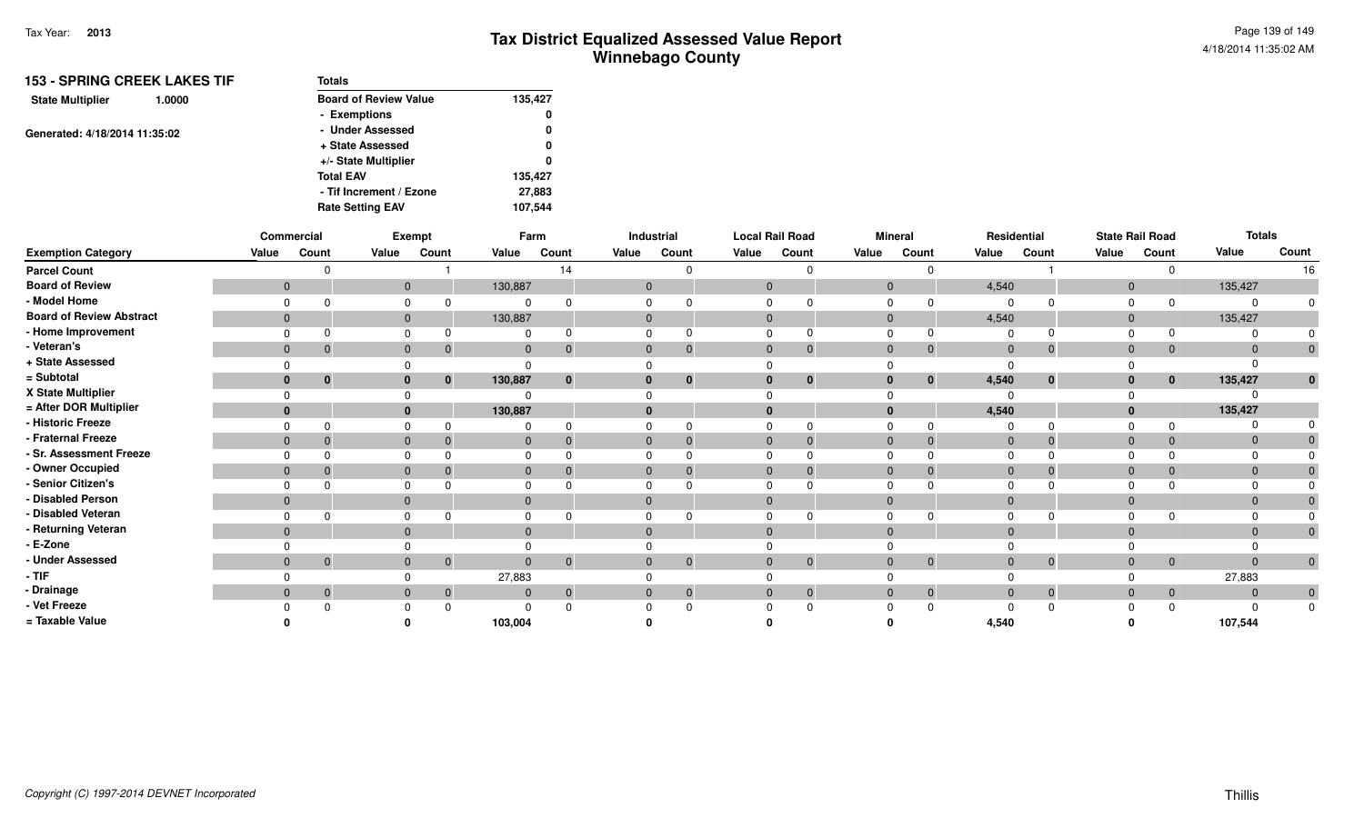# Tax District Equalized Assessed Value Report
## Winnebago County

Tax Year: **2013**

### 153 - SPRING CREEK LAKES TIF

**State Multiplier** 1.0000

Generated: 4/18/2014 11:35:02

| Totals | |
|---|---|
| Board of Review Value | 135,427 |
| - Exemptions | 0 |
| - Under Assessed | 0 |
| + State Assessed | 0 |
| +/- State Multiplier | 0 |
| Total EAV | 135,427 |
| - Tif Increment / Ezone | 27,883 |
| Rate Setting EAV | 107,544 |

| | Commercial | | Exempt | | Farm | | Industrial | | Local Rail Road | | Mineral | | Residential | | State Rail Road | | Totals | |
|---|---|---|---|---|---|---|---|---|---|---|---|---|---|---|---|---|---|---|
| Exemption Category | Value | Count | Value | Count | Value | Count | Value | Count | Value | Count | Value | Count | Value | Count | Value | Count | Value | Count |
| Parcel Count | | 0 | | 1 | | 14 | | 0 | | 0 | | 0 | | 1 | | 0 | | 16 |
| Board of Review | 0 | | 0 | | 130,887 | | 0 | | 0 | | 0 | | 4,540 | | 0 | | 135,427 | |
| - Model Home | 0 | 0 | 0 | 0 | 0 | 0 | 0 | 0 | 0 | 0 | 0 | 0 | 0 | 0 | 0 | 0 | 0 | 0 |
| Board of Review Abstract | 0 | | 0 | | 130,887 | | 0 | | 0 | | 0 | | 4,540 | | 0 | | 135,427 | |
| - Home Improvement | 0 | 0 | 0 | 0 | 0 | 0 | 0 | 0 | 0 | 0 | 0 | 0 | 0 | 0 | 0 | 0 | 0 | 0 |
| - Veteran's | 0 | 0 | 0 | 0 | 0 | 0 | 0 | 0 | 0 | 0 | 0 | 0 | 0 | 0 | 0 | 0 | 0 | 0 |
| + State Assessed | 0 | | 0 | | 0 | | 0 | | 0 | | 0 | | 0 | | 0 | | 0 | |
| = Subtotal | 0 | 0 | 0 | 0 | 130,887 | 0 | 0 | 0 | 0 | 0 | 0 | 0 | 4,540 | 0 | 0 | 0 | 135,427 | 0 |
| X State Multiplier | 0 | | 0 | | 0 | | 0 | | 0 | | 0 | | 0 | | 0 | | 0 | |
| = After DOR Multiplier | 0 | | 0 | | 130,887 | | 0 | | 0 | | 0 | | 4,540 | | 0 | | 135,427 | |
| - Historic Freeze | 0 | 0 | 0 | 0 | 0 | 0 | 0 | 0 | 0 | 0 | 0 | 0 | 0 | 0 | 0 | 0 | 0 | 0 |
| - Fraternal Freeze | 0 | 0 | 0 | 0 | 0 | 0 | 0 | 0 | 0 | 0 | 0 | 0 | 0 | 0 | 0 | 0 | 0 | 0 |
| - Sr. Assessment Freeze | 0 | 0 | 0 | 0 | 0 | 0 | 0 | 0 | 0 | 0 | 0 | 0 | 0 | 0 | 0 | 0 | 0 | 0 |
| - Owner Occupied | 0 | 0 | 0 | 0 | 0 | 0 | 0 | 0 | 0 | 0 | 0 | 0 | 0 | 0 | 0 | 0 | 0 | 0 |
| - Senior Citizen's | 0 | 0 | 0 | 0 | 0 | 0 | 0 | 0 | 0 | 0 | 0 | 0 | 0 | 0 | 0 | 0 | 0 | 0 |
| - Disabled Person | 0 | | 0 | | 0 | | 0 | | 0 | | 0 | | 0 | | 0 | | 0 | 0 |
| - Disabled Veteran | 0 | 0 | 0 | 0 | 0 | 0 | 0 | 0 | 0 | 0 | 0 | 0 | 0 | 0 | 0 | 0 | 0 | 0 |
| - Returning Veteran | 0 | | 0 | | 0 | | 0 | | 0 | | 0 | | 0 | | 0 | | 0 | 0 |
| - E-Zone | 0 | | 0 | | 0 | | 0 | | 0 | | 0 | | 0 | | 0 | | 0 | |
| - Under Assessed | 0 | 0 | 0 | 0 | 0 | 0 | 0 | 0 | 0 | 0 | 0 | 0 | 0 | 0 | 0 | 0 | 0 | 0 |
| - TIF | 0 | | 0 | | 27,883 | | 0 | | 0 | | 0 | | 0 | | 0 | | 27,883 | |
| - Drainage | 0 | 0 | 0 | 0 | 0 | 0 | 0 | 0 | 0 | 0 | 0 | 0 | 0 | 0 | 0 | 0 | 0 | 0 |
| - Vet Freeze | 0 | 0 | 0 | 0 | 0 | 0 | 0 | 0 | 0 | 0 | 0 | 0 | 0 | 0 | 0 | 0 | 0 | 0 |
| = Taxable Value | 0 | | 0 | | 103,004 | | 0 | | 0 | | 0 | | 4,540 | | 0 | | 107,544 | |

Copyright (C) 1997-2014 DEVNET Incorporated

Thillis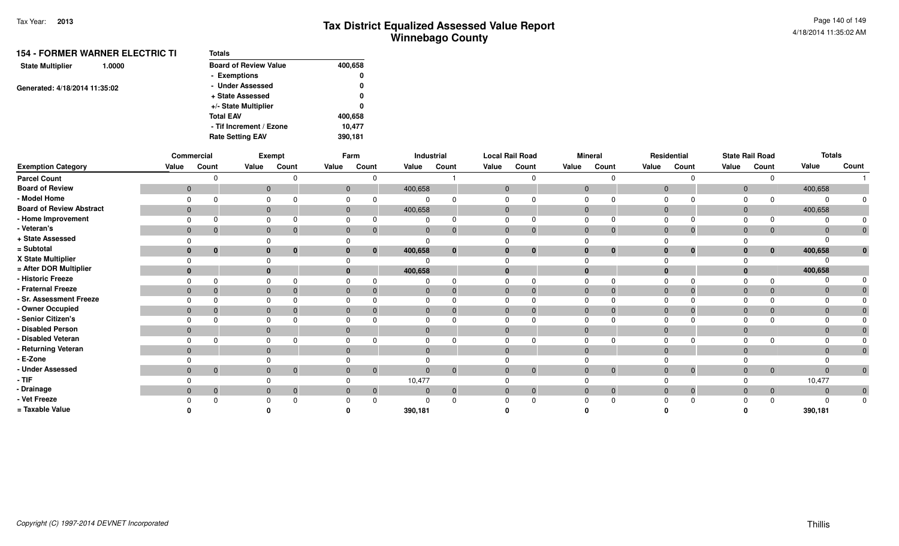Tax Year: **2013**

# Tax District Equalized Assessed Value Report
## Winnebago County

**154 - FORMER WARNER ELECTRIC TI**

**State Multiplier** 1.0000

Generated: 4/18/2014 11:35:02

| Totals | |
|---|---|
| Board of Review Value | 400,658 |
| - Exemptions | 0 |
| - Under Assessed | 0 |
| + State Assessed | 0 |
| +/- State Multiplier | 0 |
| Total EAV | 400,658 |
| - Tif Increment / Ezone | 10,477 |
| Rate Setting EAV | 390,181 |

| | Commercial | | Exempt | | Farm | | Industrial | | Local Rail Road | | Mineral | | Residential | | State Rail Road | | Totals | |
|---|---|---|---|---|---|---|---|---|---|---|---|---|---|---|---|---|---|---|
| Exemption Category | Value | Count | Value | Count | Value | Count | Value | Count | Value | Count | Value | Count | Value | Count | Value | Count | Value | Count |
| Parcel Count | | 0 | | 0 | | 0 | | 1 | | 0 | | 0 | | 0 | | 0 | | 1 |
| Board of Review | 0 | | 0 | | 0 | | 400,658 | | 0 | | 0 | | 0 | | 0 | | 400,658 | |
| - Model Home | 0 | 0 | 0 | 0 | 0 | 0 | 0 | 0 | 0 | 0 | 0 | 0 | 0 | 0 | 0 | 0 | 0 | 0 |
| Board of Review Abstract | 0 | | 0 | | 0 | | 400,658 | | 0 | | 0 | | 0 | | 0 | | 400,658 | |
| - Home Improvement | 0 | 0 | 0 | 0 | 0 | 0 | 0 | 0 | 0 | 0 | 0 | 0 | 0 | 0 | 0 | 0 | 0 | 0 |
| - Veteran's | 0 | 0 | 0 | 0 | 0 | 0 | 0 | 0 | 0 | 0 | 0 | 0 | 0 | 0 | 0 | 0 | 0 | 0 |
| + State Assessed | 0 | | 0 | | 0 | | 0 | | 0 | | 0 | | 0 | | 0 | | 0 | |
| = Subtotal | 0 | 0 | 0 | 0 | 0 | 0 | 400,658 | 0 | 0 | 0 | 0 | 0 | 0 | 0 | 0 | 0 | 400,658 | 0 |
| X State Multiplier | 0 | | 0 | | 0 | | 0 | | 0 | | 0 | | 0 | | 0 | | 0 | |
| = After DOR Multiplier | 0 | | 0 | | 0 | | 400,658 | | 0 | | 0 | | 0 | | 0 | | 400,658 | |
| - Historic Freeze | 0 | 0 | 0 | 0 | 0 | 0 | 0 | 0 | 0 | 0 | 0 | 0 | 0 | 0 | 0 | 0 | 0 | 0 |
| - Fraternal Freeze | 0 | 0 | 0 | 0 | 0 | 0 | 0 | 0 | 0 | 0 | 0 | 0 | 0 | 0 | 0 | 0 | 0 | 0 |
| - Sr. Assessment Freeze | 0 | 0 | 0 | 0 | 0 | 0 | 0 | 0 | 0 | 0 | 0 | 0 | 0 | 0 | 0 | 0 | 0 | 0 |
| - Owner Occupied | 0 | 0 | 0 | 0 | 0 | 0 | 0 | 0 | 0 | 0 | 0 | 0 | 0 | 0 | 0 | 0 | 0 | 0 |
| - Senior Citizen's | 0 | 0 | 0 | 0 | 0 | 0 | 0 | 0 | 0 | 0 | 0 | 0 | 0 | 0 | 0 | 0 | 0 | 0 |
| - Disabled Person | 0 | | 0 | | 0 | | 0 | | 0 | | 0 | | 0 | | 0 | | 0 | 0 |
| - Disabled Veteran | 0 | 0 | 0 | 0 | 0 | 0 | 0 | 0 | 0 | 0 | 0 | 0 | 0 | 0 | 0 | 0 | 0 | 0 |
| - Returning Veteran | 0 | | 0 | | 0 | | 0 | | 0 | | 0 | | 0 | | 0 | | 0 | 0 |
| - E-Zone | 0 | | 0 | | 0 | | 0 | | 0 | | 0 | | 0 | | 0 | | 0 | |
| - Under Assessed | 0 | 0 | 0 | 0 | 0 | 0 | 0 | 0 | 0 | 0 | 0 | 0 | 0 | 0 | 0 | 0 | 0 | 0 |
| - TIF | 0 | | 0 | | 0 | | 10,477 | | 0 | | 0 | | 0 | | 0 | | 10,477 | |
| - Drainage | 0 | 0 | 0 | 0 | 0 | 0 | 0 | 0 | 0 | 0 | 0 | 0 | 0 | 0 | 0 | 0 | 0 | 0 |
| - Vet Freeze | 0 | 0 | 0 | 0 | 0 | 0 | 0 | 0 | 0 | 0 | 0 | 0 | 0 | 0 | 0 | 0 | 0 | 0 |
| = Taxable Value | 0 | | 0 | | 0 | | 390,181 | | 0 | | 0 | | 0 | | 0 | | 390,181 | |

Copyright (C) 1997-2014 DEVNET Incorporated

Thillis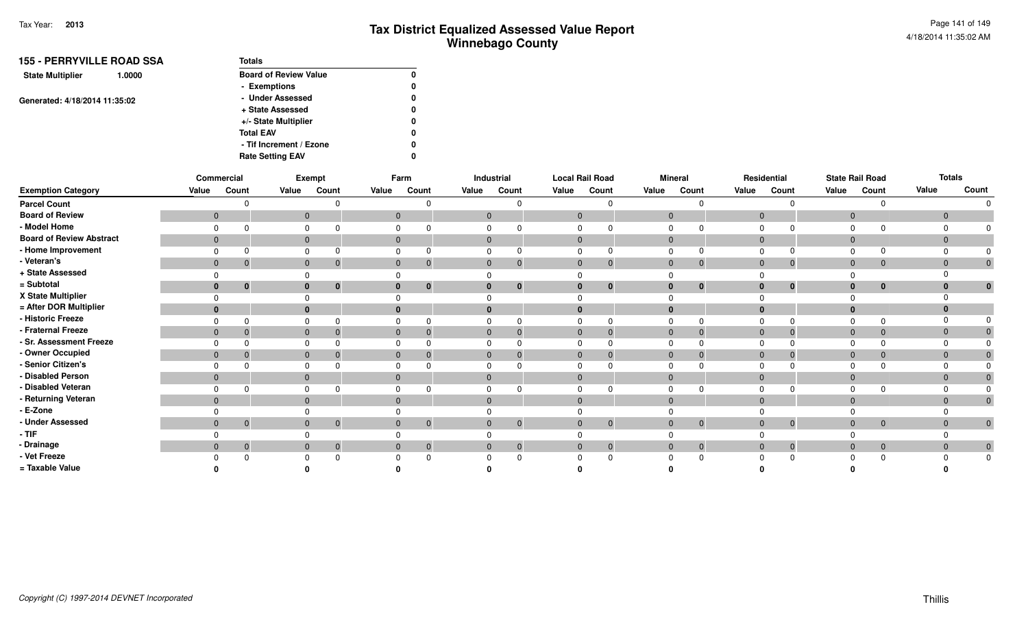# Tax District Equalized Assessed Value Report
## Winnebago County

Tax Year: **2013**

4/18/2014 11:35:02 AM

**155 - PERRYVILLE ROAD SSA**

**State Multiplier** 1.0000

Generated: 4/18/2014 11:35:02

| Totals | |
|---|---|
| Board of Review Value | 0 |
| - Exemptions | 0 |
| - Under Assessed | 0 |
| + State Assessed | 0 |
| +/- State Multiplier | 0 |
| Total EAV | 0 |
| - Tif Increment / Ezone | 0 |
| Rate Setting EAV | 0 |

| | Commercial | | Exempt | | Farm | | Industrial | | Local Rail Road | | Mineral | | Residential | | State Rail Road | | Totals | |
|---|---|---|---|---|---|---|---|---|---|---|---|---|---|---|---|---|---|---|
| Exemption Category | Value | Count | Value | Count | Value | Count | Value | Count | Value | Count | Value | Count | Value | Count | Value | Count | Value | Count |
| Parcel Count | | 0 | | 0 | | 0 | | 0 | | 0 | | 0 | | 0 | | 0 | | 0 |
| Board of Review | 0 | | 0 | | 0 | | 0 | | 0 | | 0 | | 0 | | 0 | | 0 | |
| - Model Home | 0 | 0 | 0 | 0 | 0 | 0 | 0 | 0 | 0 | 0 | 0 | 0 | 0 | 0 | 0 | 0 | 0 | 0 |
| Board of Review Abstract | 0 | | 0 | | 0 | | 0 | | 0 | | 0 | | 0 | | 0 | | 0 | |
| - Home Improvement | 0 | 0 | 0 | 0 | 0 | 0 | 0 | 0 | 0 | 0 | 0 | 0 | 0 | 0 | 0 | 0 | 0 | 0 |
| - Veteran's | 0 | 0 | 0 | 0 | 0 | 0 | 0 | 0 | 0 | 0 | 0 | 0 | 0 | 0 | 0 | 0 | 0 | 0 |
| + State Assessed | 0 | | 0 | | 0 | | 0 | | 0 | | 0 | | 0 | | 0 | | 0 | |
| = Subtotal | **0** | **0** | **0** | **0** | **0** | **0** | **0** | **0** | **0** | **0** | **0** | **0** | **0** | **0** | **0** | **0** | **0** | **0** |
| X State Multiplier | 0 | | 0 | | 0 | | 0 | | 0 | | 0 | | 0 | | 0 | | 0 | |
| = After DOR Multiplier | **0** | | **0** | | **0** | | **0** | | **0** | | **0** | | **0** | | **0** | | **0** | |
| - Historic Freeze | 0 | 0 | 0 | 0 | 0 | 0 | 0 | 0 | 0 | 0 | 0 | 0 | 0 | 0 | 0 | 0 | 0 | 0 |
| - Fraternal Freeze | 0 | 0 | 0 | 0 | 0 | 0 | 0 | 0 | 0 | 0 | 0 | 0 | 0 | 0 | 0 | 0 | 0 | 0 |
| - Sr. Assessment Freeze | 0 | 0 | 0 | 0 | 0 | 0 | 0 | 0 | 0 | 0 | 0 | 0 | 0 | 0 | 0 | 0 | 0 | 0 |
| - Owner Occupied | 0 | 0 | 0 | 0 | 0 | 0 | 0 | 0 | 0 | 0 | 0 | 0 | 0 | 0 | 0 | 0 | 0 | 0 |
| - Senior Citizen's | 0 | 0 | 0 | 0 | 0 | 0 | 0 | 0 | 0 | 0 | 0 | 0 | 0 | 0 | 0 | 0 | 0 | 0 |
| - Disabled Person | 0 | | 0 | | 0 | | 0 | | 0 | | 0 | | 0 | | 0 | | 0 | 0 |
| - Disabled Veteran | 0 | 0 | 0 | 0 | 0 | 0 | 0 | 0 | 0 | 0 | 0 | 0 | 0 | 0 | 0 | 0 | 0 | 0 |
| - Returning Veteran | 0 | | 0 | | 0 | | 0 | | 0 | | 0 | | 0 | | 0 | | 0 | 0 |
| - E-Zone | 0 | | 0 | | 0 | | 0 | | 0 | | 0 | | 0 | | 0 | | 0 | |
| - Under Assessed | 0 | 0 | 0 | 0 | 0 | 0 | 0 | 0 | 0 | 0 | 0 | 0 | 0 | 0 | 0 | 0 | 0 | 0 |
| - TIF | 0 | | 0 | | 0 | | 0 | | 0 | | 0 | | 0 | | 0 | | 0 | |
| - Drainage | 0 | 0 | 0 | 0 | 0 | 0 | 0 | 0 | 0 | 0 | 0 | 0 | 0 | 0 | 0 | 0 | 0 | 0 |
| - Vet Freeze | 0 | 0 | 0 | 0 | 0 | 0 | 0 | 0 | 0 | 0 | 0 | 0 | 0 | 0 | 0 | 0 | 0 | 0 |
| = Taxable Value | **0** | | **0** | | **0** | | **0** | | **0** | | **0** | | **0** | | **0** | | **0** | |

Copyright (C) 1997-2014 DEVNET Incorporated

Thillis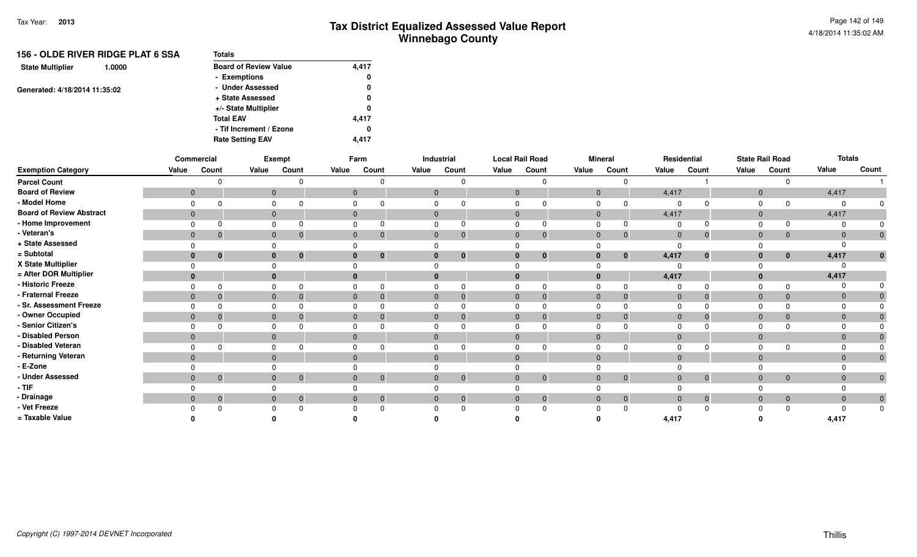Tax Year: **2013**

# Tax District Equalized Assessed Value Report
## Winnebago County

**156 - OLDE RIVER RIDGE PLAT 6 SSA**

**State Multiplier** 1.0000

Generated: 4/18/2014 11:35:02

| Totals | |
|---|---|
| Board of Review Value | 4,417 |
| - Exemptions | 0 |
| - Under Assessed | 0 |
| + State Assessed | 0 |
| +/- State Multiplier | 0 |
| Total EAV | 4,417 |
| - Tif Increment / Ezone | 0 |
| Rate Setting EAV | 4,417 |

| | Commercial | | Exempt | | Farm | | Industrial | | Local Rail Road | | Mineral | | Residential | | State Rail Road | | Totals | |
|---|---|---|---|---|---|---|---|---|---|---|---|---|---|---|---|---|---|---|
| **Exemption Category** | **Value** | **Count** | **Value** | **Count** | **Value** | **Count** | **Value** | **Count** | **Value** | **Count** | **Value** | **Count** | **Value** | **Count** | **Value** | **Count** | **Value** | **Count** |
| Parcel Count | | 0 | | 0 | | 0 | | 0 | | 0 | | 0 | | 1 | | 0 | | 1 |
| Board of Review | 0 | | 0 | | 0 | | 0 | | 0 | | 0 | | 4,417 | | 0 | | 4,417 | |
| - Model Home | 0 | 0 | 0 | 0 | 0 | 0 | 0 | 0 | 0 | 0 | 0 | 0 | 0 | 0 | 0 | 0 | 0 | 0 |
| Board of Review Abstract | 0 | | 0 | | 0 | | 0 | | 0 | | 0 | | 4,417 | | 0 | | 4,417 | |
| - Home Improvement | 0 | 0 | 0 | 0 | 0 | 0 | 0 | 0 | 0 | 0 | 0 | 0 | 0 | 0 | 0 | 0 | 0 | 0 |
| - Veteran's | 0 | 0 | 0 | 0 | 0 | 0 | 0 | 0 | 0 | 0 | 0 | 0 | 0 | 0 | 0 | 0 | 0 | 0 |
| + State Assessed | 0 | | 0 | | 0 | | 0 | | 0 | | 0 | | 0 | | 0 | | 0 | |
| = Subtotal | 0 | 0 | 0 | 0 | 0 | 0 | 0 | 0 | 0 | 0 | 0 | 0 | 4,417 | 0 | 0 | 0 | 4,417 | 0 |
| X State Multiplier | 0 | | 0 | | 0 | | 0 | | 0 | | 0 | | 0 | | 0 | | 0 | |
| = After DOR Multiplier | 0 | | 0 | | 0 | | 0 | | 0 | | 0 | | 4,417 | | 0 | | 4,417 | |
| - Historic Freeze | 0 | 0 | 0 | 0 | 0 | 0 | 0 | 0 | 0 | 0 | 0 | 0 | 0 | 0 | 0 | 0 | 0 | 0 |
| - Fraternal Freeze | 0 | 0 | 0 | 0 | 0 | 0 | 0 | 0 | 0 | 0 | 0 | 0 | 0 | 0 | 0 | 0 | 0 | 0 |
| - Sr. Assessment Freeze | 0 | 0 | 0 | 0 | 0 | 0 | 0 | 0 | 0 | 0 | 0 | 0 | 0 | 0 | 0 | 0 | 0 | 0 |
| - Owner Occupied | 0 | 0 | 0 | 0 | 0 | 0 | 0 | 0 | 0 | 0 | 0 | 0 | 0 | 0 | 0 | 0 | 0 | 0 |
| - Senior Citizen's | 0 | 0 | 0 | 0 | 0 | 0 | 0 | 0 | 0 | 0 | 0 | 0 | 0 | 0 | 0 | 0 | 0 | 0 |
| - Disabled Person | 0 | | 0 | | 0 | | 0 | | 0 | | 0 | | 0 | | 0 | | 0 | 0 |
| - Disabled Veteran | 0 | 0 | 0 | 0 | 0 | 0 | 0 | 0 | 0 | 0 | 0 | 0 | 0 | 0 | 0 | 0 | 0 | 0 |
| - Returning Veteran | 0 | | 0 | | 0 | | 0 | | 0 | | 0 | | 0 | | 0 | | 0 | 0 |
| - E-Zone | 0 | | 0 | | 0 | | 0 | | 0 | | 0 | | 0 | | 0 | | 0 | |
| - Under Assessed | 0 | 0 | 0 | 0 | 0 | 0 | 0 | 0 | 0 | 0 | 0 | 0 | 0 | 0 | 0 | 0 | 0 | 0 |
| - TIF | 0 | | 0 | | 0 | | 0 | | 0 | | 0 | | 0 | | 0 | | 0 | |
| - Drainage | 0 | 0 | 0 | 0 | 0 | 0 | 0 | 0 | 0 | 0 | 0 | 0 | 0 | 0 | 0 | 0 | 0 | 0 |
| - Vet Freeze | 0 | 0 | 0 | 0 | 0 | 0 | 0 | 0 | 0 | 0 | 0 | 0 | 0 | 0 | 0 | 0 | 0 | 0 |
| = Taxable Value | 0 | | 0 | | 0 | | 0 | | 0 | | 0 | | 4,417 | | 0 | | 4,417 | |

Copyright (C) 1997-2014 DEVNET Incorporated

Thillis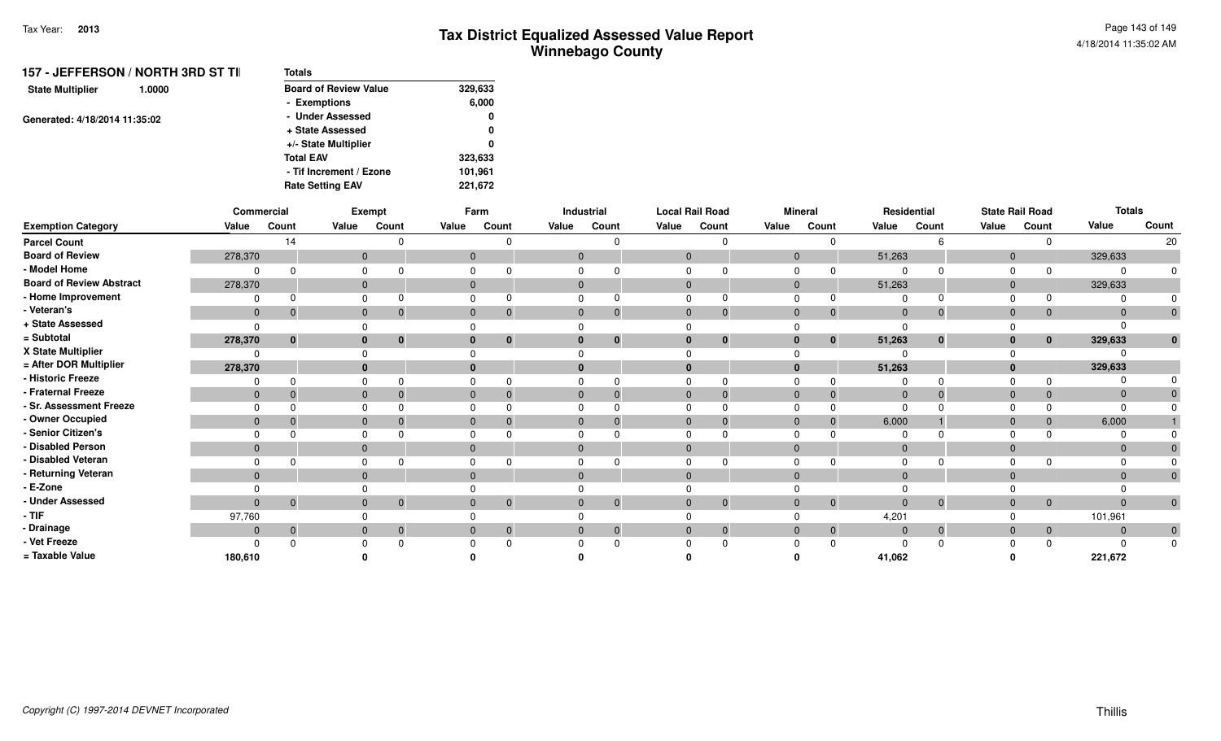# Tax District Equalized Assessed Value Report
## Winnebago County

Tax Year: **2013**

**157 - JEFFERSON / NORTH 3RD ST TI**

**State Multiplier** 1.0000

Generated: 4/18/2014 11:35:02

| Totals | |
|---|---|
| Board of Review Value | 329,633 |
| - Exemptions | 6,000 |
| - Under Assessed | 0 |
| + State Assessed | 0 |
| +/- State Multiplier | 0 |
| Total EAV | 323,633 |
| - Tif Increment / Ezone | 101,961 |
| Rate Setting EAV | 221,672 |

| | Commercial | | Exempt | | Farm | | Industrial | | Local Rail Road | | Mineral | | Residential | | State Rail Road | | Totals | |
|---|---|---|---|---|---|---|---|---|---|---|---|---|---|---|---|---|---|---|
| Exemption Category | Value | Count | Value | Count | Value | Count | Value | Count | Value | Count | Value | Count | Value | Count | Value | Count | Value | Count |
| Parcel Count | | 14 | | 0 | | 0 | | 0 | | 0 | | 0 | | 6 | | 0 | | 20 |
| Board of Review | 278,370 | | 0 | | 0 | | 0 | | 0 | | 0 | | 51,263 | | 0 | | 329,633 | |
| - Model Home | 0 | 0 | 0 | 0 | 0 | 0 | 0 | 0 | 0 | 0 | 0 | 0 | 0 | 0 | 0 | 0 | 0 | 0 |
| Board of Review Abstract | 278,370 | | 0 | | 0 | | 0 | | 0 | | 0 | | 51,263 | | 0 | | 329,633 | |
| - Home Improvement | 0 | 0 | 0 | 0 | 0 | 0 | 0 | 0 | 0 | 0 | 0 | 0 | 0 | 0 | 0 | 0 | 0 | 0 |
| - Veteran's | 0 | 0 | 0 | 0 | 0 | 0 | 0 | 0 | 0 | 0 | 0 | 0 | 0 | 0 | 0 | 0 | 0 | 0 |
| + State Assessed | 0 | | 0 | | 0 | | 0 | | 0 | | 0 | | 0 | | 0 | | 0 | |
| = Subtotal | 278,370 | 0 | 0 | 0 | 0 | 0 | 0 | 0 | 0 | 0 | 0 | 0 | 51,263 | 0 | 0 | 0 | 329,633 | 0 |
| X State Multiplier | 0 | | 0 | | 0 | | 0 | | 0 | | 0 | | 0 | | 0 | | 0 | |
| = After DOR Multiplier | 278,370 | | 0 | | 0 | | 0 | | 0 | | 0 | | 51,263 | | 0 | | 329,633 | |
| - Historic Freeze | 0 | 0 | 0 | 0 | 0 | 0 | 0 | 0 | 0 | 0 | 0 | 0 | 0 | 0 | 0 | 0 | 0 | 0 |
| - Fraternal Freeze | 0 | 0 | 0 | 0 | 0 | 0 | 0 | 0 | 0 | 0 | 0 | 0 | 0 | 0 | 0 | 0 | 0 | 0 |
| - Sr. Assessment Freeze | 0 | 0 | 0 | 0 | 0 | 0 | 0 | 0 | 0 | 0 | 0 | 0 | 0 | 0 | 0 | 0 | 0 | 0 |
| - Owner Occupied | 0 | 0 | 0 | 0 | 0 | 0 | 0 | 0 | 0 | 0 | 0 | 0 | 6,000 | 1 | 0 | 0 | 6,000 | 1 |
| - Senior Citizen's | 0 | 0 | 0 | 0 | 0 | 0 | 0 | 0 | 0 | 0 | 0 | 0 | 0 | 0 | 0 | 0 | 0 | 0 |
| - Disabled Person | 0 | | 0 | | 0 | | 0 | | 0 | | 0 | | 0 | | 0 | | 0 | 0 |
| - Disabled Veteran | 0 | 0 | 0 | 0 | 0 | 0 | 0 | 0 | 0 | 0 | 0 | 0 | 0 | 0 | 0 | 0 | 0 | 0 |
| - Returning Veteran | 0 | | 0 | | 0 | | 0 | | 0 | | 0 | | 0 | | 0 | | 0 | 0 |
| - E-Zone | 0 | | 0 | | 0 | | 0 | | 0 | | 0 | | 0 | | 0 | | 0 | |
| - Under Assessed | 0 | 0 | 0 | 0 | 0 | 0 | 0 | 0 | 0 | 0 | 0 | 0 | 0 | 0 | 0 | 0 | 0 | 0 |
| - TIF | 97,760 | | 0 | | 0 | | 0 | | 0 | | 0 | | 4,201 | | 0 | | 101,961 | |
| - Drainage | 0 | 0 | 0 | 0 | 0 | 0 | 0 | 0 | 0 | 0 | 0 | 0 | 0 | 0 | 0 | 0 | 0 | 0 |
| - Vet Freeze | 0 | 0 | 0 | 0 | 0 | 0 | 0 | 0 | 0 | 0 | 0 | 0 | 0 | 0 | 0 | 0 | 0 | 0 |
| = Taxable Value | 180,610 | | 0 | | 0 | | 0 | | 0 | | 0 | | 41,062 | | 0 | | 221,672 | |

Copyright (C) 1997-2014 DEVNET Incorporated

Thillis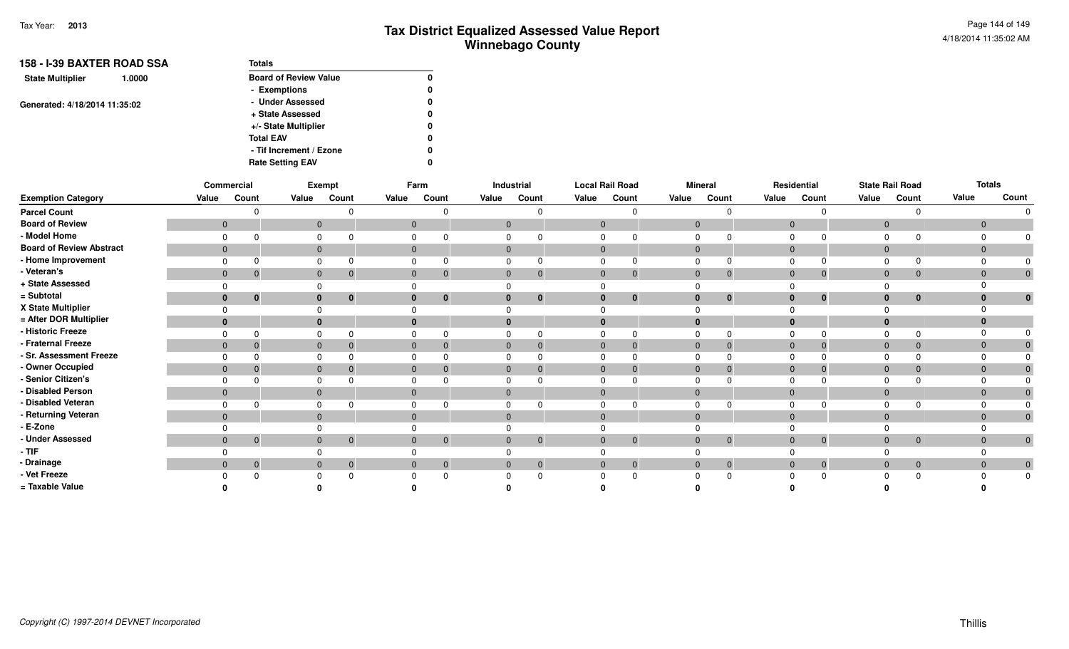# Tax District Equalized Assessed Value Report
## Winnebago County

Tax Year: **2013**

4/18/2014 11:35:02 AM

**158 - I-39 BAXTER ROAD SSA**

**State Multiplier** 1.0000

Generated: 4/18/2014 11:35:02

| Totals | |
|---|---|
| Board of Review Value | 0 |
| - Exemptions | 0 |
| - Under Assessed | 0 |
| + State Assessed | 0 |
| +/- State Multiplier | 0 |
| Total EAV | 0 |
| - Tif Increment / Ezone | 0 |
| Rate Setting EAV | 0 |

| | Commercial | | Exempt | | Farm | | Industrial | | Local Rail Road | | Mineral | | Residential | | State Rail Road | | Totals | |
|---|---|---|---|---|---|---|---|---|---|---|---|---|---|---|---|---|---|---|
| **Exemption Category** | Value | Count | Value | Count | Value | Count | Value | Count | Value | Count | Value | Count | Value | Count | Value | Count | Value | Count |
| Parcel Count | | 0 | | 0 | | 0 | | 0 | | 0 | | 0 | | 0 | | 0 | | 0 |
| Board of Review | 0 | | 0 | | 0 | | 0 | | 0 | | 0 | | 0 | | 0 | | 0 | |
| - Model Home | 0 | 0 | 0 | 0 | 0 | 0 | 0 | 0 | 0 | 0 | 0 | 0 | 0 | 0 | 0 | 0 | 0 | 0 |
| Board of Review Abstract | 0 | | 0 | | 0 | | 0 | | 0 | | 0 | | 0 | | 0 | | 0 | |
| - Home Improvement | 0 | 0 | 0 | 0 | 0 | 0 | 0 | 0 | 0 | 0 | 0 | 0 | 0 | 0 | 0 | 0 | 0 | 0 |
| - Veteran's | 0 | 0 | 0 | 0 | 0 | 0 | 0 | 0 | 0 | 0 | 0 | 0 | 0 | 0 | 0 | 0 | 0 | 0 |
| + State Assessed | 0 | | 0 | | 0 | | 0 | | 0 | | 0 | | 0 | | 0 | | 0 | |
| = Subtotal | **0** | **0** | **0** | **0** | **0** | **0** | **0** | **0** | **0** | **0** | **0** | **0** | **0** | **0** | **0** | **0** | **0** | **0** |
| X State Multiplier | 0 | | 0 | | 0 | | 0 | | 0 | | 0 | | 0 | | 0 | | 0 | |
| = After DOR Multiplier | **0** | | **0** | | **0** | | **0** | | **0** | | **0** | | **0** | | **0** | | **0** | |
| - Historic Freeze | 0 | 0 | 0 | 0 | 0 | 0 | 0 | 0 | 0 | 0 | 0 | 0 | 0 | 0 | 0 | 0 | 0 | 0 |
| - Fraternal Freeze | 0 | 0 | 0 | 0 | 0 | 0 | 0 | 0 | 0 | 0 | 0 | 0 | 0 | 0 | 0 | 0 | 0 | 0 |
| - Sr. Assessment Freeze | 0 | 0 | 0 | 0 | 0 | 0 | 0 | 0 | 0 | 0 | 0 | 0 | 0 | 0 | 0 | 0 | 0 | 0 |
| - Owner Occupied | 0 | 0 | 0 | 0 | 0 | 0 | 0 | 0 | 0 | 0 | 0 | 0 | 0 | 0 | 0 | 0 | 0 | 0 |
| - Senior Citizen's | 0 | 0 | 0 | 0 | 0 | 0 | 0 | 0 | 0 | 0 | 0 | 0 | 0 | 0 | 0 | 0 | 0 | 0 |
| - Disabled Person | 0 | | 0 | | 0 | | 0 | | 0 | | 0 | | 0 | | 0 | | 0 | 0 |
| - Disabled Veteran | 0 | 0 | 0 | 0 | 0 | 0 | 0 | 0 | 0 | 0 | 0 | 0 | 0 | 0 | 0 | 0 | 0 | 0 |
| - Returning Veteran | 0 | | 0 | | 0 | | 0 | | 0 | | 0 | | 0 | | 0 | | 0 | 0 |
| - E-Zone | 0 | | 0 | | 0 | | 0 | | 0 | | 0 | | 0 | | 0 | | 0 | |
| - Under Assessed | 0 | 0 | 0 | 0 | 0 | 0 | 0 | 0 | 0 | 0 | 0 | 0 | 0 | 0 | 0 | 0 | 0 | 0 |
| - TIF | 0 | | 0 | | 0 | | 0 | | 0 | | 0 | | 0 | | 0 | | 0 | |
| - Drainage | 0 | 0 | 0 | 0 | 0 | 0 | 0 | 0 | 0 | 0 | 0 | 0 | 0 | 0 | 0 | 0 | 0 | 0 |
| - Vet Freeze | 0 | 0 | 0 | 0 | 0 | 0 | 0 | 0 | 0 | 0 | 0 | 0 | 0 | 0 | 0 | 0 | 0 | 0 |
| = Taxable Value | **0** | | **0** | | **0** | | **0** | | **0** | | **0** | | **0** | | **0** | | **0** | |

Copyright (C) 1997-2014 DEVNET Incorporated

Thillis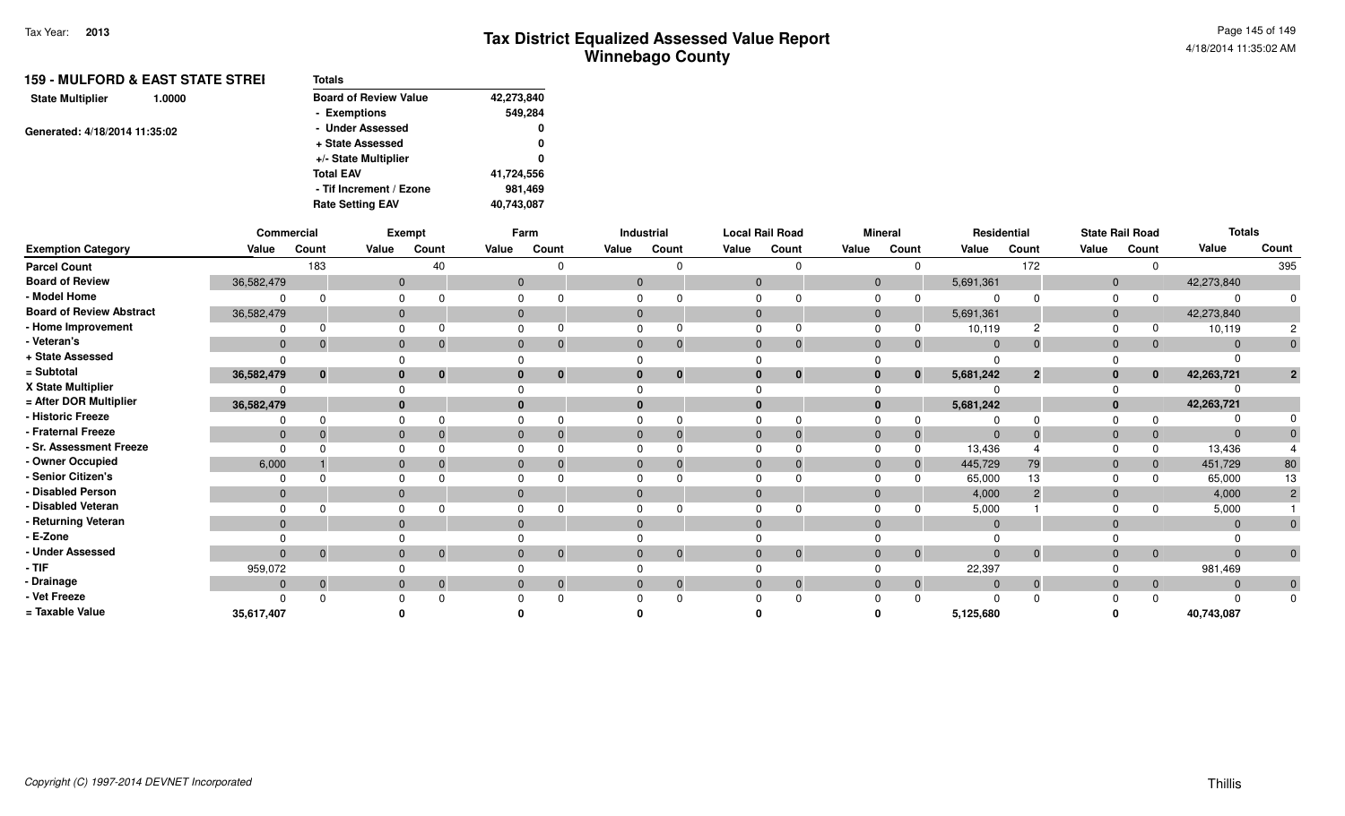Tax Year: 2013

# Tax District Equalized Assessed Value Report
## Winnebago County

**159 - MULFORD & EAST STATE STREI**

**State Multiplier** 1.0000

Generated: 4/18/2014 11:35:02

| Totals | |
|---|---|
| Board of Review Value | 42,273,840 |
| - Exemptions | 549,284 |
| - Under Assessed | 0 |
| + State Assessed | 0 |
| +/- State Multiplier | 0 |
| Total EAV | 41,724,556 |
| - Tif Increment / Ezone | 981,469 |
| Rate Setting EAV | 40,743,087 |

| | Commercial | | Exempt | | Farm | | Industrial | | Local Rail Road | | Mineral | | Residential | | State Rail Road | | Totals | |
|---|---|---|---|---|---|---|---|---|---|---|---|---|---|---|---|---|---|---|
| Exemption Category | Value | Count | Value | Count | Value | Count | Value | Count | Value | Count | Value | Count | Value | Count | Value | Count | Value | Count |
| Parcel Count | | 183 | | 40 | | 0 | | 0 | | 0 | | 0 | | 172 | | 0 | | 395 |
| Board of Review | 36,582,479 | | 0 | | 0 | | 0 | | 0 | | 0 | | 5,691,361 | | 0 | | 42,273,840 | |
| - Model Home | 0 | 0 | 0 | 0 | 0 | 0 | 0 | 0 | 0 | 0 | 0 | 0 | 0 | 0 | 0 | 0 | 0 | 0 |
| Board of Review Abstract | 36,582,479 | | 0 | | 0 | | 0 | | 0 | | 0 | | 5,691,361 | | 0 | | 42,273,840 | |
| - Home Improvement | 0 | 0 | 0 | 0 | 0 | 0 | 0 | 0 | 0 | 0 | 0 | 0 | 10,119 | 2 | 0 | 0 | 10,119 | 2 |
| - Veteran's | 0 | 0 | 0 | 0 | 0 | 0 | 0 | 0 | 0 | 0 | 0 | 0 | 0 | 0 | 0 | 0 | 0 | 0 |
| + State Assessed | 0 | | 0 | | 0 | | 0 | | 0 | | 0 | | 0 | | 0 | | 0 | |
| = Subtotal | 36,582,479 | 0 | 0 | 0 | 0 | 0 | 0 | 0 | 0 | 0 | 0 | 0 | 5,681,242 | 2 | 0 | 0 | 42,263,721 | 2 |
| X State Multiplier | 0 | | 0 | | 0 | | 0 | | 0 | | 0 | | 0 | | 0 | | 0 | |
| = After DOR Multiplier | 36,582,479 | | 0 | | 0 | | 0 | | 0 | | 0 | | 5,681,242 | | 0 | | 42,263,721 | |
| - Historic Freeze | 0 | 0 | 0 | 0 | 0 | 0 | 0 | 0 | 0 | 0 | 0 | 0 | 0 | 0 | 0 | 0 | 0 | 0 |
| - Fraternal Freeze | 0 | 0 | 0 | 0 | 0 | 0 | 0 | 0 | 0 | 0 | 0 | 0 | 0 | 0 | 0 | 0 | 0 | 0 |
| - Sr. Assessment Freeze | 0 | 0 | 0 | 0 | 0 | 0 | 0 | 0 | 0 | 0 | 0 | 0 | 13,436 | 4 | 0 | 0 | 13,436 | 4 |
| - Owner Occupied | 6,000 | 1 | 0 | 0 | 0 | 0 | 0 | 0 | 0 | 0 | 0 | 0 | 445,729 | 79 | 0 | 0 | 451,729 | 80 |
| - Senior Citizen's | 0 | 0 | 0 | 0 | 0 | 0 | 0 | 0 | 0 | 0 | 0 | 0 | 65,000 | 13 | 0 | 0 | 65,000 | 13 |
| - Disabled Person | 0 | | 0 | | 0 | | 0 | | 0 | | 0 | | 4,000 | 2 | 0 | | 4,000 | 2 |
| - Disabled Veteran | 0 | 0 | 0 | 0 | 0 | 0 | 0 | 0 | 0 | 0 | 0 | 0 | 5,000 | 1 | 0 | 0 | 5,000 | 1 |
| - Returning Veteran | 0 | | 0 | | 0 | | 0 | | 0 | | 0 | | 0 | | 0 | | 0 | 0 |
| - E-Zone | 0 | | 0 | | 0 | | 0 | | 0 | | 0 | | 0 | | 0 | | 0 | |
| - Under Assessed | 0 | 0 | 0 | 0 | 0 | 0 | 0 | 0 | 0 | 0 | 0 | 0 | 0 | 0 | 0 | 0 | 0 | 0 |
| - TIF | 959,072 | | 0 | | 0 | | 0 | | 0 | | 0 | | 22,397 | | 0 | | 981,469 | |
| - Drainage | 0 | 0 | 0 | 0 | 0 | 0 | 0 | 0 | 0 | 0 | 0 | 0 | 0 | 0 | 0 | 0 | 0 | 0 |
| - Vet Freeze | 0 | 0 | 0 | 0 | 0 | 0 | 0 | 0 | 0 | 0 | 0 | 0 | 0 | 0 | 0 | 0 | 0 | 0 |
| = Taxable Value | 35,617,407 | | 0 | | 0 | | 0 | | 0 | | 0 | | 5,125,680 | | 0 | | 40,743,087 | |

Copyright (C) 1997-2014 DEVNET Incorporated

Thillis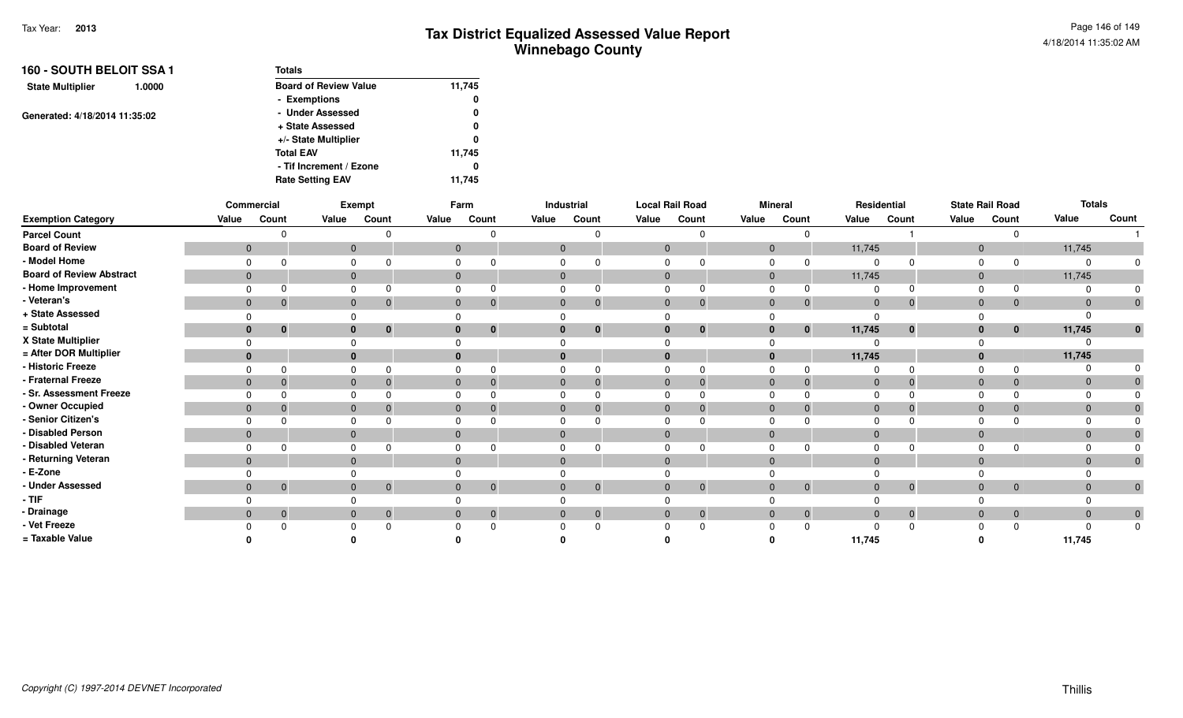Tax Year: **2013**

# Tax District Equalized Assessed Value Report
## Winnebago County

4/18/2014 11:35:02 AM

**160 - SOUTH BELOIT SSA 1**

**State Multiplier** 1.0000

Generated: 4/18/2014 11:35:02

| Totals | |
|---|---|
| Board of Review Value | 11,745 |
| - Exemptions | 0 |
| - Under Assessed | 0 |
| + State Assessed | 0 |
| +/- State Multiplier | 0 |
| Total EAV | 11,745 |
| - Tif Increment / Ezone | 0 |
| Rate Setting EAV | 11,745 |

| | Commercial | | Exempt | | Farm | | Industrial | | Local Rail Road | | Mineral | | Residential | | State Rail Road | | Totals | |
|---|---|---|---|---|---|---|---|---|---|---|---|---|---|---|---|---|---|---|
| Exemption Category | Value | Count | Value | Count | Value | Count | Value | Count | Value | Count | Value | Count | Value | Count | Value | Count | Value | Count |
| Parcel Count | | 0 | | 0 | | 0 | | 0 | | 0 | | 0 | | 1 | | 0 | | 1 |
| Board of Review | 0 | | 0 | | 0 | | 0 | | 0 | | 0 | | 11,745 | | 0 | | 11,745 | |
| - Model Home | 0 | 0 | 0 | 0 | 0 | 0 | 0 | 0 | 0 | 0 | 0 | 0 | 0 | 0 | 0 | 0 | 0 | 0 |
| Board of Review Abstract | 0 | | 0 | | 0 | | 0 | | 0 | | 0 | | 11,745 | | 0 | | 11,745 | |
| - Home Improvement | 0 | 0 | 0 | 0 | 0 | 0 | 0 | 0 | 0 | 0 | 0 | 0 | 0 | 0 | 0 | 0 | 0 | 0 |
| - Veteran's | 0 | 0 | 0 | 0 | 0 | 0 | 0 | 0 | 0 | 0 | 0 | 0 | 0 | 0 | 0 | 0 | 0 | 0 |
| + State Assessed | 0 | | 0 | | 0 | | 0 | | 0 | | 0 | | 0 | | 0 | | 0 | |
| = Subtotal | 0 | 0 | 0 | 0 | 0 | 0 | 0 | 0 | 0 | 0 | 0 | 0 | 11,745 | 0 | 0 | 0 | 11,745 | 0 |
| X State Multiplier | 0 | | 0 | | 0 | | 0 | | 0 | | 0 | | 0 | | 0 | | 0 | |
| = After DOR Multiplier | 0 | | 0 | | 0 | | 0 | | 0 | | 0 | | 11,745 | | 0 | | 11,745 | |
| - Historic Freeze | 0 | 0 | 0 | 0 | 0 | 0 | 0 | 0 | 0 | 0 | 0 | 0 | 0 | 0 | 0 | 0 | 0 | 0 |
| - Fraternal Freeze | 0 | 0 | 0 | 0 | 0 | 0 | 0 | 0 | 0 | 0 | 0 | 0 | 0 | 0 | 0 | 0 | 0 | 0 |
| - Sr. Assessment Freeze | 0 | 0 | 0 | 0 | 0 | 0 | 0 | 0 | 0 | 0 | 0 | 0 | 0 | 0 | 0 | 0 | 0 | 0 |
| - Owner Occupied | 0 | 0 | 0 | 0 | 0 | 0 | 0 | 0 | 0 | 0 | 0 | 0 | 0 | 0 | 0 | 0 | 0 | 0 |
| - Senior Citizen's | 0 | 0 | 0 | 0 | 0 | 0 | 0 | 0 | 0 | 0 | 0 | 0 | 0 | 0 | 0 | 0 | 0 | 0 |
| - Disabled Person | 0 | | 0 | | 0 | | 0 | | 0 | | 0 | | 0 | | 0 | | 0 | 0 |
| - Disabled Veteran | 0 | 0 | 0 | 0 | 0 | 0 | 0 | 0 | 0 | 0 | 0 | 0 | 0 | 0 | 0 | 0 | 0 | 0 |
| - Returning Veteran | 0 | | 0 | | 0 | | 0 | | 0 | | 0 | | 0 | | 0 | | 0 | 0 |
| - E-Zone | 0 | | 0 | | 0 | | 0 | | 0 | | 0 | | 0 | | 0 | | 0 | |
| - Under Assessed | 0 | 0 | 0 | 0 | 0 | 0 | 0 | 0 | 0 | 0 | 0 | 0 | 0 | 0 | 0 | 0 | 0 | 0 |
| - TIF | 0 | | 0 | | 0 | | 0 | | 0 | | 0 | | 0 | | 0 | | 0 | |
| - Drainage | 0 | 0 | 0 | 0 | 0 | 0 | 0 | 0 | 0 | 0 | 0 | 0 | 0 | 0 | 0 | 0 | 0 | 0 |
| - Vet Freeze | 0 | 0 | 0 | 0 | 0 | 0 | 0 | 0 | 0 | 0 | 0 | 0 | 0 | 0 | 0 | 0 | 0 | 0 |
| = Taxable Value | 0 | | 0 | | 0 | | 0 | | 0 | | 0 | | 11,745 | | 0 | | 11,745 | |

*Copyright (C) 1997-2014 DEVNET Incorporated*

Thillis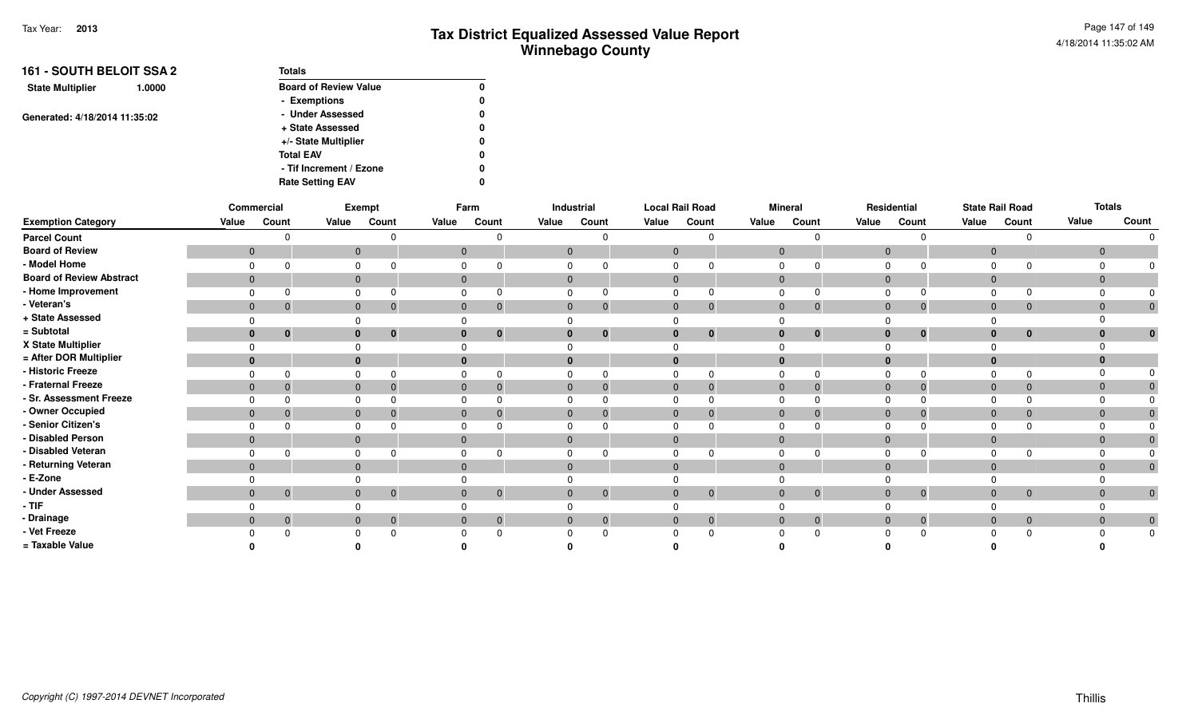# Tax District Equalized Assessed Value Report
## Winnebago County

Tax Year: **2013**

**161 - SOUTH BELOIT SSA 2**

**State Multiplier** 1.0000

Generated: 4/18/2014 11:35:02

| Totals | |
|---|---|
| Board of Review Value | 0 |
| - Exemptions | 0 |
| - Under Assessed | 0 |
| + State Assessed | 0 |
| +/- State Multiplier | 0 |
| Total EAV | 0 |
| - Tif Increment / Ezone | 0 |
| Rate Setting EAV | 0 |

| | Commercial | | Exempt | | Farm | | Industrial | | Local Rail Road | | Mineral | | Residential | | State Rail Road | | Totals | |
|---|---|---|---|---|---|---|---|---|---|---|---|---|---|---|---|---|---|---|
| Exemption Category | Value | Count | Value | Count | Value | Count | Value | Count | Value | Count | Value | Count | Value | Count | Value | Count | Value | Count |
| Parcel Count | | 0 | | 0 | | 0 | | 0 | | 0 | | 0 | | 0 | | 0 | | 0 |
| Board of Review | 0 | | 0 | | 0 | | 0 | | 0 | | 0 | | 0 | | 0 | | 0 | |
| - Model Home | 0 | 0 | 0 | 0 | 0 | 0 | 0 | 0 | 0 | 0 | 0 | 0 | 0 | 0 | 0 | 0 | 0 | 0 |
| Board of Review Abstract | 0 | | 0 | | 0 | | 0 | | 0 | | 0 | | 0 | | 0 | | 0 | |
| - Home Improvement | 0 | 0 | 0 | 0 | 0 | 0 | 0 | 0 | 0 | 0 | 0 | 0 | 0 | 0 | 0 | 0 | 0 | 0 |
| - Veteran's | 0 | 0 | 0 | 0 | 0 | 0 | 0 | 0 | 0 | 0 | 0 | 0 | 0 | 0 | 0 | 0 | 0 | 0 |
| + State Assessed | 0 | | 0 | | 0 | | 0 | | 0 | | 0 | | 0 | | 0 | | 0 | |
| = Subtotal | **0** | **0** | **0** | **0** | **0** | **0** | **0** | **0** | **0** | **0** | **0** | **0** | **0** | **0** | **0** | **0** | **0** | **0** |
| X State Multiplier | 0 | | 0 | | 0 | | 0 | | 0 | | 0 | | 0 | | 0 | | 0 | |
| = After DOR Multiplier | **0** | | **0** | | **0** | | **0** | | **0** | | **0** | | **0** | | **0** | | **0** | |
| - Historic Freeze | 0 | 0 | 0 | 0 | 0 | 0 | 0 | 0 | 0 | 0 | 0 | 0 | 0 | 0 | 0 | 0 | 0 | 0 |
| - Fraternal Freeze | 0 | 0 | 0 | 0 | 0 | 0 | 0 | 0 | 0 | 0 | 0 | 0 | 0 | 0 | 0 | 0 | 0 | 0 |
| - Sr. Assessment Freeze | 0 | 0 | 0 | 0 | 0 | 0 | 0 | 0 | 0 | 0 | 0 | 0 | 0 | 0 | 0 | 0 | 0 | 0 |
| - Owner Occupied | 0 | 0 | 0 | 0 | 0 | 0 | 0 | 0 | 0 | 0 | 0 | 0 | 0 | 0 | 0 | 0 | 0 | 0 |
| - Senior Citizen's | 0 | 0 | 0 | 0 | 0 | 0 | 0 | 0 | 0 | 0 | 0 | 0 | 0 | 0 | 0 | 0 | 0 | 0 |
| - Disabled Person | 0 | | 0 | | 0 | | 0 | | 0 | | 0 | | 0 | | 0 | | 0 | 0 |
| - Disabled Veteran | 0 | 0 | 0 | 0 | 0 | 0 | 0 | 0 | 0 | 0 | 0 | 0 | 0 | 0 | 0 | 0 | 0 | 0 |
| - Returning Veteran | 0 | | 0 | | 0 | | 0 | | 0 | | 0 | | 0 | | 0 | | 0 | 0 |
| - E-Zone | 0 | | 0 | | 0 | | 0 | | 0 | | 0 | | 0 | | 0 | | 0 | |
| - Under Assessed | 0 | 0 | 0 | 0 | 0 | 0 | 0 | 0 | 0 | 0 | 0 | 0 | 0 | 0 | 0 | 0 | 0 | 0 |
| - TIF | 0 | | 0 | | 0 | | 0 | | 0 | | 0 | | 0 | | 0 | | 0 | |
| - Drainage | 0 | 0 | 0 | 0 | 0 | 0 | 0 | 0 | 0 | 0 | 0 | 0 | 0 | 0 | 0 | 0 | 0 | 0 |
| - Vet Freeze | 0 | 0 | 0 | 0 | 0 | 0 | 0 | 0 | 0 | 0 | 0 | 0 | 0 | 0 | 0 | 0 | 0 | 0 |
| = Taxable Value | **0** | | **0** | | **0** | | **0** | | **0** | | **0** | | **0** | | **0** | | **0** | |

Copyright (C) 1997-2014 DEVNET Incorporated

Thillis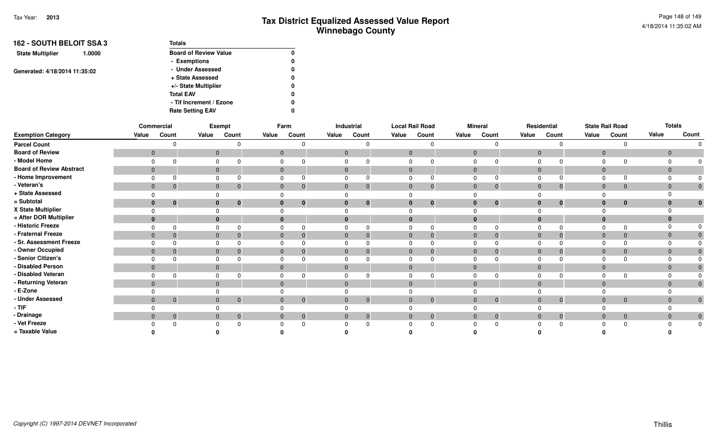# Tax District Equalized Assessed Value Report
## Winnebago County

Tax Year: **2013**

**162 - SOUTH BELOIT SSA 3**

**State Multiplier** 1.0000

Generated: 4/18/2014 11:35:02

| Totals | |
|---|---|
| Board of Review Value | 0 |
| - Exemptions | 0 |
| - Under Assessed | 0 |
| + State Assessed | 0 |
| +/- State Multiplier | 0 |
| Total EAV | 0 |
| - Tif Increment / Ezone | 0 |
| Rate Setting EAV | 0 |

| | Commercial | | Exempt | | Farm | | Industrial | | Local Rail Road | | Mineral | | Residential | | State Rail Road | | Totals | |
|---|---|---|---|---|---|---|---|---|---|---|---|---|---|---|---|---|---|---|
| Exemption Category | Value | Count | Value | Count | Value | Count | Value | Count | Value | Count | Value | Count | Value | Count | Value | Count | Value | Count |
| Parcel Count | | 0 | | 0 | | 0 | | 0 | | 0 | | 0 | | 0 | | 0 | | 0 |
| Board of Review | 0 | | 0 | | 0 | | 0 | | 0 | | 0 | | 0 | | 0 | | 0 | |
| - Model Home | 0 | 0 | 0 | 0 | 0 | 0 | 0 | 0 | 0 | 0 | 0 | 0 | 0 | 0 | 0 | 0 | 0 | 0 |
| Board of Review Abstract | 0 | | 0 | | 0 | | 0 | | 0 | | 0 | | 0 | | 0 | | 0 | |
| - Home Improvement | 0 | 0 | 0 | 0 | 0 | 0 | 0 | 0 | 0 | 0 | 0 | 0 | 0 | 0 | 0 | 0 | 0 | 0 |
| - Veteran's | 0 | 0 | 0 | 0 | 0 | 0 | 0 | 0 | 0 | 0 | 0 | 0 | 0 | 0 | 0 | 0 | 0 | 0 |
| + State Assessed | 0 | | 0 | | 0 | | 0 | | 0 | | 0 | | 0 | | 0 | | 0 | |
| = Subtotal | **0** | **0** | **0** | **0** | **0** | **0** | **0** | **0** | **0** | **0** | **0** | **0** | **0** | **0** | **0** | **0** | **0** | **0** |
| X State Multiplier | 0 | | 0 | | 0 | | 0 | | 0 | | 0 | | 0 | | 0 | | 0 | |
| = After DOR Multiplier | **0** | | **0** | | **0** | | **0** | | **0** | | **0** | | **0** | | **0** | | **0** | |
| - Historic Freeze | 0 | 0 | 0 | 0 | 0 | 0 | 0 | 0 | 0 | 0 | 0 | 0 | 0 | 0 | 0 | 0 | 0 | 0 |
| - Fraternal Freeze | 0 | 0 | 0 | 0 | 0 | 0 | 0 | 0 | 0 | 0 | 0 | 0 | 0 | 0 | 0 | 0 | 0 | 0 |
| - Sr. Assessment Freeze | 0 | 0 | 0 | 0 | 0 | 0 | 0 | 0 | 0 | 0 | 0 | 0 | 0 | 0 | 0 | 0 | 0 | 0 |
| - Owner Occupied | 0 | 0 | 0 | 0 | 0 | 0 | 0 | 0 | 0 | 0 | 0 | 0 | 0 | 0 | 0 | 0 | 0 | 0 |
| - Senior Citizen's | 0 | 0 | 0 | 0 | 0 | 0 | 0 | 0 | 0 | 0 | 0 | 0 | 0 | 0 | 0 | 0 | 0 | 0 |
| - Disabled Person | 0 | | 0 | | 0 | | 0 | | 0 | | 0 | | 0 | | 0 | | 0 | 0 |
| - Disabled Veteran | 0 | 0 | 0 | 0 | 0 | 0 | 0 | 0 | 0 | 0 | 0 | 0 | 0 | 0 | 0 | 0 | 0 | 0 |
| - Returning Veteran | 0 | | 0 | | 0 | | 0 | | 0 | | 0 | | 0 | | 0 | | 0 | 0 |
| - E-Zone | 0 | | 0 | | 0 | | 0 | | 0 | | 0 | | 0 | | 0 | | 0 | |
| - Under Assessed | 0 | 0 | 0 | 0 | 0 | 0 | 0 | 0 | 0 | 0 | 0 | 0 | 0 | 0 | 0 | 0 | 0 | 0 |
| - TIF | 0 | | 0 | | 0 | | 0 | | 0 | | 0 | | 0 | | 0 | | 0 | |
| - Drainage | 0 | 0 | 0 | 0 | 0 | 0 | 0 | 0 | 0 | 0 | 0 | 0 | 0 | 0 | 0 | 0 | 0 | 0 |
| - Vet Freeze | 0 | 0 | 0 | 0 | 0 | 0 | 0 | 0 | 0 | 0 | 0 | 0 | 0 | 0 | 0 | 0 | 0 | 0 |
| = Taxable Value | **0** | | **0** | | **0** | | **0** | | **0** | | **0** | | **0** | | **0** | | **0** | |

Copyright (C) 1997-2014 DEVNET Incorporated

Thillis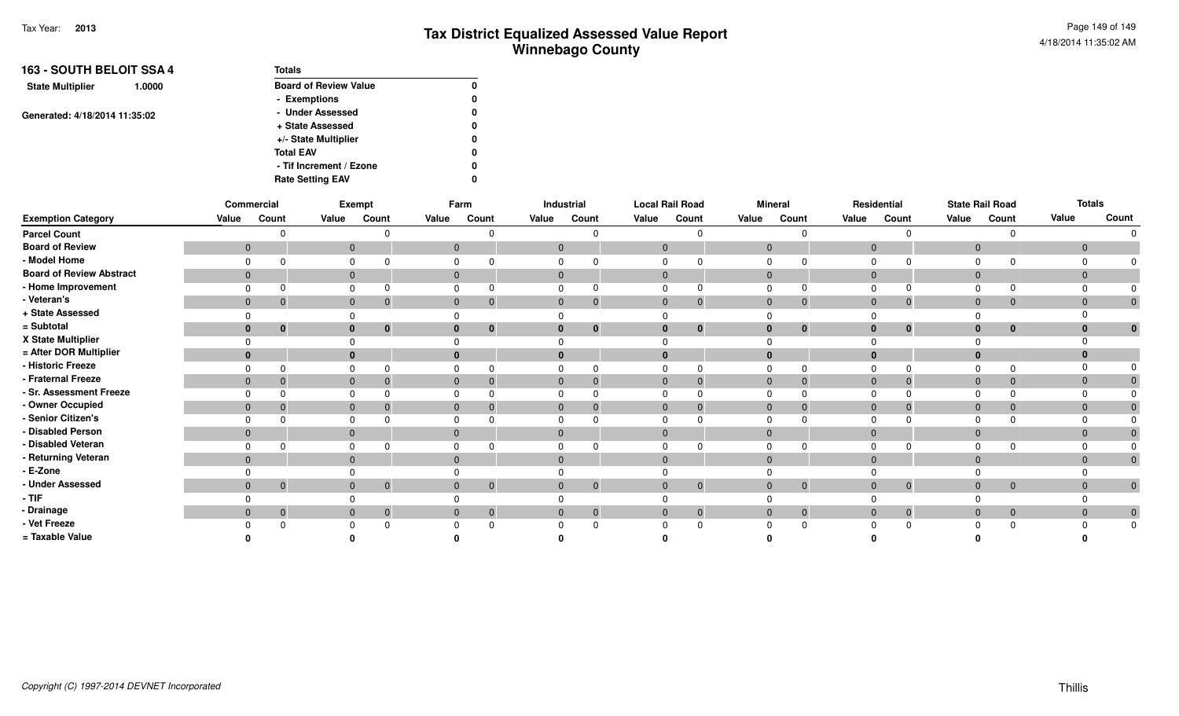# Tax District Equalized Assessed Value Report
## Winnebago County

Tax Year: **2013**

**163 - SOUTH BELOIT SSA 4**

**State Multiplier** 1.0000

Generated: 4/18/2014 11:35:02

| Totals | |
|---|---|
| Board of Review Value | 0 |
| - Exemptions | 0 |
| - Under Assessed | 0 |
| + State Assessed | 0 |
| +/- State Multiplier | 0 |
| Total EAV | 0 |
| - Tif Increment / Ezone | 0 |
| Rate Setting EAV | 0 |

| | Commercial | | Exempt | | Farm | | Industrial | | Local Rail Road | | Mineral | | Residential | | State Rail Road | | Totals | |
|---|---|---|---|---|---|---|---|---|---|---|---|---|---|---|---|---|---|---|
| Exemption Category | Value | Count | Value | Count | Value | Count | Value | Count | Value | Count | Value | Count | Value | Count | Value | Count | Value | Count |
| Parcel Count | | 0 | | 0 | | 0 | | 0 | | 0 | | 0 | | 0 | | 0 | | 0 |
| Board of Review | 0 | | 0 | | 0 | | 0 | | 0 | | 0 | | 0 | | 0 | | 0 | |
| - Model Home | 0 | 0 | 0 | 0 | 0 | 0 | 0 | 0 | 0 | 0 | 0 | 0 | 0 | 0 | 0 | 0 | 0 | 0 |
| Board of Review Abstract | 0 | | 0 | | 0 | | 0 | | 0 | | 0 | | 0 | | 0 | | 0 | |
| - Home Improvement | 0 | 0 | 0 | 0 | 0 | 0 | 0 | 0 | 0 | 0 | 0 | 0 | 0 | 0 | 0 | 0 | 0 | 0 |
| - Veteran's | 0 | 0 | 0 | 0 | 0 | 0 | 0 | 0 | 0 | 0 | 0 | 0 | 0 | 0 | 0 | 0 | 0 | 0 |
| + State Assessed | 0 | | 0 | | 0 | | 0 | | 0 | | 0 | | 0 | | 0 | | 0 | |
| = Subtotal | **0** | **0** | **0** | **0** | **0** | **0** | **0** | **0** | **0** | **0** | **0** | **0** | **0** | **0** | **0** | **0** | **0** | **0** |
| X State Multiplier | 0 | | 0 | | 0 | | 0 | | 0 | | 0 | | 0 | | 0 | | 0 | |
| = After DOR Multiplier | **0** | | **0** | | **0** | | **0** | | **0** | | **0** | | **0** | | **0** | | **0** | |
| - Historic Freeze | 0 | 0 | 0 | 0 | 0 | 0 | 0 | 0 | 0 | 0 | 0 | 0 | 0 | 0 | 0 | 0 | 0 | 0 |
| - Fraternal Freeze | 0 | 0 | 0 | 0 | 0 | 0 | 0 | 0 | 0 | 0 | 0 | 0 | 0 | 0 | 0 | 0 | 0 | 0 |
| - Sr. Assessment Freeze | 0 | 0 | 0 | 0 | 0 | 0 | 0 | 0 | 0 | 0 | 0 | 0 | 0 | 0 | 0 | 0 | 0 | 0 |
| - Owner Occupied | 0 | 0 | 0 | 0 | 0 | 0 | 0 | 0 | 0 | 0 | 0 | 0 | 0 | 0 | 0 | 0 | 0 | 0 |
| - Senior Citizen's | 0 | 0 | 0 | 0 | 0 | 0 | 0 | 0 | 0 | 0 | 0 | 0 | 0 | 0 | 0 | 0 | 0 | 0 |
| - Disabled Person | 0 | | 0 | | 0 | | 0 | | 0 | | 0 | | 0 | | 0 | | 0 | 0 |
| - Disabled Veteran | 0 | 0 | 0 | 0 | 0 | 0 | 0 | 0 | 0 | 0 | 0 | 0 | 0 | 0 | 0 | 0 | 0 | 0 |
| - Returning Veteran | 0 | | 0 | | 0 | | 0 | | 0 | | 0 | | 0 | | 0 | | 0 | 0 |
| - E-Zone | 0 | | 0 | | 0 | | 0 | | 0 | | 0 | | 0 | | 0 | | 0 | |
| - Under Assessed | 0 | 0 | 0 | 0 | 0 | 0 | 0 | 0 | 0 | 0 | 0 | 0 | 0 | 0 | 0 | 0 | 0 | 0 |
| - TIF | 0 | | 0 | | 0 | | 0 | | 0 | | 0 | | 0 | | 0 | | 0 | |
| - Drainage | 0 | 0 | 0 | 0 | 0 | 0 | 0 | 0 | 0 | 0 | 0 | 0 | 0 | 0 | 0 | 0 | 0 | 0 |
| - Vet Freeze | 0 | 0 | 0 | 0 | 0 | 0 | 0 | 0 | 0 | 0 | 0 | 0 | 0 | 0 | 0 | 0 | 0 | 0 |
| = Taxable Value | **0** | | **0** | | **0** | | **0** | | **0** | | **0** | | **0** | | **0** | | **0** | |